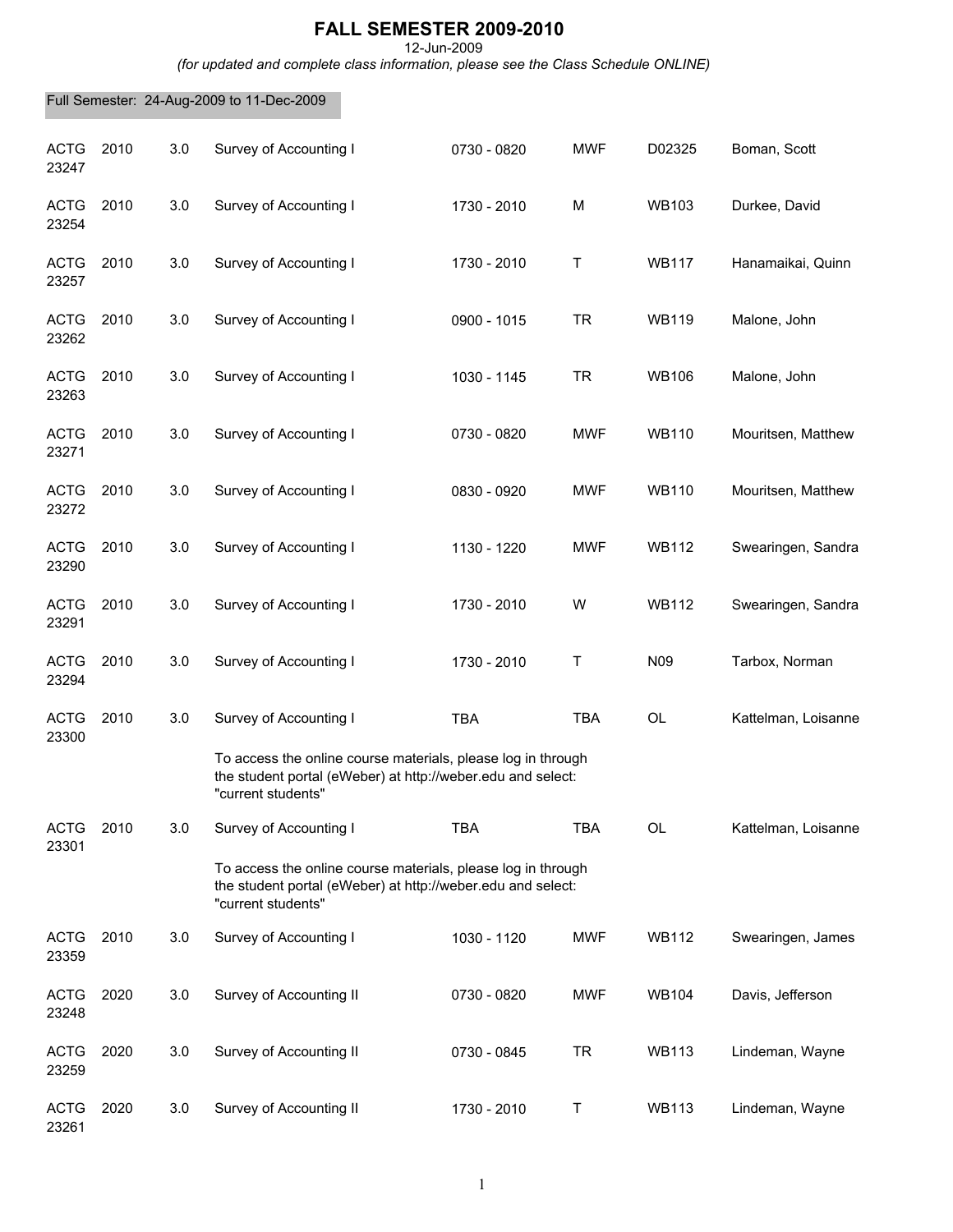# FALL SEMESTER 2009-2010

12-Jun-2009

*(for updated and complete class information, please see the Class Schedule ONLINE)*

Full Semester: 24-Aug-2009 to 11-Dec-2009

| | | | | | | | |
|---|---|---|---|---|---|---|---|
| ACTG 23247 | 2010 | 3.0 | Survey of Accounting I | 0730 - 0820 | MWF | D02325 | Boman, Scott |
| ACTG 23254 | 2010 | 3.0 | Survey of Accounting I | 1730 - 2010 | M | WB103 | Durkee, David |
| ACTG 23257 | 2010 | 3.0 | Survey of Accounting I | 1730 - 2010 | T | WB117 | Hanamaikai, Quinn |
| ACTG 23262 | 2010 | 3.0 | Survey of Accounting I | 0900 - 1015 | TR | WB119 | Malone, John |
| ACTG 23263 | 2010 | 3.0 | Survey of Accounting I | 1030 - 1145 | TR | WB106 | Malone, John |
| ACTG 23271 | 2010 | 3.0 | Survey of Accounting I | 0730 - 0820 | MWF | WB110 | Mouritsen, Matthew |
| ACTG 23272 | 2010 | 3.0 | Survey of Accounting I | 0830 - 0920 | MWF | WB110 | Mouritsen, Matthew |
| ACTG 23290 | 2010 | 3.0 | Survey of Accounting I | 1130 - 1220 | MWF | WB112 | Swearingen, Sandra |
| ACTG 23291 | 2010 | 3.0 | Survey of Accounting I | 1730 - 2010 | W | WB112 | Swearingen, Sandra |
| ACTG 23294 | 2010 | 3.0 | Survey of Accounting I | 1730 - 2010 | T | N09 | Tarbox, Norman |
| ACTG 23300 | 2010 | 3.0 | Survey of Accounting I | TBA | TBA | OL | Kattelman, Loisanne |
| | | | To access the online course materials, please log in through the student portal (eWeber) at http://weber.edu and select: "current students" | | | | |
| ACTG 23301 | 2010 | 3.0 | Survey of Accounting I | TBA | TBA | OL | Kattelman, Loisanne |
| | | | To access the online course materials, please log in through the student portal (eWeber) at http://weber.edu and select: "current students" | | | | |
| ACTG 23359 | 2010 | 3.0 | Survey of Accounting I | 1030 - 1120 | MWF | WB112 | Swearingen, James |
| ACTG 23248 | 2020 | 3.0 | Survey of Accounting II | 0730 - 0820 | MWF | WB104 | Davis, Jefferson |
| ACTG 23259 | 2020 | 3.0 | Survey of Accounting II | 0730 - 0845 | TR | WB113 | Lindeman, Wayne |
| ACTG 23261 | 2020 | 3.0 | Survey of Accounting II | 1730 - 2010 | T | WB113 | Lindeman, Wayne |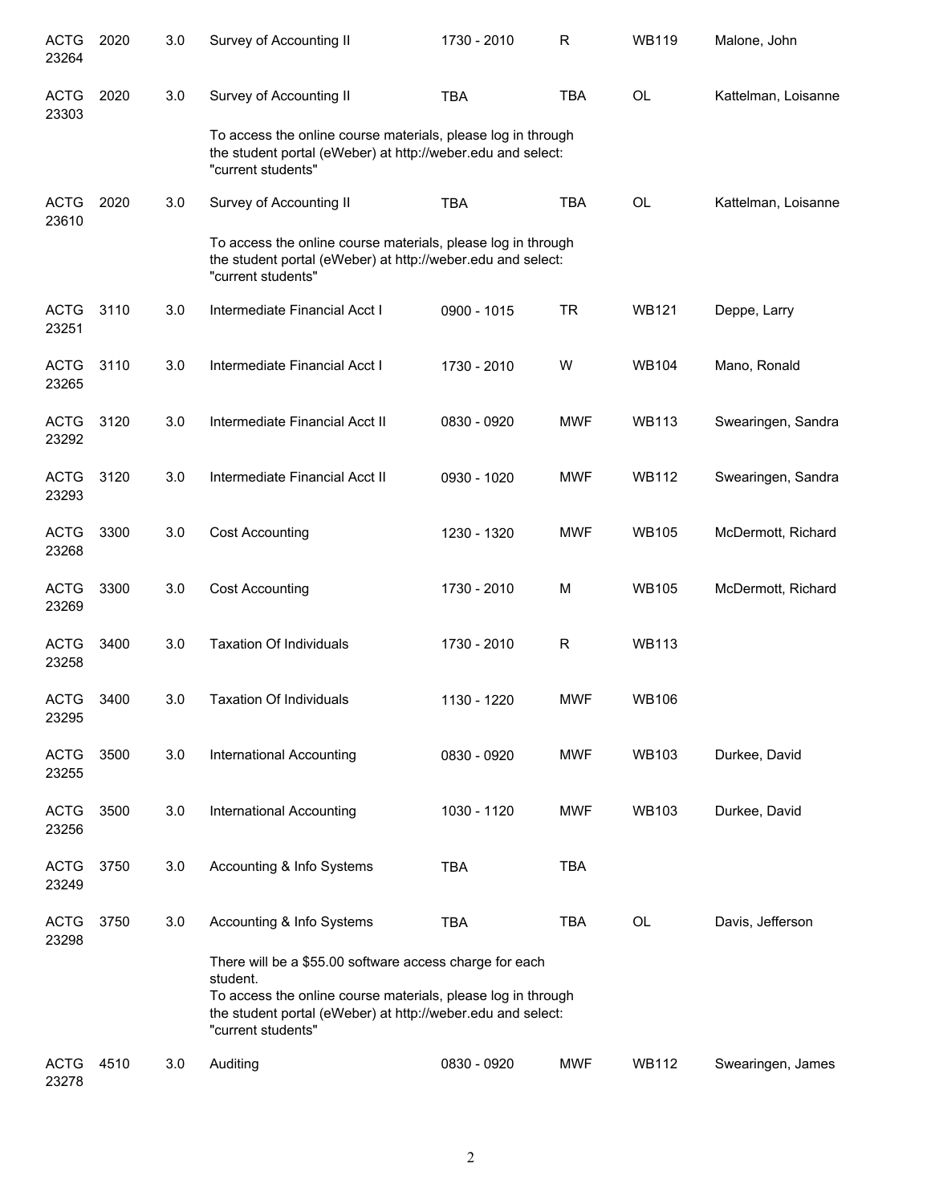| | | | | | | | |
|---|---|---|---|---|---|---|---|
| ACTG 23264 | 2020 | 3.0 | Survey of Accounting II | 1730 - 2010 | R | WB119 | Malone, John |
| ACTG 23303 | 2020 | 3.0 | Survey of Accounting II | TBA | TBA | OL | Kattelman, Loisanne |
| | | | To access the online course materials, please log in through the student portal (eWeber) at http://weber.edu and select: "current students" | | | | |
| ACTG 23610 | 2020 | 3.0 | Survey of Accounting II | TBA | TBA | OL | Kattelman, Loisanne |
| | | | To access the online course materials, please log in through the student portal (eWeber) at http://weber.edu and select: "current students" | | | | |
| ACTG 23251 | 3110 | 3.0 | Intermediate Financial Acct I | 0900 - 1015 | TR | WB121 | Deppe, Larry |
| ACTG 23265 | 3110 | 3.0 | Intermediate Financial Acct I | 1730 - 2010 | W | WB104 | Mano, Ronald |
| ACTG 23292 | 3120 | 3.0 | Intermediate Financial Acct II | 0830 - 0920 | MWF | WB113 | Swearingen, Sandra |
| ACTG 23293 | 3120 | 3.0 | Intermediate Financial Acct II | 0930 - 1020 | MWF | WB112 | Swearingen, Sandra |
| ACTG 23268 | 3300 | 3.0 | Cost Accounting | 1230 - 1320 | MWF | WB105 | McDermott, Richard |
| ACTG 23269 | 3300 | 3.0 | Cost Accounting | 1730 - 2010 | M | WB105 | McDermott, Richard |
| ACTG 23258 | 3400 | 3.0 | Taxation Of Individuals | 1730 - 2010 | R | WB113 | |
| ACTG 23295 | 3400 | 3.0 | Taxation Of Individuals | 1130 - 1220 | MWF | WB106 | |
| ACTG 23255 | 3500 | 3.0 | International Accounting | 0830 - 0920 | MWF | WB103 | Durkee, David |
| ACTG 23256 | 3500 | 3.0 | International Accounting | 1030 - 1120 | MWF | WB103 | Durkee, David |
| ACTG 23249 | 3750 | 3.0 | Accounting & Info Systems | TBA | TBA | | |
| ACTG 23298 | 3750 | 3.0 | Accounting & Info Systems | TBA | TBA | OL | Davis, Jefferson |
| | | | There will be a $55.00 software access charge for each student. To access the online course materials, please log in through the student portal (eWeber) at http://weber.edu and select: "current students" | | | | |
| ACTG 23278 | 4510 | 3.0 | Auditing | 0830 - 0920 | MWF | WB112 | Swearingen, James |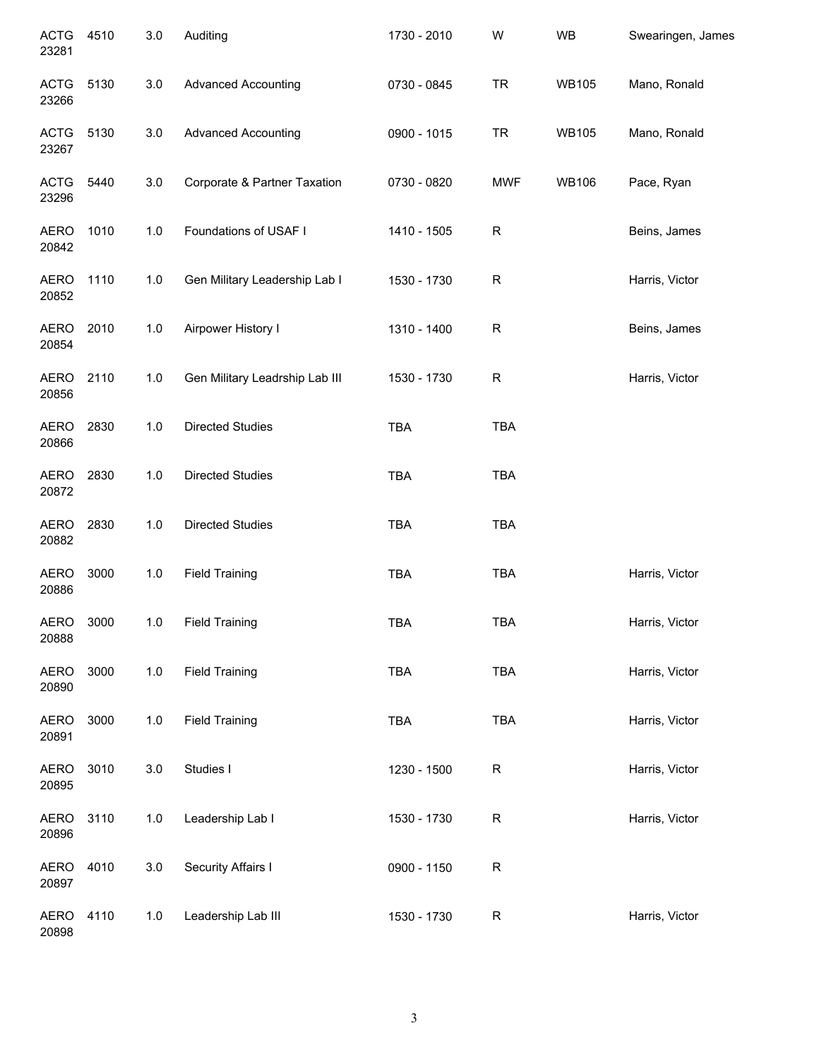| | | | | | | | |
|---|---|---|---|---|---|---|---|
| ACTG 23281 | 4510 | 3.0 | Auditing | 1730 - 2010 | W | WB | Swearingen, James |
| ACTG 23266 | 5130 | 3.0 | Advanced Accounting | 0730 - 0845 | TR | WB105 | Mano, Ronald |
| ACTG 23267 | 5130 | 3.0 | Advanced Accounting | 0900 - 1015 | TR | WB105 | Mano, Ronald |
| ACTG 23296 | 5440 | 3.0 | Corporate & Partner Taxation | 0730 - 0820 | MWF | WB106 | Pace, Ryan |
| AERO 20842 | 1010 | 1.0 | Foundations of USAF I | 1410 - 1505 | R | | Beins, James |
| AERO 20852 | 1110 | 1.0 | Gen Military Leadership Lab I | 1530 - 1730 | R | | Harris, Victor |
| AERO 20854 | 2010 | 1.0 | Airpower History I | 1310 - 1400 | R | | Beins, James |
| AERO 20856 | 2110 | 1.0 | Gen Military Leadrship Lab III | 1530 - 1730 | R | | Harris, Victor |
| AERO 20866 | 2830 | 1.0 | Directed Studies | TBA | TBA | | |
| AERO 20872 | 2830 | 1.0 | Directed Studies | TBA | TBA | | |
| AERO 20882 | 2830 | 1.0 | Directed Studies | TBA | TBA | | |
| AERO 20886 | 3000 | 1.0 | Field Training | TBA | TBA | | Harris, Victor |
| AERO 20888 | 3000 | 1.0 | Field Training | TBA | TBA | | Harris, Victor |
| AERO 20890 | 3000 | 1.0 | Field Training | TBA | TBA | | Harris, Victor |
| AERO 20891 | 3000 | 1.0 | Field Training | TBA | TBA | | Harris, Victor |
| AERO 20895 | 3010 | 3.0 | Studies I | 1230 - 1500 | R | | Harris, Victor |
| AERO 20896 | 3110 | 1.0 | Leadership Lab I | 1530 - 1730 | R | | Harris, Victor |
| AERO 20897 | 4010 | 3.0 | Security Affairs I | 0900 - 1150 | R | | |
| AERO 20898 | 4110 | 1.0 | Leadership Lab III | 1530 - 1730 | R | | Harris, Victor |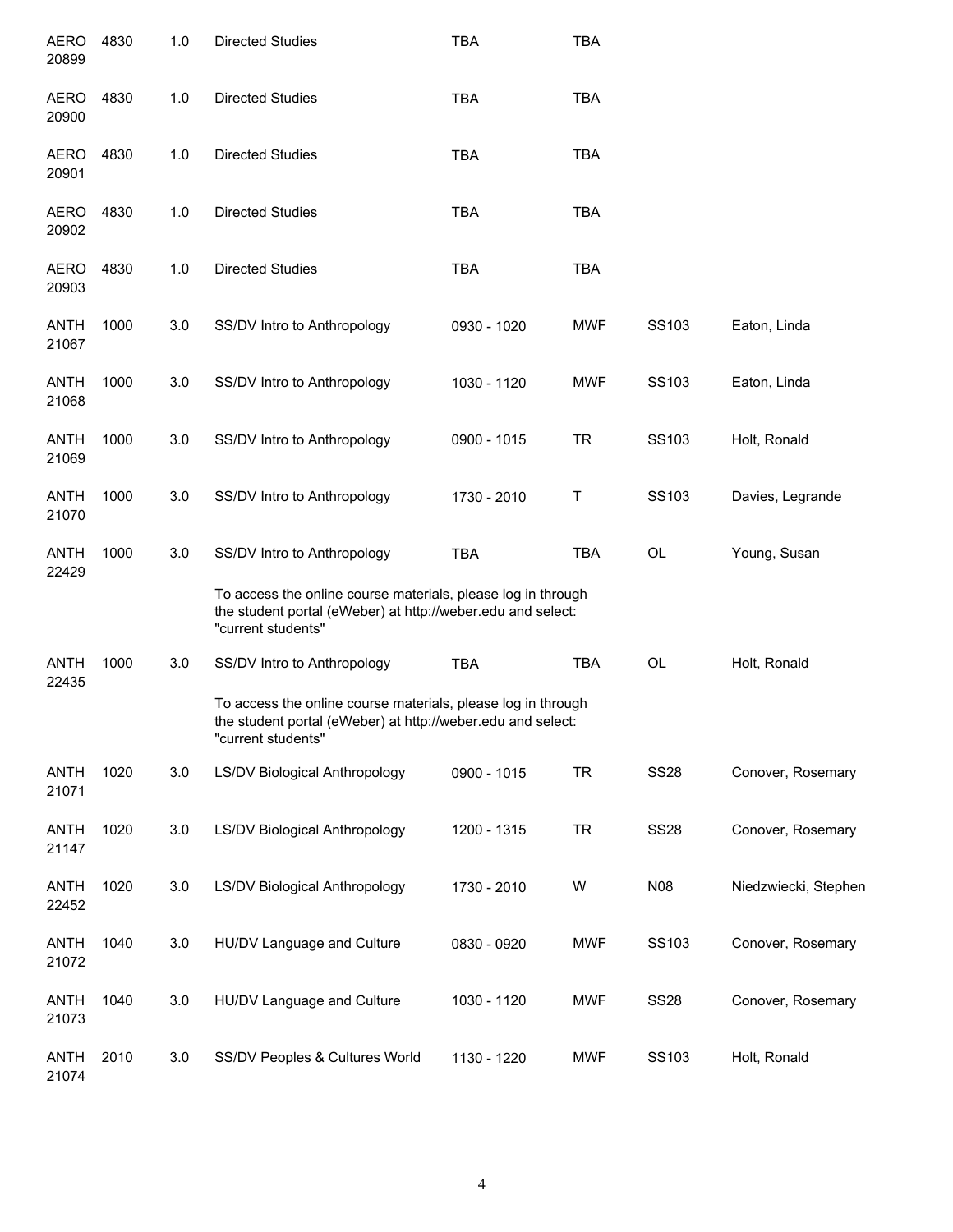| | | | | | | | |
|---|---|---|---|---|---|---|---|
| AERO 20899 | 4830 | 1.0 | Directed Studies | TBA | TBA | | |
| AERO 20900 | 4830 | 1.0 | Directed Studies | TBA | TBA | | |
| AERO 20901 | 4830 | 1.0 | Directed Studies | TBA | TBA | | |
| AERO 20902 | 4830 | 1.0 | Directed Studies | TBA | TBA | | |
| AERO 20903 | 4830 | 1.0 | Directed Studies | TBA | TBA | | |
| ANTH 21067 | 1000 | 3.0 | SS/DV Intro to Anthropology | 0930 - 1020 | MWF | SS103 | Eaton, Linda |
| ANTH 21068 | 1000 | 3.0 | SS/DV Intro to Anthropology | 1030 - 1120 | MWF | SS103 | Eaton, Linda |
| ANTH 21069 | 1000 | 3.0 | SS/DV Intro to Anthropology | 0900 - 1015 | TR | SS103 | Holt, Ronald |
| ANTH 21070 | 1000 | 3.0 | SS/DV Intro to Anthropology | 1730 - 2010 | T | SS103 | Davies, Legrande |
| ANTH 22429 | 1000 | 3.0 | SS/DV Intro to Anthropology | TBA | TBA | OL | Young, Susan |
| | | | To access the online course materials, please log in through the student portal (eWeber) at http://weber.edu and select: "current students" | | | | |
| ANTH 22435 | 1000 | 3.0 | SS/DV Intro to Anthropology | TBA | TBA | OL | Holt, Ronald |
| | | | To access the online course materials, please log in through the student portal (eWeber) at http://weber.edu and select: "current students" | | | | |
| ANTH 21071 | 1020 | 3.0 | LS/DV Biological Anthropology | 0900 - 1015 | TR | SS28 | Conover, Rosemary |
| ANTH 21147 | 1020 | 3.0 | LS/DV Biological Anthropology | 1200 - 1315 | TR | SS28 | Conover, Rosemary |
| ANTH 22452 | 1020 | 3.0 | LS/DV Biological Anthropology | 1730 - 2010 | W | N08 | Niedzwiecki, Stephen |
| ANTH 21072 | 1040 | 3.0 | HU/DV Language and Culture | 0830 - 0920 | MWF | SS103 | Conover, Rosemary |
| ANTH 21073 | 1040 | 3.0 | HU/DV Language and Culture | 1030 - 1120 | MWF | SS28 | Conover, Rosemary |
| ANTH 21074 | 2010 | 3.0 | SS/DV Peoples & Cultures World | 1130 - 1220 | MWF | SS103 | Holt, Ronald |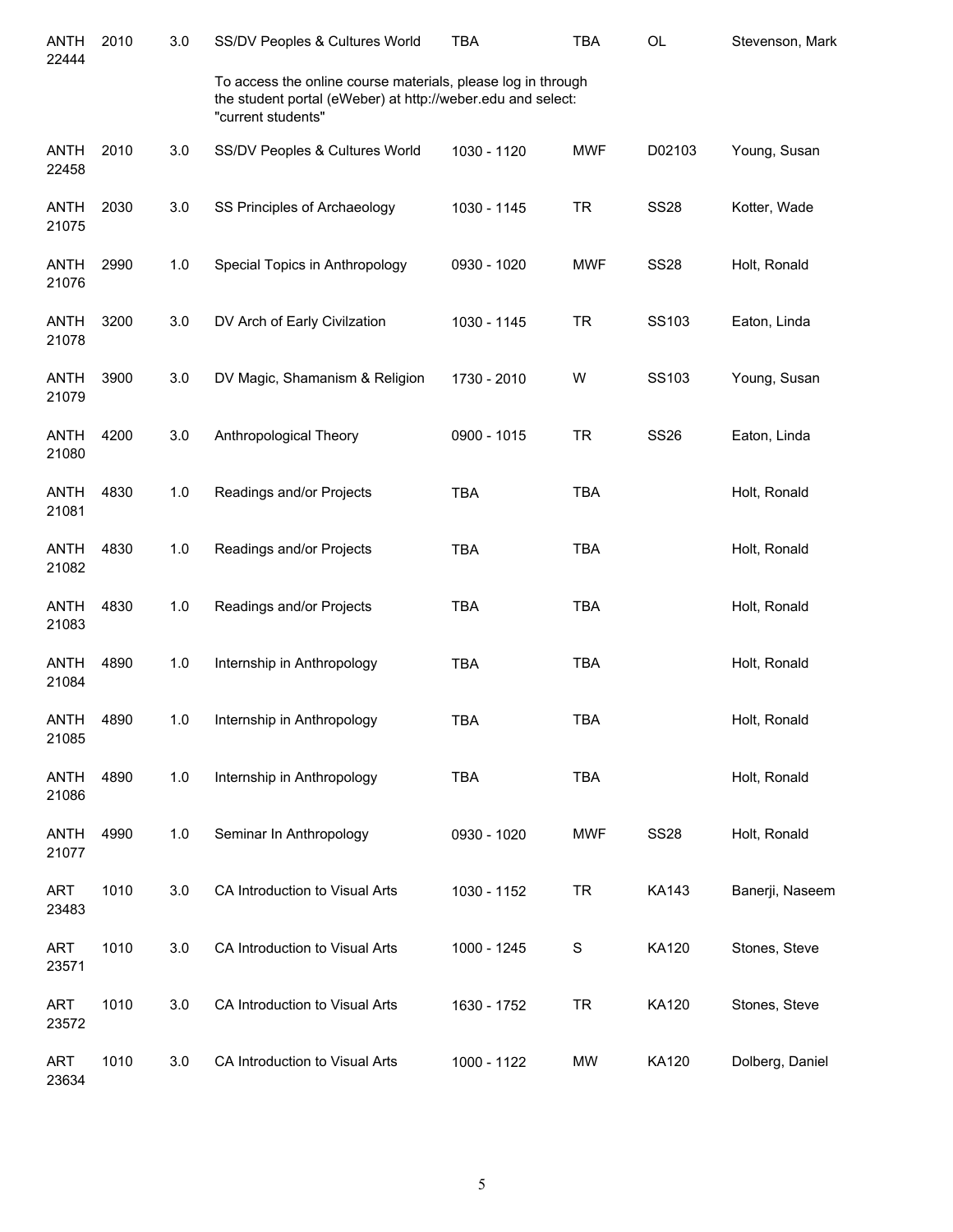| | | | | | | | |
|---|---|---|---|---|---|---|---|
| ANTH 22444 | 2010 | 3.0 | SS/DV Peoples & Cultures World | TBA | TBA | OL | Stevenson, Mark |
| | | | To access the online course materials, please log in through the student portal (eWeber) at http://weber.edu and select: "current students" | | | | |
| ANTH 22458 | 2010 | 3.0 | SS/DV Peoples & Cultures World | 1030 - 1120 | MWF | D02103 | Young, Susan |
| ANTH 21075 | 2030 | 3.0 | SS Principles of Archaeology | 1030 - 1145 | TR | SS28 | Kotter, Wade |
| ANTH 21076 | 2990 | 1.0 | Special Topics in Anthropology | 0930 - 1020 | MWF | SS28 | Holt, Ronald |
| ANTH 21078 | 3200 | 3.0 | DV Arch of Early Civilzation | 1030 - 1145 | TR | SS103 | Eaton, Linda |
| ANTH 21079 | 3900 | 3.0 | DV Magic, Shamanism & Religion | 1730 - 2010 | W | SS103 | Young, Susan |
| ANTH 21080 | 4200 | 3.0 | Anthropological Theory | 0900 - 1015 | TR | SS26 | Eaton, Linda |
| ANTH 21081 | 4830 | 1.0 | Readings and/or Projects | TBA | TBA | | Holt, Ronald |
| ANTH 21082 | 4830 | 1.0 | Readings and/or Projects | TBA | TBA | | Holt, Ronald |
| ANTH 21083 | 4830 | 1.0 | Readings and/or Projects | TBA | TBA | | Holt, Ronald |
| ANTH 21084 | 4890 | 1.0 | Internship in Anthropology | TBA | TBA | | Holt, Ronald |
| ANTH 21085 | 4890 | 1.0 | Internship in Anthropology | TBA | TBA | | Holt, Ronald |
| ANTH 21086 | 4890 | 1.0 | Internship in Anthropology | TBA | TBA | | Holt, Ronald |
| ANTH 21077 | 4990 | 1.0 | Seminar In Anthropology | 0930 - 1020 | MWF | SS28 | Holt, Ronald |
| ART 23483 | 1010 | 3.0 | CA Introduction to Visual Arts | 1030 - 1152 | TR | KA143 | Banerji, Naseem |
| ART 23571 | 1010 | 3.0 | CA Introduction to Visual Arts | 1000 - 1245 | S | KA120 | Stones, Steve |
| ART 23572 | 1010 | 3.0 | CA Introduction to Visual Arts | 1630 - 1752 | TR | KA120 | Stones, Steve |
| ART 23634 | 1010 | 3.0 | CA Introduction to Visual Arts | 1000 - 1122 | MW | KA120 | Dolberg, Daniel |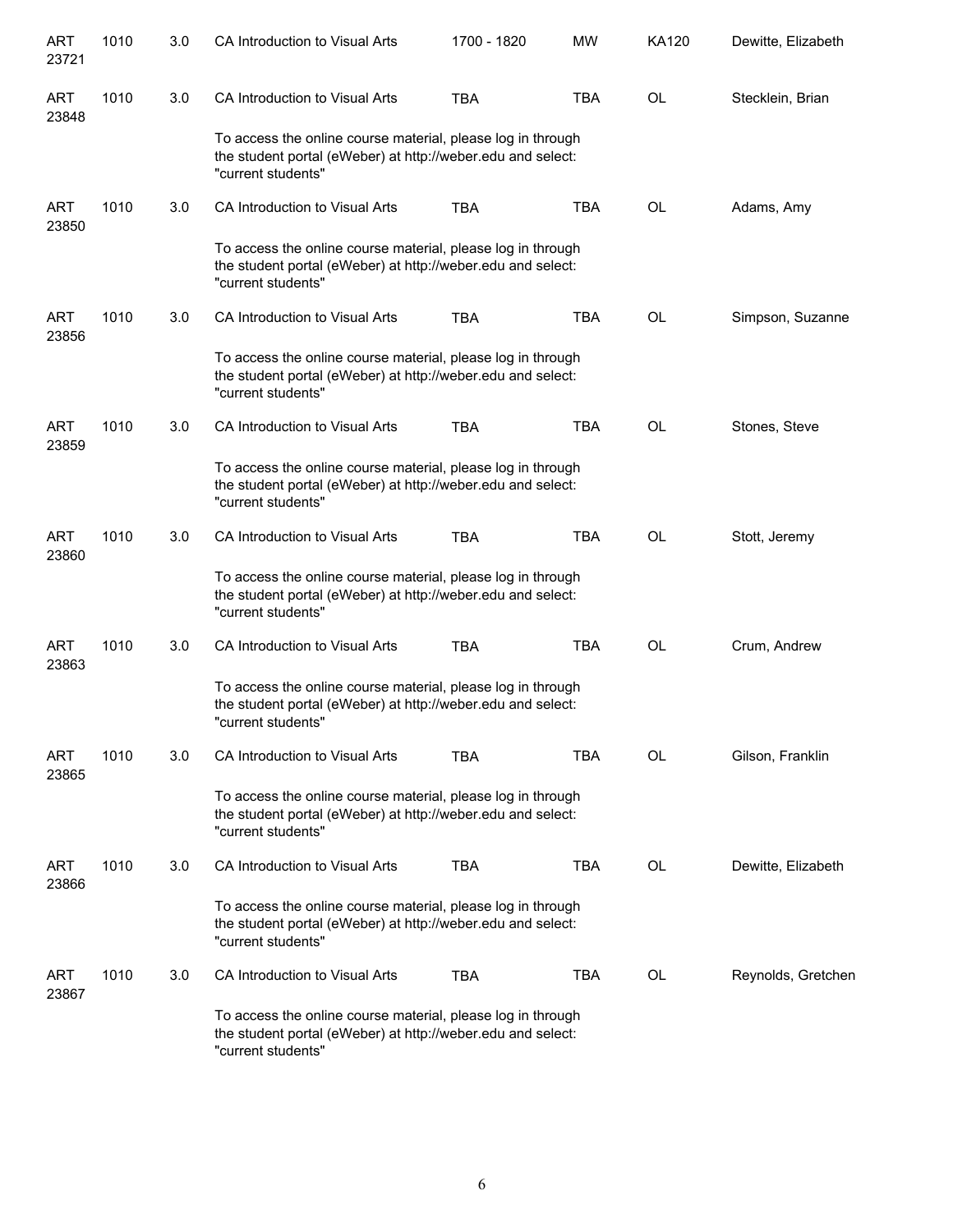| | | | | | | | |
|---|---|---|---|---|---|---|---|
| ART 23721 | 1010 | 3.0 | CA Introduction to Visual Arts | 1700 - 1820 | MW | KA120 | Dewitte, Elizabeth |
| ART 23848 | 1010 | 3.0 | CA Introduction to Visual Arts | TBA | TBA | OL | Stecklein, Brian |
| | | | To access the online course material, please log in through the student portal (eWeber) at http://weber.edu and select: "current students" | | | | |
| ART 23850 | 1010 | 3.0 | CA Introduction to Visual Arts | TBA | TBA | OL | Adams, Amy |
| | | | To access the online course material, please log in through the student portal (eWeber) at http://weber.edu and select: "current students" | | | | |
| ART 23856 | 1010 | 3.0 | CA Introduction to Visual Arts | TBA | TBA | OL | Simpson, Suzanne |
| | | | To access the online course material, please log in through the student portal (eWeber) at http://weber.edu and select: "current students" | | | | |
| ART 23859 | 1010 | 3.0 | CA Introduction to Visual Arts | TBA | TBA | OL | Stones, Steve |
| | | | To access the online course material, please log in through the student portal (eWeber) at http://weber.edu and select: "current students" | | | | |
| ART 23860 | 1010 | 3.0 | CA Introduction to Visual Arts | TBA | TBA | OL | Stott, Jeremy |
| | | | To access the online course material, please log in through the student portal (eWeber) at http://weber.edu and select: "current students" | | | | |
| ART 23863 | 1010 | 3.0 | CA Introduction to Visual Arts | TBA | TBA | OL | Crum, Andrew |
| | | | To access the online course material, please log in through the student portal (eWeber) at http://weber.edu and select: "current students" | | | | |
| ART 23865 | 1010 | 3.0 | CA Introduction to Visual Arts | TBA | TBA | OL | Gilson, Franklin |
| | | | To access the online course material, please log in through the student portal (eWeber) at http://weber.edu and select: "current students" | | | | |
| ART 23866 | 1010 | 3.0 | CA Introduction to Visual Arts | TBA | TBA | OL | Dewitte, Elizabeth |
| | | | To access the online course material, please log in through the student portal (eWeber) at http://weber.edu and select: "current students" | | | | |
| ART 23867 | 1010 | 3.0 | CA Introduction to Visual Arts | TBA | TBA | OL | Reynolds, Gretchen |
| | | | To access the online course material, please log in through the student portal (eWeber) at http://weber.edu and select: "current students" | | | | |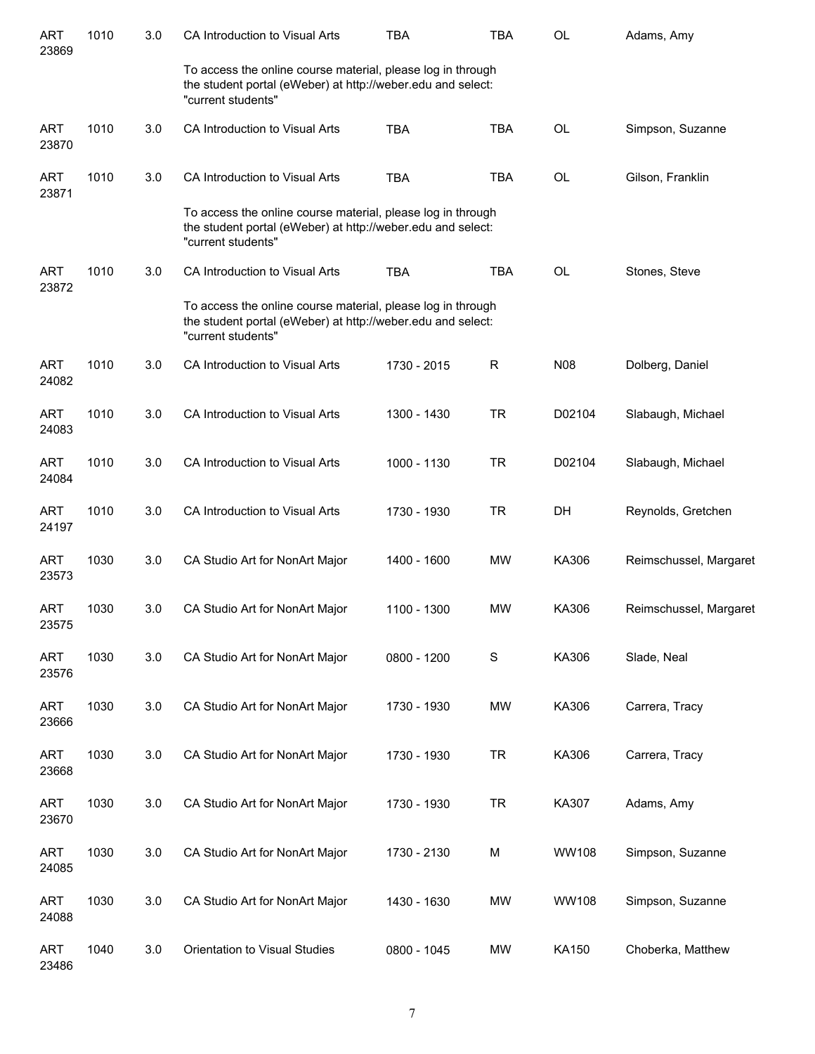| | | | | | | | |
|---|---|---|---|---|---|---|---|
| ART 23869 | 1010 | 3.0 | CA Introduction to Visual Arts | TBA | TBA | OL | Adams, Amy |
| | | | To access the online course material, please log in through the student portal (eWeber) at http://weber.edu and select: "current students" | | | | |
| ART 23870 | 1010 | 3.0 | CA Introduction to Visual Arts | TBA | TBA | OL | Simpson, Suzanne |
| ART 23871 | 1010 | 3.0 | CA Introduction to Visual Arts | TBA | TBA | OL | Gilson, Franklin |
| | | | To access the online course material, please log in through the student portal (eWeber) at http://weber.edu and select: "current students" | | | | |
| ART 23872 | 1010 | 3.0 | CA Introduction to Visual Arts | TBA | TBA | OL | Stones, Steve |
| | | | To access the online course material, please log in through the student portal (eWeber) at http://weber.edu and select: "current students" | | | | |
| ART 24082 | 1010 | 3.0 | CA Introduction to Visual Arts | 1730 - 2015 | R | N08 | Dolberg, Daniel |
| ART 24083 | 1010 | 3.0 | CA Introduction to Visual Arts | 1300 - 1430 | TR | D02104 | Slabaugh, Michael |
| ART 24084 | 1010 | 3.0 | CA Introduction to Visual Arts | 1000 - 1130 | TR | D02104 | Slabaugh, Michael |
| ART 24197 | 1010 | 3.0 | CA Introduction to Visual Arts | 1730 - 1930 | TR | DH | Reynolds, Gretchen |
| ART 23573 | 1030 | 3.0 | CA Studio Art for NonArt Major | 1400 - 1600 | MW | KA306 | Reimschussel, Margaret |
| ART 23575 | 1030 | 3.0 | CA Studio Art for NonArt Major | 1100 - 1300 | MW | KA306 | Reimschussel, Margaret |
| ART 23576 | 1030 | 3.0 | CA Studio Art for NonArt Major | 0800 - 1200 | S | KA306 | Slade, Neal |
| ART 23666 | 1030 | 3.0 | CA Studio Art for NonArt Major | 1730 - 1930 | MW | KA306 | Carrera, Tracy |
| ART 23668 | 1030 | 3.0 | CA Studio Art for NonArt Major | 1730 - 1930 | TR | KA306 | Carrera, Tracy |
| ART 23670 | 1030 | 3.0 | CA Studio Art for NonArt Major | 1730 - 1930 | TR | KA307 | Adams, Amy |
| ART 24085 | 1030 | 3.0 | CA Studio Art for NonArt Major | 1730 - 2130 | M | WW108 | Simpson, Suzanne |
| ART 24088 | 1030 | 3.0 | CA Studio Art for NonArt Major | 1430 - 1630 | MW | WW108 | Simpson, Suzanne |
| ART 23486 | 1040 | 3.0 | Orientation to Visual Studies | 0800 - 1045 | MW | KA150 | Choberka, Matthew |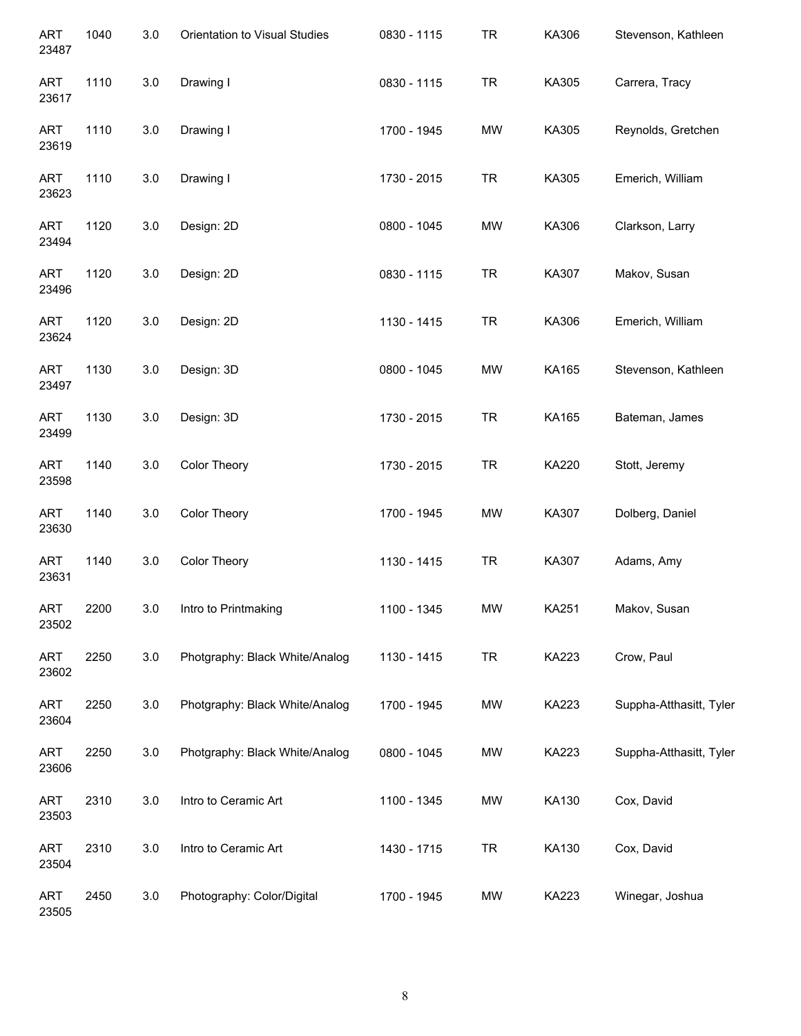| | | | | | | | |
|---|---|---|---|---|---|---|---|
| ART 23487 | 1040 | 3.0 | Orientation to Visual Studies | 0830 - 1115 | TR | KA306 | Stevenson, Kathleen |
| ART 23617 | 1110 | 3.0 | Drawing I | 0830 - 1115 | TR | KA305 | Carrera, Tracy |
| ART 23619 | 1110 | 3.0 | Drawing I | 1700 - 1945 | MW | KA305 | Reynolds, Gretchen |
| ART 23623 | 1110 | 3.0 | Drawing I | 1730 - 2015 | TR | KA305 | Emerich, William |
| ART 23494 | 1120 | 3.0 | Design: 2D | 0800 - 1045 | MW | KA306 | Clarkson, Larry |
| ART 23496 | 1120 | 3.0 | Design: 2D | 0830 - 1115 | TR | KA307 | Makov, Susan |
| ART 23624 | 1120 | 3.0 | Design: 2D | 1130 - 1415 | TR | KA306 | Emerich, William |
| ART 23497 | 1130 | 3.0 | Design: 3D | 0800 - 1045 | MW | KA165 | Stevenson, Kathleen |
| ART 23499 | 1130 | 3.0 | Design: 3D | 1730 - 2015 | TR | KA165 | Bateman, James |
| ART 23598 | 1140 | 3.0 | Color Theory | 1730 - 2015 | TR | KA220 | Stott, Jeremy |
| ART 23630 | 1140 | 3.0 | Color Theory | 1700 - 1945 | MW | KA307 | Dolberg, Daniel |
| ART 23631 | 1140 | 3.0 | Color Theory | 1130 - 1415 | TR | KA307 | Adams, Amy |
| ART 23502 | 2200 | 3.0 | Intro to Printmaking | 1100 - 1345 | MW | KA251 | Makov, Susan |
| ART 23602 | 2250 | 3.0 | Photgraphy: Black White/Analog | 1130 - 1415 | TR | KA223 | Crow, Paul |
| ART 23604 | 2250 | 3.0 | Photgraphy: Black White/Analog | 1700 - 1945 | MW | KA223 | Suppha-Atthasitt, Tyler |
| ART 23606 | 2250 | 3.0 | Photgraphy: Black White/Analog | 0800 - 1045 | MW | KA223 | Suppha-Atthasitt, Tyler |
| ART 23503 | 2310 | 3.0 | Intro to Ceramic Art | 1100 - 1345 | MW | KA130 | Cox, David |
| ART 23504 | 2310 | 3.0 | Intro to Ceramic Art | 1430 - 1715 | TR | KA130 | Cox, David |
| ART 23505 | 2450 | 3.0 | Photography: Color/Digital | 1700 - 1945 | MW | KA223 | Winegar, Joshua |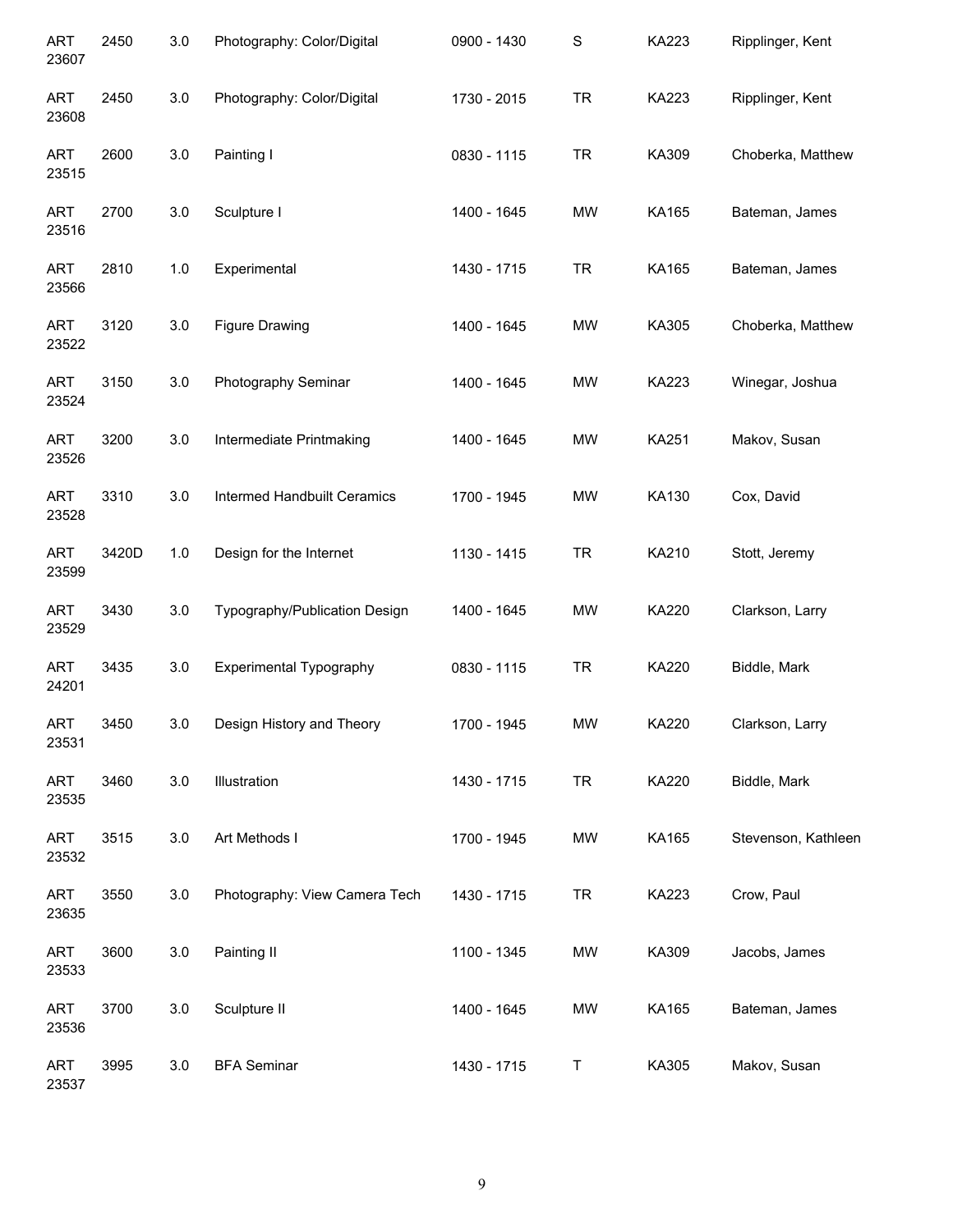| | | | | | | | |
|---|---|---|---|---|---|---|---|
| ART 23607 | 2450 | 3.0 | Photography: Color/Digital | 0900 - 1430 | S | KA223 | Ripplinger, Kent |
| ART 23608 | 2450 | 3.0 | Photography: Color/Digital | 1730 - 2015 | TR | KA223 | Ripplinger, Kent |
| ART 23515 | 2600 | 3.0 | Painting I | 0830 - 1115 | TR | KA309 | Choberka, Matthew |
| ART 23516 | 2700 | 3.0 | Sculpture I | 1400 - 1645 | MW | KA165 | Bateman, James |
| ART 23566 | 2810 | 1.0 | Experimental | 1430 - 1715 | TR | KA165 | Bateman, James |
| ART 23522 | 3120 | 3.0 | Figure Drawing | 1400 - 1645 | MW | KA305 | Choberka, Matthew |
| ART 23524 | 3150 | 3.0 | Photography Seminar | 1400 - 1645 | MW | KA223 | Winegar, Joshua |
| ART 23526 | 3200 | 3.0 | Intermediate Printmaking | 1400 - 1645 | MW | KA251 | Makov, Susan |
| ART 23528 | 3310 | 3.0 | Intermed Handbuilt Ceramics | 1700 - 1945 | MW | KA130 | Cox, David |
| ART 23599 | 3420D | 1.0 | Design for the Internet | 1130 - 1415 | TR | KA210 | Stott, Jeremy |
| ART 23529 | 3430 | 3.0 | Typography/Publication Design | 1400 - 1645 | MW | KA220 | Clarkson, Larry |
| ART 24201 | 3435 | 3.0 | Experimental Typography | 0830 - 1115 | TR | KA220 | Biddle, Mark |
| ART 23531 | 3450 | 3.0 | Design History and Theory | 1700 - 1945 | MW | KA220 | Clarkson, Larry |
| ART 23535 | 3460 | 3.0 | Illustration | 1430 - 1715 | TR | KA220 | Biddle, Mark |
| ART 23532 | 3515 | 3.0 | Art Methods I | 1700 - 1945 | MW | KA165 | Stevenson, Kathleen |
| ART 23635 | 3550 | 3.0 | Photography: View Camera Tech | 1430 - 1715 | TR | KA223 | Crow, Paul |
| ART 23533 | 3600 | 3.0 | Painting II | 1100 - 1345 | MW | KA309 | Jacobs, James |
| ART 23536 | 3700 | 3.0 | Sculpture II | 1400 - 1645 | MW | KA165 | Bateman, James |
| ART 23537 | 3995 | 3.0 | BFA Seminar | 1430 - 1715 | T | KA305 | Makov, Susan |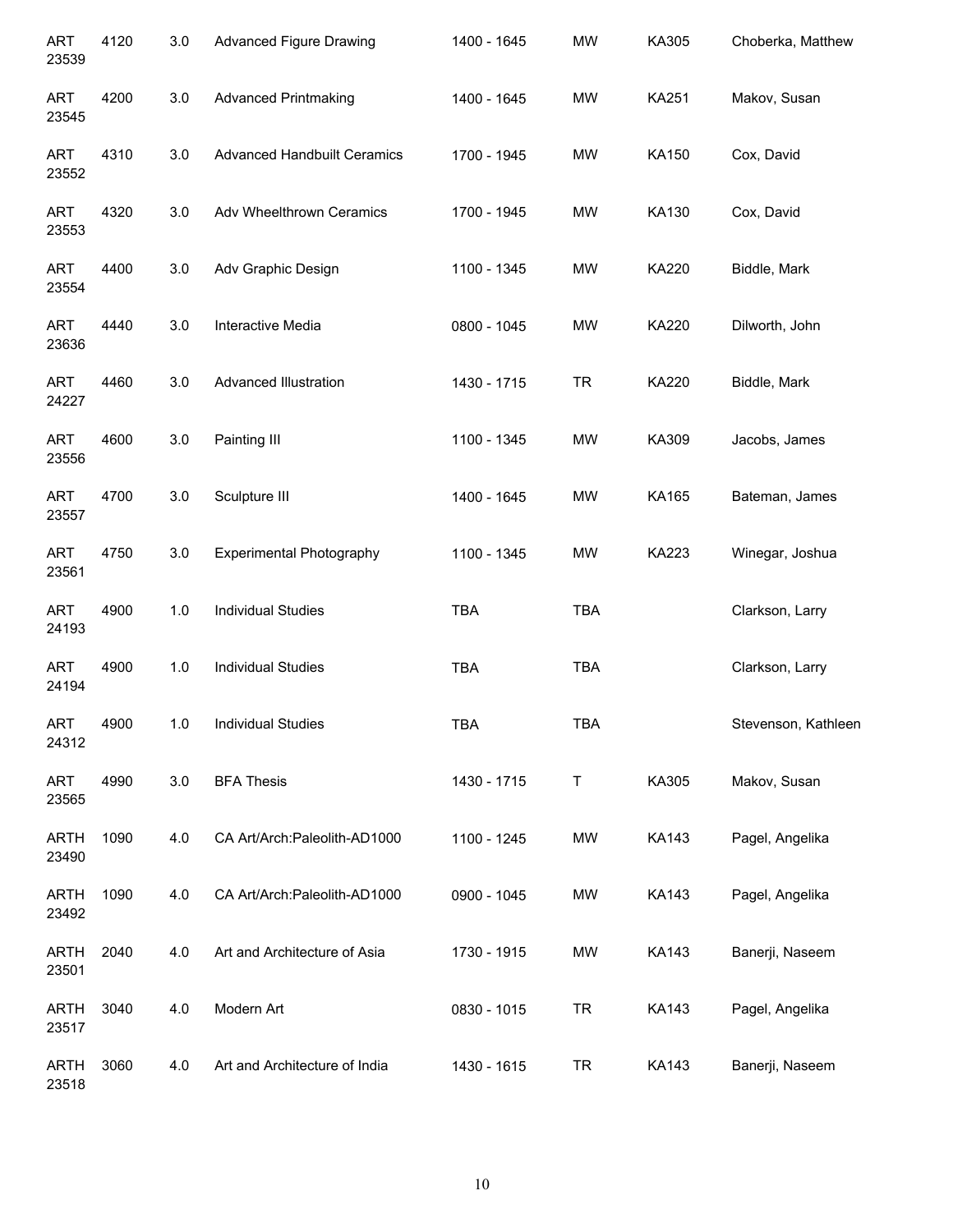| | | | | | | | |
|---|---|---|---|---|---|---|---|
| ART 23539 | 4120 | 3.0 | Advanced Figure Drawing | 1400 - 1645 | MW | KA305 | Choberka, Matthew |
| ART 23545 | 4200 | 3.0 | Advanced Printmaking | 1400 - 1645 | MW | KA251 | Makov, Susan |
| ART 23552 | 4310 | 3.0 | Advanced Handbuilt Ceramics | 1700 - 1945 | MW | KA150 | Cox, David |
| ART 23553 | 4320 | 3.0 | Adv Wheelthrown Ceramics | 1700 - 1945 | MW | KA130 | Cox, David |
| ART 23554 | 4400 | 3.0 | Adv Graphic Design | 1100 - 1345 | MW | KA220 | Biddle, Mark |
| ART 23636 | 4440 | 3.0 | Interactive Media | 0800 - 1045 | MW | KA220 | Dilworth, John |
| ART 24227 | 4460 | 3.0 | Advanced Illustration | 1430 - 1715 | TR | KA220 | Biddle, Mark |
| ART 23556 | 4600 | 3.0 | Painting III | 1100 - 1345 | MW | KA309 | Jacobs, James |
| ART 23557 | 4700 | 3.0 | Sculpture III | 1400 - 1645 | MW | KA165 | Bateman, James |
| ART 23561 | 4750 | 3.0 | Experimental Photography | 1100 - 1345 | MW | KA223 | Winegar, Joshua |
| ART 24193 | 4900 | 1.0 | Individual Studies | TBA | TBA | | Clarkson, Larry |
| ART 24194 | 4900 | 1.0 | Individual Studies | TBA | TBA | | Clarkson, Larry |
| ART 24312 | 4900 | 1.0 | Individual Studies | TBA | TBA | | Stevenson, Kathleen |
| ART 23565 | 4990 | 3.0 | BFA Thesis | 1430 - 1715 | T | KA305 | Makov, Susan |
| ARTH 23490 | 1090 | 4.0 | CA Art/Arch:Paleolith-AD1000 | 1100 - 1245 | MW | KA143 | Pagel, Angelika |
| ARTH 23492 | 1090 | 4.0 | CA Art/Arch:Paleolith-AD1000 | 0900 - 1045 | MW | KA143 | Pagel, Angelika |
| ARTH 23501 | 2040 | 4.0 | Art and Architecture of Asia | 1730 - 1915 | MW | KA143 | Banerji, Naseem |
| ARTH 23517 | 3040 | 4.0 | Modern Art | 0830 - 1015 | TR | KA143 | Pagel, Angelika |
| ARTH 23518 | 3060 | 4.0 | Art and Architecture of India | 1430 - 1615 | TR | KA143 | Banerji, Naseem |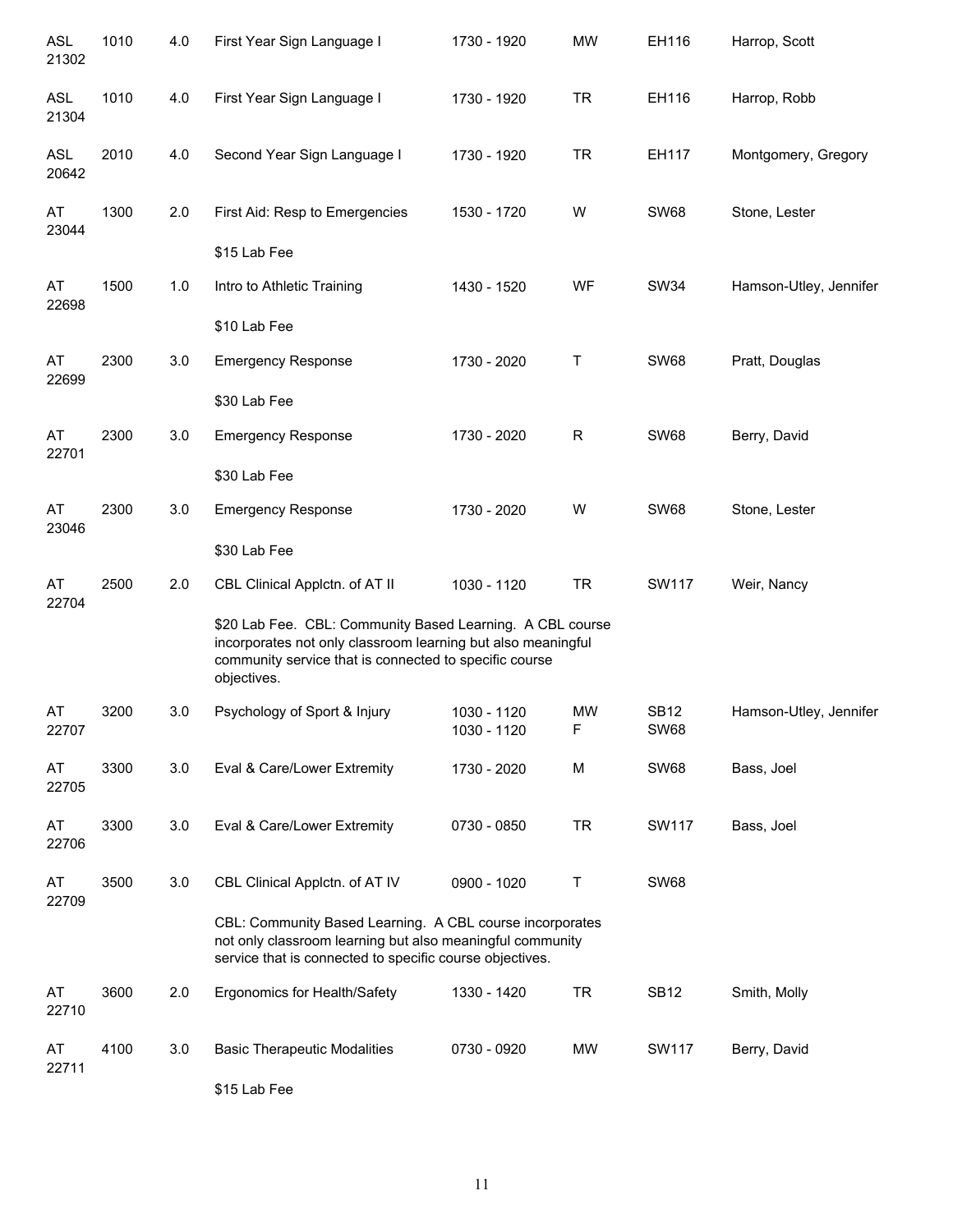| Course | Number | Credits | Title | Time | Days | Room | Instructor |
|---|---|---|---|---|---|---|---|
| ASL 21302 | 1010 | 4.0 | First Year Sign Language I | 1730 - 1920 | MW | EH116 | Harrop, Scott |
| ASL 21304 | 1010 | 4.0 | First Year Sign Language I | 1730 - 1920 | TR | EH116 | Harrop, Robb |
| ASL 20642 | 2010 | 4.0 | Second Year Sign Language I | 1730 - 1920 | TR | EH117 | Montgomery, Gregory |
| AT 23044 | 1300 | 2.0 | First Aid: Resp to Emergencies | 1530 - 1720 | W | SW68 | Stone, Lester |
| | | | $15 Lab Fee | | | | |
| AT 22698 | 1500 | 1.0 | Intro to Athletic Training | 1430 - 1520 | WF | SW34 | Hamson-Utley, Jennifer |
| | | | $10 Lab Fee | | | | |
| AT 22699 | 2300 | 3.0 | Emergency Response | 1730 - 2020 | T | SW68 | Pratt, Douglas |
| | | | $30 Lab Fee | | | | |
| AT 22701 | 2300 | 3.0 | Emergency Response | 1730 - 2020 | R | SW68 | Berry, David |
| | | | $30 Lab Fee | | | | |
| AT 23046 | 2300 | 3.0 | Emergency Response | 1730 - 2020 | W | SW68 | Stone, Lester |
| | | | $30 Lab Fee | | | | |
| AT 22704 | 2500 | 2.0 | CBL Clinical Applctn. of AT II | 1030 - 1120 | TR | SW117 | Weir, Nancy |
| | | | $20 Lab Fee. CBL: Community Based Learning. A CBL course incorporates not only classroom learning but also meaningful community service that is connected to specific course objectives. | | | | |
| AT 22707 | 3200 | 3.0 | Psychology of Sport & Injury | 1030 - 1120<br>1030 - 1120 | MW<br>F | SB12<br>SW68 | Hamson-Utley, Jennifer |
| AT 22705 | 3300 | 3.0 | Eval & Care/Lower Extremity | 1730 - 2020 | M | SW68 | Bass, Joel |
| AT 22706 | 3300 | 3.0 | Eval & Care/Lower Extremity | 0730 - 0850 | TR | SW117 | Bass, Joel |
| AT 22709 | 3500 | 3.0 | CBL Clinical Applctn. of AT IV | 0900 - 1020 | T | SW68 | |
| | | | CBL: Community Based Learning. A CBL course incorporates not only classroom learning but also meaningful community service that is connected to specific course objectives. | | | | |
| AT 22710 | 3600 | 2.0 | Ergonomics for Health/Safety | 1330 - 1420 | TR | SB12 | Smith, Molly |
| AT 22711 | 4100 | 3.0 | Basic Therapeutic Modalities | 0730 - 0920 | MW | SW117 | Berry, David |
| | | | $15 Lab Fee | | | | |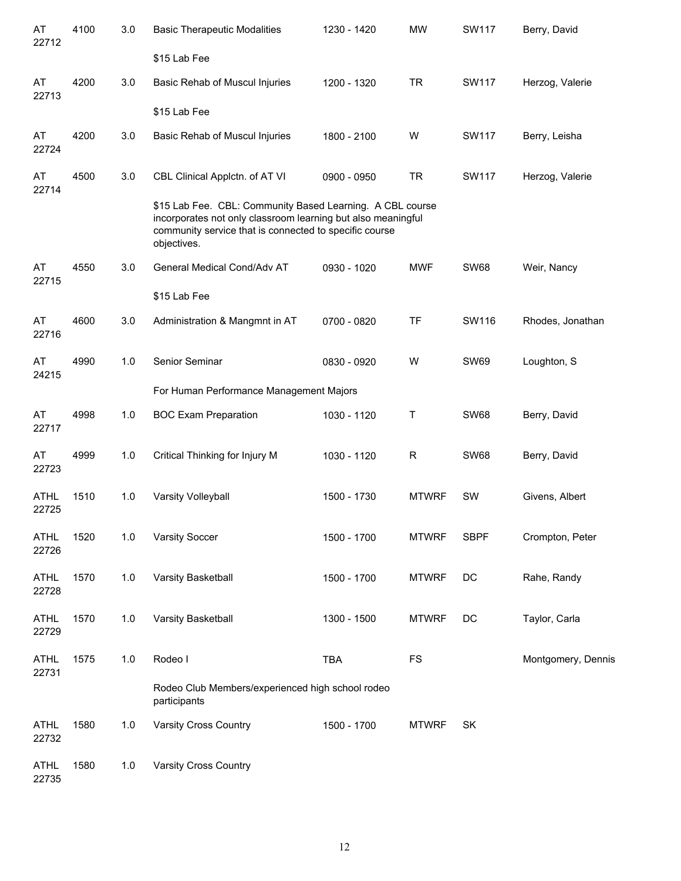| Subject / CRN | Course | Credits | Title | Time | Days | Room | Instructor |
|---|---|---|---|---|---|---|---|
| AT 22712 | 4100 | 3.0 | Basic Therapeutic Modalities | 1230 - 1420 | MW | SW117 | Berry, David |
| | | | $15 Lab Fee | | | | |
| AT 22713 | 4200 | 3.0 | Basic Rehab of Muscul Injuries | 1200 - 1320 | TR | SW117 | Herzog, Valerie |
| | | | $15 Lab Fee | | | | |
| AT 22724 | 4200 | 3.0 | Basic Rehab of Muscul Injuries | 1800 - 2100 | W | SW117 | Berry, Leisha |
| AT 22714 | 4500 | 3.0 | CBL Clinical Applctn. of AT VI | 0900 - 0950 | TR | SW117 | Herzog, Valerie |
| | | | $15 Lab Fee. CBL: Community Based Learning. A CBL course incorporates not only classroom learning but also meaningful community service that is connected to specific course objectives. | | | | |
| AT 22715 | 4550 | 3.0 | General Medical Cond/Adv AT | 0930 - 1020 | MWF | SW68 | Weir, Nancy |
| | | | $15 Lab Fee | | | | |
| AT 22716 | 4600 | 3.0 | Administration & Mangmnt in AT | 0700 - 0820 | TF | SW116 | Rhodes, Jonathan |
| AT 24215 | 4990 | 1.0 | Senior Seminar | 0830 - 0920 | W | SW69 | Loughton, S |
| | | | For Human Performance Management Majors | | | | |
| AT 22717 | 4998 | 1.0 | BOC Exam Preparation | 1030 - 1120 | T | SW68 | Berry, David |
| AT 22723 | 4999 | 1.0 | Critical Thinking for Injury M | 1030 - 1120 | R | SW68 | Berry, David |
| ATHL 22725 | 1510 | 1.0 | Varsity Volleyball | 1500 - 1730 | MTWRF | SW | Givens, Albert |
| ATHL 22726 | 1520 | 1.0 | Varsity Soccer | 1500 - 1700 | MTWRF | SBPF | Crompton, Peter |
| ATHL 22728 | 1570 | 1.0 | Varsity Basketball | 1500 - 1700 | MTWRF | DC | Rahe, Randy |
| ATHL 22729 | 1570 | 1.0 | Varsity Basketball | 1300 - 1500 | MTWRF | DC | Taylor, Carla |
| ATHL 22731 | 1575 | 1.0 | Rodeo I | TBA | FS | | Montgomery, Dennis |
| | | | Rodeo Club Members/experienced high school rodeo participants | | | | |
| ATHL 22732 | 1580 | 1.0 | Varsity Cross Country | 1500 - 1700 | MTWRF | SK | |
| ATHL 22735 | 1580 | 1.0 | Varsity Cross Country | | | | |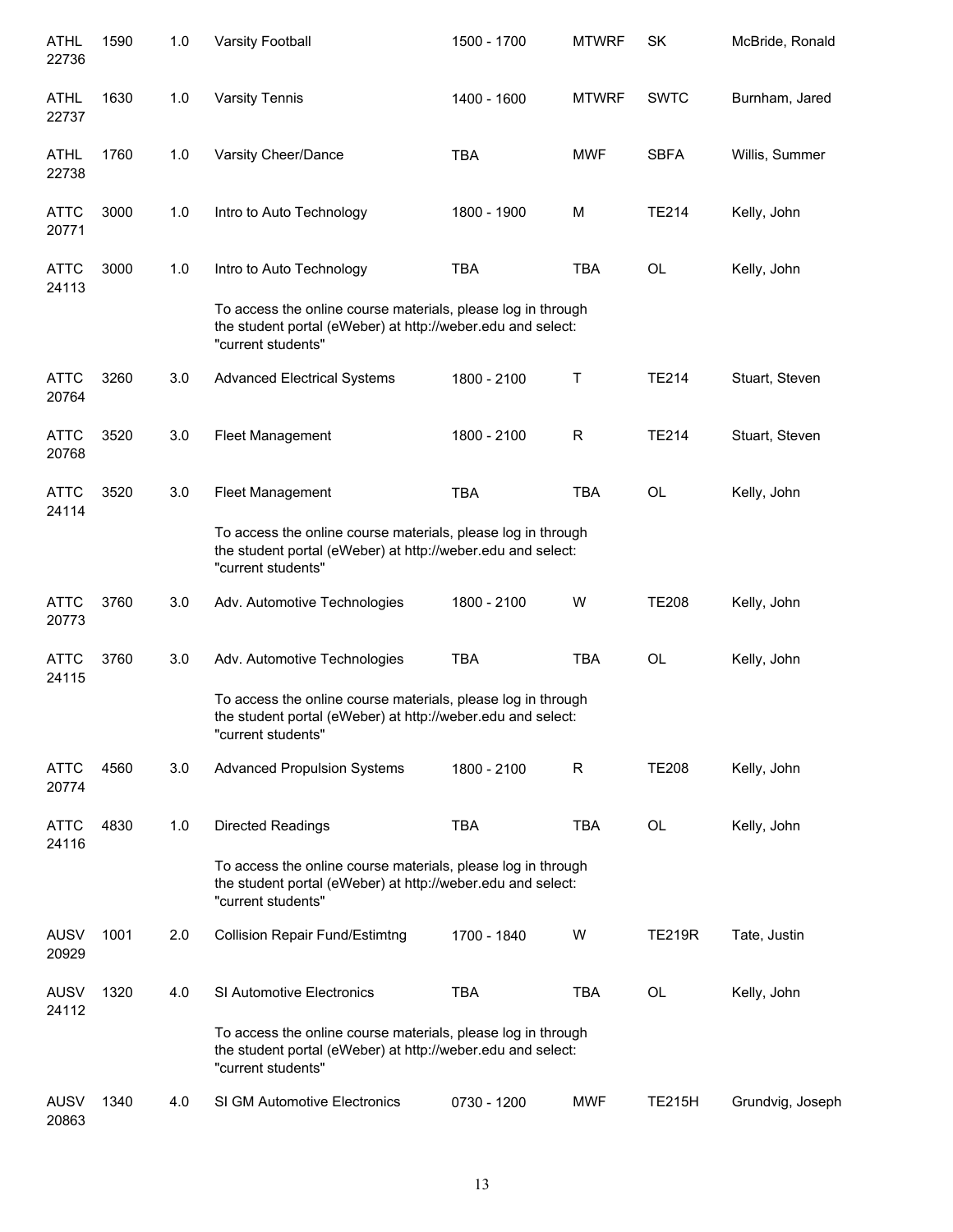| | | | | | | | |
|---|---|---|---|---|---|---|---|
| ATHL 22736 | 1590 | 1.0 | Varsity Football | 1500 - 1700 | MTWRF | SK | McBride, Ronald |
| ATHL 22737 | 1630 | 1.0 | Varsity Tennis | 1400 - 1600 | MTWRF | SWTC | Burnham, Jared |
| ATHL 22738 | 1760 | 1.0 | Varsity Cheer/Dance | TBA | MWF | SBFA | Willis, Summer |
| ATTC 20771 | 3000 | 1.0 | Intro to Auto Technology | 1800 - 1900 | M | TE214 | Kelly, John |
| ATTC 24113 | 3000 | 1.0 | Intro to Auto Technology | TBA | TBA | OL | Kelly, John |
| | | | To access the online course materials, please log in through the student portal (eWeber) at http://weber.edu and select: "current students" | | | | |
| ATTC 20764 | 3260 | 3.0 | Advanced Electrical Systems | 1800 - 2100 | T | TE214 | Stuart, Steven |
| ATTC 20768 | 3520 | 3.0 | Fleet Management | 1800 - 2100 | R | TE214 | Stuart, Steven |
| ATTC 24114 | 3520 | 3.0 | Fleet Management | TBA | TBA | OL | Kelly, John |
| | | | To access the online course materials, please log in through the student portal (eWeber) at http://weber.edu and select: "current students" | | | | |
| ATTC 20773 | 3760 | 3.0 | Adv. Automotive Technologies | 1800 - 2100 | W | TE208 | Kelly, John |
| ATTC 24115 | 3760 | 3.0 | Adv. Automotive Technologies | TBA | TBA | OL | Kelly, John |
| | | | To access the online course materials, please log in through the student portal (eWeber) at http://weber.edu and select: "current students" | | | | |
| ATTC 20774 | 4560 | 3.0 | Advanced Propulsion Systems | 1800 - 2100 | R | TE208 | Kelly, John |
| ATTC 24116 | 4830 | 1.0 | Directed Readings | TBA | TBA | OL | Kelly, John |
| | | | To access the online course materials, please log in through the student portal (eWeber) at http://weber.edu and select: "current students" | | | | |
| AUSV 20929 | 1001 | 2.0 | Collision Repair Fund/Estimtng | 1700 - 1840 | W | TE219R | Tate, Justin |
| AUSV 24112 | 1320 | 4.0 | SI Automotive Electronics | TBA | TBA | OL | Kelly, John |
| | | | To access the online course materials, please log in through the student portal (eWeber) at http://weber.edu and select: "current students" | | | | |
| AUSV 20863 | 1340 | 4.0 | SI GM Automotive Electronics | 0730 - 1200 | MWF | TE215H | Grundvig, Joseph |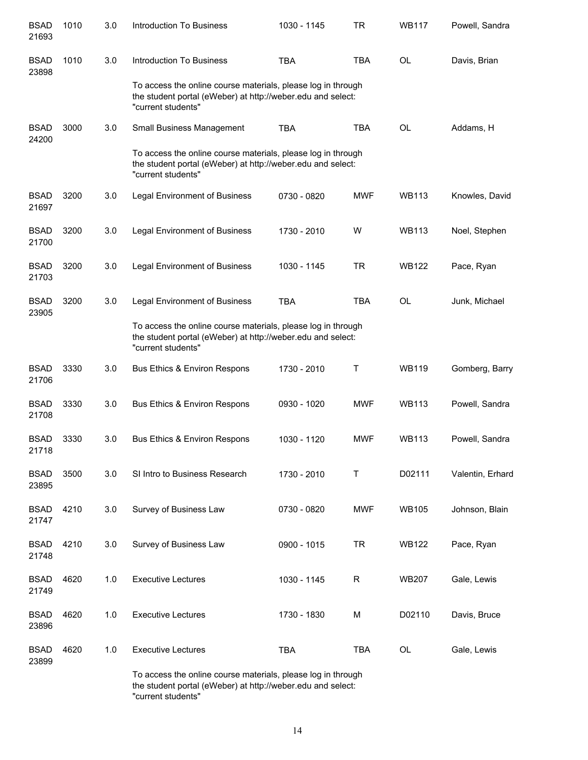| | | | | | | | |
|---|---|---|---|---|---|---|---|
| BSAD 21693 | 1010 | 3.0 | Introduction To Business | 1030 - 1145 | TR | WB117 | Powell, Sandra |
| BSAD 23898 | 1010 | 3.0 | Introduction To Business | TBA | TBA | OL | Davis, Brian |
| | | | To access the online course materials, please log in through the student portal (eWeber) at http://weber.edu and select: "current students" | | | | |
| BSAD 24200 | 3000 | 3.0 | Small Business Management | TBA | TBA | OL | Addams, H |
| | | | To access the online course materials, please log in through the student portal (eWeber) at http://weber.edu and select: "current students" | | | | |
| BSAD 21697 | 3200 | 3.0 | Legal Environment of Business | 0730 - 0820 | MWF | WB113 | Knowles, David |
| BSAD 21700 | 3200 | 3.0 | Legal Environment of Business | 1730 - 2010 | W | WB113 | Noel, Stephen |
| BSAD 21703 | 3200 | 3.0 | Legal Environment of Business | 1030 - 1145 | TR | WB122 | Pace, Ryan |
| BSAD 23905 | 3200 | 3.0 | Legal Environment of Business | TBA | TBA | OL | Junk, Michael |
| | | | To access the online course materials, please log in through the student portal (eWeber) at http://weber.edu and select: "current students" | | | | |
| BSAD 21706 | 3330 | 3.0 | Bus Ethics & Environ Respons | 1730 - 2010 | T | WB119 | Gomberg, Barry |
| BSAD 21708 | 3330 | 3.0 | Bus Ethics & Environ Respons | 0930 - 1020 | MWF | WB113 | Powell, Sandra |
| BSAD 21718 | 3330 | 3.0 | Bus Ethics & Environ Respons | 1030 - 1120 | MWF | WB113 | Powell, Sandra |
| BSAD 23895 | 3500 | 3.0 | SI Intro to Business Research | 1730 - 2010 | T | D02111 | Valentin, Erhard |
| BSAD 21747 | 4210 | 3.0 | Survey of Business Law | 0730 - 0820 | MWF | WB105 | Johnson, Blain |
| BSAD 21748 | 4210 | 3.0 | Survey of Business Law | 0900 - 1015 | TR | WB122 | Pace, Ryan |
| BSAD 21749 | 4620 | 1.0 | Executive Lectures | 1030 - 1145 | R | WB207 | Gale, Lewis |
| BSAD 23896 | 4620 | 1.0 | Executive Lectures | 1730 - 1830 | M | D02110 | Davis, Bruce |
| BSAD 23899 | 4620 | 1.0 | Executive Lectures | TBA | TBA | OL | Gale, Lewis |
| | | | To access the online course materials, please log in through the student portal (eWeber) at http://weber.edu and select: "current students" | | | | |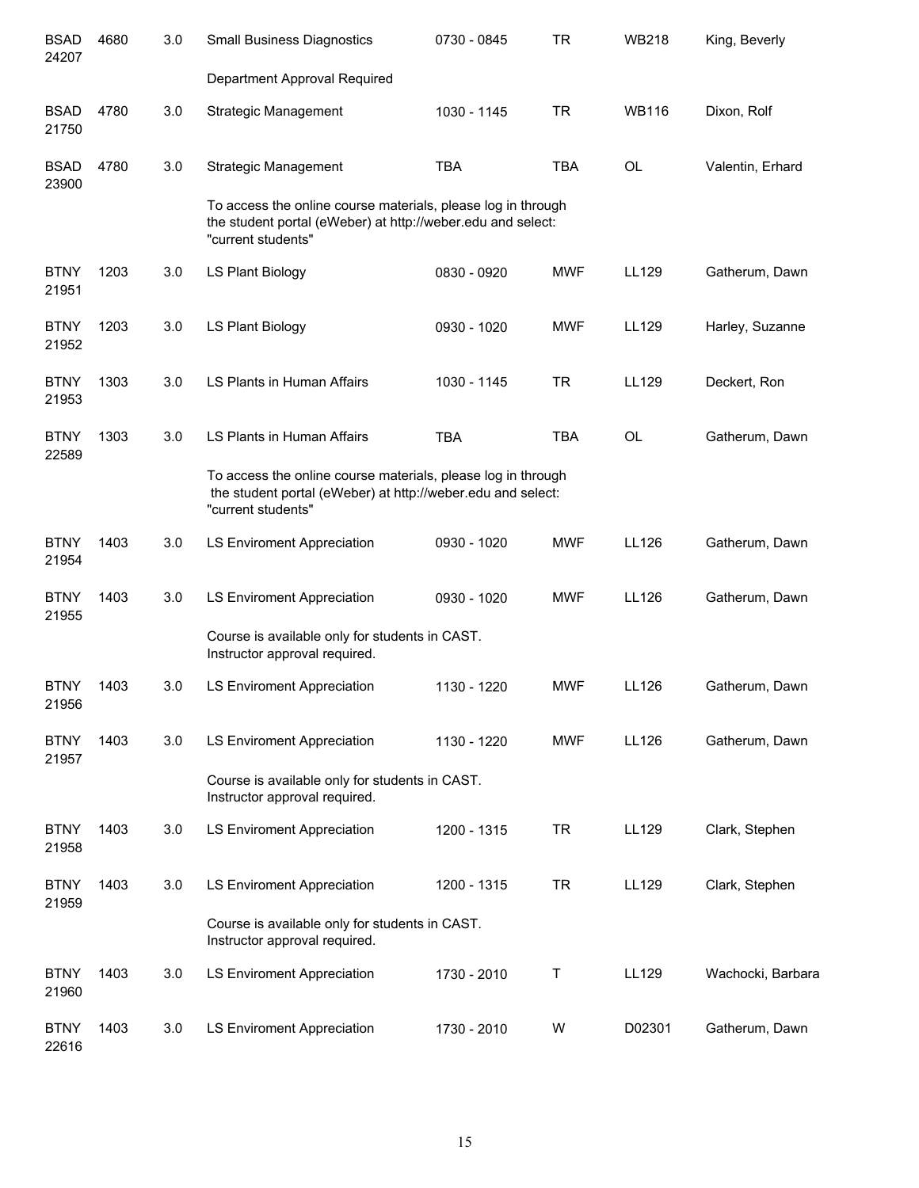| | | | | | | | |
|---|---|---|---|---|---|---|---|
| BSAD 24207 | 4680 | 3.0 | Small Business Diagnostics | 0730 - 0845 | TR | WB218 | King, Beverly |
| | | | Department Approval Required | | | | |
| BSAD 21750 | 4780 | 3.0 | Strategic Management | 1030 - 1145 | TR | WB116 | Dixon, Rolf |
| BSAD 23900 | 4780 | 3.0 | Strategic Management | TBA | TBA | OL | Valentin, Erhard |
| | | | To access the online course materials, please log in through the student portal (eWeber) at http://weber.edu and select: "current students" | | | | |
| BTNY 21951 | 1203 | 3.0 | LS Plant Biology | 0830 - 0920 | MWF | LL129 | Gatherum, Dawn |
| BTNY 21952 | 1203 | 3.0 | LS Plant Biology | 0930 - 1020 | MWF | LL129 | Harley, Suzanne |
| BTNY 21953 | 1303 | 3.0 | LS Plants in Human Affairs | 1030 - 1145 | TR | LL129 | Deckert, Ron |
| BTNY 22589 | 1303 | 3.0 | LS Plants in Human Affairs | TBA | TBA | OL | Gatherum, Dawn |
| | | | To access the online course materials, please log in through the student portal (eWeber) at http://weber.edu and select: "current students" | | | | |
| BTNY 21954 | 1403 | 3.0 | LS Enviroment Appreciation | 0930 - 1020 | MWF | LL126 | Gatherum, Dawn |
| BTNY 21955 | 1403 | 3.0 | LS Enviroment Appreciation | 0930 - 1020 | MWF | LL126 | Gatherum, Dawn |
| | | | Course is available only for students in CAST. Instructor approval required. | | | | |
| BTNY 21956 | 1403 | 3.0 | LS Enviroment Appreciation | 1130 - 1220 | MWF | LL126 | Gatherum, Dawn |
| BTNY 21957 | 1403 | 3.0 | LS Enviroment Appreciation | 1130 - 1220 | MWF | LL126 | Gatherum, Dawn |
| | | | Course is available only for students in CAST. Instructor approval required. | | | | |
| BTNY 21958 | 1403 | 3.0 | LS Enviroment Appreciation | 1200 - 1315 | TR | LL129 | Clark, Stephen |
| BTNY 21959 | 1403 | 3.0 | LS Enviroment Appreciation | 1200 - 1315 | TR | LL129 | Clark, Stephen |
| | | | Course is available only for students in CAST. Instructor approval required. | | | | |
| BTNY 21960 | 1403 | 3.0 | LS Enviroment Appreciation | 1730 - 2010 | T | LL129 | Wachocki, Barbara |
| BTNY 22616 | 1403 | 3.0 | LS Enviroment Appreciation | 1730 - 2010 | W | D02301 | Gatherum, Dawn |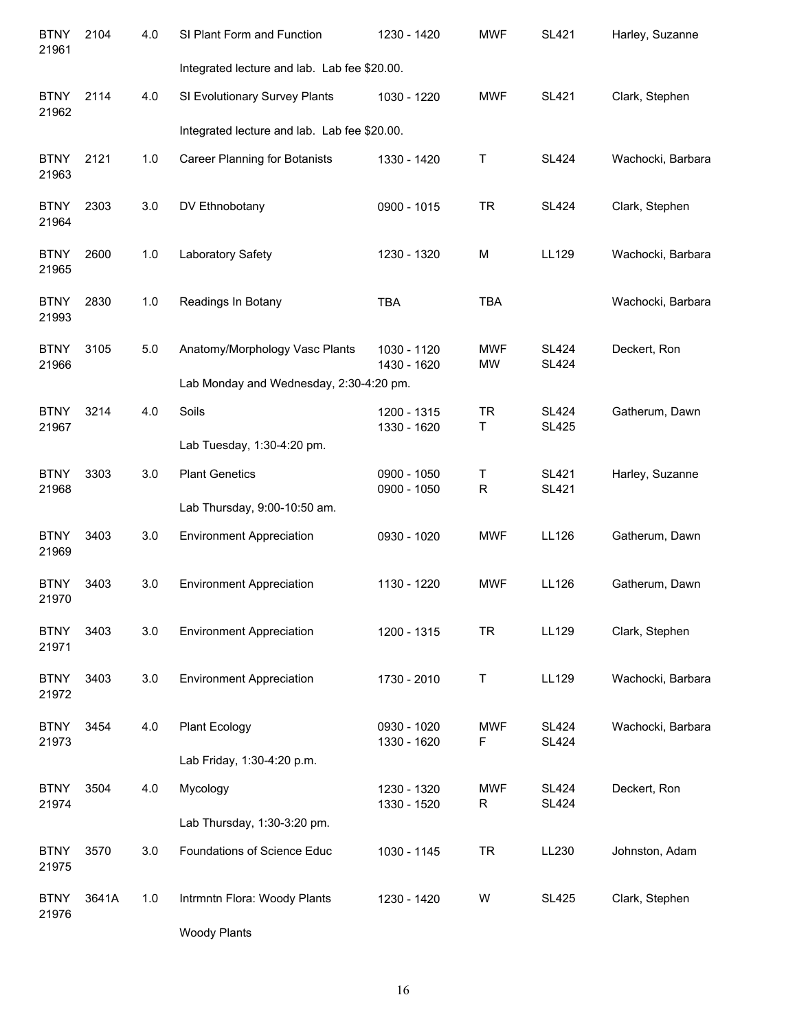| Subject | Course | Credits | Title | Time | Days | Room | Instructor |
|---|---|---|---|---|---|---|---|
| BTNY 21961 | 2104 | 4.0 | SI Plant Form and Function | 1230 - 1420 | MWF | SL421 | Harley, Suzanne |
| | | | Integrated lecture and lab. Lab fee $20.00. | | | | |
| BTNY 21962 | 2114 | 4.0 | SI Evolutionary Survey Plants | 1030 - 1220 | MWF | SL421 | Clark, Stephen |
| | | | Integrated lecture and lab. Lab fee $20.00. | | | | |
| BTNY 21963 | 2121 | 1.0 | Career Planning for Botanists | 1330 - 1420 | T | SL424 | Wachocki, Barbara |
| BTNY 21964 | 2303 | 3.0 | DV Ethnobotany | 0900 - 1015 | TR | SL424 | Clark, Stephen |
| BTNY 21965 | 2600 | 1.0 | Laboratory Safety | 1230 - 1320 | M | LL129 | Wachocki, Barbara |
| BTNY 21993 | 2830 | 1.0 | Readings In Botany | TBA | TBA | | Wachocki, Barbara |
| BTNY 21966 | 3105 | 5.0 | Anatomy/Morphology Vasc Plants | 1030 - 1120<br>1430 - 1620 | MWF<br>MW | SL424<br>SL424 | Deckert, Ron |
| | | | Lab Monday and Wednesday, 2:30-4:20 pm. | | | | |
| BTNY 21967 | 3214 | 4.0 | Soils | 1200 - 1315<br>1330 - 1620 | TR<br>T | SL424<br>SL425 | Gatherum, Dawn |
| | | | Lab Tuesday, 1:30-4:20 pm. | | | | |
| BTNY 21968 | 3303 | 3.0 | Plant Genetics | 0900 - 1050<br>0900 - 1050 | T<br>R | SL421<br>SL421 | Harley, Suzanne |
| | | | Lab Thursday, 9:00-10:50 am. | | | | |
| BTNY 21969 | 3403 | 3.0 | Environment Appreciation | 0930 - 1020 | MWF | LL126 | Gatherum, Dawn |
| BTNY 21970 | 3403 | 3.0 | Environment Appreciation | 1130 - 1220 | MWF | LL126 | Gatherum, Dawn |
| BTNY 21971 | 3403 | 3.0 | Environment Appreciation | 1200 - 1315 | TR | LL129 | Clark, Stephen |
| BTNY 21972 | 3403 | 3.0 | Environment Appreciation | 1730 - 2010 | T | LL129 | Wachocki, Barbara |
| BTNY 21973 | 3454 | 4.0 | Plant Ecology | 0930 - 1020<br>1330 - 1620 | MWF<br>F | SL424<br>SL424 | Wachocki, Barbara |
| | | | Lab Friday, 1:30-4:20 p.m. | | | | |
| BTNY 21974 | 3504 | 4.0 | Mycology | 1230 - 1320<br>1330 - 1520 | MWF<br>R | SL424<br>SL424 | Deckert, Ron |
| | | | Lab Thursday, 1:30-3:20 pm. | | | | |
| BTNY 21975 | 3570 | 3.0 | Foundations of Science Educ | 1030 - 1145 | TR | LL230 | Johnston, Adam |
| BTNY 21976 | 3641A | 1.0 | Intrmntn Flora: Woody Plants | 1230 - 1420 | W | SL425 | Clark, Stephen |
| | | | Woody Plants | | | | |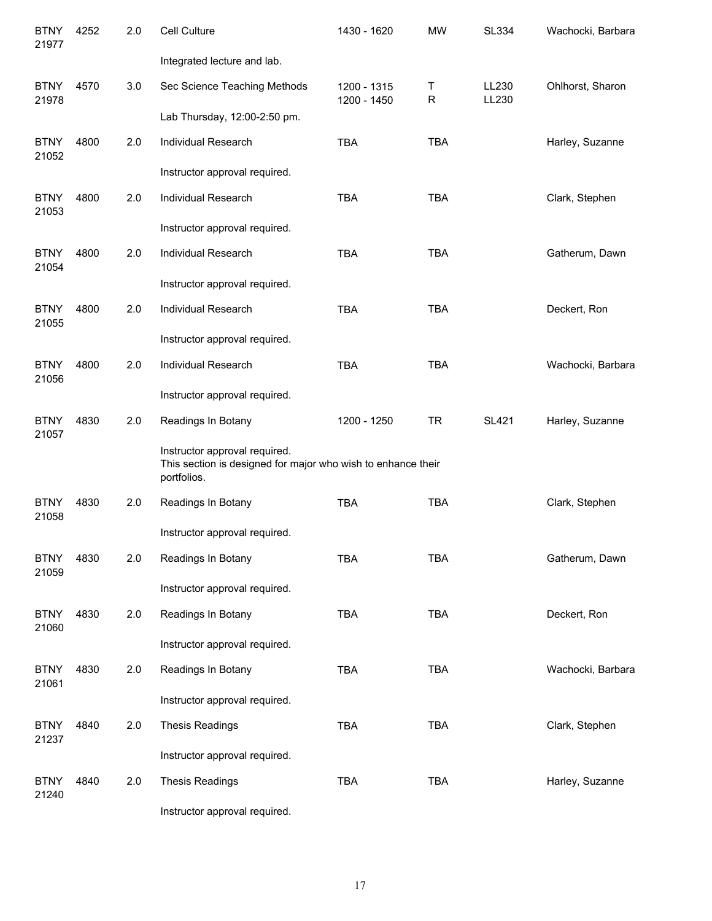| Subject / CRN | Course | Credits | Title | Time | Days | Room | Instructor |
|---|---|---|---|---|---|---|---|
| BTNY 21977 | 4252 | 2.0 | Cell Culture | 1430 - 1620 | MW | SL334 | Wachocki, Barbara |
| | | | Integrated lecture and lab. | | | | |
| BTNY 21978 | 4570 | 3.0 | Sec Science Teaching Methods | 1200 - 1315<br>1200 - 1450 | T<br>R | LL230<br>LL230 | Ohlhorst, Sharon |
| | | | Lab Thursday, 12:00-2:50 pm. | | | | |
| BTNY 21052 | 4800 | 2.0 | Individual Research | TBA | TBA | | Harley, Suzanne |
| | | | Instructor approval required. | | | | |
| BTNY 21053 | 4800 | 2.0 | Individual Research | TBA | TBA | | Clark, Stephen |
| | | | Instructor approval required. | | | | |
| BTNY 21054 | 4800 | 2.0 | Individual Research | TBA | TBA | | Gatherum, Dawn |
| | | | Instructor approval required. | | | | |
| BTNY 21055 | 4800 | 2.0 | Individual Research | TBA | TBA | | Deckert, Ron |
| | | | Instructor approval required. | | | | |
| BTNY 21056 | 4800 | 2.0 | Individual Research | TBA | TBA | | Wachocki, Barbara |
| | | | Instructor approval required. | | | | |
| BTNY 21057 | 4830 | 2.0 | Readings In Botany | 1200 - 1250 | TR | SL421 | Harley, Suzanne |
| | | | Instructor approval required.<br>This section is designed for major who wish to enhance their portfolios. | | | | |
| BTNY 21058 | 4830 | 2.0 | Readings In Botany | TBA | TBA | | Clark, Stephen |
| | | | Instructor approval required. | | | | |
| BTNY 21059 | 4830 | 2.0 | Readings In Botany | TBA | TBA | | Gatherum, Dawn |
| | | | Instructor approval required. | | | | |
| BTNY 21060 | 4830 | 2.0 | Readings In Botany | TBA | TBA | | Deckert, Ron |
| | | | Instructor approval required. | | | | |
| BTNY 21061 | 4830 | 2.0 | Readings In Botany | TBA | TBA | | Wachocki, Barbara |
| | | | Instructor approval required. | | | | |
| BTNY 21237 | 4840 | 2.0 | Thesis Readings | TBA | TBA | | Clark, Stephen |
| | | | Instructor approval required. | | | | |
| BTNY 21240 | 4840 | 2.0 | Thesis Readings | TBA | TBA | | Harley, Suzanne |
| | | | Instructor approval required. | | | | |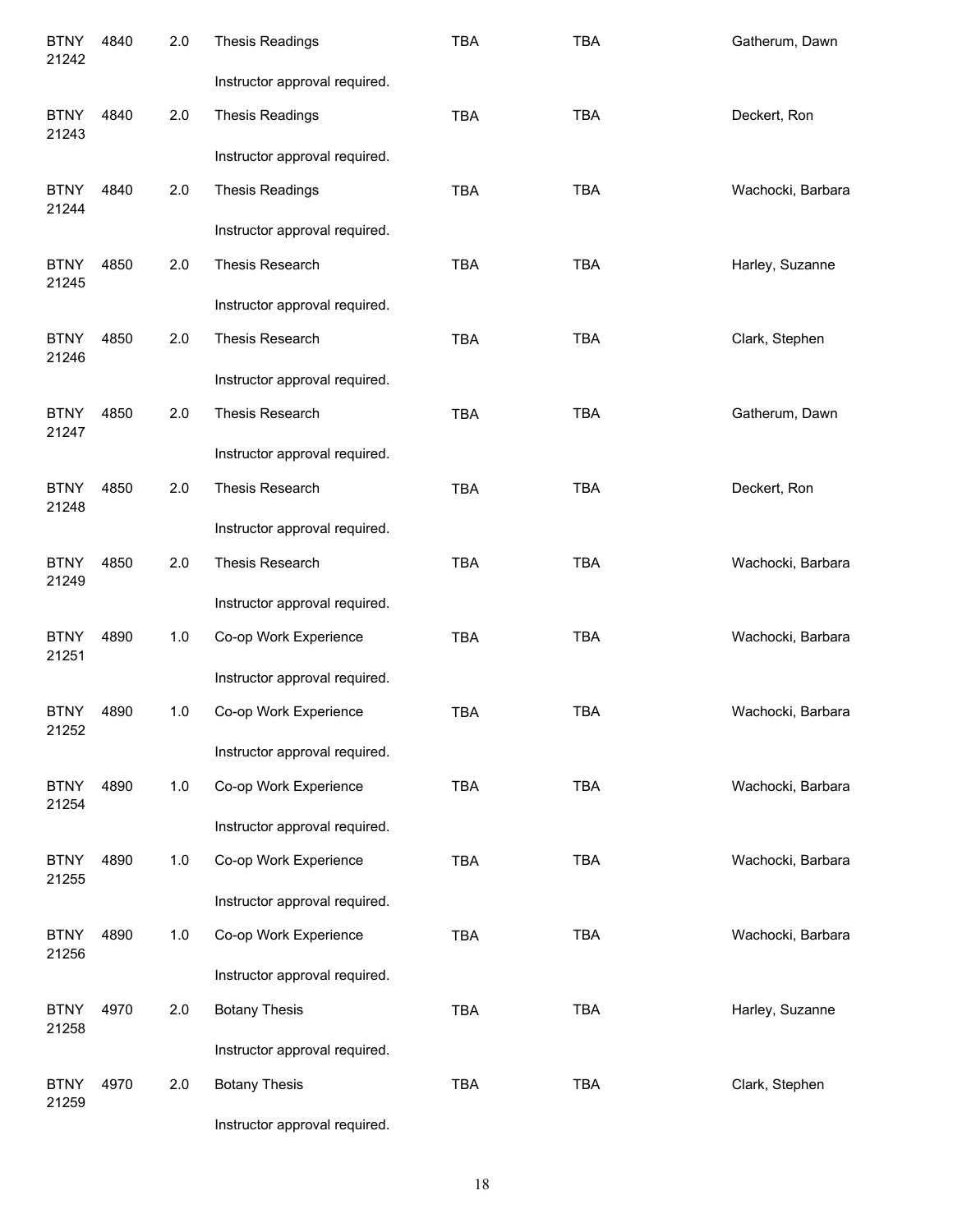| | | | | | | |
|---|---|---|---|---|---|---|
| BTNY 21242 | 4840 | 2.0 | Thesis Readings | TBA | TBA | Gatherum, Dawn |
| | | | Instructor approval required. | | | |
| BTNY 21243 | 4840 | 2.0 | Thesis Readings | TBA | TBA | Deckert, Ron |
| | | | Instructor approval required. | | | |
| BTNY 21244 | 4840 | 2.0 | Thesis Readings | TBA | TBA | Wachocki, Barbara |
| | | | Instructor approval required. | | | |
| BTNY 21245 | 4850 | 2.0 | Thesis Research | TBA | TBA | Harley, Suzanne |
| | | | Instructor approval required. | | | |
| BTNY 21246 | 4850 | 2.0 | Thesis Research | TBA | TBA | Clark, Stephen |
| | | | Instructor approval required. | | | |
| BTNY 21247 | 4850 | 2.0 | Thesis Research | TBA | TBA | Gatherum, Dawn |
| | | | Instructor approval required. | | | |
| BTNY 21248 | 4850 | 2.0 | Thesis Research | TBA | TBA | Deckert, Ron |
| | | | Instructor approval required. | | | |
| BTNY 21249 | 4850 | 2.0 | Thesis Research | TBA | TBA | Wachocki, Barbara |
| | | | Instructor approval required. | | | |
| BTNY 21251 | 4890 | 1.0 | Co-op Work Experience | TBA | TBA | Wachocki, Barbara |
| | | | Instructor approval required. | | | |
| BTNY 21252 | 4890 | 1.0 | Co-op Work Experience | TBA | TBA | Wachocki, Barbara |
| | | | Instructor approval required. | | | |
| BTNY 21254 | 4890 | 1.0 | Co-op Work Experience | TBA | TBA | Wachocki, Barbara |
| | | | Instructor approval required. | | | |
| BTNY 21255 | 4890 | 1.0 | Co-op Work Experience | TBA | TBA | Wachocki, Barbara |
| | | | Instructor approval required. | | | |
| BTNY 21256 | 4890 | 1.0 | Co-op Work Experience | TBA | TBA | Wachocki, Barbara |
| | | | Instructor approval required. | | | |
| BTNY 21258 | 4970 | 2.0 | Botany Thesis | TBA | TBA | Harley, Suzanne |
| | | | Instructor approval required. | | | |
| BTNY 21259 | 4970 | 2.0 | Botany Thesis | TBA | TBA | Clark, Stephen |
| | | | Instructor approval required. | | | |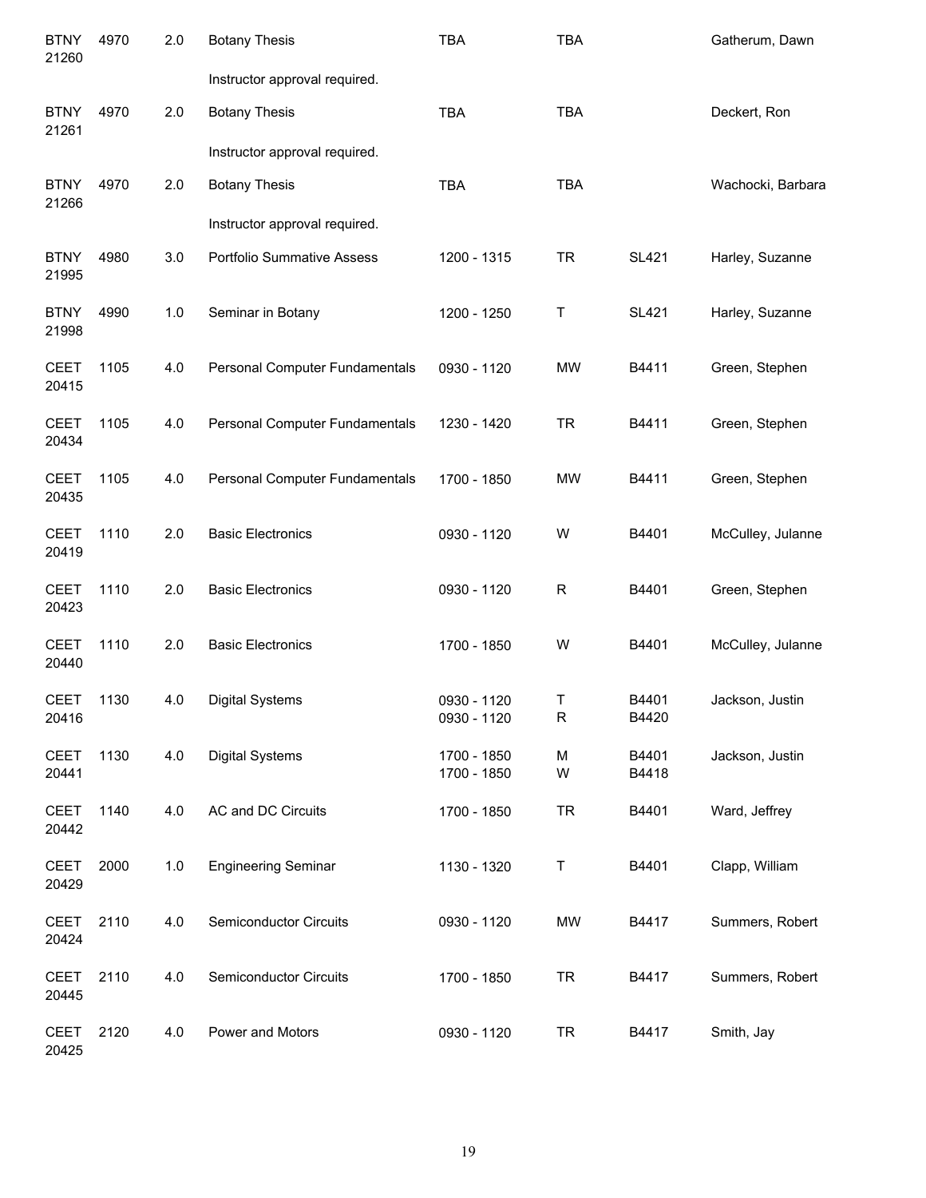| Subject / CRN | Course | Credits | Title | Time | Days | Room | Instructor |
|---|---|---|---|---|---|---|---|
| BTNY 21260 | 4970 | 2.0 | Botany Thesis | TBA | TBA | | Gatherum, Dawn |
| | | | Instructor approval required. | | | | |
| BTNY 21261 | 4970 | 2.0 | Botany Thesis | TBA | TBA | | Deckert, Ron |
| | | | Instructor approval required. | | | | |
| BTNY 21266 | 4970 | 2.0 | Botany Thesis | TBA | TBA | | Wachocki, Barbara |
| | | | Instructor approval required. | | | | |
| BTNY 21995 | 4980 | 3.0 | Portfolio Summative Assess | 1200 - 1315 | TR | SL421 | Harley, Suzanne |
| BTNY 21998 | 4990 | 1.0 | Seminar in Botany | 1200 - 1250 | T | SL421 | Harley, Suzanne |
| CEET 20415 | 1105 | 4.0 | Personal Computer Fundamentals | 0930 - 1120 | MW | B4411 | Green, Stephen |
| CEET 20434 | 1105 | 4.0 | Personal Computer Fundamentals | 1230 - 1420 | TR | B4411 | Green, Stephen |
| CEET 20435 | 1105 | 4.0 | Personal Computer Fundamentals | 1700 - 1850 | MW | B4411 | Green, Stephen |
| CEET 20419 | 1110 | 2.0 | Basic Electronics | 0930 - 1120 | W | B4401 | McCulley, Julanne |
| CEET 20423 | 1110 | 2.0 | Basic Electronics | 0930 - 1120 | R | B4401 | Green, Stephen |
| CEET 20440 | 1110 | 2.0 | Basic Electronics | 1700 - 1850 | W | B4401 | McCulley, Julanne |
| CEET 20416 | 1130 | 4.0 | Digital Systems | 0930 - 1120<br>0930 - 1120 | T<br>R | B4401<br>B4420 | Jackson, Justin |
| CEET 20441 | 1130 | 4.0 | Digital Systems | 1700 - 1850<br>1700 - 1850 | M<br>W | B4401<br>B4418 | Jackson, Justin |
| CEET 20442 | 1140 | 4.0 | AC and DC Circuits | 1700 - 1850 | TR | B4401 | Ward, Jeffrey |
| CEET 20429 | 2000 | 1.0 | Engineering Seminar | 1130 - 1320 | T | B4401 | Clapp, William |
| CEET 20424 | 2110 | 4.0 | Semiconductor Circuits | 0930 - 1120 | MW | B4417 | Summers, Robert |
| CEET 20445 | 2110 | 4.0 | Semiconductor Circuits | 1700 - 1850 | TR | B4417 | Summers, Robert |
| CEET 20425 | 2120 | 4.0 | Power and Motors | 0930 - 1120 | TR | B4417 | Smith, Jay |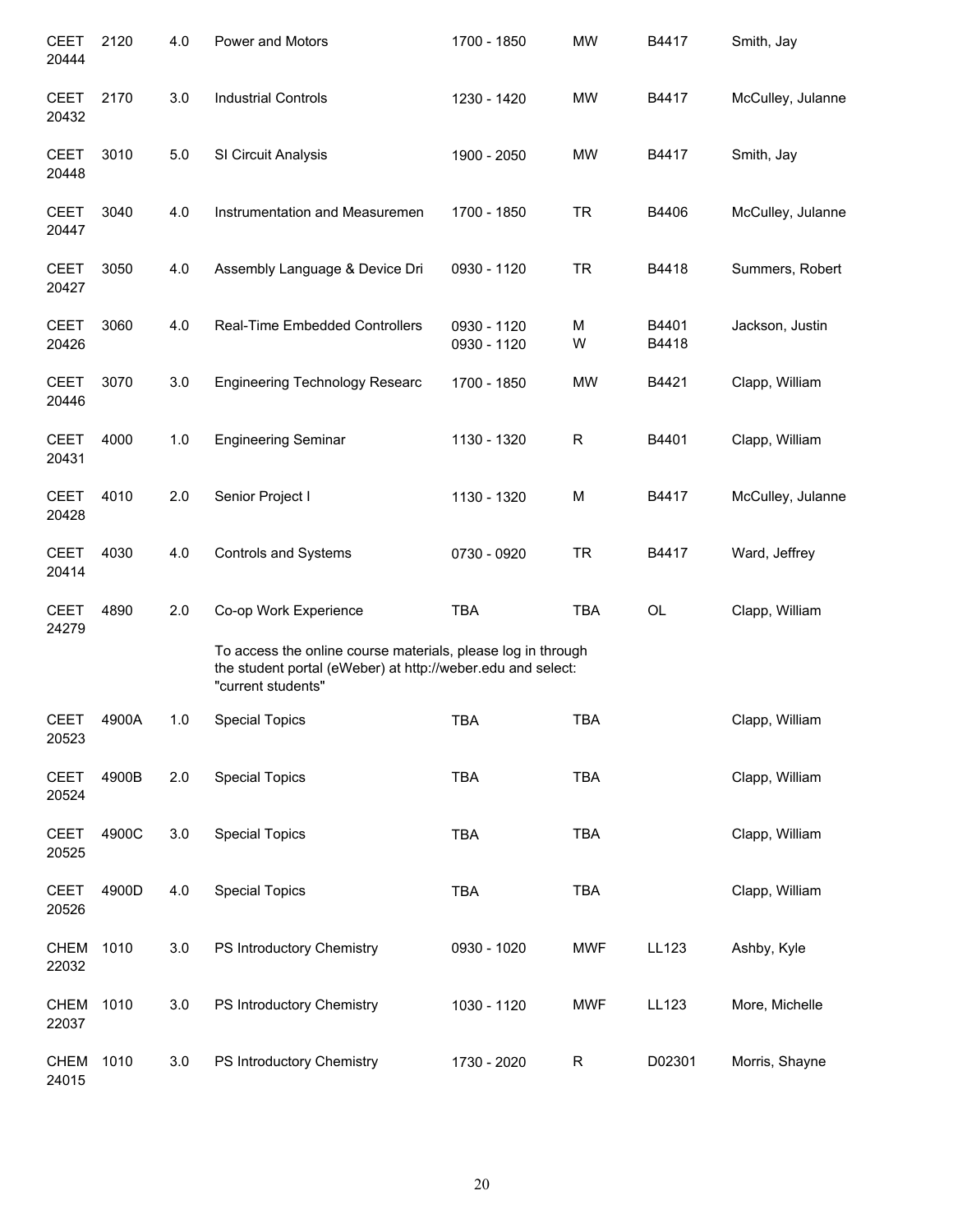| | | | | | | | |
|---|---|---|---|---|---|---|---|
| CEET 20444 | 2120 | 4.0 | Power and Motors | 1700 - 1850 | MW | B4417 | Smith, Jay |
| CEET 20432 | 2170 | 3.0 | Industrial Controls | 1230 - 1420 | MW | B4417 | McCulley, Julanne |
| CEET 20448 | 3010 | 5.0 | SI Circuit Analysis | 1900 - 2050 | MW | B4417 | Smith, Jay |
| CEET 20447 | 3040 | 4.0 | Instrumentation and Measuremen | 1700 - 1850 | TR | B4406 | McCulley, Julanne |
| CEET 20427 | 3050 | 4.0 | Assembly Language & Device Dri | 0930 - 1120 | TR | B4418 | Summers, Robert |
| CEET 20426 | 3060 | 4.0 | Real-Time Embedded Controllers | 0930 - 1120<br>0930 - 1120 | M<br>W | B4401<br>B4418 | Jackson, Justin |
| CEET 20446 | 3070 | 3.0 | Engineering Technology Researc | 1700 - 1850 | MW | B4421 | Clapp, William |
| CEET 20431 | 4000 | 1.0 | Engineering Seminar | 1130 - 1320 | R | B4401 | Clapp, William |
| CEET 20428 | 4010 | 2.0 | Senior Project I | 1130 - 1320 | M | B4417 | McCulley, Julanne |
| CEET 20414 | 4030 | 4.0 | Controls and Systems | 0730 - 0920 | TR | B4417 | Ward, Jeffrey |
| CEET 24279 | 4890 | 2.0 | Co-op Work Experience | TBA | TBA | OL | Clapp, William |
| | | | To access the online course materials, please log in through the student portal (eWeber) at http://weber.edu and select: "current students" | | | | |
| CEET 20523 | 4900A | 1.0 | Special Topics | TBA | TBA | | Clapp, William |
| CEET 20524 | 4900B | 2.0 | Special Topics | TBA | TBA | | Clapp, William |
| CEET 20525 | 4900C | 3.0 | Special Topics | TBA | TBA | | Clapp, William |
| CEET 20526 | 4900D | 4.0 | Special Topics | TBA | TBA | | Clapp, William |
| CHEM 22032 | 1010 | 3.0 | PS Introductory Chemistry | 0930 - 1020 | MWF | LL123 | Ashby, Kyle |
| CHEM 22037 | 1010 | 3.0 | PS Introductory Chemistry | 1030 - 1120 | MWF | LL123 | More, Michelle |
| CHEM 24015 | 1010 | 3.0 | PS Introductory Chemistry | 1730 - 2020 | R | D02301 | Morris, Shayne |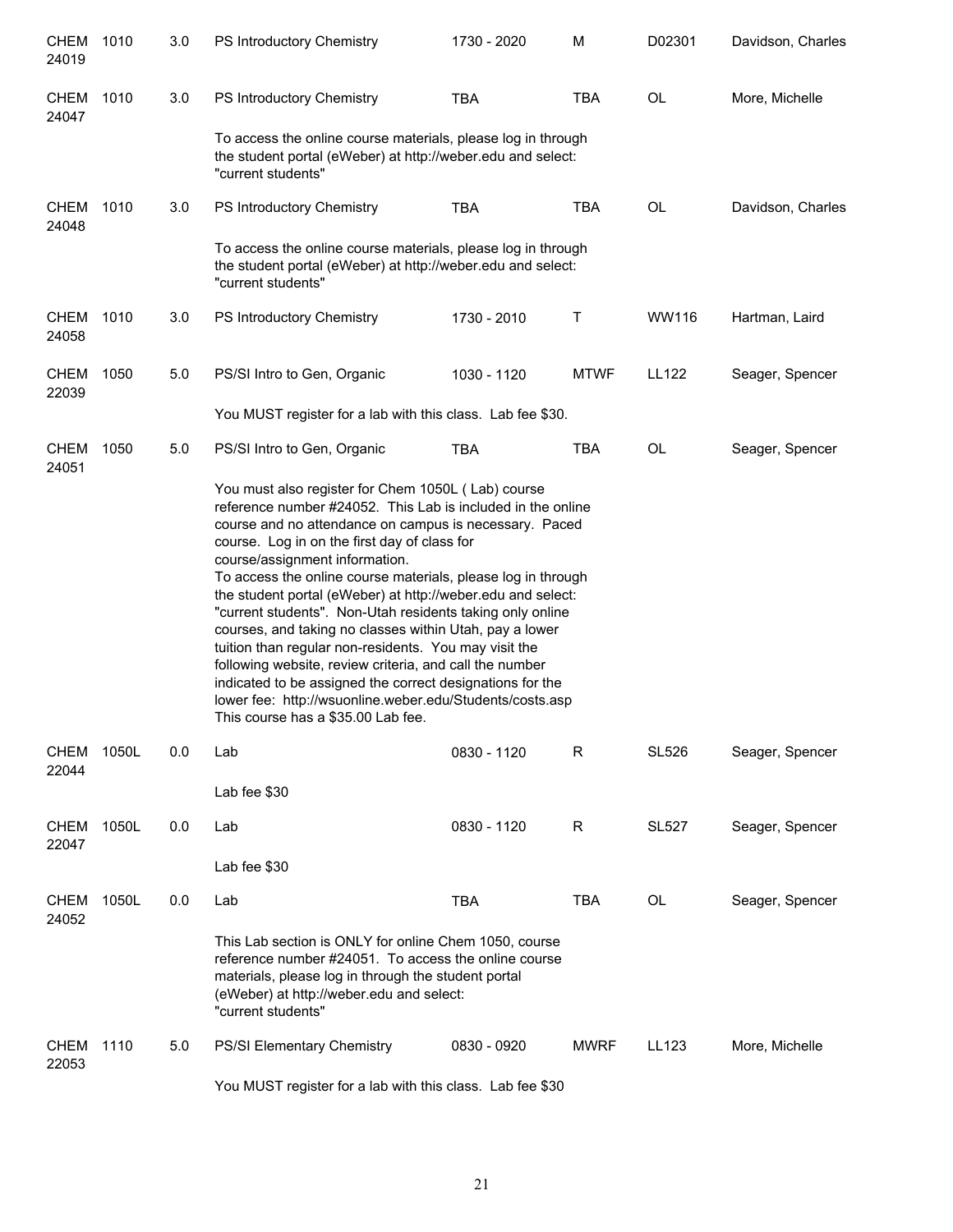| | | | | | | | |
|---|---|---|---|---|---|---|---|
| CHEM 24019 | 1010 | 3.0 | PS Introductory Chemistry | 1730 - 2020 | M | D02301 | Davidson, Charles |
| CHEM 24047 | 1010 | 3.0 | PS Introductory Chemistry | TBA | TBA | OL | More, Michelle |
| | | | To access the online course materials, please log in through the student portal (eWeber) at http://weber.edu and select: "current students" | | | | |
| CHEM 24048 | 1010 | 3.0 | PS Introductory Chemistry | TBA | TBA | OL | Davidson, Charles |
| | | | To access the online course materials, please log in through the student portal (eWeber) at http://weber.edu and select: "current students" | | | | |
| CHEM 24058 | 1010 | 3.0 | PS Introductory Chemistry | 1730 - 2010 | T | WW116 | Hartman, Laird |
| CHEM 22039 | 1050 | 5.0 | PS/SI Intro to Gen, Organic | 1030 - 1120 | MTWF | LL122 | Seager, Spencer |
| | | | You MUST register for a lab with this class. Lab fee $30. | | | | |
| CHEM 24051 | 1050 | 5.0 | PS/SI Intro to Gen, Organic | TBA | TBA | OL | Seager, Spencer |
| | | | You must also register for Chem 1050L ( Lab) course reference number #24052. This Lab is included in the online course and no attendance on campus is necessary. Paced course. Log in on the first day of class for course/assignment information. To access the online course materials, please log in through the student portal (eWeber) at http://weber.edu and select: "current students". Non-Utah residents taking only online courses, and taking no classes within Utah, pay a lower tuition than regular non-residents. You may visit the following website, review criteria, and call the number indicated to be assigned the correct designations for the lower fee: http://wsuonline.weber.edu/Students/costs.asp This course has a $35.00 Lab fee. | | | | |
| CHEM 22044 | 1050L | 0.0 | Lab | 0830 - 1120 | R | SL526 | Seager, Spencer |
| | | | Lab fee $30 | | | | |
| CHEM 22047 | 1050L | 0.0 | Lab | 0830 - 1120 | R | SL527 | Seager, Spencer |
| | | | Lab fee $30 | | | | |
| CHEM 24052 | 1050L | 0.0 | Lab | TBA | TBA | OL | Seager, Spencer |
| | | | This Lab section is ONLY for online Chem 1050, course reference number #24051. To access the online course materials, please log in through the student portal (eWeber) at http://weber.edu and select: "current students" | | | | |
| CHEM 22053 | 1110 | 5.0 | PS/SI Elementary Chemistry | 0830 - 0920 | MWRF | LL123 | More, Michelle |
| | | | You MUST register for a lab with this class. Lab fee $30 | | | | |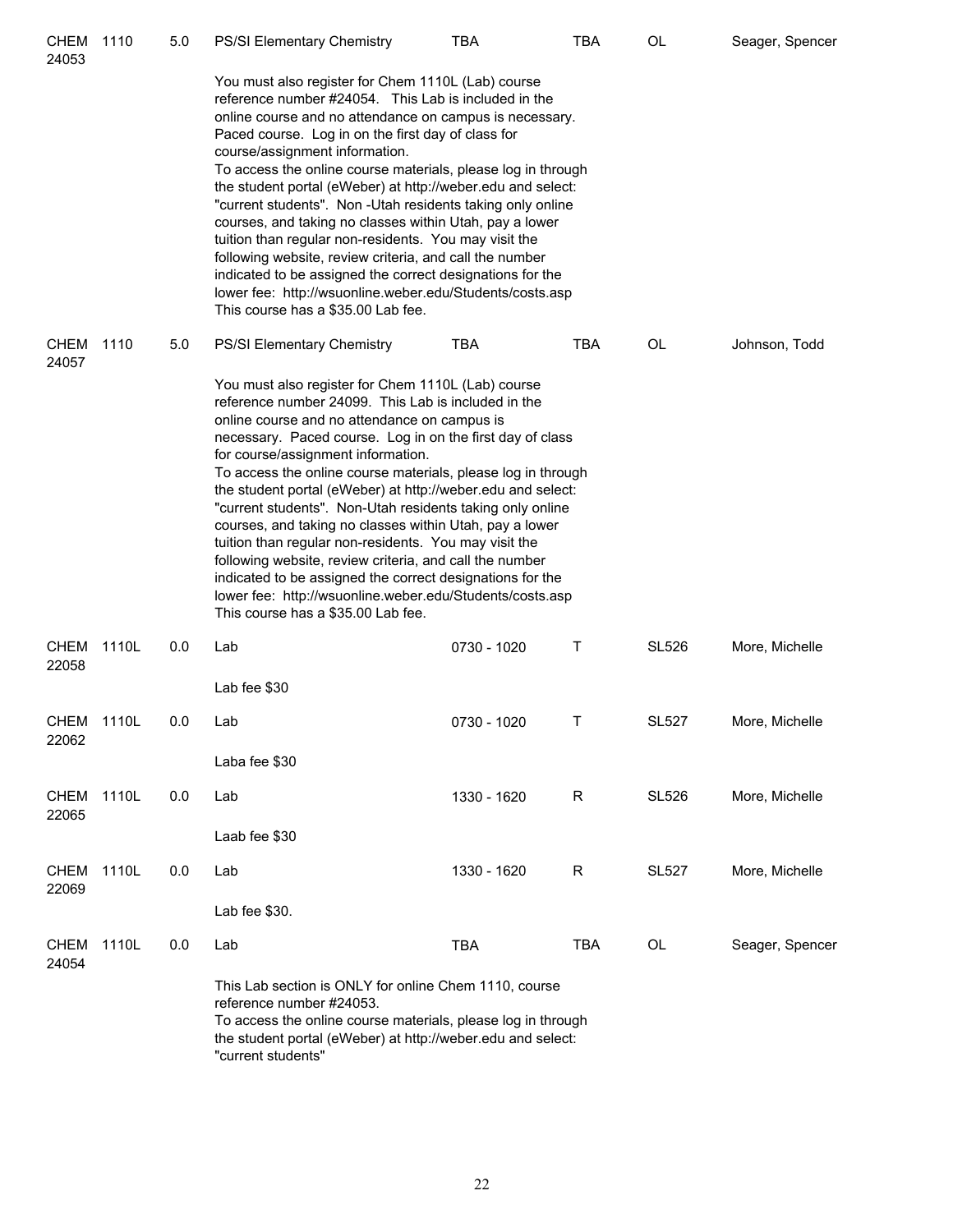| Course | Number | Credits | Title | Time | Days | Room | Instructor |
|---|---|---|---|---|---|---|---|
| CHEM 24053 | 1110 | 5.0 | PS/SI Elementary Chemistry | TBA | TBA | OL | Seager, Spencer |
| | | | You must also register for Chem 1110L (Lab) course reference number #24054. This Lab is included in the online course and no attendance on campus is necessary. Paced course. Log in on the first day of class for course/assignment information. To access the online course materials, please log in through the student portal (eWeber) at http://weber.edu and select: "current students". Non -Utah residents taking only online courses, and taking no classes within Utah, pay a lower tuition than regular non-residents. You may visit the following website, review criteria, and call the number indicated to be assigned the correct designations for the lower fee: http://wsuonline.weber.edu/Students/costs.asp This course has a $35.00 Lab fee. | | | | |
| CHEM 24057 | 1110 | 5.0 | PS/SI Elementary Chemistry | TBA | TBA | OL | Johnson, Todd |
| | | | You must also register for Chem 1110L (Lab) course reference number 24099. This Lab is included in the online course and no attendance on campus is necessary. Paced course. Log in on the first day of class for course/assignment information. To access the online course materials, please log in through the student portal (eWeber) at http://weber.edu and select: "current students". Non-Utah residents taking only online courses, and taking no classes within Utah, pay a lower tuition than regular non-residents. You may visit the following website, review criteria, and call the number indicated to be assigned the correct designations for the lower fee: http://wsuonline.weber.edu/Students/costs.asp This course has a $35.00 Lab fee. | | | | |
| CHEM 22058 | 1110L | 0.0 | Lab | 0730 - 1020 | T | SL526 | More, Michelle |
| | | | Lab fee $30 | | | | |
| CHEM 22062 | 1110L | 0.0 | Lab | 0730 - 1020 | T | SL527 | More, Michelle |
| | | | Laba fee $30 | | | | |
| CHEM 22065 | 1110L | 0.0 | Lab | 1330 - 1620 | R | SL526 | More, Michelle |
| | | | Laab fee $30 | | | | |
| CHEM 22069 | 1110L | 0.0 | Lab | 1330 - 1620 | R | SL527 | More, Michelle |
| | | | Lab fee $30. | | | | |
| CHEM 24054 | 1110L | 0.0 | Lab | TBA | TBA | OL | Seager, Spencer |
| | | | This Lab section is ONLY for online Chem 1110, course reference number #24053. To access the online course materials, please log in through the student portal (eWeber) at http://weber.edu and select: "current students" | | | | |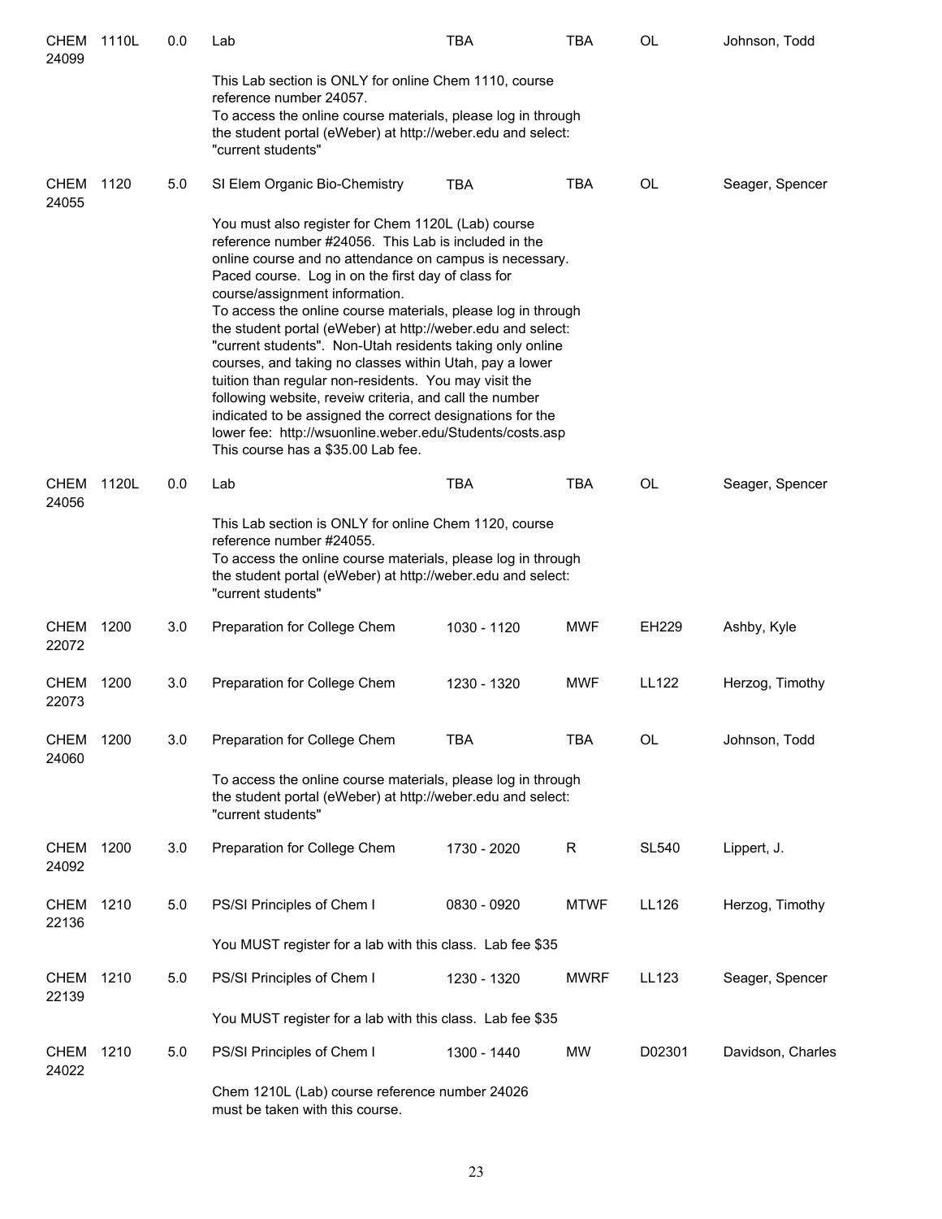| Course | Number | Credits | Title | Time | Days | Room | Instructor |
|---|---|---|---|---|---|---|---|
| CHEM 24099 | 1110L | 0.0 | Lab | TBA | TBA | OL | Johnson, Todd |
| | | | This Lab section is ONLY for online Chem 1110, course reference number 24057. To access the online course materials, please log in through the student portal (eWeber) at http://weber.edu and select: "current students" | | | | |
| CHEM 24055 | 1120 | 5.0 | SI Elem Organic Bio-Chemistry | TBA | TBA | OL | Seager, Spencer |
| | | | You must also register for Chem 1120L (Lab) course reference number #24056. This Lab is included in the online course and no attendance on campus is necessary. Paced course. Log in on the first day of class for course/assignment information. To access the online course materials, please log in through the student portal (eWeber) at http://weber.edu and select: "current students". Non-Utah residents taking only online courses, and taking no classes within Utah, pay a lower tuition than regular non-residents. You may visit the following website, reveiw criteria, and call the number indicated to be assigned the correct designations for the lower fee: http://wsuonline.weber.edu/Students/costs.asp This course has a $35.00 Lab fee. | | | | |
| CHEM 24056 | 1120L | 0.0 | Lab | TBA | TBA | OL | Seager, Spencer |
| | | | This Lab section is ONLY for online Chem 1120, course reference number #24055. To access the online course materials, please log in through the student portal (eWeber) at http://weber.edu and select: "current students" | | | | |
| CHEM 22072 | 1200 | 3.0 | Preparation for College Chem | 1030 - 1120 | MWF | EH229 | Ashby, Kyle |
| CHEM 22073 | 1200 | 3.0 | Preparation for College Chem | 1230 - 1320 | MWF | LL122 | Herzog, Timothy |
| CHEM 24060 | 1200 | 3.0 | Preparation for College Chem | TBA | TBA | OL | Johnson, Todd |
| | | | To access the online course materials, please log in through the student portal (eWeber) at http://weber.edu and select: "current students" | | | | |
| CHEM 24092 | 1200 | 3.0 | Preparation for College Chem | 1730 - 2020 | R | SL540 | Lippert, J. |
| CHEM 22136 | 1210 | 5.0 | PS/SI Principles of Chem I | 0830 - 0920 | MTWF | LL126 | Herzog, Timothy |
| | | | You MUST register for a lab with this class. Lab fee $35 | | | | |
| CHEM 22139 | 1210 | 5.0 | PS/SI Principles of Chem I | 1230 - 1320 | MWRF | LL123 | Seager, Spencer |
| | | | You MUST register for a lab with this class. Lab fee $35 | | | | |
| CHEM 24022 | 1210 | 5.0 | PS/SI Principles of Chem I | 1300 - 1440 | MW | D02301 | Davidson, Charles |
| | | | Chem 1210L (Lab) course reference number 24026 must be taken with this course. | | | | |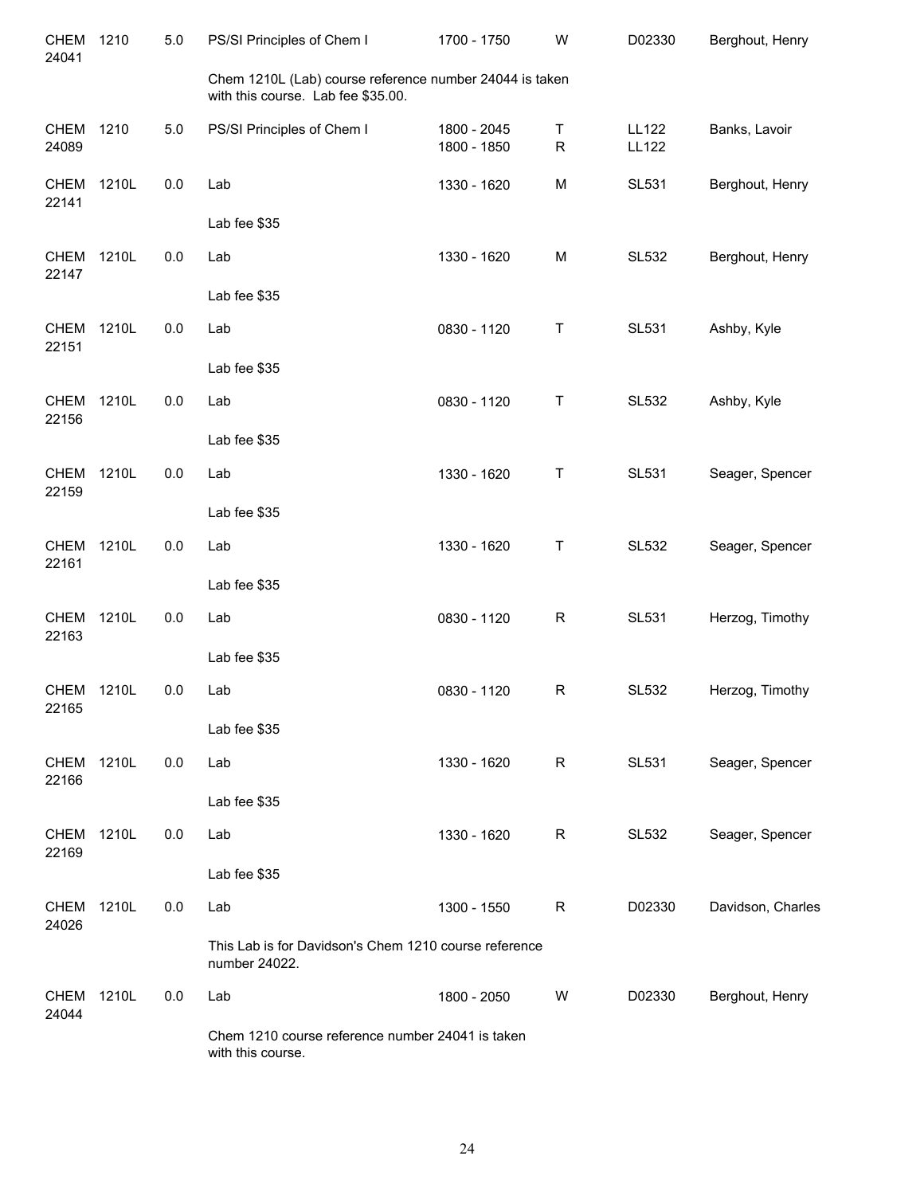| Course | Number | Credits | Title | Time | Days | Room | Instructor |
|---|---|---|---|---|---|---|---|
| CHEM 24041 | 1210 | 5.0 | PS/SI Principles of Chem I | 1700 - 1750 | W | D02330 | Berghout, Henry |
| | | | Chem 1210L (Lab) course reference number 24044 is taken with this course. Lab fee $35.00. | | | | |
| CHEM 24089 | 1210 | 5.0 | PS/SI Principles of Chem I | 1800 - 2045 | T | LL122 | Banks, Lavoir |
| | | | | 1800 - 1850 | R | LL122 | |
| CHEM 22141 | 1210L | 0.0 | Lab | 1330 - 1620 | M | SL531 | Berghout, Henry |
| | | | Lab fee $35 | | | | |
| CHEM 22147 | 1210L | 0.0 | Lab | 1330 - 1620 | M | SL532 | Berghout, Henry |
| | | | Lab fee $35 | | | | |
| CHEM 22151 | 1210L | 0.0 | Lab | 0830 - 1120 | T | SL531 | Ashby, Kyle |
| | | | Lab fee $35 | | | | |
| CHEM 22156 | 1210L | 0.0 | Lab | 0830 - 1120 | T | SL532 | Ashby, Kyle |
| | | | Lab fee $35 | | | | |
| CHEM 22159 | 1210L | 0.0 | Lab | 1330 - 1620 | T | SL531 | Seager, Spencer |
| | | | Lab fee $35 | | | | |
| CHEM 22161 | 1210L | 0.0 | Lab | 1330 - 1620 | T | SL532 | Seager, Spencer |
| | | | Lab fee $35 | | | | |
| CHEM 22163 | 1210L | 0.0 | Lab | 0830 - 1120 | R | SL531 | Herzog, Timothy |
| | | | Lab fee $35 | | | | |
| CHEM 22165 | 1210L | 0.0 | Lab | 0830 - 1120 | R | SL532 | Herzog, Timothy |
| | | | Lab fee $35 | | | | |
| CHEM 22166 | 1210L | 0.0 | Lab | 1330 - 1620 | R | SL531 | Seager, Spencer |
| | | | Lab fee $35 | | | | |
| CHEM 22169 | 1210L | 0.0 | Lab | 1330 - 1620 | R | SL532 | Seager, Spencer |
| | | | Lab fee $35 | | | | |
| CHEM 24026 | 1210L | 0.0 | Lab | 1300 - 1550 | R | D02330 | Davidson, Charles |
| | | | This Lab is for Davidson's Chem 1210 course reference number 24022. | | | | |
| CHEM 24044 | 1210L | 0.0 | Lab | 1800 - 2050 | W | D02330 | Berghout, Henry |
| | | | Chem 1210 course reference number 24041 is taken with this course. | | | | |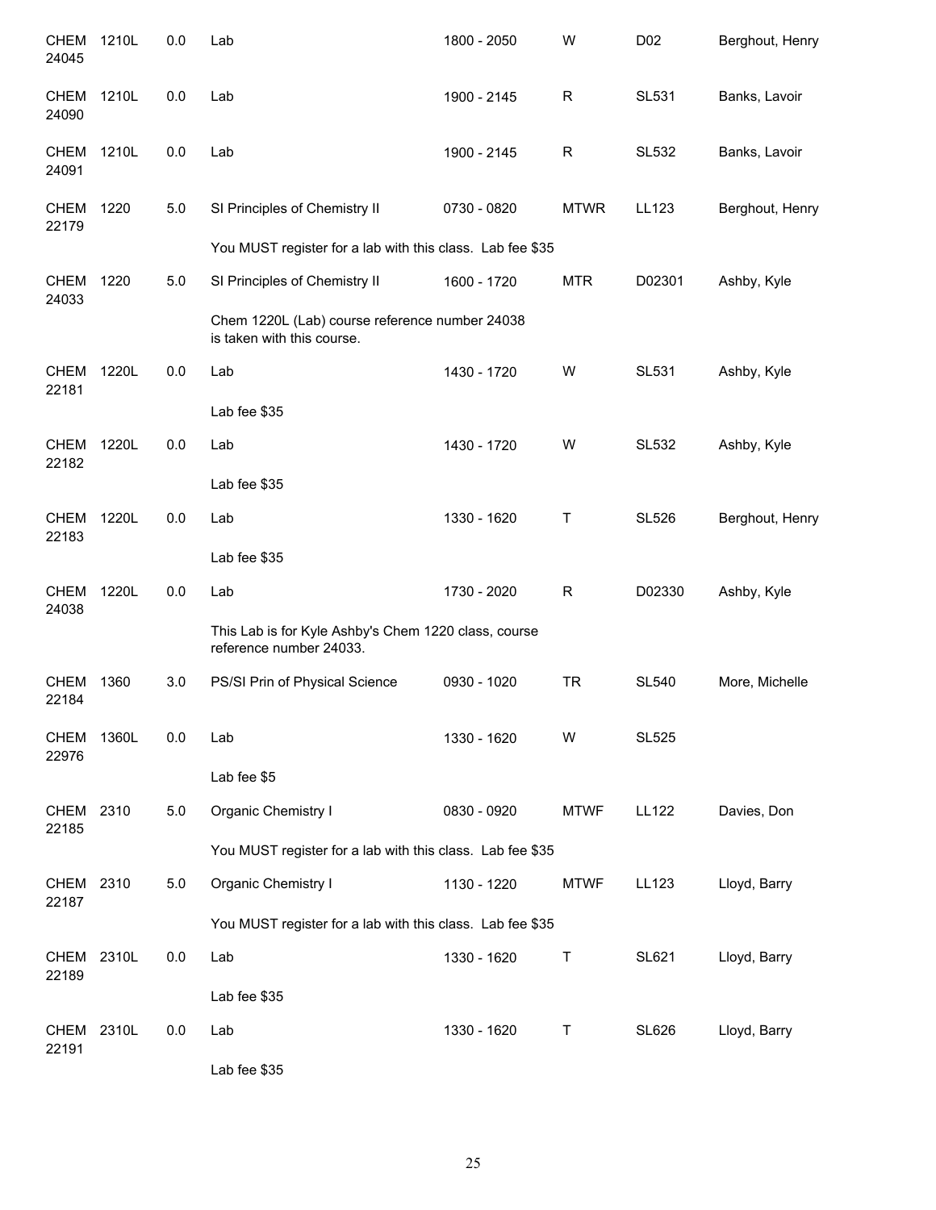| Subject / CRN | Course | Credits | Title | Time | Days | Room | Instructor |
|---|---|---|---|---|---|---|---|
| CHEM 24045 | 1210L | 0.0 | Lab | 1800 - 2050 | W | D02 | Berghout, Henry |
| CHEM 24090 | 1210L | 0.0 | Lab | 1900 - 2145 | R | SL531 | Banks, Lavoir |
| CHEM 24091 | 1210L | 0.0 | Lab | 1900 - 2145 | R | SL532 | Banks, Lavoir |
| CHEM 22179 | 1220 | 5.0 | SI Principles of Chemistry II | 0730 - 0820 | MTWR | LL123 | Berghout, Henry |
| | | | You MUST register for a lab with this class. Lab fee $35 | | | | |
| CHEM 24033 | 1220 | 5.0 | SI Principles of Chemistry II | 1600 - 1720 | MTR | D02301 | Ashby, Kyle |
| | | | Chem 1220L (Lab) course reference number 24038 is taken with this course. | | | | |
| CHEM 22181 | 1220L | 0.0 | Lab | 1430 - 1720 | W | SL531 | Ashby, Kyle |
| | | | Lab fee $35 | | | | |
| CHEM 22182 | 1220L | 0.0 | Lab | 1430 - 1720 | W | SL532 | Ashby, Kyle |
| | | | Lab fee $35 | | | | |
| CHEM 22183 | 1220L | 0.0 | Lab | 1330 - 1620 | T | SL526 | Berghout, Henry |
| | | | Lab fee $35 | | | | |
| CHEM 24038 | 1220L | 0.0 | Lab | 1730 - 2020 | R | D02330 | Ashby, Kyle |
| | | | This Lab is for Kyle Ashby's Chem 1220 class, course reference number 24033. | | | | |
| CHEM 22184 | 1360 | 3.0 | PS/SI Prin of Physical Science | 0930 - 1020 | TR | SL540 | More, Michelle |
| CHEM 22976 | 1360L | 0.0 | Lab | 1330 - 1620 | W | SL525 | |
| | | | Lab fee $5 | | | | |
| CHEM 22185 | 2310 | 5.0 | Organic Chemistry I | 0830 - 0920 | MTWF | LL122 | Davies, Don |
| | | | You MUST register for a lab with this class. Lab fee $35 | | | | |
| CHEM 22187 | 2310 | 5.0 | Organic Chemistry I | 1130 - 1220 | MTWF | LL123 | Lloyd, Barry |
| | | | You MUST register for a lab with this class. Lab fee $35 | | | | |
| CHEM 22189 | 2310L | 0.0 | Lab | 1330 - 1620 | T | SL621 | Lloyd, Barry |
| | | | Lab fee $35 | | | | |
| CHEM 22191 | 2310L | 0.0 | Lab | 1330 - 1620 | T | SL626 | Lloyd, Barry |
| | | | Lab fee $35 | | | | |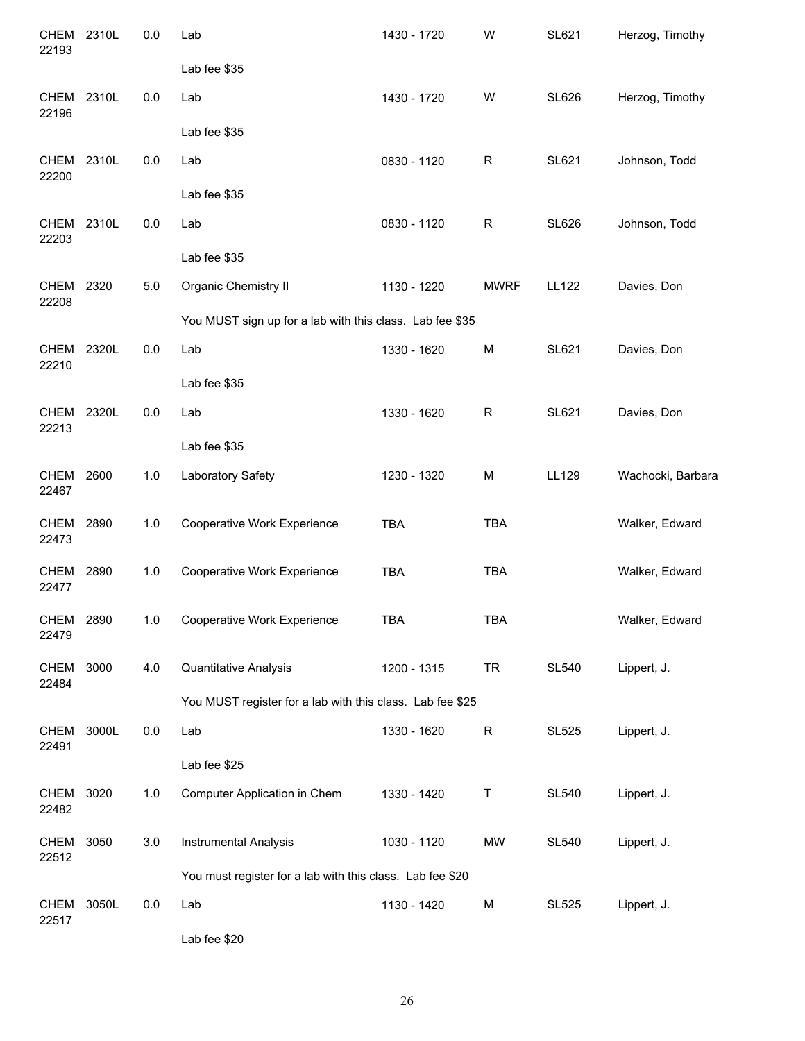| | | | | | | | |
|---|---|---|---|---|---|---|---|
| CHEM 22193 | 2310L | 0.0 | Lab | 1430 - 1720 | W | SL621 | Herzog, Timothy |
| | | | Lab fee $35 | | | | |
| CHEM 22196 | 2310L | 0.0 | Lab | 1430 - 1720 | W | SL626 | Herzog, Timothy |
| | | | Lab fee $35 | | | | |
| CHEM 22200 | 2310L | 0.0 | Lab | 0830 - 1120 | R | SL621 | Johnson, Todd |
| | | | Lab fee $35 | | | | |
| CHEM 22203 | 2310L | 0.0 | Lab | 0830 - 1120 | R | SL626 | Johnson, Todd |
| | | | Lab fee $35 | | | | |
| CHEM 22208 | 2320 | 5.0 | Organic Chemistry II | 1130 - 1220 | MWRF | LL122 | Davies, Don |
| | | | You MUST sign up for a lab with this class. Lab fee $35 | | | | |
| CHEM 22210 | 2320L | 0.0 | Lab | 1330 - 1620 | M | SL621 | Davies, Don |
| | | | Lab fee $35 | | | | |
| CHEM 22213 | 2320L | 0.0 | Lab | 1330 - 1620 | R | SL621 | Davies, Don |
| | | | Lab fee $35 | | | | |
| CHEM 22467 | 2600 | 1.0 | Laboratory Safety | 1230 - 1320 | M | LL129 | Wachocki, Barbara |
| CHEM 22473 | 2890 | 1.0 | Cooperative Work Experience | TBA | TBA | | Walker, Edward |
| CHEM 22477 | 2890 | 1.0 | Cooperative Work Experience | TBA | TBA | | Walker, Edward |
| CHEM 22479 | 2890 | 1.0 | Cooperative Work Experience | TBA | TBA | | Walker, Edward |
| CHEM 22484 | 3000 | 4.0 | Quantitative Analysis | 1200 - 1315 | TR | SL540 | Lippert, J. |
| | | | You MUST register for a lab with this class. Lab fee $25 | | | | |
| CHEM 22491 | 3000L | 0.0 | Lab | 1330 - 1620 | R | SL525 | Lippert, J. |
| | | | Lab fee $25 | | | | |
| CHEM 22482 | 3020 | 1.0 | Computer Application in Chem | 1330 - 1420 | T | SL540 | Lippert, J. |
| CHEM 22512 | 3050 | 3.0 | Instrumental Analysis | 1030 - 1120 | MW | SL540 | Lippert, J. |
| | | | You must register for a lab with this class. Lab fee $20 | | | | |
| CHEM 22517 | 3050L | 0.0 | Lab | 1130 - 1420 | M | SL525 | Lippert, J. |
| | | | Lab fee $20 | | | | |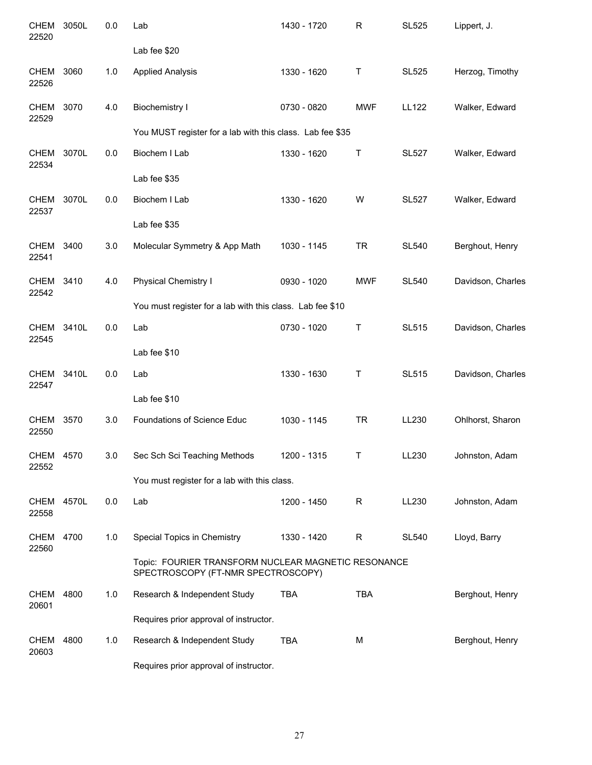| | | | | | | | |
|---|---|---|---|---|---|---|---|
| CHEM 22520 | 3050L | 0.0 | Lab | 1430 - 1720 | R | SL525 | Lippert, J. |
| | | | Lab fee $20 | | | | |
| CHEM 22526 | 3060 | 1.0 | Applied Analysis | 1330 - 1620 | T | SL525 | Herzog, Timothy |
| CHEM 22529 | 3070 | 4.0 | Biochemistry I | 0730 - 0820 | MWF | LL122 | Walker, Edward |
| | | | You MUST register for a lab with this class. Lab fee $35 | | | | |
| CHEM 22534 | 3070L | 0.0 | Biochem I Lab | 1330 - 1620 | T | SL527 | Walker, Edward |
| | | | Lab fee $35 | | | | |
| CHEM 22537 | 3070L | 0.0 | Biochem I Lab | 1330 - 1620 | W | SL527 | Walker, Edward |
| | | | Lab fee $35 | | | | |
| CHEM 22541 | 3400 | 3.0 | Molecular Symmetry & App Math | 1030 - 1145 | TR | SL540 | Berghout, Henry |
| CHEM 22542 | 3410 | 4.0 | Physical Chemistry I | 0930 - 1020 | MWF | SL540 | Davidson, Charles |
| | | | You must register for a lab with this class. Lab fee $10 | | | | |
| CHEM 22545 | 3410L | 0.0 | Lab | 0730 - 1020 | T | SL515 | Davidson, Charles |
| | | | Lab fee $10 | | | | |
| CHEM 22547 | 3410L | 0.0 | Lab | 1330 - 1630 | T | SL515 | Davidson, Charles |
| | | | Lab fee $10 | | | | |
| CHEM 22550 | 3570 | 3.0 | Foundations of Science Educ | 1030 - 1145 | TR | LL230 | Ohlhorst, Sharon |
| CHEM 22552 | 4570 | 3.0 | Sec Sch Sci Teaching Methods | 1200 - 1315 | T | LL230 | Johnston, Adam |
| | | | You must register for a lab with this class. | | | | |
| CHEM 22558 | 4570L | 0.0 | Lab | 1200 - 1450 | R | LL230 | Johnston, Adam |
| CHEM 22560 | 4700 | 1.0 | Special Topics in Chemistry | 1330 - 1420 | R | SL540 | Lloyd, Barry |
| | | | Topic: FOURIER TRANSFORM NUCLEAR MAGNETIC RESONANCE SPECTROSCOPY (FT-NMR SPECTROSCOPY) | | | | |
| CHEM 20601 | 4800 | 1.0 | Research & Independent Study | TBA | TBA | | Berghout, Henry |
| | | | Requires prior approval of instructor. | | | | |
| CHEM 20603 | 4800 | 1.0 | Research & Independent Study | TBA | M | | Berghout, Henry |
| | | | Requires prior approval of instructor. | | | | |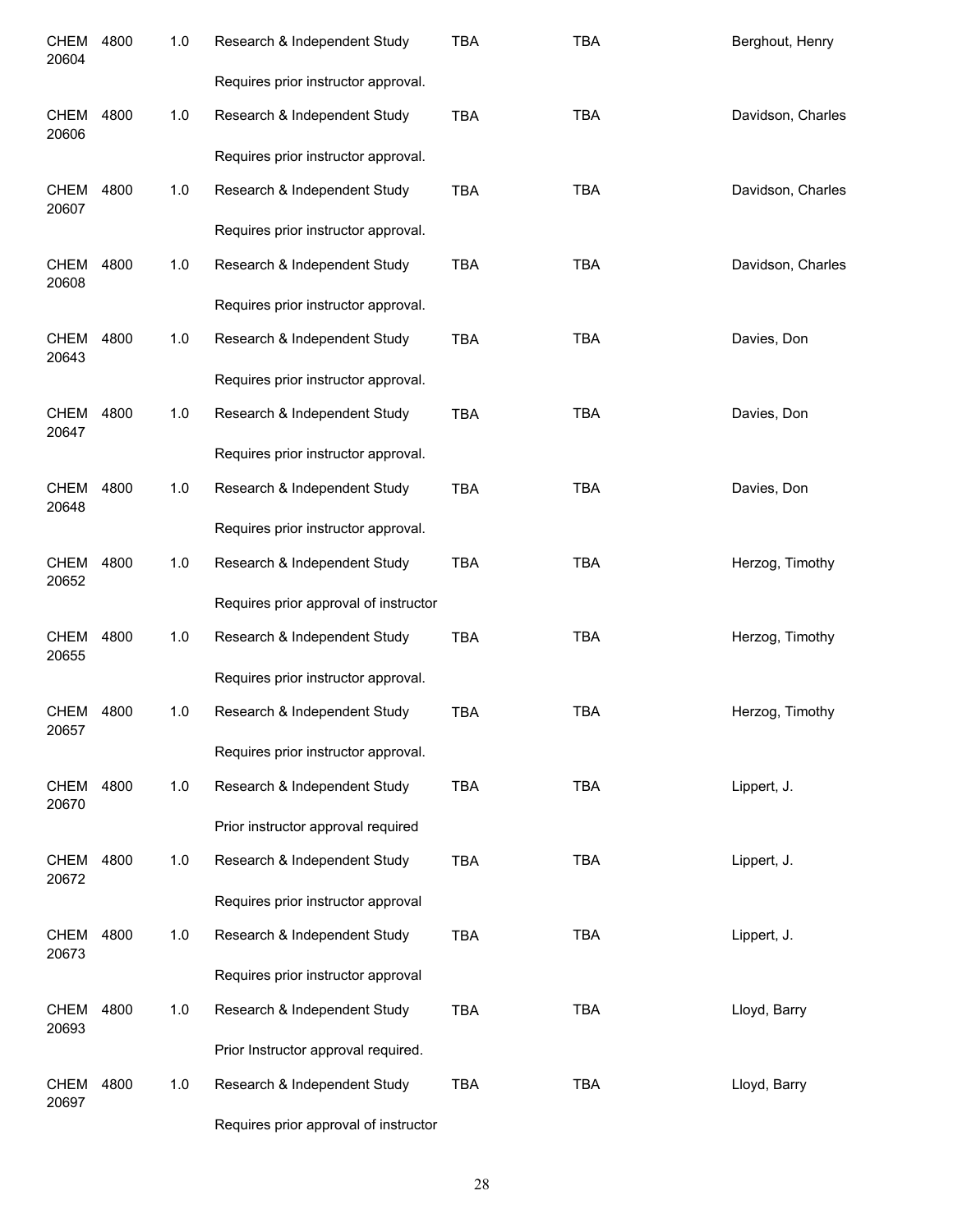| | | | | | | |
|---|---|---|---|---|---|---|
| CHEM 20604 | 4800 | 1.0 | Research & Independent Study | TBA | TBA | Berghout, Henry |
| | | | Requires prior instructor approval. | | | |
| CHEM 20606 | 4800 | 1.0 | Research & Independent Study | TBA | TBA | Davidson, Charles |
| | | | Requires prior instructor approval. | | | |
| CHEM 20607 | 4800 | 1.0 | Research & Independent Study | TBA | TBA | Davidson, Charles |
| | | | Requires prior instructor approval. | | | |
| CHEM 20608 | 4800 | 1.0 | Research & Independent Study | TBA | TBA | Davidson, Charles |
| | | | Requires prior instructor approval. | | | |
| CHEM 20643 | 4800 | 1.0 | Research & Independent Study | TBA | TBA | Davies, Don |
| | | | Requires prior instructor approval. | | | |
| CHEM 20647 | 4800 | 1.0 | Research & Independent Study | TBA | TBA | Davies, Don |
| | | | Requires prior instructor approval. | | | |
| CHEM 20648 | 4800 | 1.0 | Research & Independent Study | TBA | TBA | Davies, Don |
| | | | Requires prior instructor approval. | | | |
| CHEM 20652 | 4800 | 1.0 | Research & Independent Study | TBA | TBA | Herzog, Timothy |
| | | | Requires prior approval of instructor | | | |
| CHEM 20655 | 4800 | 1.0 | Research & Independent Study | TBA | TBA | Herzog, Timothy |
| | | | Requires prior instructor approval. | | | |
| CHEM 20657 | 4800 | 1.0 | Research & Independent Study | TBA | TBA | Herzog, Timothy |
| | | | Requires prior instructor approval. | | | |
| CHEM 20670 | 4800 | 1.0 | Research & Independent Study | TBA | TBA | Lippert, J. |
| | | | Prior instructor approval required | | | |
| CHEM 20672 | 4800 | 1.0 | Research & Independent Study | TBA | TBA | Lippert, J. |
| | | | Requires prior instructor approval | | | |
| CHEM 20673 | 4800 | 1.0 | Research & Independent Study | TBA | TBA | Lippert, J. |
| | | | Requires prior instructor approval | | | |
| CHEM 20693 | 4800 | 1.0 | Research & Independent Study | TBA | TBA | Lloyd, Barry |
| | | | Prior Instructor approval required. | | | |
| CHEM 20697 | 4800 | 1.0 | Research & Independent Study | TBA | TBA | Lloyd, Barry |
| | | | Requires prior approval of instructor | | | |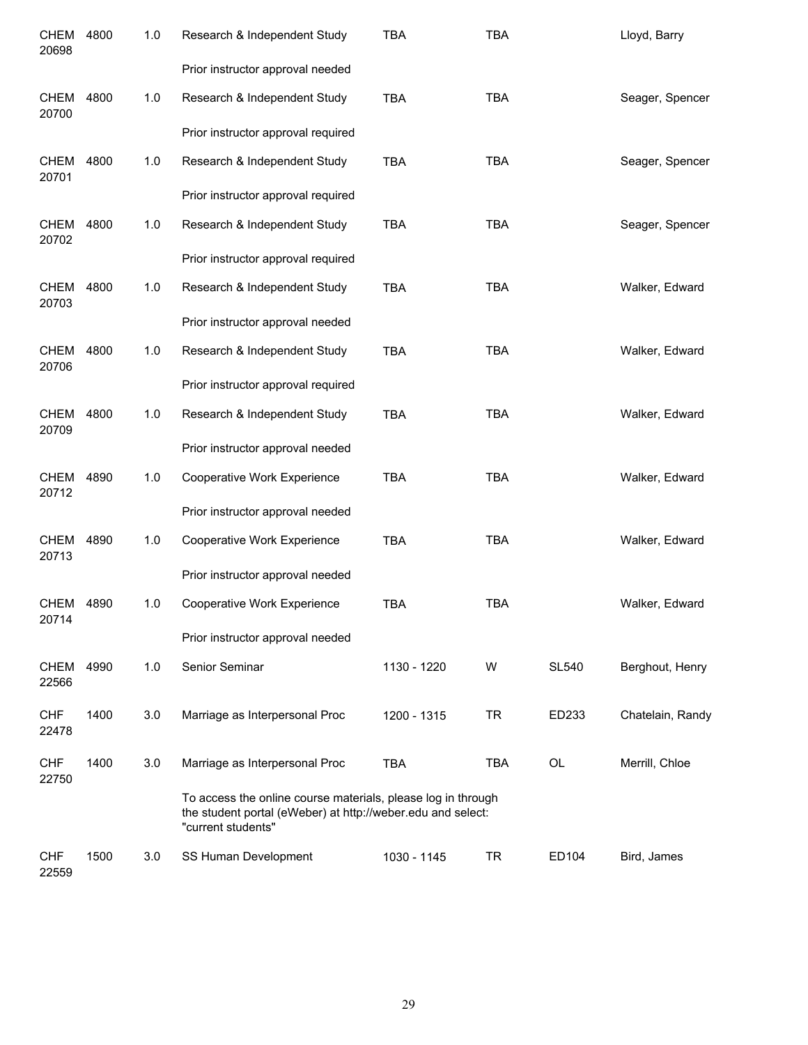| Course | Number | Credits | Title | Time | Days | Room | Instructor |
|---|---|---|---|---|---|---|---|
| CHEM 20698 | 4800 | 1.0 | Research & Independent Study | TBA | TBA | | Lloyd, Barry |
| | | | Prior instructor approval needed | | | | |
| CHEM 20700 | 4800 | 1.0 | Research & Independent Study | TBA | TBA | | Seager, Spencer |
| | | | Prior instructor approval required | | | | |
| CHEM 20701 | 4800 | 1.0 | Research & Independent Study | TBA | TBA | | Seager, Spencer |
| | | | Prior instructor approval required | | | | |
| CHEM 20702 | 4800 | 1.0 | Research & Independent Study | TBA | TBA | | Seager, Spencer |
| | | | Prior instructor approval required | | | | |
| CHEM 20703 | 4800 | 1.0 | Research & Independent Study | TBA | TBA | | Walker, Edward |
| | | | Prior instructor approval needed | | | | |
| CHEM 20706 | 4800 | 1.0 | Research & Independent Study | TBA | TBA | | Walker, Edward |
| | | | Prior instructor approval required | | | | |
| CHEM 20709 | 4800 | 1.0 | Research & Independent Study | TBA | TBA | | Walker, Edward |
| | | | Prior instructor approval needed | | | | |
| CHEM 20712 | 4890 | 1.0 | Cooperative Work Experience | TBA | TBA | | Walker, Edward |
| | | | Prior instructor approval needed | | | | |
| CHEM 20713 | 4890 | 1.0 | Cooperative Work Experience | TBA | TBA | | Walker, Edward |
| | | | Prior instructor approval needed | | | | |
| CHEM 20714 | 4890 | 1.0 | Cooperative Work Experience | TBA | TBA | | Walker, Edward |
| | | | Prior instructor approval needed | | | | |
| CHEM 22566 | 4990 | 1.0 | Senior Seminar | 1130 - 1220 | W | SL540 | Berghout, Henry |
| CHF 22478 | 1400 | 3.0 | Marriage as Interpersonal Proc | 1200 - 1315 | TR | ED233 | Chatelain, Randy |
| CHF 22750 | 1400 | 3.0 | Marriage as Interpersonal Proc | TBA | TBA | OL | Merrill, Chloe |
| | | | To access the online course materials, please log in through the student portal (eWeber) at http://weber.edu and select: "current students" | | | | |
| CHF 22559 | 1500 | 3.0 | SS Human Development | 1030 - 1145 | TR | ED104 | Bird, James |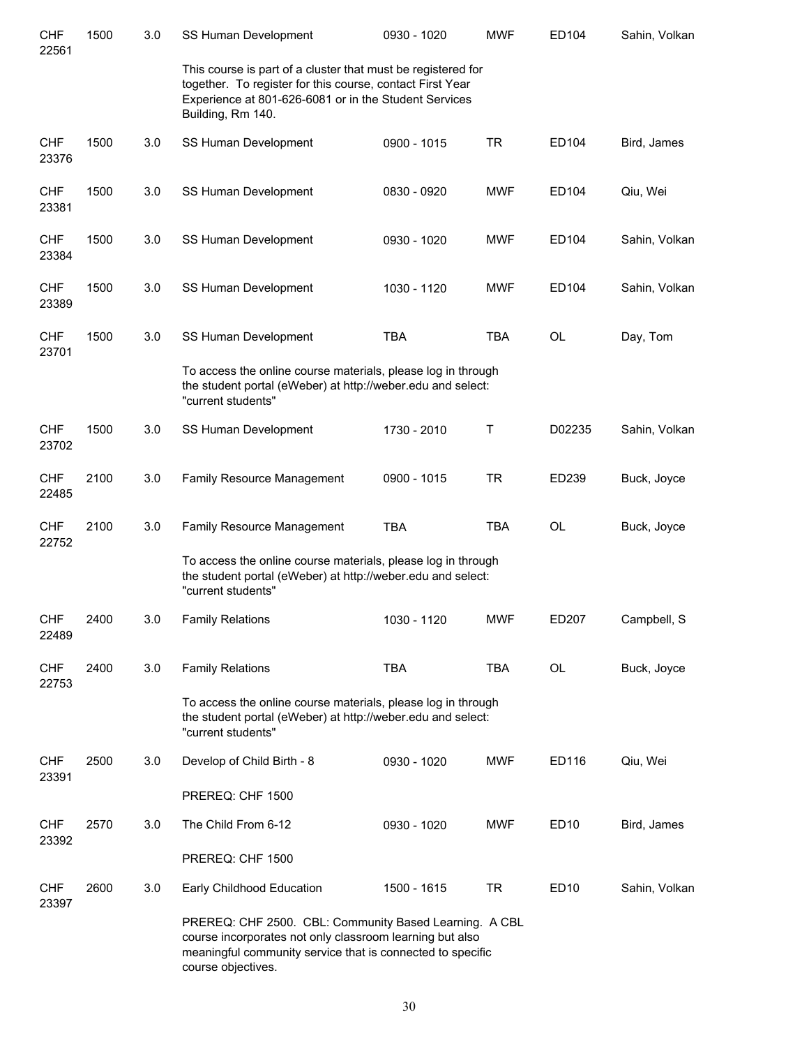| | | | | | | | |
|---|---|---|---|---|---|---|---|
| CHF 22561 | 1500 | 3.0 | SS Human Development | 0930 - 1020 | MWF | ED104 | Sahin, Volkan |
| | | | This course is part of a cluster that must be registered for together. To register for this course, contact First Year Experience at 801-626-6081 or in the Student Services Building, Rm 140. | | | | |
| CHF 23376 | 1500 | 3.0 | SS Human Development | 0900 - 1015 | TR | ED104 | Bird, James |
| CHF 23381 | 1500 | 3.0 | SS Human Development | 0830 - 0920 | MWF | ED104 | Qiu, Wei |
| CHF 23384 | 1500 | 3.0 | SS Human Development | 0930 - 1020 | MWF | ED104 | Sahin, Volkan |
| CHF 23389 | 1500 | 3.0 | SS Human Development | 1030 - 1120 | MWF | ED104 | Sahin, Volkan |
| CHF 23701 | 1500 | 3.0 | SS Human Development | TBA | TBA | OL | Day, Tom |
| | | | To access the online course materials, please log in through the student portal (eWeber) at http://weber.edu and select: "current students" | | | | |
| CHF 23702 | 1500 | 3.0 | SS Human Development | 1730 - 2010 | T | D02235 | Sahin, Volkan |
| CHF 22485 | 2100 | 3.0 | Family Resource Management | 0900 - 1015 | TR | ED239 | Buck, Joyce |
| CHF 22752 | 2100 | 3.0 | Family Resource Management | TBA | TBA | OL | Buck, Joyce |
| | | | To access the online course materials, please log in through the student portal (eWeber) at http://weber.edu and select: "current students" | | | | |
| CHF 22489 | 2400 | 3.0 | Family Relations | 1030 - 1120 | MWF | ED207 | Campbell, S |
| CHF 22753 | 2400 | 3.0 | Family Relations | TBA | TBA | OL | Buck, Joyce |
| | | | To access the online course materials, please log in through the student portal (eWeber) at http://weber.edu and select: "current students" | | | | |
| CHF 23391 | 2500 | 3.0 | Develop of Child Birth - 8 | 0930 - 1020 | MWF | ED116 | Qiu, Wei |
| | | | PREREQ: CHF 1500 | | | | |
| CHF 23392 | 2570 | 3.0 | The Child From 6-12 | 0930 - 1020 | MWF | ED10 | Bird, James |
| | | | PREREQ: CHF 1500 | | | | |
| CHF 23397 | 2600 | 3.0 | Early Childhood Education | 1500 - 1615 | TR | ED10 | Sahin, Volkan |
| | | | PREREQ: CHF 2500. CBL: Community Based Learning. A CBL course incorporates not only classroom learning but also meaningful community service that is connected to specific course objectives. | | | | |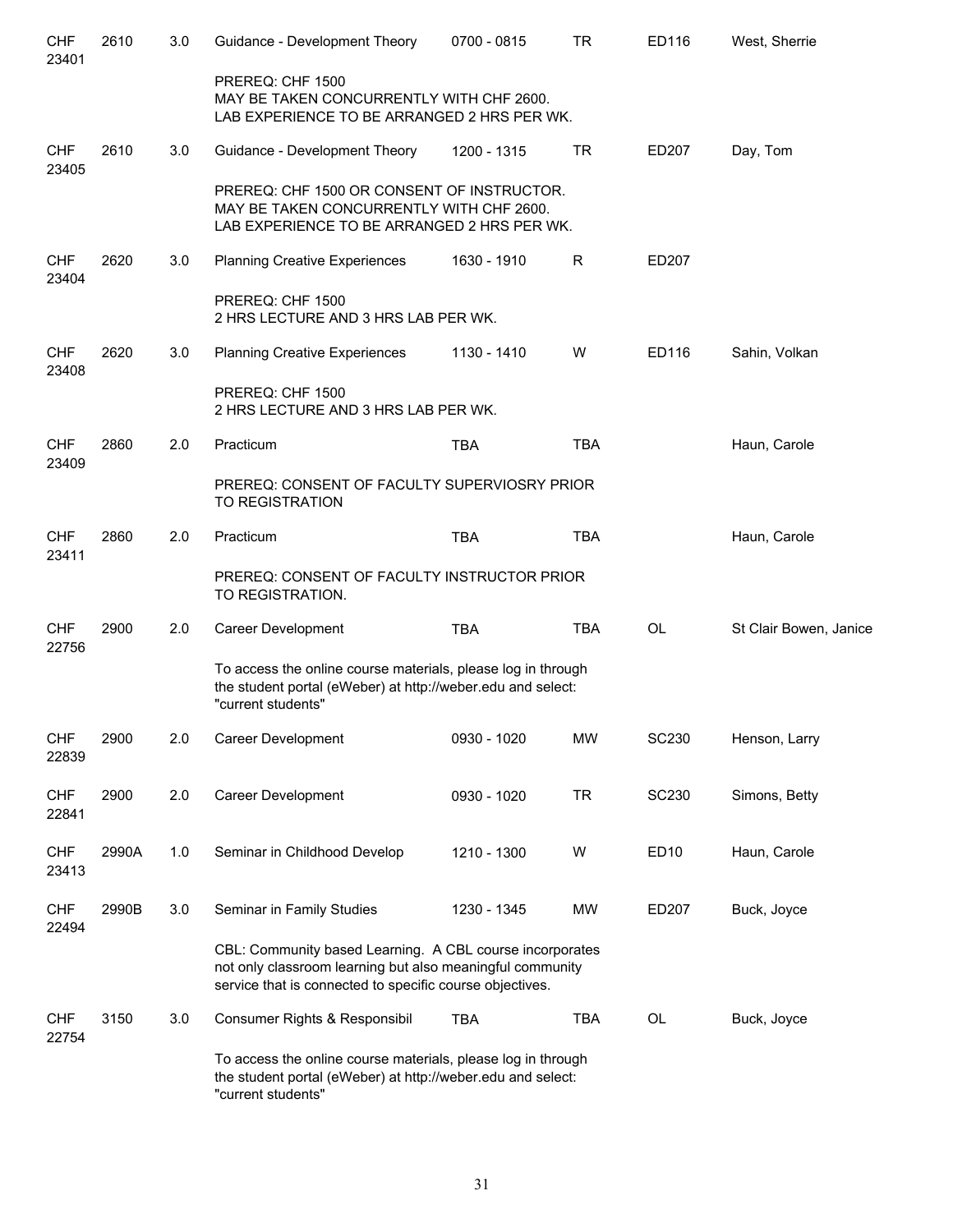| | | | | | | | |
|---|---|---|---|---|---|---|---|
| CHF 23401 | 2610 | 3.0 | Guidance - Development Theory | 0700 - 0815 | TR | ED116 | West, Sherrie |
| | | | PREREQ: CHF 1500<br>MAY BE TAKEN CONCURRENTLY WITH CHF 2600.<br>LAB EXPERIENCE TO BE ARRANGED 2 HRS PER WK. | | | | |
| CHF 23405 | 2610 | 3.0 | Guidance - Development Theory | 1200 - 1315 | TR | ED207 | Day, Tom |
| | | | PREREQ: CHF 1500 OR CONSENT OF INSTRUCTOR.<br>MAY BE TAKEN CONCURRENTLY WITH CHF 2600.<br>LAB EXPERIENCE TO BE ARRANGED 2 HRS PER WK. | | | | |
| CHF 23404 | 2620 | 3.0 | Planning Creative Experiences | 1630 - 1910 | R | ED207 | |
| | | | PREREQ: CHF 1500<br>2 HRS LECTURE AND 3 HRS LAB PER WK. | | | | |
| CHF 23408 | 2620 | 3.0 | Planning Creative Experiences | 1130 - 1410 | W | ED116 | Sahin, Volkan |
| | | | PREREQ: CHF 1500<br>2 HRS LECTURE AND 3 HRS LAB PER WK. | | | | |
| CHF 23409 | 2860 | 2.0 | Practicum | TBA | TBA | | Haun, Carole |
| | | | PREREQ: CONSENT OF FACULTY SUPERVIOSRY PRIOR TO REGISTRATION | | | | |
| CHF 23411 | 2860 | 2.0 | Practicum | TBA | TBA | | Haun, Carole |
| | | | PREREQ: CONSENT OF FACULTY INSTRUCTOR PRIOR TO REGISTRATION. | | | | |
| CHF 22756 | 2900 | 2.0 | Career Development | TBA | TBA | OL | St Clair Bowen, Janice |
| | | | To access the online course materials, please log in through the student portal (eWeber) at http://weber.edu and select: "current students" | | | | |
| CHF 22839 | 2900 | 2.0 | Career Development | 0930 - 1020 | MW | SC230 | Henson, Larry |
| CHF 22841 | 2900 | 2.0 | Career Development | 0930 - 1020 | TR | SC230 | Simons, Betty |
| CHF 23413 | 2990A | 1.0 | Seminar in Childhood Develop | 1210 - 1300 | W | ED10 | Haun, Carole |
| CHF 22494 | 2990B | 3.0 | Seminar in Family Studies | 1230 - 1345 | MW | ED207 | Buck, Joyce |
| | | | CBL: Community based Learning. A CBL course incorporates not only classroom learning but also meaningful community service that is connected to specific course objectives. | | | | |
| CHF 22754 | 3150 | 3.0 | Consumer Rights & Responsibil | TBA | TBA | OL | Buck, Joyce |
| | | | To access the online course materials, please log in through the student portal (eWeber) at http://weber.edu and select: "current students" | | | | |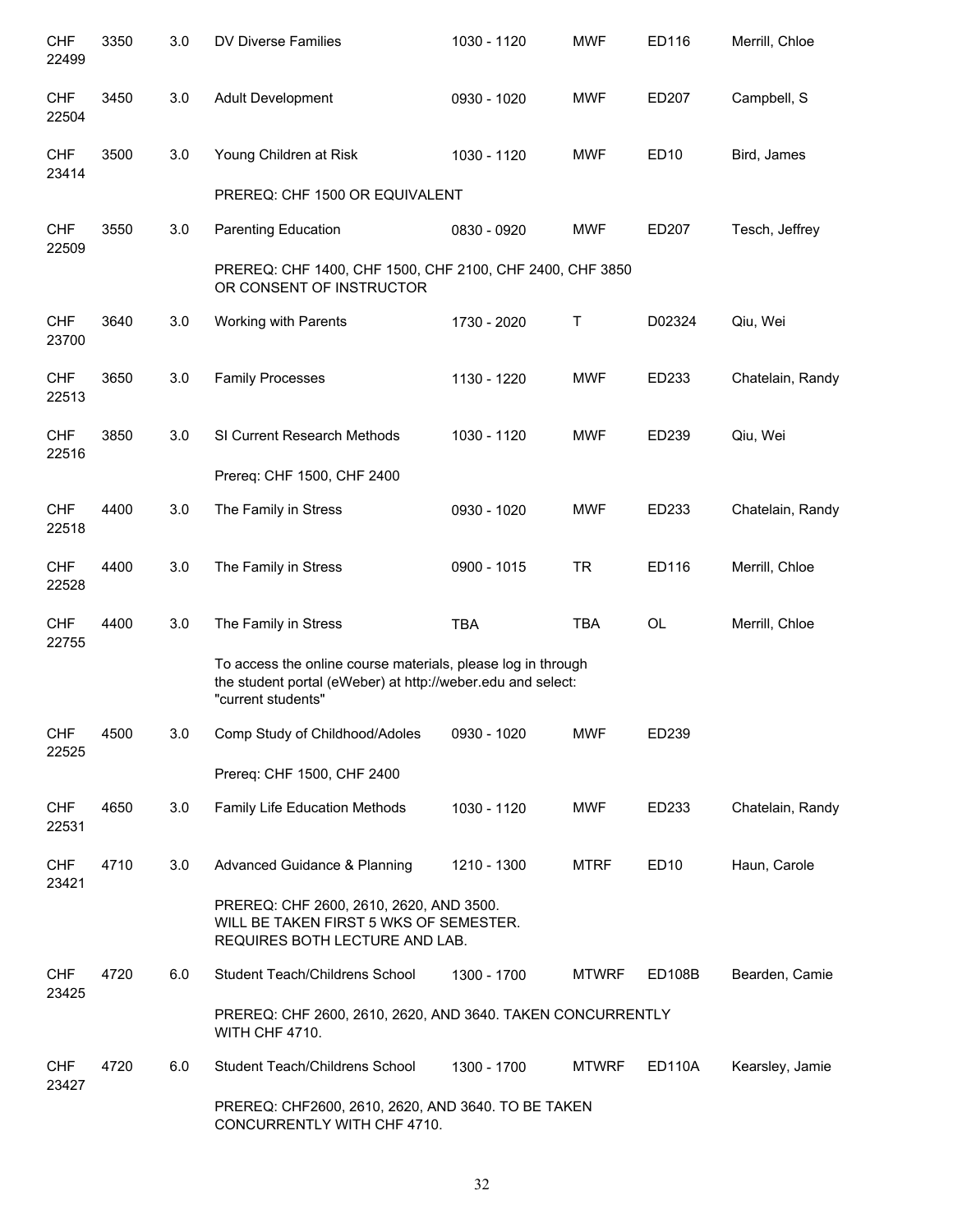| | | | | | | | |
|---|---|---|---|---|---|---|---|
| CHF 22499 | 3350 | 3.0 | DV Diverse Families | 1030 - 1120 | MWF | ED116 | Merrill, Chloe |
| CHF 22504 | 3450 | 3.0 | Adult Development | 0930 - 1020 | MWF | ED207 | Campbell, S |
| CHF 23414 | 3500 | 3.0 | Young Children at Risk | 1030 - 1120 | MWF | ED10 | Bird, James |
| | | | PREREQ: CHF 1500 OR EQUIVALENT | | | | |
| CHF 22509 | 3550 | 3.0 | Parenting Education | 0830 - 0920 | MWF | ED207 | Tesch, Jeffrey |
| | | | PREREQ: CHF 1400, CHF 1500, CHF 2100, CHF 2400, CHF 3850 OR CONSENT OF INSTRUCTOR | | | | |
| CHF 23700 | 3640 | 3.0 | Working with Parents | 1730 - 2020 | T | D02324 | Qiu, Wei |
| CHF 22513 | 3650 | 3.0 | Family Processes | 1130 - 1220 | MWF | ED233 | Chatelain, Randy |
| CHF 22516 | 3850 | 3.0 | SI Current Research Methods | 1030 - 1120 | MWF | ED239 | Qiu, Wei |
| | | | Prereq: CHF 1500, CHF 2400 | | | | |
| CHF 22518 | 4400 | 3.0 | The Family in Stress | 0930 - 1020 | MWF | ED233 | Chatelain, Randy |
| CHF 22528 | 4400 | 3.0 | The Family in Stress | 0900 - 1015 | TR | ED116 | Merrill, Chloe |
| CHF 22755 | 4400 | 3.0 | The Family in Stress | TBA | TBA | OL | Merrill, Chloe |
| | | | To access the online course materials, please log in through the student portal (eWeber) at http://weber.edu and select: "current students" | | | | |
| CHF 22525 | 4500 | 3.0 | Comp Study of Childhood/Adoles | 0930 - 1020 | MWF | ED239 | |
| | | | Prereq: CHF 1500, CHF 2400 | | | | |
| CHF 22531 | 4650 | 3.0 | Family Life Education Methods | 1030 - 1120 | MWF | ED233 | Chatelain, Randy |
| CHF 23421 | 4710 | 3.0 | Advanced Guidance & Planning | 1210 - 1300 | MTRF | ED10 | Haun, Carole |
| | | | PREREQ: CHF 2600, 2610, 2620, AND 3500. WILL BE TAKEN FIRST 5 WKS OF SEMESTER. REQUIRES BOTH LECTURE AND LAB. | | | | |
| CHF 23425 | 4720 | 6.0 | Student Teach/Childrens School | 1300 - 1700 | MTWRF | ED108B | Bearden, Camie |
| | | | PREREQ: CHF 2600, 2610, 2620, AND 3640. TAKEN CONCURRENTLY WITH CHF 4710. | | | | |
| CHF 23427 | 4720 | 6.0 | Student Teach/Childrens School | 1300 - 1700 | MTWRF | ED110A | Kearsley, Jamie |
| | | | PREREQ: CHF2600, 2610, 2620, AND 3640. TO BE TAKEN CONCURRENTLY WITH CHF 4710. | | | | |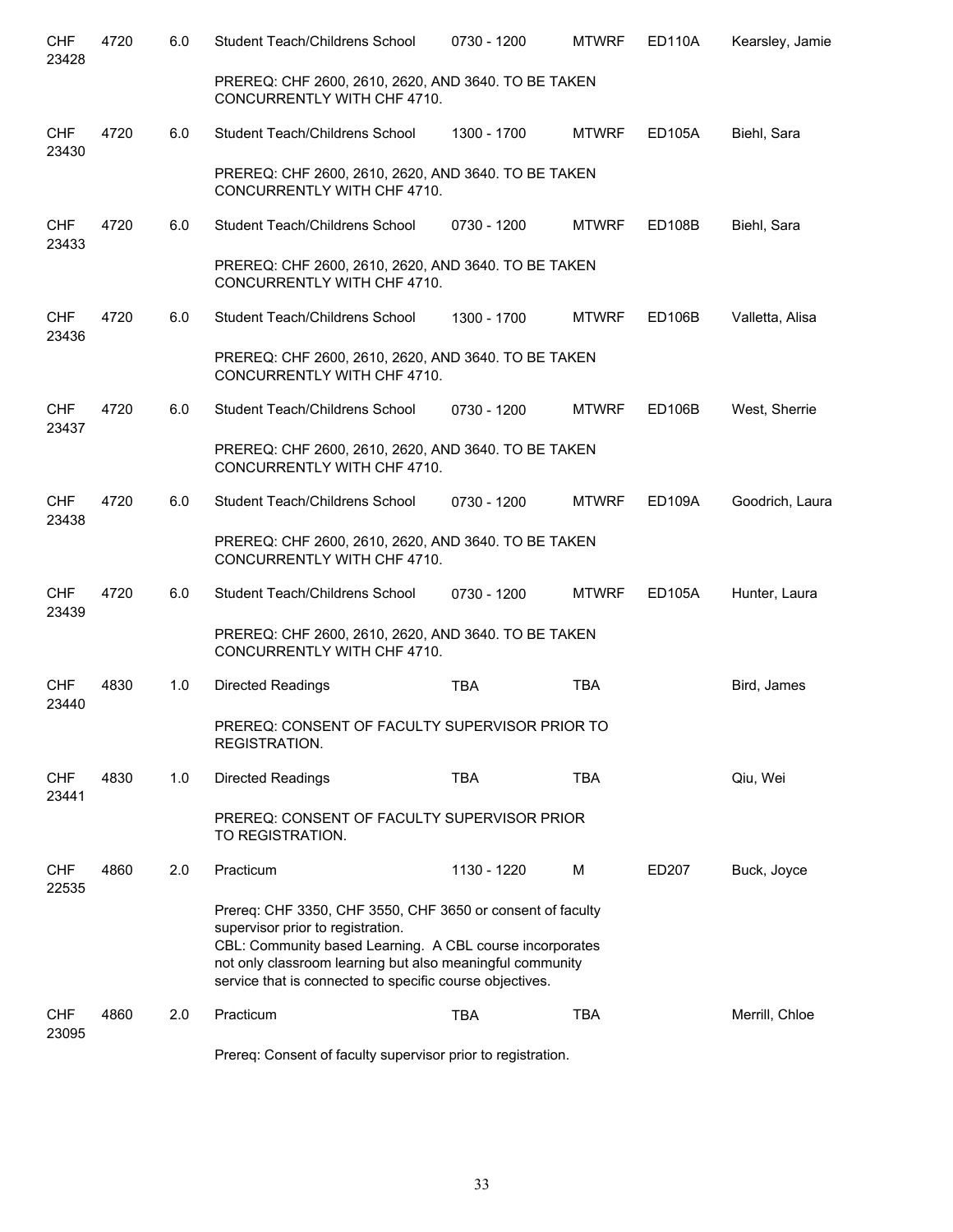| | | | | | | | |
|---|---|---|---|---|---|---|---|
| CHF 23428 | 4720 | 6.0 | Student Teach/Childrens School | 0730 - 1200 | MTWRF | ED110A | Kearsley, Jamie |
| | | | PREREQ: CHF 2600, 2610, 2620, AND 3640. TO BE TAKEN CONCURRENTLY WITH CHF 4710. | | | | |
| CHF 23430 | 4720 | 6.0 | Student Teach/Childrens School | 1300 - 1700 | MTWRF | ED105A | Biehl, Sara |
| | | | PREREQ: CHF 2600, 2610, 2620, AND 3640. TO BE TAKEN CONCURRENTLY WITH CHF 4710. | | | | |
| CHF 23433 | 4720 | 6.0 | Student Teach/Childrens School | 0730 - 1200 | MTWRF | ED108B | Biehl, Sara |
| | | | PREREQ: CHF 2600, 2610, 2620, AND 3640. TO BE TAKEN CONCURRENTLY WITH CHF 4710. | | | | |
| CHF 23436 | 4720 | 6.0 | Student Teach/Childrens School | 1300 - 1700 | MTWRF | ED106B | Valletta, Alisa |
| | | | PREREQ: CHF 2600, 2610, 2620, AND 3640. TO BE TAKEN CONCURRENTLY WITH CHF 4710. | | | | |
| CHF 23437 | 4720 | 6.0 | Student Teach/Childrens School | 0730 - 1200 | MTWRF | ED106B | West, Sherrie |
| | | | PREREQ: CHF 2600, 2610, 2620, AND 3640. TO BE TAKEN CONCURRENTLY WITH CHF 4710. | | | | |
| CHF 23438 | 4720 | 6.0 | Student Teach/Childrens School | 0730 - 1200 | MTWRF | ED109A | Goodrich, Laura |
| | | | PREREQ: CHF 2600, 2610, 2620, AND 3640. TO BE TAKEN CONCURRENTLY WITH CHF 4710. | | | | |
| CHF 23439 | 4720 | 6.0 | Student Teach/Childrens School | 0730 - 1200 | MTWRF | ED105A | Hunter, Laura |
| | | | PREREQ: CHF 2600, 2610, 2620, AND 3640. TO BE TAKEN CONCURRENTLY WITH CHF 4710. | | | | |
| CHF 23440 | 4830 | 1.0 | Directed Readings | TBA | TBA | | Bird, James |
| | | | PREREQ: CONSENT OF FACULTY SUPERVISOR PRIOR TO REGISTRATION. | | | | |
| CHF 23441 | 4830 | 1.0 | Directed Readings | TBA | TBA | | Qiu, Wei |
| | | | PREREQ: CONSENT OF FACULTY SUPERVISOR PRIOR TO REGISTRATION. | | | | |
| CHF 22535 | 4860 | 2.0 | Practicum | 1130 - 1220 | M | ED207 | Buck, Joyce |
| | | | Prereq: CHF 3350, CHF 3550, CHF 3650 or consent of faculty supervisor prior to registration. CBL: Community based Learning. A CBL course incorporates not only classroom learning but also meaningful community service that is connected to specific course objectives. | | | | |
| CHF 23095 | 4860 | 2.0 | Practicum | TBA | TBA | | Merrill, Chloe |
| | | | Prereq: Consent of faculty supervisor prior to registration. | | | | |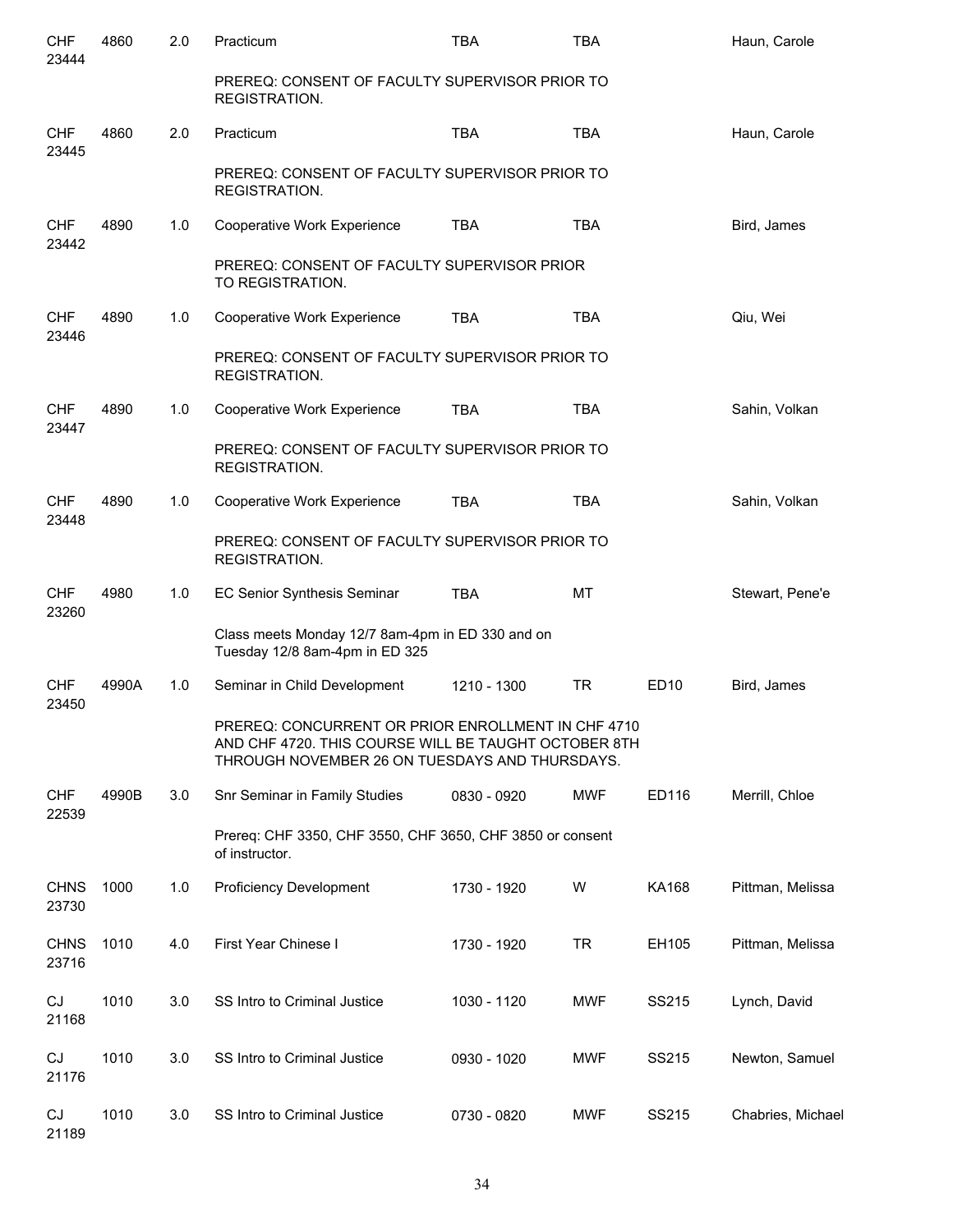| | | | | | | | |
|---|---|---|---|---|---|---|---|
| CHF 23444 | 4860 | 2.0 | Practicum | TBA | TBA | | Haun, Carole |
| | | | PREREQ: CONSENT OF FACULTY SUPERVISOR PRIOR TO REGISTRATION. | | | | |
| CHF 23445 | 4860 | 2.0 | Practicum | TBA | TBA | | Haun, Carole |
| | | | PREREQ: CONSENT OF FACULTY SUPERVISOR PRIOR TO REGISTRATION. | | | | |
| CHF 23442 | 4890 | 1.0 | Cooperative Work Experience | TBA | TBA | | Bird, James |
| | | | PREREQ: CONSENT OF FACULTY SUPERVISOR PRIOR TO REGISTRATION. | | | | |
| CHF 23446 | 4890 | 1.0 | Cooperative Work Experience | TBA | TBA | | Qiu, Wei |
| | | | PREREQ: CONSENT OF FACULTY SUPERVISOR PRIOR TO REGISTRATION. | | | | |
| CHF 23447 | 4890 | 1.0 | Cooperative Work Experience | TBA | TBA | | Sahin, Volkan |
| | | | PREREQ: CONSENT OF FACULTY SUPERVISOR PRIOR TO REGISTRATION. | | | | |
| CHF 23448 | 4890 | 1.0 | Cooperative Work Experience | TBA | TBA | | Sahin, Volkan |
| | | | PREREQ: CONSENT OF FACULTY SUPERVISOR PRIOR TO REGISTRATION. | | | | |
| CHF 23260 | 4980 | 1.0 | EC Senior Synthesis Seminar | TBA | MT | | Stewart, Pene'e |
| | | | Class meets Monday 12/7 8am-4pm in ED 330 and on Tuesday 12/8 8am-4pm in ED 325 | | | | |
| CHF 23450 | 4990A | 1.0 | Seminar in Child Development | 1210 - 1300 | TR | ED10 | Bird, James |
| | | | PREREQ: CONCURRENT OR PRIOR ENROLLMENT IN CHF 4710 AND CHF 4720. THIS COURSE WILL BE TAUGHT OCTOBER 8TH THROUGH NOVEMBER 26 ON TUESDAYS AND THURSDAYS. | | | | |
| CHF 22539 | 4990B | 3.0 | Snr Seminar in Family Studies | 0830 - 0920 | MWF | ED116 | Merrill, Chloe |
| | | | Prereq: CHF 3350, CHF 3550, CHF 3650, CHF 3850 or consent of instructor. | | | | |
| CHNS 23730 | 1000 | 1.0 | Proficiency Development | 1730 - 1920 | W | KA168 | Pittman, Melissa |
| CHNS 23716 | 1010 | 4.0 | First Year Chinese I | 1730 - 1920 | TR | EH105 | Pittman, Melissa |
| CJ 21168 | 1010 | 3.0 | SS Intro to Criminal Justice | 1030 - 1120 | MWF | SS215 | Lynch, David |
| CJ 21176 | 1010 | 3.0 | SS Intro to Criminal Justice | 0930 - 1020 | MWF | SS215 | Newton, Samuel |
| CJ 21189 | 1010 | 3.0 | SS Intro to Criminal Justice | 0730 - 0820 | MWF | SS215 | Chabries, Michael |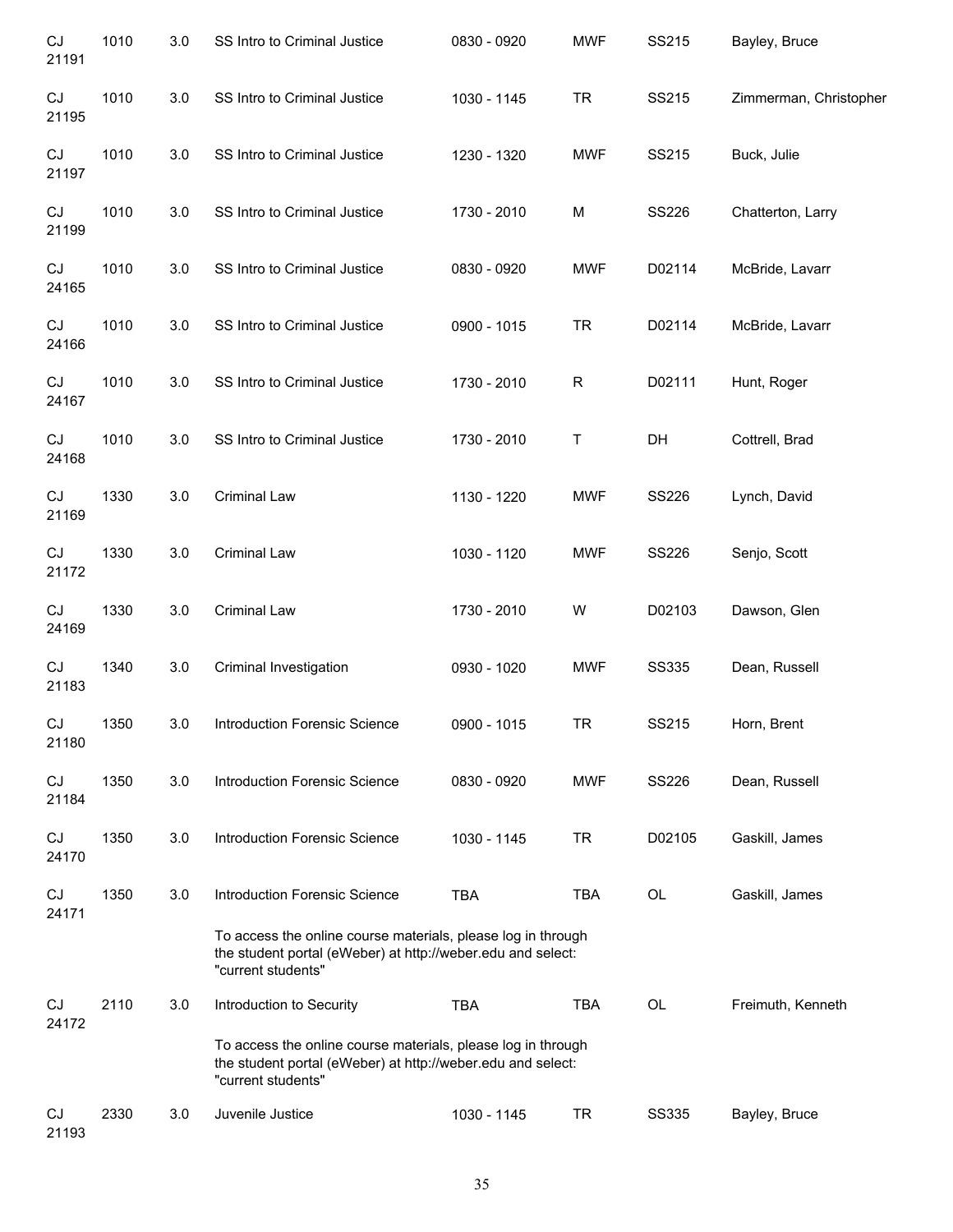| | | | | | | | |
|---|---|---|---|---|---|---|---|
| CJ 21191 | 1010 | 3.0 | SS Intro to Criminal Justice | 0830 - 0920 | MWF | SS215 | Bayley, Bruce |
| CJ 21195 | 1010 | 3.0 | SS Intro to Criminal Justice | 1030 - 1145 | TR | SS215 | Zimmerman, Christopher |
| CJ 21197 | 1010 | 3.0 | SS Intro to Criminal Justice | 1230 - 1320 | MWF | SS215 | Buck, Julie |
| CJ 21199 | 1010 | 3.0 | SS Intro to Criminal Justice | 1730 - 2010 | M | SS226 | Chatterton, Larry |
| CJ 24165 | 1010 | 3.0 | SS Intro to Criminal Justice | 0830 - 0920 | MWF | D02114 | McBride, Lavarr |
| CJ 24166 | 1010 | 3.0 | SS Intro to Criminal Justice | 0900 - 1015 | TR | D02114 | McBride, Lavarr |
| CJ 24167 | 1010 | 3.0 | SS Intro to Criminal Justice | 1730 - 2010 | R | D02111 | Hunt, Roger |
| CJ 24168 | 1010 | 3.0 | SS Intro to Criminal Justice | 1730 - 2010 | T | DH | Cottrell, Brad |
| CJ 21169 | 1330 | 3.0 | Criminal Law | 1130 - 1220 | MWF | SS226 | Lynch, David |
| CJ 21172 | 1330 | 3.0 | Criminal Law | 1030 - 1120 | MWF | SS226 | Senjo, Scott |
| CJ 24169 | 1330 | 3.0 | Criminal Law | 1730 - 2010 | W | D02103 | Dawson, Glen |
| CJ 21183 | 1340 | 3.0 | Criminal Investigation | 0930 - 1020 | MWF | SS335 | Dean, Russell |
| CJ 21180 | 1350 | 3.0 | Introduction Forensic Science | 0900 - 1015 | TR | SS215 | Horn, Brent |
| CJ 21184 | 1350 | 3.0 | Introduction Forensic Science | 0830 - 0920 | MWF | SS226 | Dean, Russell |
| CJ 24170 | 1350 | 3.0 | Introduction Forensic Science | 1030 - 1145 | TR | D02105 | Gaskill, James |
| CJ 24171 | 1350 | 3.0 | Introduction Forensic Science | TBA | TBA | OL | Gaskill, James |
| | | | To access the online course materials, please log in through the student portal (eWeber) at http://weber.edu and select: "current students" | | | | |
| CJ 24172 | 2110 | 3.0 | Introduction to Security | TBA | TBA | OL | Freimuth, Kenneth |
| | | | To access the online course materials, please log in through the student portal (eWeber) at http://weber.edu and select: "current students" | | | | |
| CJ 21193 | 2330 | 3.0 | Juvenile Justice | 1030 - 1145 | TR | SS335 | Bayley, Bruce |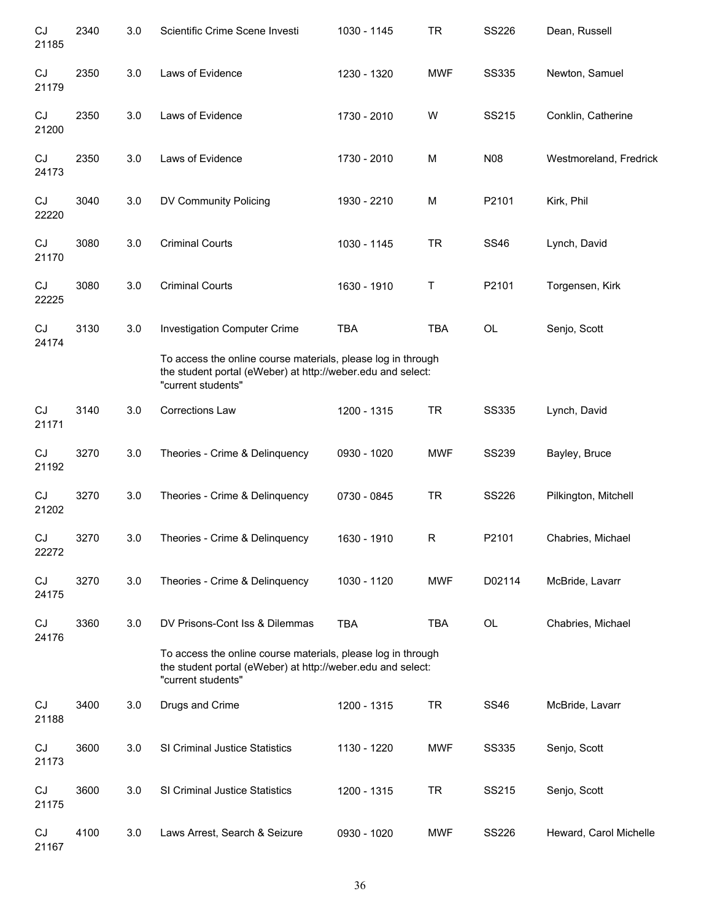| | | | | | | | |
|---|---|---|---|---|---|---|---|
| CJ 21185 | 2340 | 3.0 | Scientific Crime Scene Investi | 1030 - 1145 | TR | SS226 | Dean, Russell |
| CJ 21179 | 2350 | 3.0 | Laws of Evidence | 1230 - 1320 | MWF | SS335 | Newton, Samuel |
| CJ 21200 | 2350 | 3.0 | Laws of Evidence | 1730 - 2010 | W | SS215 | Conklin, Catherine |
| CJ 24173 | 2350 | 3.0 | Laws of Evidence | 1730 - 2010 | M | N08 | Westmoreland, Fredrick |
| CJ 22220 | 3040 | 3.0 | DV Community Policing | 1930 - 2210 | M | P2101 | Kirk, Phil |
| CJ 21170 | 3080 | 3.0 | Criminal Courts | 1030 - 1145 | TR | SS46 | Lynch, David |
| CJ 22225 | 3080 | 3.0 | Criminal Courts | 1630 - 1910 | T | P2101 | Torgensen, Kirk |
| CJ 24174 | 3130 | 3.0 | Investigation Computer Crime | TBA | TBA | OL | Senjo, Scott |
| | | | To access the online course materials, please log in through the student portal (eWeber) at http://weber.edu and select: "current students" | | | | |
| CJ 21171 | 3140 | 3.0 | Corrections Law | 1200 - 1315 | TR | SS335 | Lynch, David |
| CJ 21192 | 3270 | 3.0 | Theories - Crime & Delinquency | 0930 - 1020 | MWF | SS239 | Bayley, Bruce |
| CJ 21202 | 3270 | 3.0 | Theories - Crime & Delinquency | 0730 - 0845 | TR | SS226 | Pilkington, Mitchell |
| CJ 22272 | 3270 | 3.0 | Theories - Crime & Delinquency | 1630 - 1910 | R | P2101 | Chabries, Michael |
| CJ 24175 | 3270 | 3.0 | Theories - Crime & Delinquency | 1030 - 1120 | MWF | D02114 | McBride, Lavarr |
| CJ 24176 | 3360 | 3.0 | DV Prisons-Cont Iss & Dilemmas | TBA | TBA | OL | Chabries, Michael |
| | | | To access the online course materials, please log in through the student portal (eWeber) at http://weber.edu and select: "current students" | | | | |
| CJ 21188 | 3400 | 3.0 | Drugs and Crime | 1200 - 1315 | TR | SS46 | McBride, Lavarr |
| CJ 21173 | 3600 | 3.0 | SI Criminal Justice Statistics | 1130 - 1220 | MWF | SS335 | Senjo, Scott |
| CJ 21175 | 3600 | 3.0 | SI Criminal Justice Statistics | 1200 - 1315 | TR | SS215 | Senjo, Scott |
| CJ 21167 | 4100 | 3.0 | Laws Arrest, Search & Seizure | 0930 - 1020 | MWF | SS226 | Heward, Carol Michelle |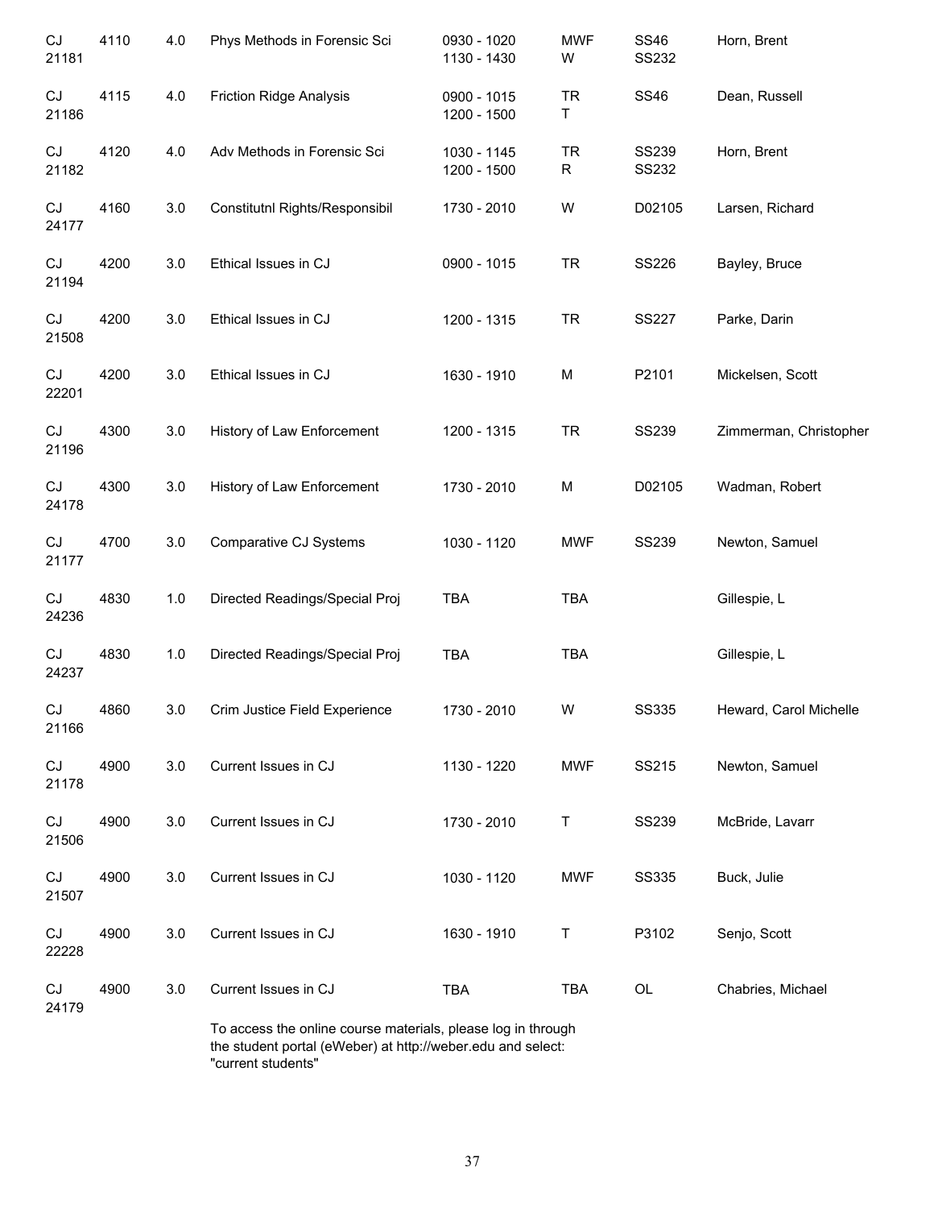| | | | | | | | |
|---|---|---|---|---|---|---|---|
| CJ 21181 | 4110 | 4.0 | Phys Methods in Forensic Sci | 0930 - 1020<br>1130 - 1430 | MWF<br>W | SS46<br>SS232 | Horn, Brent |
| CJ 21186 | 4115 | 4.0 | Friction Ridge Analysis | 0900 - 1015<br>1200 - 1500 | TR<br>T | SS46 | Dean, Russell |
| CJ 21182 | 4120 | 4.0 | Adv Methods in Forensic Sci | 1030 - 1145<br>1200 - 1500 | TR<br>R | SS239<br>SS232 | Horn, Brent |
| CJ 24177 | 4160 | 3.0 | Constitutnl Rights/Responsibil | 1730 - 2010 | W | D02105 | Larsen, Richard |
| CJ 21194 | 4200 | 3.0 | Ethical Issues in CJ | 0900 - 1015 | TR | SS226 | Bayley, Bruce |
| CJ 21508 | 4200 | 3.0 | Ethical Issues in CJ | 1200 - 1315 | TR | SS227 | Parke, Darin |
| CJ 22201 | 4200 | 3.0 | Ethical Issues in CJ | 1630 - 1910 | M | P2101 | Mickelsen, Scott |
| CJ 21196 | 4300 | 3.0 | History of Law Enforcement | 1200 - 1315 | TR | SS239 | Zimmerman, Christopher |
| CJ 24178 | 4300 | 3.0 | History of Law Enforcement | 1730 - 2010 | M | D02105 | Wadman, Robert |
| CJ 21177 | 4700 | 3.0 | Comparative CJ Systems | 1030 - 1120 | MWF | SS239 | Newton, Samuel |
| CJ 24236 | 4830 | 1.0 | Directed Readings/Special Proj | TBA | TBA | | Gillespie, L |
| CJ 24237 | 4830 | 1.0 | Directed Readings/Special Proj | TBA | TBA | | Gillespie, L |
| CJ 21166 | 4860 | 3.0 | Crim Justice Field Experience | 1730 - 2010 | W | SS335 | Heward, Carol Michelle |
| CJ 21178 | 4900 | 3.0 | Current Issues in CJ | 1130 - 1220 | MWF | SS215 | Newton, Samuel |
| CJ 21506 | 4900 | 3.0 | Current Issues in CJ | 1730 - 2010 | T | SS239 | McBride, Lavarr |
| CJ 21507 | 4900 | 3.0 | Current Issues in CJ | 1030 - 1120 | MWF | SS335 | Buck, Julie |
| CJ 22228 | 4900 | 3.0 | Current Issues in CJ | 1630 - 1910 | T | P3102 | Senjo, Scott |
| CJ 24179 | 4900 | 3.0 | Current Issues in CJ | TBA | TBA | OL | Chabries, Michael |

To access the online course materials, please log in through the student portal (eWeber) at http://weber.edu and select: "current students"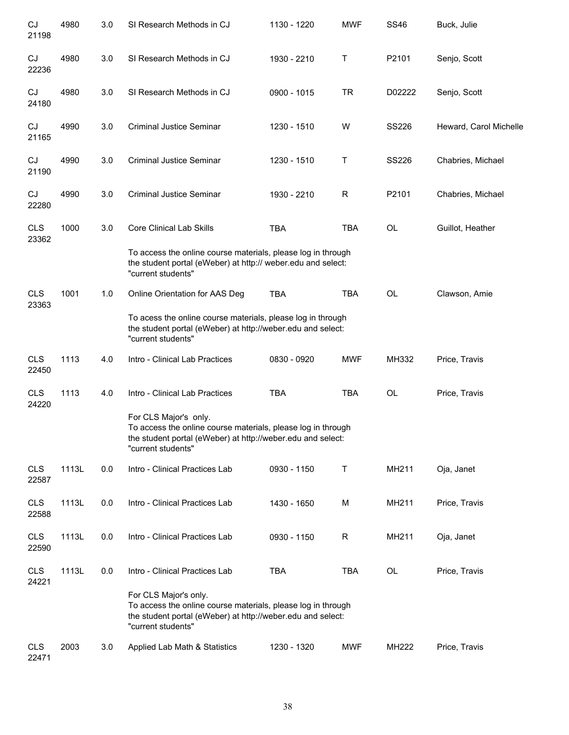| Subject/CRN | Course | Credits | Title | Time | Days | Room | Instructor |
|---|---|---|---|---|---|---|---|
| CJ 21198 | 4980 | 3.0 | SI Research Methods in CJ | 1130 - 1220 | MWF | SS46 | Buck, Julie |
| CJ 22236 | 4980 | 3.0 | SI Research Methods in CJ | 1930 - 2210 | T | P2101 | Senjo, Scott |
| CJ 24180 | 4980 | 3.0 | SI Research Methods in CJ | 0900 - 1015 | TR | D02222 | Senjo, Scott |
| CJ 21165 | 4990 | 3.0 | Criminal Justice Seminar | 1230 - 1510 | W | SS226 | Heward, Carol Michelle |
| CJ 21190 | 4990 | 3.0 | Criminal Justice Seminar | 1230 - 1510 | T | SS226 | Chabries, Michael |
| CJ 22280 | 4990 | 3.0 | Criminal Justice Seminar | 1930 - 2210 | R | P2101 | Chabries, Michael |
| CLS 23362 | 1000 | 3.0 | Core Clinical Lab Skills | TBA | TBA | OL | Guillot, Heather |
| | | | To access the online course materials, please log in through the student portal (eWeber) at http:// weber.edu and select: "current students" | | | | |
| CLS 23363 | 1001 | 1.0 | Online Orientation for AAS Deg | TBA | TBA | OL | Clawson, Amie |
| | | | To acess the online course materials, please log in through the student portal (eWeber) at http://weber.edu and select: "current students" | | | | |
| CLS 22450 | 1113 | 4.0 | Intro - Clinical Lab Practices | 0830 - 0920 | MWF | MH332 | Price, Travis |
| CLS 24220 | 1113 | 4.0 | Intro - Clinical Lab Practices | TBA | TBA | OL | Price, Travis |
| | | | For CLS Major's only. To access the online course materials, please log in through the student portal (eWeber) at http://weber.edu and select: "current students" | | | | |
| CLS 22587 | 1113L | 0.0 | Intro - Clinical Practices Lab | 0930 - 1150 | T | MH211 | Oja, Janet |
| CLS 22588 | 1113L | 0.0 | Intro - Clinical Practices Lab | 1430 - 1650 | M | MH211 | Price, Travis |
| CLS 22590 | 1113L | 0.0 | Intro - Clinical Practices Lab | 0930 - 1150 | R | MH211 | Oja, Janet |
| CLS 24221 | 1113L | 0.0 | Intro - Clinical Practices Lab | TBA | TBA | OL | Price, Travis |
| | | | For CLS Major's only. To access the online course materials, please log in through the student portal (eWeber) at http://weber.edu and select: "current students" | | | | |
| CLS 22471 | 2003 | 3.0 | Applied Lab Math & Statistics | 1230 - 1320 | MWF | MH222 | Price, Travis |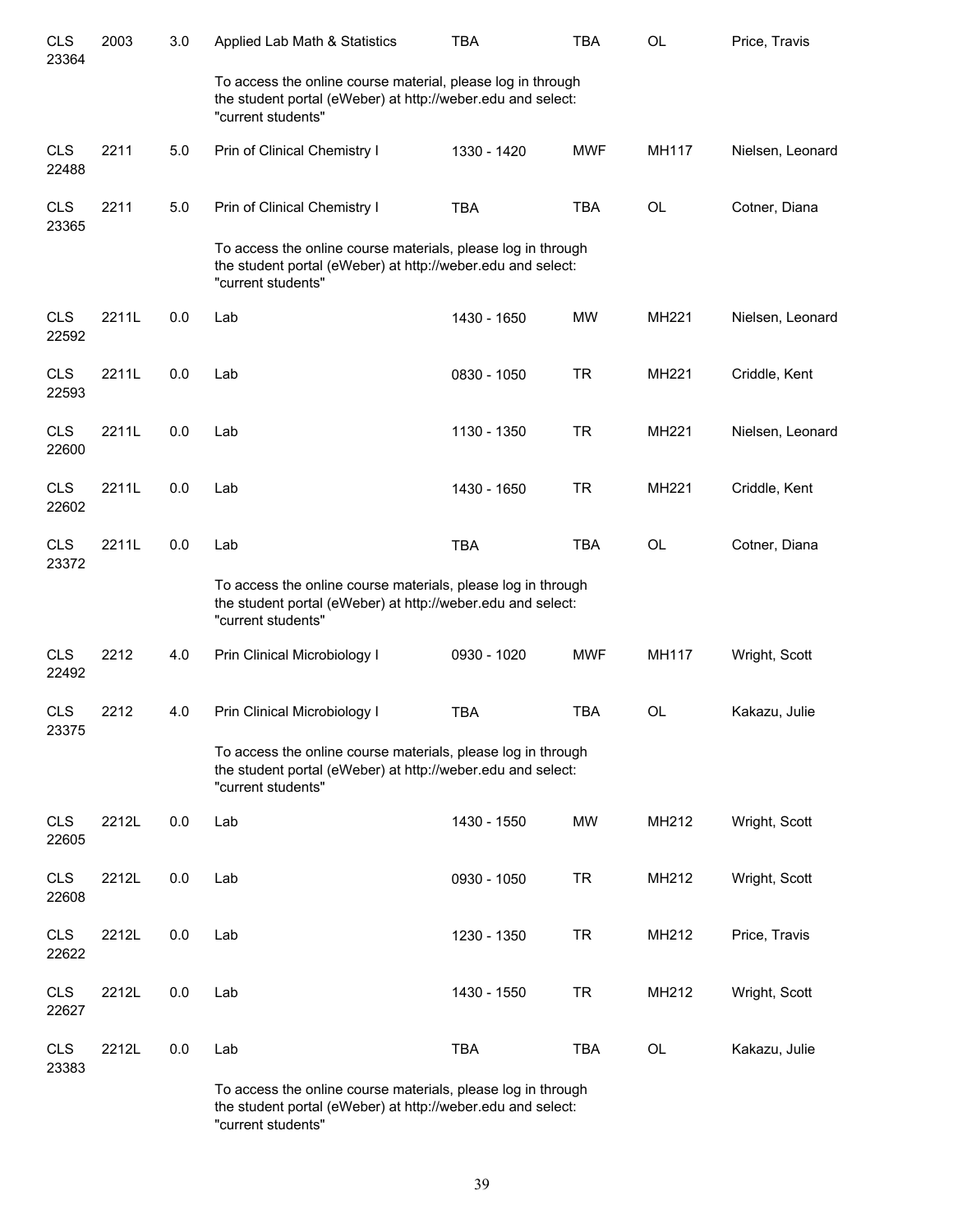| | | | | | | | |
|---|---|---|---|---|---|---|---|
| CLS 23364 | 2003 | 3.0 | Applied Lab Math & Statistics | TBA | TBA | OL | Price, Travis |
| | | | To access the online course material, please log in through the student portal (eWeber) at http://weber.edu and select: "current students" | | | | |
| CLS 22488 | 2211 | 5.0 | Prin of Clinical Chemistry I | 1330 - 1420 | MWF | MH117 | Nielsen, Leonard |
| CLS 23365 | 2211 | 5.0 | Prin of Clinical Chemistry I | TBA | TBA | OL | Cotner, Diana |
| | | | To access the online course materials, please log in through the student portal (eWeber) at http://weber.edu and select: "current students" | | | | |
| CLS 22592 | 2211L | 0.0 | Lab | 1430 - 1650 | MW | MH221 | Nielsen, Leonard |
| CLS 22593 | 2211L | 0.0 | Lab | 0830 - 1050 | TR | MH221 | Criddle, Kent |
| CLS 22600 | 2211L | 0.0 | Lab | 1130 - 1350 | TR | MH221 | Nielsen, Leonard |
| CLS 22602 | 2211L | 0.0 | Lab | 1430 - 1650 | TR | MH221 | Criddle, Kent |
| CLS 23372 | 2211L | 0.0 | Lab | TBA | TBA | OL | Cotner, Diana |
| | | | To access the online course materials, please log in through the student portal (eWeber) at http://weber.edu and select: "current students" | | | | |
| CLS 22492 | 2212 | 4.0 | Prin Clinical Microbiology I | 0930 - 1020 | MWF | MH117 | Wright, Scott |
| CLS 23375 | 2212 | 4.0 | Prin Clinical Microbiology I | TBA | TBA | OL | Kakazu, Julie |
| | | | To access the online course materials, please log in through the student portal (eWeber) at http://weber.edu and select: "current students" | | | | |
| CLS 22605 | 2212L | 0.0 | Lab | 1430 - 1550 | MW | MH212 | Wright, Scott |
| CLS 22608 | 2212L | 0.0 | Lab | 0930 - 1050 | TR | MH212 | Wright, Scott |
| CLS 22622 | 2212L | 0.0 | Lab | 1230 - 1350 | TR | MH212 | Price, Travis |
| CLS 22627 | 2212L | 0.0 | Lab | 1430 - 1550 | TR | MH212 | Wright, Scott |
| CLS 23383 | 2212L | 0.0 | Lab | TBA | TBA | OL | Kakazu, Julie |
| | | | To access the online course materials, please log in through the student portal (eWeber) at http://weber.edu and select: "current students" | | | | |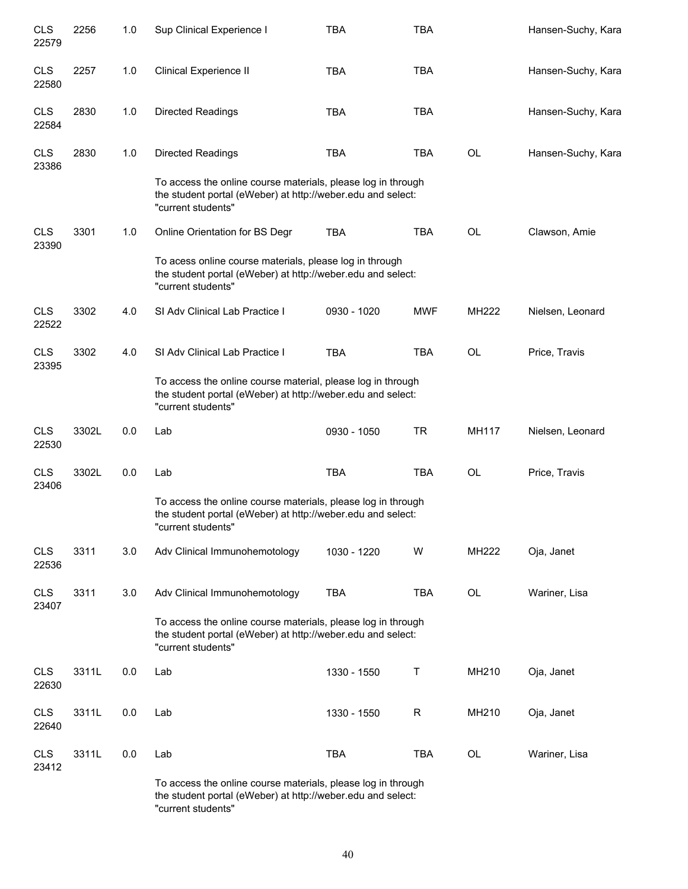| | | | | | | | |
|---|---|---|---|---|---|---|---|
| CLS 22579 | 2256 | 1.0 | Sup Clinical Experience I | TBA | TBA | | Hansen-Suchy, Kara |
| CLS 22580 | 2257 | 1.0 | Clinical Experience II | TBA | TBA | | Hansen-Suchy, Kara |
| CLS 22584 | 2830 | 1.0 | Directed Readings | TBA | TBA | | Hansen-Suchy, Kara |
| CLS 23386 | 2830 | 1.0 | Directed Readings | TBA | TBA | OL | Hansen-Suchy, Kara |
| | | | To access the online course materials, please log in through the student portal (eWeber) at http://weber.edu and select: "current students" | | | | |
| CLS 23390 | 3301 | 1.0 | Online Orientation for BS Degr | TBA | TBA | OL | Clawson, Amie |
| | | | To acess online course materials, please log in through the student portal (eWeber) at http://weber.edu and select: "current students" | | | | |
| CLS 22522 | 3302 | 4.0 | SI Adv Clinical Lab Practice I | 0930 - 1020 | MWF | MH222 | Nielsen, Leonard |
| CLS 23395 | 3302 | 4.0 | SI Adv Clinical Lab Practice I | TBA | TBA | OL | Price, Travis |
| | | | To access the online course material, please log in through the student portal (eWeber) at http://weber.edu and select: "current students" | | | | |
| CLS 22530 | 3302L | 0.0 | Lab | 0930 - 1050 | TR | MH117 | Nielsen, Leonard |
| CLS 23406 | 3302L | 0.0 | Lab | TBA | TBA | OL | Price, Travis |
| | | | To access the online course materials, please log in through the student portal (eWeber) at http://weber.edu and select: "current students" | | | | |
| CLS 22536 | 3311 | 3.0 | Adv Clinical Immunohemotology | 1030 - 1220 | W | MH222 | Oja, Janet |
| CLS 23407 | 3311 | 3.0 | Adv Clinical Immunohemotology | TBA | TBA | OL | Wariner, Lisa |
| | | | To access the online course materials, please log in through the student portal (eWeber) at http://weber.edu and select: "current students" | | | | |
| CLS 22630 | 3311L | 0.0 | Lab | 1330 - 1550 | T | MH210 | Oja, Janet |
| CLS 22640 | 3311L | 0.0 | Lab | 1330 - 1550 | R | MH210 | Oja, Janet |
| CLS 23412 | 3311L | 0.0 | Lab | TBA | TBA | OL | Wariner, Lisa |
| | | | To access the online course materials, please log in through the student portal (eWeber) at http://weber.edu and select: "current students" | | | | |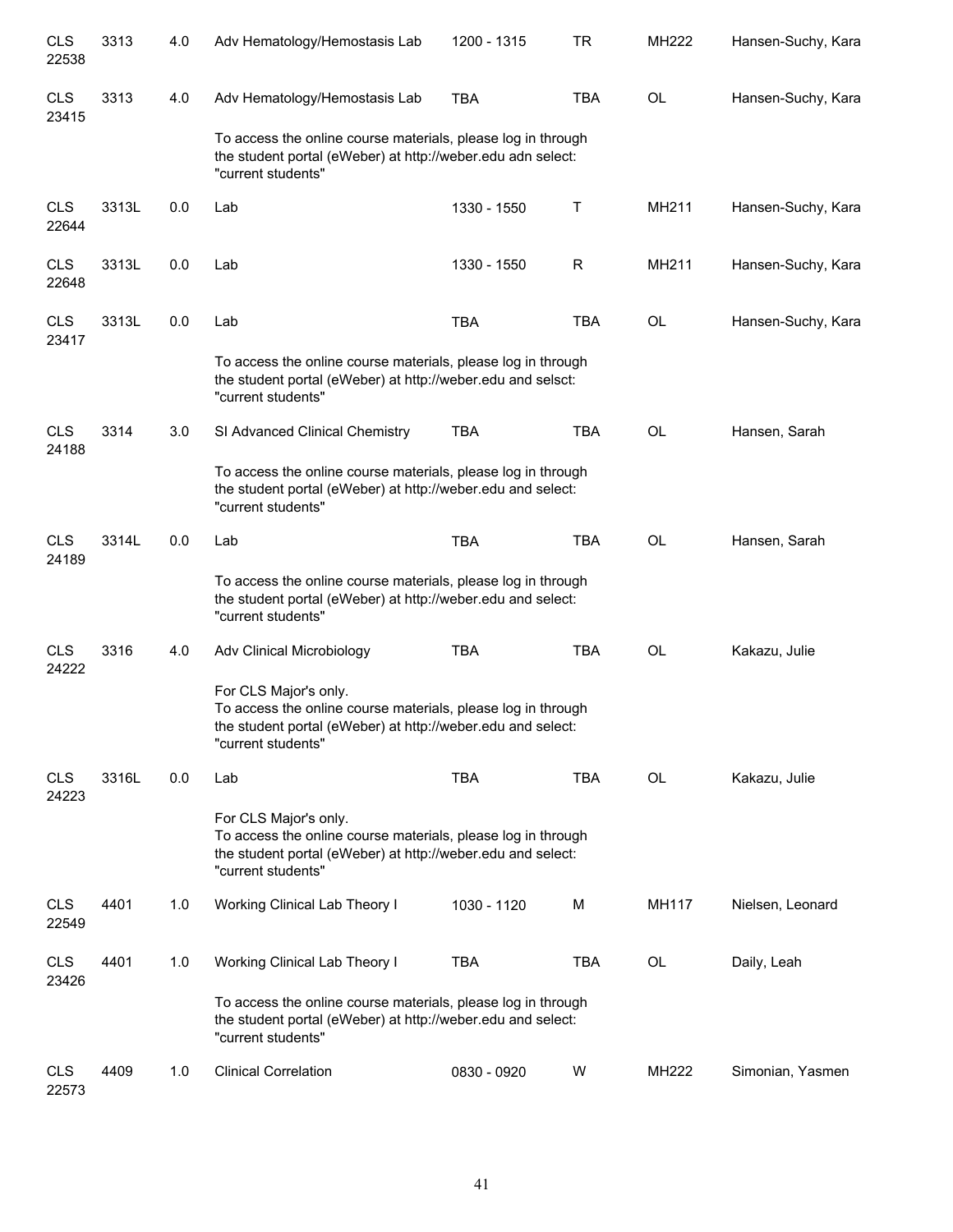| | | | | | | | |
|---|---|---|---|---|---|---|---|
| CLS 22538 | 3313 | 4.0 | Adv Hematology/Hemostasis Lab | 1200 - 1315 | TR | MH222 | Hansen-Suchy, Kara |
| CLS 23415 | 3313 | 4.0 | Adv Hematology/Hemostasis Lab | TBA | TBA | OL | Hansen-Suchy, Kara |
| | | | To access the online course materials, please log in through the student portal (eWeber) at http://weber.edu adn select: "current students" | | | | |
| CLS 22644 | 3313L | 0.0 | Lab | 1330 - 1550 | T | MH211 | Hansen-Suchy, Kara |
| CLS 22648 | 3313L | 0.0 | Lab | 1330 - 1550 | R | MH211 | Hansen-Suchy, Kara |
| CLS 23417 | 3313L | 0.0 | Lab | TBA | TBA | OL | Hansen-Suchy, Kara |
| | | | To access the online course materials, please log in through the student portal (eWeber) at http://weber.edu and selsct: "current students" | | | | |
| CLS 24188 | 3314 | 3.0 | SI Advanced Clinical Chemistry | TBA | TBA | OL | Hansen, Sarah |
| | | | To access the online course materials, please log in through the student portal (eWeber) at http://weber.edu and select: "current students" | | | | |
| CLS 24189 | 3314L | 0.0 | Lab | TBA | TBA | OL | Hansen, Sarah |
| | | | To access the online course materials, please log in through the student portal (eWeber) at http://weber.edu and select: "current students" | | | | |
| CLS 24222 | 3316 | 4.0 | Adv Clinical Microbiology | TBA | TBA | OL | Kakazu, Julie |
| | | | For CLS Major's only. To access the online course materials, please log in through the student portal (eWeber) at http://weber.edu and select: "current students" | | | | |
| CLS 24223 | 3316L | 0.0 | Lab | TBA | TBA | OL | Kakazu, Julie |
| | | | For CLS Major's only. To access the online course materials, please log in through the student portal (eWeber) at http://weber.edu and select: "current students" | | | | |
| CLS 22549 | 4401 | 1.0 | Working Clinical Lab Theory I | 1030 - 1120 | M | MH117 | Nielsen, Leonard |
| CLS 23426 | 4401 | 1.0 | Working Clinical Lab Theory I | TBA | TBA | OL | Daily, Leah |
| | | | To access the online course materials, please log in through the student portal (eWeber) at http://weber.edu and select: "current students" | | | | |
| CLS 22573 | 4409 | 1.0 | Clinical Correlation | 0830 - 0920 | W | MH222 | Simonian, Yasmen |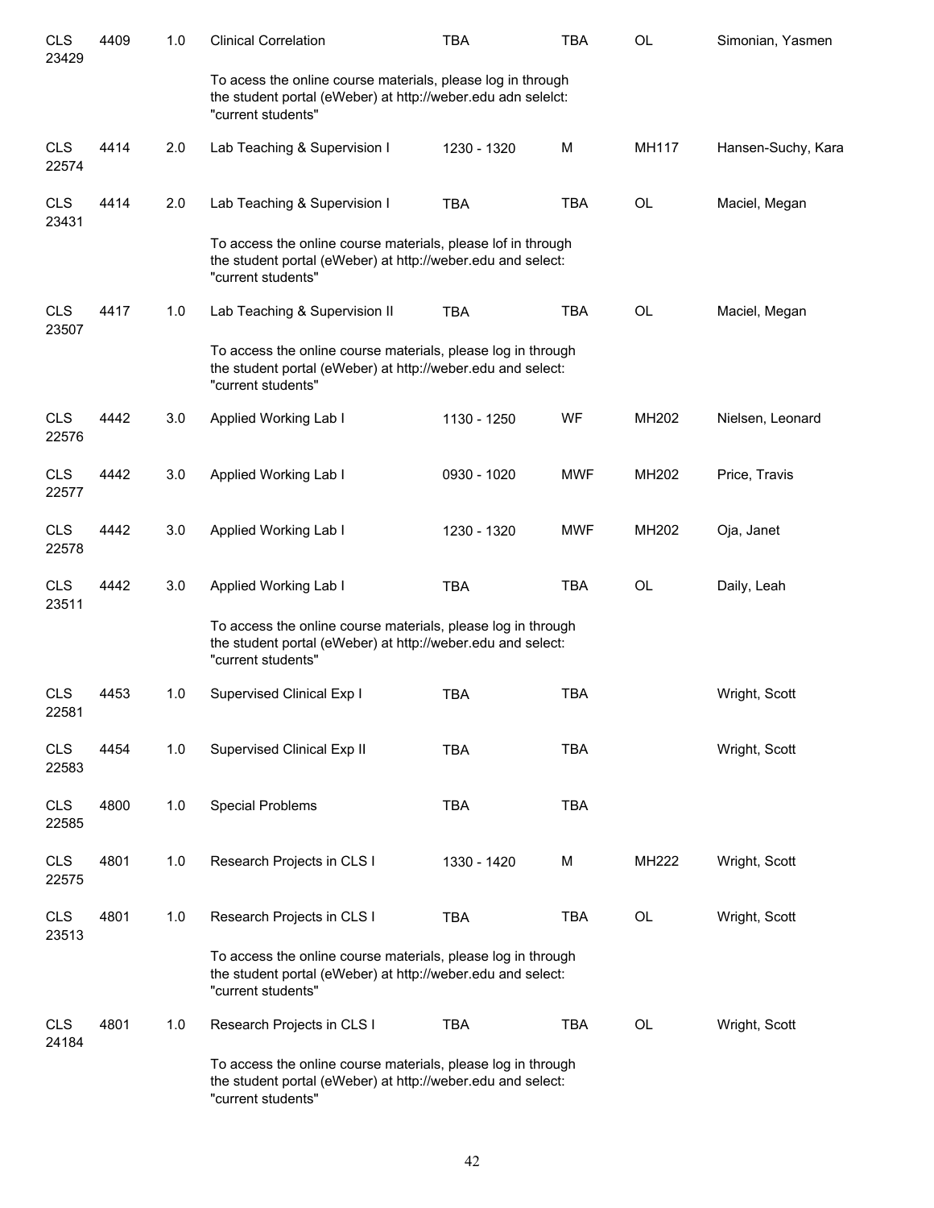| | | | | | | | |
|---|---|---|---|---|---|---|---|
| CLS 23429 | 4409 | 1.0 | Clinical Correlation | TBA | TBA | OL | Simonian, Yasmen |
| | | | To acess the online course materials, please log in through the student portal (eWeber) at http://weber.edu adn selelct: "current students" | | | | |
| CLS 22574 | 4414 | 2.0 | Lab Teaching & Supervision I | 1230 - 1320 | M | MH117 | Hansen-Suchy, Kara |
| CLS 23431 | 4414 | 2.0 | Lab Teaching & Supervision I | TBA | TBA | OL | Maciel, Megan |
| | | | To access the online course materials, please lof in through the student portal (eWeber) at http://weber.edu and select: "current students" | | | | |
| CLS 23507 | 4417 | 1.0 | Lab Teaching & Supervision II | TBA | TBA | OL | Maciel, Megan |
| | | | To access the online course materials, please log in through the student portal (eWeber) at http://weber.edu and select: "current students" | | | | |
| CLS 22576 | 4442 | 3.0 | Applied Working Lab I | 1130 - 1250 | WF | MH202 | Nielsen, Leonard |
| CLS 22577 | 4442 | 3.0 | Applied Working Lab I | 0930 - 1020 | MWF | MH202 | Price, Travis |
| CLS 22578 | 4442 | 3.0 | Applied Working Lab I | 1230 - 1320 | MWF | MH202 | Oja, Janet |
| CLS 23511 | 4442 | 3.0 | Applied Working Lab I | TBA | TBA | OL | Daily, Leah |
| | | | To access the online course materials, please log in through the student portal (eWeber) at http://weber.edu and select: "current students" | | | | |
| CLS 22581 | 4453 | 1.0 | Supervised Clinical Exp I | TBA | TBA | | Wright, Scott |
| CLS 22583 | 4454 | 1.0 | Supervised Clinical Exp II | TBA | TBA | | Wright, Scott |
| CLS 22585 | 4800 | 1.0 | Special Problems | TBA | TBA | | |
| CLS 22575 | 4801 | 1.0 | Research Projects in CLS I | 1330 - 1420 | M | MH222 | Wright, Scott |
| CLS 23513 | 4801 | 1.0 | Research Projects in CLS I | TBA | TBA | OL | Wright, Scott |
| | | | To access the online course materials, please log in through the student portal (eWeber) at http://weber.edu and select: "current students" | | | | |
| CLS 24184 | 4801 | 1.0 | Research Projects in CLS I | TBA | TBA | OL | Wright, Scott |
| | | | To access the online course materials, please log in through the student portal (eWeber) at http://weber.edu and select: "current students" | | | | |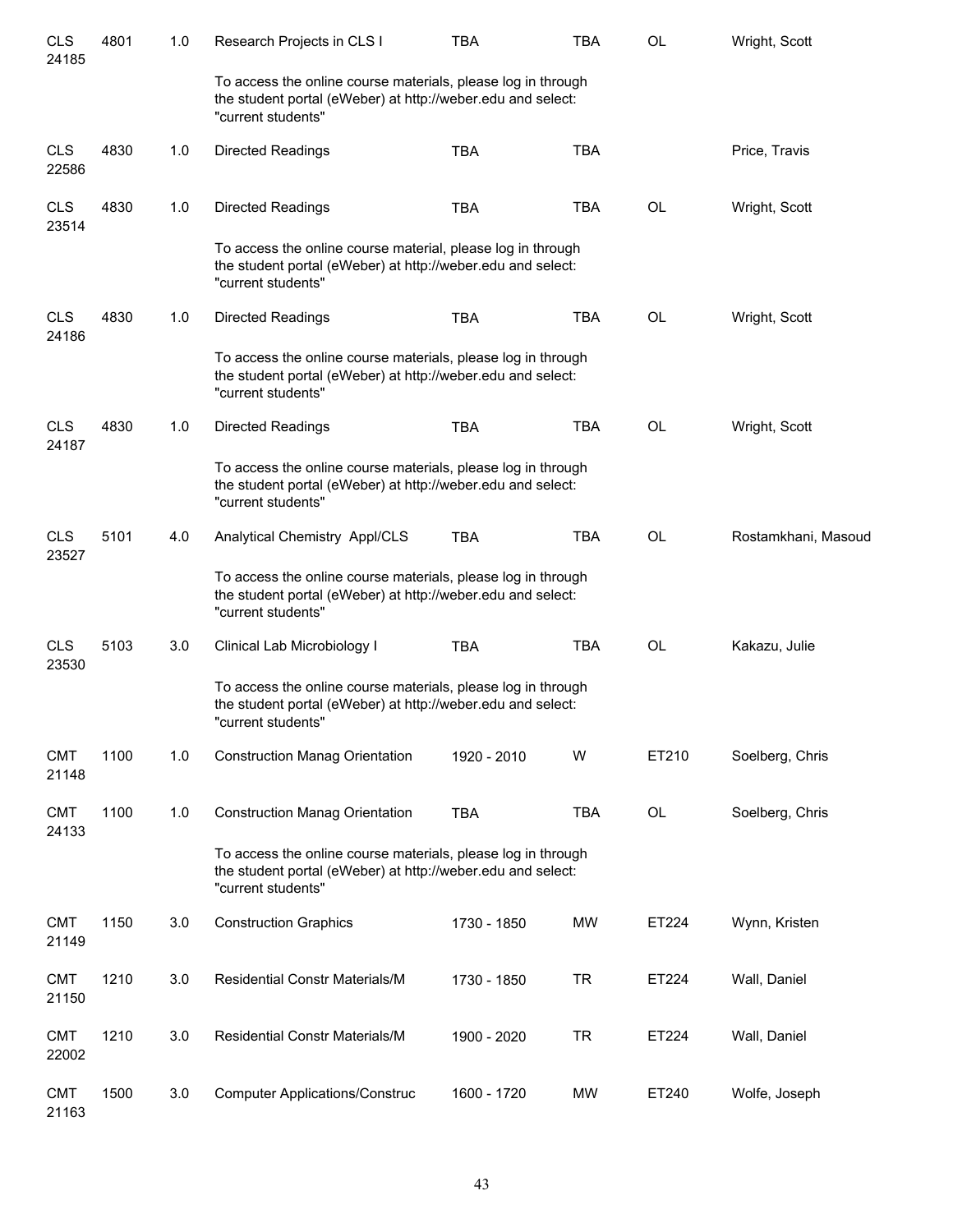| | | | | | | | |
|---|---|---|---|---|---|---|---|
| CLS 24185 | 4801 | 1.0 | Research Projects in CLS I | TBA | TBA | OL | Wright, Scott |
| | | | To access the online course materials, please log in through the student portal (eWeber) at http://weber.edu and select: "current students" | | | | |
| CLS 22586 | 4830 | 1.0 | Directed Readings | TBA | TBA | | Price, Travis |
| CLS 23514 | 4830 | 1.0 | Directed Readings | TBA | TBA | OL | Wright, Scott |
| | | | To access the online course material, please log in through the student portal (eWeber) at http://weber.edu and select: "current students" | | | | |
| CLS 24186 | 4830 | 1.0 | Directed Readings | TBA | TBA | OL | Wright, Scott |
| | | | To access the online course materials, please log in through the student portal (eWeber) at http://weber.edu and select: "current students" | | | | |
| CLS 24187 | 4830 | 1.0 | Directed Readings | TBA | TBA | OL | Wright, Scott |
| | | | To access the online course materials, please log in through the student portal (eWeber) at http://weber.edu and select: "current students" | | | | |
| CLS 23527 | 5101 | 4.0 | Analytical Chemistry Appl/CLS | TBA | TBA | OL | Rostamkhani, Masoud |
| | | | To access the online course materials, please log in through the student portal (eWeber) at http://weber.edu and select: "current students" | | | | |
| CLS 23530 | 5103 | 3.0 | Clinical Lab Microbiology I | TBA | TBA | OL | Kakazu, Julie |
| | | | To access the online course materials, please log in through the student portal (eWeber) at http://weber.edu and select: "current students" | | | | |
| CMT 21148 | 1100 | 1.0 | Construction Manag Orientation | 1920 - 2010 | W | ET210 | Soelberg, Chris |
| CMT 24133 | 1100 | 1.0 | Construction Manag Orientation | TBA | TBA | OL | Soelberg, Chris |
| | | | To access the online course materials, please log in through the student portal (eWeber) at http://weber.edu and select: "current students" | | | | |
| CMT 21149 | 1150 | 3.0 | Construction Graphics | 1730 - 1850 | MW | ET224 | Wynn, Kristen |
| CMT 21150 | 1210 | 3.0 | Residential Constr Materials/M | 1730 - 1850 | TR | ET224 | Wall, Daniel |
| CMT 22002 | 1210 | 3.0 | Residential Constr Materials/M | 1900 - 2020 | TR | ET224 | Wall, Daniel |
| CMT 21163 | 1500 | 3.0 | Computer Applications/Construc | 1600 - 1720 | MW | ET240 | Wolfe, Joseph |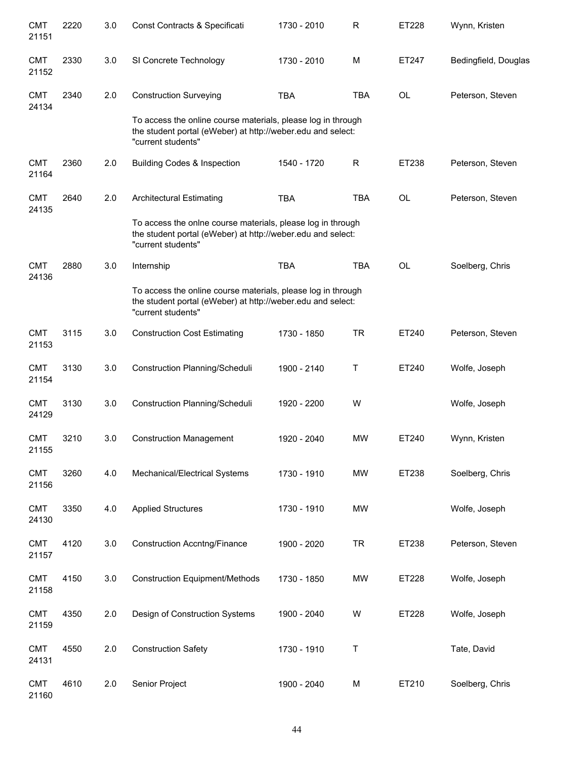| | | | | | | | |
|---|---|---|---|---|---|---|---|
| CMT 21151 | 2220 | 3.0 | Const Contracts & Specificati | 1730 - 2010 | R | ET228 | Wynn, Kristen |
| CMT 21152 | 2330 | 3.0 | SI Concrete Technology | 1730 - 2010 | M | ET247 | Bedingfield, Douglas |
| CMT 24134 | 2340 | 2.0 | Construction Surveying | TBA | TBA | OL | Peterson, Steven |
| | | | To access the online course materials, please log in through the student portal (eWeber) at http://weber.edu and select: "current students" | | | | |
| CMT 21164 | 2360 | 2.0 | Building Codes & Inspection | 1540 - 1720 | R | ET238 | Peterson, Steven |
| CMT 24135 | 2640 | 2.0 | Architectural Estimating | TBA | TBA | OL | Peterson, Steven |
| | | | To access the onlne course materials, please log in through the student portal (eWeber) at http://weber.edu and select: "current students" | | | | |
| CMT 24136 | 2880 | 3.0 | Internship | TBA | TBA | OL | Soelberg, Chris |
| | | | To access the online course materials, please log in through the student portal (eWeber) at http://weber.edu and select: "current students" | | | | |
| CMT 21153 | 3115 | 3.0 | Construction Cost Estimating | 1730 - 1850 | TR | ET240 | Peterson, Steven |
| CMT 21154 | 3130 | 3.0 | Construction Planning/Scheduli | 1900 - 2140 | T | ET240 | Wolfe, Joseph |
| CMT 24129 | 3130 | 3.0 | Construction Planning/Scheduli | 1920 - 2200 | W | | Wolfe, Joseph |
| CMT 21155 | 3210 | 3.0 | Construction Management | 1920 - 2040 | MW | ET240 | Wynn, Kristen |
| CMT 21156 | 3260 | 4.0 | Mechanical/Electrical Systems | 1730 - 1910 | MW | ET238 | Soelberg, Chris |
| CMT 24130 | 3350 | 4.0 | Applied Structures | 1730 - 1910 | MW | | Wolfe, Joseph |
| CMT 21157 | 4120 | 3.0 | Construction Accntng/Finance | 1900 - 2020 | TR | ET238 | Peterson, Steven |
| CMT 21158 | 4150 | 3.0 | Construction Equipment/Methods | 1730 - 1850 | MW | ET228 | Wolfe, Joseph |
| CMT 21159 | 4350 | 2.0 | Design of Construction Systems | 1900 - 2040 | W | ET228 | Wolfe, Joseph |
| CMT 24131 | 4550 | 2.0 | Construction Safety | 1730 - 1910 | T | | Tate, David |
| CMT 21160 | 4610 | 2.0 | Senior Project | 1900 - 2040 | M | ET210 | Soelberg, Chris |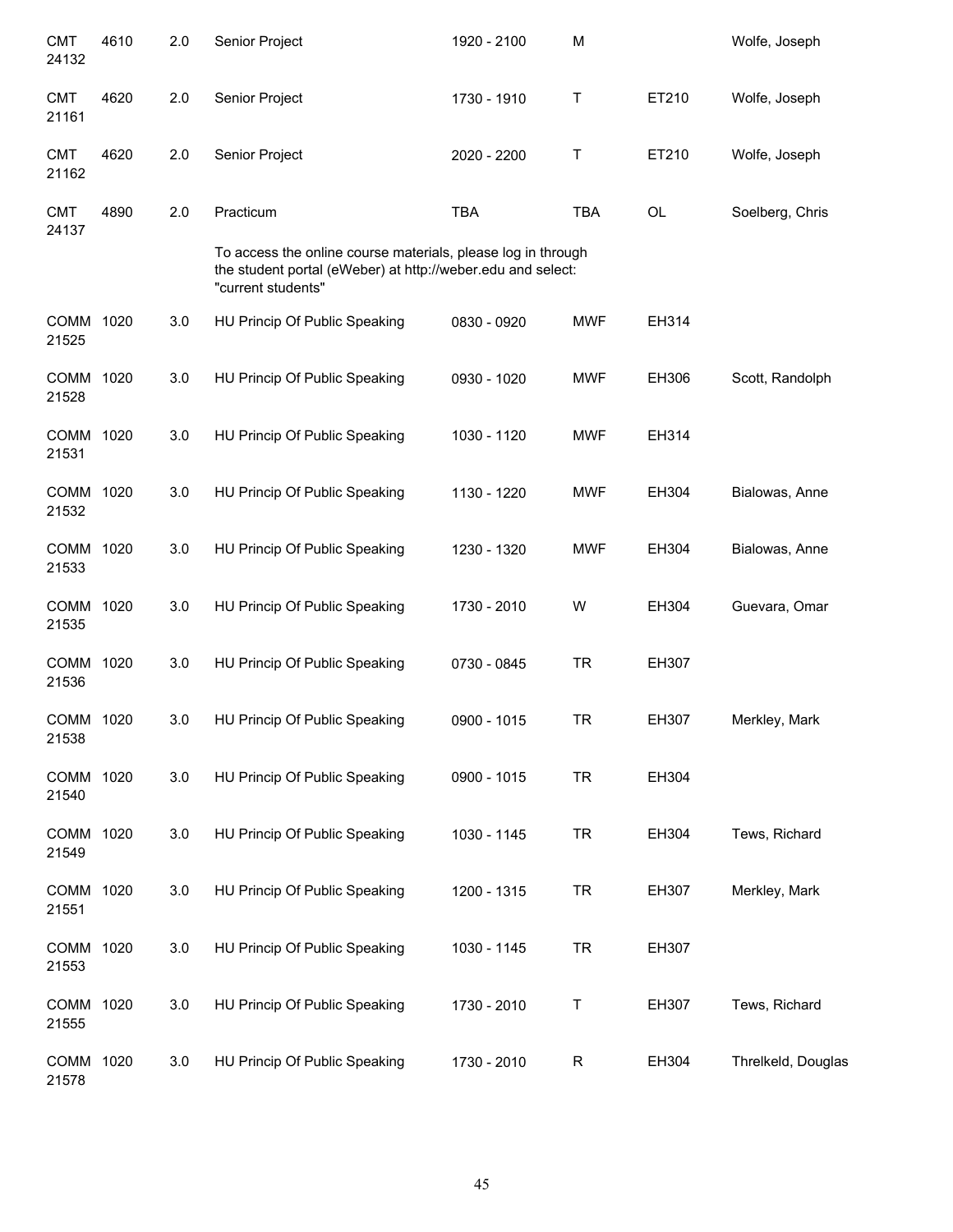| | | | | | | | |
|---|---|---|---|---|---|---|---|
| CMT 24132 | 4610 | 2.0 | Senior Project | 1920 - 2100 | M | | Wolfe, Joseph |
| CMT 21161 | 4620 | 2.0 | Senior Project | 1730 - 1910 | T | ET210 | Wolfe, Joseph |
| CMT 21162 | 4620 | 2.0 | Senior Project | 2020 - 2200 | T | ET210 | Wolfe, Joseph |
| CMT 24137 | 4890 | 2.0 | Practicum | TBA | TBA | OL | Soelberg, Chris |
| | | | To access the online course materials, please log in through the student portal (eWeber) at http://weber.edu and select: "current students" | | | | |
| COMM 21525 | 1020 | 3.0 | HU Princip Of Public Speaking | 0830 - 0920 | MWF | EH314 | |
| COMM 21528 | 1020 | 3.0 | HU Princip Of Public Speaking | 0930 - 1020 | MWF | EH306 | Scott, Randolph |
| COMM 21531 | 1020 | 3.0 | HU Princip Of Public Speaking | 1030 - 1120 | MWF | EH314 | |
| COMM 21532 | 1020 | 3.0 | HU Princip Of Public Speaking | 1130 - 1220 | MWF | EH304 | Bialowas, Anne |
| COMM 21533 | 1020 | 3.0 | HU Princip Of Public Speaking | 1230 - 1320 | MWF | EH304 | Bialowas, Anne |
| COMM 21535 | 1020 | 3.0 | HU Princip Of Public Speaking | 1730 - 2010 | W | EH304 | Guevara, Omar |
| COMM 21536 | 1020 | 3.0 | HU Princip Of Public Speaking | 0730 - 0845 | TR | EH307 | |
| COMM 21538 | 1020 | 3.0 | HU Princip Of Public Speaking | 0900 - 1015 | TR | EH307 | Merkley, Mark |
| COMM 21540 | 1020 | 3.0 | HU Princip Of Public Speaking | 0900 - 1015 | TR | EH304 | |
| COMM 21549 | 1020 | 3.0 | HU Princip Of Public Speaking | 1030 - 1145 | TR | EH304 | Tews, Richard |
| COMM 21551 | 1020 | 3.0 | HU Princip Of Public Speaking | 1200 - 1315 | TR | EH307 | Merkley, Mark |
| COMM 21553 | 1020 | 3.0 | HU Princip Of Public Speaking | 1030 - 1145 | TR | EH307 | |
| COMM 21555 | 1020 | 3.0 | HU Princip Of Public Speaking | 1730 - 2010 | T | EH307 | Tews, Richard |
| COMM 21578 | 1020 | 3.0 | HU Princip Of Public Speaking | 1730 - 2010 | R | EH304 | Threlkeld, Douglas |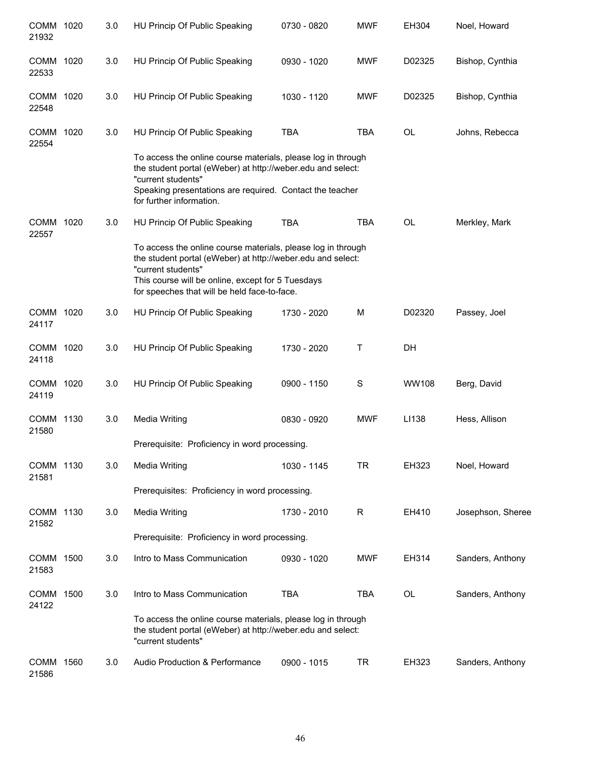| Course | CRN | Number | Credits | Title | Time | Days | Room | Instructor |
|---|---|---|---|---|---|---|---|---|
| COMM | 21932 | 1020 | 3.0 | HU Princip Of Public Speaking | 0730 - 0820 | MWF | EH304 | Noel, Howard |
| COMM | 22533 | 1020 | 3.0 | HU Princip Of Public Speaking | 0930 - 1020 | MWF | D02325 | Bishop, Cynthia |
| COMM | 22548 | 1020 | 3.0 | HU Princip Of Public Speaking | 1030 - 1120 | MWF | D02325 | Bishop, Cynthia |
| COMM | 22554 | 1020 | 3.0 | HU Princip Of Public Speaking | TBA | TBA | OL | Johns, Rebecca |
| | | | | To access the online course materials, please log in through the student portal (eWeber) at http://weber.edu and select: "current students" Speaking presentations are required. Contact the teacher for further information. | | | | |
| COMM | 22557 | 1020 | 3.0 | HU Princip Of Public Speaking | TBA | TBA | OL | Merkley, Mark |
| | | | | To access the online course materials, please log in through the student portal (eWeber) at http://weber.edu and select: "current students" This course will be online, except for 5 Tuesdays for speeches that will be held face-to-face. | | | | |
| COMM | 24117 | 1020 | 3.0 | HU Princip Of Public Speaking | 1730 - 2020 | M | D02320 | Passey, Joel |
| COMM | 24118 | 1020 | 3.0 | HU Princip Of Public Speaking | 1730 - 2020 | T | DH | |
| COMM | 24119 | 1020 | 3.0 | HU Princip Of Public Speaking | 0900 - 1150 | S | WW108 | Berg, David |
| COMM | 21580 | 1130 | 3.0 | Media Writing | 0830 - 0920 | MWF | LI138 | Hess, Allison |
| | | | | Prerequisite: Proficiency in word processing. | | | | |
| COMM | 21581 | 1130 | 3.0 | Media Writing | 1030 - 1145 | TR | EH323 | Noel, Howard |
| | | | | Prerequisites: Proficiency in word processing. | | | | |
| COMM | 21582 | 1130 | 3.0 | Media Writing | 1730 - 2010 | R | EH410 | Josephson, Sheree |
| | | | | Prerequisite: Proficiency in word processing. | | | | |
| COMM | 21583 | 1500 | 3.0 | Intro to Mass Communication | 0930 - 1020 | MWF | EH314 | Sanders, Anthony |
| COMM | 24122 | 1500 | 3.0 | Intro to Mass Communication | TBA | TBA | OL | Sanders, Anthony |
| | | | | To access the online course materials, please log in through the student portal (eWeber) at http://weber.edu and select: "current students" | | | | |
| COMM | 21586 | 1560 | 3.0 | Audio Production & Performance | 0900 - 1015 | TR | EH323 | Sanders, Anthony |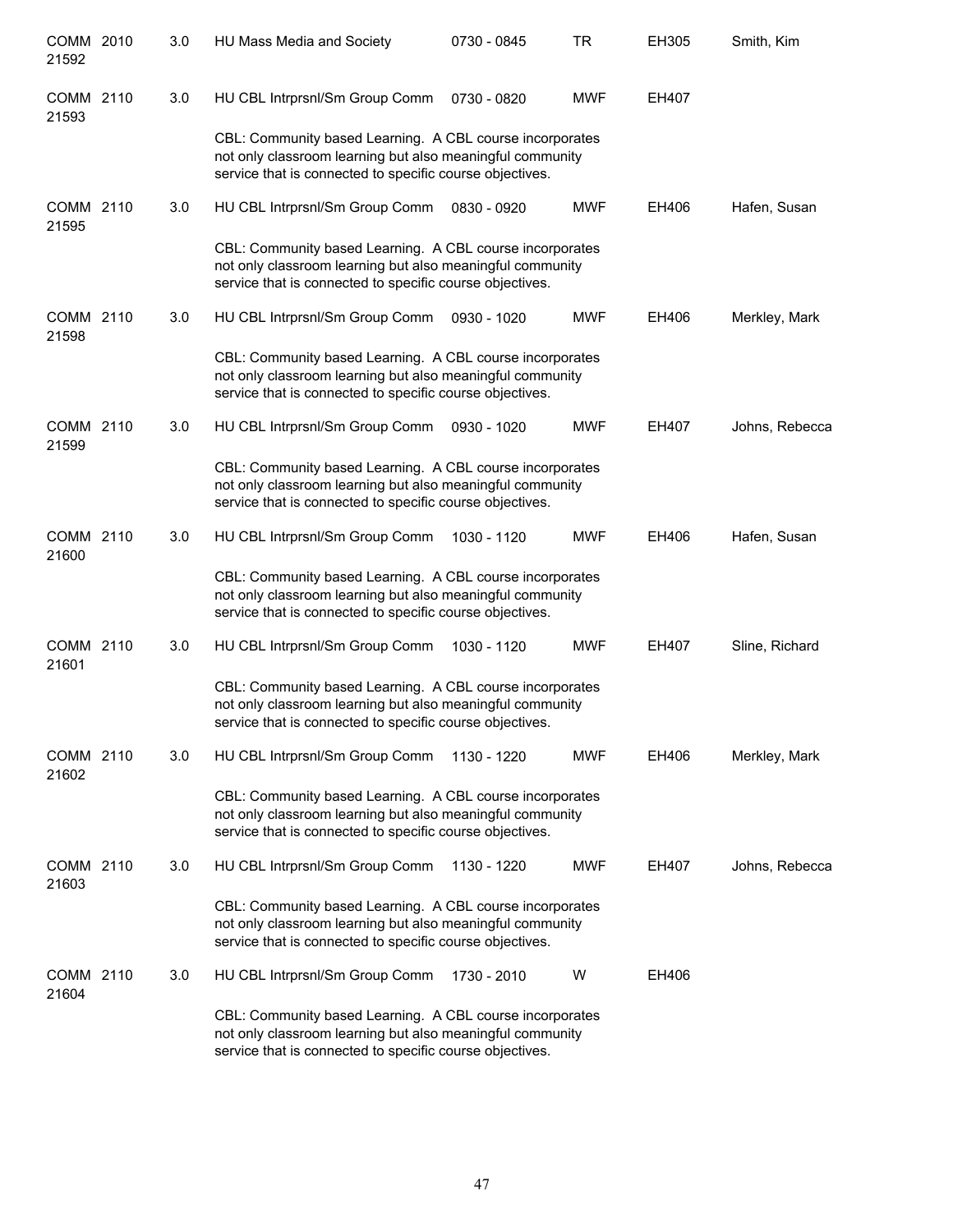| Course | | Credits | Title | Time | Days | Room | Instructor |
|---|---|---|---|---|---|---|---|
| COMM 21592 | 2010 | 3.0 | HU Mass Media and Society | 0730 - 0845 | TR | EH305 | Smith, Kim |
| COMM 21593 | 2110 | 3.0 | HU CBL Intrprsnl/Sm Group Comm | 0730 - 0820 | MWF | EH407 | |
| | | | CBL: Community based Learning. A CBL course incorporates not only classroom learning but also meaningful community service that is connected to specific course objectives. | | | | |
| COMM 21595 | 2110 | 3.0 | HU CBL Intrprsnl/Sm Group Comm | 0830 - 0920 | MWF | EH406 | Hafen, Susan |
| | | | CBL: Community based Learning. A CBL course incorporates not only classroom learning but also meaningful community service that is connected to specific course objectives. | | | | |
| COMM 21598 | 2110 | 3.0 | HU CBL Intrprsnl/Sm Group Comm | 0930 - 1020 | MWF | EH406 | Merkley, Mark |
| | | | CBL: Community based Learning. A CBL course incorporates not only classroom learning but also meaningful community service that is connected to specific course objectives. | | | | |
| COMM 21599 | 2110 | 3.0 | HU CBL Intrprsnl/Sm Group Comm | 0930 - 1020 | MWF | EH407 | Johns, Rebecca |
| | | | CBL: Community based Learning. A CBL course incorporates not only classroom learning but also meaningful community service that is connected to specific course objectives. | | | | |
| COMM 21600 | 2110 | 3.0 | HU CBL Intrprsnl/Sm Group Comm | 1030 - 1120 | MWF | EH406 | Hafen, Susan |
| | | | CBL: Community based Learning. A CBL course incorporates not only classroom learning but also meaningful community service that is connected to specific course objectives. | | | | |
| COMM 21601 | 2110 | 3.0 | HU CBL Intrprsnl/Sm Group Comm | 1030 - 1120 | MWF | EH407 | Sline, Richard |
| | | | CBL: Community based Learning. A CBL course incorporates not only classroom learning but also meaningful community service that is connected to specific course objectives. | | | | |
| COMM 21602 | 2110 | 3.0 | HU CBL Intrprsnl/Sm Group Comm | 1130 - 1220 | MWF | EH406 | Merkley, Mark |
| | | | CBL: Community based Learning. A CBL course incorporates not only classroom learning but also meaningful community service that is connected to specific course objectives. | | | | |
| COMM 21603 | 2110 | 3.0 | HU CBL Intrprsnl/Sm Group Comm | 1130 - 1220 | MWF | EH407 | Johns, Rebecca |
| | | | CBL: Community based Learning. A CBL course incorporates not only classroom learning but also meaningful community service that is connected to specific course objectives. | | | | |
| COMM 21604 | 2110 | 3.0 | HU CBL Intrprsnl/Sm Group Comm | 1730 - 2010 | W | EH406 | |
| | | | CBL: Community based Learning. A CBL course incorporates not only classroom learning but also meaningful community service that is connected to specific course objectives. | | | | |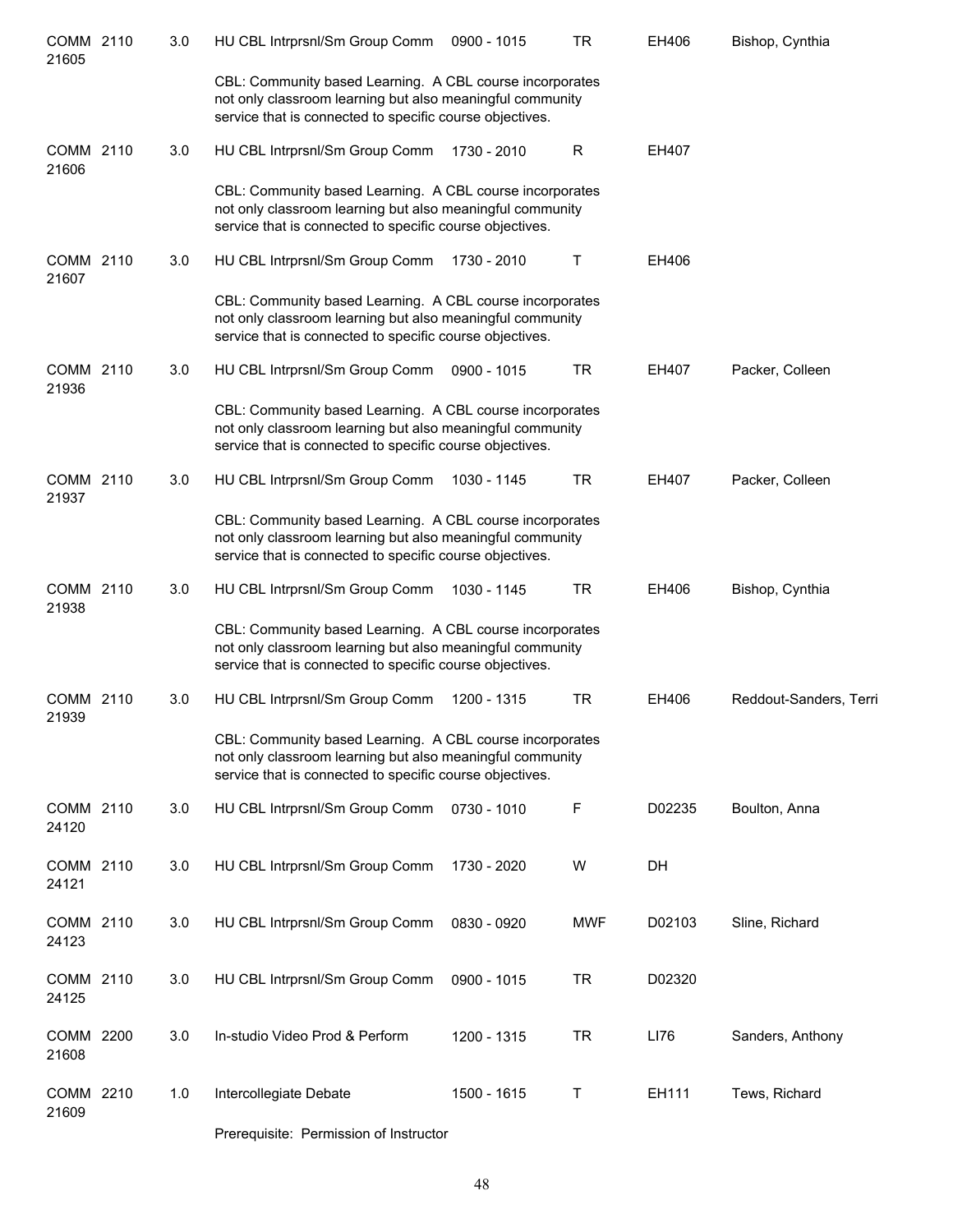| Course | CRN | Credits | Title | Time | Days | Room | Instructor |
|---|---|---|---|---|---|---|---|
| COMM 2110 | 21605 | 3.0 | HU CBL Intrprsnl/Sm Group Comm | 0900 - 1015 | TR | EH406 | Bishop, Cynthia |
| | | | CBL: Community based Learning. A CBL course incorporates not only classroom learning but also meaningful community service that is connected to specific course objectives. | | | | |
| COMM 2110 | 21606 | 3.0 | HU CBL Intrprsnl/Sm Group Comm | 1730 - 2010 | R | EH407 | |
| | | | CBL: Community based Learning. A CBL course incorporates not only classroom learning but also meaningful community service that is connected to specific course objectives. | | | | |
| COMM 2110 | 21607 | 3.0 | HU CBL Intrprsnl/Sm Group Comm | 1730 - 2010 | T | EH406 | |
| | | | CBL: Community based Learning. A CBL course incorporates not only classroom learning but also meaningful community service that is connected to specific course objectives. | | | | |
| COMM 2110 | 21936 | 3.0 | HU CBL Intrprsnl/Sm Group Comm | 0900 - 1015 | TR | EH407 | Packer, Colleen |
| | | | CBL: Community based Learning. A CBL course incorporates not only classroom learning but also meaningful community service that is connected to specific course objectives. | | | | |
| COMM 2110 | 21937 | 3.0 | HU CBL Intrprsnl/Sm Group Comm | 1030 - 1145 | TR | EH407 | Packer, Colleen |
| | | | CBL: Community based Learning. A CBL course incorporates not only classroom learning but also meaningful community service that is connected to specific course objectives. | | | | |
| COMM 2110 | 21938 | 3.0 | HU CBL Intrprsnl/Sm Group Comm | 1030 - 1145 | TR | EH406 | Bishop, Cynthia |
| | | | CBL: Community based Learning. A CBL course incorporates not only classroom learning but also meaningful community service that is connected to specific course objectives. | | | | |
| COMM 2110 | 21939 | 3.0 | HU CBL Intrprsnl/Sm Group Comm | 1200 - 1315 | TR | EH406 | Reddout-Sanders, Terri |
| | | | CBL: Community based Learning. A CBL course incorporates not only classroom learning but also meaningful community service that is connected to specific course objectives. | | | | |
| COMM 2110 | 24120 | 3.0 | HU CBL Intrprsnl/Sm Group Comm | 0730 - 1010 | F | D02235 | Boulton, Anna |
| COMM 2110 | 24121 | 3.0 | HU CBL Intrprsnl/Sm Group Comm | 1730 - 2020 | W | DH | |
| COMM 2110 | 24123 | 3.0 | HU CBL Intrprsnl/Sm Group Comm | 0830 - 0920 | MWF | D02103 | Sline, Richard |
| COMM 2110 | 24125 | 3.0 | HU CBL Intrprsnl/Sm Group Comm | 0900 - 1015 | TR | D02320 | |
| COMM 2200 | 21608 | 3.0 | In-studio Video Prod & Perform | 1200 - 1315 | TR | LI76 | Sanders, Anthony |
| COMM 2210 | 21609 | 1.0 | Intercollegiate Debate | 1500 - 1615 | T | EH111 | Tews, Richard |
| | | | Prerequisite: Permission of Instructor | | | | |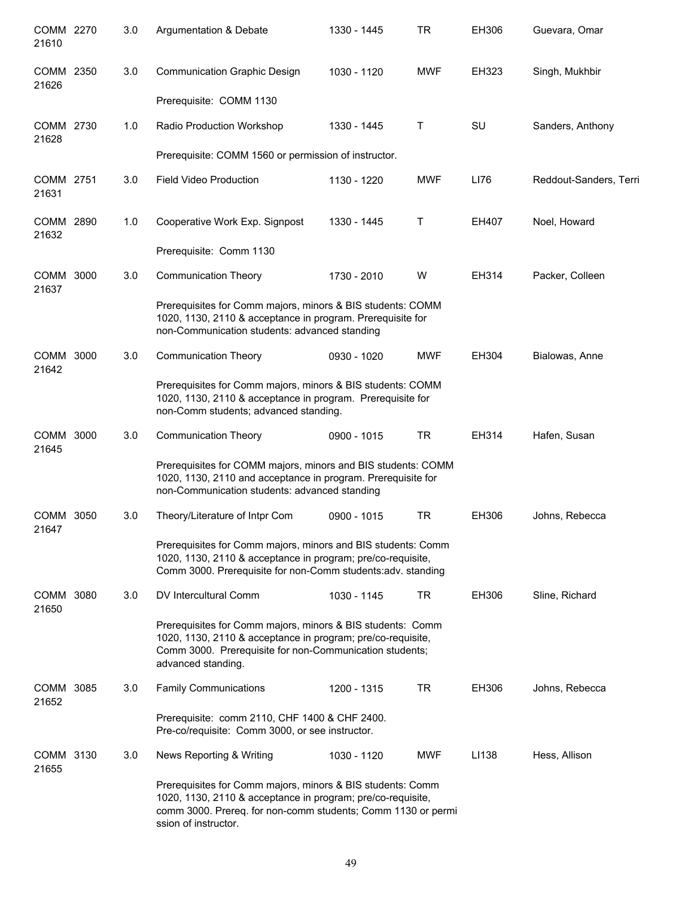| | | | | | | | |
|---|---|---|---|---|---|---|---|
| COMM 21610 | 2270 | 3.0 | Argumentation & Debate | 1330 - 1445 | TR | EH306 | Guevara, Omar |
| COMM 21626 | 2350 | 3.0 | Communication Graphic Design | 1030 - 1120 | MWF | EH323 | Singh, Mukhbir |
| | | | Prerequisite: COMM 1130 | | | | |
| COMM 21628 | 2730 | 1.0 | Radio Production Workshop | 1330 - 1445 | T | SU | Sanders, Anthony |
| | | | Prerequisite: COMM 1560 or permission of instructor. | | | | |
| COMM 21631 | 2751 | 3.0 | Field Video Production | 1130 - 1220 | MWF | LI76 | Reddout-Sanders, Terri |
| COMM 21632 | 2890 | 1.0 | Cooperative Work Exp. Signpost | 1330 - 1445 | T | EH407 | Noel, Howard |
| | | | Prerequisite: Comm 1130 | | | | |
| COMM 21637 | 3000 | 3.0 | Communication Theory | 1730 - 2010 | W | EH314 | Packer, Colleen |
| | | | Prerequisites for Comm majors, minors & BIS students: COMM 1020, 1130, 2110 & acceptance in program. Prerequisite for non-Communication students: advanced standing | | | | |
| COMM 21642 | 3000 | 3.0 | Communication Theory | 0930 - 1020 | MWF | EH304 | Bialowas, Anne |
| | | | Prerequisites for Comm majors, minors & BIS students: COMM 1020, 1130, 2110 & acceptance in program. Prerequisite for non-Comm students; advanced standing. | | | | |
| COMM 21645 | 3000 | 3.0 | Communication Theory | 0900 - 1015 | TR | EH314 | Hafen, Susan |
| | | | Prerequisites for COMM majors, minors and BIS students: COMM 1020, 1130, 2110 and acceptance in program. Prerequisite for non-Communication students: advanced standing | | | | |
| COMM 21647 | 3050 | 3.0 | Theory/Literature of Intpr Com | 0900 - 1015 | TR | EH306 | Johns, Rebecca |
| | | | Prerequisites for Comm majors, minors and BIS students: Comm 1020, 1130, 2110 & acceptance in program; pre/co-requisite, Comm 3000. Prerequisite for non-Comm students:adv. standing | | | | |
| COMM 21650 | 3080 | 3.0 | DV Intercultural Comm | 1030 - 1145 | TR | EH306 | Sline, Richard |
| | | | Prerequisites for Comm majors, minors & BIS students: Comm 1020, 1130, 2110 & acceptance in program; pre/co-requisite, Comm 3000. Prerequisite for non-Communication students; advanced standing. | | | | |
| COMM 21652 | 3085 | 3.0 | Family Communications | 1200 - 1315 | TR | EH306 | Johns, Rebecca |
| | | | Prerequisite: comm 2110, CHF 1400 & CHF 2400. Pre-co/requisite: Comm 3000, or see instructor. | | | | |
| COMM 21655 | 3130 | 3.0 | News Reporting & Writing | 1030 - 1120 | MWF | LI138 | Hess, Allison |
| | | | Prerequisites for Comm majors, minors & BIS students: Comm 1020, 1130, 2110 & acceptance in program; pre/co-requisite, comm 3000. Prereq. for non-comm students; Comm 1130 or permi ssion of instructor. | | | | |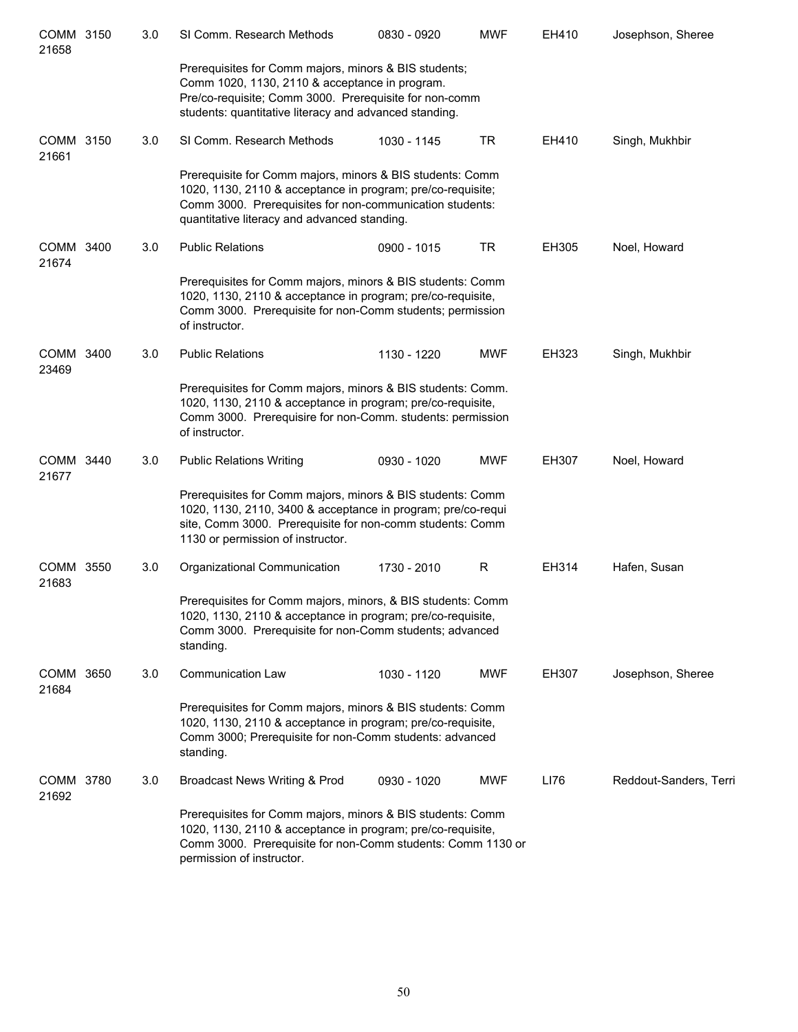| Course | | Credits | Title | Time | Days | Room | Instructor |
|---|---|---|---|---|---|---|---|
| COMM 21658 | 3150 | 3.0 | SI Comm. Research Methods | 0830 - 0920 | MWF | EH410 | Josephson, Sheree |
| | | | Prerequisites for Comm majors, minors & BIS students; Comm 1020, 1130, 2110 & acceptance in program. Pre/co-requisite; Comm 3000. Prerequisite for non-comm students: quantitative literacy and advanced standing. | | | | |
| COMM 21661 | 3150 | 3.0 | SI Comm. Research Methods | 1030 - 1145 | TR | EH410 | Singh, Mukhbir |
| | | | Prerequisite for Comm majors, minors & BIS students: Comm 1020, 1130, 2110 & acceptance in program; pre/co-requisite; Comm 3000. Prerequisites for non-communication students: quantitative literacy and advanced standing. | | | | |
| COMM 21674 | 3400 | 3.0 | Public Relations | 0900 - 1015 | TR | EH305 | Noel, Howard |
| | | | Prerequisites for Comm majors, minors & BIS students: Comm 1020, 1130, 2110 & acceptance in program; pre/co-requisite, Comm 3000. Prerequisite for non-Comm students; permission of instructor. | | | | |
| COMM 23469 | 3400 | 3.0 | Public Relations | 1130 - 1220 | MWF | EH323 | Singh, Mukhbir |
| | | | Prerequisites for Comm majors, minors & BIS students: Comm. 1020, 1130, 2110 & acceptance in program; pre/co-requisite, Comm 3000. Prerequisire for non-Comm. students: permission of instructor. | | | | |
| COMM 21677 | 3440 | 3.0 | Public Relations Writing | 0930 - 1020 | MWF | EH307 | Noel, Howard |
| | | | Prerequisites for Comm majors, minors & BIS students: Comm 1020, 1130, 2110, 3400 & acceptance in program; pre/co-requi site, Comm 3000. Prerequisite for non-comm students: Comm 1130 or permission of instructor. | | | | |
| COMM 21683 | 3550 | 3.0 | Organizational Communication | 1730 - 2010 | R | EH314 | Hafen, Susan |
| | | | Prerequisites for Comm majors, minors, & BIS students: Comm 1020, 1130, 2110 & acceptance in program; pre/co-requisite, Comm 3000. Prerequisite for non-Comm students; advanced standing. | | | | |
| COMM 21684 | 3650 | 3.0 | Communication Law | 1030 - 1120 | MWF | EH307 | Josephson, Sheree |
| | | | Prerequisites for Comm majors, minors & BIS students: Comm 1020, 1130, 2110 & acceptance in program; pre/co-requisite, Comm 3000; Prerequisite for non-Comm students: advanced standing. | | | | |
| COMM 21692 | 3780 | 3.0 | Broadcast News Writing & Prod | 0930 - 1020 | MWF | LI76 | Reddout-Sanders, Terri |
| | | | Prerequisites for Comm majors, minors & BIS students: Comm 1020, 1130, 2110 & acceptance in program; pre/co-requisite, Comm 3000. Prerequisite for non-Comm students: Comm 1130 or permission of instructor. | | | | |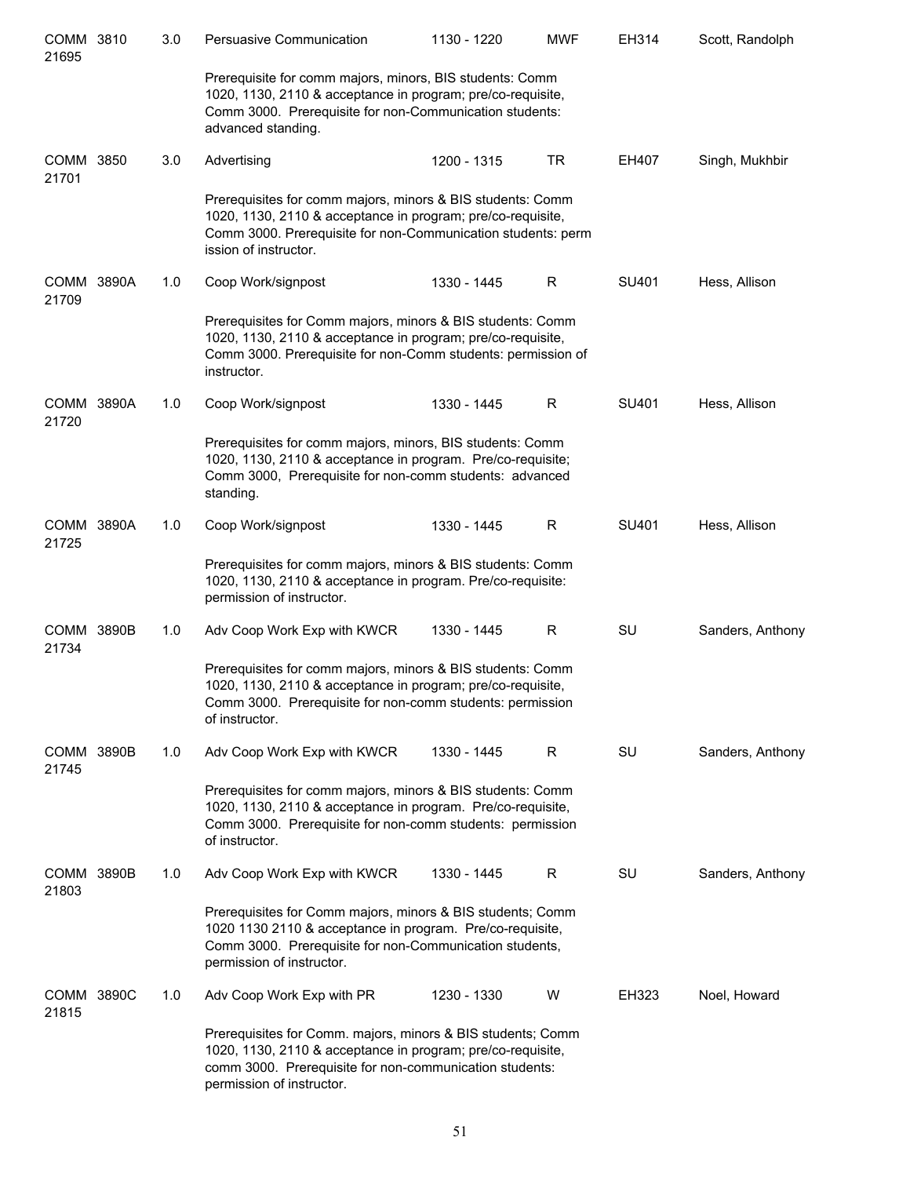| | | | | | | | |
|---|---|---|---|---|---|---|---|
| COMM 21695 | 3810 | 3.0 | Persuasive Communication | 1130 - 1220 | MWF | EH314 | Scott, Randolph |
| | | | Prerequisite for comm majors, minors, BIS students: Comm 1020, 1130, 2110 & acceptance in program; pre/co-requisite, Comm 3000. Prerequisite for non-Communication students: advanced standing. | | | | |
| COMM 21701 | 3850 | 3.0 | Advertising | 1200 - 1315 | TR | EH407 | Singh, Mukhbir |
| | | | Prerequisites for comm majors, minors & BIS students: Comm 1020, 1130, 2110 & acceptance in program; pre/co-requisite, Comm 3000. Prerequisite for non-Communication students: perm ission of instructor. | | | | |
| COMM 21709 | 3890A | 1.0 | Coop Work/signpost | 1330 - 1445 | R | SU401 | Hess, Allison |
| | | | Prerequisites for Comm majors, minors & BIS students: Comm 1020, 1130, 2110 & acceptance in program; pre/co-requisite, Comm 3000. Prerequisite for non-Comm students: permission of instructor. | | | | |
| COMM 21720 | 3890A | 1.0 | Coop Work/signpost | 1330 - 1445 | R | SU401 | Hess, Allison |
| | | | Prerequisites for comm majors, minors, BIS students: Comm 1020, 1130, 2110 & acceptance in program. Pre/co-requisite; Comm 3000, Prerequisite for non-comm students: advanced standing. | | | | |
| COMM 21725 | 3890A | 1.0 | Coop Work/signpost | 1330 - 1445 | R | SU401 | Hess, Allison |
| | | | Prerequisites for comm majors, minors & BIS students: Comm 1020, 1130, 2110 & acceptance in program. Pre/co-requisite: permission of instructor. | | | | |
| COMM 21734 | 3890B | 1.0 | Adv Coop Work Exp with KWCR | 1330 - 1445 | R | SU | Sanders, Anthony |
| | | | Prerequisites for comm majors, minors & BIS students: Comm 1020, 1130, 2110 & acceptance in program; pre/co-requisite, Comm 3000. Prerequisite for non-comm students: permission of instructor. | | | | |
| COMM 21745 | 3890B | 1.0 | Adv Coop Work Exp with KWCR | 1330 - 1445 | R | SU | Sanders, Anthony |
| | | | Prerequisites for comm majors, minors & BIS students: Comm 1020, 1130, 2110 & acceptance in program. Pre/co-requisite, Comm 3000. Prerequisite for non-comm students: permission of instructor. | | | | |
| COMM 21803 | 3890B | 1.0 | Adv Coop Work Exp with KWCR | 1330 - 1445 | R | SU | Sanders, Anthony |
| | | | Prerequisites for Comm majors, minors & BIS students; Comm 1020 1130 2110 & acceptance in program. Pre/co-requisite, Comm 3000. Prerequisite for non-Communication students, permission of instructor. | | | | |
| COMM 21815 | 3890C | 1.0 | Adv Coop Work Exp with PR | 1230 - 1330 | W | EH323 | Noel, Howard |
| | | | Prerequisites for Comm. majors, minors & BIS students; Comm 1020, 1130, 2110 & acceptance in program; pre/co-requisite, comm 3000. Prerequisite for non-communication students: permission of instructor. | | | | |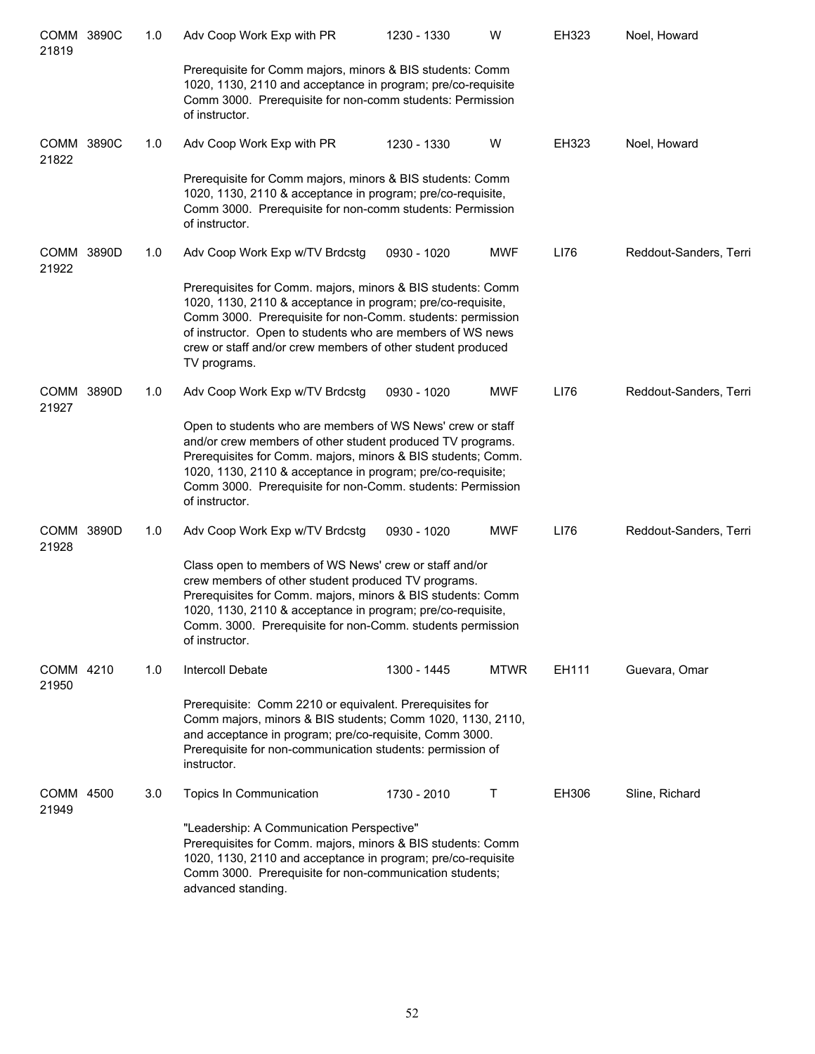| | | | | | | | |
|---|---|---|---|---|---|---|---|
| COMM 3890C 21819 | | 1.0 | Adv Coop Work Exp with PR | 1230 - 1330 | W | EH323 | Noel, Howard |
| | | | Prerequisite for Comm majors, minors & BIS students: Comm 1020, 1130, 2110 and acceptance in program; pre/co-requisite Comm 3000. Prerequisite for non-comm students: Permission of instructor. | | | | |
| COMM 3890C 21822 | | 1.0 | Adv Coop Work Exp with PR | 1230 - 1330 | W | EH323 | Noel, Howard |
| | | | Prerequisite for Comm majors, minors & BIS students: Comm 1020, 1130, 2110 & acceptance in program; pre/co-requisite, Comm 3000. Prerequisite for non-comm students: Permission of instructor. | | | | |
| COMM 3890D 21922 | | 1.0 | Adv Coop Work Exp w/TV Brdcstg | 0930 - 1020 | MWF | LI76 | Reddout-Sanders, Terri |
| | | | Prerequisites for Comm. majors, minors & BIS students: Comm 1020, 1130, 2110 & acceptance in program; pre/co-requisite, Comm 3000. Prerequisite for non-Comm. students: permission of instructor. Open to students who are members of WS news crew or staff and/or crew members of other student produced TV programs. | | | | |
| COMM 3890D 21927 | | 1.0 | Adv Coop Work Exp w/TV Brdcstg | 0930 - 1020 | MWF | LI76 | Reddout-Sanders, Terri |
| | | | Open to students who are members of WS News' crew or staff and/or crew members of other student produced TV programs. Prerequisites for Comm. majors, minors & BIS students; Comm. 1020, 1130, 2110 & acceptance in program; pre/co-requisite; Comm 3000. Prerequisite for non-Comm. students: Permission of instructor. | | | | |
| COMM 3890D 21928 | | 1.0 | Adv Coop Work Exp w/TV Brdcstg | 0930 - 1020 | MWF | LI76 | Reddout-Sanders, Terri |
| | | | Class open to members of WS News' crew or staff and/or crew members of other student produced TV programs. Prerequisites for Comm. majors, minors & BIS students: Comm 1020, 1130, 2110 & acceptance in program; pre/co-requisite, Comm. 3000. Prerequisite for non-Comm. students permission of instructor. | | | | |
| COMM 4210 21950 | | 1.0 | Intercoll Debate | 1300 - 1445 | MTWR | EH111 | Guevara, Omar |
| | | | Prerequisite: Comm 2210 or equivalent. Prerequisites for Comm majors, minors & BIS students; Comm 1020, 1130, 2110, and acceptance in program; pre/co-requisite, Comm 3000. Prerequisite for non-communication students: permission of instructor. | | | | |
| COMM 4500 21949 | | 3.0 | Topics In Communication | 1730 - 2010 | T | EH306 | Sline, Richard |
| | | | "Leadership: A Communication Perspective" Prerequisites for Comm. majors, minors & BIS students: Comm 1020, 1130, 2110 and acceptance in program; pre/co-requisite Comm 3000. Prerequisite for non-communication students; advanced standing. | | | | |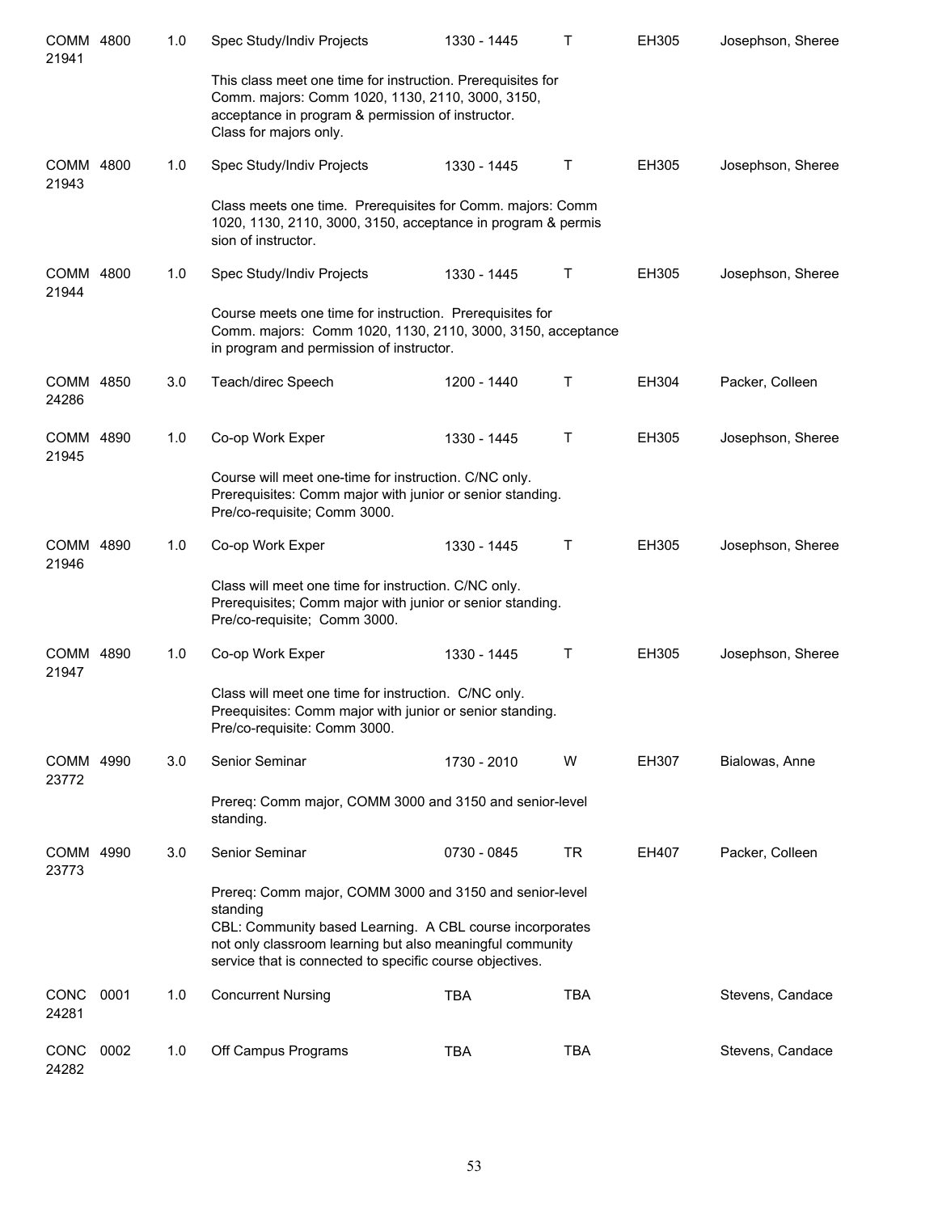| Course | | Credits | Title | Time | Days | Room | Instructor |
|---|---|---|---|---|---|---|---|
| COMM 21941 | 4800 | 1.0 | Spec Study/Indiv Projects | 1330 - 1445 | T | EH305 | Josephson, Sheree |
| | | | This class meet one time for instruction. Prerequisites for Comm. majors: Comm 1020, 1130, 2110, 3000, 3150, acceptance in program & permission of instructor. Class for majors only. | | | | |
| COMM 21943 | 4800 | 1.0 | Spec Study/Indiv Projects | 1330 - 1445 | T | EH305 | Josephson, Sheree |
| | | | Class meets one time. Prerequisites for Comm. majors: Comm 1020, 1130, 2110, 3000, 3150, acceptance in program & permis sion of instructor. | | | | |
| COMM 21944 | 4800 | 1.0 | Spec Study/Indiv Projects | 1330 - 1445 | T | EH305 | Josephson, Sheree |
| | | | Course meets one time for instruction. Prerequisites for Comm. majors: Comm 1020, 1130, 2110, 3000, 3150, acceptance in program and permission of instructor. | | | | |
| COMM 24286 | 4850 | 3.0 | Teach/direc Speech | 1200 - 1440 | T | EH304 | Packer, Colleen |
| COMM 21945 | 4890 | 1.0 | Co-op Work Exper | 1330 - 1445 | T | EH305 | Josephson, Sheree |
| | | | Course will meet one-time for instruction. C/NC only. Prerequisites: Comm major with junior or senior standing. Pre/co-requisite; Comm 3000. | | | | |
| COMM 21946 | 4890 | 1.0 | Co-op Work Exper | 1330 - 1445 | T | EH305 | Josephson, Sheree |
| | | | Class will meet one time for instruction. C/NC only. Prerequisites; Comm major with junior or senior standing. Pre/co-requisite; Comm 3000. | | | | |
| COMM 21947 | 4890 | 1.0 | Co-op Work Exper | 1330 - 1445 | T | EH305 | Josephson, Sheree |
| | | | Class will meet one time for instruction. C/NC only. Preequisites: Comm major with junior or senior standing. Pre/co-requisite: Comm 3000. | | | | |
| COMM 23772 | 4990 | 3.0 | Senior Seminar | 1730 - 2010 | W | EH307 | Bialowas, Anne |
| | | | Prereq: Comm major, COMM 3000 and 3150 and senior-level standing. | | | | |
| COMM 23773 | 4990 | 3.0 | Senior Seminar | 0730 - 0845 | TR | EH407 | Packer, Colleen |
| | | | Prereq: Comm major, COMM 3000 and 3150 and senior-level standing CBL: Community based Learning. A CBL course incorporates not only classroom learning but also meaningful community service that is connected to specific course objectives. | | | | |
| CONC 24281 | 0001 | 1.0 | Concurrent Nursing | TBA | TBA | | Stevens, Candace |
| CONC 24282 | 0002 | 1.0 | Off Campus Programs | TBA | TBA | | Stevens, Candace |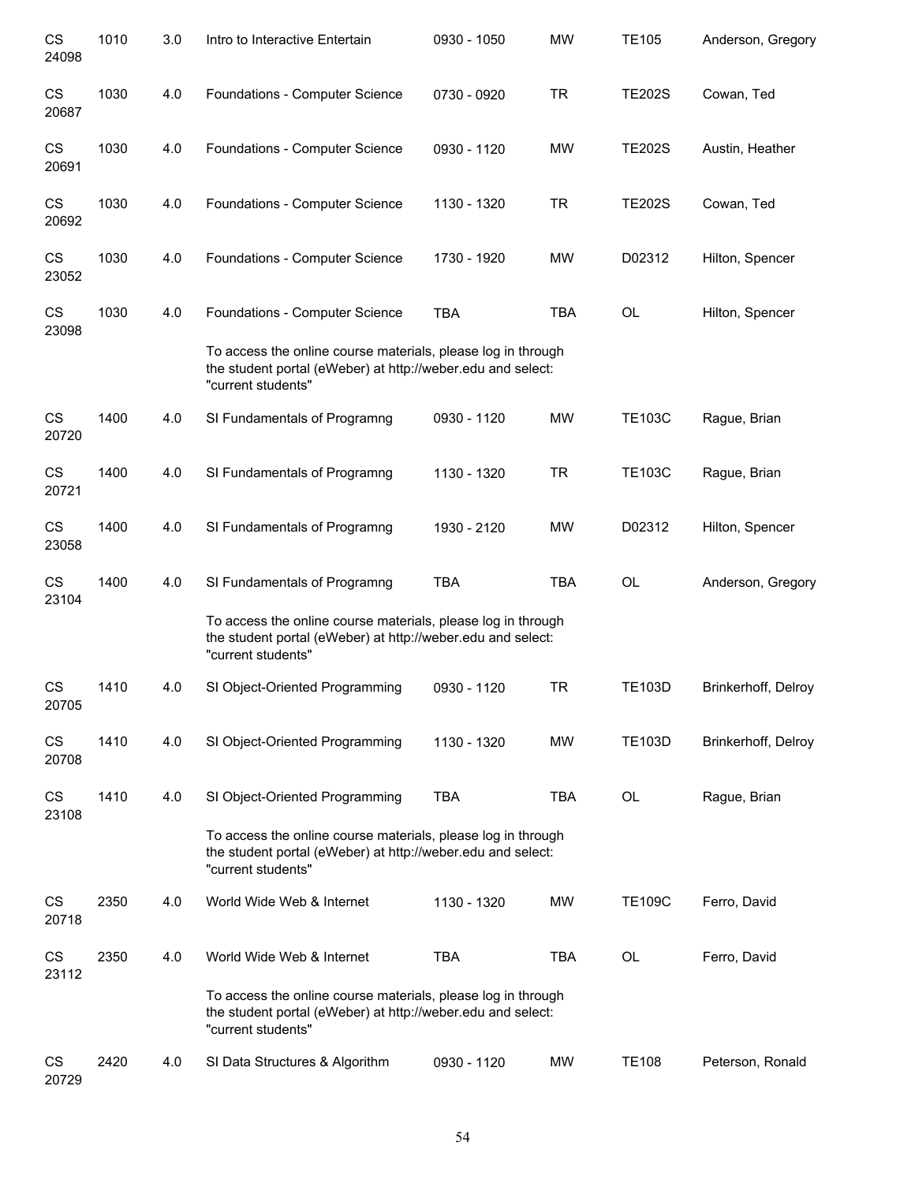| | | | | | | | |
|---|---|---|---|---|---|---|---|
| CS 24098 | 1010 | 3.0 | Intro to Interactive Entertain | 0930 - 1050 | MW | TE105 | Anderson, Gregory |
| CS 20687 | 1030 | 4.0 | Foundations - Computer Science | 0730 - 0920 | TR | TE202S | Cowan, Ted |
| CS 20691 | 1030 | 4.0 | Foundations - Computer Science | 0930 - 1120 | MW | TE202S | Austin, Heather |
| CS 20692 | 1030 | 4.0 | Foundations - Computer Science | 1130 - 1320 | TR | TE202S | Cowan, Ted |
| CS 23052 | 1030 | 4.0 | Foundations - Computer Science | 1730 - 1920 | MW | D02312 | Hilton, Spencer |
| CS 23098 | 1030 | 4.0 | Foundations - Computer Science | TBA | TBA | OL | Hilton, Spencer |
| | | | To access the online course materials, please log in through the student portal (eWeber) at http://weber.edu and select: "current students" | | | | |
| CS 20720 | 1400 | 4.0 | SI Fundamentals of Programng | 0930 - 1120 | MW | TE103C | Rague, Brian |
| CS 20721 | 1400 | 4.0 | SI Fundamentals of Programng | 1130 - 1320 | TR | TE103C | Rague, Brian |
| CS 23058 | 1400 | 4.0 | SI Fundamentals of Programng | 1930 - 2120 | MW | D02312 | Hilton, Spencer |
| CS 23104 | 1400 | 4.0 | SI Fundamentals of Programng | TBA | TBA | OL | Anderson, Gregory |
| | | | To access the online course materials, please log in through the student portal (eWeber) at http://weber.edu and select: "current students" | | | | |
| CS 20705 | 1410 | 4.0 | SI Object-Oriented Programming | 0930 - 1120 | TR | TE103D | Brinkerhoff, Delroy |
| CS 20708 | 1410 | 4.0 | SI Object-Oriented Programming | 1130 - 1320 | MW | TE103D | Brinkerhoff, Delroy |
| CS 23108 | 1410 | 4.0 | SI Object-Oriented Programming | TBA | TBA | OL | Rague, Brian |
| | | | To access the online course materials, please log in through the student portal (eWeber) at http://weber.edu and select: "current students" | | | | |
| CS 20718 | 2350 | 4.0 | World Wide Web & Internet | 1130 - 1320 | MW | TE109C | Ferro, David |
| CS 23112 | 2350 | 4.0 | World Wide Web & Internet | TBA | TBA | OL | Ferro, David |
| | | | To access the online course materials, please log in through the student portal (eWeber) at http://weber.edu and select: "current students" | | | | |
| CS 20729 | 2420 | 4.0 | SI Data Structures & Algorithm | 0930 - 1120 | MW | TE108 | Peterson, Ronald |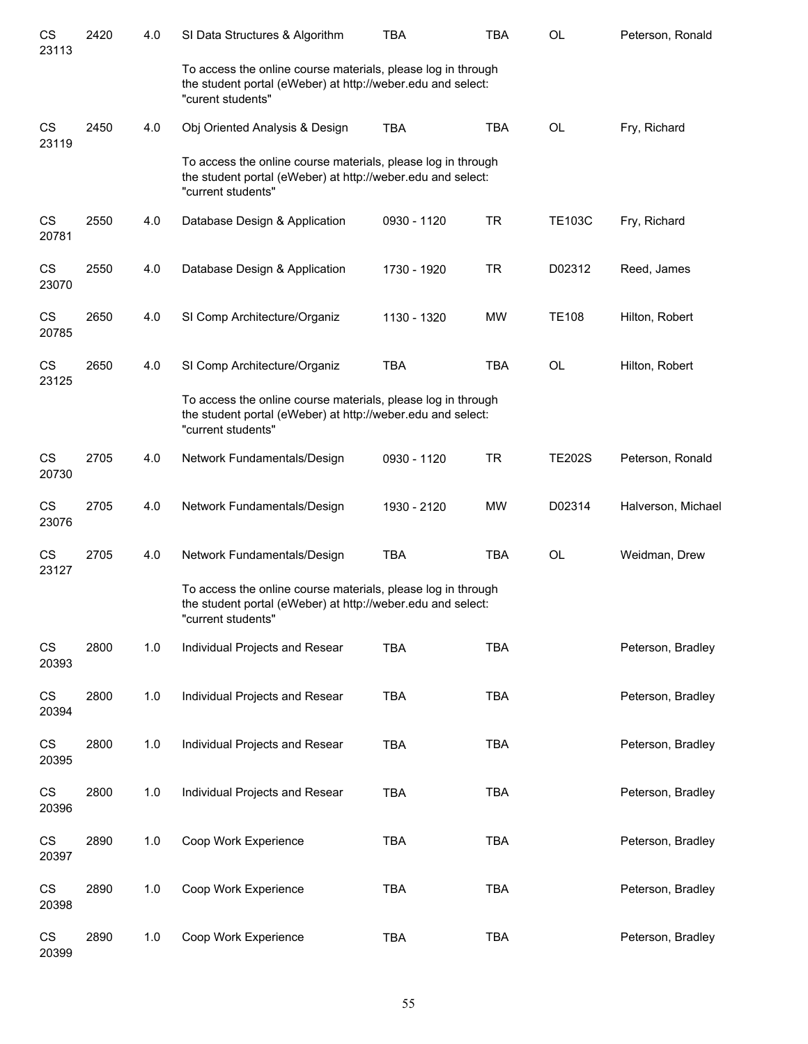| | | | | | | | |
|---|---|---|---|---|---|---|---|
| CS 23113 | 2420 | 4.0 | SI Data Structures & Algorithm | TBA | TBA | OL | Peterson, Ronald |
| | | | To access the online course materials, please log in through the student portal (eWeber) at http://weber.edu and select: "curent students" | | | | |
| CS 23119 | 2450 | 4.0 | Obj Oriented Analysis & Design | TBA | TBA | OL | Fry, Richard |
| | | | To access the online course materials, please log in through the student portal (eWeber) at http://weber.edu and select: "current students" | | | | |
| CS 20781 | 2550 | 4.0 | Database Design & Application | 0930 - 1120 | TR | TE103C | Fry, Richard |
| CS 23070 | 2550 | 4.0 | Database Design & Application | 1730 - 1920 | TR | D02312 | Reed, James |
| CS 20785 | 2650 | 4.0 | SI Comp Architecture/Organiz | 1130 - 1320 | MW | TE108 | Hilton, Robert |
| CS 23125 | 2650 | 4.0 | SI Comp Architecture/Organiz | TBA | TBA | OL | Hilton, Robert |
| | | | To access the online course materials, please log in through the student portal (eWeber) at http://weber.edu and select: "current students" | | | | |
| CS 20730 | 2705 | 4.0 | Network Fundamentals/Design | 0930 - 1120 | TR | TE202S | Peterson, Ronald |
| CS 23076 | 2705 | 4.0 | Network Fundamentals/Design | 1930 - 2120 | MW | D02314 | Halverson, Michael |
| CS 23127 | 2705 | 4.0 | Network Fundamentals/Design | TBA | TBA | OL | Weidman, Drew |
| | | | To access the online course materials, please log in through the student portal (eWeber) at http://weber.edu and select: "current students" | | | | |
| CS 20393 | 2800 | 1.0 | Individual Projects and Resear | TBA | TBA | | Peterson, Bradley |
| CS 20394 | 2800 | 1.0 | Individual Projects and Resear | TBA | TBA | | Peterson, Bradley |
| CS 20395 | 2800 | 1.0 | Individual Projects and Resear | TBA | TBA | | Peterson, Bradley |
| CS 20396 | 2800 | 1.0 | Individual Projects and Resear | TBA | TBA | | Peterson, Bradley |
| CS 20397 | 2890 | 1.0 | Coop Work Experience | TBA | TBA | | Peterson, Bradley |
| CS 20398 | 2890 | 1.0 | Coop Work Experience | TBA | TBA | | Peterson, Bradley |
| CS 20399 | 2890 | 1.0 | Coop Work Experience | TBA | TBA | | Peterson, Bradley |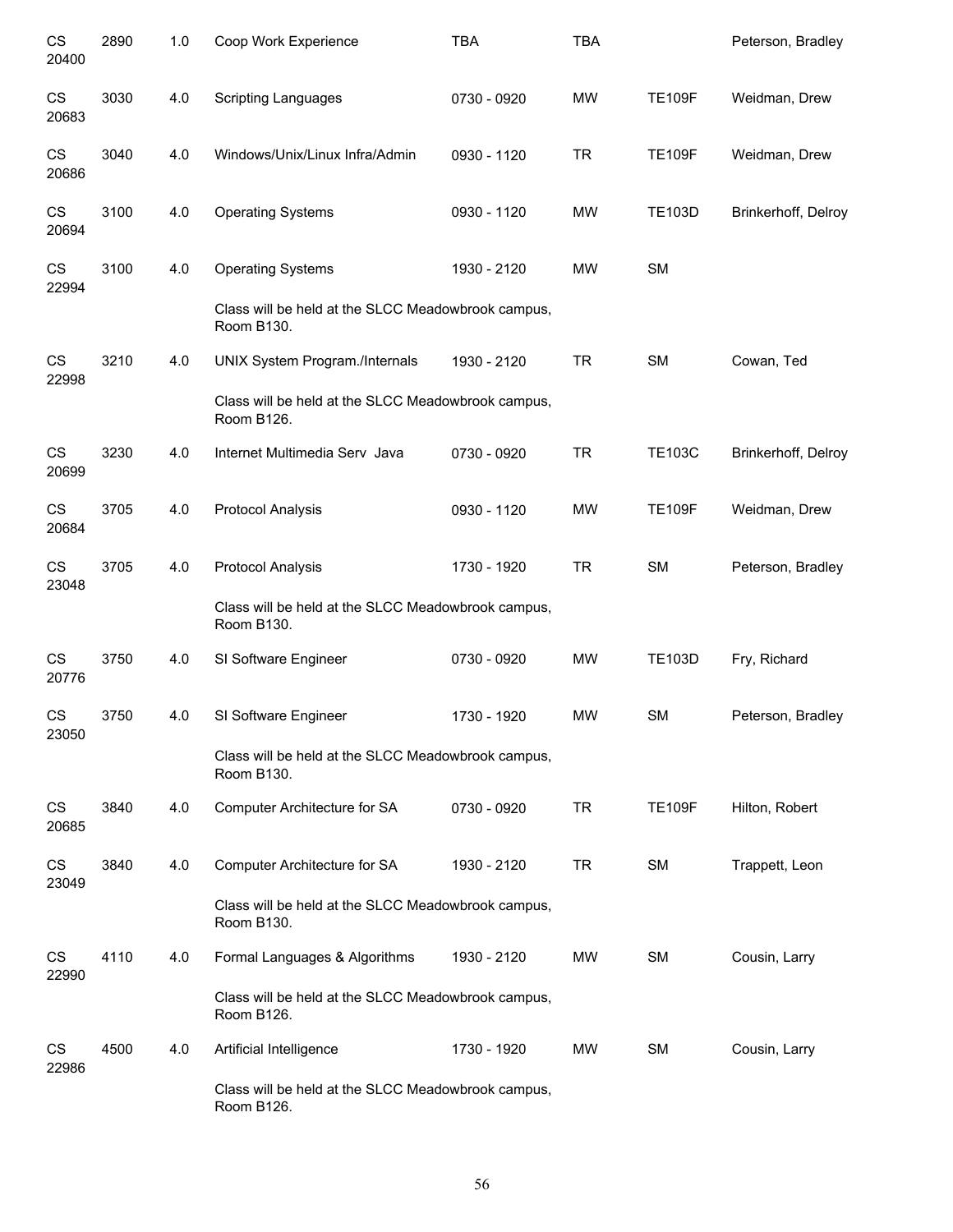| | | | | | | | |
|---|---|---|---|---|---|---|---|
| CS 20400 | 2890 | 1.0 | Coop Work Experience | TBA | TBA | | Peterson, Bradley |
| CS 20683 | 3030 | 4.0 | Scripting Languages | 0730 - 0920 | MW | TE109F | Weidman, Drew |
| CS 20686 | 3040 | 4.0 | Windows/Unix/Linux Infra/Admin | 0930 - 1120 | TR | TE109F | Weidman, Drew |
| CS 20694 | 3100 | 4.0 | Operating Systems | 0930 - 1120 | MW | TE103D | Brinkerhoff, Delroy |
| CS 22994 | 3100 | 4.0 | Operating Systems | 1930 - 2120 | MW | SM | |
| | | | Class will be held at the SLCC Meadowbrook campus, Room B130. | | | | |
| CS 22998 | 3210 | 4.0 | UNIX System Program./Internals | 1930 - 2120 | TR | SM | Cowan, Ted |
| | | | Class will be held at the SLCC Meadowbrook campus, Room B126. | | | | |
| CS 20699 | 3230 | 4.0 | Internet Multimedia Serv Java | 0730 - 0920 | TR | TE103C | Brinkerhoff, Delroy |
| CS 20684 | 3705 | 4.0 | Protocol Analysis | 0930 - 1120 | MW | TE109F | Weidman, Drew |
| CS 23048 | 3705 | 4.0 | Protocol Analysis | 1730 - 1920 | TR | SM | Peterson, Bradley |
| | | | Class will be held at the SLCC Meadowbrook campus, Room B130. | | | | |
| CS 20776 | 3750 | 4.0 | SI Software Engineer | 0730 - 0920 | MW | TE103D | Fry, Richard |
| CS 23050 | 3750 | 4.0 | SI Software Engineer | 1730 - 1920 | MW | SM | Peterson, Bradley |
| | | | Class will be held at the SLCC Meadowbrook campus, Room B130. | | | | |
| CS 20685 | 3840 | 4.0 | Computer Architecture for SA | 0730 - 0920 | TR | TE109F | Hilton, Robert |
| CS 23049 | 3840 | 4.0 | Computer Architecture for SA | 1930 - 2120 | TR | SM | Trappett, Leon |
| | | | Class will be held at the SLCC Meadowbrook campus, Room B130. | | | | |
| CS 22990 | 4110 | 4.0 | Formal Languages & Algorithms | 1930 - 2120 | MW | SM | Cousin, Larry |
| | | | Class will be held at the SLCC Meadowbrook campus, Room B126. | | | | |
| CS 22986 | 4500 | 4.0 | Artificial Intelligence | 1730 - 1920 | MW | SM | Cousin, Larry |
| | | | Class will be held at the SLCC Meadowbrook campus, Room B126. | | | | |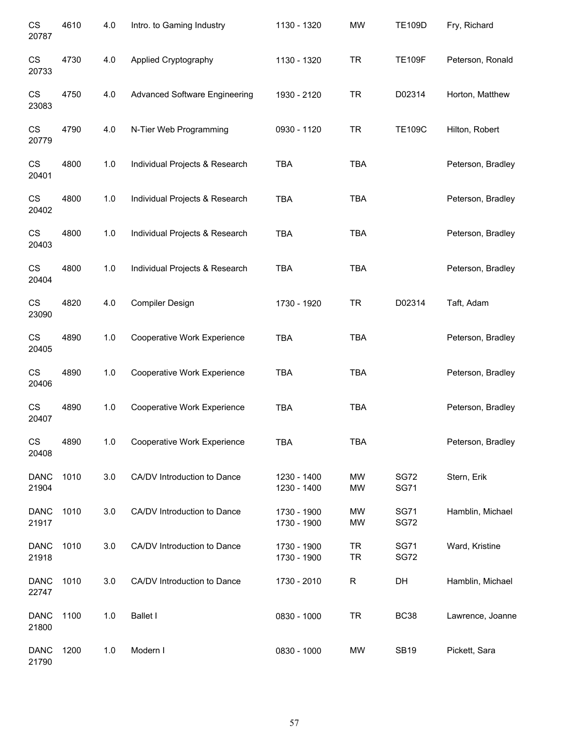| | | | | | | | |
|---|---|---|---|---|---|---|---|
| CS 20787 | 4610 | 4.0 | Intro. to Gaming Industry | 1130 - 1320 | MW | TE109D | Fry, Richard |
| CS 20733 | 4730 | 4.0 | Applied Cryptography | 1130 - 1320 | TR | TE109F | Peterson, Ronald |
| CS 23083 | 4750 | 4.0 | Advanced Software Engineering | 1930 - 2120 | TR | D02314 | Horton, Matthew |
| CS 20779 | 4790 | 4.0 | N-Tier Web Programming | 0930 - 1120 | TR | TE109C | Hilton, Robert |
| CS 20401 | 4800 | 1.0 | Individual Projects & Research | TBA | TBA | | Peterson, Bradley |
| CS 20402 | 4800 | 1.0 | Individual Projects & Research | TBA | TBA | | Peterson, Bradley |
| CS 20403 | 4800 | 1.0 | Individual Projects & Research | TBA | TBA | | Peterson, Bradley |
| CS 20404 | 4800 | 1.0 | Individual Projects & Research | TBA | TBA | | Peterson, Bradley |
| CS 23090 | 4820 | 4.0 | Compiler Design | 1730 - 1920 | TR | D02314 | Taft, Adam |
| CS 20405 | 4890 | 1.0 | Cooperative Work Experience | TBA | TBA | | Peterson, Bradley |
| CS 20406 | 4890 | 1.0 | Cooperative Work Experience | TBA | TBA | | Peterson, Bradley |
| CS 20407 | 4890 | 1.0 | Cooperative Work Experience | TBA | TBA | | Peterson, Bradley |
| CS 20408 | 4890 | 1.0 | Cooperative Work Experience | TBA | TBA | | Peterson, Bradley |
| DANC 21904 | 1010 | 3.0 | CA/DV Introduction to Dance | 1230 - 1400<br>1230 - 1400 | MW<br>MW | SG72<br>SG71 | Stern, Erik |
| DANC 21917 | 1010 | 3.0 | CA/DV Introduction to Dance | 1730 - 1900<br>1730 - 1900 | MW<br>MW | SG71<br>SG72 | Hamblin, Michael |
| DANC 21918 | 1010 | 3.0 | CA/DV Introduction to Dance | 1730 - 1900<br>1730 - 1900 | TR<br>TR | SG71<br>SG72 | Ward, Kristine |
| DANC 22747 | 1010 | 3.0 | CA/DV Introduction to Dance | 1730 - 2010 | R | DH | Hamblin, Michael |
| DANC 21800 | 1100 | 1.0 | Ballet I | 0830 - 1000 | TR | BC38 | Lawrence, Joanne |
| DANC 21790 | 1200 | 1.0 | Modern I | 0830 - 1000 | MW | SB19 | Pickett, Sara |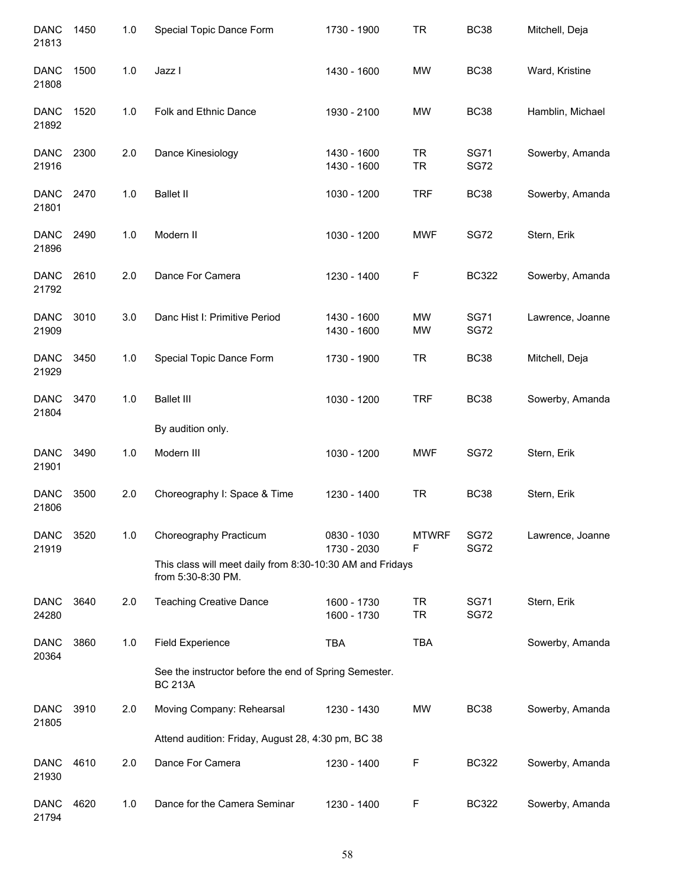| Subject / CRN | Course | Credits | Title | Time | Days | Room | Instructor |
|---|---|---|---|---|---|---|---|
| DANC 21813 | 1450 | 1.0 | Special Topic Dance Form | 1730 - 1900 | TR | BC38 | Mitchell, Deja |
| DANC 21808 | 1500 | 1.0 | Jazz I | 1430 - 1600 | MW | BC38 | Ward, Kristine |
| DANC 21892 | 1520 | 1.0 | Folk and Ethnic Dance | 1930 - 2100 | MW | BC38 | Hamblin, Michael |
| DANC 21916 | 2300 | 2.0 | Dance Kinesiology | 1430 - 1600<br>1430 - 1600 | TR<br>TR | SG71<br>SG72 | Sowerby, Amanda |
| DANC 21801 | 2470 | 1.0 | Ballet II | 1030 - 1200 | TRF | BC38 | Sowerby, Amanda |
| DANC 21896 | 2490 | 1.0 | Modern II | 1030 - 1200 | MWF | SG72 | Stern, Erik |
| DANC 21792 | 2610 | 2.0 | Dance For Camera | 1230 - 1400 | F | BC322 | Sowerby, Amanda |
| DANC 21909 | 3010 | 3.0 | Danc Hist I: Primitive Period | 1430 - 1600<br>1430 - 1600 | MW<br>MW | SG71<br>SG72 | Lawrence, Joanne |
| DANC 21929 | 3450 | 1.0 | Special Topic Dance Form | 1730 - 1900 | TR | BC38 | Mitchell, Deja |
| DANC 21804 | 3470 | 1.0 | Ballet III<br>By audition only. | 1030 - 1200 | TRF | BC38 | Sowerby, Amanda |
| DANC 21901 | 3490 | 1.0 | Modern III | 1030 - 1200 | MWF | SG72 | Stern, Erik |
| DANC 21806 | 3500 | 2.0 | Choreography I: Space & Time | 1230 - 1400 | TR | BC38 | Stern, Erik |
| DANC 21919 | 3520 | 1.0 | Choreography Practicum<br>This class will meet daily from 8:30-10:30 AM and Fridays from 5:30-8:30 PM. | 0830 - 1030<br>1730 - 2030 | MTWRF<br>F | SG72<br>SG72 | Lawrence, Joanne |
| DANC 24280 | 3640 | 2.0 | Teaching Creative Dance | 1600 - 1730<br>1600 - 1730 | TR<br>TR | SG71<br>SG72 | Stern, Erik |
| DANC 20364 | 3860 | 1.0 | Field Experience<br>See the instructor before the end of Spring Semester. BC 213A | TBA | TBA | | Sowerby, Amanda |
| DANC 21805 | 3910 | 2.0 | Moving Company: Rehearsal<br>Attend audition: Friday, August 28, 4:30 pm, BC 38 | 1230 - 1430 | MW | BC38 | Sowerby, Amanda |
| DANC 21930 | 4610 | 2.0 | Dance For Camera | 1230 - 1400 | F | BC322 | Sowerby, Amanda |
| DANC 21794 | 4620 | 1.0 | Dance for the Camera Seminar | 1230 - 1400 | F | BC322 | Sowerby, Amanda |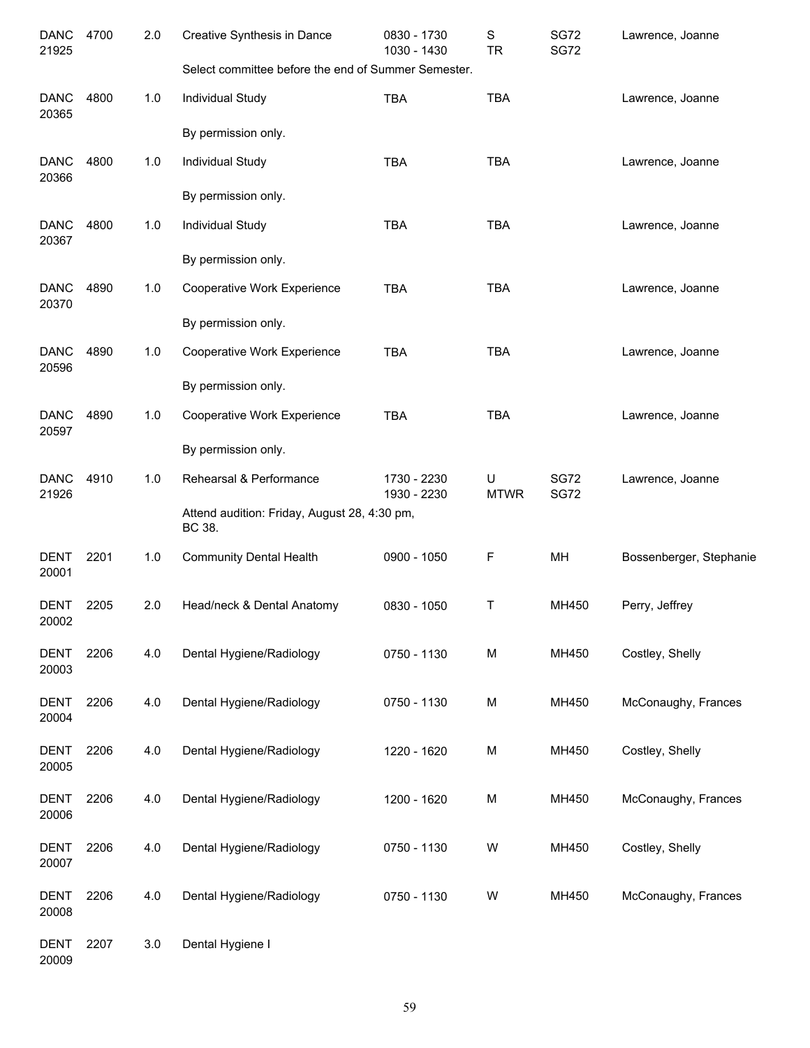| Subject | Course | Credits | Title | Time | Days | Room | Instructor |
|---|---|---|---|---|---|---|---|
| DANC 21925 | 4700 | 2.0 | Creative Synthesis in Dance | 0830 - 1730<br>1030 - 1430 | S<br>TR | SG72<br>SG72 | Lawrence, Joanne |
| | | | Select committee before the end of Summer Semester. | | | | |
| DANC 20365 | 4800 | 1.0 | Individual Study | TBA | TBA | | Lawrence, Joanne |
| | | | By permission only. | | | | |
| DANC 20366 | 4800 | 1.0 | Individual Study | TBA | TBA | | Lawrence, Joanne |
| | | | By permission only. | | | | |
| DANC 20367 | 4800 | 1.0 | Individual Study | TBA | TBA | | Lawrence, Joanne |
| | | | By permission only. | | | | |
| DANC 20370 | 4890 | 1.0 | Cooperative Work Experience | TBA | TBA | | Lawrence, Joanne |
| | | | By permission only. | | | | |
| DANC 20596 | 4890 | 1.0 | Cooperative Work Experience | TBA | TBA | | Lawrence, Joanne |
| | | | By permission only. | | | | |
| DANC 20597 | 4890 | 1.0 | Cooperative Work Experience | TBA | TBA | | Lawrence, Joanne |
| | | | By permission only. | | | | |
| DANC 21926 | 4910 | 1.0 | Rehearsal & Performance | 1730 - 2230<br>1930 - 2230 | U<br>MTWR | SG72<br>SG72 | Lawrence, Joanne |
| | | | Attend audition: Friday, August 28, 4:30 pm, BC 38. | | | | |
| DENT 20001 | 2201 | 1.0 | Community Dental Health | 0900 - 1050 | F | MH | Bossenberger, Stephanie |
| DENT 20002 | 2205 | 2.0 | Head/neck & Dental Anatomy | 0830 - 1050 | T | MH450 | Perry, Jeffrey |
| DENT 20003 | 2206 | 4.0 | Dental Hygiene/Radiology | 0750 - 1130 | M | MH450 | Costley, Shelly |
| DENT 20004 | 2206 | 4.0 | Dental Hygiene/Radiology | 0750 - 1130 | M | MH450 | McConaughy, Frances |
| DENT 20005 | 2206 | 4.0 | Dental Hygiene/Radiology | 1220 - 1620 | M | MH450 | Costley, Shelly |
| DENT 20006 | 2206 | 4.0 | Dental Hygiene/Radiology | 1200 - 1620 | M | MH450 | McConaughy, Frances |
| DENT 20007 | 2206 | 4.0 | Dental Hygiene/Radiology | 0750 - 1130 | W | MH450 | Costley, Shelly |
| DENT 20008 | 2206 | 4.0 | Dental Hygiene/Radiology | 0750 - 1130 | W | MH450 | McConaughy, Frances |
| DENT 20009 | 2207 | 3.0 | Dental Hygiene I | | | | |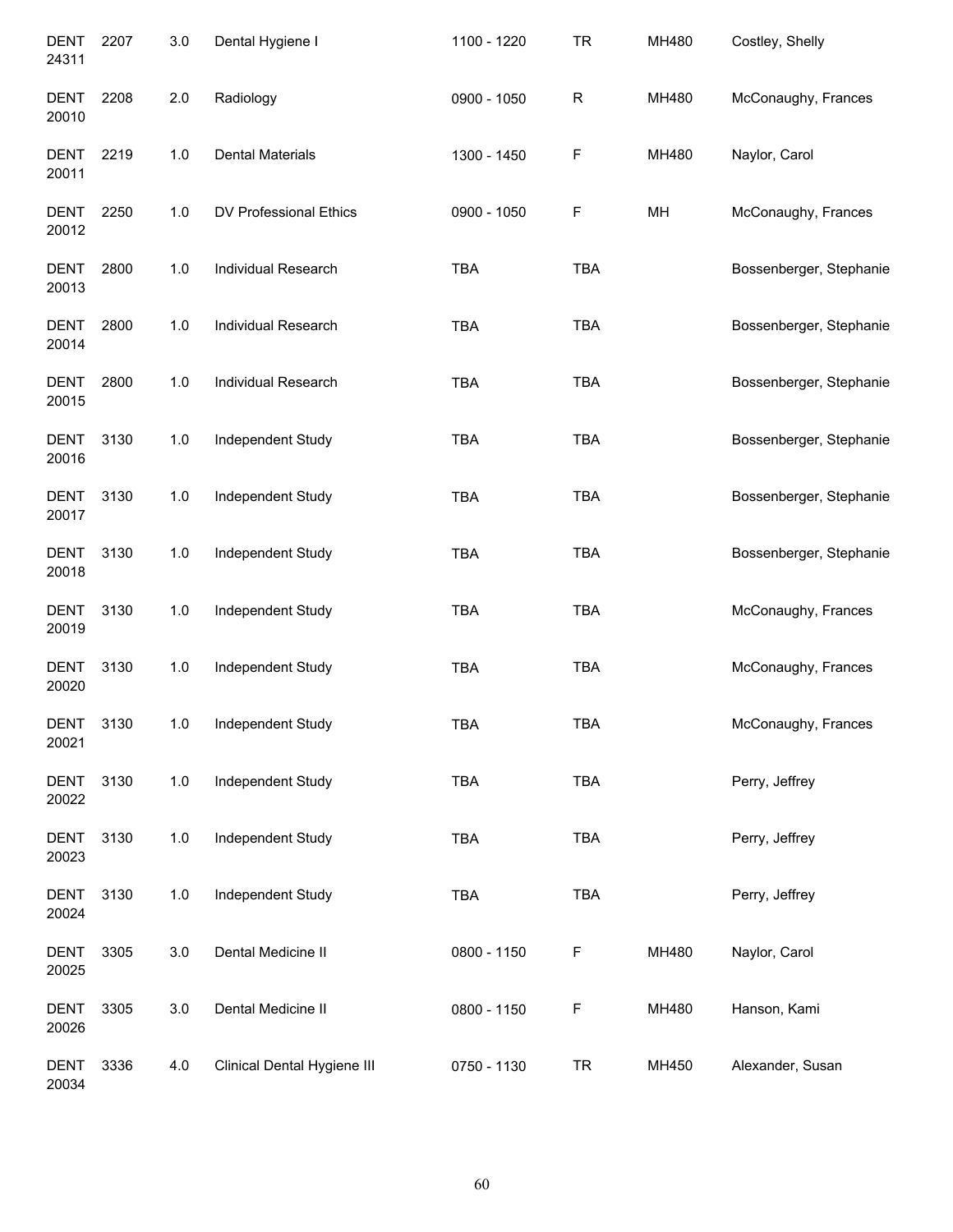| | | | | | | | |
|---|---|---|---|---|---|---|---|
| DENT 24311 | 2207 | 3.0 | Dental Hygiene I | 1100 - 1220 | TR | MH480 | Costley, Shelly |
| DENT 20010 | 2208 | 2.0 | Radiology | 0900 - 1050 | R | MH480 | McConaughy, Frances |
| DENT 20011 | 2219 | 1.0 | Dental Materials | 1300 - 1450 | F | MH480 | Naylor, Carol |
| DENT 20012 | 2250 | 1.0 | DV Professional Ethics | 0900 - 1050 | F | MH | McConaughy, Frances |
| DENT 20013 | 2800 | 1.0 | Individual Research | TBA | TBA | | Bossenberger, Stephanie |
| DENT 20014 | 2800 | 1.0 | Individual Research | TBA | TBA | | Bossenberger, Stephanie |
| DENT 20015 | 2800 | 1.0 | Individual Research | TBA | TBA | | Bossenberger, Stephanie |
| DENT 20016 | 3130 | 1.0 | Independent Study | TBA | TBA | | Bossenberger, Stephanie |
| DENT 20017 | 3130 | 1.0 | Independent Study | TBA | TBA | | Bossenberger, Stephanie |
| DENT 20018 | 3130 | 1.0 | Independent Study | TBA | TBA | | Bossenberger, Stephanie |
| DENT 20019 | 3130 | 1.0 | Independent Study | TBA | TBA | | McConaughy, Frances |
| DENT 20020 | 3130 | 1.0 | Independent Study | TBA | TBA | | McConaughy, Frances |
| DENT 20021 | 3130 | 1.0 | Independent Study | TBA | TBA | | McConaughy, Frances |
| DENT 20022 | 3130 | 1.0 | Independent Study | TBA | TBA | | Perry, Jeffrey |
| DENT 20023 | 3130 | 1.0 | Independent Study | TBA | TBA | | Perry, Jeffrey |
| DENT 20024 | 3130 | 1.0 | Independent Study | TBA | TBA | | Perry, Jeffrey |
| DENT 20025 | 3305 | 3.0 | Dental Medicine II | 0800 - 1150 | F | MH480 | Naylor, Carol |
| DENT 20026 | 3305 | 3.0 | Dental Medicine II | 0800 - 1150 | F | MH480 | Hanson, Kami |
| DENT 20034 | 3336 | 4.0 | Clinical Dental Hygiene III | 0750 - 1130 | TR | MH450 | Alexander, Susan |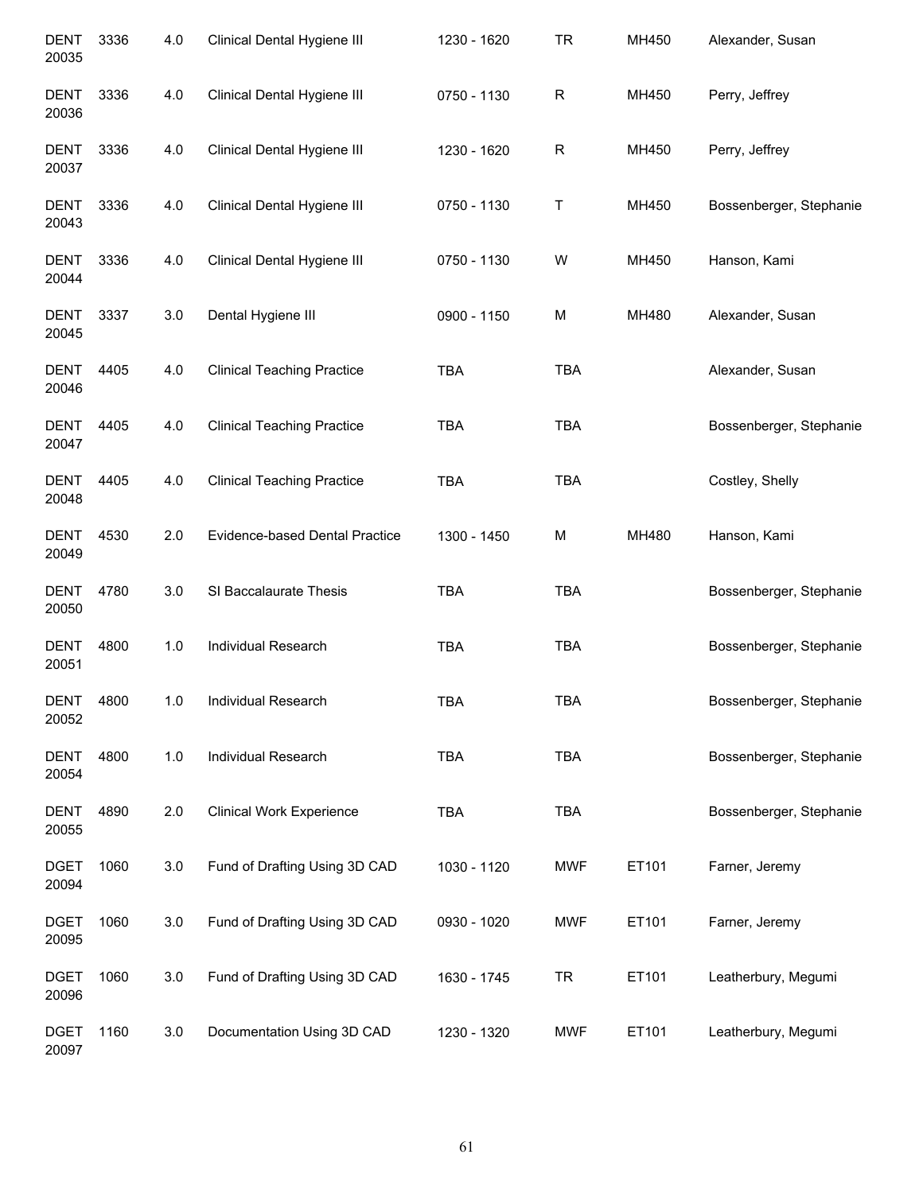| | | | | | | | |
|---|---|---|---|---|---|---|---|
| DENT 20035 | 3336 | 4.0 | Clinical Dental Hygiene III | 1230 - 1620 | TR | MH450 | Alexander, Susan |
| DENT 20036 | 3336 | 4.0 | Clinical Dental Hygiene III | 0750 - 1130 | R | MH450 | Perry, Jeffrey |
| DENT 20037 | 3336 | 4.0 | Clinical Dental Hygiene III | 1230 - 1620 | R | MH450 | Perry, Jeffrey |
| DENT 20043 | 3336 | 4.0 | Clinical Dental Hygiene III | 0750 - 1130 | T | MH450 | Bossenberger, Stephanie |
| DENT 20044 | 3336 | 4.0 | Clinical Dental Hygiene III | 0750 - 1130 | W | MH450 | Hanson, Kami |
| DENT 20045 | 3337 | 3.0 | Dental Hygiene III | 0900 - 1150 | M | MH480 | Alexander, Susan |
| DENT 20046 | 4405 | 4.0 | Clinical Teaching Practice | TBA | TBA | | Alexander, Susan |
| DENT 20047 | 4405 | 4.0 | Clinical Teaching Practice | TBA | TBA | | Bossenberger, Stephanie |
| DENT 20048 | 4405 | 4.0 | Clinical Teaching Practice | TBA | TBA | | Costley, Shelly |
| DENT 20049 | 4530 | 2.0 | Evidence-based Dental Practice | 1300 - 1450 | M | MH480 | Hanson, Kami |
| DENT 20050 | 4780 | 3.0 | SI Baccalaurate Thesis | TBA | TBA | | Bossenberger, Stephanie |
| DENT 20051 | 4800 | 1.0 | Individual Research | TBA | TBA | | Bossenberger, Stephanie |
| DENT 20052 | 4800 | 1.0 | Individual Research | TBA | TBA | | Bossenberger, Stephanie |
| DENT 20054 | 4800 | 1.0 | Individual Research | TBA | TBA | | Bossenberger, Stephanie |
| DENT 20055 | 4890 | 2.0 | Clinical Work Experience | TBA | TBA | | Bossenberger, Stephanie |
| DGET 20094 | 1060 | 3.0 | Fund of Drafting Using 3D CAD | 1030 - 1120 | MWF | ET101 | Farner, Jeremy |
| DGET 20095 | 1060 | 3.0 | Fund of Drafting Using 3D CAD | 0930 - 1020 | MWF | ET101 | Farner, Jeremy |
| DGET 20096 | 1060 | 3.0 | Fund of Drafting Using 3D CAD | 1630 - 1745 | TR | ET101 | Leatherbury, Megumi |
| DGET 20097 | 1160 | 3.0 | Documentation Using 3D CAD | 1230 - 1320 | MWF | ET101 | Leatherbury, Megumi |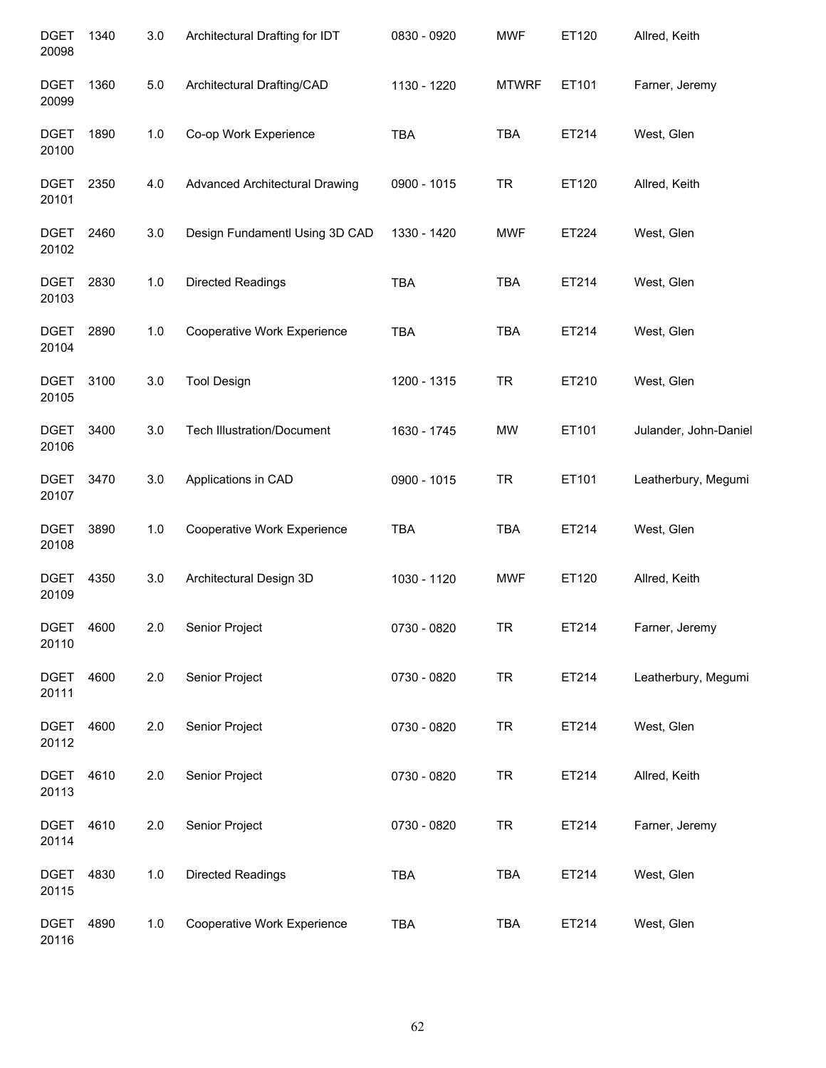| | | | | | | | |
|---|---|---|---|---|---|---|---|
| DGET 20098 | 1340 | 3.0 | Architectural Drafting for IDT | 0830 - 0920 | MWF | ET120 | Allred, Keith |
| DGET 20099 | 1360 | 5.0 | Architectural Drafting/CAD | 1130 - 1220 | MTWRF | ET101 | Farner, Jeremy |
| DGET 20100 | 1890 | 1.0 | Co-op Work Experience | TBA | TBA | ET214 | West, Glen |
| DGET 20101 | 2350 | 4.0 | Advanced Architectural Drawing | 0900 - 1015 | TR | ET120 | Allred, Keith |
| DGET 20102 | 2460 | 3.0 | Design Fundamentl Using 3D CAD | 1330 - 1420 | MWF | ET224 | West, Glen |
| DGET 20103 | 2830 | 1.0 | Directed Readings | TBA | TBA | ET214 | West, Glen |
| DGET 20104 | 2890 | 1.0 | Cooperative Work Experience | TBA | TBA | ET214 | West, Glen |
| DGET 20105 | 3100 | 3.0 | Tool Design | 1200 - 1315 | TR | ET210 | West, Glen |
| DGET 20106 | 3400 | 3.0 | Tech Illustration/Document | 1630 - 1745 | MW | ET101 | Julander, John-Daniel |
| DGET 20107 | 3470 | 3.0 | Applications in CAD | 0900 - 1015 | TR | ET101 | Leatherbury, Megumi |
| DGET 20108 | 3890 | 1.0 | Cooperative Work Experience | TBA | TBA | ET214 | West, Glen |
| DGET 20109 | 4350 | 3.0 | Architectural Design 3D | 1030 - 1120 | MWF | ET120 | Allred, Keith |
| DGET 20110 | 4600 | 2.0 | Senior Project | 0730 - 0820 | TR | ET214 | Farner, Jeremy |
| DGET 20111 | 4600 | 2.0 | Senior Project | 0730 - 0820 | TR | ET214 | Leatherbury, Megumi |
| DGET 20112 | 4600 | 2.0 | Senior Project | 0730 - 0820 | TR | ET214 | West, Glen |
| DGET 20113 | 4610 | 2.0 | Senior Project | 0730 - 0820 | TR | ET214 | Allred, Keith |
| DGET 20114 | 4610 | 2.0 | Senior Project | 0730 - 0820 | TR | ET214 | Farner, Jeremy |
| DGET 20115 | 4830 | 1.0 | Directed Readings | TBA | TBA | ET214 | West, Glen |
| DGET 20116 | 4890 | 1.0 | Cooperative Work Experience | TBA | TBA | ET214 | West, Glen |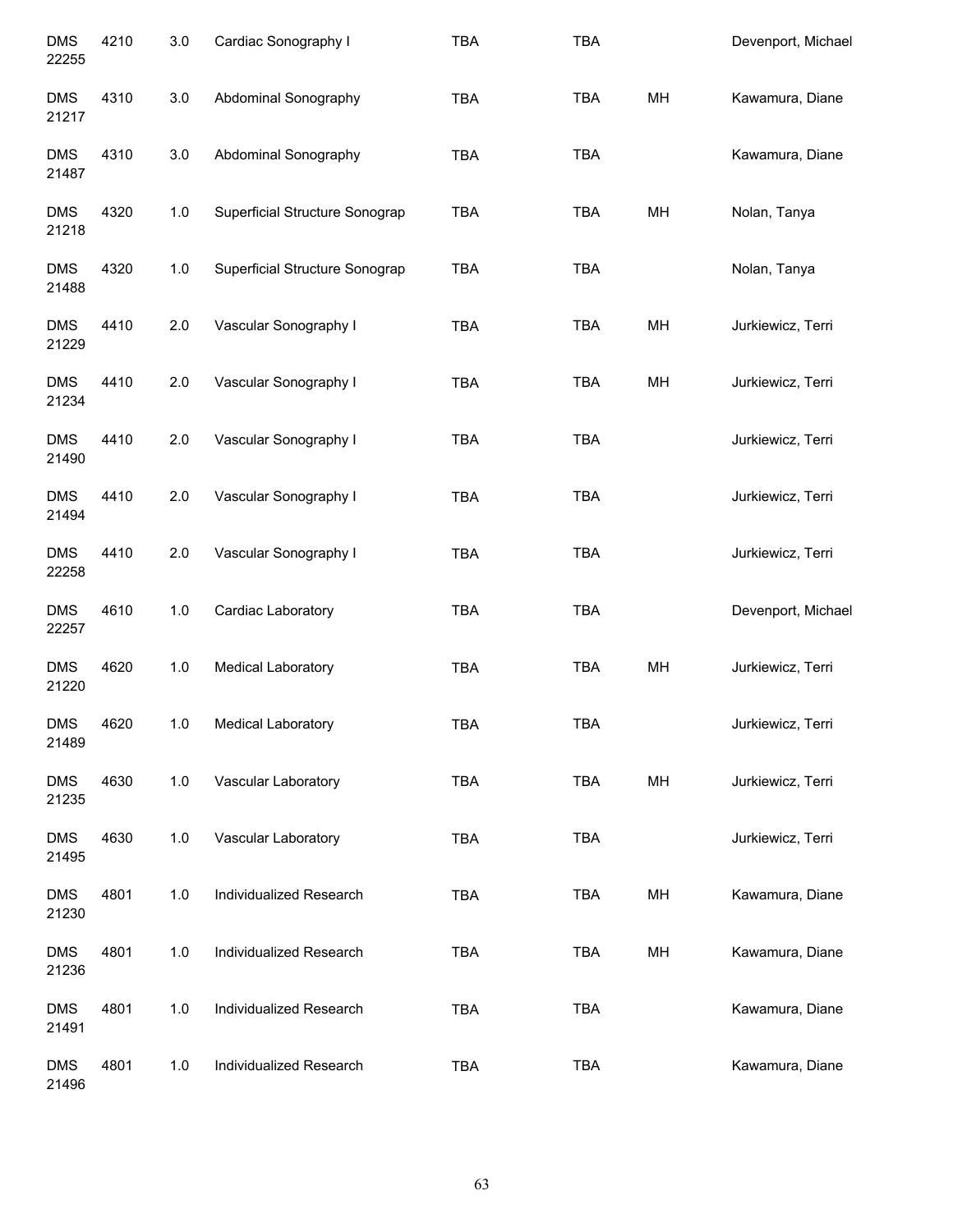| | | | | | | | |
|---|---|---|---|---|---|---|---|
| DMS 22255 | 4210 | 3.0 | Cardiac Sonography I | TBA | TBA | | Devenport, Michael |
| DMS 21217 | 4310 | 3.0 | Abdominal Sonography | TBA | TBA | MH | Kawamura, Diane |
| DMS 21487 | 4310 | 3.0 | Abdominal Sonography | TBA | TBA | | Kawamura, Diane |
| DMS 21218 | 4320 | 1.0 | Superficial Structure Sonograp | TBA | TBA | MH | Nolan, Tanya |
| DMS 21488 | 4320 | 1.0 | Superficial Structure Sonograp | TBA | TBA | | Nolan, Tanya |
| DMS 21229 | 4410 | 2.0 | Vascular Sonography I | TBA | TBA | MH | Jurkiewicz, Terri |
| DMS 21234 | 4410 | 2.0 | Vascular Sonography I | TBA | TBA | MH | Jurkiewicz, Terri |
| DMS 21490 | 4410 | 2.0 | Vascular Sonography I | TBA | TBA | | Jurkiewicz, Terri |
| DMS 21494 | 4410 | 2.0 | Vascular Sonography I | TBA | TBA | | Jurkiewicz, Terri |
| DMS 22258 | 4410 | 2.0 | Vascular Sonography I | TBA | TBA | | Jurkiewicz, Terri |
| DMS 22257 | 4610 | 1.0 | Cardiac Laboratory | TBA | TBA | | Devenport, Michael |
| DMS 21220 | 4620 | 1.0 | Medical Laboratory | TBA | TBA | MH | Jurkiewicz, Terri |
| DMS 21489 | 4620 | 1.0 | Medical Laboratory | TBA | TBA | | Jurkiewicz, Terri |
| DMS 21235 | 4630 | 1.0 | Vascular Laboratory | TBA | TBA | MH | Jurkiewicz, Terri |
| DMS 21495 | 4630 | 1.0 | Vascular Laboratory | TBA | TBA | | Jurkiewicz, Terri |
| DMS 21230 | 4801 | 1.0 | Individualized Research | TBA | TBA | MH | Kawamura, Diane |
| DMS 21236 | 4801 | 1.0 | Individualized Research | TBA | TBA | MH | Kawamura, Diane |
| DMS 21491 | 4801 | 1.0 | Individualized Research | TBA | TBA | | Kawamura, Diane |
| DMS 21496 | 4801 | 1.0 | Individualized Research | TBA | TBA | | Kawamura, Diane |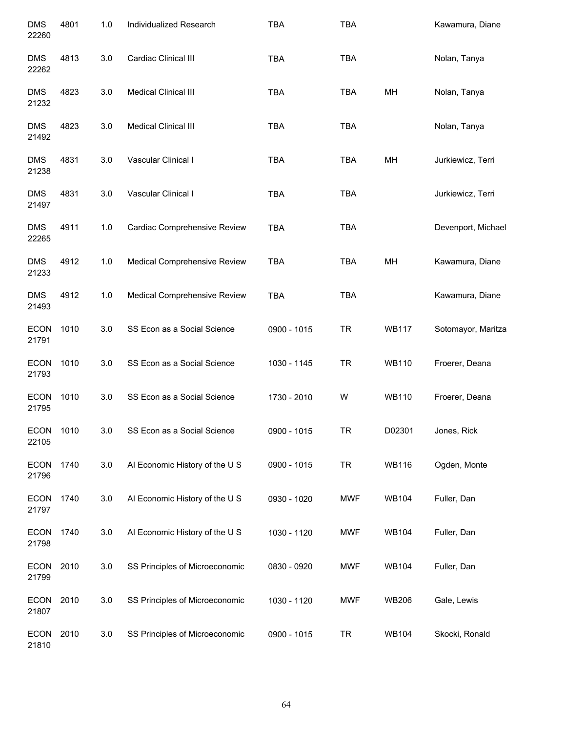| | | | | | | | |
|---|---|---|---|---|---|---|---|
| DMS 22260 | 4801 | 1.0 | Individualized Research | TBA | TBA | | Kawamura, Diane |
| DMS 22262 | 4813 | 3.0 | Cardiac Clinical III | TBA | TBA | | Nolan, Tanya |
| DMS 21232 | 4823 | 3.0 | Medical Clinical III | TBA | TBA | MH | Nolan, Tanya |
| DMS 21492 | 4823 | 3.0 | Medical Clinical III | TBA | TBA | | Nolan, Tanya |
| DMS 21238 | 4831 | 3.0 | Vascular Clinical I | TBA | TBA | MH | Jurkiewicz, Terri |
| DMS 21497 | 4831 | 3.0 | Vascular Clinical I | TBA | TBA | | Jurkiewicz, Terri |
| DMS 22265 | 4911 | 1.0 | Cardiac Comprehensive Review | TBA | TBA | | Devenport, Michael |
| DMS 21233 | 4912 | 1.0 | Medical Comprehensive Review | TBA | TBA | MH | Kawamura, Diane |
| DMS 21493 | 4912 | 1.0 | Medical Comprehensive Review | TBA | TBA | | Kawamura, Diane |
| ECON 21791 | 1010 | 3.0 | SS Econ as a Social Science | 0900 - 1015 | TR | WB117 | Sotomayor, Maritza |
| ECON 21793 | 1010 | 3.0 | SS Econ as a Social Science | 1030 - 1145 | TR | WB110 | Froerer, Deana |
| ECON 21795 | 1010 | 3.0 | SS Econ as a Social Science | 1730 - 2010 | W | WB110 | Froerer, Deana |
| ECON 22105 | 1010 | 3.0 | SS Econ as a Social Science | 0900 - 1015 | TR | D02301 | Jones, Rick |
| ECON 21796 | 1740 | 3.0 | AI Economic History of the U S | 0900 - 1015 | TR | WB116 | Ogden, Monte |
| ECON 21797 | 1740 | 3.0 | AI Economic History of the U S | 0930 - 1020 | MWF | WB104 | Fuller, Dan |
| ECON 21798 | 1740 | 3.0 | AI Economic History of the U S | 1030 - 1120 | MWF | WB104 | Fuller, Dan |
| ECON 21799 | 2010 | 3.0 | SS Principles of Microeconomic | 0830 - 0920 | MWF | WB104 | Fuller, Dan |
| ECON 21807 | 2010 | 3.0 | SS Principles of Microeconomic | 1030 - 1120 | MWF | WB206 | Gale, Lewis |
| ECON 21810 | 2010 | 3.0 | SS Principles of Microeconomic | 0900 - 1015 | TR | WB104 | Skocki, Ronald |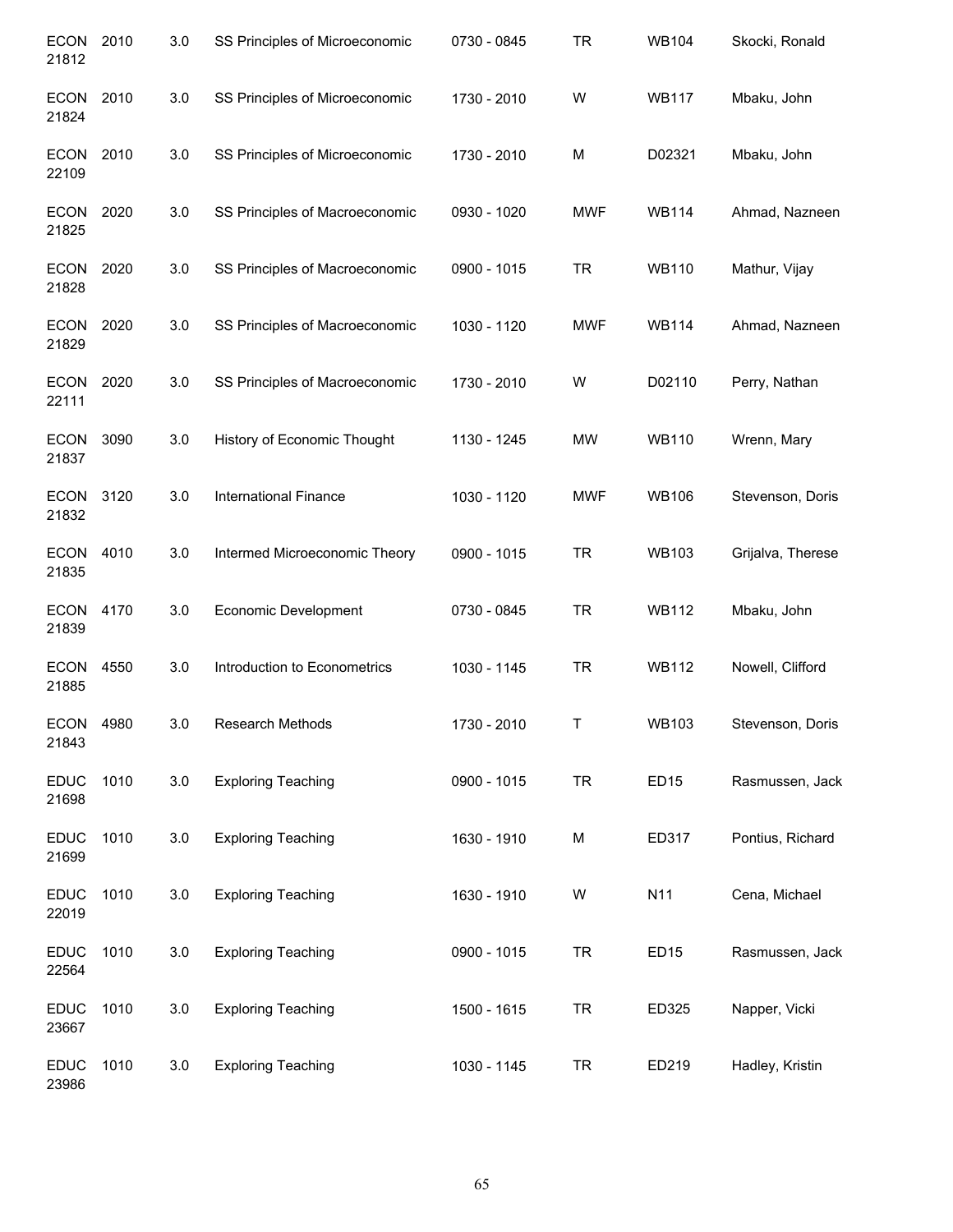| | | | | | | | |
|---|---|---|---|---|---|---|---|
| ECON 21812 | 2010 | 3.0 | SS Principles of Microeconomic | 0730 - 0845 | TR | WB104 | Skocki, Ronald |
| ECON 21824 | 2010 | 3.0 | SS Principles of Microeconomic | 1730 - 2010 | W | WB117 | Mbaku, John |
| ECON 22109 | 2010 | 3.0 | SS Principles of Microeconomic | 1730 - 2010 | M | D02321 | Mbaku, John |
| ECON 21825 | 2020 | 3.0 | SS Principles of Macroeconomic | 0930 - 1020 | MWF | WB114 | Ahmad, Nazneen |
| ECON 21828 | 2020 | 3.0 | SS Principles of Macroeconomic | 0900 - 1015 | TR | WB110 | Mathur, Vijay |
| ECON 21829 | 2020 | 3.0 | SS Principles of Macroeconomic | 1030 - 1120 | MWF | WB114 | Ahmad, Nazneen |
| ECON 22111 | 2020 | 3.0 | SS Principles of Macroeconomic | 1730 - 2010 | W | D02110 | Perry, Nathan |
| ECON 21837 | 3090 | 3.0 | History of Economic Thought | 1130 - 1245 | MW | WB110 | Wrenn, Mary |
| ECON 21832 | 3120 | 3.0 | International Finance | 1030 - 1120 | MWF | WB106 | Stevenson, Doris |
| ECON 21835 | 4010 | 3.0 | Intermed Microeconomic Theory | 0900 - 1015 | TR | WB103 | Grijalva, Therese |
| ECON 21839 | 4170 | 3.0 | Economic Development | 0730 - 0845 | TR | WB112 | Mbaku, John |
| ECON 21885 | 4550 | 3.0 | Introduction to Econometrics | 1030 - 1145 | TR | WB112 | Nowell, Clifford |
| ECON 21843 | 4980 | 3.0 | Research Methods | 1730 - 2010 | T | WB103 | Stevenson, Doris |
| EDUC 21698 | 1010 | 3.0 | Exploring Teaching | 0900 - 1015 | TR | ED15 | Rasmussen, Jack |
| EDUC 21699 | 1010 | 3.0 | Exploring Teaching | 1630 - 1910 | M | ED317 | Pontius, Richard |
| EDUC 22019 | 1010 | 3.0 | Exploring Teaching | 1630 - 1910 | W | N11 | Cena, Michael |
| EDUC 22564 | 1010 | 3.0 | Exploring Teaching | 0900 - 1015 | TR | ED15 | Rasmussen, Jack |
| EDUC 23667 | 1010 | 3.0 | Exploring Teaching | 1500 - 1615 | TR | ED325 | Napper, Vicki |
| EDUC 23986 | 1010 | 3.0 | Exploring Teaching | 1030 - 1145 | TR | ED219 | Hadley, Kristin |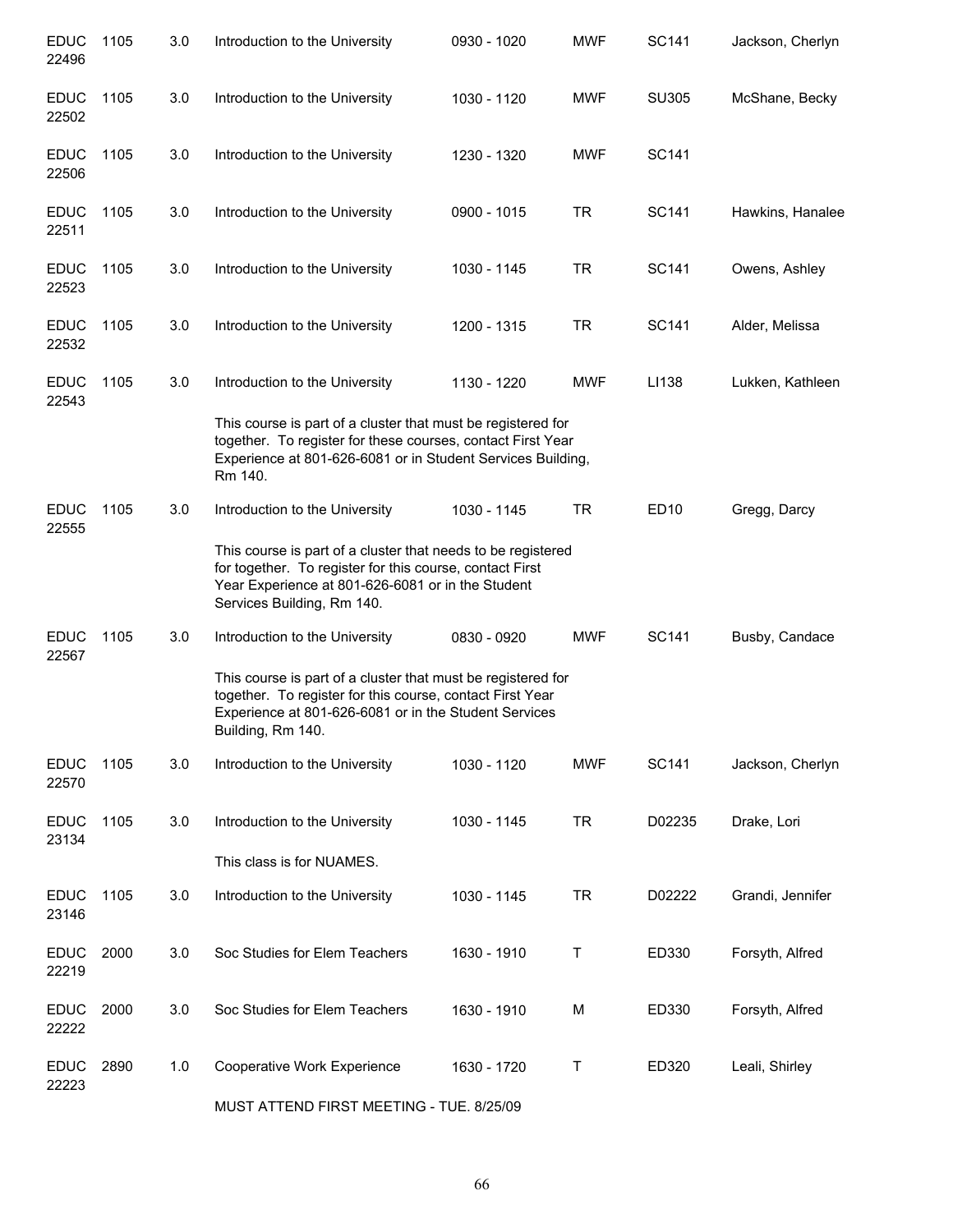| Course | Number | Credits | Title | Time | Days | Room | Instructor |
|---|---|---|---|---|---|---|---|
| EDUC 22496 | 1105 | 3.0 | Introduction to the University | 0930 - 1020 | MWF | SC141 | Jackson, Cherlyn |
| EDUC 22502 | 1105 | 3.0 | Introduction to the University | 1030 - 1120 | MWF | SU305 | McShane, Becky |
| EDUC 22506 | 1105 | 3.0 | Introduction to the University | 1230 - 1320 | MWF | SC141 | |
| EDUC 22511 | 1105 | 3.0 | Introduction to the University | 0900 - 1015 | TR | SC141 | Hawkins, Hanalee |
| EDUC 22523 | 1105 | 3.0 | Introduction to the University | 1030 - 1145 | TR | SC141 | Owens, Ashley |
| EDUC 22532 | 1105 | 3.0 | Introduction to the University | 1200 - 1315 | TR | SC141 | Alder, Melissa |
| EDUC 22543 | 1105 | 3.0 | Introduction to the University | 1130 - 1220 | MWF | LI138 | Lukken, Kathleen |
| | | | This course is part of a cluster that must be registered for together. To register for these courses, contact First Year Experience at 801-626-6081 or in Student Services Building, Rm 140. | | | | |
| EDUC 22555 | 1105 | 3.0 | Introduction to the University | 1030 - 1145 | TR | ED10 | Gregg, Darcy |
| | | | This course is part of a cluster that needs to be registered for together. To register for this course, contact First Year Experience at 801-626-6081 or in the Student Services Building, Rm 140. | | | | |
| EDUC 22567 | 1105 | 3.0 | Introduction to the University | 0830 - 0920 | MWF | SC141 | Busby, Candace |
| | | | This course is part of a cluster that must be registered for together. To register for this course, contact First Year Experience at 801-626-6081 or in the Student Services Building, Rm 140. | | | | |
| EDUC 22570 | 1105 | 3.0 | Introduction to the University | 1030 - 1120 | MWF | SC141 | Jackson, Cherlyn |
| EDUC 23134 | 1105 | 3.0 | Introduction to the University | 1030 - 1145 | TR | D02235 | Drake, Lori |
| | | | This class is for NUAMES. | | | | |
| EDUC 23146 | 1105 | 3.0 | Introduction to the University | 1030 - 1145 | TR | D02222 | Grandi, Jennifer |
| EDUC 22219 | 2000 | 3.0 | Soc Studies for Elem Teachers | 1630 - 1910 | T | ED330 | Forsyth, Alfred |
| EDUC 22222 | 2000 | 3.0 | Soc Studies for Elem Teachers | 1630 - 1910 | M | ED330 | Forsyth, Alfred |
| EDUC 22223 | 2890 | 1.0 | Cooperative Work Experience | 1630 - 1720 | T | ED320 | Leali, Shirley |
| | | | MUST ATTEND FIRST MEETING - TUE. 8/25/09 | | | | |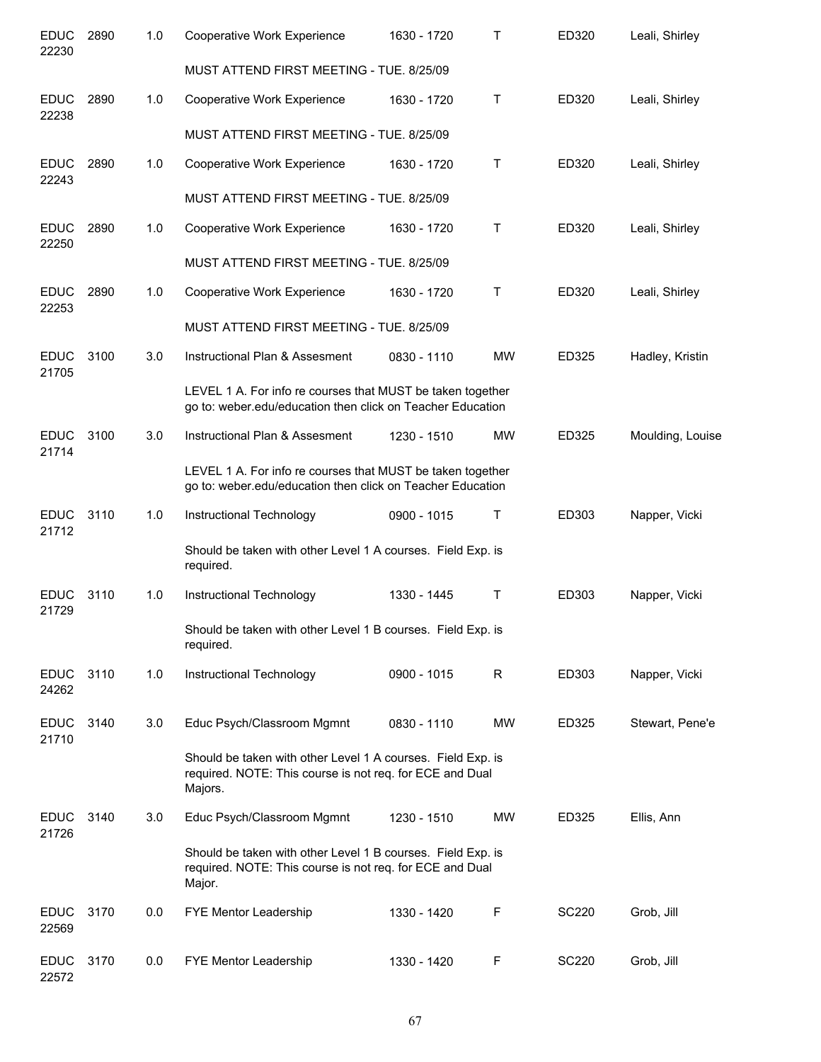| | | | | | | | |
|---|---|---|---|---|---|---|---|
| EDUC 22230 | 2890 | 1.0 | Cooperative Work Experience | 1630 - 1720 | T | ED320 | Leali, Shirley |
| | | | MUST ATTEND FIRST MEETING - TUE. 8/25/09 | | | | |
| EDUC 22238 | 2890 | 1.0 | Cooperative Work Experience | 1630 - 1720 | T | ED320 | Leali, Shirley |
| | | | MUST ATTEND FIRST MEETING - TUE. 8/25/09 | | | | |
| EDUC 22243 | 2890 | 1.0 | Cooperative Work Experience | 1630 - 1720 | T | ED320 | Leali, Shirley |
| | | | MUST ATTEND FIRST MEETING - TUE. 8/25/09 | | | | |
| EDUC 22250 | 2890 | 1.0 | Cooperative Work Experience | 1630 - 1720 | T | ED320 | Leali, Shirley |
| | | | MUST ATTEND FIRST MEETING - TUE. 8/25/09 | | | | |
| EDUC 22253 | 2890 | 1.0 | Cooperative Work Experience | 1630 - 1720 | T | ED320 | Leali, Shirley |
| | | | MUST ATTEND FIRST MEETING - TUE. 8/25/09 | | | | |
| EDUC 21705 | 3100 | 3.0 | Instructional Plan & Assesment | 0830 - 1110 | MW | ED325 | Hadley, Kristin |
| | | | LEVEL 1 A. For info re courses that MUST be taken together go to: weber.edu/education then click on Teacher Education | | | | |
| EDUC 21714 | 3100 | 3.0 | Instructional Plan & Assesment | 1230 - 1510 | MW | ED325 | Moulding, Louise |
| | | | LEVEL 1 A. For info re courses that MUST be taken together go to: weber.edu/education then click on Teacher Education | | | | |
| EDUC 21712 | 3110 | 1.0 | Instructional Technology | 0900 - 1015 | T | ED303 | Napper, Vicki |
| | | | Should be taken with other Level 1 A courses. Field Exp. is required. | | | | |
| EDUC 21729 | 3110 | 1.0 | Instructional Technology | 1330 - 1445 | T | ED303 | Napper, Vicki |
| | | | Should be taken with other Level 1 B courses. Field Exp. is required. | | | | |
| EDUC 24262 | 3110 | 1.0 | Instructional Technology | 0900 - 1015 | R | ED303 | Napper, Vicki |
| EDUC 21710 | 3140 | 3.0 | Educ Psych/Classroom Mgmnt | 0830 - 1110 | MW | ED325 | Stewart, Pene'e |
| | | | Should be taken with other Level 1 A courses. Field Exp. is required. NOTE: This course is not req. for ECE and Dual Majors. | | | | |
| EDUC 21726 | 3140 | 3.0 | Educ Psych/Classroom Mgmnt | 1230 - 1510 | MW | ED325 | Ellis, Ann |
| | | | Should be taken with other Level 1 B courses. Field Exp. is required. NOTE: This course is not req. for ECE and Dual Major. | | | | |
| EDUC 22569 | 3170 | 0.0 | FYE Mentor Leadership | 1330 - 1420 | F | SC220 | Grob, Jill |
| EDUC 22572 | 3170 | 0.0 | FYE Mentor Leadership | 1330 - 1420 | F | SC220 | Grob, Jill |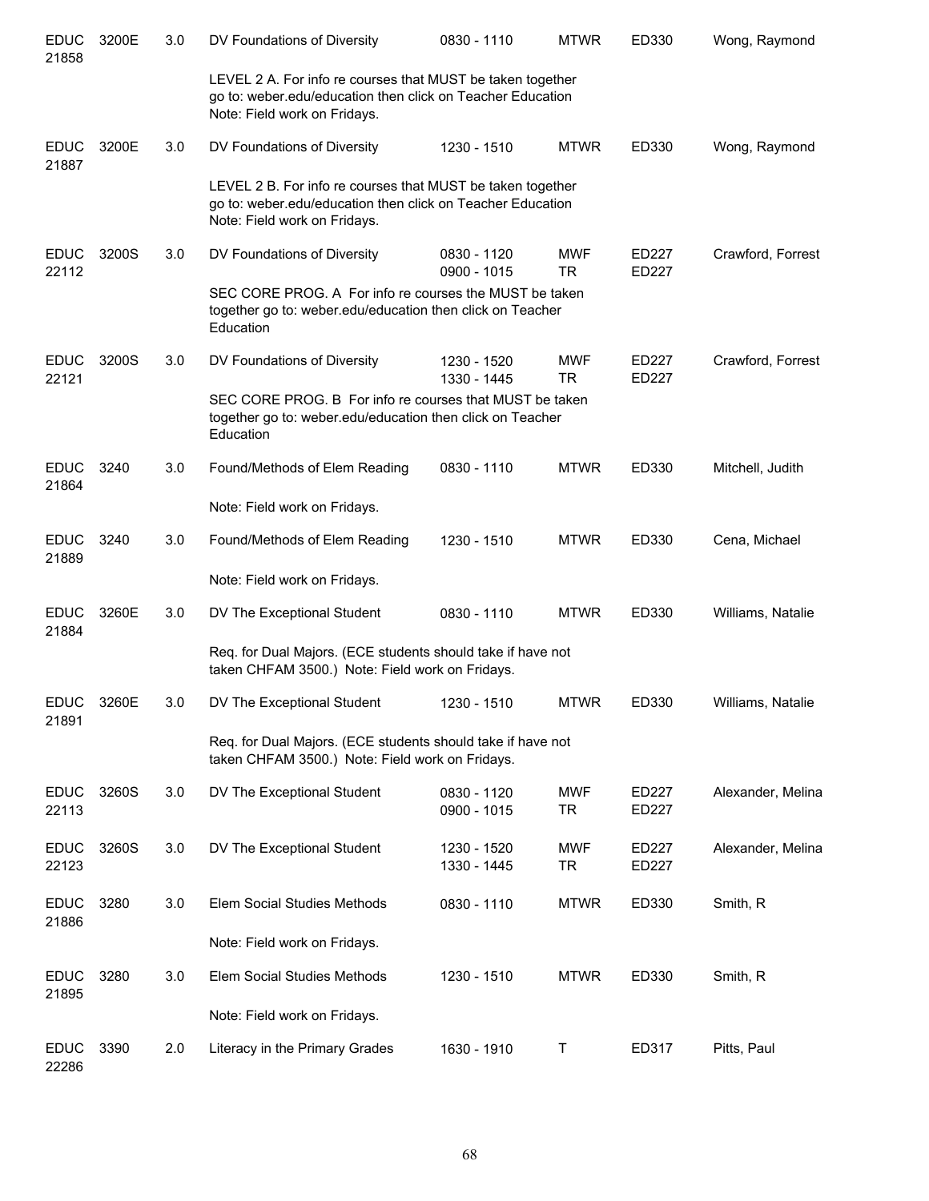| Subject/CRN | Course | Credits | Title | Time | Days | Room | Instructor |
|---|---|---|---|---|---|---|---|
| EDUC 21858 | 3200E | 3.0 | DV Foundations of Diversity | 0830 - 1110 | MTWR | ED330 | Wong, Raymond |
| | | | LEVEL 2 A. For info re courses that MUST be taken together go to: weber.edu/education then click on Teacher Education Note: Field work on Fridays. | | | | |
| EDUC 21887 | 3200E | 3.0 | DV Foundations of Diversity | 1230 - 1510 | MTWR | ED330 | Wong, Raymond |
| | | | LEVEL 2 B. For info re courses that MUST be taken together go to: weber.edu/education then click on Teacher Education Note: Field work on Fridays. | | | | |
| EDUC 22112 | 3200S | 3.0 | DV Foundations of Diversity | 0830 - 1120<br>0900 - 1015 | MWF<br>TR | ED227<br>ED227 | Crawford, Forrest |
| | | | SEC CORE PROG. A For info re courses the MUST be taken together go to: weber.edu/education then click on Teacher Education | | | | |
| EDUC 22121 | 3200S | 3.0 | DV Foundations of Diversity | 1230 - 1520<br>1330 - 1445 | MWF<br>TR | ED227<br>ED227 | Crawford, Forrest |
| | | | SEC CORE PROG. B For info re courses that MUST be taken together go to: weber.edu/education then click on Teacher Education | | | | |
| EDUC 21864 | 3240 | 3.0 | Found/Methods of Elem Reading | 0830 - 1110 | MTWR | ED330 | Mitchell, Judith |
| | | | Note: Field work on Fridays. | | | | |
| EDUC 21889 | 3240 | 3.0 | Found/Methods of Elem Reading | 1230 - 1510 | MTWR | ED330 | Cena, Michael |
| | | | Note: Field work on Fridays. | | | | |
| EDUC 21884 | 3260E | 3.0 | DV The Exceptional Student | 0830 - 1110 | MTWR | ED330 | Williams, Natalie |
| | | | Req. for Dual Majors. (ECE students should take if have not taken CHFAM 3500.) Note: Field work on Fridays. | | | | |
| EDUC 21891 | 3260E | 3.0 | DV The Exceptional Student | 1230 - 1510 | MTWR | ED330 | Williams, Natalie |
| | | | Req. for Dual Majors. (ECE students should take if have not taken CHFAM 3500.) Note: Field work on Fridays. | | | | |
| EDUC 22113 | 3260S | 3.0 | DV The Exceptional Student | 0830 - 1120<br>0900 - 1015 | MWF<br>TR | ED227<br>ED227 | Alexander, Melina |
| EDUC 22123 | 3260S | 3.0 | DV The Exceptional Student | 1230 - 1520<br>1330 - 1445 | MWF<br>TR | ED227<br>ED227 | Alexander, Melina |
| EDUC 21886 | 3280 | 3.0 | Elem Social Studies Methods | 0830 - 1110 | MTWR | ED330 | Smith, R |
| | | | Note: Field work on Fridays. | | | | |
| EDUC 21895 | 3280 | 3.0 | Elem Social Studies Methods | 1230 - 1510 | MTWR | ED330 | Smith, R |
| | | | Note: Field work on Fridays. | | | | |
| EDUC 22286 | 3390 | 2.0 | Literacy in the Primary Grades | 1630 - 1910 | T | ED317 | Pitts, Paul |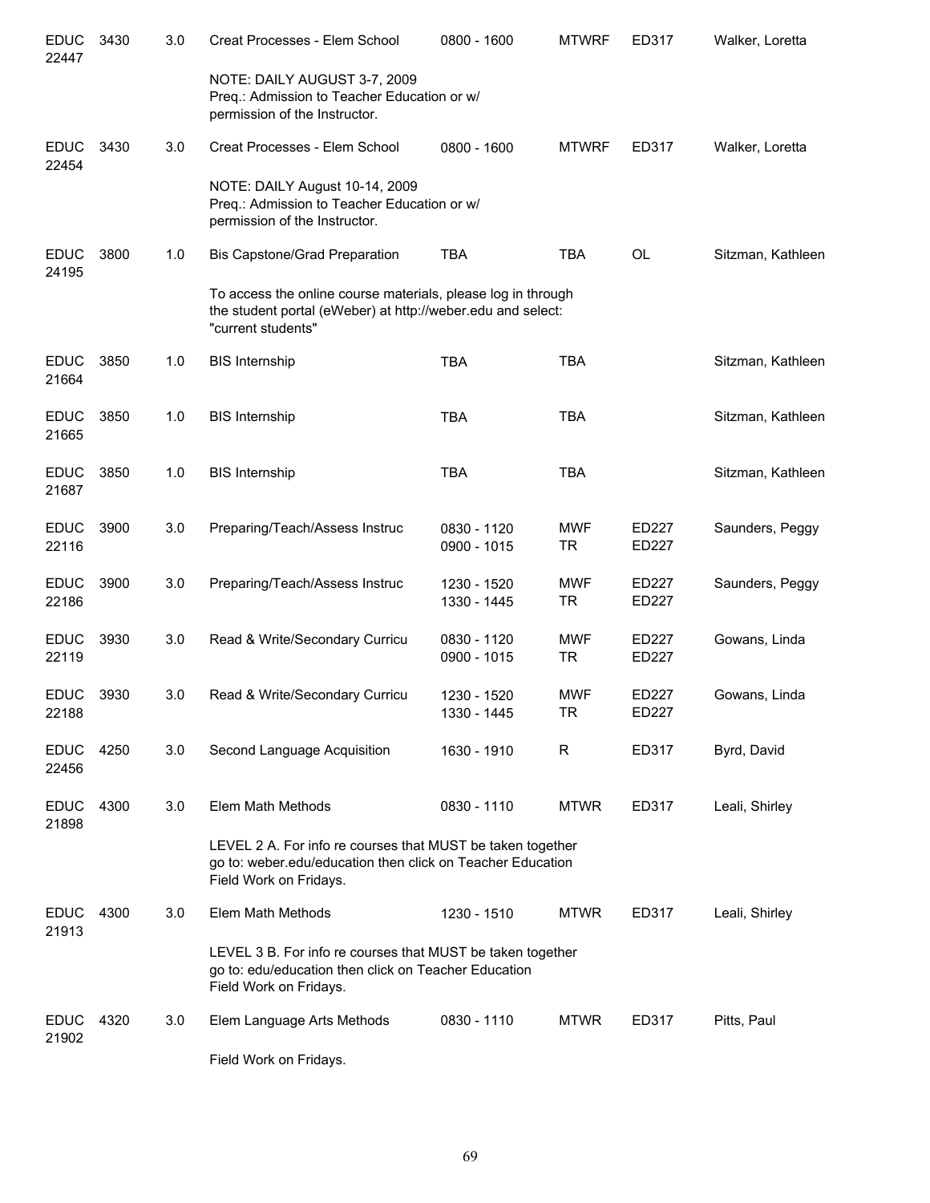| | | | | | | | |
|---|---|---|---|---|---|---|---|
| EDUC 22447 | 3430 | 3.0 | Creat Processes - Elem School | 0800 - 1600 | MTWRF | ED317 | Walker, Loretta |
| | | | NOTE: DAILY AUGUST 3-7, 2009 Preq.: Admission to Teacher Education or w/ permission of the Instructor. | | | | |
| EDUC 22454 | 3430 | 3.0 | Creat Processes - Elem School | 0800 - 1600 | MTWRF | ED317 | Walker, Loretta |
| | | | NOTE: DAILY August 10-14, 2009 Preq.: Admission to Teacher Education or w/ permission of the Instructor. | | | | |
| EDUC 24195 | 3800 | 1.0 | Bis Capstone/Grad Preparation | TBA | TBA | OL | Sitzman, Kathleen |
| | | | To access the online course materials, please log in through the student portal (eWeber) at http://weber.edu and select: "current students" | | | | |
| EDUC 21664 | 3850 | 1.0 | BIS Internship | TBA | TBA | | Sitzman, Kathleen |
| EDUC 21665 | 3850 | 1.0 | BIS Internship | TBA | TBA | | Sitzman, Kathleen |
| EDUC 21687 | 3850 | 1.0 | BIS Internship | TBA | TBA | | Sitzman, Kathleen |
| EDUC 22116 | 3900 | 3.0 | Preparing/Teach/Assess Instruc | 0830 - 1120<br>0900 - 1015 | MWF<br>TR | ED227<br>ED227 | Saunders, Peggy |
| EDUC 22186 | 3900 | 3.0 | Preparing/Teach/Assess Instruc | 1230 - 1520<br>1330 - 1445 | MWF<br>TR | ED227<br>ED227 | Saunders, Peggy |
| EDUC 22119 | 3930 | 3.0 | Read & Write/Secondary Curricu | 0830 - 1120<br>0900 - 1015 | MWF<br>TR | ED227<br>ED227 | Gowans, Linda |
| EDUC 22188 | 3930 | 3.0 | Read & Write/Secondary Curricu | 1230 - 1520<br>1330 - 1445 | MWF<br>TR | ED227<br>ED227 | Gowans, Linda |
| EDUC 22456 | 4250 | 3.0 | Second Language Acquisition | 1630 - 1910 | R | ED317 | Byrd, David |
| EDUC 21898 | 4300 | 3.0 | Elem Math Methods | 0830 - 1110 | MTWR | ED317 | Leali, Shirley |
| | | | LEVEL 2 A. For info re courses that MUST be taken together go to: weber.edu/education then click on Teacher Education Field Work on Fridays. | | | | |
| EDUC 21913 | 4300 | 3.0 | Elem Math Methods | 1230 - 1510 | MTWR | ED317 | Leali, Shirley |
| | | | LEVEL 3 B. For info re courses that MUST be taken together go to: edu/education then click on Teacher Education Field Work on Fridays. | | | | |
| EDUC 21902 | 4320 | 3.0 | Elem Language Arts Methods | 0830 - 1110 | MTWR | ED317 | Pitts, Paul |
| | | | Field Work on Fridays. | | | | |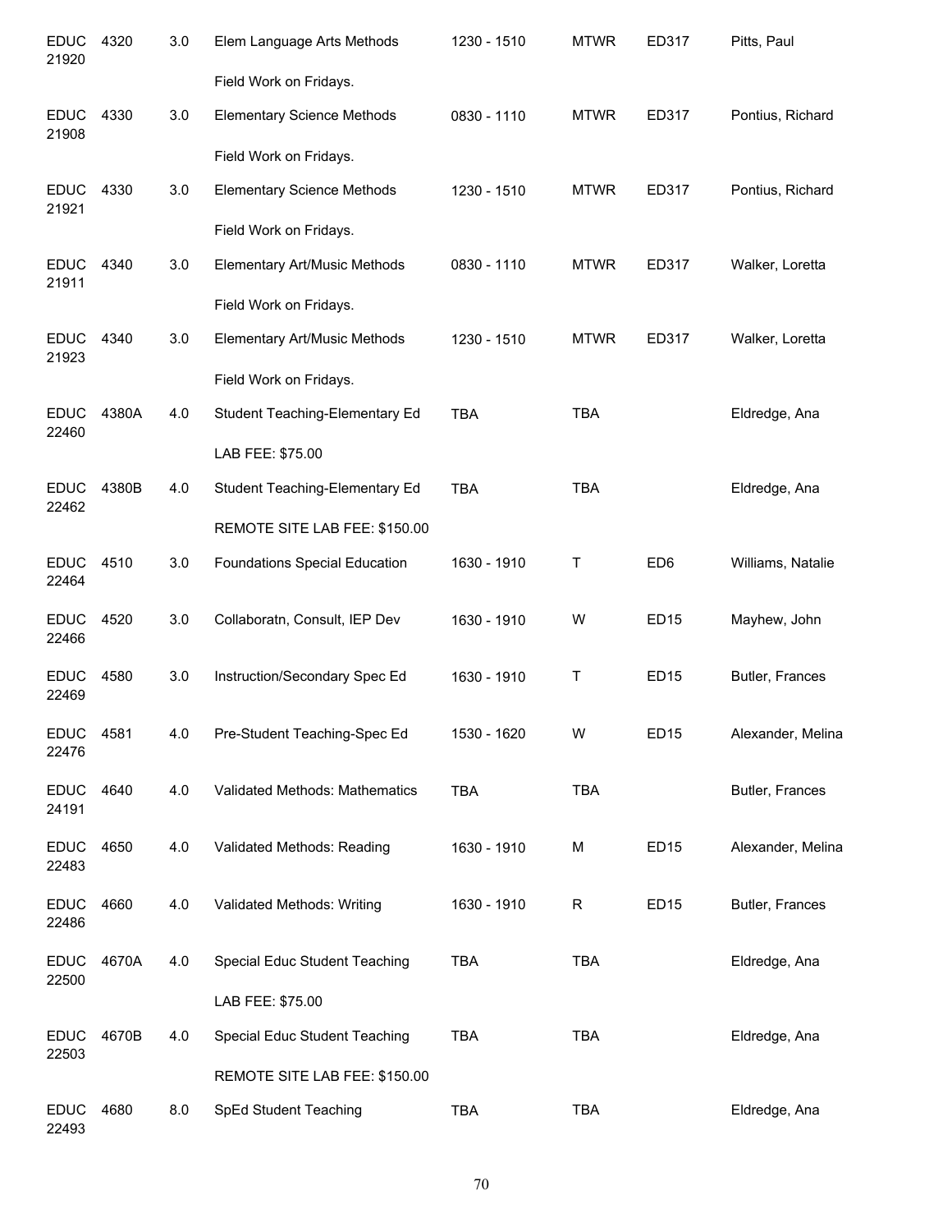| | | | | | | | |
|---|---|---|---|---|---|---|---|
| EDUC 21920 | 4320 | 3.0 | Elem Language Arts Methods | 1230 - 1510 | MTWR | ED317 | Pitts, Paul |
| | | | Field Work on Fridays. | | | | |
| EDUC 21908 | 4330 | 3.0 | Elementary Science Methods | 0830 - 1110 | MTWR | ED317 | Pontius, Richard |
| | | | Field Work on Fridays. | | | | |
| EDUC 21921 | 4330 | 3.0 | Elementary Science Methods | 1230 - 1510 | MTWR | ED317 | Pontius, Richard |
| | | | Field Work on Fridays. | | | | |
| EDUC 21911 | 4340 | 3.0 | Elementary Art/Music Methods | 0830 - 1110 | MTWR | ED317 | Walker, Loretta |
| | | | Field Work on Fridays. | | | | |
| EDUC 21923 | 4340 | 3.0 | Elementary Art/Music Methods | 1230 - 1510 | MTWR | ED317 | Walker, Loretta |
| | | | Field Work on Fridays. | | | | |
| EDUC 22460 | 4380A | 4.0 | Student Teaching-Elementary Ed | TBA | TBA | | Eldredge, Ana |
| | | | LAB FEE: $75.00 | | | | |
| EDUC 22462 | 4380B | 4.0 | Student Teaching-Elementary Ed | TBA | TBA | | Eldredge, Ana |
| | | | REMOTE SITE LAB FEE: $150.00 | | | | |
| EDUC 22464 | 4510 | 3.0 | Foundations Special Education | 1630 - 1910 | T | ED6 | Williams, Natalie |
| EDUC 22466 | 4520 | 3.0 | Collaboratn, Consult, IEP Dev | 1630 - 1910 | W | ED15 | Mayhew, John |
| EDUC 22469 | 4580 | 3.0 | Instruction/Secondary Spec Ed | 1630 - 1910 | T | ED15 | Butler, Frances |
| EDUC 22476 | 4581 | 4.0 | Pre-Student Teaching-Spec Ed | 1530 - 1620 | W | ED15 | Alexander, Melina |
| EDUC 24191 | 4640 | 4.0 | Validated Methods: Mathematics | TBA | TBA | | Butler, Frances |
| EDUC 22483 | 4650 | 4.0 | Validated Methods: Reading | 1630 - 1910 | M | ED15 | Alexander, Melina |
| EDUC 22486 | 4660 | 4.0 | Validated Methods: Writing | 1630 - 1910 | R | ED15 | Butler, Frances |
| EDUC 22500 | 4670A | 4.0 | Special Educ Student Teaching | TBA | TBA | | Eldredge, Ana |
| | | | LAB FEE: $75.00 | | | | |
| EDUC 22503 | 4670B | 4.0 | Special Educ Student Teaching | TBA | TBA | | Eldredge, Ana |
| | | | REMOTE SITE LAB FEE: $150.00 | | | | |
| EDUC 22493 | 4680 | 8.0 | SpEd Student Teaching | TBA | TBA | | Eldredge, Ana |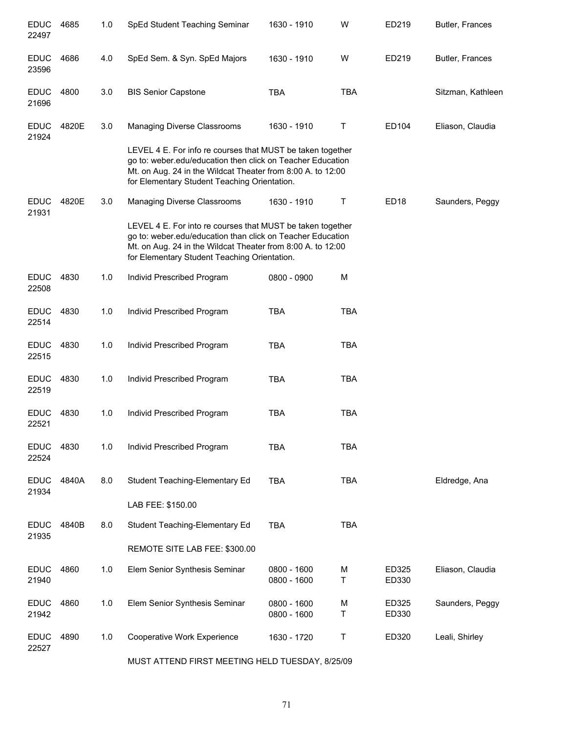| Subject / CRN | Course | Credits | Title | Time | Days | Room | Instructor |
|---|---|---|---|---|---|---|---|
| EDUC 22497 | 4685 | 1.0 | SpEd Student Teaching Seminar | 1630 - 1910 | W | ED219 | Butler, Frances |
| EDUC 23596 | 4686 | 4.0 | SpEd Sem. & Syn. SpEd Majors | 1630 - 1910 | W | ED219 | Butler, Frances |
| EDUC 21696 | 4800 | 3.0 | BIS Senior Capstone | TBA | TBA | | Sitzman, Kathleen |
| EDUC 21924 | 4820E | 3.0 | Managing Diverse Classrooms | 1630 - 1910 | T | ED104 | Eliason, Claudia |
| | | | LEVEL 4 E. For info re courses that MUST be taken together go to: weber.edu/education then click on Teacher Education Mt. on Aug. 24 in the Wildcat Theater from 8:00 A. to 12:00 for Elementary Student Teaching Orientation. | | | | |
| EDUC 21931 | 4820E | 3.0 | Managing Diverse Classrooms | 1630 - 1910 | T | ED18 | Saunders, Peggy |
| | | | LEVEL 4 E. For into re courses that MUST be taken together go to: weber.edu/education than click on Teacher Education Mt. on Aug. 24 in the Wildcat Theater from 8:00 A. to 12:00 for Elementary Student Teaching Orientation. | | | | |
| EDUC 22508 | 4830 | 1.0 | Individ Prescribed Program | 0800 - 0900 | M | | |
| EDUC 22514 | 4830 | 1.0 | Individ Prescribed Program | TBA | TBA | | |
| EDUC 22515 | 4830 | 1.0 | Individ Prescribed Program | TBA | TBA | | |
| EDUC 22519 | 4830 | 1.0 | Individ Prescribed Program | TBA | TBA | | |
| EDUC 22521 | 4830 | 1.0 | Individ Prescribed Program | TBA | TBA | | |
| EDUC 22524 | 4830 | 1.0 | Individ Prescribed Program | TBA | TBA | | |
| EDUC 21934 | 4840A | 8.0 | Student Teaching-Elementary Ed | TBA | TBA | | Eldredge, Ana |
| | | | LAB FEE: $150.00 | | | | |
| EDUC 21935 | 4840B | 8.0 | Student Teaching-Elementary Ed | TBA | TBA | | |
| | | | REMOTE SITE LAB FEE: $300.00 | | | | |
| EDUC 21940 | 4860 | 1.0 | Elem Senior Synthesis Seminar | 0800 - 1600<br>0800 - 1600 | M<br>T | ED325<br>ED330 | Eliason, Claudia |
| EDUC 21942 | 4860 | 1.0 | Elem Senior Synthesis Seminar | 0800 - 1600<br>0800 - 1600 | M<br>T | ED325<br>ED330 | Saunders, Peggy |
| EDUC 22527 | 4890 | 1.0 | Cooperative Work Experience | 1630 - 1720 | T | ED320 | Leali, Shirley |
| | | | MUST ATTEND FIRST MEETING HELD TUESDAY, 8/25/09 | | | | |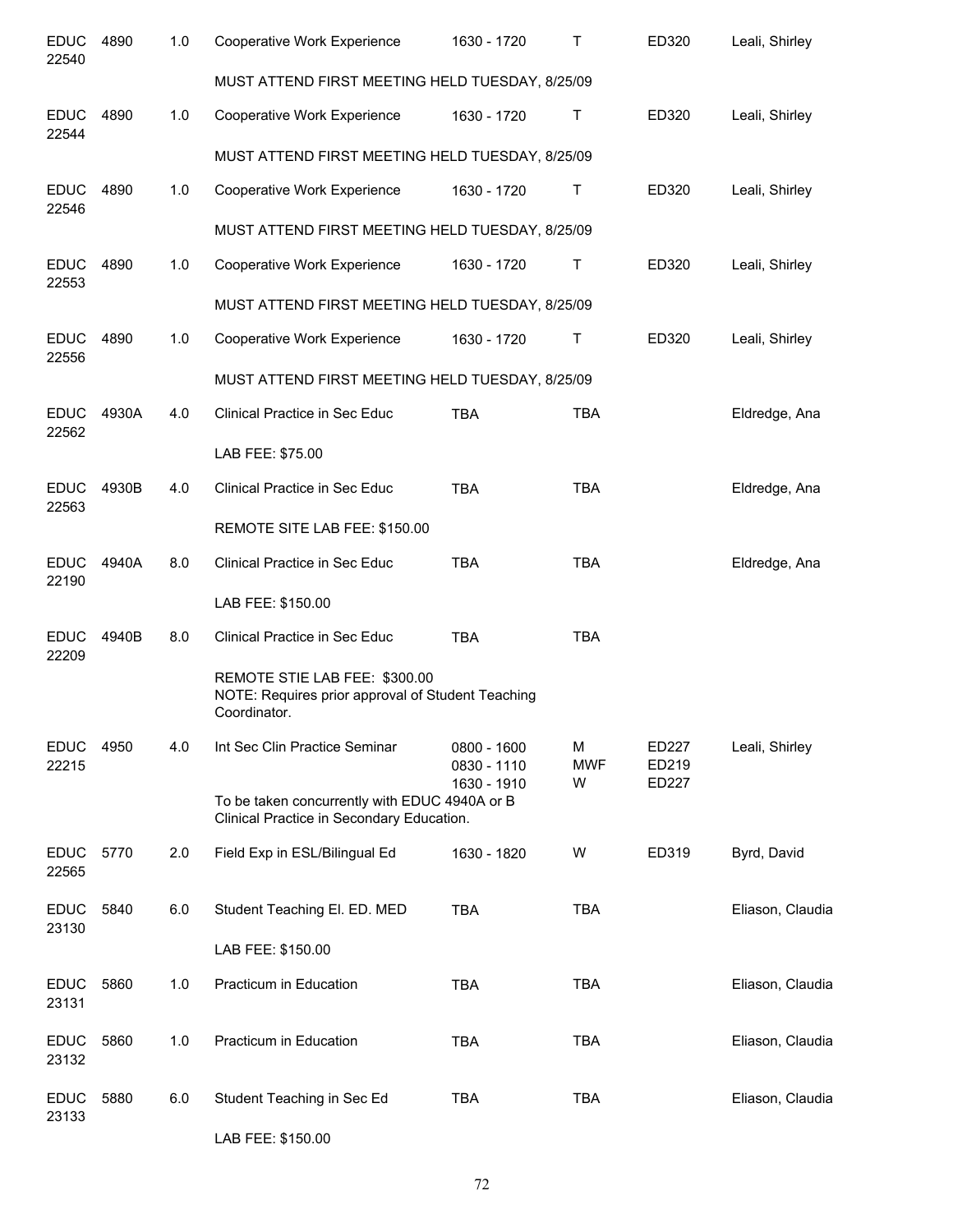| Subject / CRN | Course | Credits | Title | Time | Days | Room | Instructor |
|---|---|---|---|---|---|---|---|
| EDUC 22540 | 4890 | 1.0 | Cooperative Work Experience | 1630 - 1720 | T | ED320 | Leali, Shirley |
| | | | MUST ATTEND FIRST MEETING HELD TUESDAY, 8/25/09 | | | | |
| EDUC 22544 | 4890 | 1.0 | Cooperative Work Experience | 1630 - 1720 | T | ED320 | Leali, Shirley |
| | | | MUST ATTEND FIRST MEETING HELD TUESDAY, 8/25/09 | | | | |
| EDUC 22546 | 4890 | 1.0 | Cooperative Work Experience | 1630 - 1720 | T | ED320 | Leali, Shirley |
| | | | MUST ATTEND FIRST MEETING HELD TUESDAY, 8/25/09 | | | | |
| EDUC 22553 | 4890 | 1.0 | Cooperative Work Experience | 1630 - 1720 | T | ED320 | Leali, Shirley |
| | | | MUST ATTEND FIRST MEETING HELD TUESDAY, 8/25/09 | | | | |
| EDUC 22556 | 4890 | 1.0 | Cooperative Work Experience | 1630 - 1720 | T | ED320 | Leali, Shirley |
| | | | MUST ATTEND FIRST MEETING HELD TUESDAY, 8/25/09 | | | | |
| EDUC 22562 | 4930A | 4.0 | Clinical Practice in Sec Educ | TBA | TBA | | Eldredge, Ana |
| | | | LAB FEE: $75.00 | | | | |
| EDUC 22563 | 4930B | 4.0 | Clinical Practice in Sec Educ | TBA | TBA | | Eldredge, Ana |
| | | | REMOTE SITE LAB FEE: $150.00 | | | | |
| EDUC 22190 | 4940A | 8.0 | Clinical Practice in Sec Educ | TBA | TBA | | Eldredge, Ana |
| | | | LAB FEE: $150.00 | | | | |
| EDUC 22209 | 4940B | 8.0 | Clinical Practice in Sec Educ | TBA | TBA | | |
| | | | REMOTE STIE LAB FEE: $300.00 NOTE: Requires prior approval of Student Teaching Coordinator. | | | | |
| EDUC 22215 | 4950 | 4.0 | Int Sec Clin Practice Seminar | 0800 - 1600<br>0830 - 1110<br>1630 - 1910 | M<br>MWF<br>W | ED227<br>ED219<br>ED227 | Leali, Shirley |
| | | | To be taken concurrently with EDUC 4940A or B Clinical Practice in Secondary Education. | | | | |
| EDUC 22565 | 5770 | 2.0 | Field Exp in ESL/Bilingual Ed | 1630 - 1820 | W | ED319 | Byrd, David |
| EDUC 23130 | 5840 | 6.0 | Student Teaching El. ED. MED | TBA | TBA | | Eliason, Claudia |
| | | | LAB FEE: $150.00 | | | | |
| EDUC 23131 | 5860 | 1.0 | Practicum in Education | TBA | TBA | | Eliason, Claudia |
| EDUC 23132 | 5860 | 1.0 | Practicum in Education | TBA | TBA | | Eliason, Claudia |
| EDUC 23133 | 5880 | 6.0 | Student Teaching in Sec Ed | TBA | TBA | | Eliason, Claudia |
| | | | LAB FEE: $150.00 | | | | |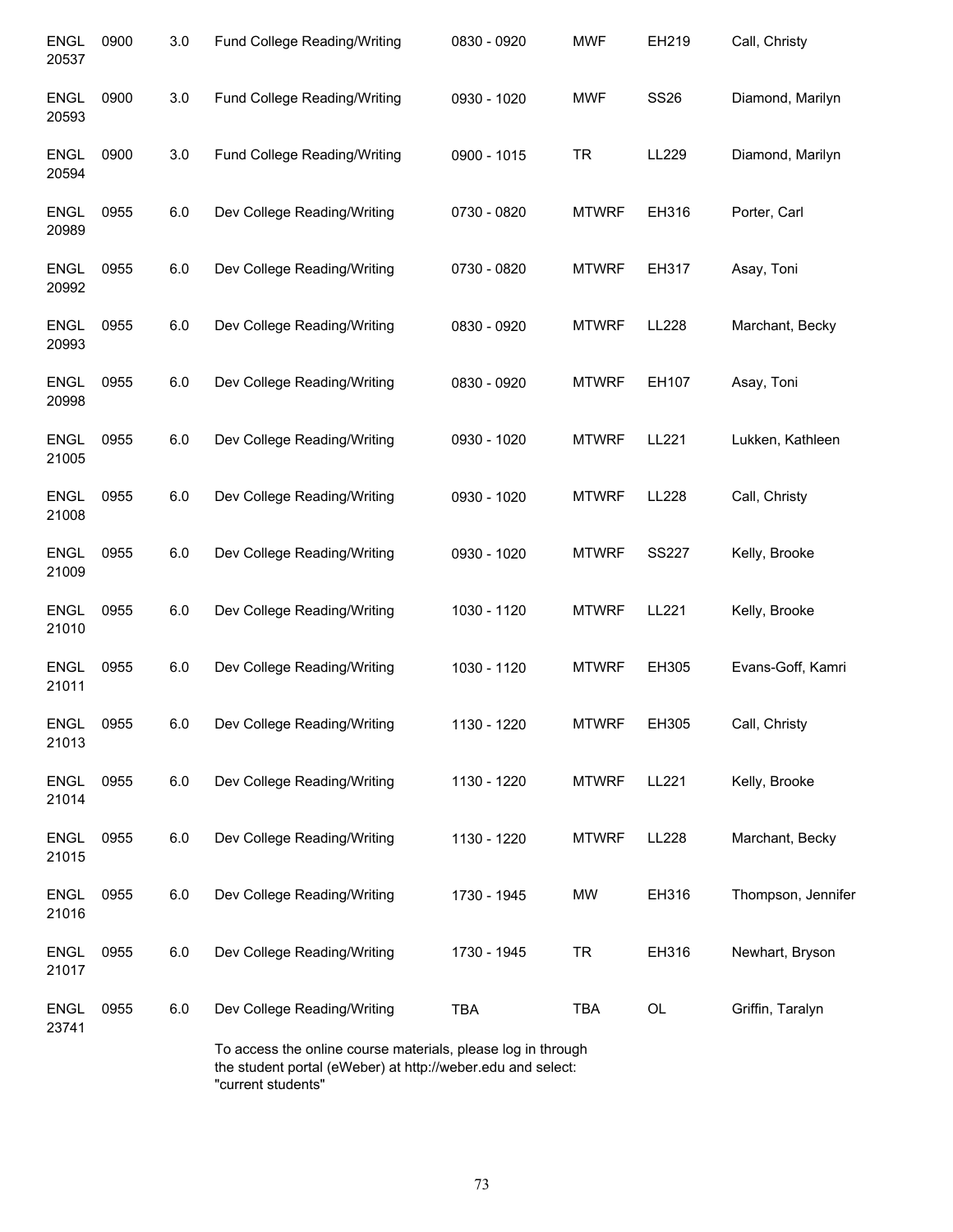| | | | | | | | |
|---|---|---|---|---|---|---|---|
| ENGL 20537 | 0900 | 3.0 | Fund College Reading/Writing | 0830 - 0920 | MWF | EH219 | Call, Christy |
| ENGL 20593 | 0900 | 3.0 | Fund College Reading/Writing | 0930 - 1020 | MWF | SS26 | Diamond, Marilyn |
| ENGL 20594 | 0900 | 3.0 | Fund College Reading/Writing | 0900 - 1015 | TR | LL229 | Diamond, Marilyn |
| ENGL 20989 | 0955 | 6.0 | Dev College Reading/Writing | 0730 - 0820 | MTWRF | EH316 | Porter, Carl |
| ENGL 20992 | 0955 | 6.0 | Dev College Reading/Writing | 0730 - 0820 | MTWRF | EH317 | Asay, Toni |
| ENGL 20993 | 0955 | 6.0 | Dev College Reading/Writing | 0830 - 0920 | MTWRF | LL228 | Marchant, Becky |
| ENGL 20998 | 0955 | 6.0 | Dev College Reading/Writing | 0830 - 0920 | MTWRF | EH107 | Asay, Toni |
| ENGL 21005 | 0955 | 6.0 | Dev College Reading/Writing | 0930 - 1020 | MTWRF | LL221 | Lukken, Kathleen |
| ENGL 21008 | 0955 | 6.0 | Dev College Reading/Writing | 0930 - 1020 | MTWRF | LL228 | Call, Christy |
| ENGL 21009 | 0955 | 6.0 | Dev College Reading/Writing | 0930 - 1020 | MTWRF | SS227 | Kelly, Brooke |
| ENGL 21010 | 0955 | 6.0 | Dev College Reading/Writing | 1030 - 1120 | MTWRF | LL221 | Kelly, Brooke |
| ENGL 21011 | 0955 | 6.0 | Dev College Reading/Writing | 1030 - 1120 | MTWRF | EH305 | Evans-Goff, Kamri |
| ENGL 21013 | 0955 | 6.0 | Dev College Reading/Writing | 1130 - 1220 | MTWRF | EH305 | Call, Christy |
| ENGL 21014 | 0955 | 6.0 | Dev College Reading/Writing | 1130 - 1220 | MTWRF | LL221 | Kelly, Brooke |
| ENGL 21015 | 0955 | 6.0 | Dev College Reading/Writing | 1130 - 1220 | MTWRF | LL228 | Marchant, Becky |
| ENGL 21016 | 0955 | 6.0 | Dev College Reading/Writing | 1730 - 1945 | MW | EH316 | Thompson, Jennifer |
| ENGL 21017 | 0955 | 6.0 | Dev College Reading/Writing | 1730 - 1945 | TR | EH316 | Newhart, Bryson |
| ENGL 23741 | 0955 | 6.0 | Dev College Reading/Writing | TBA | TBA | OL | Griffin, Taralyn |

To access the online course materials, please log in through the student portal (eWeber) at http://weber.edu and select: "current students"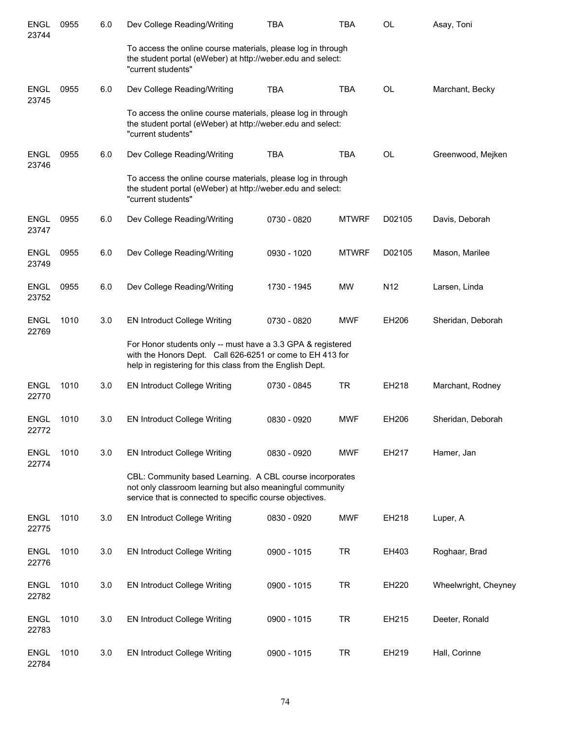| Subject | Course | Credits | Title | Time | Days | Room | Instructor |
|---|---|---|---|---|---|---|---|
| ENGL 23744 | 0955 | 6.0 | Dev College Reading/Writing | TBA | TBA | OL | Asay, Toni |
| | | | To access the online course materials, please log in through the student portal (eWeber) at http://weber.edu and select: "current students" | | | | |
| ENGL 23745 | 0955 | 6.0 | Dev College Reading/Writing | TBA | TBA | OL | Marchant, Becky |
| | | | To access the online course materials, please log in through the student portal (eWeber) at http://weber.edu and select: "current students" | | | | |
| ENGL 23746 | 0955 | 6.0 | Dev College Reading/Writing | TBA | TBA | OL | Greenwood, Mejken |
| | | | To access the online course materials, please log in through the student portal (eWeber) at http://weber.edu and select: "current students" | | | | |
| ENGL 23747 | 0955 | 6.0 | Dev College Reading/Writing | 0730 - 0820 | MTWRF | D02105 | Davis, Deborah |
| ENGL 23749 | 0955 | 6.0 | Dev College Reading/Writing | 0930 - 1020 | MTWRF | D02105 | Mason, Marilee |
| ENGL 23752 | 0955 | 6.0 | Dev College Reading/Writing | 1730 - 1945 | MW | N12 | Larsen, Linda |
| ENGL 22769 | 1010 | 3.0 | EN Introduct College Writing | 0730 - 0820 | MWF | EH206 | Sheridan, Deborah |
| | | | For Honor students only -- must have a 3.3 GPA & registered with the Honors Dept. Call 626-6251 or come to EH 413 for help in registering for this class from the English Dept. | | | | |
| ENGL 22770 | 1010 | 3.0 | EN Introduct College Writing | 0730 - 0845 | TR | EH218 | Marchant, Rodney |
| ENGL 22772 | 1010 | 3.0 | EN Introduct College Writing | 0830 - 0920 | MWF | EH206 | Sheridan, Deborah |
| ENGL 22774 | 1010 | 3.0 | EN Introduct College Writing | 0830 - 0920 | MWF | EH217 | Hamer, Jan |
| | | | CBL: Community based Learning. A CBL course incorporates not only classroom learning but also meaningful community service that is connected to specific course objectives. | | | | |
| ENGL 22775 | 1010 | 3.0 | EN Introduct College Writing | 0830 - 0920 | MWF | EH218 | Luper, A |
| ENGL 22776 | 1010 | 3.0 | EN Introduct College Writing | 0900 - 1015 | TR | EH403 | Roghaar, Brad |
| ENGL 22782 | 1010 | 3.0 | EN Introduct College Writing | 0900 - 1015 | TR | EH220 | Wheelwright, Cheyney |
| ENGL 22783 | 1010 | 3.0 | EN Introduct College Writing | 0900 - 1015 | TR | EH215 | Deeter, Ronald |
| ENGL 22784 | 1010 | 3.0 | EN Introduct College Writing | 0900 - 1015 | TR | EH219 | Hall, Corinne |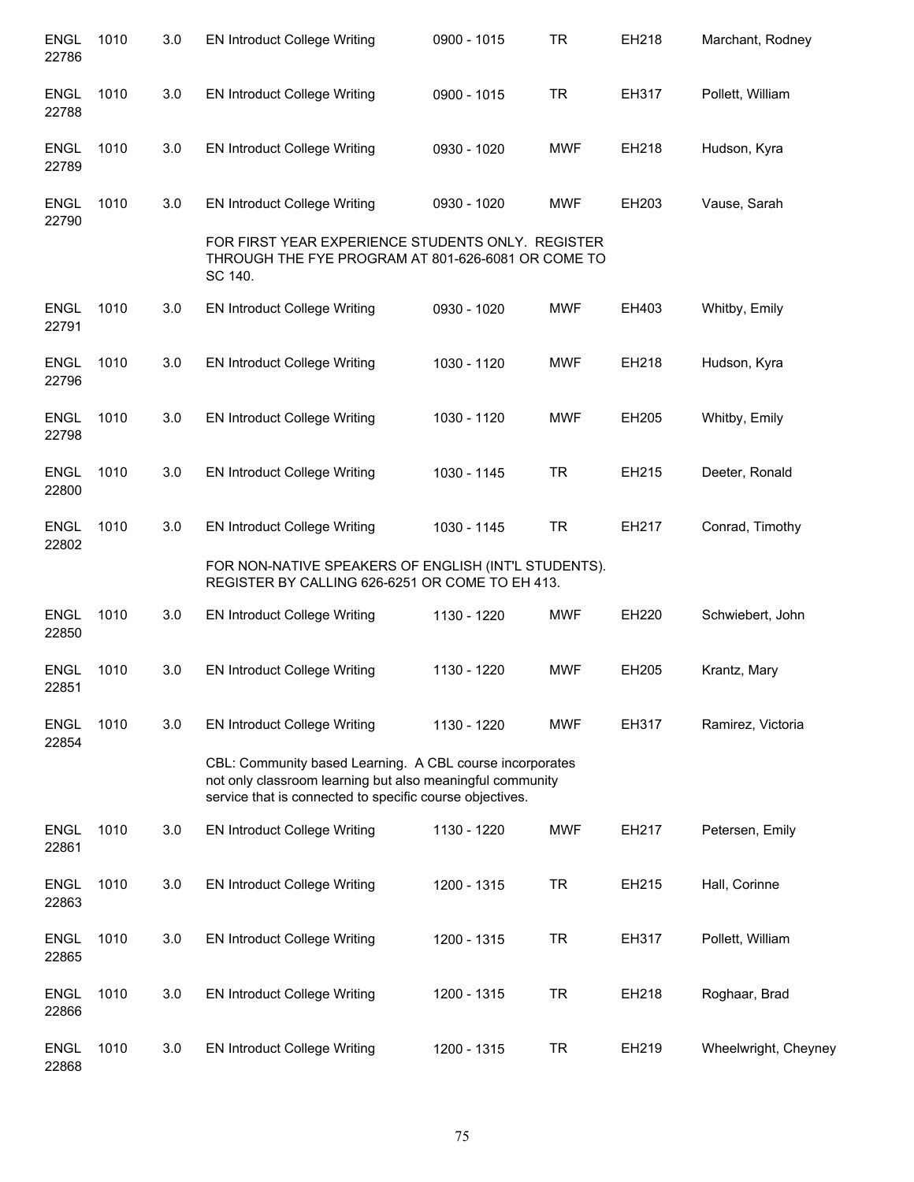| | | | | | | | |
|---|---|---|---|---|---|---|---|
| ENGL 22786 | 1010 | 3.0 | EN Introduct College Writing | 0900 - 1015 | TR | EH218 | Marchant, Rodney |
| ENGL 22788 | 1010 | 3.0 | EN Introduct College Writing | 0900 - 1015 | TR | EH317 | Pollett, William |
| ENGL 22789 | 1010 | 3.0 | EN Introduct College Writing | 0930 - 1020 | MWF | EH218 | Hudson, Kyra |
| ENGL 22790 | 1010 | 3.0 | EN Introduct College Writing | 0930 - 1020 | MWF | EH203 | Vause, Sarah |
| | | | FOR FIRST YEAR EXPERIENCE STUDENTS ONLY. REGISTER THROUGH THE FYE PROGRAM AT 801-626-6081 OR COME TO SC 140. | | | | |
| ENGL 22791 | 1010 | 3.0 | EN Introduct College Writing | 0930 - 1020 | MWF | EH403 | Whitby, Emily |
| ENGL 22796 | 1010 | 3.0 | EN Introduct College Writing | 1030 - 1120 | MWF | EH218 | Hudson, Kyra |
| ENGL 22798 | 1010 | 3.0 | EN Introduct College Writing | 1030 - 1120 | MWF | EH205 | Whitby, Emily |
| ENGL 22800 | 1010 | 3.0 | EN Introduct College Writing | 1030 - 1145 | TR | EH215 | Deeter, Ronald |
| ENGL 22802 | 1010 | 3.0 | EN Introduct College Writing | 1030 - 1145 | TR | EH217 | Conrad, Timothy |
| | | | FOR NON-NATIVE SPEAKERS OF ENGLISH (INT'L STUDENTS). REGISTER BY CALLING 626-6251 OR COME TO EH 413. | | | | |
| ENGL 22850 | 1010 | 3.0 | EN Introduct College Writing | 1130 - 1220 | MWF | EH220 | Schwiebert, John |
| ENGL 22851 | 1010 | 3.0 | EN Introduct College Writing | 1130 - 1220 | MWF | EH205 | Krantz, Mary |
| ENGL 22854 | 1010 | 3.0 | EN Introduct College Writing | 1130 - 1220 | MWF | EH317 | Ramirez, Victoria |
| | | | CBL: Community based Learning. A CBL course incorporates not only classroom learning but also meaningful community service that is connected to specific course objectives. | | | | |
| ENGL 22861 | 1010 | 3.0 | EN Introduct College Writing | 1130 - 1220 | MWF | EH217 | Petersen, Emily |
| ENGL 22863 | 1010 | 3.0 | EN Introduct College Writing | 1200 - 1315 | TR | EH215 | Hall, Corinne |
| ENGL 22865 | 1010 | 3.0 | EN Introduct College Writing | 1200 - 1315 | TR | EH317 | Pollett, William |
| ENGL 22866 | 1010 | 3.0 | EN Introduct College Writing | 1200 - 1315 | TR | EH218 | Roghaar, Brad |
| ENGL 22868 | 1010 | 3.0 | EN Introduct College Writing | 1200 - 1315 | TR | EH219 | Wheelwright, Cheyney |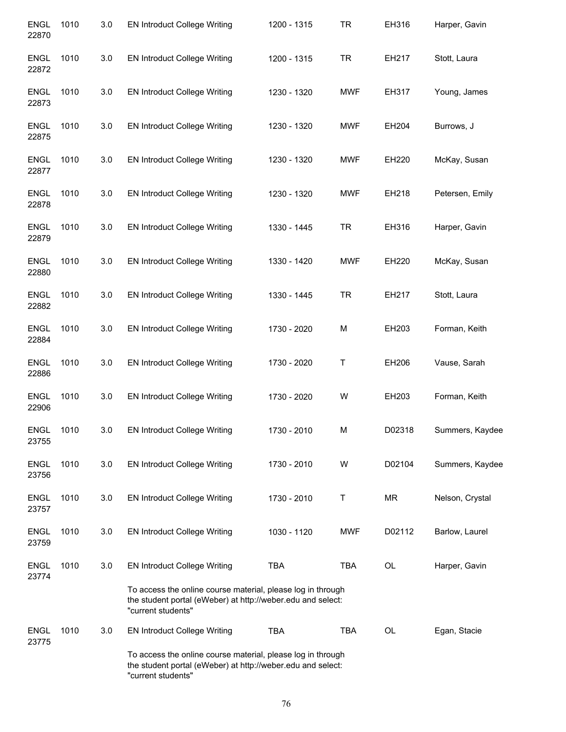| | | | | | | | |
|---|---|---|---|---|---|---|---|
| ENGL 22870 | 1010 | 3.0 | EN Introduct College Writing | 1200 - 1315 | TR | EH316 | Harper, Gavin |
| ENGL 22872 | 1010 | 3.0 | EN Introduct College Writing | 1200 - 1315 | TR | EH217 | Stott, Laura |
| ENGL 22873 | 1010 | 3.0 | EN Introduct College Writing | 1230 - 1320 | MWF | EH317 | Young, James |
| ENGL 22875 | 1010 | 3.0 | EN Introduct College Writing | 1230 - 1320 | MWF | EH204 | Burrows, J |
| ENGL 22877 | 1010 | 3.0 | EN Introduct College Writing | 1230 - 1320 | MWF | EH220 | McKay, Susan |
| ENGL 22878 | 1010 | 3.0 | EN Introduct College Writing | 1230 - 1320 | MWF | EH218 | Petersen, Emily |
| ENGL 22879 | 1010 | 3.0 | EN Introduct College Writing | 1330 - 1445 | TR | EH316 | Harper, Gavin |
| ENGL 22880 | 1010 | 3.0 | EN Introduct College Writing | 1330 - 1420 | MWF | EH220 | McKay, Susan |
| ENGL 22882 | 1010 | 3.0 | EN Introduct College Writing | 1330 - 1445 | TR | EH217 | Stott, Laura |
| ENGL 22884 | 1010 | 3.0 | EN Introduct College Writing | 1730 - 2020 | M | EH203 | Forman, Keith |
| ENGL 22886 | 1010 | 3.0 | EN Introduct College Writing | 1730 - 2020 | T | EH206 | Vause, Sarah |
| ENGL 22906 | 1010 | 3.0 | EN Introduct College Writing | 1730 - 2020 | W | EH203 | Forman, Keith |
| ENGL 23755 | 1010 | 3.0 | EN Introduct College Writing | 1730 - 2010 | M | D02318 | Summers, Kaydee |
| ENGL 23756 | 1010 | 3.0 | EN Introduct College Writing | 1730 - 2010 | W | D02104 | Summers, Kaydee |
| ENGL 23757 | 1010 | 3.0 | EN Introduct College Writing | 1730 - 2010 | T | MR | Nelson, Crystal |
| ENGL 23759 | 1010 | 3.0 | EN Introduct College Writing | 1030 - 1120 | MWF | D02112 | Barlow, Laurel |
| ENGL 23774 | 1010 | 3.0 | EN Introduct College Writing | TBA | TBA | OL | Harper, Gavin |
| | | | To access the online course material, please log in through the student portal (eWeber) at http://weber.edu and select: "current students" | | | | |
| ENGL 23775 | 1010 | 3.0 | EN Introduct College Writing | TBA | TBA | OL | Egan, Stacie |
| | | | To access the online course material, please log in through the student portal (eWeber) at http://weber.edu and select: "current students" | | | | |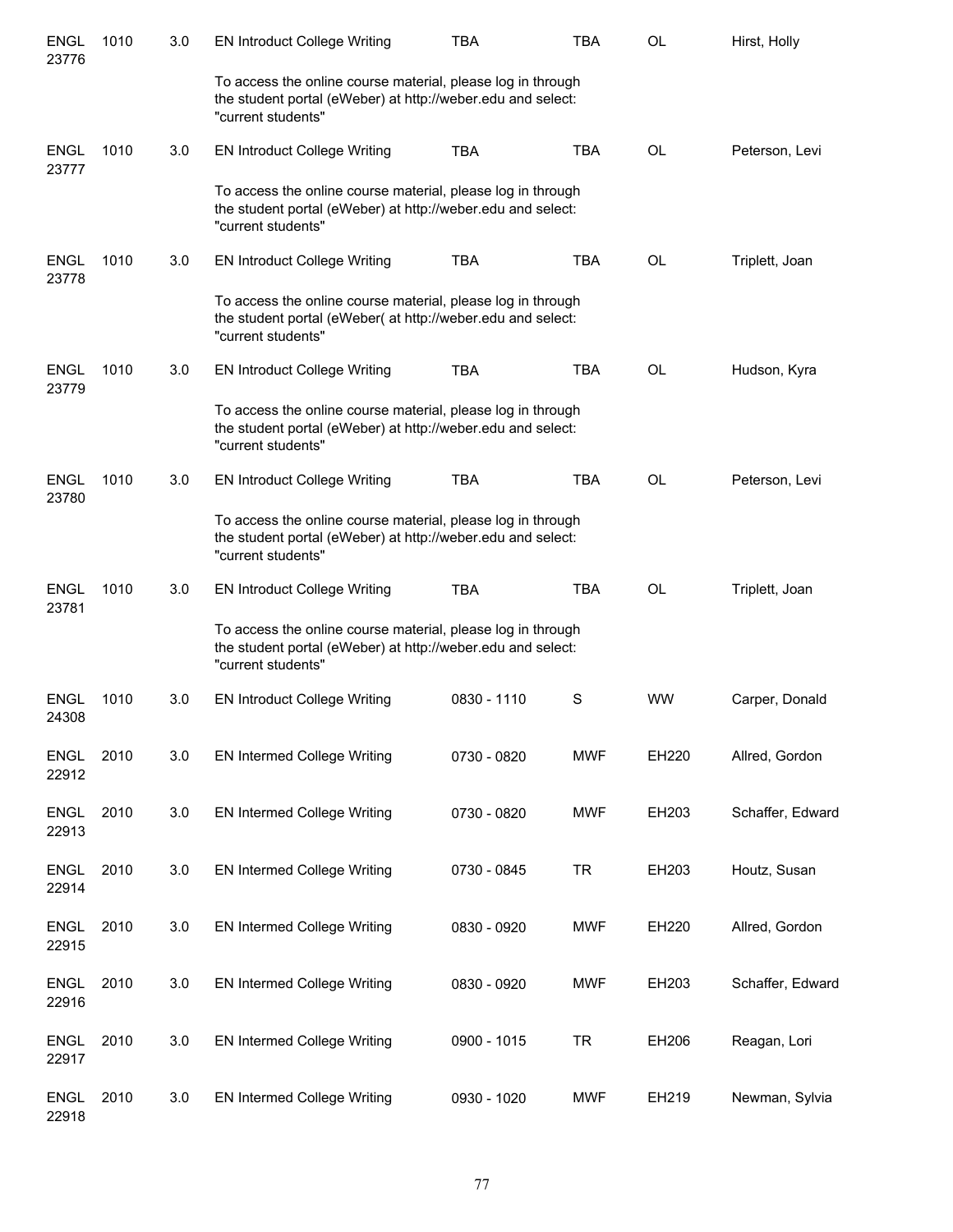| | | | | | | | |
|---|---|---|---|---|---|---|---|
| ENGL 23776 | 1010 | 3.0 | EN Introduct College Writing | TBA | TBA | OL | Hirst, Holly |
| | | | To access the online course material, please log in through the student portal (eWeber) at http://weber.edu and select: "current students" | | | | |
| ENGL 23777 | 1010 | 3.0 | EN Introduct College Writing | TBA | TBA | OL | Peterson, Levi |
| | | | To access the online course material, please log in through the student portal (eWeber) at http://weber.edu and select: "current students" | | | | |
| ENGL 23778 | 1010 | 3.0 | EN Introduct College Writing | TBA | TBA | OL | Triplett, Joan |
| | | | To access the online course material, please log in through the student portal (eWeber( at http://weber.edu and select: "current students" | | | | |
| ENGL 23779 | 1010 | 3.0 | EN Introduct College Writing | TBA | TBA | OL | Hudson, Kyra |
| | | | To access the online course material, please log in through the student portal (eWeber) at http://weber.edu and select: "current students" | | | | |
| ENGL 23780 | 1010 | 3.0 | EN Introduct College Writing | TBA | TBA | OL | Peterson, Levi |
| | | | To access the online course material, please log in through the student portal (eWeber) at http://weber.edu and select: "current students" | | | | |
| ENGL 23781 | 1010 | 3.0 | EN Introduct College Writing | TBA | TBA | OL | Triplett, Joan |
| | | | To access the online course material, please log in through the student portal (eWeber) at http://weber.edu and select: "current students" | | | | |
| ENGL 24308 | 1010 | 3.0 | EN Introduct College Writing | 0830 - 1110 | S | WW | Carper, Donald |
| ENGL 22912 | 2010 | 3.0 | EN Intermed College Writing | 0730 - 0820 | MWF | EH220 | Allred, Gordon |
| ENGL 22913 | 2010 | 3.0 | EN Intermed College Writing | 0730 - 0820 | MWF | EH203 | Schaffer, Edward |
| ENGL 22914 | 2010 | 3.0 | EN Intermed College Writing | 0730 - 0845 | TR | EH203 | Houtz, Susan |
| ENGL 22915 | 2010 | 3.0 | EN Intermed College Writing | 0830 - 0920 | MWF | EH220 | Allred, Gordon |
| ENGL 22916 | 2010 | 3.0 | EN Intermed College Writing | 0830 - 0920 | MWF | EH203 | Schaffer, Edward |
| ENGL 22917 | 2010 | 3.0 | EN Intermed College Writing | 0900 - 1015 | TR | EH206 | Reagan, Lori |
| ENGL 22918 | 2010 | 3.0 | EN Intermed College Writing | 0930 - 1020 | MWF | EH219 | Newman, Sylvia |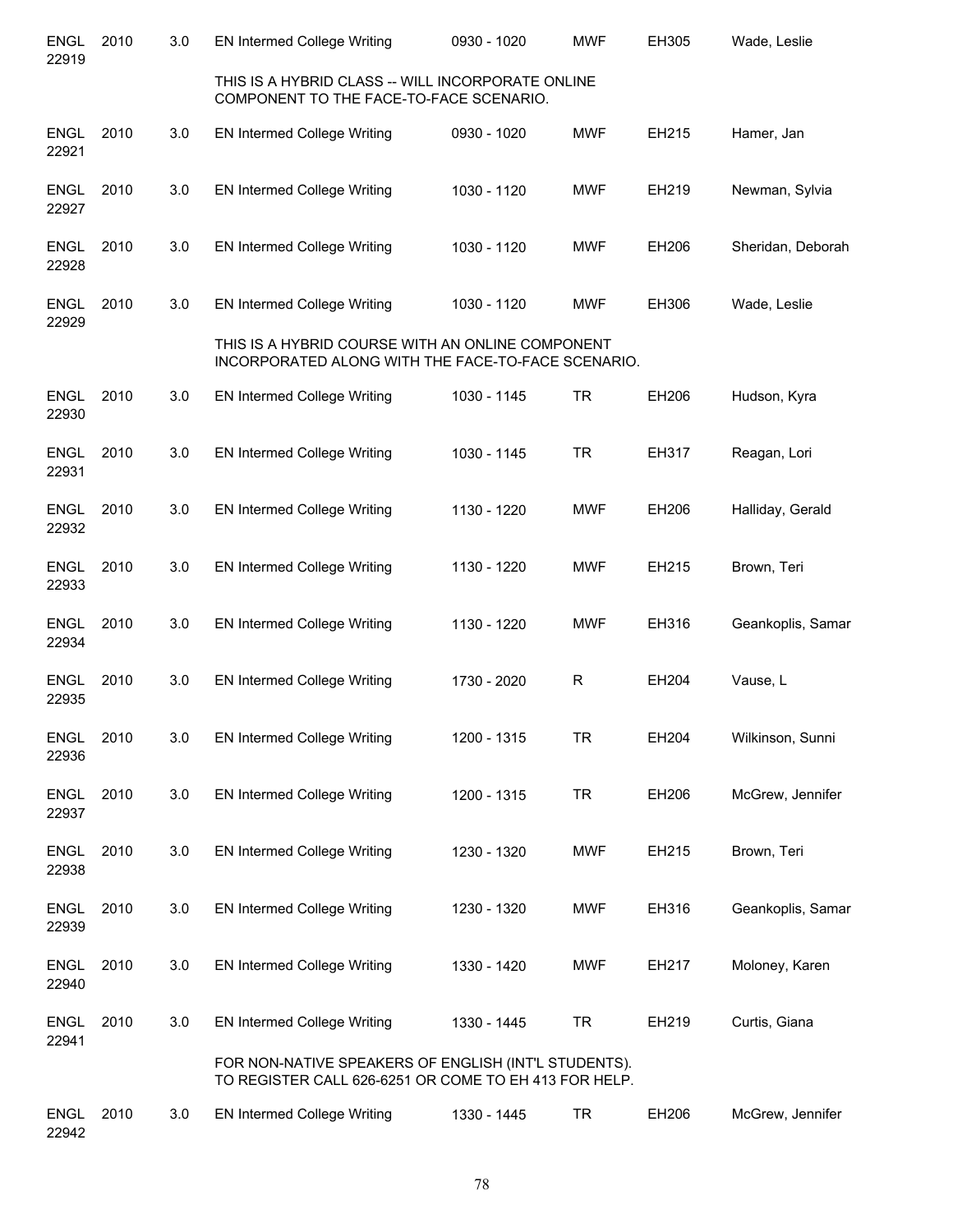| | | | | | | | |
|---|---|---|---|---|---|---|---|
| ENGL 22919 | 2010 | 3.0 | EN Intermed College Writing | 0930 - 1020 | MWF | EH305 | Wade, Leslie |
| | | | THIS IS A HYBRID CLASS -- WILL INCORPORATE ONLINE COMPONENT TO THE FACE-TO-FACE SCENARIO. | | | | |
| ENGL 22921 | 2010 | 3.0 | EN Intermed College Writing | 0930 - 1020 | MWF | EH215 | Hamer, Jan |
| ENGL 22927 | 2010 | 3.0 | EN Intermed College Writing | 1030 - 1120 | MWF | EH219 | Newman, Sylvia |
| ENGL 22928 | 2010 | 3.0 | EN Intermed College Writing | 1030 - 1120 | MWF | EH206 | Sheridan, Deborah |
| ENGL 22929 | 2010 | 3.0 | EN Intermed College Writing | 1030 - 1120 | MWF | EH306 | Wade, Leslie |
| | | | THIS IS A HYBRID COURSE WITH AN ONLINE COMPONENT INCORPORATED ALONG WITH THE FACE-TO-FACE SCENARIO. | | | | |
| ENGL 22930 | 2010 | 3.0 | EN Intermed College Writing | 1030 - 1145 | TR | EH206 | Hudson, Kyra |
| ENGL 22931 | 2010 | 3.0 | EN Intermed College Writing | 1030 - 1145 | TR | EH317 | Reagan, Lori |
| ENGL 22932 | 2010 | 3.0 | EN Intermed College Writing | 1130 - 1220 | MWF | EH206 | Halliday, Gerald |
| ENGL 22933 | 2010 | 3.0 | EN Intermed College Writing | 1130 - 1220 | MWF | EH215 | Brown, Teri |
| ENGL 22934 | 2010 | 3.0 | EN Intermed College Writing | 1130 - 1220 | MWF | EH316 | Geankoplis, Samar |
| ENGL 22935 | 2010 | 3.0 | EN Intermed College Writing | 1730 - 2020 | R | EH204 | Vause, L |
| ENGL 22936 | 2010 | 3.0 | EN Intermed College Writing | 1200 - 1315 | TR | EH204 | Wilkinson, Sunni |
| ENGL 22937 | 2010 | 3.0 | EN Intermed College Writing | 1200 - 1315 | TR | EH206 | McGrew, Jennifer |
| ENGL 22938 | 2010 | 3.0 | EN Intermed College Writing | 1230 - 1320 | MWF | EH215 | Brown, Teri |
| ENGL 22939 | 2010 | 3.0 | EN Intermed College Writing | 1230 - 1320 | MWF | EH316 | Geankoplis, Samar |
| ENGL 22940 | 2010 | 3.0 | EN Intermed College Writing | 1330 - 1420 | MWF | EH217 | Moloney, Karen |
| ENGL 22941 | 2010 | 3.0 | EN Intermed College Writing | 1330 - 1445 | TR | EH219 | Curtis, Giana |
| | | | FOR NON-NATIVE SPEAKERS OF ENGLISH (INT'L STUDENTS). TO REGISTER CALL 626-6251 OR COME TO EH 413 FOR HELP. | | | | |
| ENGL 22942 | 2010 | 3.0 | EN Intermed College Writing | 1330 - 1445 | TR | EH206 | McGrew, Jennifer |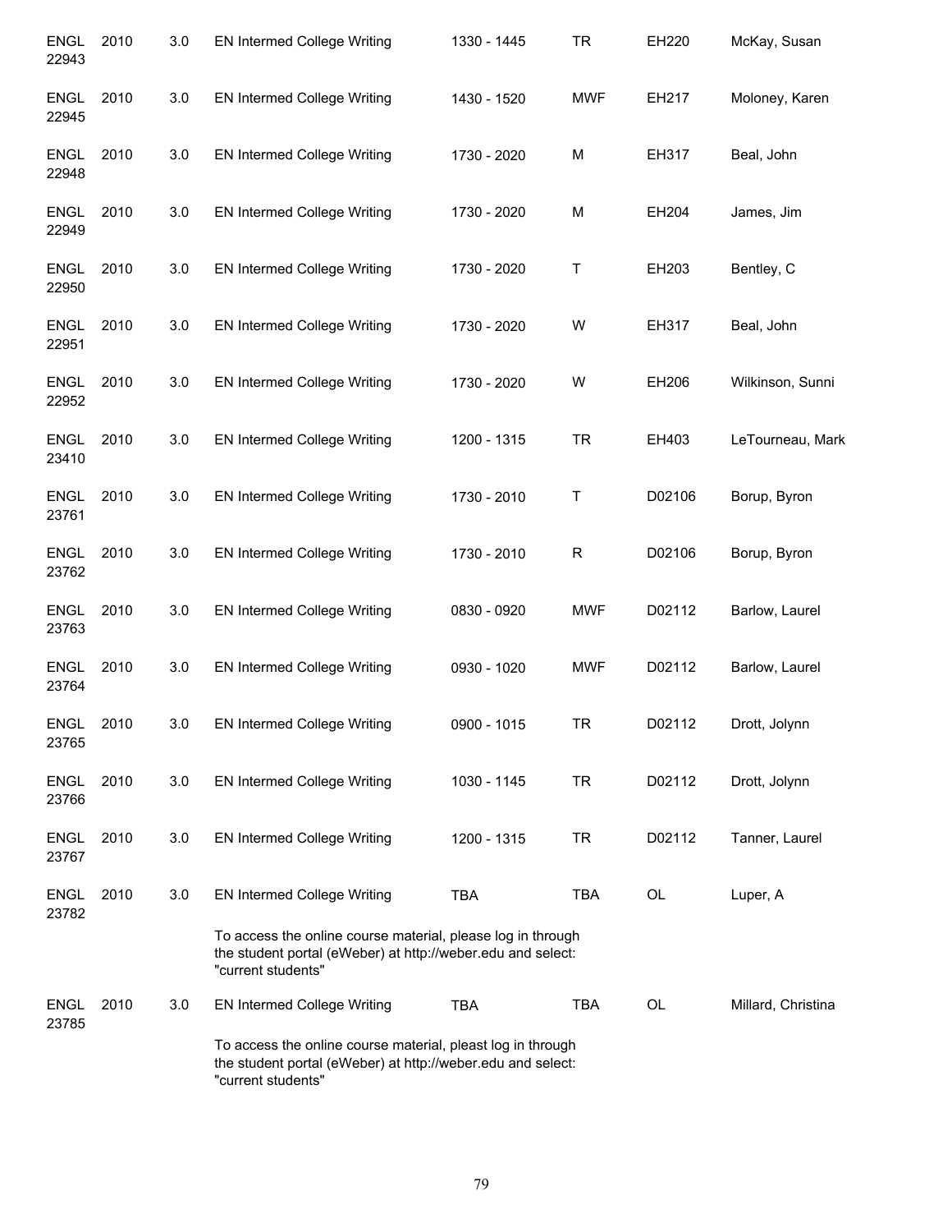| | | | | | | | |
|---|---|---|---|---|---|---|---|
| ENGL 22943 | 2010 | 3.0 | EN Intermed College Writing | 1330 - 1445 | TR | EH220 | McKay, Susan |
| ENGL 22945 | 2010 | 3.0 | EN Intermed College Writing | 1430 - 1520 | MWF | EH217 | Moloney, Karen |
| ENGL 22948 | 2010 | 3.0 | EN Intermed College Writing | 1730 - 2020 | M | EH317 | Beal, John |
| ENGL 22949 | 2010 | 3.0 | EN Intermed College Writing | 1730 - 2020 | M | EH204 | James, Jim |
| ENGL 22950 | 2010 | 3.0 | EN Intermed College Writing | 1730 - 2020 | T | EH203 | Bentley, C |
| ENGL 22951 | 2010 | 3.0 | EN Intermed College Writing | 1730 - 2020 | W | EH317 | Beal, John |
| ENGL 22952 | 2010 | 3.0 | EN Intermed College Writing | 1730 - 2020 | W | EH206 | Wilkinson, Sunni |
| ENGL 23410 | 2010 | 3.0 | EN Intermed College Writing | 1200 - 1315 | TR | EH403 | LeTourneau, Mark |
| ENGL 23761 | 2010 | 3.0 | EN Intermed College Writing | 1730 - 2010 | T | D02106 | Borup, Byron |
| ENGL 23762 | 2010 | 3.0 | EN Intermed College Writing | 1730 - 2010 | R | D02106 | Borup, Byron |
| ENGL 23763 | 2010 | 3.0 | EN Intermed College Writing | 0830 - 0920 | MWF | D02112 | Barlow, Laurel |
| ENGL 23764 | 2010 | 3.0 | EN Intermed College Writing | 0930 - 1020 | MWF | D02112 | Barlow, Laurel |
| ENGL 23765 | 2010 | 3.0 | EN Intermed College Writing | 0900 - 1015 | TR | D02112 | Drott, Jolynn |
| ENGL 23766 | 2010 | 3.0 | EN Intermed College Writing | 1030 - 1145 | TR | D02112 | Drott, Jolynn |
| ENGL 23767 | 2010 | 3.0 | EN Intermed College Writing | 1200 - 1315 | TR | D02112 | Tanner, Laurel |
| ENGL 23782 | 2010 | 3.0 | EN Intermed College Writing | TBA | TBA | OL | Luper, A |
| | | | To access the online course material, please log in through the student portal (eWeber) at http://weber.edu and select: "current students" | | | | |
| ENGL 23785 | 2010 | 3.0 | EN Intermed College Writing | TBA | TBA | OL | Millard, Christina |
| | | | To access the online course material, pleast log in through the student portal (eWeber) at http://weber.edu and select: "current students" | | | | |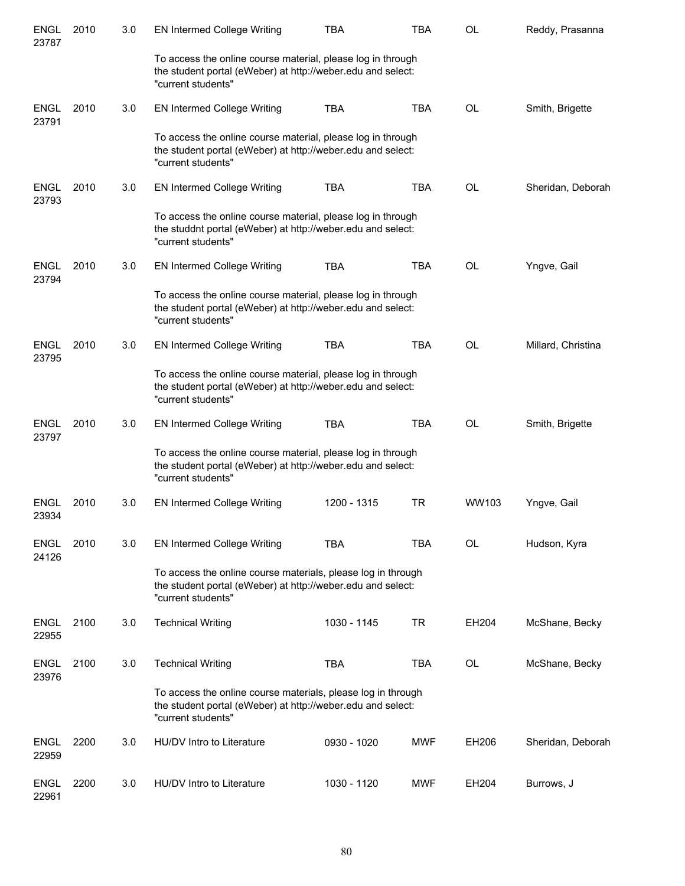| | | | | | | | |
|---|---|---|---|---|---|---|---|
| ENGL 23787 | 2010 | 3.0 | EN Intermed College Writing | TBA | TBA | OL | Reddy, Prasanna |
| | | | To access the online course material, please log in through the student portal (eWeber) at http://weber.edu and select: "current students" | | | | |
| ENGL 23791 | 2010 | 3.0 | EN Intermed College Writing | TBA | TBA | OL | Smith, Brigette |
| | | | To access the online course material, please log in through the student portal (eWeber) at http://weber.edu and select: "current students" | | | | |
| ENGL 23793 | 2010 | 3.0 | EN Intermed College Writing | TBA | TBA | OL | Sheridan, Deborah |
| | | | To access the online course material, please log in through the studdnt portal (eWeber) at http://weber.edu and select: "current students" | | | | |
| ENGL 23794 | 2010 | 3.0 | EN Intermed College Writing | TBA | TBA | OL | Yngve, Gail |
| | | | To access the online course material, please log in through the student portal (eWeber) at http://weber.edu and select: "current students" | | | | |
| ENGL 23795 | 2010 | 3.0 | EN Intermed College Writing | TBA | TBA | OL | Millard, Christina |
| | | | To access the online course material, please log in through the student portal (eWeber) at http://weber.edu and select: "current students" | | | | |
| ENGL 23797 | 2010 | 3.0 | EN Intermed College Writing | TBA | TBA | OL | Smith, Brigette |
| | | | To access the online course material, please log in through the student portal (eWeber) at http://weber.edu and select: "current students" | | | | |
| ENGL 23934 | 2010 | 3.0 | EN Intermed College Writing | 1200 - 1315 | TR | WW103 | Yngve, Gail |
| ENGL 24126 | 2010 | 3.0 | EN Intermed College Writing | TBA | TBA | OL | Hudson, Kyra |
| | | | To access the online course materials, please log in through the student portal (eWeber) at http://weber.edu and select: "current students" | | | | |
| ENGL 22955 | 2100 | 3.0 | Technical Writing | 1030 - 1145 | TR | EH204 | McShane, Becky |
| ENGL 23976 | 2100 | 3.0 | Technical Writing | TBA | TBA | OL | McShane, Becky |
| | | | To access the online course materials, please log in through the student portal (eWeber) at http://weber.edu and select: "current students" | | | | |
| ENGL 22959 | 2200 | 3.0 | HU/DV Intro to Literature | 0930 - 1020 | MWF | EH206 | Sheridan, Deborah |
| ENGL 22961 | 2200 | 3.0 | HU/DV Intro to Literature | 1030 - 1120 | MWF | EH204 | Burrows, J |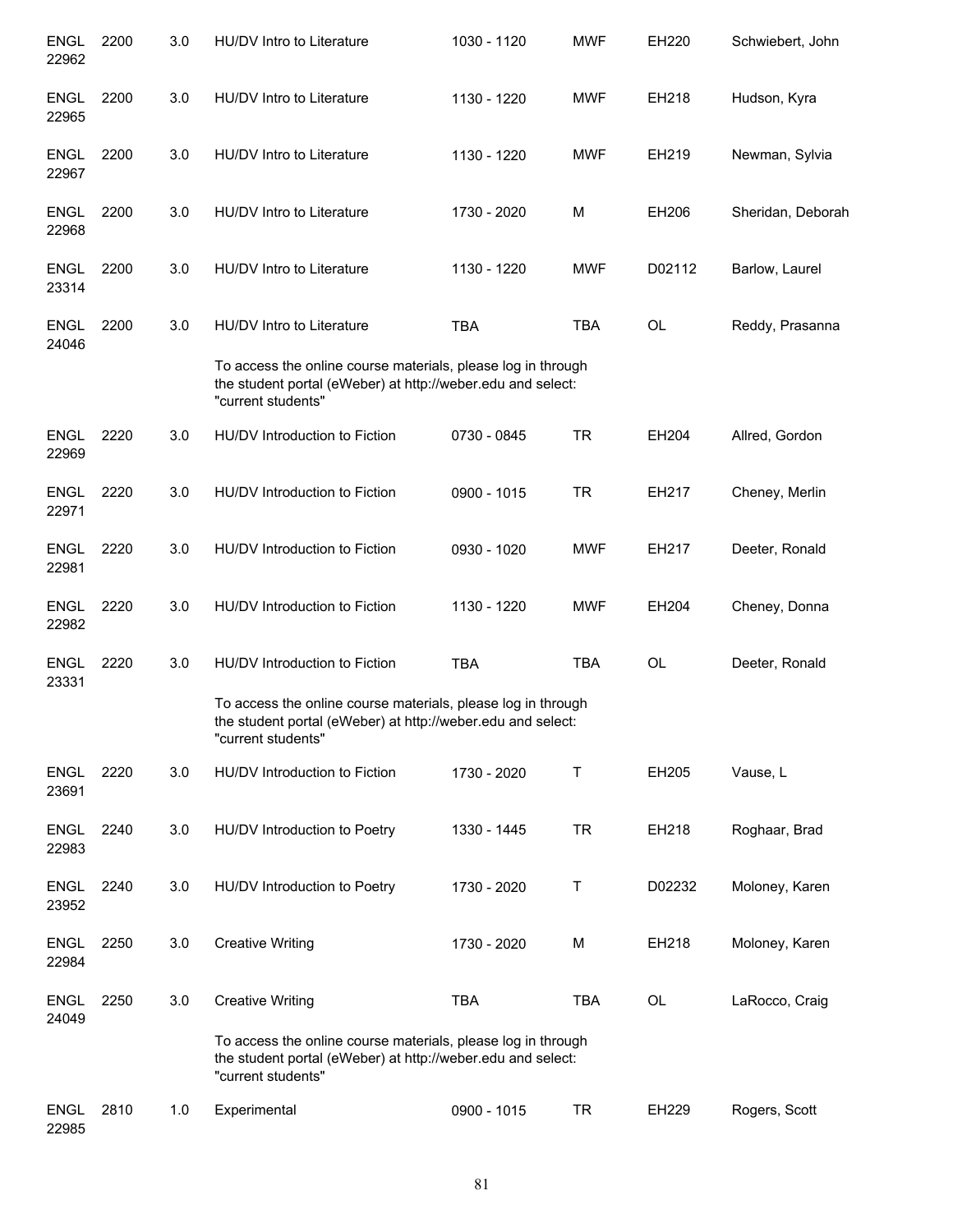| | | | | | | | |
|---|---|---|---|---|---|---|---|
| ENGL 22962 | 2200 | 3.0 | HU/DV Intro to Literature | 1030 - 1120 | MWF | EH220 | Schwiebert, John |
| ENGL 22965 | 2200 | 3.0 | HU/DV Intro to Literature | 1130 - 1220 | MWF | EH218 | Hudson, Kyra |
| ENGL 22967 | 2200 | 3.0 | HU/DV Intro to Literature | 1130 - 1220 | MWF | EH219 | Newman, Sylvia |
| ENGL 22968 | 2200 | 3.0 | HU/DV Intro to Literature | 1730 - 2020 | M | EH206 | Sheridan, Deborah |
| ENGL 23314 | 2200 | 3.0 | HU/DV Intro to Literature | 1130 - 1220 | MWF | D02112 | Barlow, Laurel |
| ENGL 24046 | 2200 | 3.0 | HU/DV Intro to Literature | TBA | TBA | OL | Reddy, Prasanna |
| | | | To access the online course materials, please log in through the student portal (eWeber) at http://weber.edu and select: "current students" | | | | |
| ENGL 22969 | 2220 | 3.0 | HU/DV Introduction to Fiction | 0730 - 0845 | TR | EH204 | Allred, Gordon |
| ENGL 22971 | 2220 | 3.0 | HU/DV Introduction to Fiction | 0900 - 1015 | TR | EH217 | Cheney, Merlin |
| ENGL 22981 | 2220 | 3.0 | HU/DV Introduction to Fiction | 0930 - 1020 | MWF | EH217 | Deeter, Ronald |
| ENGL 22982 | 2220 | 3.0 | HU/DV Introduction to Fiction | 1130 - 1220 | MWF | EH204 | Cheney, Donna |
| ENGL 23331 | 2220 | 3.0 | HU/DV Introduction to Fiction | TBA | TBA | OL | Deeter, Ronald |
| | | | To access the online course materials, please log in through the student portal (eWeber) at http://weber.edu and select: "current students" | | | | |
| ENGL 23691 | 2220 | 3.0 | HU/DV Introduction to Fiction | 1730 - 2020 | T | EH205 | Vause, L |
| ENGL 22983 | 2240 | 3.0 | HU/DV Introduction to Poetry | 1330 - 1445 | TR | EH218 | Roghaar, Brad |
| ENGL 23952 | 2240 | 3.0 | HU/DV Introduction to Poetry | 1730 - 2020 | T | D02232 | Moloney, Karen |
| ENGL 22984 | 2250 | 3.0 | Creative Writing | 1730 - 2020 | M | EH218 | Moloney, Karen |
| ENGL 24049 | 2250 | 3.0 | Creative Writing | TBA | TBA | OL | LaRocco, Craig |
| | | | To access the online course materials, please log in through the student portal (eWeber) at http://weber.edu and select: "current students" | | | | |
| ENGL 22985 | 2810 | 1.0 | Experimental | 0900 - 1015 | TR | EH229 | Rogers, Scott |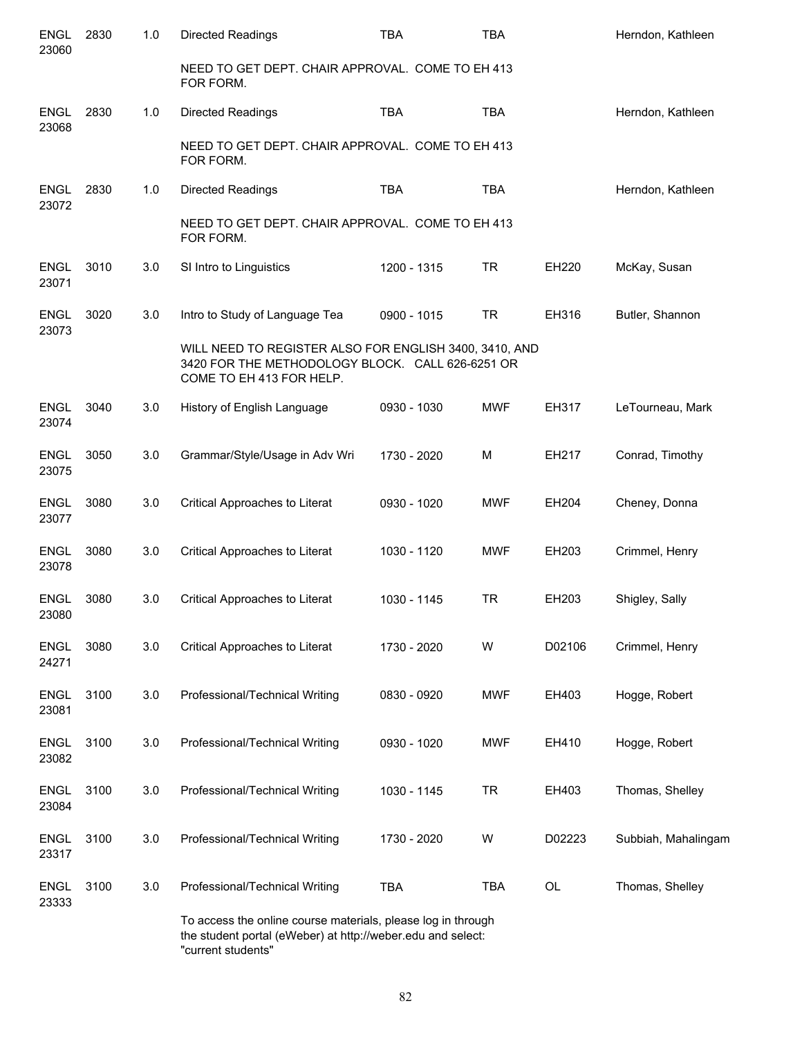| | | | | | | | |
|---|---|---|---|---|---|---|---|
| ENGL 23060 | 2830 | 1.0 | Directed Readings | TBA | TBA | | Herndon, Kathleen |
| | | | NEED TO GET DEPT. CHAIR APPROVAL. COME TO EH 413 FOR FORM. | | | | |
| ENGL 23068 | 2830 | 1.0 | Directed Readings | TBA | TBA | | Herndon, Kathleen |
| | | | NEED TO GET DEPT. CHAIR APPROVAL. COME TO EH 413 FOR FORM. | | | | |
| ENGL 23072 | 2830 | 1.0 | Directed Readings | TBA | TBA | | Herndon, Kathleen |
| | | | NEED TO GET DEPT. CHAIR APPROVAL. COME TO EH 413 FOR FORM. | | | | |
| ENGL 23071 | 3010 | 3.0 | SI Intro to Linguistics | 1200 - 1315 | TR | EH220 | McKay, Susan |
| ENGL 23073 | 3020 | 3.0 | Intro to Study of Language Tea | 0900 - 1015 | TR | EH316 | Butler, Shannon |
| | | | WILL NEED TO REGISTER ALSO FOR ENGLISH 3400, 3410, AND 3420 FOR THE METHODOLOGY BLOCK. CALL 626-6251 OR COME TO EH 413 FOR HELP. | | | | |
| ENGL 23074 | 3040 | 3.0 | History of English Language | 0930 - 1030 | MWF | EH317 | LeTourneau, Mark |
| ENGL 23075 | 3050 | 3.0 | Grammar/Style/Usage in Adv Wri | 1730 - 2020 | M | EH217 | Conrad, Timothy |
| ENGL 23077 | 3080 | 3.0 | Critical Approaches to Literat | 0930 - 1020 | MWF | EH204 | Cheney, Donna |
| ENGL 23078 | 3080 | 3.0 | Critical Approaches to Literat | 1030 - 1120 | MWF | EH203 | Crimmel, Henry |
| ENGL 23080 | 3080 | 3.0 | Critical Approaches to Literat | 1030 - 1145 | TR | EH203 | Shigley, Sally |
| ENGL 24271 | 3080 | 3.0 | Critical Approaches to Literat | 1730 - 2020 | W | D02106 | Crimmel, Henry |
| ENGL 23081 | 3100 | 3.0 | Professional/Technical Writing | 0830 - 0920 | MWF | EH403 | Hogge, Robert |
| ENGL 23082 | 3100 | 3.0 | Professional/Technical Writing | 0930 - 1020 | MWF | EH410 | Hogge, Robert |
| ENGL 23084 | 3100 | 3.0 | Professional/Technical Writing | 1030 - 1145 | TR | EH403 | Thomas, Shelley |
| ENGL 23317 | 3100 | 3.0 | Professional/Technical Writing | 1730 - 2020 | W | D02223 | Subbiah, Mahalingam |
| ENGL 23333 | 3100 | 3.0 | Professional/Technical Writing | TBA | TBA | OL | Thomas, Shelley |
| | | | To access the online course materials, please log in through the student portal (eWeber) at http://weber.edu and select: "current students" | | | | |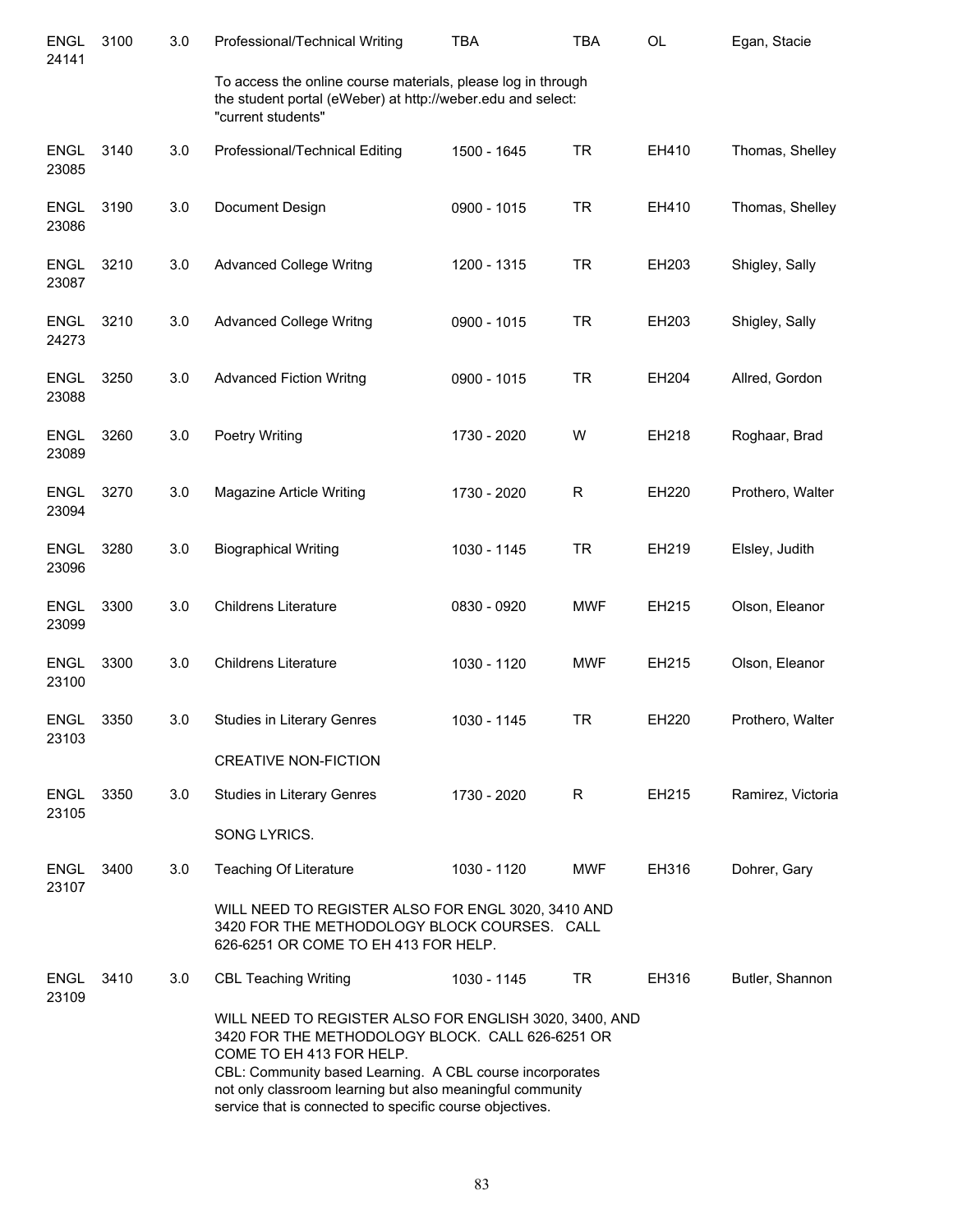| | | | | | | | |
|---|---|---|---|---|---|---|---|
| ENGL 24141 | 3100 | 3.0 | Professional/Technical Writing | TBA | TBA | OL | Egan, Stacie |
| | | | To access the online course materials, please log in through the student portal (eWeber) at http://weber.edu and select: "current students" | | | | |
| ENGL 23085 | 3140 | 3.0 | Professional/Technical Editing | 1500 - 1645 | TR | EH410 | Thomas, Shelley |
| ENGL 23086 | 3190 | 3.0 | Document Design | 0900 - 1015 | TR | EH410 | Thomas, Shelley |
| ENGL 23087 | 3210 | 3.0 | Advanced College Writng | 1200 - 1315 | TR | EH203 | Shigley, Sally |
| ENGL 24273 | 3210 | 3.0 | Advanced College Writng | 0900 - 1015 | TR | EH203 | Shigley, Sally |
| ENGL 23088 | 3250 | 3.0 | Advanced Fiction Writng | 0900 - 1015 | TR | EH204 | Allred, Gordon |
| ENGL 23089 | 3260 | 3.0 | Poetry Writing | 1730 - 2020 | W | EH218 | Roghaar, Brad |
| ENGL 23094 | 3270 | 3.0 | Magazine Article Writing | 1730 - 2020 | R | EH220 | Prothero, Walter |
| ENGL 23096 | 3280 | 3.0 | Biographical Writing | 1030 - 1145 | TR | EH219 | Elsley, Judith |
| ENGL 23099 | 3300 | 3.0 | Childrens Literature | 0830 - 0920 | MWF | EH215 | Olson, Eleanor |
| ENGL 23100 | 3300 | 3.0 | Childrens Literature | 1030 - 1120 | MWF | EH215 | Olson, Eleanor |
| ENGL 23103 | 3350 | 3.0 | Studies in Literary Genres | 1030 - 1145 | TR | EH220 | Prothero, Walter |
| | | | CREATIVE NON-FICTION | | | | |
| ENGL 23105 | 3350 | 3.0 | Studies in Literary Genres | 1730 - 2020 | R | EH215 | Ramirez, Victoria |
| | | | SONG LYRICS. | | | | |
| ENGL 23107 | 3400 | 3.0 | Teaching Of Literature | 1030 - 1120 | MWF | EH316 | Dohrer, Gary |
| | | | WILL NEED TO REGISTER ALSO FOR ENGL 3020, 3410 AND 3420 FOR THE METHODOLOGY BLOCK COURSES. CALL 626-6251 OR COME TO EH 413 FOR HELP. | | | | |
| ENGL 23109 | 3410 | 3.0 | CBL Teaching Writing | 1030 - 1145 | TR | EH316 | Butler, Shannon |
| | | | WILL NEED TO REGISTER ALSO FOR ENGLISH 3020, 3400, AND 3420 FOR THE METHODOLOGY BLOCK. CALL 626-6251 OR COME TO EH 413 FOR HELP. CBL: Community based Learning. A CBL course incorporates not only classroom learning but also meaningful community service that is connected to specific course objectives. | | | | |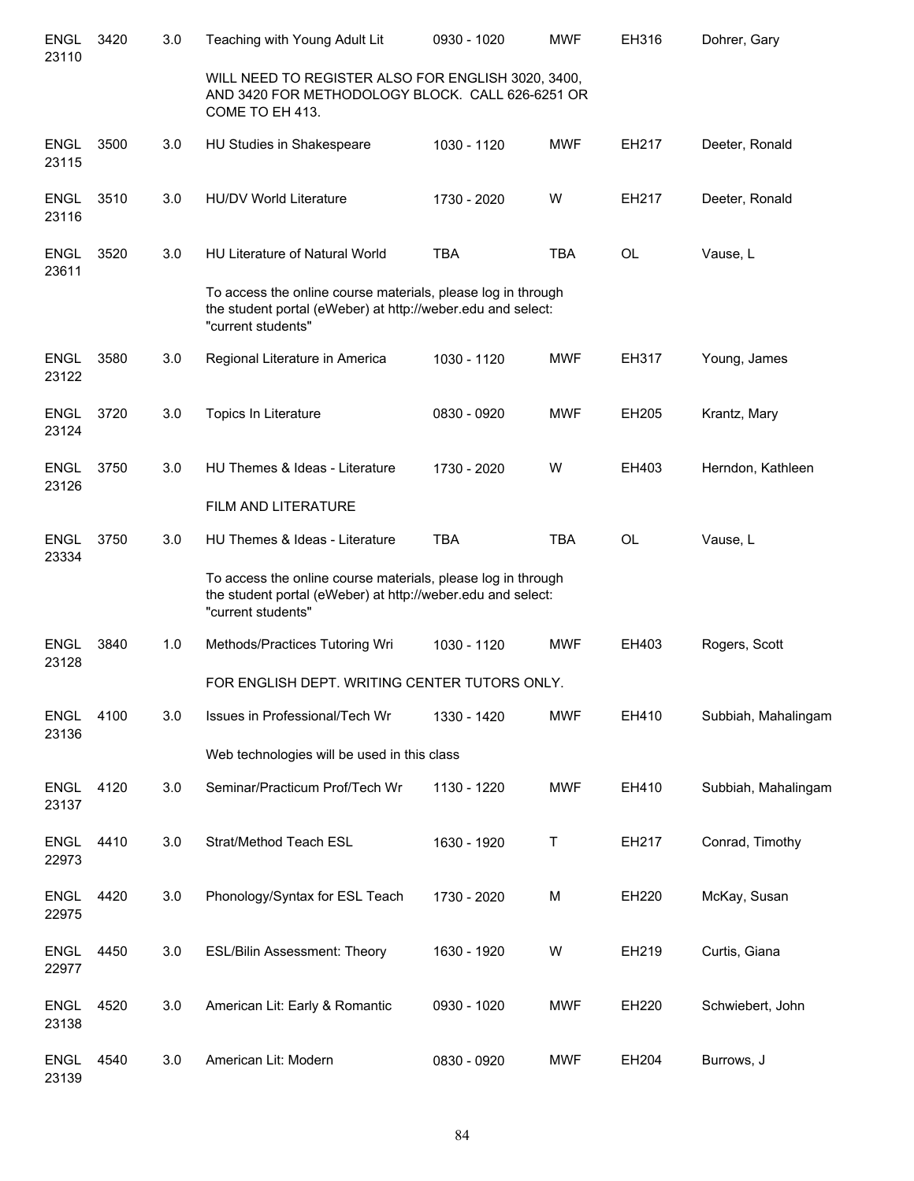| | | | | | | | |
|---|---|---|---|---|---|---|---|
| ENGL 23110 | 3420 | 3.0 | Teaching with Young Adult Lit | 0930 - 1020 | MWF | EH316 | Dohrer, Gary |
| | | | WILL NEED TO REGISTER ALSO FOR ENGLISH 3020, 3400, AND 3420 FOR METHODOLOGY BLOCK. CALL 626-6251 OR COME TO EH 413. | | | | |
| ENGL 23115 | 3500 | 3.0 | HU Studies in Shakespeare | 1030 - 1120 | MWF | EH217 | Deeter, Ronald |
| ENGL 23116 | 3510 | 3.0 | HU/DV World Literature | 1730 - 2020 | W | EH217 | Deeter, Ronald |
| ENGL 23611 | 3520 | 3.0 | HU Literature of Natural World | TBA | TBA | OL | Vause, L |
| | | | To access the online course materials, please log in through the student portal (eWeber) at http://weber.edu and select: "current students" | | | | |
| ENGL 23122 | 3580 | 3.0 | Regional Literature in America | 1030 - 1120 | MWF | EH317 | Young, James |
| ENGL 23124 | 3720 | 3.0 | Topics In Literature | 0830 - 0920 | MWF | EH205 | Krantz, Mary |
| ENGL 23126 | 3750 | 3.0 | HU Themes & Ideas - Literature | 1730 - 2020 | W | EH403 | Herndon, Kathleen |
| | | | FILM AND LITERATURE | | | | |
| ENGL 23334 | 3750 | 3.0 | HU Themes & Ideas - Literature | TBA | TBA | OL | Vause, L |
| | | | To access the online course materials, please log in through the student portal (eWeber) at http://weber.edu and select: "current students" | | | | |
| ENGL 23128 | 3840 | 1.0 | Methods/Practices Tutoring Wri | 1030 - 1120 | MWF | EH403 | Rogers, Scott |
| | | | FOR ENGLISH DEPT. WRITING CENTER TUTORS ONLY. | | | | |
| ENGL 23136 | 4100 | 3.0 | Issues in Professional/Tech Wr | 1330 - 1420 | MWF | EH410 | Subbiah, Mahalingam |
| | | | Web technologies will be used in this class | | | | |
| ENGL 23137 | 4120 | 3.0 | Seminar/Practicum Prof/Tech Wr | 1130 - 1220 | MWF | EH410 | Subbiah, Mahalingam |
| ENGL 22973 | 4410 | 3.0 | Strat/Method Teach ESL | 1630 - 1920 | T | EH217 | Conrad, Timothy |
| ENGL 22975 | 4420 | 3.0 | Phonology/Syntax for ESL Teach | 1730 - 2020 | M | EH220 | McKay, Susan |
| ENGL 22977 | 4450 | 3.0 | ESL/Bilin Assessment: Theory | 1630 - 1920 | W | EH219 | Curtis, Giana |
| ENGL 23138 | 4520 | 3.0 | American Lit: Early & Romantic | 0930 - 1020 | MWF | EH220 | Schwiebert, John |
| ENGL 23139 | 4540 | 3.0 | American Lit: Modern | 0830 - 0920 | MWF | EH204 | Burrows, J |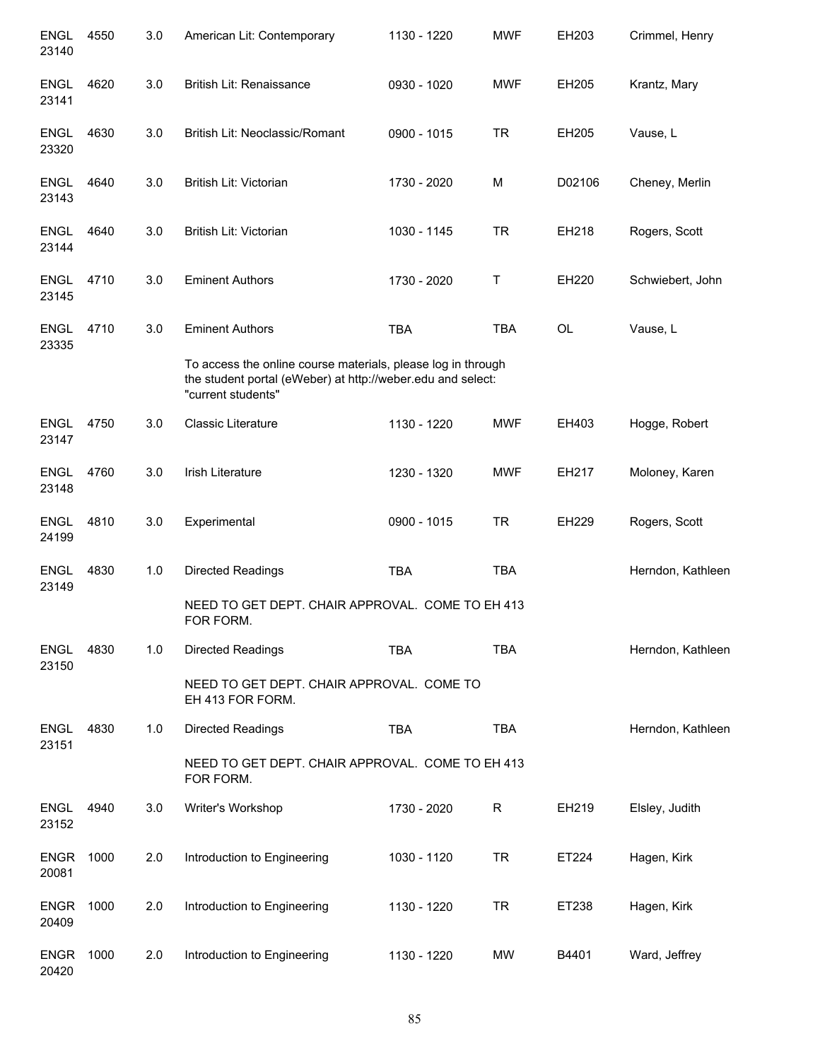| | | | | | | | |
|---|---|---|---|---|---|---|---|
| ENGL 23140 | 4550 | 3.0 | American Lit: Contemporary | 1130 - 1220 | MWF | EH203 | Crimmel, Henry |
| ENGL 23141 | 4620 | 3.0 | British Lit: Renaissance | 0930 - 1020 | MWF | EH205 | Krantz, Mary |
| ENGL 23320 | 4630 | 3.0 | British Lit: Neoclassic/Romant | 0900 - 1015 | TR | EH205 | Vause, L |
| ENGL 23143 | 4640 | 3.0 | British Lit: Victorian | 1730 - 2020 | M | D02106 | Cheney, Merlin |
| ENGL 23144 | 4640 | 3.0 | British Lit: Victorian | 1030 - 1145 | TR | EH218 | Rogers, Scott |
| ENGL 23145 | 4710 | 3.0 | Eminent Authors | 1730 - 2020 | T | EH220 | Schwiebert, John |
| ENGL 23335 | 4710 | 3.0 | Eminent Authors | TBA | TBA | OL | Vause, L |
| | | | To access the online course materials, please log in through the student portal (eWeber) at http://weber.edu and select: "current students" | | | | |
| ENGL 23147 | 4750 | 3.0 | Classic Literature | 1130 - 1220 | MWF | EH403 | Hogge, Robert |
| ENGL 23148 | 4760 | 3.0 | Irish Literature | 1230 - 1320 | MWF | EH217 | Moloney, Karen |
| ENGL 24199 | 4810 | 3.0 | Experimental | 0900 - 1015 | TR | EH229 | Rogers, Scott |
| ENGL 23149 | 4830 | 1.0 | Directed Readings | TBA | TBA | | Herndon, Kathleen |
| | | | NEED TO GET DEPT. CHAIR APPROVAL. COME TO EH 413 FOR FORM. | | | | |
| ENGL 23150 | 4830 | 1.0 | Directed Readings | TBA | TBA | | Herndon, Kathleen |
| | | | NEED TO GET DEPT. CHAIR APPROVAL. COME TO EH 413 FOR FORM. | | | | |
| ENGL 23151 | 4830 | 1.0 | Directed Readings | TBA | TBA | | Herndon, Kathleen |
| | | | NEED TO GET DEPT. CHAIR APPROVAL. COME TO EH 413 FOR FORM. | | | | |
| ENGL 23152 | 4940 | 3.0 | Writer's Workshop | 1730 - 2020 | R | EH219 | Elsley, Judith |
| ENGR 20081 | 1000 | 2.0 | Introduction to Engineering | 1030 - 1120 | TR | ET224 | Hagen, Kirk |
| ENGR 20409 | 1000 | 2.0 | Introduction to Engineering | 1130 - 1220 | TR | ET238 | Hagen, Kirk |
| ENGR 20420 | 1000 | 2.0 | Introduction to Engineering | 1130 - 1220 | MW | B4401 | Ward, Jeffrey |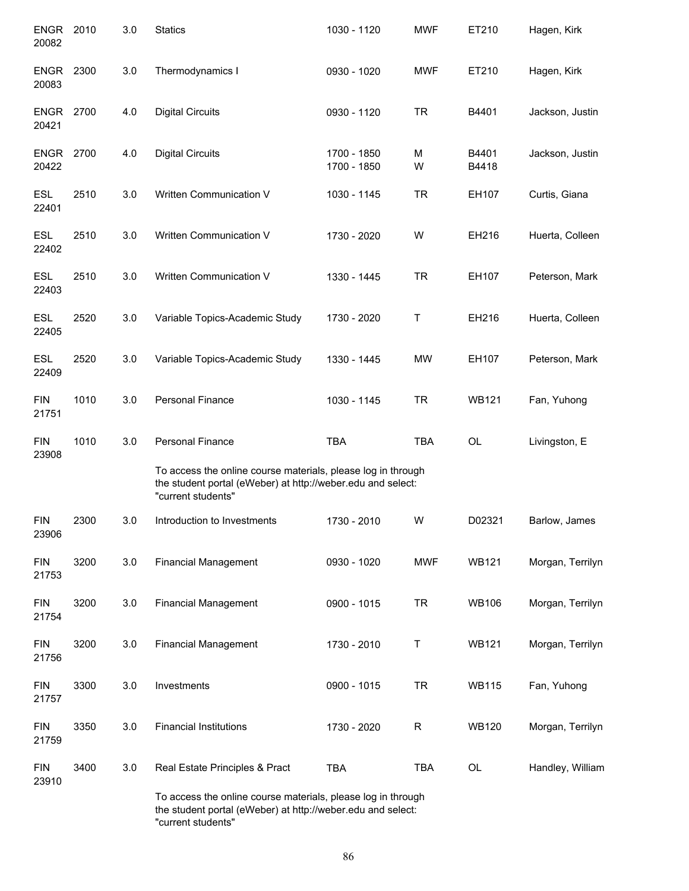| | | | | | | | |
|---|---|---|---|---|---|---|---|
| ENGR 20082 | 2010 | 3.0 | Statics | 1030 - 1120 | MWF | ET210 | Hagen, Kirk |
| ENGR 20083 | 2300 | 3.0 | Thermodynamics I | 0930 - 1020 | MWF | ET210 | Hagen, Kirk |
| ENGR 20421 | 2700 | 4.0 | Digital Circuits | 0930 - 1120 | TR | B4401 | Jackson, Justin |
| ENGR 20422 | 2700 | 4.0 | Digital Circuits | 1700 - 1850<br>1700 - 1850 | M<br>W | B4401<br>B4418 | Jackson, Justin |
| ESL 22401 | 2510 | 3.0 | Written Communication V | 1030 - 1145 | TR | EH107 | Curtis, Giana |
| ESL 22402 | 2510 | 3.0 | Written Communication V | 1730 - 2020 | W | EH216 | Huerta, Colleen |
| ESL 22403 | 2510 | 3.0 | Written Communication V | 1330 - 1445 | TR | EH107 | Peterson, Mark |
| ESL 22405 | 2520 | 3.0 | Variable Topics-Academic Study | 1730 - 2020 | T | EH216 | Huerta, Colleen |
| ESL 22409 | 2520 | 3.0 | Variable Topics-Academic Study | 1330 - 1445 | MW | EH107 | Peterson, Mark |
| FIN 21751 | 1010 | 3.0 | Personal Finance | 1030 - 1145 | TR | WB121 | Fan, Yuhong |
| FIN 23908 | 1010 | 3.0 | Personal Finance | TBA | TBA | OL | Livingston, E |
| | | | To access the online course materials, please log in through the student portal (eWeber) at http://weber.edu and select: "current students" | | | | |
| FIN 23906 | 2300 | 3.0 | Introduction to Investments | 1730 - 2010 | W | D02321 | Barlow, James |
| FIN 21753 | 3200 | 3.0 | Financial Management | 0930 - 1020 | MWF | WB121 | Morgan, Terrilyn |
| FIN 21754 | 3200 | 3.0 | Financial Management | 0900 - 1015 | TR | WB106 | Morgan, Terrilyn |
| FIN 21756 | 3200 | 3.0 | Financial Management | 1730 - 2010 | T | WB121 | Morgan, Terrilyn |
| FIN 21757 | 3300 | 3.0 | Investments | 0900 - 1015 | TR | WB115 | Fan, Yuhong |
| FIN 21759 | 3350 | 3.0 | Financial Institutions | 1730 - 2020 | R | WB120 | Morgan, Terrilyn |
| FIN 23910 | 3400 | 3.0 | Real Estate Principles & Pract | TBA | TBA | OL | Handley, William |
| | | | To access the online course materials, please log in through the student portal (eWeber) at http://weber.edu and select: "current students" | | | | |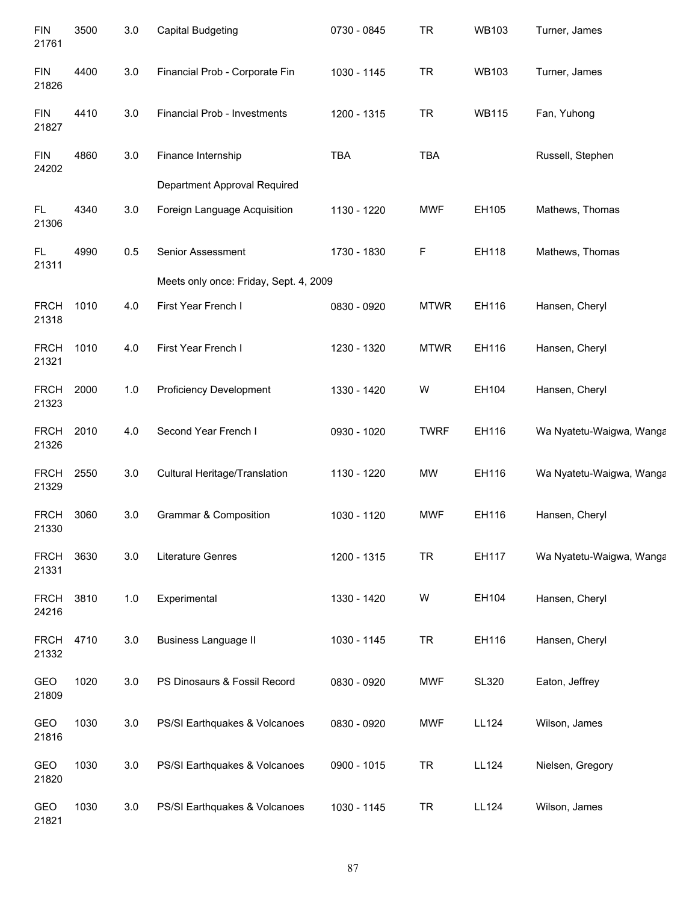| | | | | | | | |
|---|---|---|---|---|---|---|---|
| FIN 21761 | 3500 | 3.0 | Capital Budgeting | 0730 - 0845 | TR | WB103 | Turner, James |
| FIN 21826 | 4400 | 3.0 | Financial Prob - Corporate Fin | 1030 - 1145 | TR | WB103 | Turner, James |
| FIN 21827 | 4410 | 3.0 | Financial Prob - Investments | 1200 - 1315 | TR | WB115 | Fan, Yuhong |
| FIN 24202 | 4860 | 3.0 | Finance Internship | TBA | TBA | | Russell, Stephen |
| | | | Department Approval Required | | | | |
| FL 21306 | 4340 | 3.0 | Foreign Language Acquisition | 1130 - 1220 | MWF | EH105 | Mathews, Thomas |
| FL 21311 | 4990 | 0.5 | Senior Assessment | 1730 - 1830 | F | EH118 | Mathews, Thomas |
| | | | Meets only once: Friday, Sept. 4, 2009 | | | | |
| FRCH 21318 | 1010 | 4.0 | First Year French I | 0830 - 0920 | MTWR | EH116 | Hansen, Cheryl |
| FRCH 21321 | 1010 | 4.0 | First Year French I | 1230 - 1320 | MTWR | EH116 | Hansen, Cheryl |
| FRCH 21323 | 2000 | 1.0 | Proficiency Development | 1330 - 1420 | W | EH104 | Hansen, Cheryl |
| FRCH 21326 | 2010 | 4.0 | Second Year French I | 0930 - 1020 | TWRF | EH116 | Wa Nyatetu-Waigwa, Wanga |
| FRCH 21329 | 2550 | 3.0 | Cultural Heritage/Translation | 1130 - 1220 | MW | EH116 | Wa Nyatetu-Waigwa, Wanga |
| FRCH 21330 | 3060 | 3.0 | Grammar & Composition | 1030 - 1120 | MWF | EH116 | Hansen, Cheryl |
| FRCH 21331 | 3630 | 3.0 | Literature Genres | 1200 - 1315 | TR | EH117 | Wa Nyatetu-Waigwa, Wanga |
| FRCH 24216 | 3810 | 1.0 | Experimental | 1330 - 1420 | W | EH104 | Hansen, Cheryl |
| FRCH 21332 | 4710 | 3.0 | Business Language II | 1030 - 1145 | TR | EH116 | Hansen, Cheryl |
| GEO 21809 | 1020 | 3.0 | PS Dinosaurs & Fossil Record | 0830 - 0920 | MWF | SL320 | Eaton, Jeffrey |
| GEO 21816 | 1030 | 3.0 | PS/SI Earthquakes & Volcanoes | 0830 - 0920 | MWF | LL124 | Wilson, James |
| GEO 21820 | 1030 | 3.0 | PS/SI Earthquakes & Volcanoes | 0900 - 1015 | TR | LL124 | Nielsen, Gregory |
| GEO 21821 | 1030 | 3.0 | PS/SI Earthquakes & Volcanoes | 1030 - 1145 | TR | LL124 | Wilson, James |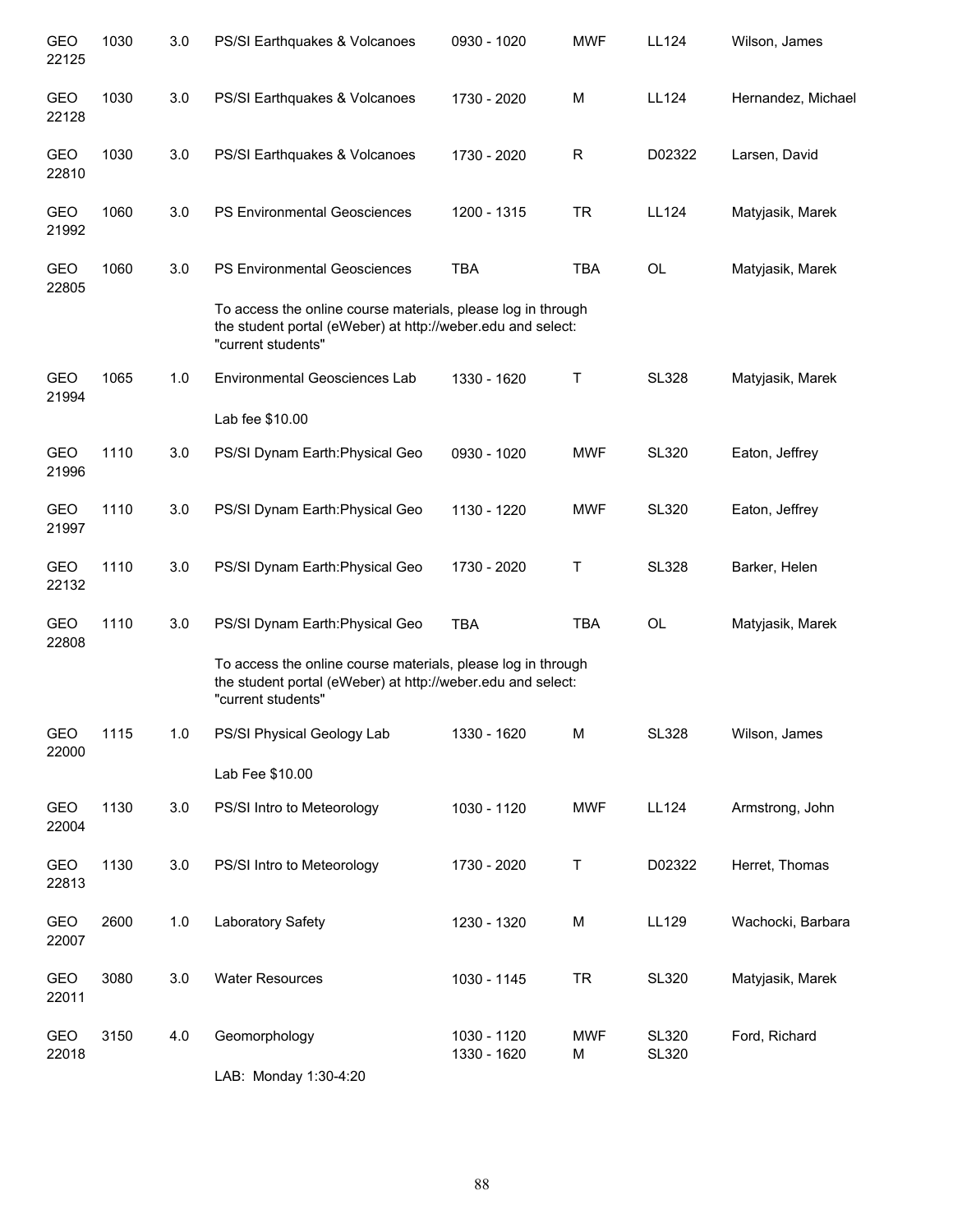| | | | | | | | |
|---|---|---|---|---|---|---|---|
| GEO 22125 | 1030 | 3.0 | PS/SI Earthquakes & Volcanoes | 0930 - 1020 | MWF | LL124 | Wilson, James |
| GEO 22128 | 1030 | 3.0 | PS/SI Earthquakes & Volcanoes | 1730 - 2020 | M | LL124 | Hernandez, Michael |
| GEO 22810 | 1030 | 3.0 | PS/SI Earthquakes & Volcanoes | 1730 - 2020 | R | D02322 | Larsen, David |
| GEO 21992 | 1060 | 3.0 | PS Environmental Geosciences | 1200 - 1315 | TR | LL124 | Matyjasik, Marek |
| GEO 22805 | 1060 | 3.0 | PS Environmental Geosciences | TBA | TBA | OL | Matyjasik, Marek |
| | | | To access the online course materials, please log in through the student portal (eWeber) at http://weber.edu and select: "current students" | | | | |
| GEO 21994 | 1065 | 1.0 | Environmental Geosciences Lab | 1330 - 1620 | T | SL328 | Matyjasik, Marek |
| | | | Lab fee $10.00 | | | | |
| GEO 21996 | 1110 | 3.0 | PS/SI Dynam Earth:Physical Geo | 0930 - 1020 | MWF | SL320 | Eaton, Jeffrey |
| GEO 21997 | 1110 | 3.0 | PS/SI Dynam Earth:Physical Geo | 1130 - 1220 | MWF | SL320 | Eaton, Jeffrey |
| GEO 22132 | 1110 | 3.0 | PS/SI Dynam Earth:Physical Geo | 1730 - 2020 | T | SL328 | Barker, Helen |
| GEO 22808 | 1110 | 3.0 | PS/SI Dynam Earth:Physical Geo | TBA | TBA | OL | Matyjasik, Marek |
| | | | To access the online course materials, please log in through the student portal (eWeber) at http://weber.edu and select: "current students" | | | | |
| GEO 22000 | 1115 | 1.0 | PS/SI Physical Geology Lab | 1330 - 1620 | M | SL328 | Wilson, James |
| | | | Lab Fee $10.00 | | | | |
| GEO 22004 | 1130 | 3.0 | PS/SI Intro to Meteorology | 1030 - 1120 | MWF | LL124 | Armstrong, John |
| GEO 22813 | 1130 | 3.0 | PS/SI Intro to Meteorology | 1730 - 2020 | T | D02322 | Herret, Thomas |
| GEO 22007 | 2600 | 1.0 | Laboratory Safety | 1230 - 1320 | M | LL129 | Wachocki, Barbara |
| GEO 22011 | 3080 | 3.0 | Water Resources | 1030 - 1145 | TR | SL320 | Matyjasik, Marek |
| GEO 22018 | 3150 | 4.0 | Geomorphology | 1030 - 1120<br>1330 - 1620 | MWF<br>M | SL320<br>SL320 | Ford, Richard |
| | | | LAB: Monday 1:30-4:20 | | | | |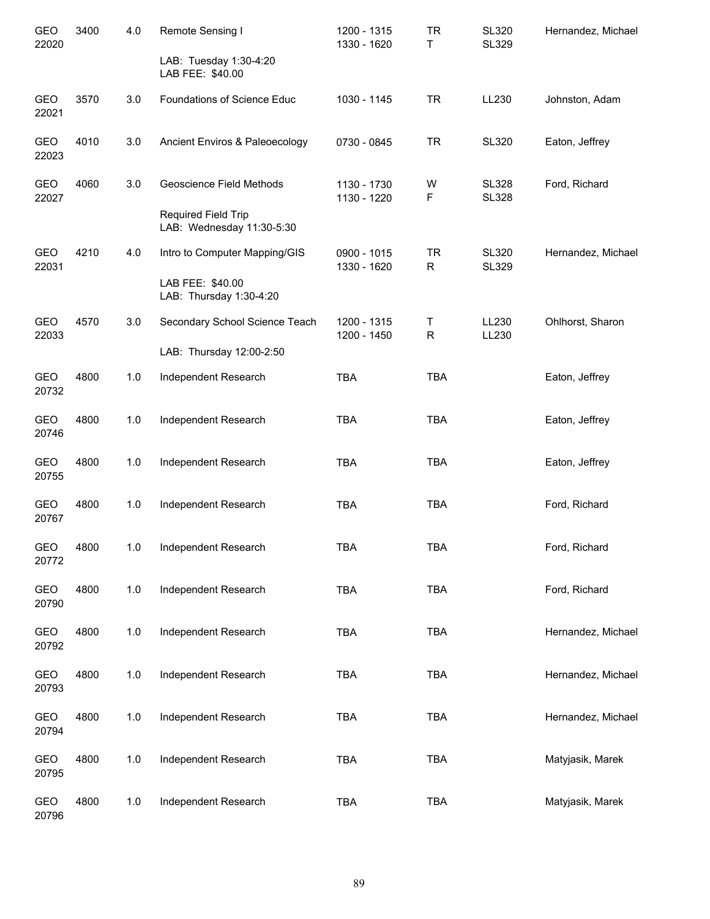| | | | | | | | |
|---|---|---|---|---|---|---|---|
| GEO 22020 | 3400 | 4.0 | Remote Sensing I<br><br>LAB: Tuesday 1:30-4:20<br>LAB FEE: $40.00 | 1200 - 1315<br>1330 - 1620 | TR<br>T | SL320<br>SL329 | Hernandez, Michael |
| GEO 22021 | 3570 | 3.0 | Foundations of Science Educ | 1030 - 1145 | TR | LL230 | Johnston, Adam |
| GEO 22023 | 4010 | 3.0 | Ancient Enviros & Paleoecology | 0730 - 0845 | TR | SL320 | Eaton, Jeffrey |
| GEO 22027 | 4060 | 3.0 | Geoscience Field Methods<br><br>Required Field Trip<br>LAB: Wednesday 11:30-5:30 | 1130 - 1730<br>1130 - 1220 | W<br>F | SL328<br>SL328 | Ford, Richard |
| GEO 22031 | 4210 | 4.0 | Intro to Computer Mapping/GIS<br><br>LAB FEE: $40.00<br>LAB: Thursday 1:30-4:20 | 0900 - 1015<br>1330 - 1620 | TR<br>R | SL320<br>SL329 | Hernandez, Michael |
| GEO 22033 | 4570 | 3.0 | Secondary School Science Teach<br><br>LAB: Thursday 12:00-2:50 | 1200 - 1315<br>1200 - 1450 | T<br>R | LL230<br>LL230 | Ohlhorst, Sharon |
| GEO 20732 | 4800 | 1.0 | Independent Research | TBA | TBA | | Eaton, Jeffrey |
| GEO 20746 | 4800 | 1.0 | Independent Research | TBA | TBA | | Eaton, Jeffrey |
| GEO 20755 | 4800 | 1.0 | Independent Research | TBA | TBA | | Eaton, Jeffrey |
| GEO 20767 | 4800 | 1.0 | Independent Research | TBA | TBA | | Ford, Richard |
| GEO 20772 | 4800 | 1.0 | Independent Research | TBA | TBA | | Ford, Richard |
| GEO 20790 | 4800 | 1.0 | Independent Research | TBA | TBA | | Ford, Richard |
| GEO 20792 | 4800 | 1.0 | Independent Research | TBA | TBA | | Hernandez, Michael |
| GEO 20793 | 4800 | 1.0 | Independent Research | TBA | TBA | | Hernandez, Michael |
| GEO 20794 | 4800 | 1.0 | Independent Research | TBA | TBA | | Hernandez, Michael |
| GEO 20795 | 4800 | 1.0 | Independent Research | TBA | TBA | | Matyjasik, Marek |
| GEO 20796 | 4800 | 1.0 | Independent Research | TBA | TBA | | Matyjasik, Marek |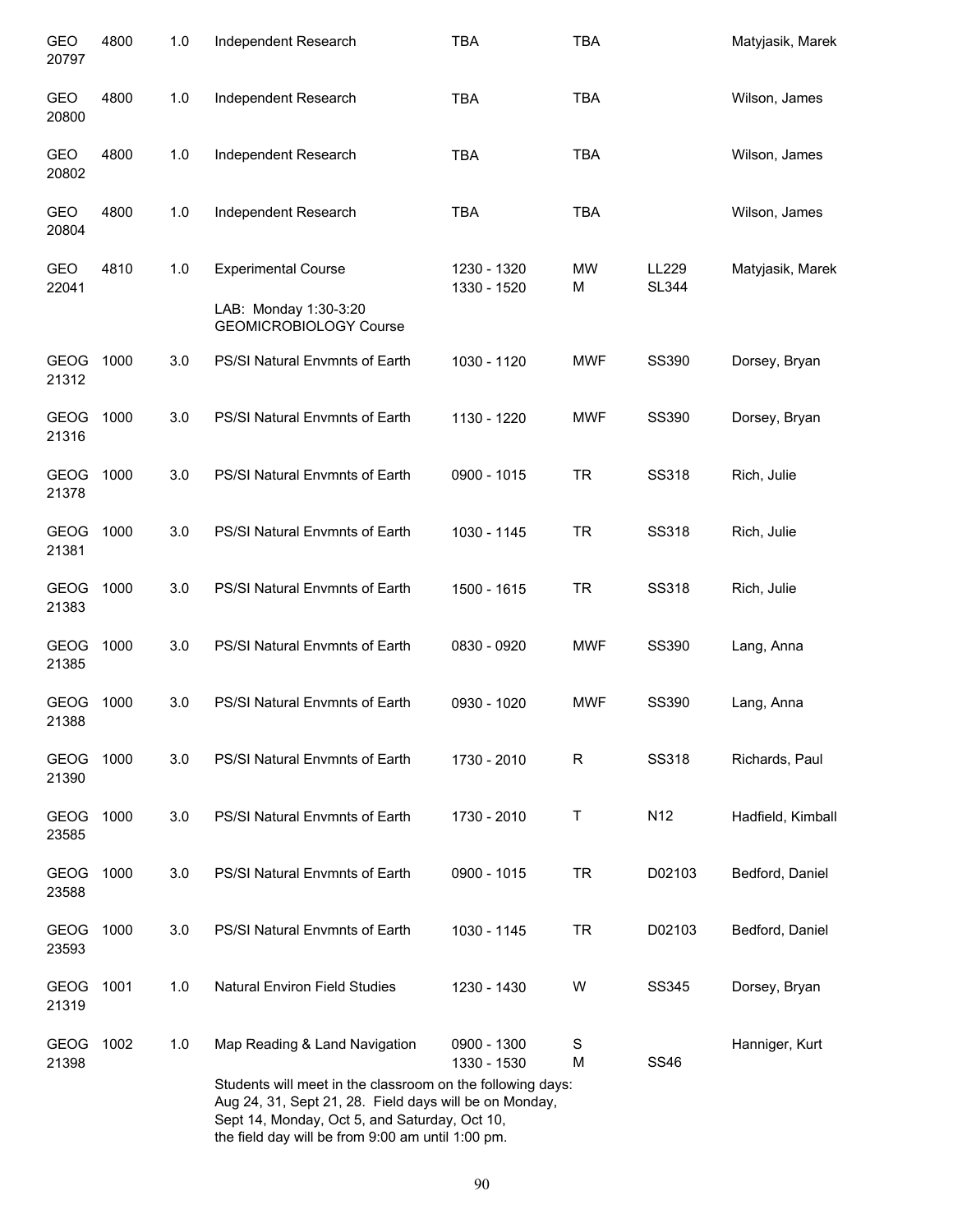| | | | | | | | |
|---|---|---|---|---|---|---|---|
| GEO 20797 | 4800 | 1.0 | Independent Research | TBA | TBA | | Matyjasik, Marek |
| GEO 20800 | 4800 | 1.0 | Independent Research | TBA | TBA | | Wilson, James |
| GEO 20802 | 4800 | 1.0 | Independent Research | TBA | TBA | | Wilson, James |
| GEO 20804 | 4800 | 1.0 | Independent Research | TBA | TBA | | Wilson, James |
| GEO 22041 | 4810 | 1.0 | Experimental Course<br>LAB: Monday 1:30-3:20<br>GEOMICROBIOLOGY Course | 1230 - 1320<br>1330 - 1520 | MW<br>M | LL229<br>SL344 | Matyjasik, Marek |
| GEOG 21312 | 1000 | 3.0 | PS/SI Natural Envmnts of Earth | 1030 - 1120 | MWF | SS390 | Dorsey, Bryan |
| GEOG 21316 | 1000 | 3.0 | PS/SI Natural Envmnts of Earth | 1130 - 1220 | MWF | SS390 | Dorsey, Bryan |
| GEOG 21378 | 1000 | 3.0 | PS/SI Natural Envmnts of Earth | 0900 - 1015 | TR | SS318 | Rich, Julie |
| GEOG 21381 | 1000 | 3.0 | PS/SI Natural Envmnts of Earth | 1030 - 1145 | TR | SS318 | Rich, Julie |
| GEOG 21383 | 1000 | 3.0 | PS/SI Natural Envmnts of Earth | 1500 - 1615 | TR | SS318 | Rich, Julie |
| GEOG 21385 | 1000 | 3.0 | PS/SI Natural Envmnts of Earth | 0830 - 0920 | MWF | SS390 | Lang, Anna |
| GEOG 21388 | 1000 | 3.0 | PS/SI Natural Envmnts of Earth | 0930 - 1020 | MWF | SS390 | Lang, Anna |
| GEOG 21390 | 1000 | 3.0 | PS/SI Natural Envmnts of Earth | 1730 - 2010 | R | SS318 | Richards, Paul |
| GEOG 23585 | 1000 | 3.0 | PS/SI Natural Envmnts of Earth | 1730 - 2010 | T | N12 | Hadfield, Kimball |
| GEOG 23588 | 1000 | 3.0 | PS/SI Natural Envmnts of Earth | 0900 - 1015 | TR | D02103 | Bedford, Daniel |
| GEOG 23593 | 1000 | 3.0 | PS/SI Natural Envmnts of Earth | 1030 - 1145 | TR | D02103 | Bedford, Daniel |
| GEOG 21319 | 1001 | 1.0 | Natural Environ Field Studies | 1230 - 1430 | W | SS345 | Dorsey, Bryan |
| GEOG 21398 | 1002 | 1.0 | Map Reading & Land Navigation<br>Students will meet in the classroom on the following days: Aug 24, 31, Sept 21, 28. Field days will be on Monday, Sept 14, Monday, Oct 5, and Saturday, Oct 10, the field day will be from 9:00 am until 1:00 pm. | 0900 - 1300<br>1330 - 1530 | S<br>M | <br>SS46 | Hanniger, Kurt |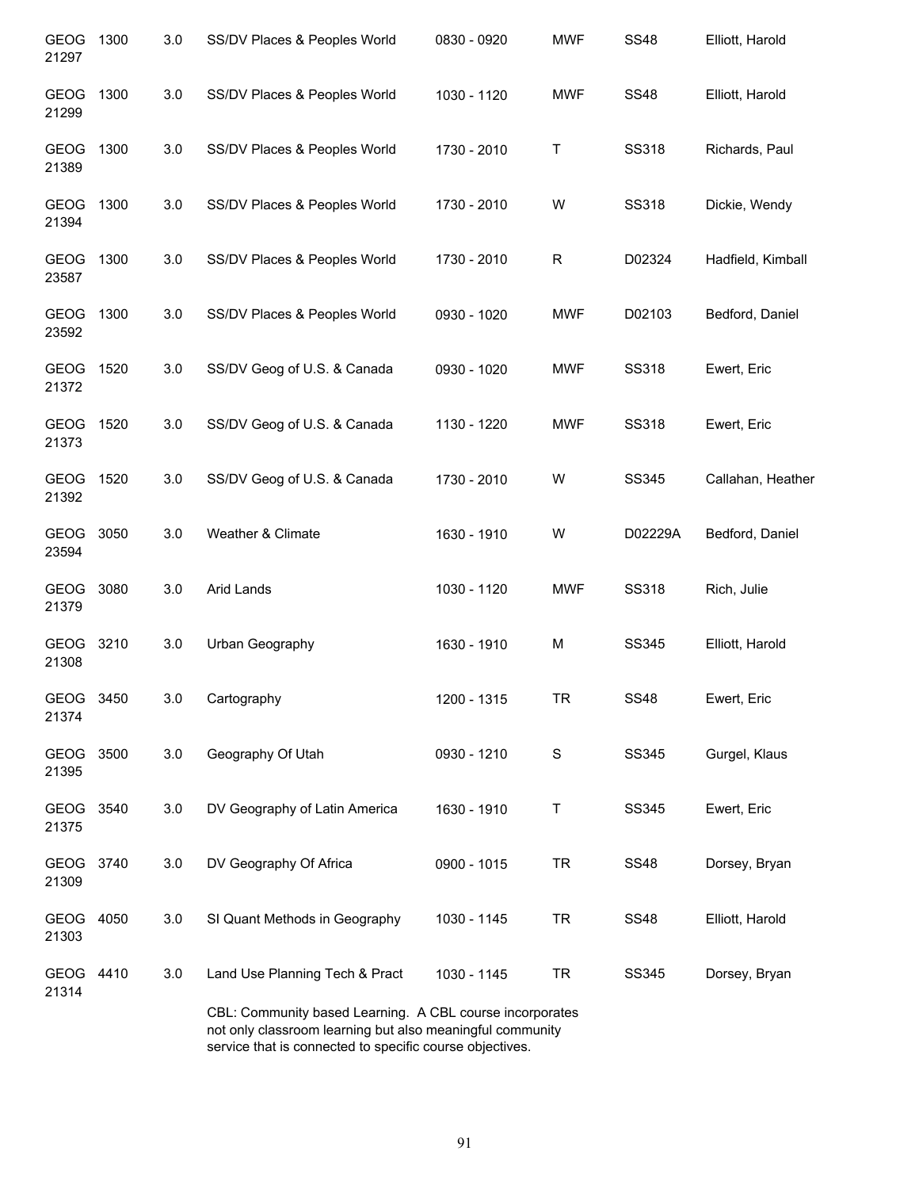| | | | | | | | |
|---|---|---|---|---|---|---|---|
| GEOG 21297 | 1300 | 3.0 | SS/DV Places & Peoples World | 0830 - 0920 | MWF | SS48 | Elliott, Harold |
| GEOG 21299 | 1300 | 3.0 | SS/DV Places & Peoples World | 1030 - 1120 | MWF | SS48 | Elliott, Harold |
| GEOG 21389 | 1300 | 3.0 | SS/DV Places & Peoples World | 1730 - 2010 | T | SS318 | Richards, Paul |
| GEOG 21394 | 1300 | 3.0 | SS/DV Places & Peoples World | 1730 - 2010 | W | SS318 | Dickie, Wendy |
| GEOG 23587 | 1300 | 3.0 | SS/DV Places & Peoples World | 1730 - 2010 | R | D02324 | Hadfield, Kimball |
| GEOG 23592 | 1300 | 3.0 | SS/DV Places & Peoples World | 0930 - 1020 | MWF | D02103 | Bedford, Daniel |
| GEOG 21372 | 1520 | 3.0 | SS/DV Geog of U.S. & Canada | 0930 - 1020 | MWF | SS318 | Ewert, Eric |
| GEOG 21373 | 1520 | 3.0 | SS/DV Geog of U.S. & Canada | 1130 - 1220 | MWF | SS318 | Ewert, Eric |
| GEOG 21392 | 1520 | 3.0 | SS/DV Geog of U.S. & Canada | 1730 - 2010 | W | SS345 | Callahan, Heather |
| GEOG 23594 | 3050 | 3.0 | Weather & Climate | 1630 - 1910 | W | D02229A | Bedford, Daniel |
| GEOG 21379 | 3080 | 3.0 | Arid Lands | 1030 - 1120 | MWF | SS318 | Rich, Julie |
| GEOG 21308 | 3210 | 3.0 | Urban Geography | 1630 - 1910 | M | SS345 | Elliott, Harold |
| GEOG 21374 | 3450 | 3.0 | Cartography | 1200 - 1315 | TR | SS48 | Ewert, Eric |
| GEOG 21395 | 3500 | 3.0 | Geography Of Utah | 0930 - 1210 | S | SS345 | Gurgel, Klaus |
| GEOG 21375 | 3540 | 3.0 | DV Geography of Latin America | 1630 - 1910 | T | SS345 | Ewert, Eric |
| GEOG 21309 | 3740 | 3.0 | DV Geography Of Africa | 0900 - 1015 | TR | SS48 | Dorsey, Bryan |
| GEOG 21303 | 4050 | 3.0 | SI Quant Methods in Geography | 1030 - 1145 | TR | SS48 | Elliott, Harold |
| GEOG 21314 | 4410 | 3.0 | Land Use Planning Tech & Pract | 1030 - 1145 | TR | SS345 | Dorsey, Bryan |

CBL: Community based Learning. A CBL course incorporates not only classroom learning but also meaningful community service that is connected to specific course objectives.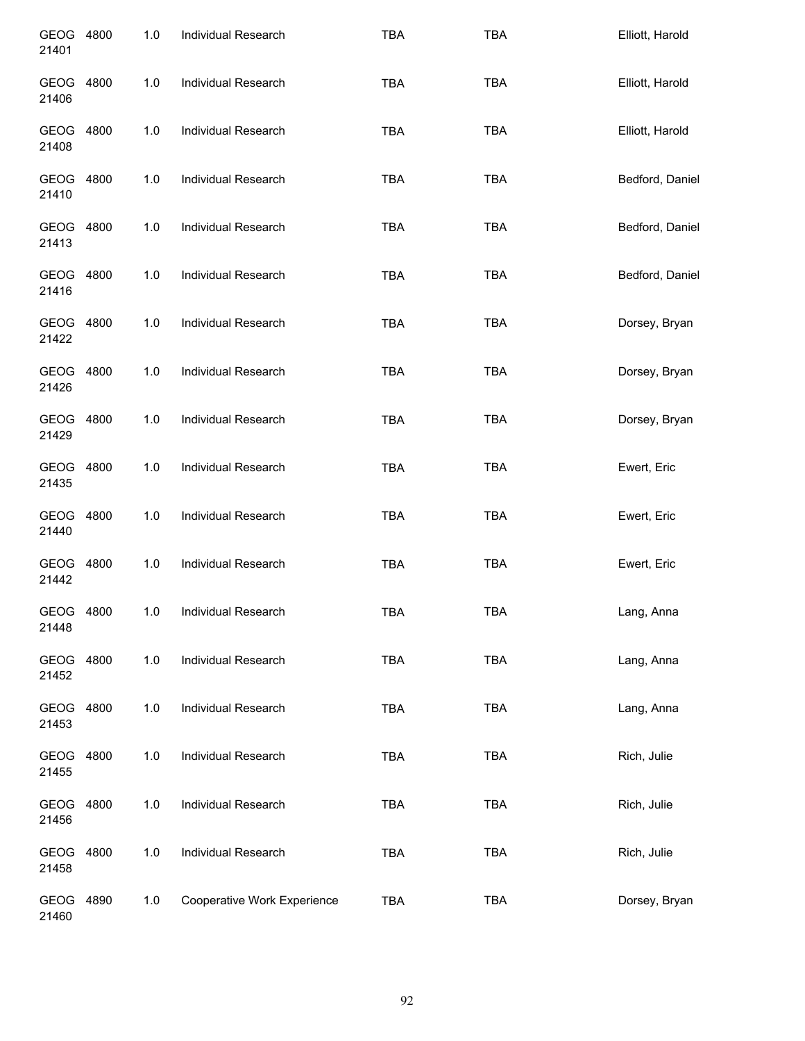| | | | | | | |
|---|---|---|---|---|---|---|
| GEOG 21401 | 4800 | 1.0 | Individual Research | TBA | TBA | Elliott, Harold |
| GEOG 21406 | 4800 | 1.0 | Individual Research | TBA | TBA | Elliott, Harold |
| GEOG 21408 | 4800 | 1.0 | Individual Research | TBA | TBA | Elliott, Harold |
| GEOG 21410 | 4800 | 1.0 | Individual Research | TBA | TBA | Bedford, Daniel |
| GEOG 21413 | 4800 | 1.0 | Individual Research | TBA | TBA | Bedford, Daniel |
| GEOG 21416 | 4800 | 1.0 | Individual Research | TBA | TBA | Bedford, Daniel |
| GEOG 21422 | 4800 | 1.0 | Individual Research | TBA | TBA | Dorsey, Bryan |
| GEOG 21426 | 4800 | 1.0 | Individual Research | TBA | TBA | Dorsey, Bryan |
| GEOG 21429 | 4800 | 1.0 | Individual Research | TBA | TBA | Dorsey, Bryan |
| GEOG 21435 | 4800 | 1.0 | Individual Research | TBA | TBA | Ewert, Eric |
| GEOG 21440 | 4800 | 1.0 | Individual Research | TBA | TBA | Ewert, Eric |
| GEOG 21442 | 4800 | 1.0 | Individual Research | TBA | TBA | Ewert, Eric |
| GEOG 21448 | 4800 | 1.0 | Individual Research | TBA | TBA | Lang, Anna |
| GEOG 21452 | 4800 | 1.0 | Individual Research | TBA | TBA | Lang, Anna |
| GEOG 21453 | 4800 | 1.0 | Individual Research | TBA | TBA | Lang, Anna |
| GEOG 21455 | 4800 | 1.0 | Individual Research | TBA | TBA | Rich, Julie |
| GEOG 21456 | 4800 | 1.0 | Individual Research | TBA | TBA | Rich, Julie |
| GEOG 21458 | 4800 | 1.0 | Individual Research | TBA | TBA | Rich, Julie |
| GEOG 21460 | 4890 | 1.0 | Cooperative Work Experience | TBA | TBA | Dorsey, Bryan |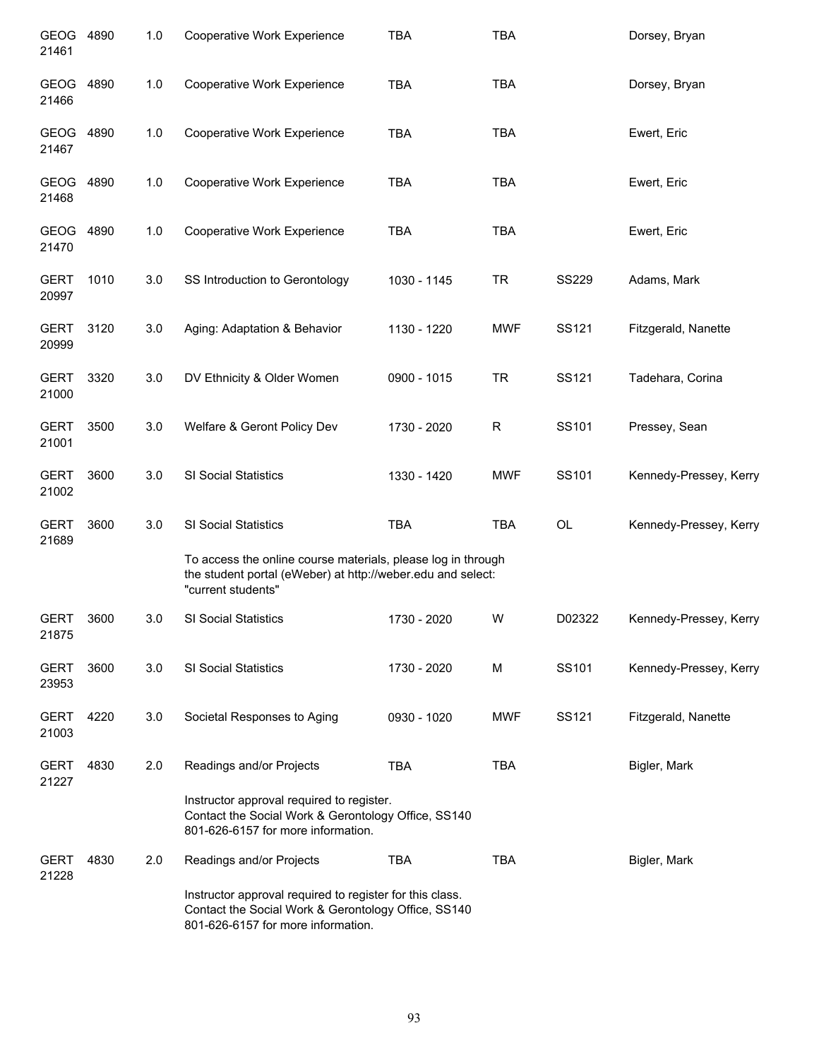| | | | | | | | |
|---|---|---|---|---|---|---|---|
| GEOG 21461 | 4890 | 1.0 | Cooperative Work Experience | TBA | TBA | | Dorsey, Bryan |
| GEOG 21466 | 4890 | 1.0 | Cooperative Work Experience | TBA | TBA | | Dorsey, Bryan |
| GEOG 21467 | 4890 | 1.0 | Cooperative Work Experience | TBA | TBA | | Ewert, Eric |
| GEOG 21468 | 4890 | 1.0 | Cooperative Work Experience | TBA | TBA | | Ewert, Eric |
| GEOG 21470 | 4890 | 1.0 | Cooperative Work Experience | TBA | TBA | | Ewert, Eric |
| GERT 20997 | 1010 | 3.0 | SS Introduction to Gerontology | 1030 - 1145 | TR | SS229 | Adams, Mark |
| GERT 20999 | 3120 | 3.0 | Aging: Adaptation & Behavior | 1130 - 1220 | MWF | SS121 | Fitzgerald, Nanette |
| GERT 21000 | 3320 | 3.0 | DV Ethnicity & Older Women | 0900 - 1015 | TR | SS121 | Tadehara, Corina |
| GERT 21001 | 3500 | 3.0 | Welfare & Geront Policy Dev | 1730 - 2020 | R | SS101 | Pressey, Sean |
| GERT 21002 | 3600 | 3.0 | SI Social Statistics | 1330 - 1420 | MWF | SS101 | Kennedy-Pressey, Kerry |
| GERT 21689 | 3600 | 3.0 | SI Social Statistics | TBA | TBA | OL | Kennedy-Pressey, Kerry |
| | | | To access the online course materials, please log in through the student portal (eWeber) at http://weber.edu and select: "current students" | | | | |
| GERT 21875 | 3600 | 3.0 | SI Social Statistics | 1730 - 2020 | W | D02322 | Kennedy-Pressey, Kerry |
| GERT 23953 | 3600 | 3.0 | SI Social Statistics | 1730 - 2020 | M | SS101 | Kennedy-Pressey, Kerry |
| GERT 21003 | 4220 | 3.0 | Societal Responses to Aging | 0930 - 1020 | MWF | SS121 | Fitzgerald, Nanette |
| GERT 21227 | 4830 | 2.0 | Readings and/or Projects | TBA | TBA | | Bigler, Mark |
| | | | Instructor approval required to register. Contact the Social Work & Gerontology Office, SS140 801-626-6157 for more information. | | | | |
| GERT 21228 | 4830 | 2.0 | Readings and/or Projects | TBA | TBA | | Bigler, Mark |
| | | | Instructor approval required to register for this class. Contact the Social Work & Gerontology Office, SS140 801-626-6157 for more information. | | | | |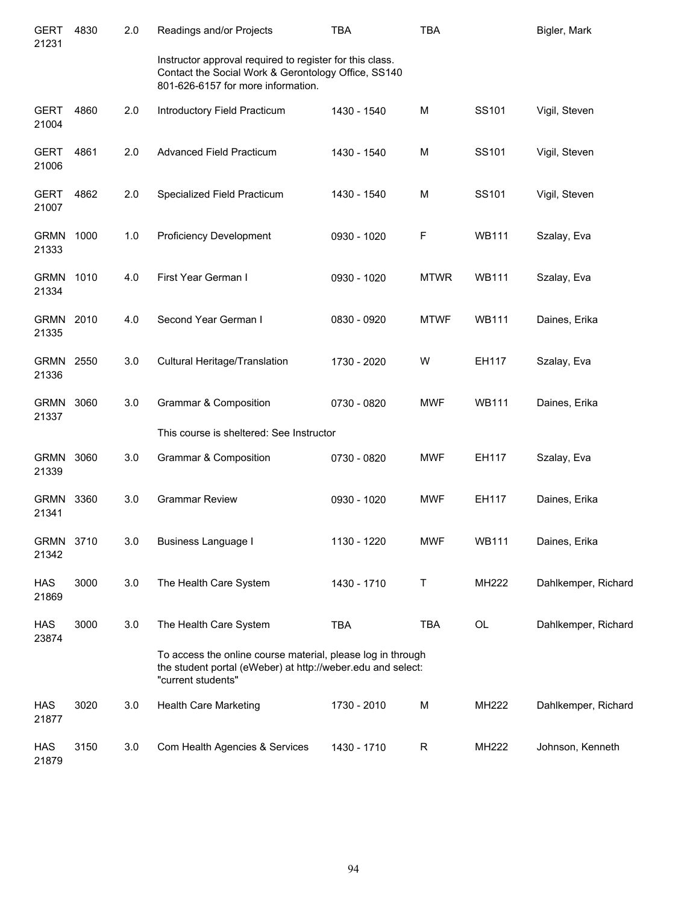| | | | | | | | |
|---|---|---|---|---|---|---|---|
| GERT 21231 | 4830 | 2.0 | Readings and/or Projects | TBA | TBA | | Bigler, Mark |
| | | | Instructor approval required to register for this class. Contact the Social Work & Gerontology Office, SS140 801-626-6157 for more information. | | | | |
| GERT 21004 | 4860 | 2.0 | Introductory Field Practicum | 1430 - 1540 | M | SS101 | Vigil, Steven |
| GERT 21006 | 4861 | 2.0 | Advanced Field Practicum | 1430 - 1540 | M | SS101 | Vigil, Steven |
| GERT 21007 | 4862 | 2.0 | Specialized Field Practicum | 1430 - 1540 | M | SS101 | Vigil, Steven |
| GRMN 21333 | 1000 | 1.0 | Proficiency Development | 0930 - 1020 | F | WB111 | Szalay, Eva |
| GRMN 21334 | 1010 | 4.0 | First Year German I | 0930 - 1020 | MTWR | WB111 | Szalay, Eva |
| GRMN 21335 | 2010 | 4.0 | Second Year German I | 0830 - 0920 | MTWF | WB111 | Daines, Erika |
| GRMN 21336 | 2550 | 3.0 | Cultural Heritage/Translation | 1730 - 2020 | W | EH117 | Szalay, Eva |
| GRMN 21337 | 3060 | 3.0 | Grammar & Composition | 0730 - 0820 | MWF | WB111 | Daines, Erika |
| | | | This course is sheltered: See Instructor | | | | |
| GRMN 21339 | 3060 | 3.0 | Grammar & Composition | 0730 - 0820 | MWF | EH117 | Szalay, Eva |
| GRMN 21341 | 3360 | 3.0 | Grammar Review | 0930 - 1020 | MWF | EH117 | Daines, Erika |
| GRMN 21342 | 3710 | 3.0 | Business Language I | 1130 - 1220 | MWF | WB111 | Daines, Erika |
| HAS 21869 | 3000 | 3.0 | The Health Care System | 1430 - 1710 | T | MH222 | Dahlkemper, Richard |
| HAS 23874 | 3000 | 3.0 | The Health Care System | TBA | TBA | OL | Dahlkemper, Richard |
| | | | To access the online course material, please log in through the student portal (eWeber) at http://weber.edu and select: "current students" | | | | |
| HAS 21877 | 3020 | 3.0 | Health Care Marketing | 1730 - 2010 | M | MH222 | Dahlkemper, Richard |
| HAS 21879 | 3150 | 3.0 | Com Health Agencies & Services | 1430 - 1710 | R | MH222 | Johnson, Kenneth |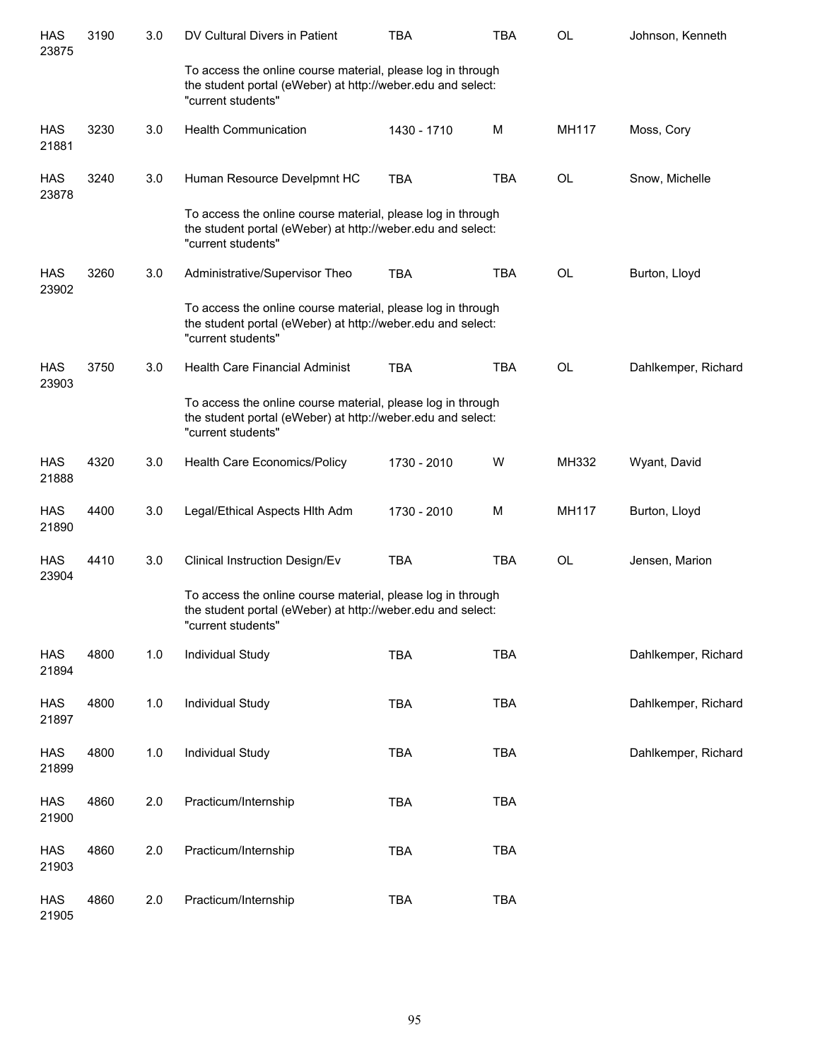| | | | | | | | |
|---|---|---|---|---|---|---|---|
| HAS 23875 | 3190 | 3.0 | DV Cultural Divers in Patient | TBA | TBA | OL | Johnson, Kenneth |
| | | | To access the online course material, please log in through the student portal (eWeber) at http://weber.edu and select: "current students" | | | | |
| HAS 21881 | 3230 | 3.0 | Health Communication | 1430 - 1710 | M | MH117 | Moss, Cory |
| HAS 23878 | 3240 | 3.0 | Human Resource Develpmnt HC | TBA | TBA | OL | Snow, Michelle |
| | | | To access the online course material, please log in through the student portal (eWeber) at http://weber.edu and select: "current students" | | | | |
| HAS 23902 | 3260 | 3.0 | Administrative/Supervisor Theo | TBA | TBA | OL | Burton, Lloyd |
| | | | To access the online course material, please log in through the student portal (eWeber) at http://weber.edu and select: "current students" | | | | |
| HAS 23903 | 3750 | 3.0 | Health Care Financial Administ | TBA | TBA | OL | Dahlkemper, Richard |
| | | | To access the online course material, please log in through the student portal (eWeber) at http://weber.edu and select: "current students" | | | | |
| HAS 21888 | 4320 | 3.0 | Health Care Economics/Policy | 1730 - 2010 | W | MH332 | Wyant, David |
| HAS 21890 | 4400 | 3.0 | Legal/Ethical Aspects Hlth Adm | 1730 - 2010 | M | MH117 | Burton, Lloyd |
| HAS 23904 | 4410 | 3.0 | Clinical Instruction Design/Ev | TBA | TBA | OL | Jensen, Marion |
| | | | To access the online course material, please log in through the student portal (eWeber) at http://weber.edu and select: "current students" | | | | |
| HAS 21894 | 4800 | 1.0 | Individual Study | TBA | TBA | | Dahlkemper, Richard |
| HAS 21897 | 4800 | 1.0 | Individual Study | TBA | TBA | | Dahlkemper, Richard |
| HAS 21899 | 4800 | 1.0 | Individual Study | TBA | TBA | | Dahlkemper, Richard |
| HAS 21900 | 4860 | 2.0 | Practicum/Internship | TBA | TBA | | |
| HAS 21903 | 4860 | 2.0 | Practicum/Internship | TBA | TBA | | |
| HAS 21905 | 4860 | 2.0 | Practicum/Internship | TBA | TBA | | |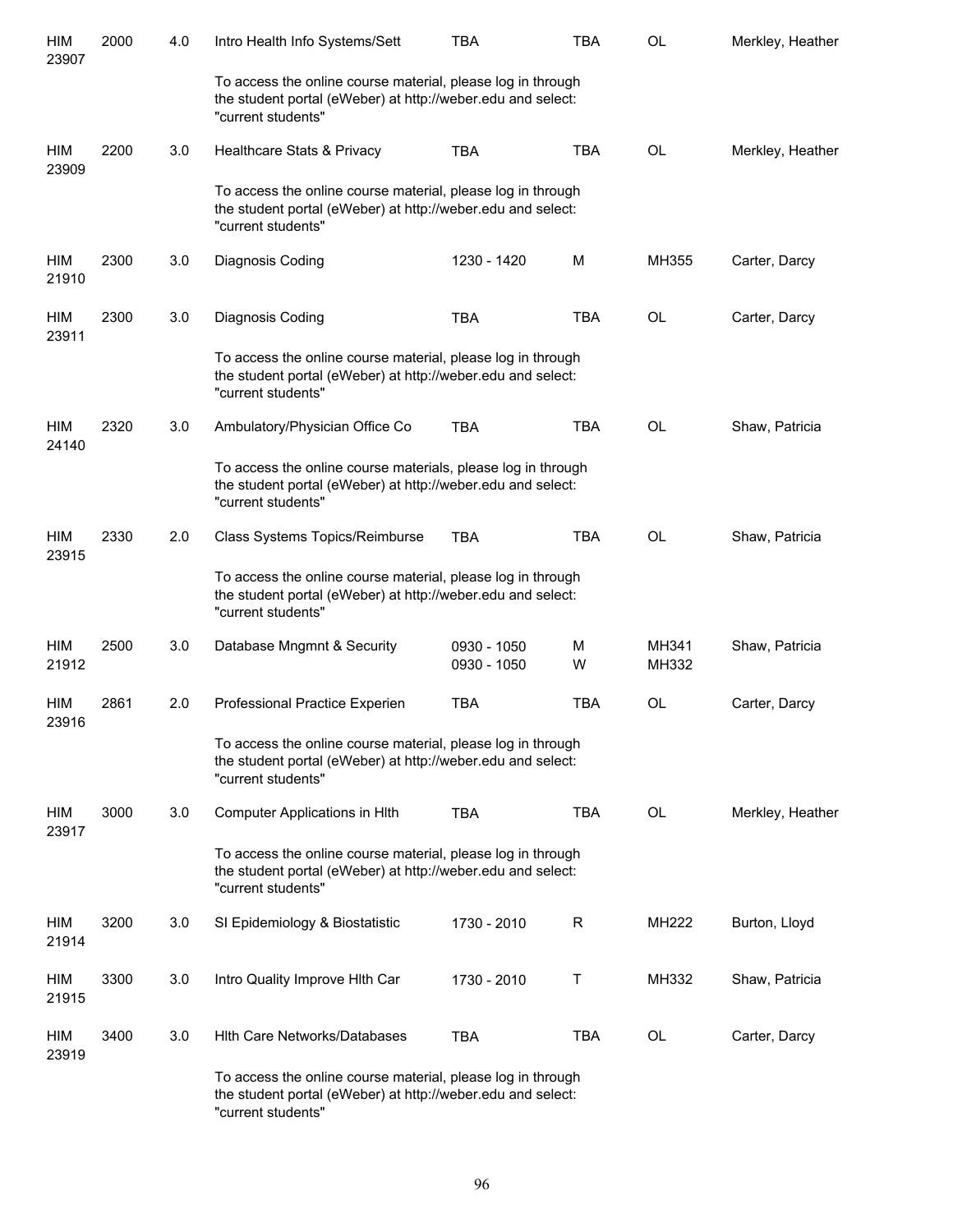| | | | | | | | |
|---|---|---|---|---|---|---|---|
| HIM 23907 | 2000 | 4.0 | Intro Health Info Systems/Sett | TBA | TBA | OL | Merkley, Heather |
| | | | To access the online course material, please log in through the student portal (eWeber) at http://weber.edu and select: "current students" | | | | |
| HIM 23909 | 2200 | 3.0 | Healthcare Stats & Privacy | TBA | TBA | OL | Merkley, Heather |
| | | | To access the online course material, please log in through the student portal (eWeber) at http://weber.edu and select: "current students" | | | | |
| HIM 21910 | 2300 | 3.0 | Diagnosis Coding | 1230 - 1420 | M | MH355 | Carter, Darcy |
| HIM 23911 | 2300 | 3.0 | Diagnosis Coding | TBA | TBA | OL | Carter, Darcy |
| | | | To access the online course material, please log in through the student portal (eWeber) at http://weber.edu and select: "current students" | | | | |
| HIM 24140 | 2320 | 3.0 | Ambulatory/Physician Office Co | TBA | TBA | OL | Shaw, Patricia |
| | | | To access the online course materials, please log in through the student portal (eWeber) at http://weber.edu and select: "current students" | | | | |
| HIM 23915 | 2330 | 2.0 | Class Systems Topics/Reimburse | TBA | TBA | OL | Shaw, Patricia |
| | | | To access the online course material, please log in through the student portal (eWeber) at http://weber.edu and select: "current students" | | | | |
| HIM 21912 | 2500 | 3.0 | Database Mngmnt & Security | 0930 - 1050<br>0930 - 1050 | M<br>W | MH341<br>MH332 | Shaw, Patricia |
| HIM 23916 | 2861 | 2.0 | Professional Practice Experien | TBA | TBA | OL | Carter, Darcy |
| | | | To access the online course material, please log in through the student portal (eWeber) at http://weber.edu and select: "current students" | | | | |
| HIM 23917 | 3000 | 3.0 | Computer Applications in Hlth | TBA | TBA | OL | Merkley, Heather |
| | | | To access the online course material, please log in through the student portal (eWeber) at http://weber.edu and select: "current students" | | | | |
| HIM 21914 | 3200 | 3.0 | SI Epidemiology & Biostatistic | 1730 - 2010 | R | MH222 | Burton, Lloyd |
| HIM 21915 | 3300 | 3.0 | Intro Quality Improve Hlth Car | 1730 - 2010 | T | MH332 | Shaw, Patricia |
| HIM 23919 | 3400 | 3.0 | Hlth Care Networks/Databases | TBA | TBA | OL | Carter, Darcy |
| | | | To access the online course material, please log in through the student portal (eWeber) at http://weber.edu and select: "current students" | | | | |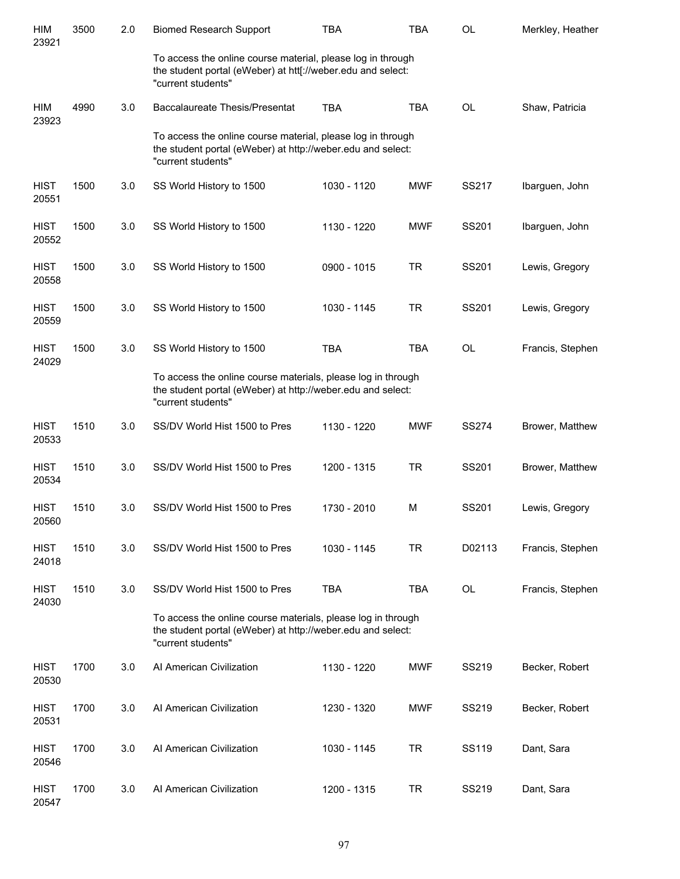| | | | | | | | |
|---|---|---|---|---|---|---|---|
| HIM 23921 | 3500 | 2.0 | Biomed Research Support | TBA | TBA | OL | Merkley, Heather |
| | | | To access the online course material, please log in through the student portal (eWeber) at htt[://weber.edu and select: "current students" | | | | |
| HIM 23923 | 4990 | 3.0 | Baccalaureate Thesis/Presentat | TBA | TBA | OL | Shaw, Patricia |
| | | | To access the online course material, please log in through the student portal (eWeber) at http://weber.edu and select: "current students" | | | | |
| HIST 20551 | 1500 | 3.0 | SS World History to 1500 | 1030 - 1120 | MWF | SS217 | Ibarguen, John |
| HIST 20552 | 1500 | 3.0 | SS World History to 1500 | 1130 - 1220 | MWF | SS201 | Ibarguen, John |
| HIST 20558 | 1500 | 3.0 | SS World History to 1500 | 0900 - 1015 | TR | SS201 | Lewis, Gregory |
| HIST 20559 | 1500 | 3.0 | SS World History to 1500 | 1030 - 1145 | TR | SS201 | Lewis, Gregory |
| HIST 24029 | 1500 | 3.0 | SS World History to 1500 | TBA | TBA | OL | Francis, Stephen |
| | | | To access the online course materials, please log in through the student portal (eWeber) at http://weber.edu and select: "current students" | | | | |
| HIST 20533 | 1510 | 3.0 | SS/DV World Hist 1500 to Pres | 1130 - 1220 | MWF | SS274 | Brower, Matthew |
| HIST 20534 | 1510 | 3.0 | SS/DV World Hist 1500 to Pres | 1200 - 1315 | TR | SS201 | Brower, Matthew |
| HIST 20560 | 1510 | 3.0 | SS/DV World Hist 1500 to Pres | 1730 - 2010 | M | SS201 | Lewis, Gregory |
| HIST 24018 | 1510 | 3.0 | SS/DV World Hist 1500 to Pres | 1030 - 1145 | TR | D02113 | Francis, Stephen |
| HIST 24030 | 1510 | 3.0 | SS/DV World Hist 1500 to Pres | TBA | TBA | OL | Francis, Stephen |
| | | | To access the online course materials, please log in through the student portal (eWeber) at http://weber.edu and select: "current students" | | | | |
| HIST 20530 | 1700 | 3.0 | AI American Civilization | 1130 - 1220 | MWF | SS219 | Becker, Robert |
| HIST 20531 | 1700 | 3.0 | AI American Civilization | 1230 - 1320 | MWF | SS219 | Becker, Robert |
| HIST 20546 | 1700 | 3.0 | AI American Civilization | 1030 - 1145 | TR | SS119 | Dant, Sara |
| HIST 20547 | 1700 | 3.0 | AI American Civilization | 1200 - 1315 | TR | SS219 | Dant, Sara |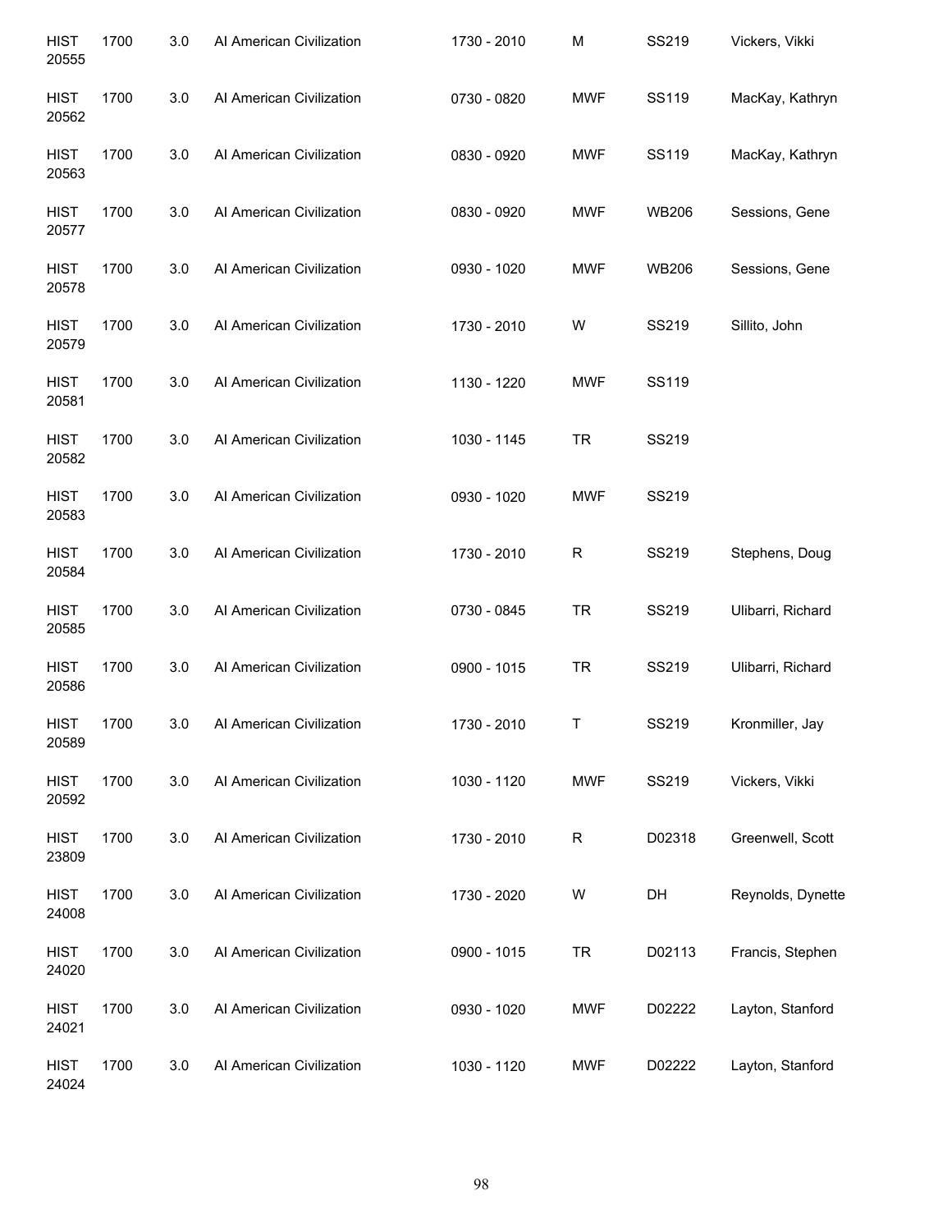| | | | | | | | |
|---|---|---|---|---|---|---|---|
| HIST 20555 | 1700 | 3.0 | AI American Civilization | 1730 - 2010 | M | SS219 | Vickers, Vikki |
| HIST 20562 | 1700 | 3.0 | AI American Civilization | 0730 - 0820 | MWF | SS119 | MacKay, Kathryn |
| HIST 20563 | 1700 | 3.0 | AI American Civilization | 0830 - 0920 | MWF | SS119 | MacKay, Kathryn |
| HIST 20577 | 1700 | 3.0 | AI American Civilization | 0830 - 0920 | MWF | WB206 | Sessions, Gene |
| HIST 20578 | 1700 | 3.0 | AI American Civilization | 0930 - 1020 | MWF | WB206 | Sessions, Gene |
| HIST 20579 | 1700 | 3.0 | AI American Civilization | 1730 - 2010 | W | SS219 | Sillito, John |
| HIST 20581 | 1700 | 3.0 | AI American Civilization | 1130 - 1220 | MWF | SS119 | |
| HIST 20582 | 1700 | 3.0 | AI American Civilization | 1030 - 1145 | TR | SS219 | |
| HIST 20583 | 1700 | 3.0 | AI American Civilization | 0930 - 1020 | MWF | SS219 | |
| HIST 20584 | 1700 | 3.0 | AI American Civilization | 1730 - 2010 | R | SS219 | Stephens, Doug |
| HIST 20585 | 1700 | 3.0 | AI American Civilization | 0730 - 0845 | TR | SS219 | Ulibarri, Richard |
| HIST 20586 | 1700 | 3.0 | AI American Civilization | 0900 - 1015 | TR | SS219 | Ulibarri, Richard |
| HIST 20589 | 1700 | 3.0 | AI American Civilization | 1730 - 2010 | T | SS219 | Kronmiller, Jay |
| HIST 20592 | 1700 | 3.0 | AI American Civilization | 1030 - 1120 | MWF | SS219 | Vickers, Vikki |
| HIST 23809 | 1700 | 3.0 | AI American Civilization | 1730 - 2010 | R | D02318 | Greenwell, Scott |
| HIST 24008 | 1700 | 3.0 | AI American Civilization | 1730 - 2020 | W | DH | Reynolds, Dynette |
| HIST 24020 | 1700 | 3.0 | AI American Civilization | 0900 - 1015 | TR | D02113 | Francis, Stephen |
| HIST 24021 | 1700 | 3.0 | AI American Civilization | 0930 - 1020 | MWF | D02222 | Layton, Stanford |
| HIST 24024 | 1700 | 3.0 | AI American Civilization | 1030 - 1120 | MWF | D02222 | Layton, Stanford |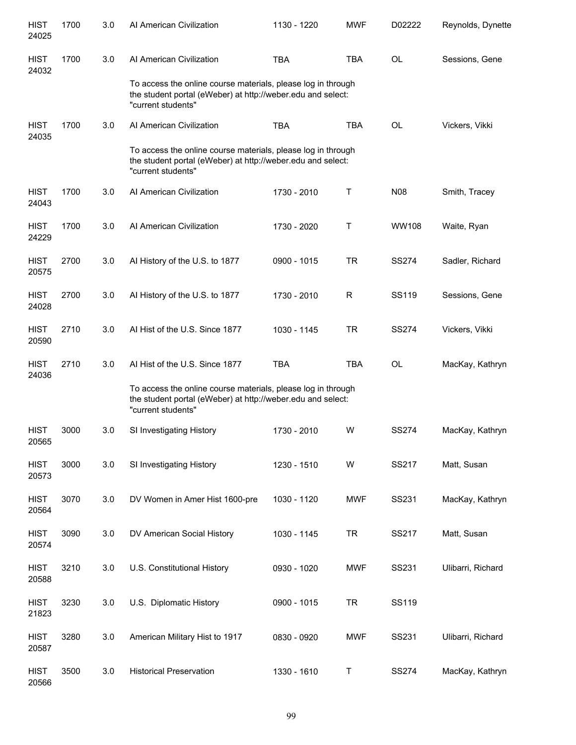| | | | | | | | |
|---|---|---|---|---|---|---|---|
| HIST 24025 | 1700 | 3.0 | AI American Civilization | 1130 - 1220 | MWF | D02222 | Reynolds, Dynette |
| HIST 24032 | 1700 | 3.0 | AI American Civilization | TBA | TBA | OL | Sessions, Gene |
| | | | To access the online course materials, please log in through the student portal (eWeber) at http://weber.edu and select: "current students" | | | | |
| HIST 24035 | 1700 | 3.0 | AI American Civilization | TBA | TBA | OL | Vickers, Vikki |
| | | | To access the online course materials, please log in through the student portal (eWeber) at http://weber.edu and select: "current students" | | | | |
| HIST 24043 | 1700 | 3.0 | AI American Civilization | 1730 - 2010 | T | N08 | Smith, Tracey |
| HIST 24229 | 1700 | 3.0 | AI American Civilization | 1730 - 2020 | T | WW108 | Waite, Ryan |
| HIST 20575 | 2700 | 3.0 | AI History of the U.S. to 1877 | 0900 - 1015 | TR | SS274 | Sadler, Richard |
| HIST 24028 | 2700 | 3.0 | AI History of the U.S. to 1877 | 1730 - 2010 | R | SS119 | Sessions, Gene |
| HIST 20590 | 2710 | 3.0 | AI Hist of the U.S. Since 1877 | 1030 - 1145 | TR | SS274 | Vickers, Vikki |
| HIST 24036 | 2710 | 3.0 | AI Hist of the U.S. Since 1877 | TBA | TBA | OL | MacKay, Kathryn |
| | | | To access the online course materials, please log in through the student portal (eWeber) at http://weber.edu and select: "current students" | | | | |
| HIST 20565 | 3000 | 3.0 | SI Investigating History | 1730 - 2010 | W | SS274 | MacKay, Kathryn |
| HIST 20573 | 3000 | 3.0 | SI Investigating History | 1230 - 1510 | W | SS217 | Matt, Susan |
| HIST 20564 | 3070 | 3.0 | DV Women in Amer Hist 1600-pre | 1030 - 1120 | MWF | SS231 | MacKay, Kathryn |
| HIST 20574 | 3090 | 3.0 | DV American Social History | 1030 - 1145 | TR | SS217 | Matt, Susan |
| HIST 20588 | 3210 | 3.0 | U.S. Constitutional History | 0930 - 1020 | MWF | SS231 | Ulibarri, Richard |
| HIST 21823 | 3230 | 3.0 | U.S. Diplomatic History | 0900 - 1015 | TR | SS119 | |
| HIST 20587 | 3280 | 3.0 | American Military Hist to 1917 | 0830 - 0920 | MWF | SS231 | Ulibarri, Richard |
| HIST 20566 | 3500 | 3.0 | Historical Preservation | 1330 - 1610 | T | SS274 | MacKay, Kathryn |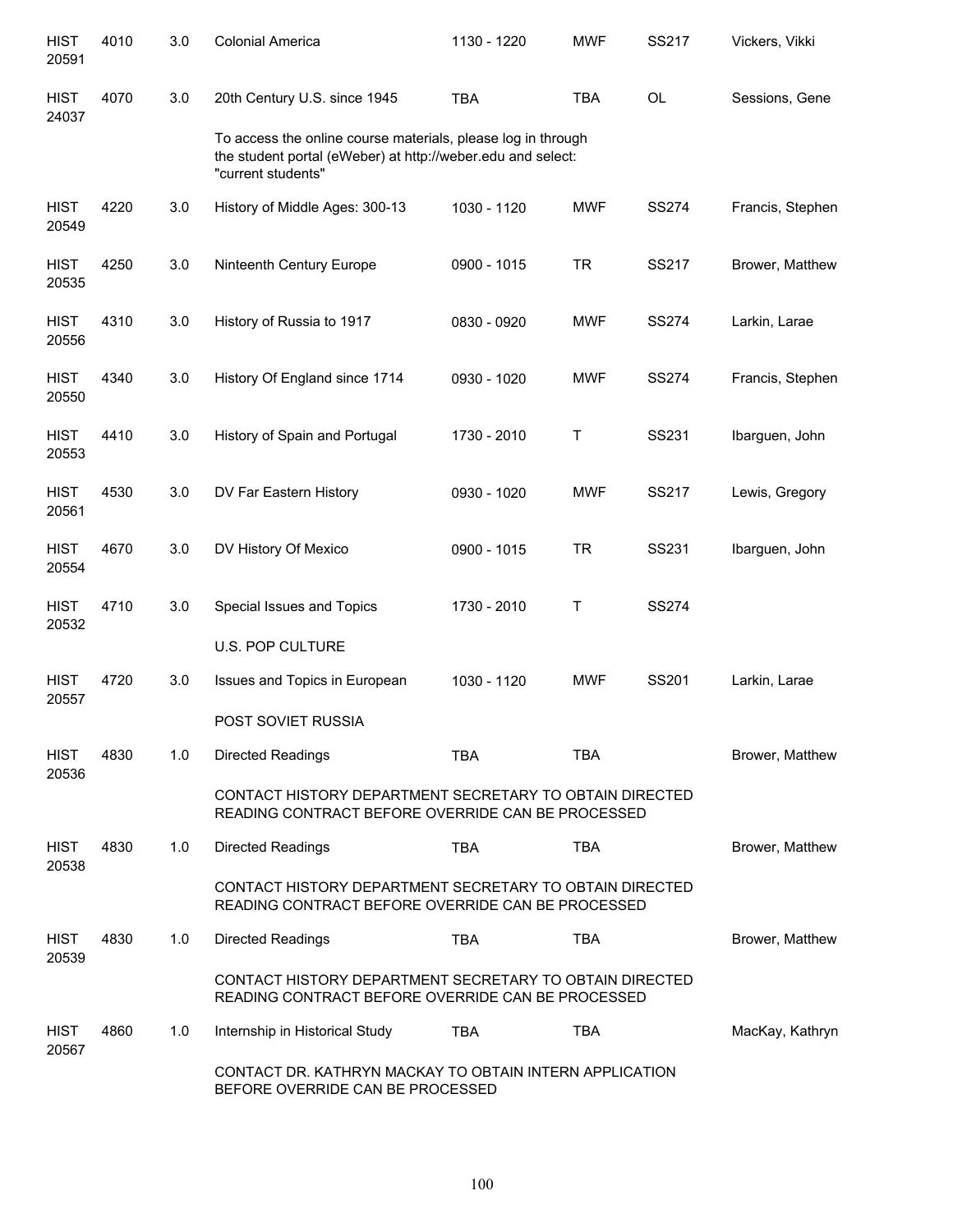| | | | | | | | |
|---|---|---|---|---|---|---|---|
| HIST 20591 | 4010 | 3.0 | Colonial America | 1130 - 1220 | MWF | SS217 | Vickers, Vikki |
| HIST 24037 | 4070 | 3.0 | 20th Century U.S. since 1945 | TBA | TBA | OL | Sessions, Gene |
| | | | To access the online course materials, please log in through the student portal (eWeber) at http://weber.edu and select: "current students" | | | | |
| HIST 20549 | 4220 | 3.0 | History of Middle Ages: 300-13 | 1030 - 1120 | MWF | SS274 | Francis, Stephen |
| HIST 20535 | 4250 | 3.0 | Ninteenth Century Europe | 0900 - 1015 | TR | SS217 | Brower, Matthew |
| HIST 20556 | 4310 | 3.0 | History of Russia to 1917 | 0830 - 0920 | MWF | SS274 | Larkin, Larae |
| HIST 20550 | 4340 | 3.0 | History Of England since 1714 | 0930 - 1020 | MWF | SS274 | Francis, Stephen |
| HIST 20553 | 4410 | 3.0 | History of Spain and Portugal | 1730 - 2010 | T | SS231 | Ibarguen, John |
| HIST 20561 | 4530 | 3.0 | DV Far Eastern History | 0930 - 1020 | MWF | SS217 | Lewis, Gregory |
| HIST 20554 | 4670 | 3.0 | DV History Of Mexico | 0900 - 1015 | TR | SS231 | Ibarguen, John |
| HIST 20532 | 4710 | 3.0 | Special Issues and Topics | 1730 - 2010 | T | SS274 | |
| | | | U.S. POP CULTURE | | | | |
| HIST 20557 | 4720 | 3.0 | Issues and Topics in European | 1030 - 1120 | MWF | SS201 | Larkin, Larae |
| | | | POST SOVIET RUSSIA | | | | |
| HIST 20536 | 4830 | 1.0 | Directed Readings | TBA | TBA | | Brower, Matthew |
| | | | CONTACT HISTORY DEPARTMENT SECRETARY TO OBTAIN DIRECTED READING CONTRACT BEFORE OVERRIDE CAN BE PROCESSED | | | | |
| HIST 20538 | 4830 | 1.0 | Directed Readings | TBA | TBA | | Brower, Matthew |
| | | | CONTACT HISTORY DEPARTMENT SECRETARY TO OBTAIN DIRECTED READING CONTRACT BEFORE OVERRIDE CAN BE PROCESSED | | | | |
| HIST 20539 | 4830 | 1.0 | Directed Readings | TBA | TBA | | Brower, Matthew |
| | | | CONTACT HISTORY DEPARTMENT SECRETARY TO OBTAIN DIRECTED READING CONTRACT BEFORE OVERRIDE CAN BE PROCESSED | | | | |
| HIST 20567 | 4860 | 1.0 | Internship in Historical Study | TBA | TBA | | MacKay, Kathryn |
| | | | CONTACT DR. KATHRYN MACKAY TO OBTAIN INTERN APPLICATION BEFORE OVERRIDE CAN BE PROCESSED | | | | |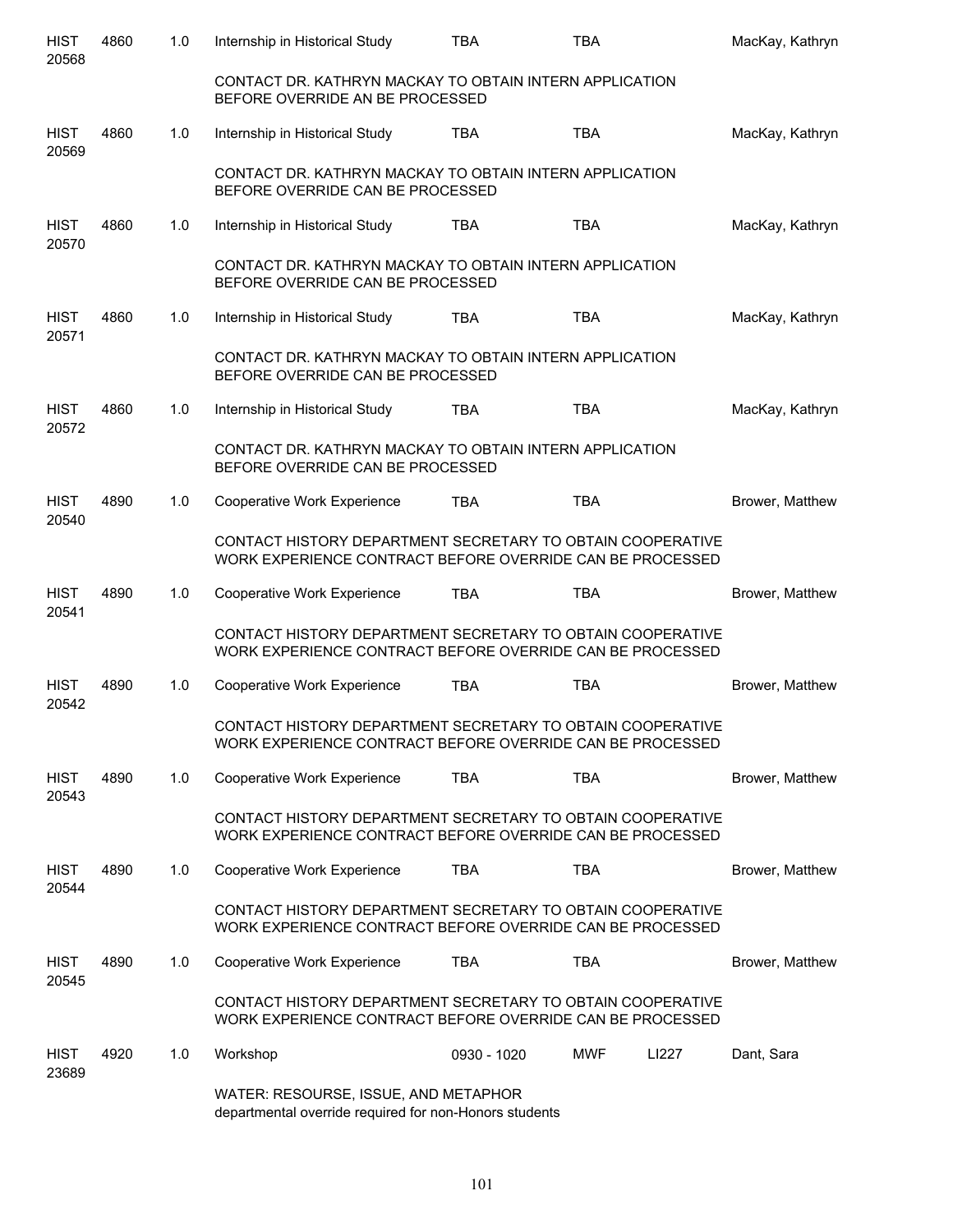| | | | | | | | |
|---|---|---|---|---|---|---|---|
| HIST 20568 | 4860 | 1.0 | Internship in Historical Study | TBA | TBA | | MacKay, Kathryn |
| | | | CONTACT DR. KATHRYN MACKAY TO OBTAIN INTERN APPLICATION BEFORE OVERRIDE AN BE PROCESSED | | | | |
| HIST 20569 | 4860 | 1.0 | Internship in Historical Study | TBA | TBA | | MacKay, Kathryn |
| | | | CONTACT DR. KATHRYN MACKAY TO OBTAIN INTERN APPLICATION BEFORE OVERRIDE CAN BE PROCESSED | | | | |
| HIST 20570 | 4860 | 1.0 | Internship in Historical Study | TBA | TBA | | MacKay, Kathryn |
| | | | CONTACT DR. KATHRYN MACKAY TO OBTAIN INTERN APPLICATION BEFORE OVERRIDE CAN BE PROCESSED | | | | |
| HIST 20571 | 4860 | 1.0 | Internship in Historical Study | TBA | TBA | | MacKay, Kathryn |
| | | | CONTACT DR. KATHRYN MACKAY TO OBTAIN INTERN APPLICATION BEFORE OVERRIDE CAN BE PROCESSED | | | | |
| HIST 20572 | 4860 | 1.0 | Internship in Historical Study | TBA | TBA | | MacKay, Kathryn |
| | | | CONTACT DR. KATHRYN MACKAY TO OBTAIN INTERN APPLICATION BEFORE OVERRIDE CAN BE PROCESSED | | | | |
| HIST 20540 | 4890 | 1.0 | Cooperative Work Experience | TBA | TBA | | Brower, Matthew |
| | | | CONTACT HISTORY DEPARTMENT SECRETARY TO OBTAIN COOPERATIVE WORK EXPERIENCE CONTRACT BEFORE OVERRIDE CAN BE PROCESSED | | | | |
| HIST 20541 | 4890 | 1.0 | Cooperative Work Experience | TBA | TBA | | Brower, Matthew |
| | | | CONTACT HISTORY DEPARTMENT SECRETARY TO OBTAIN COOPERATIVE WORK EXPERIENCE CONTRACT BEFORE OVERRIDE CAN BE PROCESSED | | | | |
| HIST 20542 | 4890 | 1.0 | Cooperative Work Experience | TBA | TBA | | Brower, Matthew |
| | | | CONTACT HISTORY DEPARTMENT SECRETARY TO OBTAIN COOPERATIVE WORK EXPERIENCE CONTRACT BEFORE OVERRIDE CAN BE PROCESSED | | | | |
| HIST 20543 | 4890 | 1.0 | Cooperative Work Experience | TBA | TBA | | Brower, Matthew |
| | | | CONTACT HISTORY DEPARTMENT SECRETARY TO OBTAIN COOPERATIVE WORK EXPERIENCE CONTRACT BEFORE OVERRIDE CAN BE PROCESSED | | | | |
| HIST 20544 | 4890 | 1.0 | Cooperative Work Experience | TBA | TBA | | Brower, Matthew |
| | | | CONTACT HISTORY DEPARTMENT SECRETARY TO OBTAIN COOPERATIVE WORK EXPERIENCE CONTRACT BEFORE OVERRIDE CAN BE PROCESSED | | | | |
| HIST 20545 | 4890 | 1.0 | Cooperative Work Experience | TBA | TBA | | Brower, Matthew |
| | | | CONTACT HISTORY DEPARTMENT SECRETARY TO OBTAIN COOPERATIVE WORK EXPERIENCE CONTRACT BEFORE OVERRIDE CAN BE PROCESSED | | | | |
| HIST 23689 | 4920 | 1.0 | Workshop | 0930 - 1020 | MWF | LI227 | Dant, Sara |
| | | | WATER: RESOURSE, ISSUE, AND METAPHOR departmental override required for non-Honors students | | | | |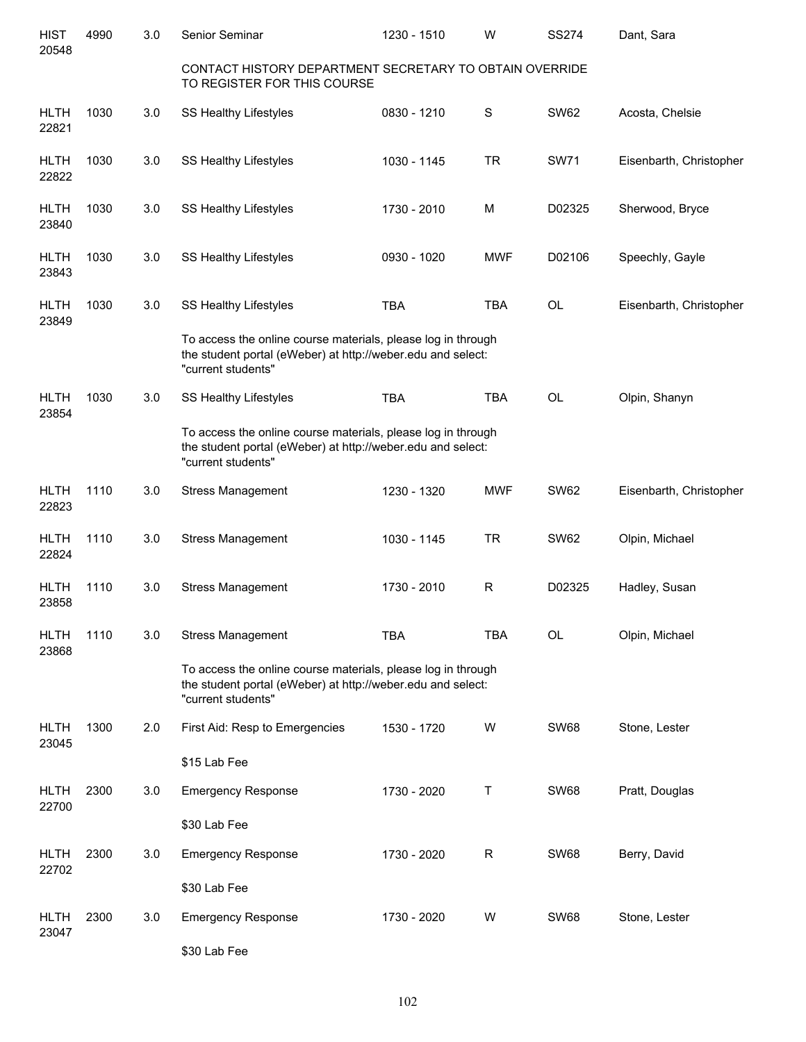| Subject/CRN | Course | Credits | Title | Time | Days | Room | Instructor |
|---|---|---|---|---|---|---|---|
| HIST 20548 | 4990 | 3.0 | Senior Seminar | 1230 - 1510 | W | SS274 | Dant, Sara |
| | | | CONTACT HISTORY DEPARTMENT SECRETARY TO OBTAIN OVERRIDE TO REGISTER FOR THIS COURSE | | | | |
| HLTH 22821 | 1030 | 3.0 | SS Healthy Lifestyles | 0830 - 1210 | S | SW62 | Acosta, Chelsie |
| HLTH 22822 | 1030 | 3.0 | SS Healthy Lifestyles | 1030 - 1145 | TR | SW71 | Eisenbarth, Christopher |
| HLTH 23840 | 1030 | 3.0 | SS Healthy Lifestyles | 1730 - 2010 | M | D02325 | Sherwood, Bryce |
| HLTH 23843 | 1030 | 3.0 | SS Healthy Lifestyles | 0930 - 1020 | MWF | D02106 | Speechly, Gayle |
| HLTH 23849 | 1030 | 3.0 | SS Healthy Lifestyles | TBA | TBA | OL | Eisenbarth, Christopher |
| | | | To access the online course materials, please log in through the student portal (eWeber) at http://weber.edu and select: "current students" | | | | |
| HLTH 23854 | 1030 | 3.0 | SS Healthy Lifestyles | TBA | TBA | OL | Olpin, Shanyn |
| | | | To access the online course materials, please log in through the student portal (eWeber) at http://weber.edu and select: "current students" | | | | |
| HLTH 22823 | 1110 | 3.0 | Stress Management | 1230 - 1320 | MWF | SW62 | Eisenbarth, Christopher |
| HLTH 22824 | 1110 | 3.0 | Stress Management | 1030 - 1145 | TR | SW62 | Olpin, Michael |
| HLTH 23858 | 1110 | 3.0 | Stress Management | 1730 - 2010 | R | D02325 | Hadley, Susan |
| HLTH 23868 | 1110 | 3.0 | Stress Management | TBA | TBA | OL | Olpin, Michael |
| | | | To access the online course materials, please log in through the student portal (eWeber) at http://weber.edu and select: "current students" | | | | |
| HLTH 23045 | 1300 | 2.0 | First Aid: Resp to Emergencies | 1530 - 1720 | W | SW68 | Stone, Lester |
| | | | $15 Lab Fee | | | | |
| HLTH 22700 | 2300 | 3.0 | Emergency Response | 1730 - 2020 | T | SW68 | Pratt, Douglas |
| | | | $30 Lab Fee | | | | |
| HLTH 22702 | 2300 | 3.0 | Emergency Response | 1730 - 2020 | R | SW68 | Berry, David |
| | | | $30 Lab Fee | | | | |
| HLTH 23047 | 2300 | 3.0 | Emergency Response | 1730 - 2020 | W | SW68 | Stone, Lester |
| | | | $30 Lab Fee | | | | |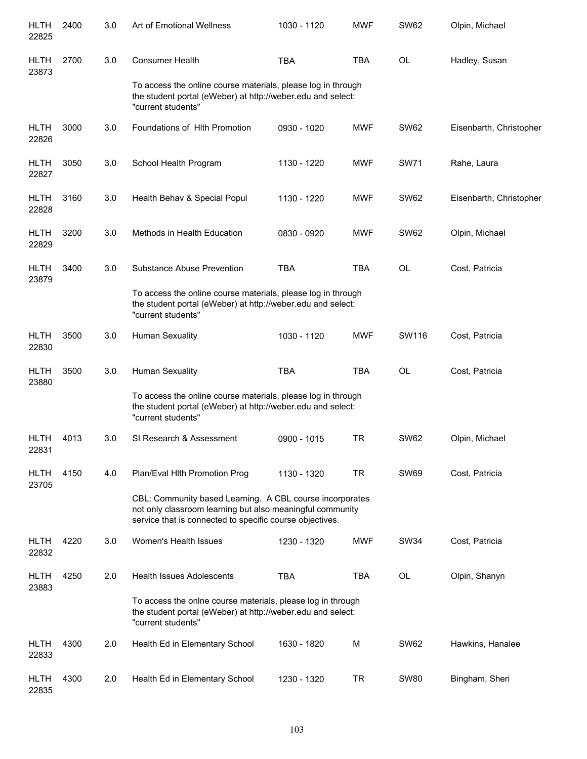| | | | | | | | |
|---|---|---|---|---|---|---|---|
| HLTH 22825 | 2400 | 3.0 | Art of Emotional Wellness | 1030 - 1120 | MWF | SW62 | Olpin, Michael |
| HLTH 23873 | 2700 | 3.0 | Consumer Health | TBA | TBA | OL | Hadley, Susan |
| | | | To access the online course materials, please log in through the student portal (eWeber) at http://weber.edu and select: "current students" | | | | |
| HLTH 22826 | 3000 | 3.0 | Foundations of Hlth Promotion | 0930 - 1020 | MWF | SW62 | Eisenbarth, Christopher |
| HLTH 22827 | 3050 | 3.0 | School Health Program | 1130 - 1220 | MWF | SW71 | Rahe, Laura |
| HLTH 22828 | 3160 | 3.0 | Health Behav & Special Popul | 1130 - 1220 | MWF | SW62 | Eisenbarth, Christopher |
| HLTH 22829 | 3200 | 3.0 | Methods in Health Education | 0830 - 0920 | MWF | SW62 | Olpin, Michael |
| HLTH 23879 | 3400 | 3.0 | Substance Abuse Prevention | TBA | TBA | OL | Cost, Patricia |
| | | | To access the online course materials, please log in through the student portal (eWeber) at http://weber.edu and select: "current students" | | | | |
| HLTH 22830 | 3500 | 3.0 | Human Sexuality | 1030 - 1120 | MWF | SW116 | Cost, Patricia |
| HLTH 23880 | 3500 | 3.0 | Human Sexuality | TBA | TBA | OL | Cost, Patricia |
| | | | To access the online course materials, please log in through the student portal (eWeber) at http://weber.edu and select: "current students" | | | | |
| HLTH 22831 | 4013 | 3.0 | SI Research & Assessment | 0900 - 1015 | TR | SW62 | Olpin, Michael |
| HLTH 23705 | 4150 | 4.0 | Plan/Eval Hlth Promotion Prog | 1130 - 1320 | TR | SW69 | Cost, Patricia |
| | | | CBL: Community based Learning. A CBL course incorporates not only classroom learning but also meaningful community service that is connected to specific course objectives. | | | | |
| HLTH 22832 | 4220 | 3.0 | Women's Health Issues | 1230 - 1320 | MWF | SW34 | Cost, Patricia |
| HLTH 23883 | 4250 | 2.0 | Health Issues Adolescents | TBA | TBA | OL | Olpin, Shanyn |
| | | | To access the onlne course materials, please log in through the student portal (eWeber) at http://weber.edu and select: "current students" | | | | |
| HLTH 22833 | 4300 | 2.0 | Health Ed in Elementary School | 1630 - 1820 | M | SW62 | Hawkins, Hanalee |
| HLTH 22835 | 4300 | 2.0 | Health Ed in Elementary School | 1230 - 1320 | TR | SW80 | Bingham, Sheri |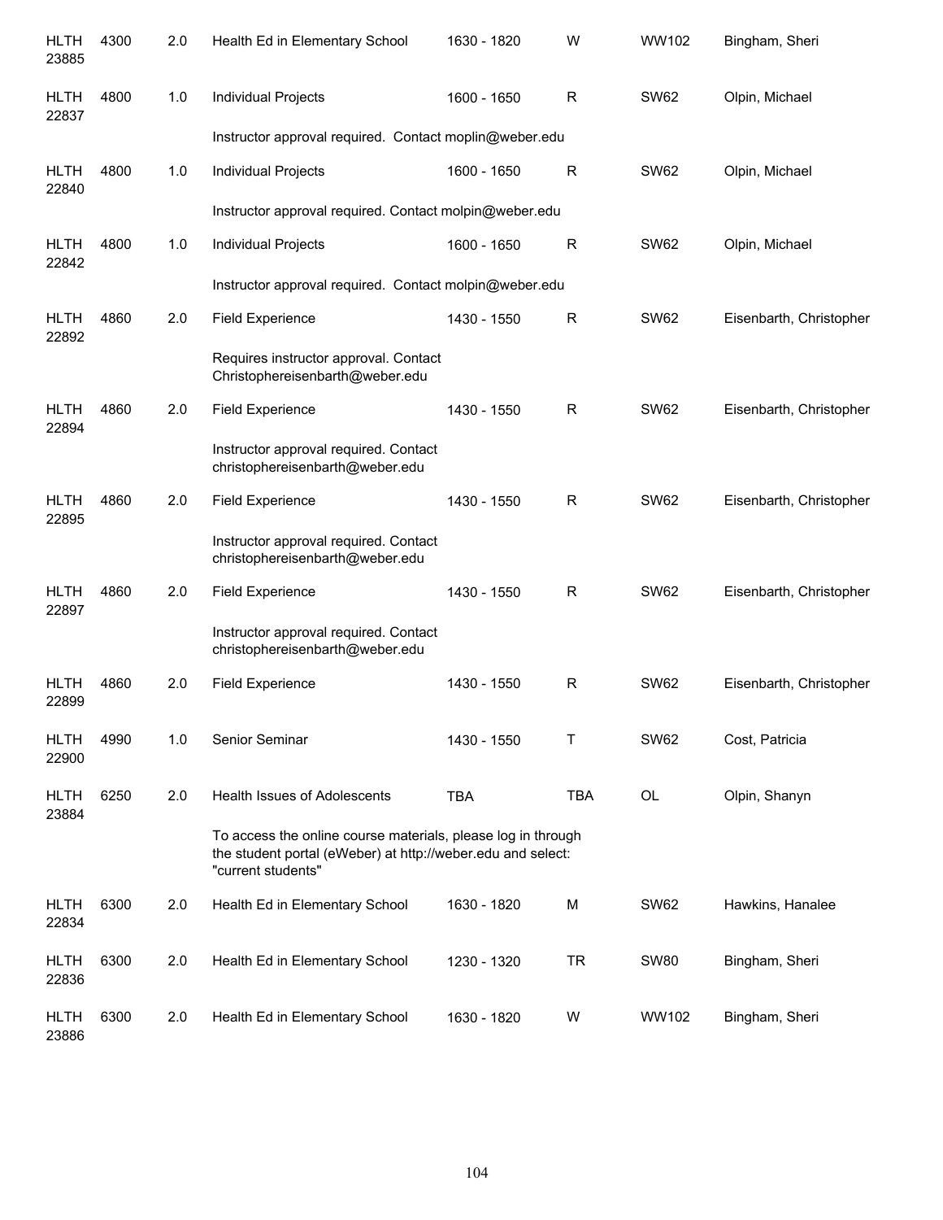| | | | | | | | |
|---|---|---|---|---|---|---|---|
| HLTH 23885 | 4300 | 2.0 | Health Ed in Elementary School | 1630 - 1820 | W | WW102 | Bingham, Sheri |
| HLTH 22837 | 4800 | 1.0 | Individual Projects | 1600 - 1650 | R | SW62 | Olpin, Michael |
| | | | Instructor approval required. Contact moplin@weber.edu | | | | |
| HLTH 22840 | 4800 | 1.0 | Individual Projects | 1600 - 1650 | R | SW62 | Olpin, Michael |
| | | | Instructor approval required. Contact molpin@weber.edu | | | | |
| HLTH 22842 | 4800 | 1.0 | Individual Projects | 1600 - 1650 | R | SW62 | Olpin, Michael |
| | | | Instructor approval required. Contact molpin@weber.edu | | | | |
| HLTH 22892 | 4860 | 2.0 | Field Experience | 1430 - 1550 | R | SW62 | Eisenbarth, Christopher |
| | | | Requires instructor approval. Contact Christophereisenbarth@weber.edu | | | | |
| HLTH 22894 | 4860 | 2.0 | Field Experience | 1430 - 1550 | R | SW62 | Eisenbarth, Christopher |
| | | | Instructor approval required. Contact christophereisenbarth@weber.edu | | | | |
| HLTH 22895 | 4860 | 2.0 | Field Experience | 1430 - 1550 | R | SW62 | Eisenbarth, Christopher |
| | | | Instructor approval required. Contact christophereisenbarth@weber.edu | | | | |
| HLTH 22897 | 4860 | 2.0 | Field Experience | 1430 - 1550 | R | SW62 | Eisenbarth, Christopher |
| | | | Instructor approval required. Contact christophereisenbarth@weber.edu | | | | |
| HLTH 22899 | 4860 | 2.0 | Field Experience | 1430 - 1550 | R | SW62 | Eisenbarth, Christopher |
| HLTH 22900 | 4990 | 1.0 | Senior Seminar | 1430 - 1550 | T | SW62 | Cost, Patricia |
| HLTH 23884 | 6250 | 2.0 | Health Issues of Adolescents | TBA | TBA | OL | Olpin, Shanyn |
| | | | To access the online course materials, please log in through the student portal (eWeber) at http://weber.edu and select: "current students" | | | | |
| HLTH 22834 | 6300 | 2.0 | Health Ed in Elementary School | 1630 - 1820 | M | SW62 | Hawkins, Hanalee |
| HLTH 22836 | 6300 | 2.0 | Health Ed in Elementary School | 1230 - 1320 | TR | SW80 | Bingham, Sheri |
| HLTH 23886 | 6300 | 2.0 | Health Ed in Elementary School | 1630 - 1820 | W | WW102 | Bingham, Sheri |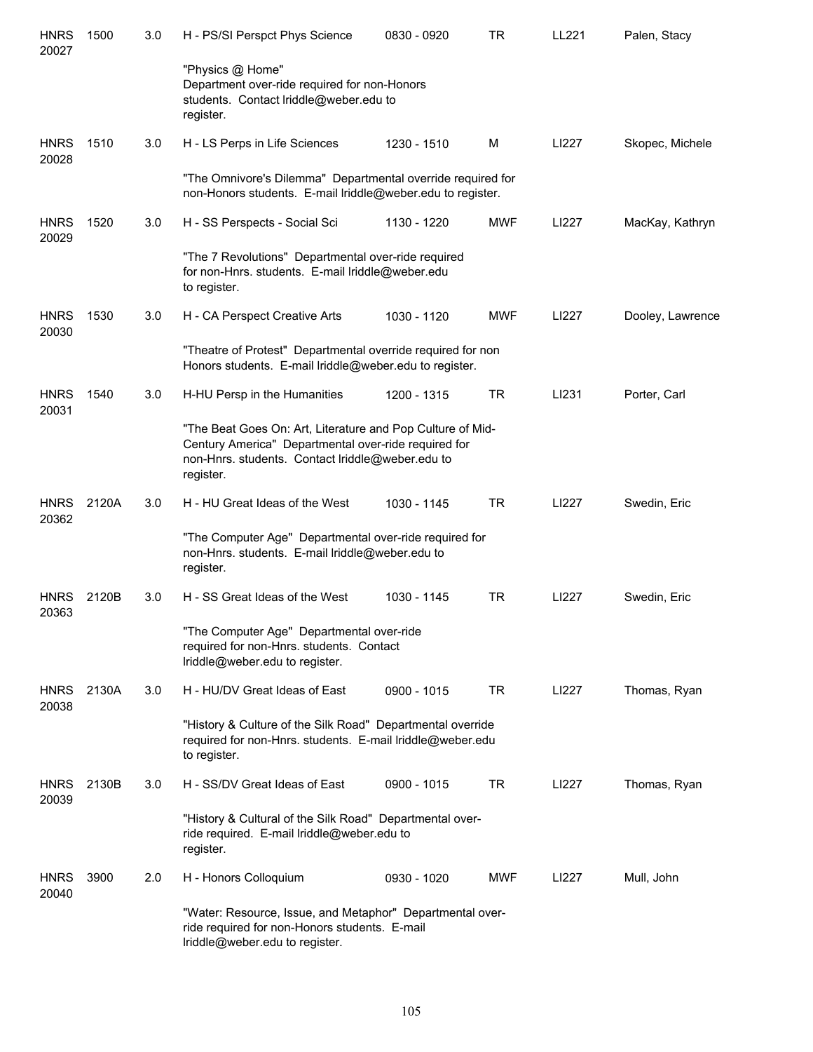| | | | | | | | |
|---|---|---|---|---|---|---|---|
| HNRS 20027 | 1500 | 3.0 | H - PS/SI Perspct Phys Science | 0830 - 0920 | TR | LL221 | Palen, Stacy |
| | | | "Physics @ Home" Department over-ride required for non-Honors students. Contact lriddle@weber.edu to register. | | | | |
| HNRS 20028 | 1510 | 3.0 | H - LS Perps in Life Sciences | 1230 - 1510 | M | LI227 | Skopec, Michele |
| | | | "The Omnivore's Dilemma" Departmental override required for non-Honors students. E-mail lriddle@weber.edu to register. | | | | |
| HNRS 20029 | 1520 | 3.0 | H - SS Perspects - Social Sci | 1130 - 1220 | MWF | LI227 | MacKay, Kathryn |
| | | | "The 7 Revolutions" Departmental over-ride required for non-Hnrs. students. E-mail lriddle@weber.edu to register. | | | | |
| HNRS 20030 | 1530 | 3.0 | H - CA Perspect Creative Arts | 1030 - 1120 | MWF | LI227 | Dooley, Lawrence |
| | | | "Theatre of Protest" Departmental override required for non Honors students. E-mail lriddle@weber.edu to register. | | | | |
| HNRS 20031 | 1540 | 3.0 | H-HU Persp in the Humanities | 1200 - 1315 | TR | LI231 | Porter, Carl |
| | | | "The Beat Goes On: Art, Literature and Pop Culture of Mid-Century America" Departmental over-ride required for non-Hnrs. students. Contact lriddle@weber.edu to register. | | | | |
| HNRS 20362 | 2120A | 3.0 | H - HU Great Ideas of the West | 1030 - 1145 | TR | LI227 | Swedin, Eric |
| | | | "The Computer Age" Departmental over-ride required for non-Hnrs. students. E-mail lriddle@weber.edu to register. | | | | |
| HNRS 20363 | 2120B | 3.0 | H - SS Great Ideas of the West | 1030 - 1145 | TR | LI227 | Swedin, Eric |
| | | | "The Computer Age" Departmental over-ride required for non-Hnrs. students. Contact lriddle@weber.edu to register. | | | | |
| HNRS 20038 | 2130A | 3.0 | H - HU/DV Great Ideas of East | 0900 - 1015 | TR | LI227 | Thomas, Ryan |
| | | | "History & Culture of the Silk Road" Departmental override required for non-Hnrs. students. E-mail lriddle@weber.edu to register. | | | | |
| HNRS 20039 | 2130B | 3.0 | H - SS/DV Great Ideas of East | 0900 - 1015 | TR | LI227 | Thomas, Ryan |
| | | | "History & Cultural of the Silk Road" Departmental over-ride required. E-mail lriddle@weber.edu to register. | | | | |
| HNRS 20040 | 3900 | 2.0 | H - Honors Colloquium | 0930 - 1020 | MWF | LI227 | Mull, John |
| | | | "Water: Resource, Issue, and Metaphor" Departmental over-ride required for non-Honors students. E-mail lriddle@weber.edu to register. | | | | |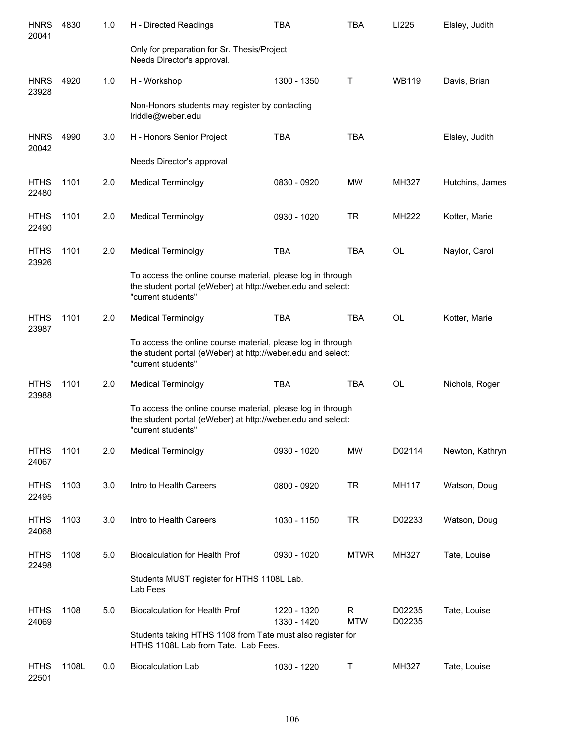| Course | Number | Credits | Title | Time | Days | Room | Instructor |
|---|---|---|---|---|---|---|---|
| HNRS 20041 | 4830 | 1.0 | H - Directed Readings | TBA | TBA | LI225 | Elsley, Judith |
| | | | Only for preparation for Sr. Thesis/Project Needs Director's approval. | | | | |
| HNRS 23928 | 4920 | 1.0 | H - Workshop | 1300 - 1350 | T | WB119 | Davis, Brian |
| | | | Non-Honors students may register by contacting lriddle@weber.edu | | | | |
| HNRS 20042 | 4990 | 3.0 | H - Honors Senior Project | TBA | TBA | | Elsley, Judith |
| | | | Needs Director's approval | | | | |
| HTHS 22480 | 1101 | 2.0 | Medical Terminolgy | 0830 - 0920 | MW | MH327 | Hutchins, James |
| HTHS 22490 | 1101 | 2.0 | Medical Terminolgy | 0930 - 1020 | TR | MH222 | Kotter, Marie |
| HTHS 23926 | 1101 | 2.0 | Medical Terminolgy | TBA | TBA | OL | Naylor, Carol |
| | | | To access the online course material, please log in through the student portal (eWeber) at http://weber.edu and select: "current students" | | | | |
| HTHS 23987 | 1101 | 2.0 | Medical Terminolgy | TBA | TBA | OL | Kotter, Marie |
| | | | To access the online course material, please log in through the student portal (eWeber) at http://weber.edu and select: "current students" | | | | |
| HTHS 23988 | 1101 | 2.0 | Medical Terminolgy | TBA | TBA | OL | Nichols, Roger |
| | | | To access the online course material, please log in through the student portal (eWeber) at http://weber.edu and select: "current students" | | | | |
| HTHS 24067 | 1101 | 2.0 | Medical Terminolgy | 0930 - 1020 | MW | D02114 | Newton, Kathryn |
| HTHS 22495 | 1103 | 3.0 | Intro to Health Careers | 0800 - 0920 | TR | MH117 | Watson, Doug |
| HTHS 24068 | 1103 | 3.0 | Intro to Health Careers | 1030 - 1150 | TR | D02233 | Watson, Doug |
| HTHS 22498 | 1108 | 5.0 | Biocalculation for Health Prof | 0930 - 1020 | MTWR | MH327 | Tate, Louise |
| | | | Students MUST register for HTHS 1108L Lab. Lab Fees | | | | |
| HTHS 24069 | 1108 | 5.0 | Biocalculation for Health Prof | 1220 - 1320<br>1330 - 1420 | R<br>MTW | D02235<br>D02235 | Tate, Louise |
| | | | Students taking HTHS 1108 from Tate must also register for HTHS 1108L Lab from Tate. Lab Fees. | | | | |
| HTHS 22501 | 1108L | 0.0 | Biocalculation Lab | 1030 - 1220 | T | MH327 | Tate, Louise |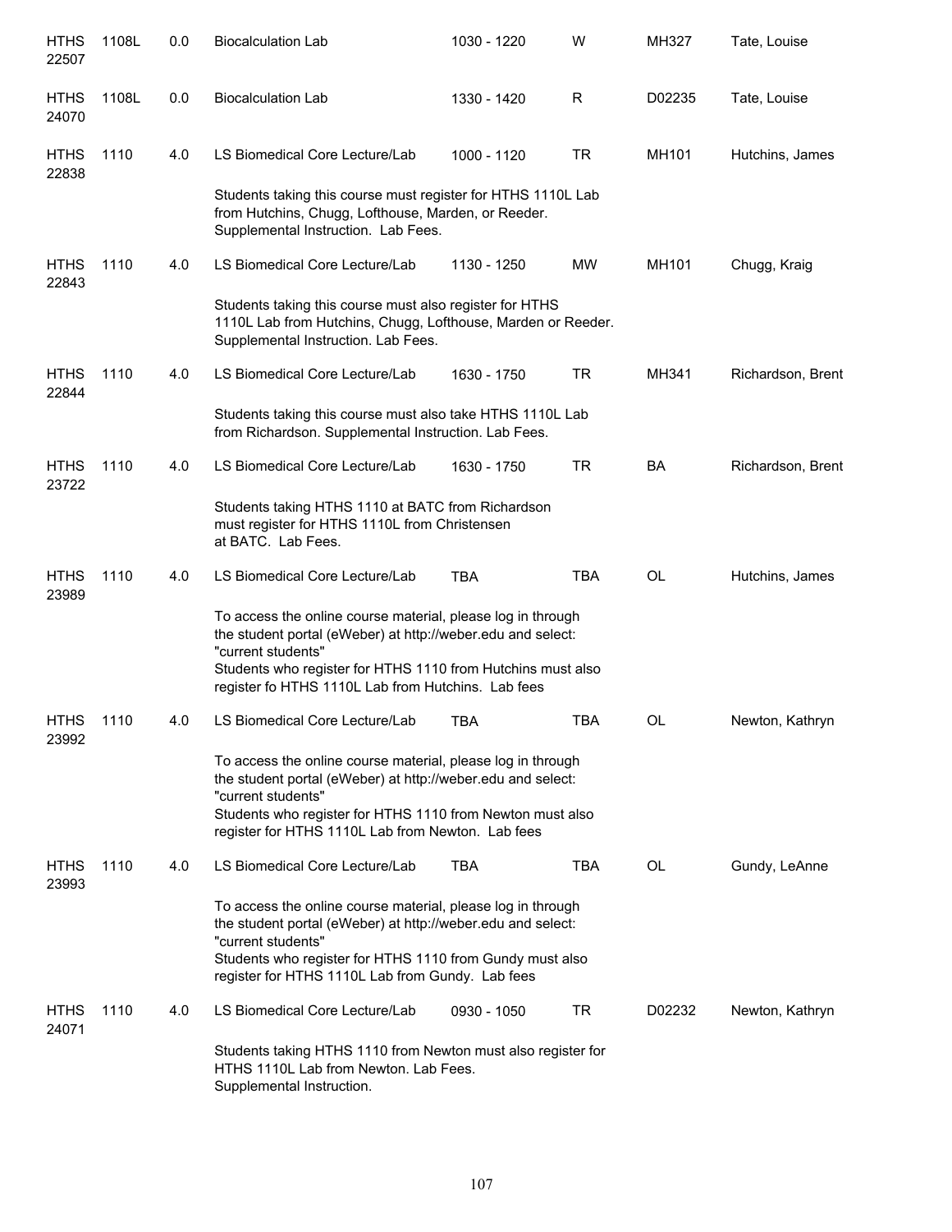| | | | | | | | |
|---|---|---|---|---|---|---|---|
| HTHS 22507 | 1108L | 0.0 | Biocalculation Lab | 1030 - 1220 | W | MH327 | Tate, Louise |
| HTHS 24070 | 1108L | 0.0 | Biocalculation Lab | 1330 - 1420 | R | D02235 | Tate, Louise |
| HTHS 22838 | 1110 | 4.0 | LS Biomedical Core Lecture/Lab | 1000 - 1120 | TR | MH101 | Hutchins, James |
| | | | Students taking this course must register for HTHS 1110L Lab from Hutchins, Chugg, Lofthouse, Marden, or Reeder. Supplemental Instruction. Lab Fees. | | | | |
| HTHS 22843 | 1110 | 4.0 | LS Biomedical Core Lecture/Lab | 1130 - 1250 | MW | MH101 | Chugg, Kraig |
| | | | Students taking this course must also register for HTHS 1110L Lab from Hutchins, Chugg, Lofthouse, Marden or Reeder. Supplemental Instruction. Lab Fees. | | | | |
| HTHS 22844 | 1110 | 4.0 | LS Biomedical Core Lecture/Lab | 1630 - 1750 | TR | MH341 | Richardson, Brent |
| | | | Students taking this course must also take HTHS 1110L Lab from Richardson. Supplemental Instruction. Lab Fees. | | | | |
| HTHS 23722 | 1110 | 4.0 | LS Biomedical Core Lecture/Lab | 1630 - 1750 | TR | BA | Richardson, Brent |
| | | | Students taking HTHS 1110 at BATC from Richardson must register for HTHS 1110L from Christensen at BATC. Lab Fees. | | | | |
| HTHS 23989 | 1110 | 4.0 | LS Biomedical Core Lecture/Lab | TBA | TBA | OL | Hutchins, James |
| | | | To access the online course material, please log in through the student portal (eWeber) at http://weber.edu and select: "current students" Students who register for HTHS 1110 from Hutchins must also register fo HTHS 1110L Lab from Hutchins. Lab fees | | | | |
| HTHS 23992 | 1110 | 4.0 | LS Biomedical Core Lecture/Lab | TBA | TBA | OL | Newton, Kathryn |
| | | | To access the online course material, please log in through the student portal (eWeber) at http://weber.edu and select: "current students" Students who register for HTHS 1110 from Newton must also register for HTHS 1110L Lab from Newton. Lab fees | | | | |
| HTHS 23993 | 1110 | 4.0 | LS Biomedical Core Lecture/Lab | TBA | TBA | OL | Gundy, LeAnne |
| | | | To access the online course material, please log in through the student portal (eWeber) at http://weber.edu and select: "current students" Students who register for HTHS 1110 from Gundy must also register for HTHS 1110L Lab from Gundy. Lab fees | | | | |
| HTHS 24071 | 1110 | 4.0 | LS Biomedical Core Lecture/Lab | 0930 - 1050 | TR | D02232 | Newton, Kathryn |
| | | | Students taking HTHS 1110 from Newton must also register for HTHS 1110L Lab from Newton. Lab Fees. Supplemental Instruction. | | | | |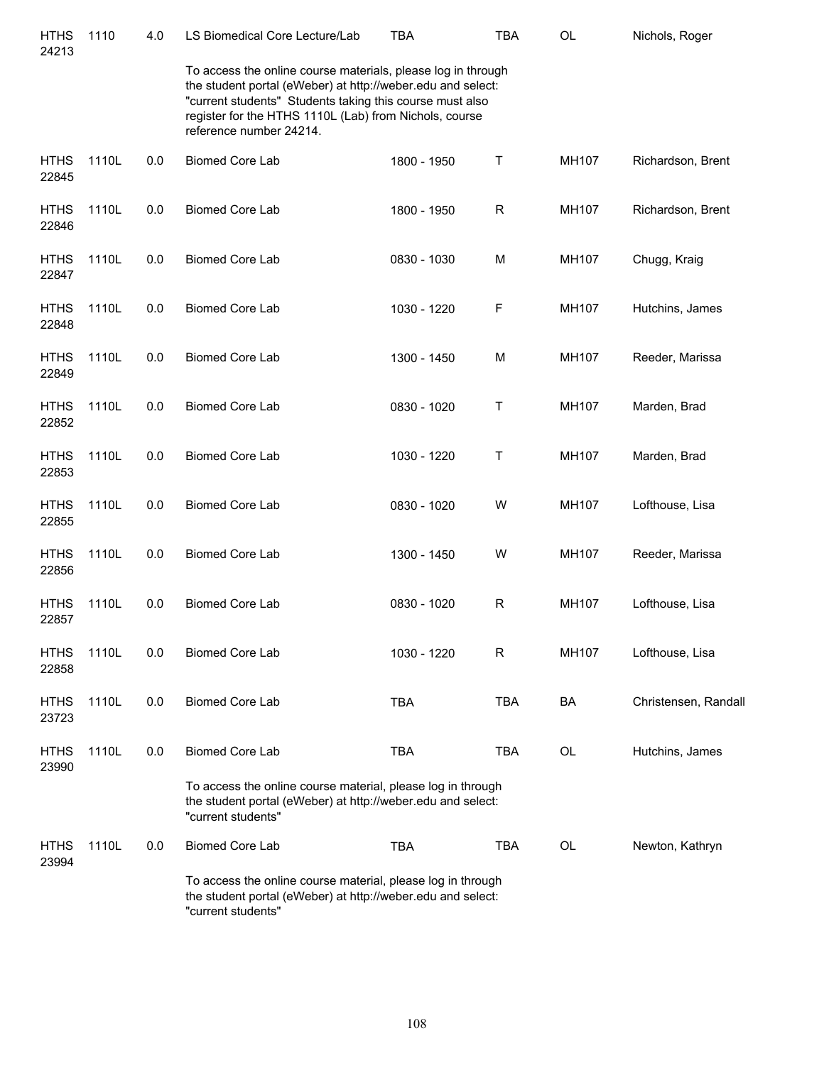| | | | | | | | |
|---|---|---|---|---|---|---|---|
| HTHS 24213 | 1110 | 4.0 | LS Biomedical Core Lecture/Lab | TBA | TBA | OL | Nichols, Roger |
| | | | To access the online course materials, please log in through the student portal (eWeber) at http://weber.edu and select: "current students" Students taking this course must also register for the HTHS 1110L (Lab) from Nichols, course reference number 24214. | | | | |
| HTHS 22845 | 1110L | 0.0 | Biomed Core Lab | 1800 - 1950 | T | MH107 | Richardson, Brent |
| HTHS 22846 | 1110L | 0.0 | Biomed Core Lab | 1800 - 1950 | R | MH107 | Richardson, Brent |
| HTHS 22847 | 1110L | 0.0 | Biomed Core Lab | 0830 - 1030 | M | MH107 | Chugg, Kraig |
| HTHS 22848 | 1110L | 0.0 | Biomed Core Lab | 1030 - 1220 | F | MH107 | Hutchins, James |
| HTHS 22849 | 1110L | 0.0 | Biomed Core Lab | 1300 - 1450 | M | MH107 | Reeder, Marissa |
| HTHS 22852 | 1110L | 0.0 | Biomed Core Lab | 0830 - 1020 | T | MH107 | Marden, Brad |
| HTHS 22853 | 1110L | 0.0 | Biomed Core Lab | 1030 - 1220 | T | MH107 | Marden, Brad |
| HTHS 22855 | 1110L | 0.0 | Biomed Core Lab | 0830 - 1020 | W | MH107 | Lofthouse, Lisa |
| HTHS 22856 | 1110L | 0.0 | Biomed Core Lab | 1300 - 1450 | W | MH107 | Reeder, Marissa |
| HTHS 22857 | 1110L | 0.0 | Biomed Core Lab | 0830 - 1020 | R | MH107 | Lofthouse, Lisa |
| HTHS 22858 | 1110L | 0.0 | Biomed Core Lab | 1030 - 1220 | R | MH107 | Lofthouse, Lisa |
| HTHS 23723 | 1110L | 0.0 | Biomed Core Lab | TBA | TBA | BA | Christensen, Randall |
| HTHS 23990 | 1110L | 0.0 | Biomed Core Lab | TBA | TBA | OL | Hutchins, James |
| | | | To access the online course material, please log in through the student portal (eWeber) at http://weber.edu and select: "current students" | | | | |
| HTHS 23994 | 1110L | 0.0 | Biomed Core Lab | TBA | TBA | OL | Newton, Kathryn |
| | | | To access the online course material, please log in through the student portal (eWeber) at http://weber.edu and select: "current students" | | | | |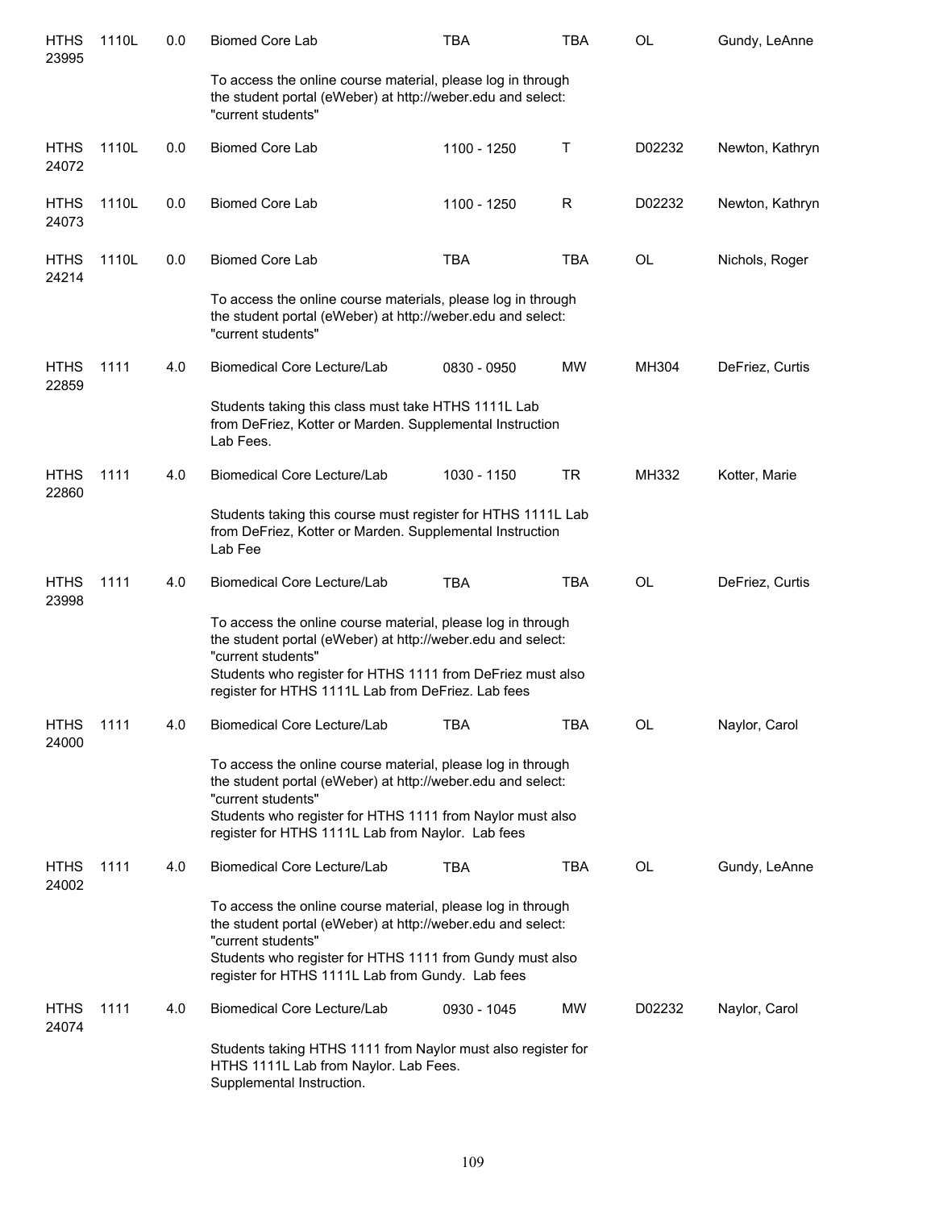| | | | | | | | |
|---|---|---|---|---|---|---|---|
| HTHS 23995 | 1110L | 0.0 | Biomed Core Lab | TBA | TBA | OL | Gundy, LeAnne |
| | | | To access the online course material, please log in through the student portal (eWeber) at http://weber.edu and select: "current students" | | | | |
| HTHS 24072 | 1110L | 0.0 | Biomed Core Lab | 1100 - 1250 | T | D02232 | Newton, Kathryn |
| HTHS 24073 | 1110L | 0.0 | Biomed Core Lab | 1100 - 1250 | R | D02232 | Newton, Kathryn |
| HTHS 24214 | 1110L | 0.0 | Biomed Core Lab | TBA | TBA | OL | Nichols, Roger |
| | | | To access the online course materials, please log in through the student portal (eWeber) at http://weber.edu and select: "current students" | | | | |
| HTHS 22859 | 1111 | 4.0 | Biomedical Core Lecture/Lab | 0830 - 0950 | MW | MH304 | DeFriez, Curtis |
| | | | Students taking this class must take HTHS 1111L Lab from DeFriez, Kotter or Marden. Supplemental Instruction Lab Fees. | | | | |
| HTHS 22860 | 1111 | 4.0 | Biomedical Core Lecture/Lab | 1030 - 1150 | TR | MH332 | Kotter, Marie |
| | | | Students taking this course must register for HTHS 1111L Lab from DeFriez, Kotter or Marden. Supplemental Instruction Lab Fee | | | | |
| HTHS 23998 | 1111 | 4.0 | Biomedical Core Lecture/Lab | TBA | TBA | OL | DeFriez, Curtis |
| | | | To access the online course material, please log in through the student portal (eWeber) at http://weber.edu and select: "current students" Students who register for HTHS 1111 from DeFriez must also register for HTHS 1111L Lab from DeFriez. Lab fees | | | | |
| HTHS 24000 | 1111 | 4.0 | Biomedical Core Lecture/Lab | TBA | TBA | OL | Naylor, Carol |
| | | | To access the online course material, please log in through the student portal (eWeber) at http://weber.edu and select: "current students" Students who register for HTHS 1111 from Naylor must also register for HTHS 1111L Lab from Naylor. Lab fees | | | | |
| HTHS 24002 | 1111 | 4.0 | Biomedical Core Lecture/Lab | TBA | TBA | OL | Gundy, LeAnne |
| | | | To access the online course material, please log in through the student portal (eWeber) at http://weber.edu and select: "current students" Students who register for HTHS 1111 from Gundy must also register for HTHS 1111L Lab from Gundy. Lab fees | | | | |
| HTHS 24074 | 1111 | 4.0 | Biomedical Core Lecture/Lab | 0930 - 1045 | MW | D02232 | Naylor, Carol |
| | | | Students taking HTHS 1111 from Naylor must also register for HTHS 1111L Lab from Naylor. Lab Fees. Supplemental Instruction. | | | | |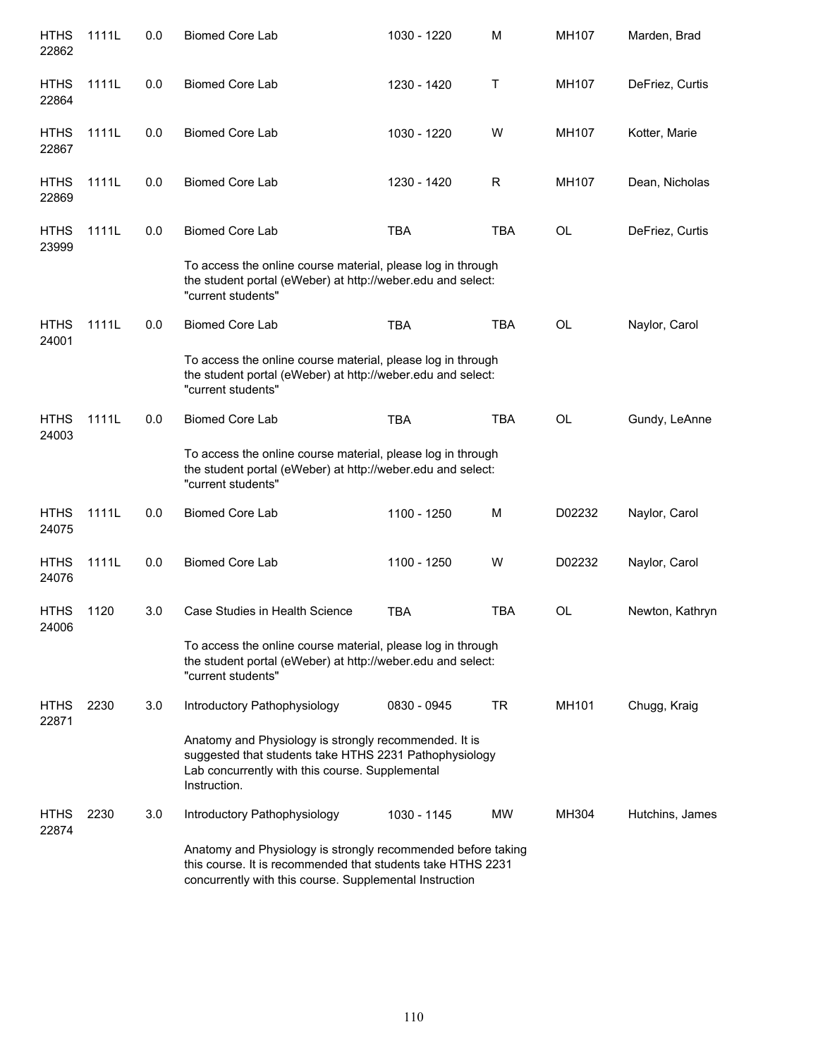| | | | | | | | |
|---|---|---|---|---|---|---|---|
| HTHS 22862 | 1111L | 0.0 | Biomed Core Lab | 1030 - 1220 | M | MH107 | Marden, Brad |
| HTHS 22864 | 1111L | 0.0 | Biomed Core Lab | 1230 - 1420 | T | MH107 | DeFriez, Curtis |
| HTHS 22867 | 1111L | 0.0 | Biomed Core Lab | 1030 - 1220 | W | MH107 | Kotter, Marie |
| HTHS 22869 | 1111L | 0.0 | Biomed Core Lab | 1230 - 1420 | R | MH107 | Dean, Nicholas |
| HTHS 23999 | 1111L | 0.0 | Biomed Core Lab | TBA | TBA | OL | DeFriez, Curtis |
| | | | To access the online course material, please log in through the student portal (eWeber) at http://weber.edu and select: "current students" | | | | |
| HTHS 24001 | 1111L | 0.0 | Biomed Core Lab | TBA | TBA | OL | Naylor, Carol |
| | | | To access the online course material, please log in through the student portal (eWeber) at http://weber.edu and select: "current students" | | | | |
| HTHS 24003 | 1111L | 0.0 | Biomed Core Lab | TBA | TBA | OL | Gundy, LeAnne |
| | | | To access the online course material, please log in through the student portal (eWeber) at http://weber.edu and select: "current students" | | | | |
| HTHS 24075 | 1111L | 0.0 | Biomed Core Lab | 1100 - 1250 | M | D02232 | Naylor, Carol |
| HTHS 24076 | 1111L | 0.0 | Biomed Core Lab | 1100 - 1250 | W | D02232 | Naylor, Carol |
| HTHS 24006 | 1120 | 3.0 | Case Studies in Health Science | TBA | TBA | OL | Newton, Kathryn |
| | | | To access the online course material, please log in through the student portal (eWeber) at http://weber.edu and select: "current students" | | | | |
| HTHS 22871 | 2230 | 3.0 | Introductory Pathophysiology | 0830 - 0945 | TR | MH101 | Chugg, Kraig |
| | | | Anatomy and Physiology is strongly recommended. It is suggested that students take HTHS 2231 Pathophysiology Lab concurrently with this course. Supplemental Instruction. | | | | |
| HTHS 22874 | 2230 | 3.0 | Introductory Pathophysiology | 1030 - 1145 | MW | MH304 | Hutchins, James |
| | | | Anatomy and Physiology is strongly recommended before taking this course. It is recommended that students take HTHS 2231 concurrently with this course. Supplemental Instruction | | | | |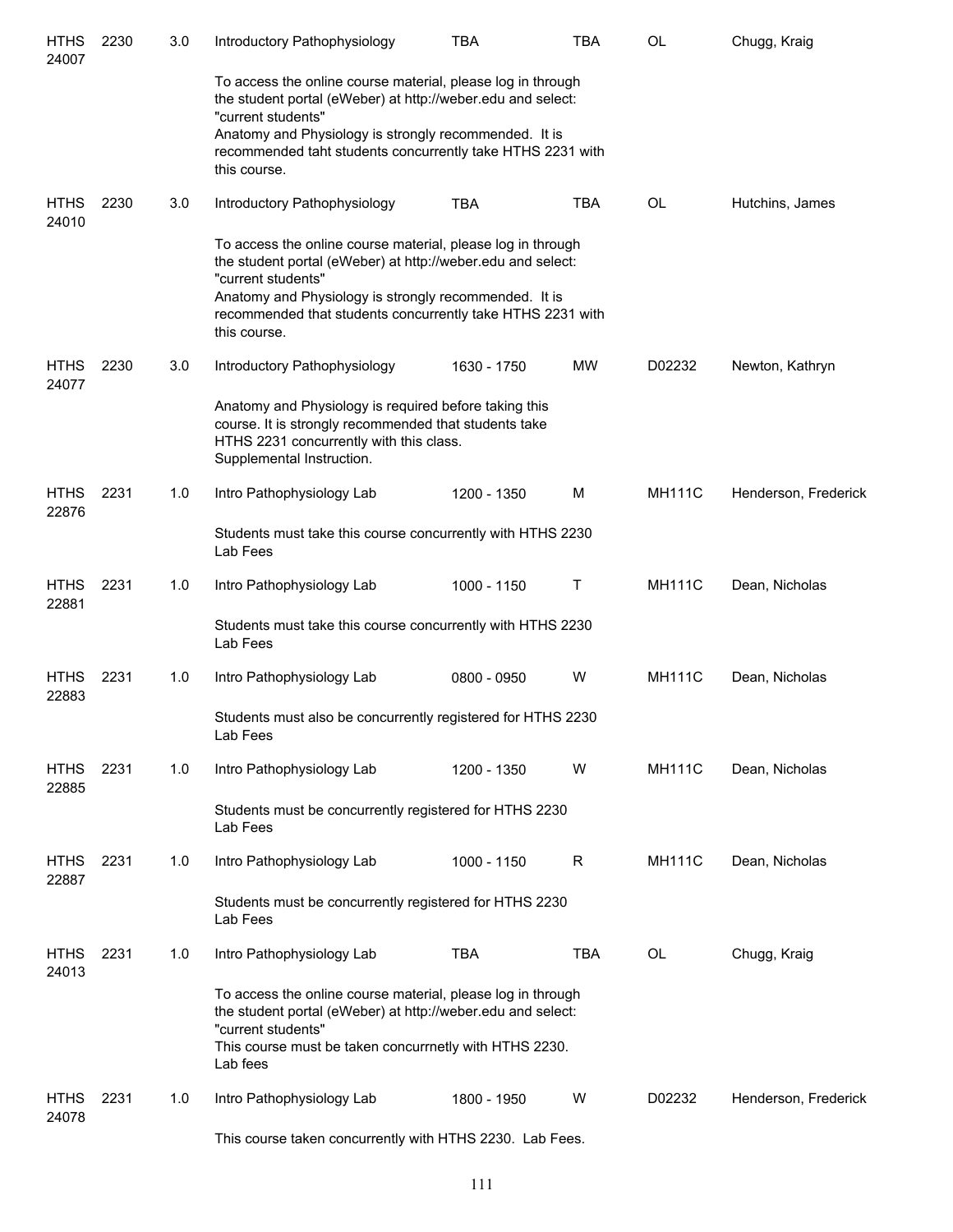| Subject/CRN | Course | Credits | Title | Time | Days | Room | Instructor |
|---|---|---|---|---|---|---|---|
| HTHS 24007 | 2230 | 3.0 | Introductory Pathophysiology | TBA | TBA | OL | Chugg, Kraig |
| | | | To access the online course material, please log in through the student portal (eWeber) at http://weber.edu and select: "current students" Anatomy and Physiology is strongly recommended. It is recommended taht students concurrently take HTHS 2231 with this course. | | | | |
| HTHS 24010 | 2230 | 3.0 | Introductory Pathophysiology | TBA | TBA | OL | Hutchins, James |
| | | | To access the online course material, please log in through the student portal (eWeber) at http://weber.edu and select: "current students" Anatomy and Physiology is strongly recommended. It is recommended that students concurrently take HTHS 2231 with this course. | | | | |
| HTHS 24077 | 2230 | 3.0 | Introductory Pathophysiology | 1630 - 1750 | MW | D02232 | Newton, Kathryn |
| | | | Anatomy and Physiology is required before taking this course. It is strongly recommended that students take HTHS 2231 concurrently with this class. Supplemental Instruction. | | | | |
| HTHS 22876 | 2231 | 1.0 | Intro Pathophysiology Lab | 1200 - 1350 | M | MH111C | Henderson, Frederick |
| | | | Students must take this course concurrently with HTHS 2230 Lab Fees | | | | |
| HTHS 22881 | 2231 | 1.0 | Intro Pathophysiology Lab | 1000 - 1150 | T | MH111C | Dean, Nicholas |
| | | | Students must take this course concurrently with HTHS 2230 Lab Fees | | | | |
| HTHS 22883 | 2231 | 1.0 | Intro Pathophysiology Lab | 0800 - 0950 | W | MH111C | Dean, Nicholas |
| | | | Students must also be concurrently registered for HTHS 2230 Lab Fees | | | | |
| HTHS 22885 | 2231 | 1.0 | Intro Pathophysiology Lab | 1200 - 1350 | W | MH111C | Dean, Nicholas |
| | | | Students must be concurrently registered for HTHS 2230 Lab Fees | | | | |
| HTHS 22887 | 2231 | 1.0 | Intro Pathophysiology Lab | 1000 - 1150 | R | MH111C | Dean, Nicholas |
| | | | Students must be concurrently registered for HTHS 2230 Lab Fees | | | | |
| HTHS 24013 | 2231 | 1.0 | Intro Pathophysiology Lab | TBA | TBA | OL | Chugg, Kraig |
| | | | To access the online course material, please log in through the student portal (eWeber) at http://weber.edu and select: "current students" This course must be taken concurrnetly with HTHS 2230. Lab fees | | | | |
| HTHS 24078 | 2231 | 1.0 | Intro Pathophysiology Lab | 1800 - 1950 | W | D02232 | Henderson, Frederick |
| | | | This course taken concurrently with HTHS 2230. Lab Fees. | | | | |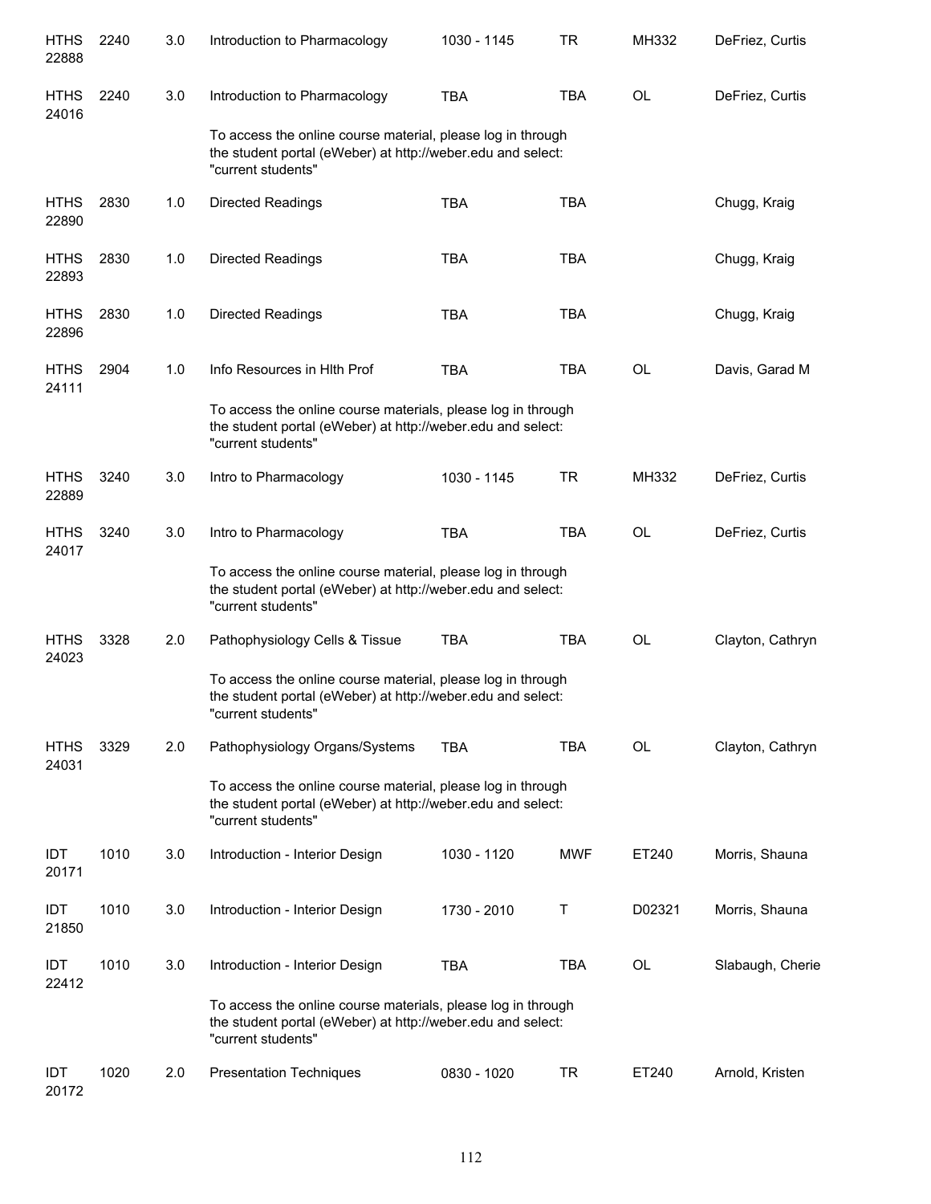| | | | | | | | |
|---|---|---|---|---|---|---|---|
| HTHS 22888 | 2240 | 3.0 | Introduction to Pharmacology | 1030 - 1145 | TR | MH332 | DeFriez, Curtis |
| HTHS 24016 | 2240 | 3.0 | Introduction to Pharmacology | TBA | TBA | OL | DeFriez, Curtis |
| | | | To access the online course material, please log in through the student portal (eWeber) at http://weber.edu and select: "current students" | | | | |
| HTHS 22890 | 2830 | 1.0 | Directed Readings | TBA | TBA | | Chugg, Kraig |
| HTHS 22893 | 2830 | 1.0 | Directed Readings | TBA | TBA | | Chugg, Kraig |
| HTHS 22896 | 2830 | 1.0 | Directed Readings | TBA | TBA | | Chugg, Kraig |
| HTHS 24111 | 2904 | 1.0 | Info Resources in Hlth Prof | TBA | TBA | OL | Davis, Garad M |
| | | | To access the online course materials, please log in through the student portal (eWeber) at http://weber.edu and select: "current students" | | | | |
| HTHS 22889 | 3240 | 3.0 | Intro to Pharmacology | 1030 - 1145 | TR | MH332 | DeFriez, Curtis |
| HTHS 24017 | 3240 | 3.0 | Intro to Pharmacology | TBA | TBA | OL | DeFriez, Curtis |
| | | | To access the online course material, please log in through the student portal (eWeber) at http://weber.edu and select: "current students" | | | | |
| HTHS 24023 | 3328 | 2.0 | Pathophysiology Cells & Tissue | TBA | TBA | OL | Clayton, Cathryn |
| | | | To access the online course material, please log in through the student portal (eWeber) at http://weber.edu and select: "current students" | | | | |
| HTHS 24031 | 3329 | 2.0 | Pathophysiology Organs/Systems | TBA | TBA | OL | Clayton, Cathryn |
| | | | To access the online course material, please log in through the student portal (eWeber) at http://weber.edu and select: "current students" | | | | |
| IDT 20171 | 1010 | 3.0 | Introduction - Interior Design | 1030 - 1120 | MWF | ET240 | Morris, Shauna |
| IDT 21850 | 1010 | 3.0 | Introduction - Interior Design | 1730 - 2010 | T | D02321 | Morris, Shauna |
| IDT 22412 | 1010 | 3.0 | Introduction - Interior Design | TBA | TBA | OL | Slabaugh, Cherie |
| | | | To access the online course materials, please log in through the student portal (eWeber) at http://weber.edu and select: "current students" | | | | |
| IDT 20172 | 1020 | 2.0 | Presentation Techniques | 0830 - 1020 | TR | ET240 | Arnold, Kristen |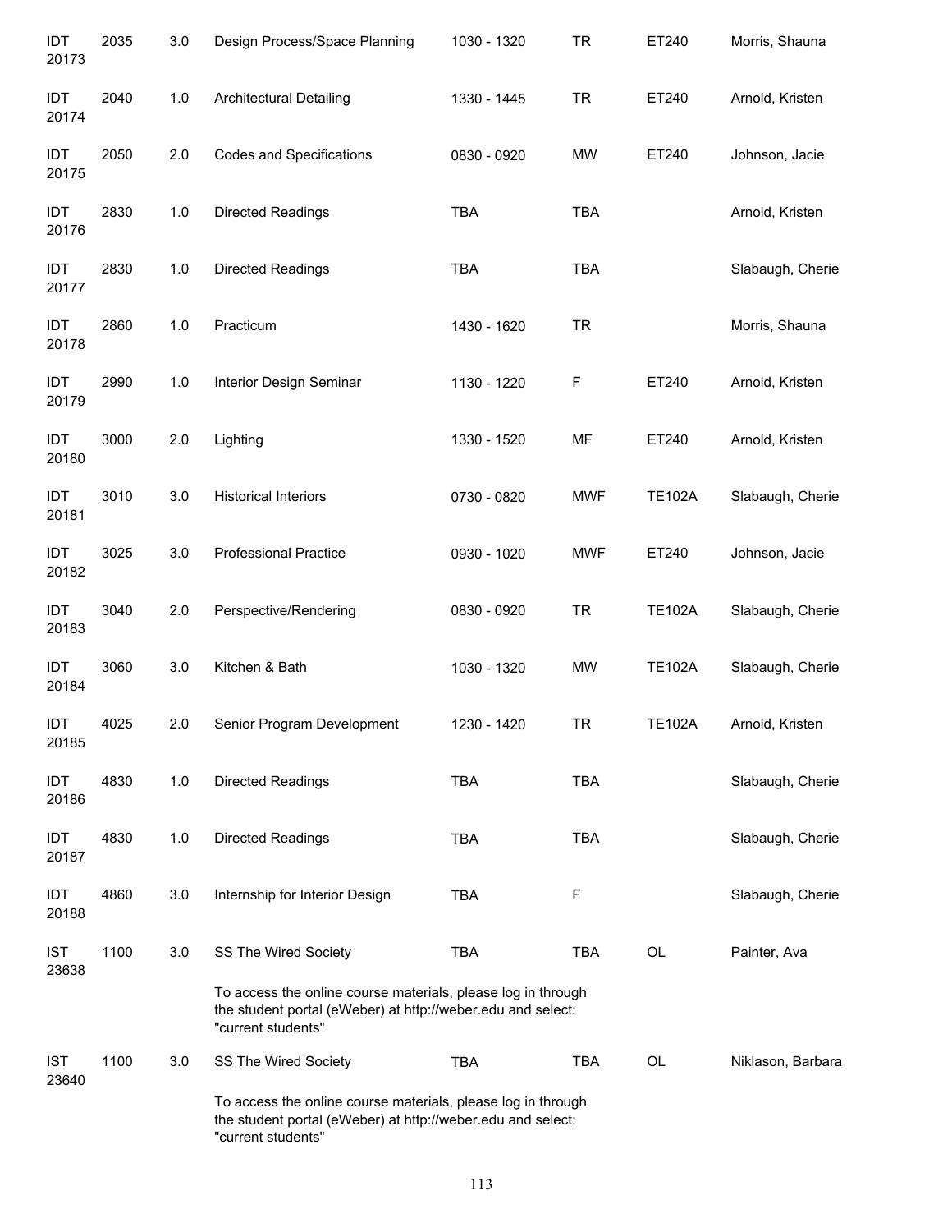| | | | | | | | |
|---|---|---|---|---|---|---|---|
| IDT 20173 | 2035 | 3.0 | Design Process/Space Planning | 1030 - 1320 | TR | ET240 | Morris, Shauna |
| IDT 20174 | 2040 | 1.0 | Architectural Detailing | 1330 - 1445 | TR | ET240 | Arnold, Kristen |
| IDT 20175 | 2050 | 2.0 | Codes and Specifications | 0830 - 0920 | MW | ET240 | Johnson, Jacie |
| IDT 20176 | 2830 | 1.0 | Directed Readings | TBA | TBA | | Arnold, Kristen |
| IDT 20177 | 2830 | 1.0 | Directed Readings | TBA | TBA | | Slabaugh, Cherie |
| IDT 20178 | 2860 | 1.0 | Practicum | 1430 - 1620 | TR | | Morris, Shauna |
| IDT 20179 | 2990 | 1.0 | Interior Design Seminar | 1130 - 1220 | F | ET240 | Arnold, Kristen |
| IDT 20180 | 3000 | 2.0 | Lighting | 1330 - 1520 | MF | ET240 | Arnold, Kristen |
| IDT 20181 | 3010 | 3.0 | Historical Interiors | 0730 - 0820 | MWF | TE102A | Slabaugh, Cherie |
| IDT 20182 | 3025 | 3.0 | Professional Practice | 0930 - 1020 | MWF | ET240 | Johnson, Jacie |
| IDT 20183 | 3040 | 2.0 | Perspective/Rendering | 0830 - 0920 | TR | TE102A | Slabaugh, Cherie |
| IDT 20184 | 3060 | 3.0 | Kitchen & Bath | 1030 - 1320 | MW | TE102A | Slabaugh, Cherie |
| IDT 20185 | 4025 | 2.0 | Senior Program Development | 1230 - 1420 | TR | TE102A | Arnold, Kristen |
| IDT 20186 | 4830 | 1.0 | Directed Readings | TBA | TBA | | Slabaugh, Cherie |
| IDT 20187 | 4830 | 1.0 | Directed Readings | TBA | TBA | | Slabaugh, Cherie |
| IDT 20188 | 4860 | 3.0 | Internship for Interior Design | TBA | F | | Slabaugh, Cherie |
| IST 23638 | 1100 | 3.0 | SS The Wired Society | TBA | TBA | OL | Painter, Ava |
| | | | To access the online course materials, please log in through the student portal (eWeber) at http://weber.edu and select: "current students" | | | | |
| IST 23640 | 1100 | 3.0 | SS The Wired Society | TBA | TBA | OL | Niklason, Barbara |
| | | | To access the online course materials, please log in through the student portal (eWeber) at http://weber.edu and select: "current students" | | | | |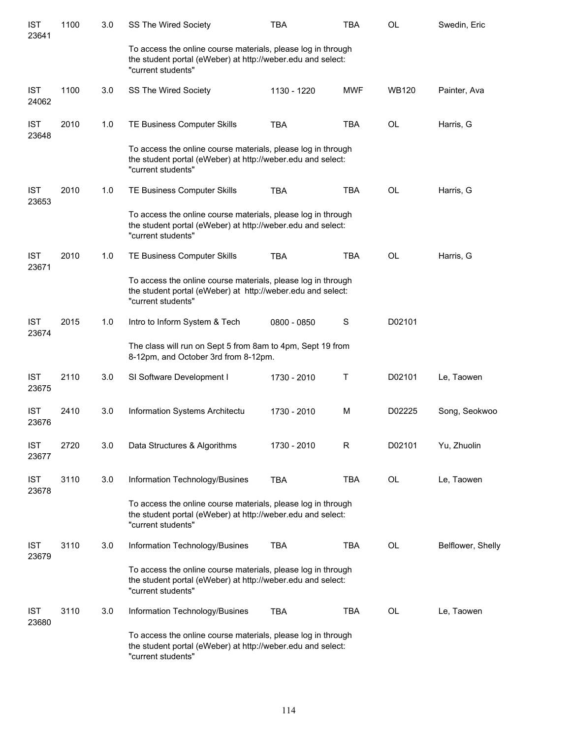| | | | | | | | |
|---|---|---|---|---|---|---|---|
| IST 23641 | 1100 | 3.0 | SS The Wired Society | TBA | TBA | OL | Swedin, Eric |
| | | | To access the online course materials, please log in through the student portal (eWeber) at http://weber.edu and select: "current students" | | | | |
| IST 24062 | 1100 | 3.0 | SS The Wired Society | 1130 - 1220 | MWF | WB120 | Painter, Ava |
| IST 23648 | 2010 | 1.0 | TE Business Computer Skills | TBA | TBA | OL | Harris, G |
| | | | To access the online course materials, please log in through the student portal (eWeber) at http://weber.edu and select: "current students" | | | | |
| IST 23653 | 2010 | 1.0 | TE Business Computer Skills | TBA | TBA | OL | Harris, G |
| | | | To access the online course materials, please log in through the student portal (eWeber) at http://weber.edu and select: "current students" | | | | |
| IST 23671 | 2010 | 1.0 | TE Business Computer Skills | TBA | TBA | OL | Harris, G |
| | | | To access the online course materials, please log in through the student portal (eWeber) at http://weber.edu and select: "current students" | | | | |
| IST 23674 | 2015 | 1.0 | Intro to Inform System & Tech | 0800 - 0850 | S | D02101 | |
| | | | The class will run on Sept 5 from 8am to 4pm, Sept 19 from 8-12pm, and October 3rd from 8-12pm. | | | | |
| IST 23675 | 2110 | 3.0 | SI Software Development I | 1730 - 2010 | T | D02101 | Le, Taowen |
| IST 23676 | 2410 | 3.0 | Information Systems Architectu | 1730 - 2010 | M | D02225 | Song, Seokwoo |
| IST 23677 | 2720 | 3.0 | Data Structures & Algorithms | 1730 - 2010 | R | D02101 | Yu, Zhuolin |
| IST 23678 | 3110 | 3.0 | Information Technology/Busines | TBA | TBA | OL | Le, Taowen |
| | | | To access the online course materials, please log in through the student portal (eWeber) at http://weber.edu and select: "current students" | | | | |
| IST 23679 | 3110 | 3.0 | Information Technology/Busines | TBA | TBA | OL | Belflower, Shelly |
| | | | To access the online course materials, please log in through the student portal (eWeber) at http://weber.edu and select: "current students" | | | | |
| IST 23680 | 3110 | 3.0 | Information Technology/Busines | TBA | TBA | OL | Le, Taowen |
| | | | To access the online course materials, please log in through the student portal (eWeber) at http://weber.edu and select: "current students" | | | | |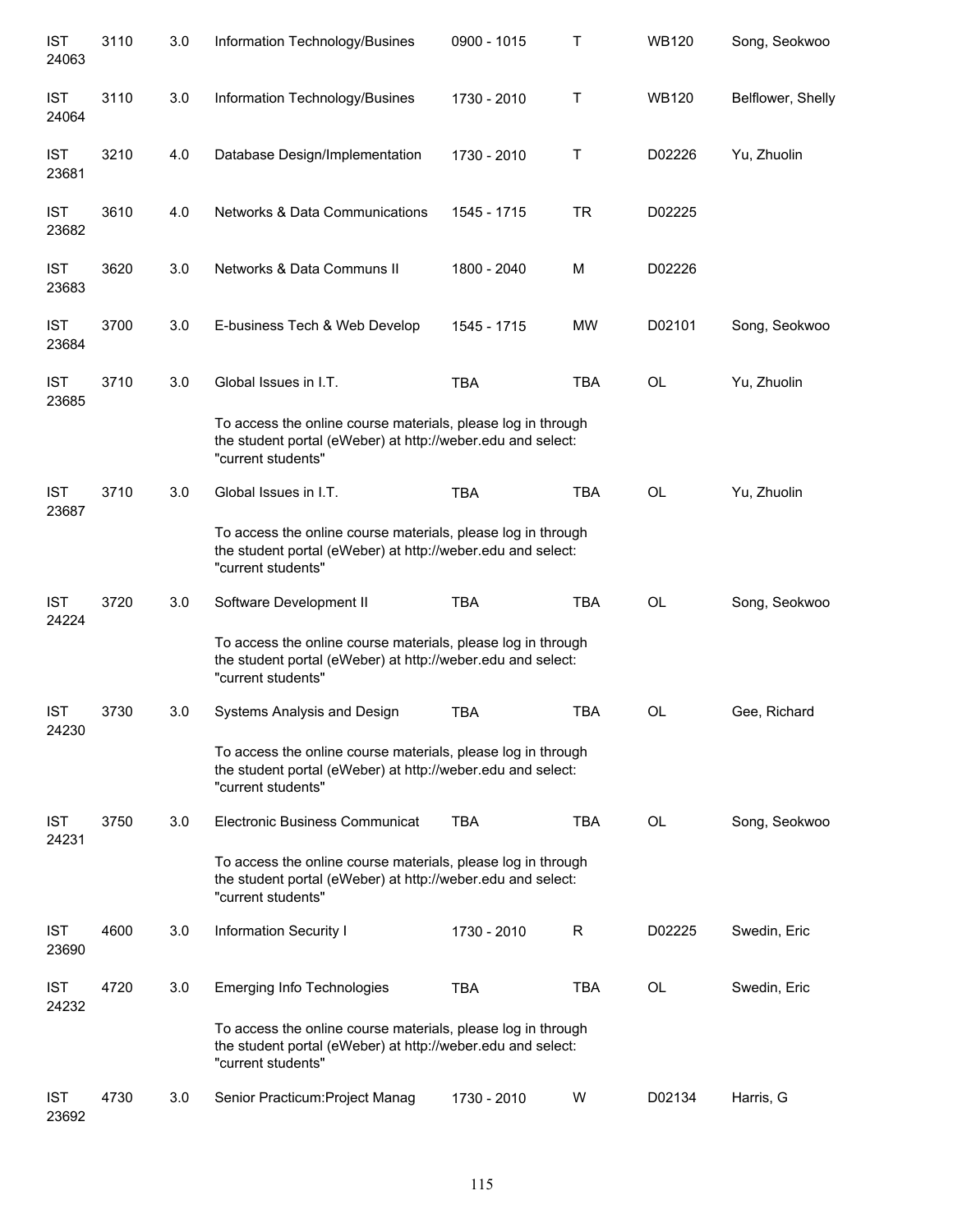| | | | | | | | |
|---|---|---|---|---|---|---|---|
| IST 24063 | 3110 | 3.0 | Information Technology/Busines | 0900 - 1015 | T | WB120 | Song, Seokwoo |
| IST 24064 | 3110 | 3.0 | Information Technology/Busines | 1730 - 2010 | T | WB120 | Belflower, Shelly |
| IST 23681 | 3210 | 4.0 | Database Design/Implementation | 1730 - 2010 | T | D02226 | Yu, Zhuolin |
| IST 23682 | 3610 | 4.0 | Networks & Data Communications | 1545 - 1715 | TR | D02225 | |
| IST 23683 | 3620 | 3.0 | Networks & Data Communs II | 1800 - 2040 | M | D02226 | |
| IST 23684 | 3700 | 3.0 | E-business Tech & Web Develop | 1545 - 1715 | MW | D02101 | Song, Seokwoo |
| IST 23685 | 3710 | 3.0 | Global Issues in I.T. | TBA | TBA | OL | Yu, Zhuolin |
| | | | To access the online course materials, please log in through the student portal (eWeber) at http://weber.edu and select: "current students" | | | | |
| IST 23687 | 3710 | 3.0 | Global Issues in I.T. | TBA | TBA | OL | Yu, Zhuolin |
| | | | To access the online course materials, please log in through the student portal (eWeber) at http://weber.edu and select: "current students" | | | | |
| IST 24224 | 3720 | 3.0 | Software Development II | TBA | TBA | OL | Song, Seokwoo |
| | | | To access the online course materials, please log in through the student portal (eWeber) at http://weber.edu and select: "current students" | | | | |
| IST 24230 | 3730 | 3.0 | Systems Analysis and Design | TBA | TBA | OL | Gee, Richard |
| | | | To access the online course materials, please log in through the student portal (eWeber) at http://weber.edu and select: "current students" | | | | |
| IST 24231 | 3750 | 3.0 | Electronic Business Communicat | TBA | TBA | OL | Song, Seokwoo |
| | | | To access the online course materials, please log in through the student portal (eWeber) at http://weber.edu and select: "current students" | | | | |
| IST 23690 | 4600 | 3.0 | Information Security I | 1730 - 2010 | R | D02225 | Swedin, Eric |
| IST 24232 | 4720 | 3.0 | Emerging Info Technologies | TBA | TBA | OL | Swedin, Eric |
| | | | To access the online course materials, please log in through the student portal (eWeber) at http://weber.edu and select: "current students" | | | | |
| IST 23692 | 4730 | 3.0 | Senior Practicum:Project Manag | 1730 - 2010 | W | D02134 | Harris, G |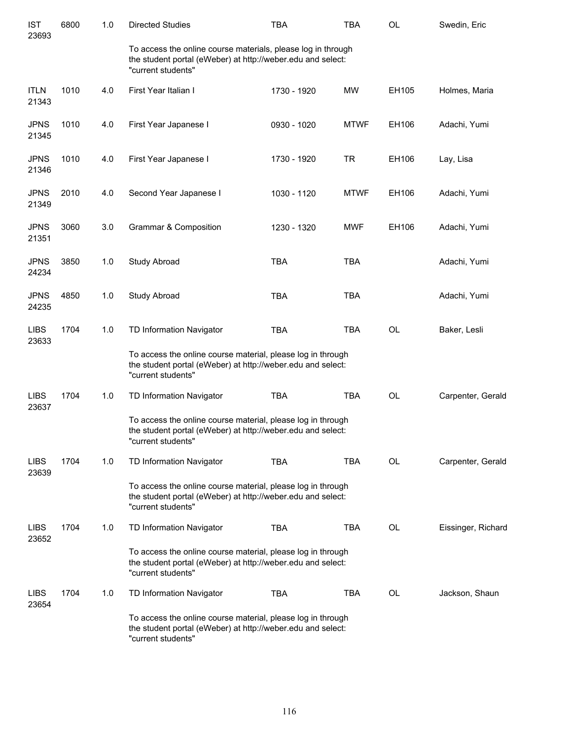| | | | | | | | |
|---|---|---|---|---|---|---|---|
| IST 23693 | 6800 | 1.0 | Directed Studies | TBA | TBA | OL | Swedin, Eric |
| | | | To access the online course materials, please log in through the student portal (eWeber) at http://weber.edu and select: "current students" | | | | |
| ITLN 21343 | 1010 | 4.0 | First Year Italian I | 1730 - 1920 | MW | EH105 | Holmes, Maria |
| JPNS 21345 | 1010 | 4.0 | First Year Japanese I | 0930 - 1020 | MTWF | EH106 | Adachi, Yumi |
| JPNS 21346 | 1010 | 4.0 | First Year Japanese I | 1730 - 1920 | TR | EH106 | Lay, Lisa |
| JPNS 21349 | 2010 | 4.0 | Second Year Japanese I | 1030 - 1120 | MTWF | EH106 | Adachi, Yumi |
| JPNS 21351 | 3060 | 3.0 | Grammar & Composition | 1230 - 1320 | MWF | EH106 | Adachi, Yumi |
| JPNS 24234 | 3850 | 1.0 | Study Abroad | TBA | TBA | | Adachi, Yumi |
| JPNS 24235 | 4850 | 1.0 | Study Abroad | TBA | TBA | | Adachi, Yumi |
| LIBS 23633 | 1704 | 1.0 | TD Information Navigator | TBA | TBA | OL | Baker, Lesli |
| | | | To access the online course material, please log in through the student portal (eWeber) at http://weber.edu and select: "current students" | | | | |
| LIBS 23637 | 1704 | 1.0 | TD Information Navigator | TBA | TBA | OL | Carpenter, Gerald |
| | | | To access the online course material, please log in through the student portal (eWeber) at http://weber.edu and select: "current students" | | | | |
| LIBS 23639 | 1704 | 1.0 | TD Information Navigator | TBA | TBA | OL | Carpenter, Gerald |
| | | | To access the online course material, please log in through the student portal (eWeber) at http://weber.edu and select: "current students" | | | | |
| LIBS 23652 | 1704 | 1.0 | TD Information Navigator | TBA | TBA | OL | Eissinger, Richard |
| | | | To access the online course material, please log in through the student portal (eWeber) at http://weber.edu and select: "current students" | | | | |
| LIBS 23654 | 1704 | 1.0 | TD Information Navigator | TBA | TBA | OL | Jackson, Shaun |
| | | | To access the online course material, please log in through the student portal (eWeber) at http://weber.edu and select: "current students" | | | | |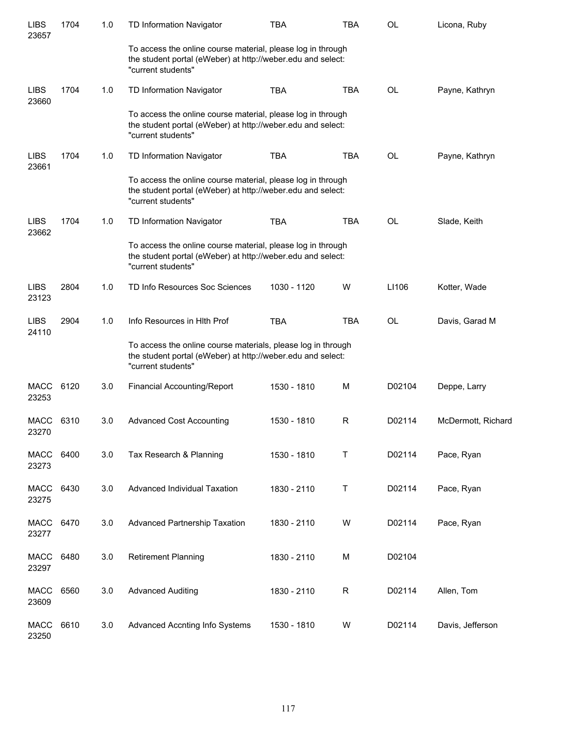| | | | | | | | |
|---|---|---|---|---|---|---|---|
| LIBS 23657 | 1704 | 1.0 | TD Information Navigator | TBA | TBA | OL | Licona, Ruby |
| | | | To access the online course material, please log in through the student portal (eWeber) at http://weber.edu and select: "current students" | | | | |
| LIBS 23660 | 1704 | 1.0 | TD Information Navigator | TBA | TBA | OL | Payne, Kathryn |
| | | | To access the online course material, please log in through the student portal (eWeber) at http://weber.edu and select: "current students" | | | | |
| LIBS 23661 | 1704 | 1.0 | TD Information Navigator | TBA | TBA | OL | Payne, Kathryn |
| | | | To access the online course material, please log in through the student portal (eWeber) at http://weber.edu and select: "current students" | | | | |
| LIBS 23662 | 1704 | 1.0 | TD Information Navigator | TBA | TBA | OL | Slade, Keith |
| | | | To access the online course material, please log in through the student portal (eWeber) at http://weber.edu and select: "current students" | | | | |
| LIBS 23123 | 2804 | 1.0 | TD Info Resources Soc Sciences | 1030 - 1120 | W | LI106 | Kotter, Wade |
| LIBS 24110 | 2904 | 1.0 | Info Resources in Hlth Prof | TBA | TBA | OL | Davis, Garad M |
| | | | To access the online course materials, please log in through the student portal (eWeber) at http://weber.edu and select: "current students" | | | | |
| MACC 23253 | 6120 | 3.0 | Financial Accounting/Report | 1530 - 1810 | M | D02104 | Deppe, Larry |
| MACC 23270 | 6310 | 3.0 | Advanced Cost Accounting | 1530 - 1810 | R | D02114 | McDermott, Richard |
| MACC 23273 | 6400 | 3.0 | Tax Research & Planning | 1530 - 1810 | T | D02114 | Pace, Ryan |
| MACC 23275 | 6430 | 3.0 | Advanced Individual Taxation | 1830 - 2110 | T | D02114 | Pace, Ryan |
| MACC 23277 | 6470 | 3.0 | Advanced Partnership Taxation | 1830 - 2110 | W | D02114 | Pace, Ryan |
| MACC 23297 | 6480 | 3.0 | Retirement Planning | 1830 - 2110 | M | D02104 | |
| MACC 23609 | 6560 | 3.0 | Advanced Auditing | 1830 - 2110 | R | D02114 | Allen, Tom |
| MACC 23250 | 6610 | 3.0 | Advanced Accnting Info Systems | 1530 - 1810 | W | D02114 | Davis, Jefferson |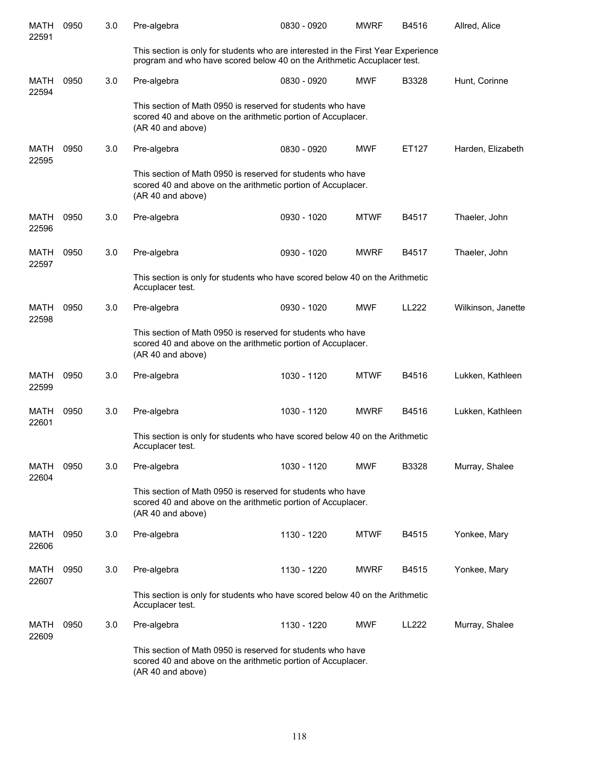| | | | | | | | |
|---|---|---|---|---|---|---|---|
| MATH 22591 | 0950 | 3.0 | Pre-algebra | 0830 - 0920 | MWRF | B4516 | Allred, Alice |
| | | | This section is only for students who are interested in the First Year Experience program and who have scored below 40 on the Arithmetic Accuplacer test. | | | | |
| MATH 22594 | 0950 | 3.0 | Pre-algebra | 0830 - 0920 | MWF | B3328 | Hunt, Corinne |
| | | | This section of Math 0950 is reserved for students who have scored 40 and above on the arithmetic portion of Accuplacer. (AR 40 and above) | | | | |
| MATH 22595 | 0950 | 3.0 | Pre-algebra | 0830 - 0920 | MWF | ET127 | Harden, Elizabeth |
| | | | This section of Math 0950 is reserved for students who have scored 40 and above on the arithmetic portion of Accuplacer. (AR 40 and above) | | | | |
| MATH 22596 | 0950 | 3.0 | Pre-algebra | 0930 - 1020 | MTWF | B4517 | Thaeler, John |
| MATH 22597 | 0950 | 3.0 | Pre-algebra | 0930 - 1020 | MWRF | B4517 | Thaeler, John |
| | | | This section is only for students who have scored below 40 on the Arithmetic Accuplacer test. | | | | |
| MATH 22598 | 0950 | 3.0 | Pre-algebra | 0930 - 1020 | MWF | LL222 | Wilkinson, Janette |
| | | | This section of Math 0950 is reserved for students who have scored 40 and above on the arithmetic portion of Accuplacer. (AR 40 and above) | | | | |
| MATH 22599 | 0950 | 3.0 | Pre-algebra | 1030 - 1120 | MTWF | B4516 | Lukken, Kathleen |
| MATH 22601 | 0950 | 3.0 | Pre-algebra | 1030 - 1120 | MWRF | B4516 | Lukken, Kathleen |
| | | | This section is only for students who have scored below 40 on the Arithmetic Accuplacer test. | | | | |
| MATH 22604 | 0950 | 3.0 | Pre-algebra | 1030 - 1120 | MWF | B3328 | Murray, Shalee |
| | | | This section of Math 0950 is reserved for students who have scored 40 and above on the arithmetic portion of Accuplacer. (AR 40 and above) | | | | |
| MATH 22606 | 0950 | 3.0 | Pre-algebra | 1130 - 1220 | MTWF | B4515 | Yonkee, Mary |
| MATH 22607 | 0950 | 3.0 | Pre-algebra | 1130 - 1220 | MWRF | B4515 | Yonkee, Mary |
| | | | This section is only for students who have scored below 40 on the Arithmetic Accuplacer test. | | | | |
| MATH 22609 | 0950 | 3.0 | Pre-algebra | 1130 - 1220 | MWF | LL222 | Murray, Shalee |
| | | | This section of Math 0950 is reserved for students who have scored 40 and above on the arithmetic portion of Accuplacer. (AR 40 and above) | | | | |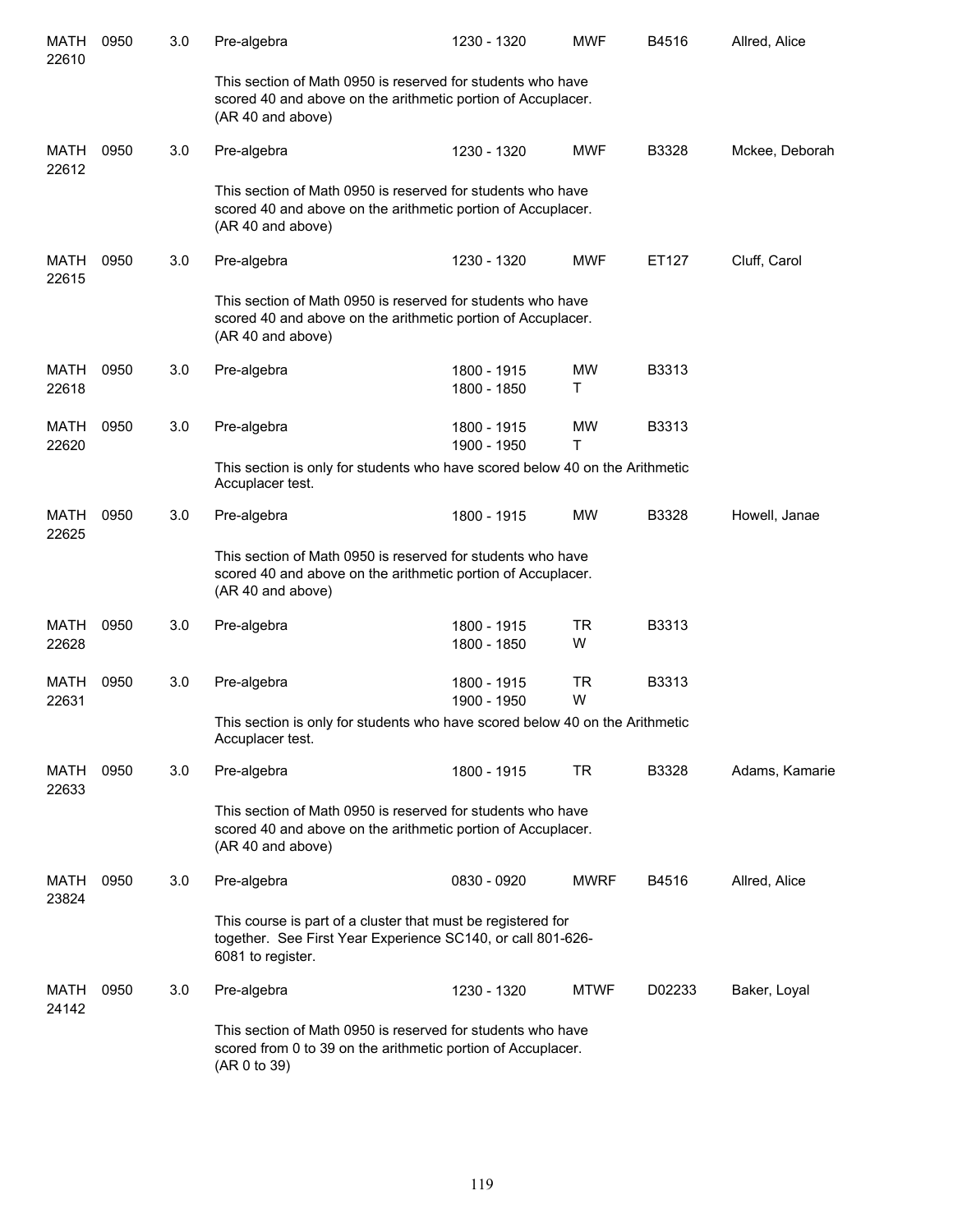| | | | | | | | |
|---|---|---|---|---|---|---|---|
| MATH 22610 | 0950 | 3.0 | Pre-algebra | 1230 - 1320 | MWF | B4516 | Allred, Alice |
| | | | This section of Math 0950 is reserved for students who have scored 40 and above on the arithmetic portion of Accuplacer. (AR 40 and above) | | | | |
| MATH 22612 | 0950 | 3.0 | Pre-algebra | 1230 - 1320 | MWF | B3328 | Mckee, Deborah |
| | | | This section of Math 0950 is reserved for students who have scored 40 and above on the arithmetic portion of Accuplacer. (AR 40 and above) | | | | |
| MATH 22615 | 0950 | 3.0 | Pre-algebra | 1230 - 1320 | MWF | ET127 | Cluff, Carol |
| | | | This section of Math 0950 is reserved for students who have scored 40 and above on the arithmetic portion of Accuplacer. (AR 40 and above) | | | | |
| MATH 22618 | 0950 | 3.0 | Pre-algebra | 1800 - 1915<br>1800 - 1850 | MW<br>T | B3313 | |
| MATH 22620 | 0950 | 3.0 | Pre-algebra | 1800 - 1915<br>1900 - 1950 | MW<br>T | B3313 | |
| | | | This section is only for students who have scored below 40 on the Arithmetic Accuplacer test. | | | | |
| MATH 22625 | 0950 | 3.0 | Pre-algebra | 1800 - 1915 | MW | B3328 | Howell, Janae |
| | | | This section of Math 0950 is reserved for students who have scored 40 and above on the arithmetic portion of Accuplacer. (AR 40 and above) | | | | |
| MATH 22628 | 0950 | 3.0 | Pre-algebra | 1800 - 1915<br>1800 - 1850 | TR<br>W | B3313 | |
| MATH 22631 | 0950 | 3.0 | Pre-algebra | 1800 - 1915<br>1900 - 1950 | TR<br>W | B3313 | |
| | | | This section is only for students who have scored below 40 on the Arithmetic Accuplacer test. | | | | |
| MATH 22633 | 0950 | 3.0 | Pre-algebra | 1800 - 1915 | TR | B3328 | Adams, Kamarie |
| | | | This section of Math 0950 is reserved for students who have scored 40 and above on the arithmetic portion of Accuplacer. (AR 40 and above) | | | | |
| MATH 23824 | 0950 | 3.0 | Pre-algebra | 0830 - 0920 | MWRF | B4516 | Allred, Alice |
| | | | This course is part of a cluster that must be registered for together. See First Year Experience SC140, or call 801-626-6081 to register. | | | | |
| MATH 24142 | 0950 | 3.0 | Pre-algebra | 1230 - 1320 | MTWF | D02233 | Baker, Loyal |
| | | | This section of Math 0950 is reserved for students who have scored from 0 to 39 on the arithmetic portion of Accuplacer. (AR 0 to 39) | | | | |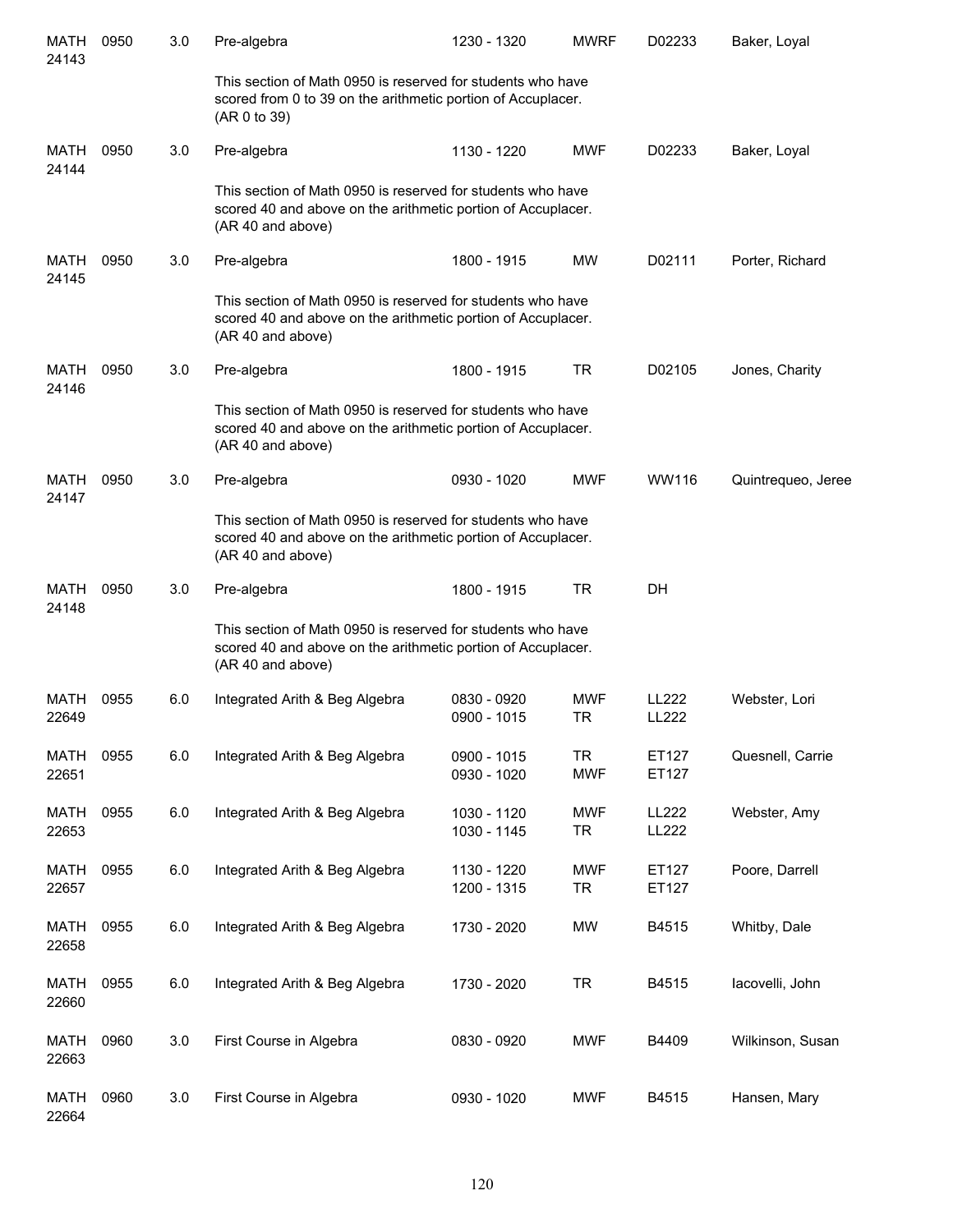| Subject/CRN | Course | Credits | Title | Time | Days | Room | Instructor |
|---|---|---|---|---|---|---|---|
| MATH 24143 | 0950 | 3.0 | Pre-algebra | 1230 - 1320 | MWRF | D02233 | Baker, Loyal |
| | | | This section of Math 0950 is reserved for students who have scored from 0 to 39 on the arithmetic portion of Accuplacer. (AR 0 to 39) | | | | |
| MATH 24144 | 0950 | 3.0 | Pre-algebra | 1130 - 1220 | MWF | D02233 | Baker, Loyal |
| | | | This section of Math 0950 is reserved for students who have scored 40 and above on the arithmetic portion of Accuplacer. (AR 40 and above) | | | | |
| MATH 24145 | 0950 | 3.0 | Pre-algebra | 1800 - 1915 | MW | D02111 | Porter, Richard |
| | | | This section of Math 0950 is reserved for students who have scored 40 and above on the arithmetic portion of Accuplacer. (AR 40 and above) | | | | |
| MATH 24146 | 0950 | 3.0 | Pre-algebra | 1800 - 1915 | TR | D02105 | Jones, Charity |
| | | | This section of Math 0950 is reserved for students who have scored 40 and above on the arithmetic portion of Accuplacer. (AR 40 and above) | | | | |
| MATH 24147 | 0950 | 3.0 | Pre-algebra | 0930 - 1020 | MWF | WW116 | Quintrequeo, Jeree |
| | | | This section of Math 0950 is reserved for students who have scored 40 and above on the arithmetic portion of Accuplacer. (AR 40 and above) | | | | |
| MATH 24148 | 0950 | 3.0 | Pre-algebra | 1800 - 1915 | TR | DH | |
| | | | This section of Math 0950 is reserved for students who have scored 40 and above on the arithmetic portion of Accuplacer. (AR 40 and above) | | | | |
| MATH 22649 | 0955 | 6.0 | Integrated Arith & Beg Algebra | 0830 - 0920<br>0900 - 1015 | MWF<br>TR | LL222<br>LL222 | Webster, Lori |
| MATH 22651 | 0955 | 6.0 | Integrated Arith & Beg Algebra | 0900 - 1015<br>0930 - 1020 | TR<br>MWF | ET127<br>ET127 | Quesnell, Carrie |
| MATH 22653 | 0955 | 6.0 | Integrated Arith & Beg Algebra | 1030 - 1120<br>1030 - 1145 | MWF<br>TR | LL222<br>LL222 | Webster, Amy |
| MATH 22657 | 0955 | 6.0 | Integrated Arith & Beg Algebra | 1130 - 1220<br>1200 - 1315 | MWF<br>TR | ET127<br>ET127 | Poore, Darrell |
| MATH 22658 | 0955 | 6.0 | Integrated Arith & Beg Algebra | 1730 - 2020 | MW | B4515 | Whitby, Dale |
| MATH 22660 | 0955 | 6.0 | Integrated Arith & Beg Algebra | 1730 - 2020 | TR | B4515 | Iacovelli, John |
| MATH 22663 | 0960 | 3.0 | First Course in Algebra | 0830 - 0920 | MWF | B4409 | Wilkinson, Susan |
| MATH 22664 | 0960 | 3.0 | First Course in Algebra | 0930 - 1020 | MWF | B4515 | Hansen, Mary |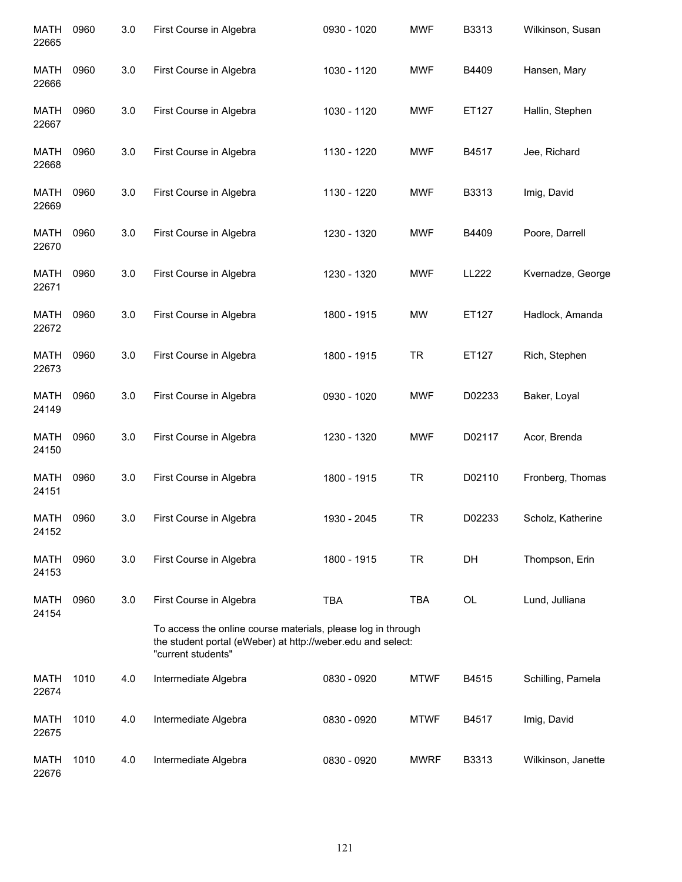| | | | | | | | |
|---|---|---|---|---|---|---|---|
| MATH 22665 | 0960 | 3.0 | First Course in Algebra | 0930 - 1020 | MWF | B3313 | Wilkinson, Susan |
| MATH 22666 | 0960 | 3.0 | First Course in Algebra | 1030 - 1120 | MWF | B4409 | Hansen, Mary |
| MATH 22667 | 0960 | 3.0 | First Course in Algebra | 1030 - 1120 | MWF | ET127 | Hallin, Stephen |
| MATH 22668 | 0960 | 3.0 | First Course in Algebra | 1130 - 1220 | MWF | B4517 | Jee, Richard |
| MATH 22669 | 0960 | 3.0 | First Course in Algebra | 1130 - 1220 | MWF | B3313 | Imig, David |
| MATH 22670 | 0960 | 3.0 | First Course in Algebra | 1230 - 1320 | MWF | B4409 | Poore, Darrell |
| MATH 22671 | 0960 | 3.0 | First Course in Algebra | 1230 - 1320 | MWF | LL222 | Kvernadze, George |
| MATH 22672 | 0960 | 3.0 | First Course in Algebra | 1800 - 1915 | MW | ET127 | Hadlock, Amanda |
| MATH 22673 | 0960 | 3.0 | First Course in Algebra | 1800 - 1915 | TR | ET127 | Rich, Stephen |
| MATH 24149 | 0960 | 3.0 | First Course in Algebra | 0930 - 1020 | MWF | D02233 | Baker, Loyal |
| MATH 24150 | 0960 | 3.0 | First Course in Algebra | 1230 - 1320 | MWF | D02117 | Acor, Brenda |
| MATH 24151 | 0960 | 3.0 | First Course in Algebra | 1800 - 1915 | TR | D02110 | Fronberg, Thomas |
| MATH 24152 | 0960 | 3.0 | First Course in Algebra | 1930 - 2045 | TR | D02233 | Scholz, Katherine |
| MATH 24153 | 0960 | 3.0 | First Course in Algebra | 1800 - 1915 | TR | DH | Thompson, Erin |
| MATH 24154 | 0960 | 3.0 | First Course in Algebra | TBA | TBA | OL | Lund, Julliana |
| | | | To access the online course materials, please log in through the student portal (eWeber) at http://weber.edu and select: "current students" | | | | |
| MATH 22674 | 1010 | 4.0 | Intermediate Algebra | 0830 - 0920 | MTWF | B4515 | Schilling, Pamela |
| MATH 22675 | 1010 | 4.0 | Intermediate Algebra | 0830 - 0920 | MTWF | B4517 | Imig, David |
| MATH 22676 | 1010 | 4.0 | Intermediate Algebra | 0830 - 0920 | MWRF | B3313 | Wilkinson, Janette |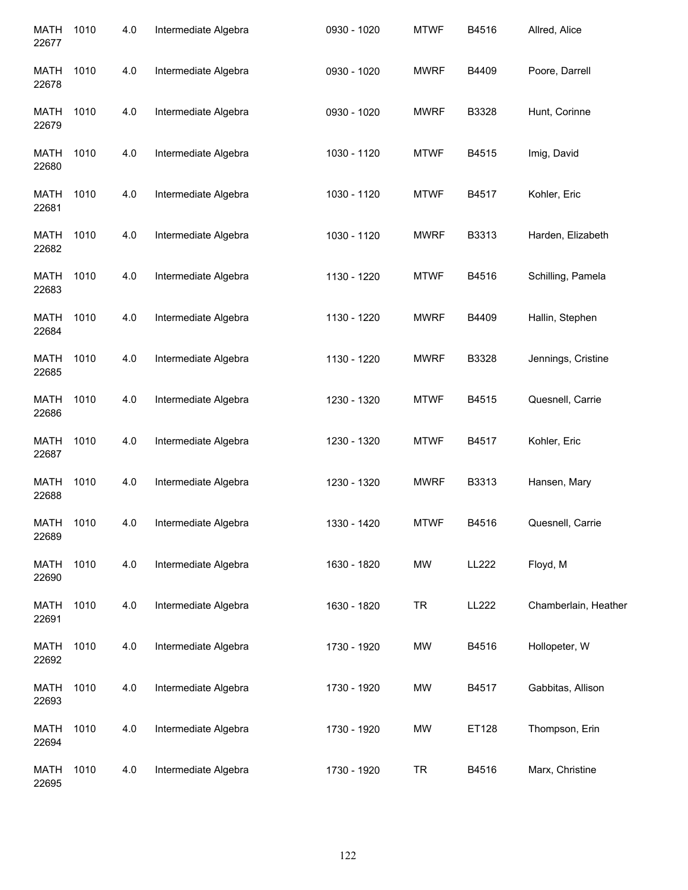| | | | | | | | |
|---|---|---|---|---|---|---|---|
| MATH 22677 | 1010 | 4.0 | Intermediate Algebra | 0930 - 1020 | MTWF | B4516 | Allred, Alice |
| MATH 22678 | 1010 | 4.0 | Intermediate Algebra | 0930 - 1020 | MWRF | B4409 | Poore, Darrell |
| MATH 22679 | 1010 | 4.0 | Intermediate Algebra | 0930 - 1020 | MWRF | B3328 | Hunt, Corinne |
| MATH 22680 | 1010 | 4.0 | Intermediate Algebra | 1030 - 1120 | MTWF | B4515 | Imig, David |
| MATH 22681 | 1010 | 4.0 | Intermediate Algebra | 1030 - 1120 | MTWF | B4517 | Kohler, Eric |
| MATH 22682 | 1010 | 4.0 | Intermediate Algebra | 1030 - 1120 | MWRF | B3313 | Harden, Elizabeth |
| MATH 22683 | 1010 | 4.0 | Intermediate Algebra | 1130 - 1220 | MTWF | B4516 | Schilling, Pamela |
| MATH 22684 | 1010 | 4.0 | Intermediate Algebra | 1130 - 1220 | MWRF | B4409 | Hallin, Stephen |
| MATH 22685 | 1010 | 4.0 | Intermediate Algebra | 1130 - 1220 | MWRF | B3328 | Jennings, Cristine |
| MATH 22686 | 1010 | 4.0 | Intermediate Algebra | 1230 - 1320 | MTWF | B4515 | Quesnell, Carrie |
| MATH 22687 | 1010 | 4.0 | Intermediate Algebra | 1230 - 1320 | MTWF | B4517 | Kohler, Eric |
| MATH 22688 | 1010 | 4.0 | Intermediate Algebra | 1230 - 1320 | MWRF | B3313 | Hansen, Mary |
| MATH 22689 | 1010 | 4.0 | Intermediate Algebra | 1330 - 1420 | MTWF | B4516 | Quesnell, Carrie |
| MATH 22690 | 1010 | 4.0 | Intermediate Algebra | 1630 - 1820 | MW | LL222 | Floyd, M |
| MATH 22691 | 1010 | 4.0 | Intermediate Algebra | 1630 - 1820 | TR | LL222 | Chamberlain, Heather |
| MATH 22692 | 1010 | 4.0 | Intermediate Algebra | 1730 - 1920 | MW | B4516 | Hollopeter, W |
| MATH 22693 | 1010 | 4.0 | Intermediate Algebra | 1730 - 1920 | MW | B4517 | Gabbitas, Allison |
| MATH 22694 | 1010 | 4.0 | Intermediate Algebra | 1730 - 1920 | MW | ET128 | Thompson, Erin |
| MATH 22695 | 1010 | 4.0 | Intermediate Algebra | 1730 - 1920 | TR | B4516 | Marx, Christine |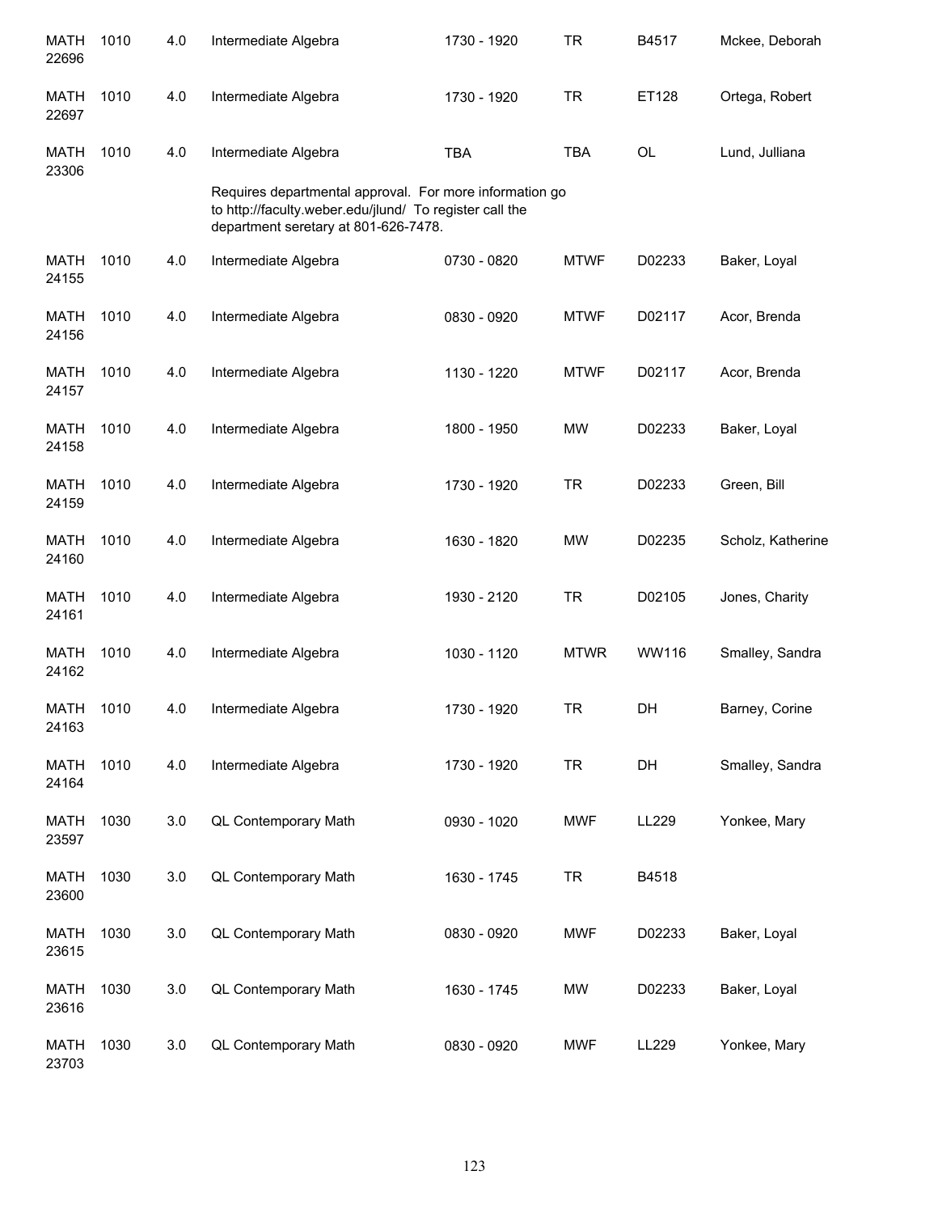| | | | | | | | |
|---|---|---|---|---|---|---|---|
| MATH 22696 | 1010 | 4.0 | Intermediate Algebra | 1730 - 1920 | TR | B4517 | Mckee, Deborah |
| MATH 22697 | 1010 | 4.0 | Intermediate Algebra | 1730 - 1920 | TR | ET128 | Ortega, Robert |
| MATH 23306 | 1010 | 4.0 | Intermediate Algebra | TBA | TBA | OL | Lund, Julliana |
| | | | Requires departmental approval. For more information go to http://faculty.weber.edu/jlund/ To register call the department seretary at 801-626-7478. | | | | |
| MATH 24155 | 1010 | 4.0 | Intermediate Algebra | 0730 - 0820 | MTWF | D02233 | Baker, Loyal |
| MATH 24156 | 1010 | 4.0 | Intermediate Algebra | 0830 - 0920 | MTWF | D02117 | Acor, Brenda |
| MATH 24157 | 1010 | 4.0 | Intermediate Algebra | 1130 - 1220 | MTWF | D02117 | Acor, Brenda |
| MATH 24158 | 1010 | 4.0 | Intermediate Algebra | 1800 - 1950 | MW | D02233 | Baker, Loyal |
| MATH 24159 | 1010 | 4.0 | Intermediate Algebra | 1730 - 1920 | TR | D02233 | Green, Bill |
| MATH 24160 | 1010 | 4.0 | Intermediate Algebra | 1630 - 1820 | MW | D02235 | Scholz, Katherine |
| MATH 24161 | 1010 | 4.0 | Intermediate Algebra | 1930 - 2120 | TR | D02105 | Jones, Charity |
| MATH 24162 | 1010 | 4.0 | Intermediate Algebra | 1030 - 1120 | MTWR | WW116 | Smalley, Sandra |
| MATH 24163 | 1010 | 4.0 | Intermediate Algebra | 1730 - 1920 | TR | DH | Barney, Corine |
| MATH 24164 | 1010 | 4.0 | Intermediate Algebra | 1730 - 1920 | TR | DH | Smalley, Sandra |
| MATH 23597 | 1030 | 3.0 | QL Contemporary Math | 0930 - 1020 | MWF | LL229 | Yonkee, Mary |
| MATH 23600 | 1030 | 3.0 | QL Contemporary Math | 1630 - 1745 | TR | B4518 | |
| MATH 23615 | 1030 | 3.0 | QL Contemporary Math | 0830 - 0920 | MWF | D02233 | Baker, Loyal |
| MATH 23616 | 1030 | 3.0 | QL Contemporary Math | 1630 - 1745 | MW | D02233 | Baker, Loyal |
| MATH 23703 | 1030 | 3.0 | QL Contemporary Math | 0830 - 0920 | MWF | LL229 | Yonkee, Mary |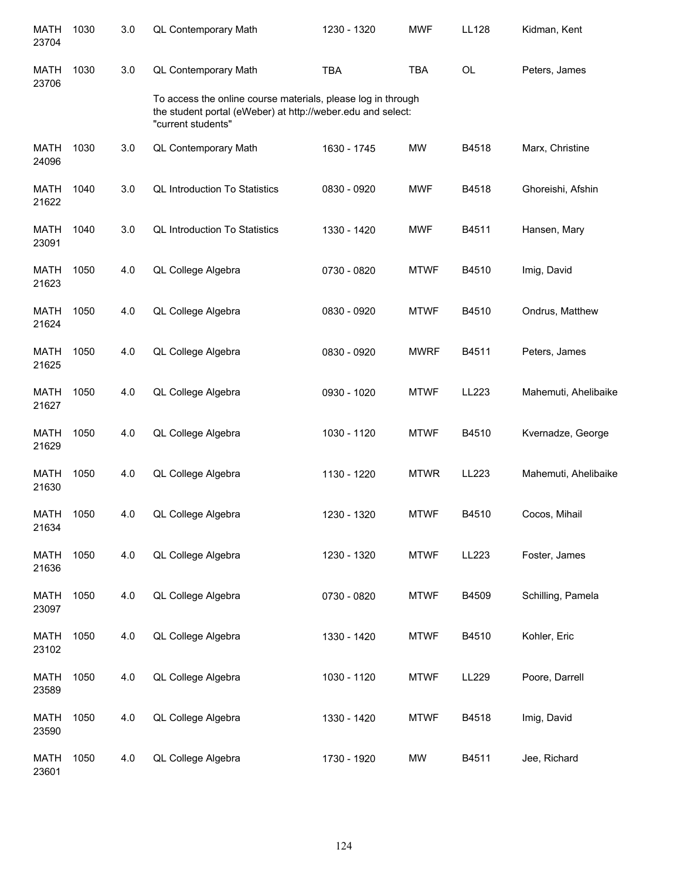| | | | | | | | |
|---|---|---|---|---|---|---|---|
| MATH 23704 | 1030 | 3.0 | QL Contemporary Math | 1230 - 1320 | MWF | LL128 | Kidman, Kent |
| MATH 23706 | 1030 | 3.0 | QL Contemporary Math | TBA | TBA | OL | Peters, James |
| | | | To access the online course materials, please log in through the student portal (eWeber) at http://weber.edu and select: "current students" | | | | |
| MATH 24096 | 1030 | 3.0 | QL Contemporary Math | 1630 - 1745 | MW | B4518 | Marx, Christine |
| MATH 21622 | 1040 | 3.0 | QL Introduction To Statistics | 0830 - 0920 | MWF | B4518 | Ghoreishi, Afshin |
| MATH 23091 | 1040 | 3.0 | QL Introduction To Statistics | 1330 - 1420 | MWF | B4511 | Hansen, Mary |
| MATH 21623 | 1050 | 4.0 | QL College Algebra | 0730 - 0820 | MTWF | B4510 | Imig, David |
| MATH 21624 | 1050 | 4.0 | QL College Algebra | 0830 - 0920 | MTWF | B4510 | Ondrus, Matthew |
| MATH 21625 | 1050 | 4.0 | QL College Algebra | 0830 - 0920 | MWRF | B4511 | Peters, James |
| MATH 21627 | 1050 | 4.0 | QL College Algebra | 0930 - 1020 | MTWF | LL223 | Mahemuti, Ahelibaike |
| MATH 21629 | 1050 | 4.0 | QL College Algebra | 1030 - 1120 | MTWF | B4510 | Kvernadze, George |
| MATH 21630 | 1050 | 4.0 | QL College Algebra | 1130 - 1220 | MTWR | LL223 | Mahemuti, Ahelibaike |
| MATH 21634 | 1050 | 4.0 | QL College Algebra | 1230 - 1320 | MTWF | B4510 | Cocos, Mihail |
| MATH 21636 | 1050 | 4.0 | QL College Algebra | 1230 - 1320 | MTWF | LL223 | Foster, James |
| MATH 23097 | 1050 | 4.0 | QL College Algebra | 0730 - 0820 | MTWF | B4509 | Schilling, Pamela |
| MATH 23102 | 1050 | 4.0 | QL College Algebra | 1330 - 1420 | MTWF | B4510 | Kohler, Eric |
| MATH 23589 | 1050 | 4.0 | QL College Algebra | 1030 - 1120 | MTWF | LL229 | Poore, Darrell |
| MATH 23590 | 1050 | 4.0 | QL College Algebra | 1330 - 1420 | MTWF | B4518 | Imig, David |
| MATH 23601 | 1050 | 4.0 | QL College Algebra | 1730 - 1920 | MW | B4511 | Jee, Richard |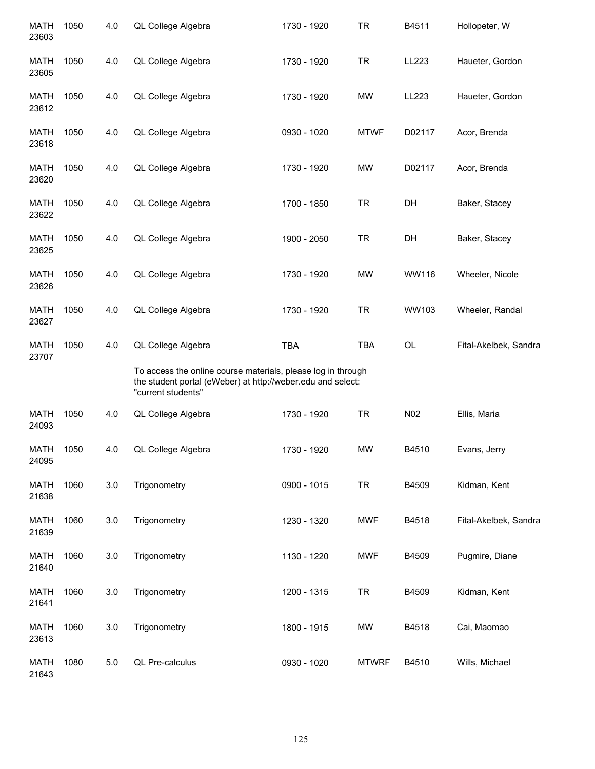| | | | | | | | |
|---|---|---|---|---|---|---|---|
| MATH 23603 | 1050 | 4.0 | QL College Algebra | 1730 - 1920 | TR | B4511 | Hollopeter, W |
| MATH 23605 | 1050 | 4.0 | QL College Algebra | 1730 - 1920 | TR | LL223 | Haueter, Gordon |
| MATH 23612 | 1050 | 4.0 | QL College Algebra | 1730 - 1920 | MW | LL223 | Haueter, Gordon |
| MATH 23618 | 1050 | 4.0 | QL College Algebra | 0930 - 1020 | MTWF | D02117 | Acor, Brenda |
| MATH 23620 | 1050 | 4.0 | QL College Algebra | 1730 - 1920 | MW | D02117 | Acor, Brenda |
| MATH 23622 | 1050 | 4.0 | QL College Algebra | 1700 - 1850 | TR | DH | Baker, Stacey |
| MATH 23625 | 1050 | 4.0 | QL College Algebra | 1900 - 2050 | TR | DH | Baker, Stacey |
| MATH 23626 | 1050 | 4.0 | QL College Algebra | 1730 - 1920 | MW | WW116 | Wheeler, Nicole |
| MATH 23627 | 1050 | 4.0 | QL College Algebra | 1730 - 1920 | TR | WW103 | Wheeler, Randal |
| MATH 23707 | 1050 | 4.0 | QL College Algebra | TBA | TBA | OL | Fital-Akelbek, Sandra |
| | | | To access the online course materials, please log in through the student portal (eWeber) at http://weber.edu and select: "current students" | | | | |
| MATH 24093 | 1050 | 4.0 | QL College Algebra | 1730 - 1920 | TR | N02 | Ellis, Maria |
| MATH 24095 | 1050 | 4.0 | QL College Algebra | 1730 - 1920 | MW | B4510 | Evans, Jerry |
| MATH 21638 | 1060 | 3.0 | Trigonometry | 0900 - 1015 | TR | B4509 | Kidman, Kent |
| MATH 21639 | 1060 | 3.0 | Trigonometry | 1230 - 1320 | MWF | B4518 | Fital-Akelbek, Sandra |
| MATH 21640 | 1060 | 3.0 | Trigonometry | 1130 - 1220 | MWF | B4509 | Pugmire, Diane |
| MATH 21641 | 1060 | 3.0 | Trigonometry | 1200 - 1315 | TR | B4509 | Kidman, Kent |
| MATH 23613 | 1060 | 3.0 | Trigonometry | 1800 - 1915 | MW | B4518 | Cai, Maomao |
| MATH 21643 | 1080 | 5.0 | QL Pre-calculus | 0930 - 1020 | MTWRF | B4510 | Wills, Michael |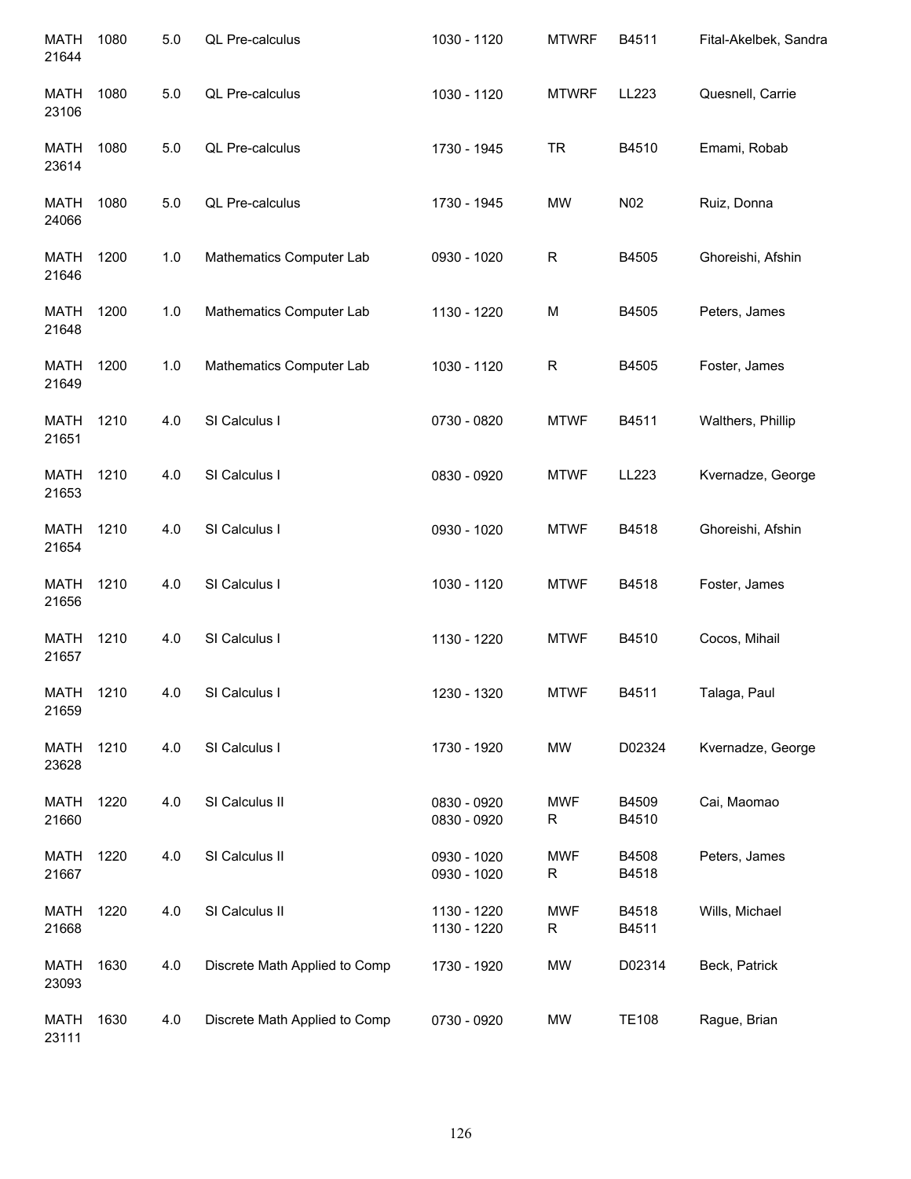| | | | | | | | |
|---|---|---|---|---|---|---|---|
| MATH 21644 | 1080 | 5.0 | QL Pre-calculus | 1030 - 1120 | MTWRF | B4511 | Fital-Akelbek, Sandra |
| MATH 23106 | 1080 | 5.0 | QL Pre-calculus | 1030 - 1120 | MTWRF | LL223 | Quesnell, Carrie |
| MATH 23614 | 1080 | 5.0 | QL Pre-calculus | 1730 - 1945 | TR | B4510 | Emami, Robab |
| MATH 24066 | 1080 | 5.0 | QL Pre-calculus | 1730 - 1945 | MW | N02 | Ruiz, Donna |
| MATH 21646 | 1200 | 1.0 | Mathematics Computer Lab | 0930 - 1020 | R | B4505 | Ghoreishi, Afshin |
| MATH 21648 | 1200 | 1.0 | Mathematics Computer Lab | 1130 - 1220 | M | B4505 | Peters, James |
| MATH 21649 | 1200 | 1.0 | Mathematics Computer Lab | 1030 - 1120 | R | B4505 | Foster, James |
| MATH 21651 | 1210 | 4.0 | SI Calculus I | 0730 - 0820 | MTWF | B4511 | Walthers, Phillip |
| MATH 21653 | 1210 | 4.0 | SI Calculus I | 0830 - 0920 | MTWF | LL223 | Kvernadze, George |
| MATH 21654 | 1210 | 4.0 | SI Calculus I | 0930 - 1020 | MTWF | B4518 | Ghoreishi, Afshin |
| MATH 21656 | 1210 | 4.0 | SI Calculus I | 1030 - 1120 | MTWF | B4518 | Foster, James |
| MATH 21657 | 1210 | 4.0 | SI Calculus I | 1130 - 1220 | MTWF | B4510 | Cocos, Mihail |
| MATH 21659 | 1210 | 4.0 | SI Calculus I | 1230 - 1320 | MTWF | B4511 | Talaga, Paul |
| MATH 23628 | 1210 | 4.0 | SI Calculus I | 1730 - 1920 | MW | D02324 | Kvernadze, George |
| MATH 21660 | 1220 | 4.0 | SI Calculus II | 0830 - 0920<br>0830 - 0920 | MWF<br>R | B4509<br>B4510 | Cai, Maomao |
| MATH 21667 | 1220 | 4.0 | SI Calculus II | 0930 - 1020<br>0930 - 1020 | MWF<br>R | B4508<br>B4518 | Peters, James |
| MATH 21668 | 1220 | 4.0 | SI Calculus II | 1130 - 1220<br>1130 - 1220 | MWF<br>R | B4518<br>B4511 | Wills, Michael |
| MATH 23093 | 1630 | 4.0 | Discrete Math Applied to Comp | 1730 - 1920 | MW | D02314 | Beck, Patrick |
| MATH 23111 | 1630 | 4.0 | Discrete Math Applied to Comp | 0730 - 0920 | MW | TE108 | Rague, Brian |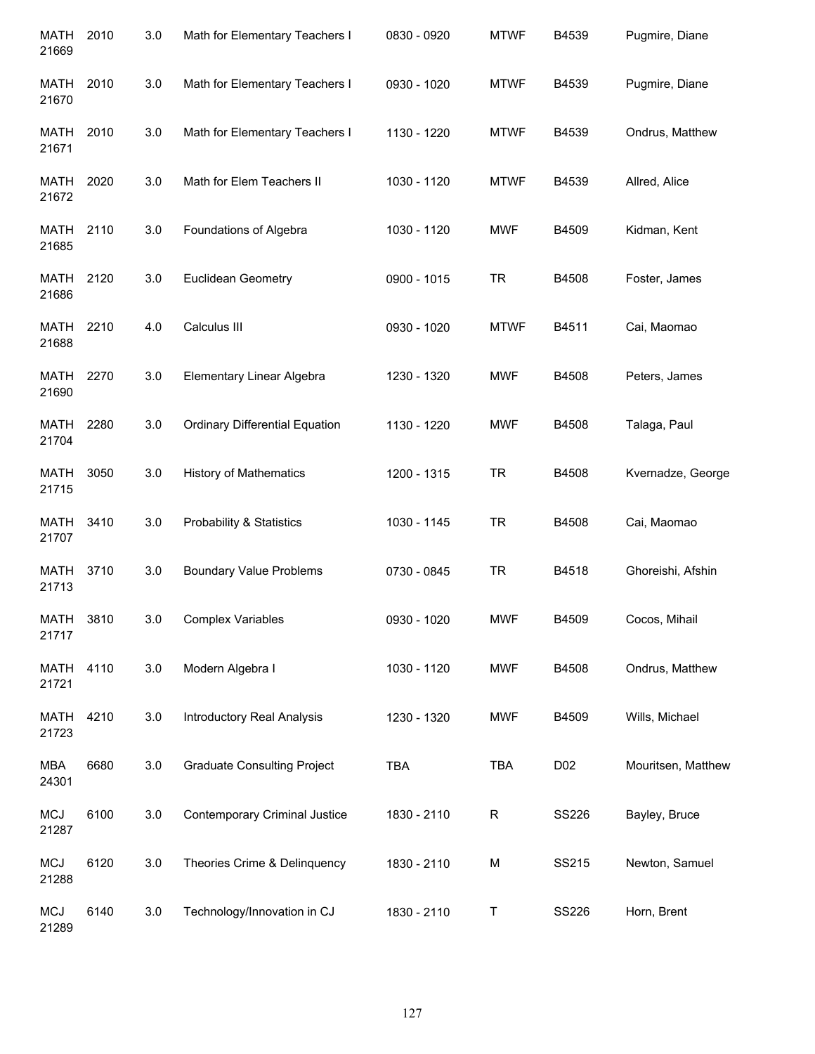| | | | | | | | |
|---|---|---|---|---|---|---|---|
| MATH 21669 | 2010 | 3.0 | Math for Elementary Teachers I | 0830 - 0920 | MTWF | B4539 | Pugmire, Diane |
| MATH 21670 | 2010 | 3.0 | Math for Elementary Teachers I | 0930 - 1020 | MTWF | B4539 | Pugmire, Diane |
| MATH 21671 | 2010 | 3.0 | Math for Elementary Teachers I | 1130 - 1220 | MTWF | B4539 | Ondrus, Matthew |
| MATH 21672 | 2020 | 3.0 | Math for Elem Teachers II | 1030 - 1120 | MTWF | B4539 | Allred, Alice |
| MATH 21685 | 2110 | 3.0 | Foundations of Algebra | 1030 - 1120 | MWF | B4509 | Kidman, Kent |
| MATH 21686 | 2120 | 3.0 | Euclidean Geometry | 0900 - 1015 | TR | B4508 | Foster, James |
| MATH 21688 | 2210 | 4.0 | Calculus III | 0930 - 1020 | MTWF | B4511 | Cai, Maomao |
| MATH 21690 | 2270 | 3.0 | Elementary Linear Algebra | 1230 - 1320 | MWF | B4508 | Peters, James |
| MATH 21704 | 2280 | 3.0 | Ordinary Differential Equation | 1130 - 1220 | MWF | B4508 | Talaga, Paul |
| MATH 21715 | 3050 | 3.0 | History of Mathematics | 1200 - 1315 | TR | B4508 | Kvernadze, George |
| MATH 21707 | 3410 | 3.0 | Probability & Statistics | 1030 - 1145 | TR | B4508 | Cai, Maomao |
| MATH 21713 | 3710 | 3.0 | Boundary Value Problems | 0730 - 0845 | TR | B4518 | Ghoreishi, Afshin |
| MATH 21717 | 3810 | 3.0 | Complex Variables | 0930 - 1020 | MWF | B4509 | Cocos, Mihail |
| MATH 21721 | 4110 | 3.0 | Modern Algebra I | 1030 - 1120 | MWF | B4508 | Ondrus, Matthew |
| MATH 21723 | 4210 | 3.0 | Introductory Real Analysis | 1230 - 1320 | MWF | B4509 | Wills, Michael |
| MBA 24301 | 6680 | 3.0 | Graduate Consulting Project | TBA | TBA | D02 | Mouritsen, Matthew |
| MCJ 21287 | 6100 | 3.0 | Contemporary Criminal Justice | 1830 - 2110 | R | SS226 | Bayley, Bruce |
| MCJ 21288 | 6120 | 3.0 | Theories Crime & Delinquency | 1830 - 2110 | M | SS215 | Newton, Samuel |
| MCJ 21289 | 6140 | 3.0 | Technology/Innovation in CJ | 1830 - 2110 | T | SS226 | Horn, Brent |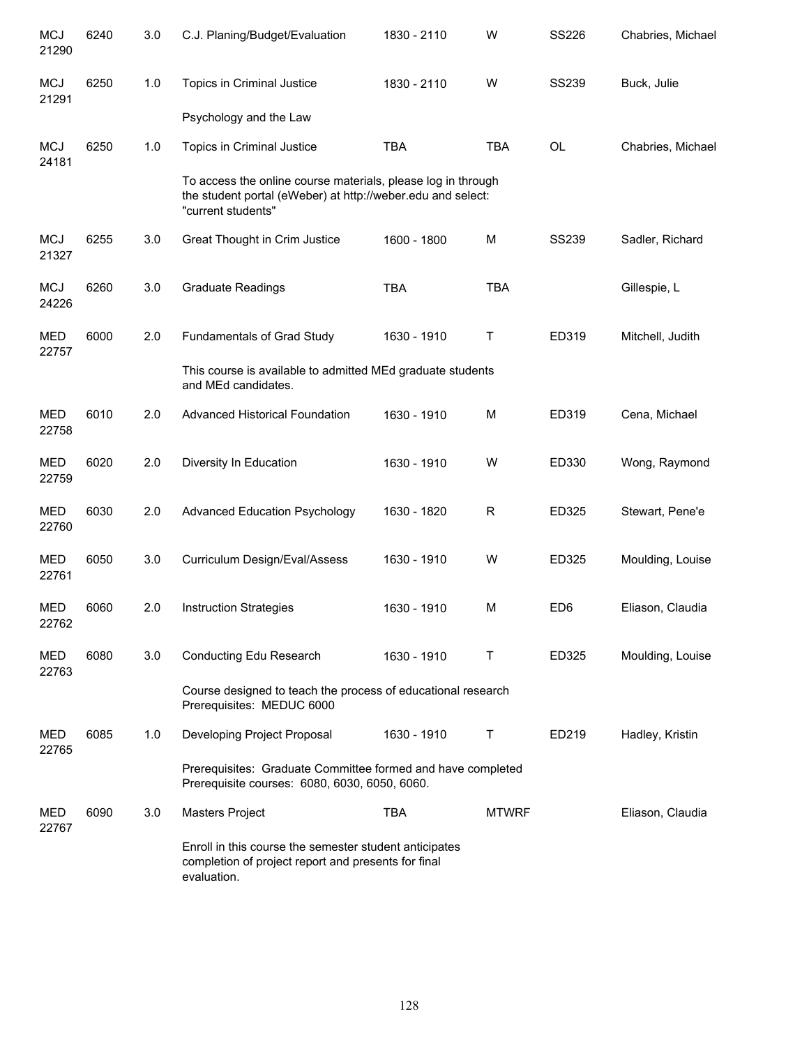| | | | | | | | |
|---|---|---|---|---|---|---|---|
| MCJ 21290 | 6240 | 3.0 | C.J. Planing/Budget/Evaluation | 1830 - 2110 | W | SS226 | Chabries, Michael |
| MCJ 21291 | 6250 | 1.0 | Topics in Criminal Justice | 1830 - 2110 | W | SS239 | Buck, Julie |
| | | | Psychology and the Law | | | | |
| MCJ 24181 | 6250 | 1.0 | Topics in Criminal Justice | TBA | TBA | OL | Chabries, Michael |
| | | | To access the online course materials, please log in through the student portal (eWeber) at http://weber.edu and select: "current students" | | | | |
| MCJ 21327 | 6255 | 3.0 | Great Thought in Crim Justice | 1600 - 1800 | M | SS239 | Sadler, Richard |
| MCJ 24226 | 6260 | 3.0 | Graduate Readings | TBA | TBA | | Gillespie, L |
| MED 22757 | 6000 | 2.0 | Fundamentals of Grad Study | 1630 - 1910 | T | ED319 | Mitchell, Judith |
| | | | This course is available to admitted MEd graduate students and MEd candidates. | | | | |
| MED 22758 | 6010 | 2.0 | Advanced Historical Foundation | 1630 - 1910 | M | ED319 | Cena, Michael |
| MED 22759 | 6020 | 2.0 | Diversity In Education | 1630 - 1910 | W | ED330 | Wong, Raymond |
| MED 22760 | 6030 | 2.0 | Advanced Education Psychology | 1630 - 1820 | R | ED325 | Stewart, Pene'e |
| MED 22761 | 6050 | 3.0 | Curriculum Design/Eval/Assess | 1630 - 1910 | W | ED325 | Moulding, Louise |
| MED 22762 | 6060 | 2.0 | Instruction Strategies | 1630 - 1910 | M | ED6 | Eliason, Claudia |
| MED 22763 | 6080 | 3.0 | Conducting Edu Research | 1630 - 1910 | T | ED325 | Moulding, Louise |
| | | | Course designed to teach the process of educational research Prerequisites: MEDUC 6000 | | | | |
| MED 22765 | 6085 | 1.0 | Developing Project Proposal | 1630 - 1910 | T | ED219 | Hadley, Kristin |
| | | | Prerequisites: Graduate Committee formed and have completed Prerequisite courses: 6080, 6030, 6050, 6060. | | | | |
| MED 22767 | 6090 | 3.0 | Masters Project | TBA | MTWRF | | Eliason, Claudia |
| | | | Enroll in this course the semester student anticipates completion of project report and presents for final evaluation. | | | | |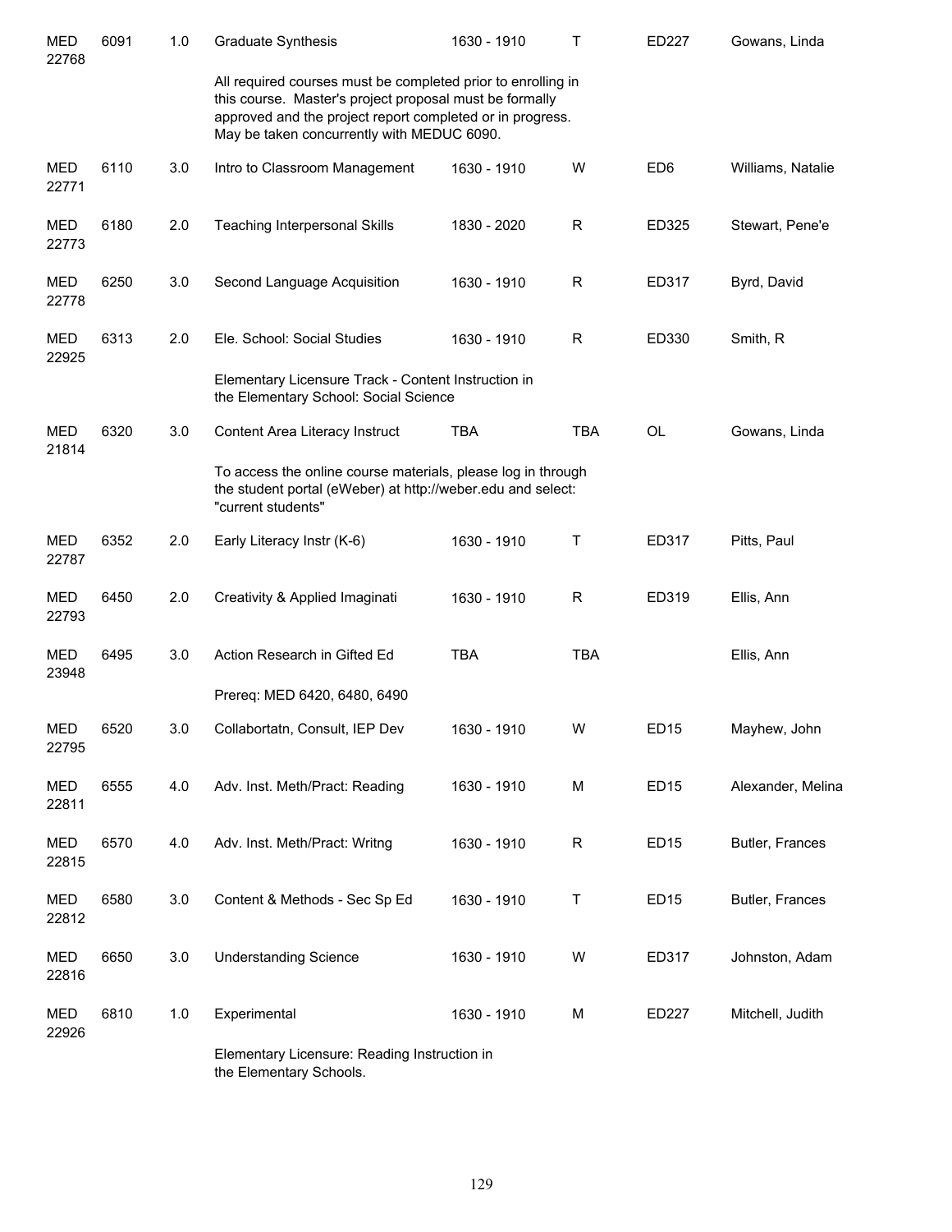| | | | | | | | |
|---|---|---|---|---|---|---|---|
| MED 22768 | 6091 | 1.0 | Graduate Synthesis | 1630 - 1910 | T | ED227 | Gowans, Linda |
| | | | All required courses must be completed prior to enrolling in this course. Master's project proposal must be formally approved and the project report completed or in progress. May be taken concurrently with MEDUC 6090. | | | | |
| MED 22771 | 6110 | 3.0 | Intro to Classroom Management | 1630 - 1910 | W | ED6 | Williams, Natalie |
| MED 22773 | 6180 | 2.0 | Teaching Interpersonal Skills | 1830 - 2020 | R | ED325 | Stewart, Pene'e |
| MED 22778 | 6250 | 3.0 | Second Language Acquisition | 1630 - 1910 | R | ED317 | Byrd, David |
| MED 22925 | 6313 | 2.0 | Ele. School: Social Studies | 1630 - 1910 | R | ED330 | Smith, R |
| | | | Elementary Licensure Track - Content Instruction in the Elementary School: Social Science | | | | |
| MED 21814 | 6320 | 3.0 | Content Area Literacy Instruct | TBA | TBA | OL | Gowans, Linda |
| | | | To access the online course materials, please log in through the student portal (eWeber) at http://weber.edu and select: "current students" | | | | |
| MED 22787 | 6352 | 2.0 | Early Literacy Instr (K-6) | 1630 - 1910 | T | ED317 | Pitts, Paul |
| MED 22793 | 6450 | 2.0 | Creativity & Applied Imaginati | 1630 - 1910 | R | ED319 | Ellis, Ann |
| MED 23948 | 6495 | 3.0 | Action Research in Gifted Ed | TBA | TBA | | Ellis, Ann |
| | | | Prereq: MED 6420, 6480, 6490 | | | | |
| MED 22795 | 6520 | 3.0 | Collabortatn, Consult, IEP Dev | 1630 - 1910 | W | ED15 | Mayhew, John |
| MED 22811 | 6555 | 4.0 | Adv. Inst. Meth/Pract: Reading | 1630 - 1910 | M | ED15 | Alexander, Melina |
| MED 22815 | 6570 | 4.0 | Adv. Inst. Meth/Pract: Writng | 1630 - 1910 | R | ED15 | Butler, Frances |
| MED 22812 | 6580 | 3.0 | Content & Methods - Sec Sp Ed | 1630 - 1910 | T | ED15 | Butler, Frances |
| MED 22816 | 6650 | 3.0 | Understanding Science | 1630 - 1910 | W | ED317 | Johnston, Adam |
| MED 22926 | 6810 | 1.0 | Experimental | 1630 - 1910 | M | ED227 | Mitchell, Judith |
| | | | Elementary Licensure: Reading Instruction in the Elementary Schools. | | | | |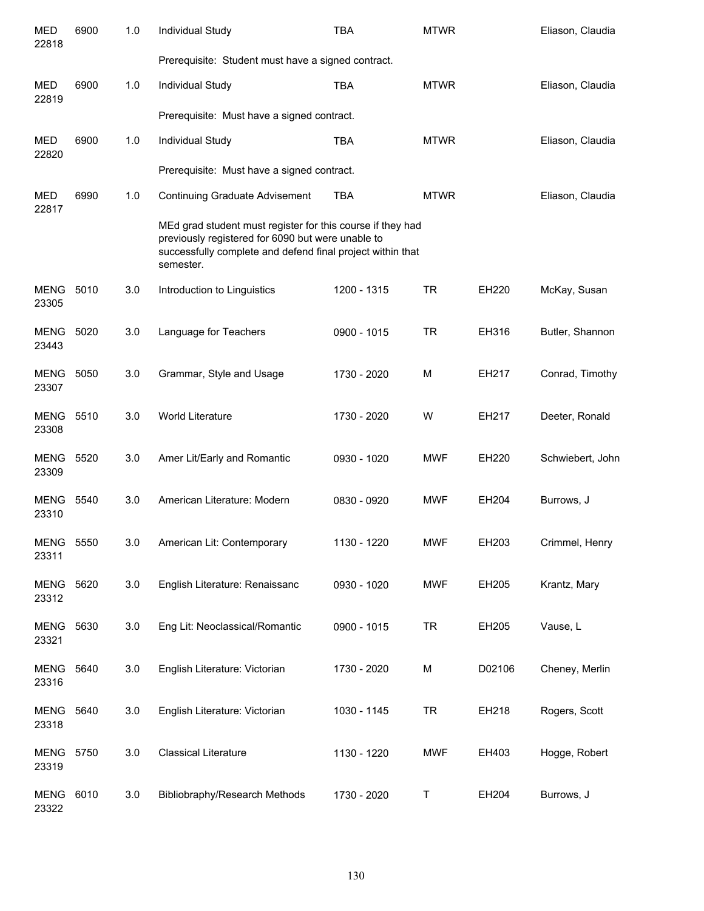| | | | | | | | |
|---|---|---|---|---|---|---|---|
| MED 22818 | 6900 | 1.0 | Individual Study | TBA | MTWR | | Eliason, Claudia |
| | | | Prerequisite: Student must have a signed contract. | | | | |
| MED 22819 | 6900 | 1.0 | Individual Study | TBA | MTWR | | Eliason, Claudia |
| | | | Prerequisite: Must have a signed contract. | | | | |
| MED 22820 | 6900 | 1.0 | Individual Study | TBA | MTWR | | Eliason, Claudia |
| | | | Prerequisite: Must have a signed contract. | | | | |
| MED 22817 | 6990 | 1.0 | Continuing Graduate Advisement | TBA | MTWR | | Eliason, Claudia |
| | | | MEd grad student must register for this course if they had previously registered for 6090 but were unable to successfully complete and defend final project within that semester. | | | | |
| MENG 23305 | 5010 | 3.0 | Introduction to Linguistics | 1200 - 1315 | TR | EH220 | McKay, Susan |
| MENG 23443 | 5020 | 3.0 | Language for Teachers | 0900 - 1015 | TR | EH316 | Butler, Shannon |
| MENG 23307 | 5050 | 3.0 | Grammar, Style and Usage | 1730 - 2020 | M | EH217 | Conrad, Timothy |
| MENG 23308 | 5510 | 3.0 | World Literature | 1730 - 2020 | W | EH217 | Deeter, Ronald |
| MENG 23309 | 5520 | 3.0 | Amer Lit/Early and Romantic | 0930 - 1020 | MWF | EH220 | Schwiebert, John |
| MENG 23310 | 5540 | 3.0 | American Literature: Modern | 0830 - 0920 | MWF | EH204 | Burrows, J |
| MENG 23311 | 5550 | 3.0 | American Lit: Contemporary | 1130 - 1220 | MWF | EH203 | Crimmel, Henry |
| MENG 23312 | 5620 | 3.0 | English Literature: Renaissanc | 0930 - 1020 | MWF | EH205 | Krantz, Mary |
| MENG 23321 | 5630 | 3.0 | Eng Lit: Neoclassical/Romantic | 0900 - 1015 | TR | EH205 | Vause, L |
| MENG 23316 | 5640 | 3.0 | English Literature: Victorian | 1730 - 2020 | M | D02106 | Cheney, Merlin |
| MENG 23318 | 5640 | 3.0 | English Literature: Victorian | 1030 - 1145 | TR | EH218 | Rogers, Scott |
| MENG 23319 | 5750 | 3.0 | Classical Literature | 1130 - 1220 | MWF | EH403 | Hogge, Robert |
| MENG 23322 | 6010 | 3.0 | Bibliobraphy/Research Methods | 1730 - 2020 | T | EH204 | Burrows, J |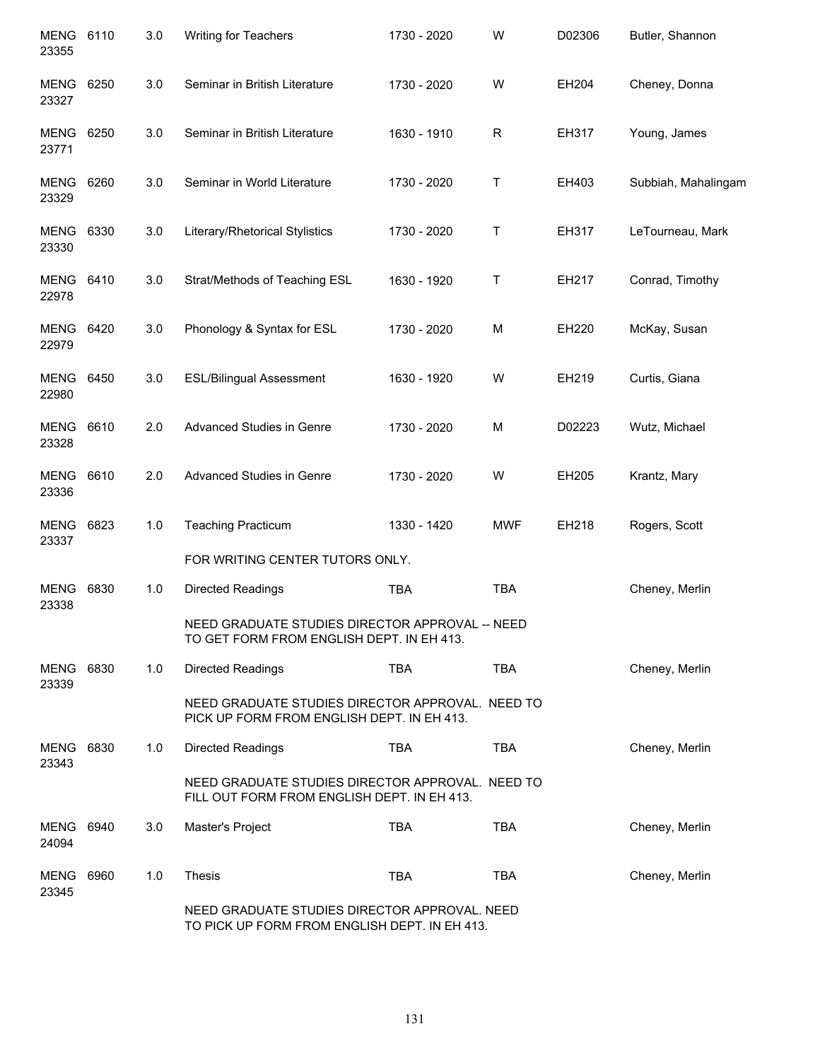| | | | | | | | |
|---|---|---|---|---|---|---|---|
| MENG 23355 | 6110 | 3.0 | Writing for Teachers | 1730 - 2020 | W | D02306 | Butler, Shannon |
| MENG 23327 | 6250 | 3.0 | Seminar in British Literature | 1730 - 2020 | W | EH204 | Cheney, Donna |
| MENG 23771 | 6250 | 3.0 | Seminar in British Literature | 1630 - 1910 | R | EH317 | Young, James |
| MENG 23329 | 6260 | 3.0 | Seminar in World Literature | 1730 - 2020 | T | EH403 | Subbiah, Mahalingam |
| MENG 23330 | 6330 | 3.0 | Literary/Rhetorical Stylistics | 1730 - 2020 | T | EH317 | LeTourneau, Mark |
| MENG 22978 | 6410 | 3.0 | Strat/Methods of Teaching ESL | 1630 - 1920 | T | EH217 | Conrad, Timothy |
| MENG 22979 | 6420 | 3.0 | Phonology & Syntax for ESL | 1730 - 2020 | M | EH220 | McKay, Susan |
| MENG 22980 | 6450 | 3.0 | ESL/Bilingual Assessment | 1630 - 1920 | W | EH219 | Curtis, Giana |
| MENG 23328 | 6610 | 2.0 | Advanced Studies in Genre | 1730 - 2020 | M | D02223 | Wutz, Michael |
| MENG 23336 | 6610 | 2.0 | Advanced Studies in Genre | 1730 - 2020 | W | EH205 | Krantz, Mary |
| MENG 23337 | 6823 | 1.0 | Teaching Practicum | 1330 - 1420 | MWF | EH218 | Rogers, Scott |
| | | | FOR WRITING CENTER TUTORS ONLY. | | | | |
| MENG 23338 | 6830 | 1.0 | Directed Readings | TBA | TBA | | Cheney, Merlin |
| | | | NEED GRADUATE STUDIES DIRECTOR APPROVAL -- NEED TO GET FORM FROM ENGLISH DEPT. IN EH 413. | | | | |
| MENG 23339 | 6830 | 1.0 | Directed Readings | TBA | TBA | | Cheney, Merlin |
| | | | NEED GRADUATE STUDIES DIRECTOR APPROVAL. NEED TO PICK UP FORM FROM ENGLISH DEPT. IN EH 413. | | | | |
| MENG 23343 | 6830 | 1.0 | Directed Readings | TBA | TBA | | Cheney, Merlin |
| | | | NEED GRADUATE STUDIES DIRECTOR APPROVAL. NEED TO FILL OUT FORM FROM ENGLISH DEPT. IN EH 413. | | | | |
| MENG 24094 | 6940 | 3.0 | Master's Project | TBA | TBA | | Cheney, Merlin |
| MENG 23345 | 6960 | 1.0 | Thesis | TBA | TBA | | Cheney, Merlin |
| | | | NEED GRADUATE STUDIES DIRECTOR APPROVAL. NEED TO PICK UP FORM FROM ENGLISH DEPT. IN EH 413. | | | | |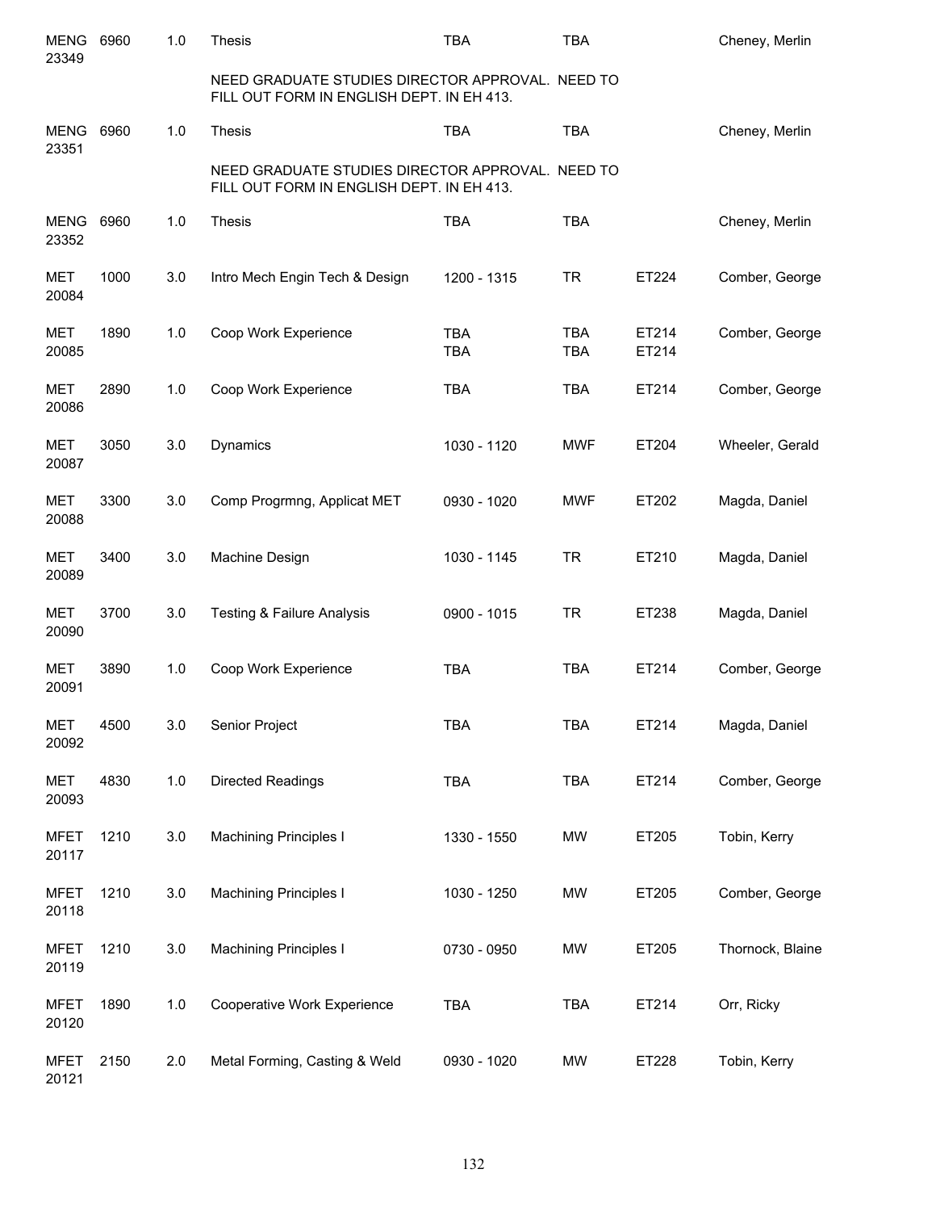| | | | | | | | |
|---|---|---|---|---|---|---|---|
| MENG 23349 | 6960 | 1.0 | Thesis | TBA | TBA | | Cheney, Merlin |
| | | | NEED GRADUATE STUDIES DIRECTOR APPROVAL. NEED TO FILL OUT FORM IN ENGLISH DEPT. IN EH 413. | | | | |
| MENG 23351 | 6960 | 1.0 | Thesis | TBA | TBA | | Cheney, Merlin |
| | | | NEED GRADUATE STUDIES DIRECTOR APPROVAL. NEED TO FILL OUT FORM IN ENGLISH DEPT. IN EH 413. | | | | |
| MENG 23352 | 6960 | 1.0 | Thesis | TBA | TBA | | Cheney, Merlin |
| MET 20084 | 1000 | 3.0 | Intro Mech Engin Tech & Design | 1200 - 1315 | TR | ET224 | Comber, George |
| MET 20085 | 1890 | 1.0 | Coop Work Experience | TBA<br>TBA | TBA<br>TBA | ET214<br>ET214 | Comber, George |
| MET 20086 | 2890 | 1.0 | Coop Work Experience | TBA | TBA | ET214 | Comber, George |
| MET 20087 | 3050 | 3.0 | Dynamics | 1030 - 1120 | MWF | ET204 | Wheeler, Gerald |
| MET 20088 | 3300 | 3.0 | Comp Progrmng, Applicat MET | 0930 - 1020 | MWF | ET202 | Magda, Daniel |
| MET 20089 | 3400 | 3.0 | Machine Design | 1030 - 1145 | TR | ET210 | Magda, Daniel |
| MET 20090 | 3700 | 3.0 | Testing & Failure Analysis | 0900 - 1015 | TR | ET238 | Magda, Daniel |
| MET 20091 | 3890 | 1.0 | Coop Work Experience | TBA | TBA | ET214 | Comber, George |
| MET 20092 | 4500 | 3.0 | Senior Project | TBA | TBA | ET214 | Magda, Daniel |
| MET 20093 | 4830 | 1.0 | Directed Readings | TBA | TBA | ET214 | Comber, George |
| MFET 20117 | 1210 | 3.0 | Machining Principles I | 1330 - 1550 | MW | ET205 | Tobin, Kerry |
| MFET 20118 | 1210 | 3.0 | Machining Principles I | 1030 - 1250 | MW | ET205 | Comber, George |
| MFET 20119 | 1210 | 3.0 | Machining Principles I | 0730 - 0950 | MW | ET205 | Thornock, Blaine |
| MFET 20120 | 1890 | 1.0 | Cooperative Work Experience | TBA | TBA | ET214 | Orr, Ricky |
| MFET 20121 | 2150 | 2.0 | Metal Forming, Casting & Weld | 0930 - 1020 | MW | ET228 | Tobin, Kerry |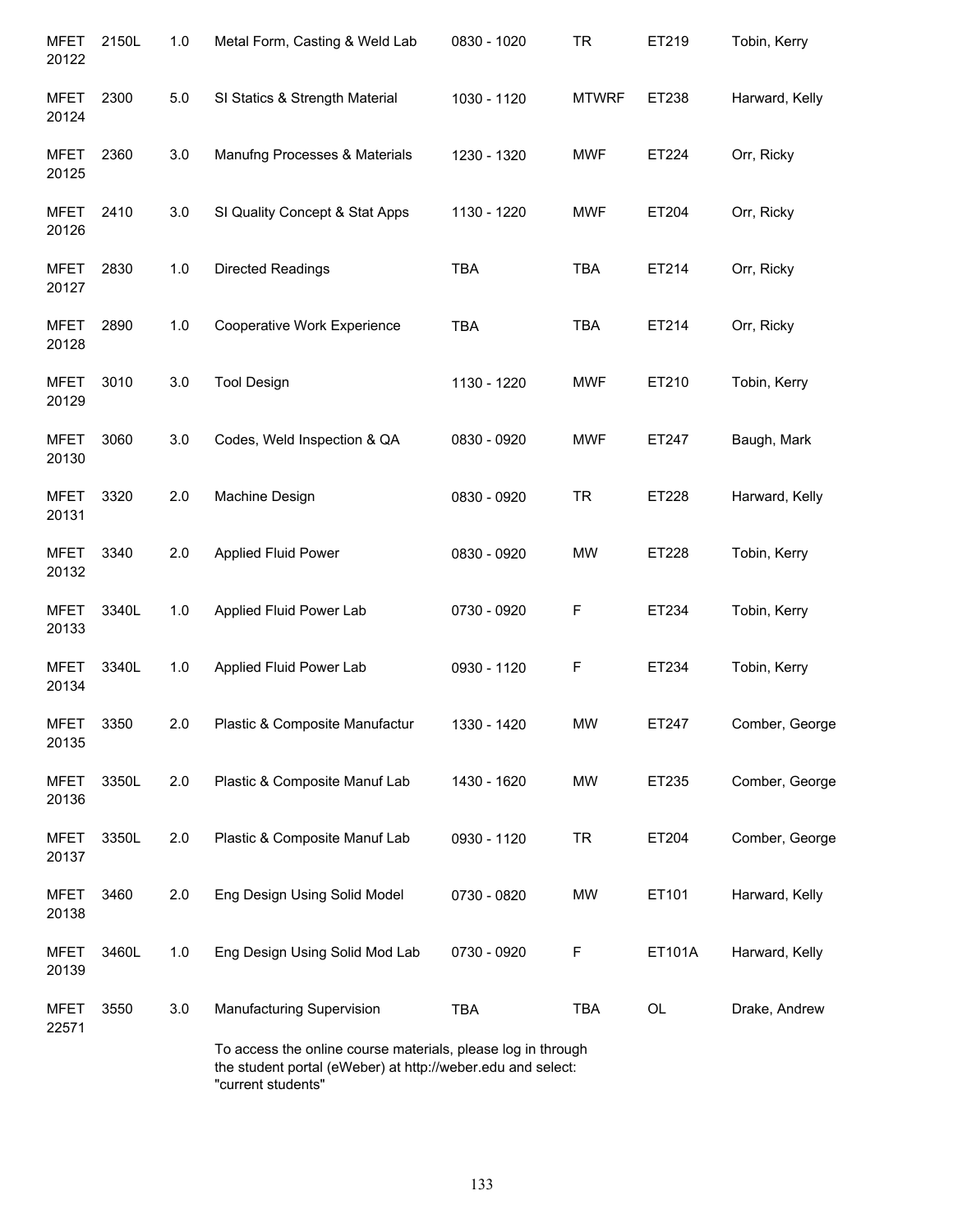| | | | | | | | |
|---|---|---|---|---|---|---|---|
| MFET 20122 | 2150L | 1.0 | Metal Form, Casting & Weld Lab | 0830 - 1020 | TR | ET219 | Tobin, Kerry |
| MFET 20124 | 2300 | 5.0 | SI Statics & Strength Material | 1030 - 1120 | MTWRF | ET238 | Harward, Kelly |
| MFET 20125 | 2360 | 3.0 | Manufng Processes & Materials | 1230 - 1320 | MWF | ET224 | Orr, Ricky |
| MFET 20126 | 2410 | 3.0 | SI Quality Concept & Stat Apps | 1130 - 1220 | MWF | ET204 | Orr, Ricky |
| MFET 20127 | 2830 | 1.0 | Directed Readings | TBA | TBA | ET214 | Orr, Ricky |
| MFET 20128 | 2890 | 1.0 | Cooperative Work Experience | TBA | TBA | ET214 | Orr, Ricky |
| MFET 20129 | 3010 | 3.0 | Tool Design | 1130 - 1220 | MWF | ET210 | Tobin, Kerry |
| MFET 20130 | 3060 | 3.0 | Codes, Weld Inspection & QA | 0830 - 0920 | MWF | ET247 | Baugh, Mark |
| MFET 20131 | 3320 | 2.0 | Machine Design | 0830 - 0920 | TR | ET228 | Harward, Kelly |
| MFET 20132 | 3340 | 2.0 | Applied Fluid Power | 0830 - 0920 | MW | ET228 | Tobin, Kerry |
| MFET 20133 | 3340L | 1.0 | Applied Fluid Power Lab | 0730 - 0920 | F | ET234 | Tobin, Kerry |
| MFET 20134 | 3340L | 1.0 | Applied Fluid Power Lab | 0930 - 1120 | F | ET234 | Tobin, Kerry |
| MFET 20135 | 3350 | 2.0 | Plastic & Composite Manufactur | 1330 - 1420 | MW | ET247 | Comber, George |
| MFET 20136 | 3350L | 2.0 | Plastic & Composite Manuf Lab | 1430 - 1620 | MW | ET235 | Comber, George |
| MFET 20137 | 3350L | 2.0 | Plastic & Composite Manuf Lab | 0930 - 1120 | TR | ET204 | Comber, George |
| MFET 20138 | 3460 | 2.0 | Eng Design Using Solid Model | 0730 - 0820 | MW | ET101 | Harward, Kelly |
| MFET 20139 | 3460L | 1.0 | Eng Design Using Solid Mod Lab | 0730 - 0920 | F | ET101A | Harward, Kelly |
| MFET 22571 | 3550 | 3.0 | Manufacturing Supervision | TBA | TBA | OL | Drake, Andrew |

To access the online course materials, please log in through the student portal (eWeber) at http://weber.edu and select: "current students"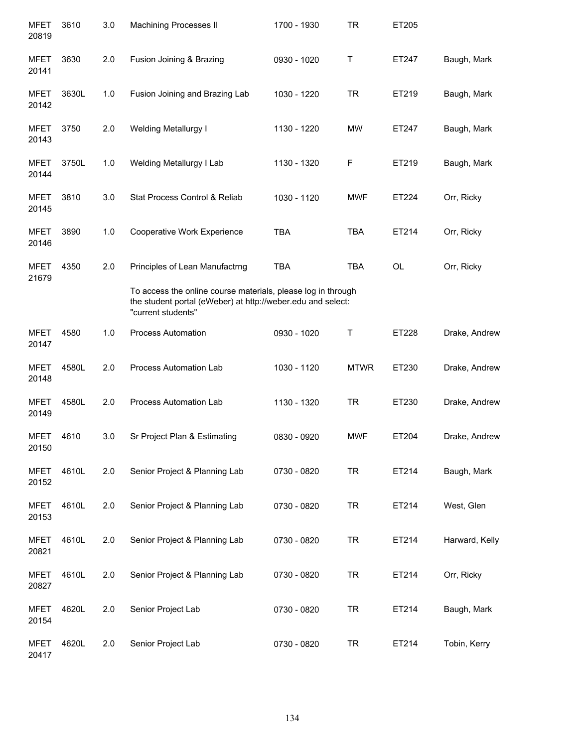| | | | | | | | |
|---|---|---|---|---|---|---|---|
| MFET 20819 | 3610 | 3.0 | Machining Processes II | 1700 - 1930 | TR | ET205 | |
| MFET 20141 | 3630 | 2.0 | Fusion Joining & Brazing | 0930 - 1020 | T | ET247 | Baugh, Mark |
| MFET 20142 | 3630L | 1.0 | Fusion Joining and Brazing Lab | 1030 - 1220 | TR | ET219 | Baugh, Mark |
| MFET 20143 | 3750 | 2.0 | Welding Metallurgy I | 1130 - 1220 | MW | ET247 | Baugh, Mark |
| MFET 20144 | 3750L | 1.0 | Welding Metallurgy I Lab | 1130 - 1320 | F | ET219 | Baugh, Mark |
| MFET 20145 | 3810 | 3.0 | Stat Process Control & Reliab | 1030 - 1120 | MWF | ET224 | Orr, Ricky |
| MFET 20146 | 3890 | 1.0 | Cooperative Work Experience | TBA | TBA | ET214 | Orr, Ricky |
| MFET 21679 | 4350 | 2.0 | Principles of Lean Manufactrng | TBA | TBA | OL | Orr, Ricky |
| | | | To access the online course materials, please log in through the student portal (eWeber) at http://weber.edu and select: "current students" | | | | |
| MFET 20147 | 4580 | 1.0 | Process Automation | 0930 - 1020 | T | ET228 | Drake, Andrew |
| MFET 20148 | 4580L | 2.0 | Process Automation Lab | 1030 - 1120 | MTWR | ET230 | Drake, Andrew |
| MFET 20149 | 4580L | 2.0 | Process Automation Lab | 1130 - 1320 | TR | ET230 | Drake, Andrew |
| MFET 20150 | 4610 | 3.0 | Sr Project Plan & Estimating | 0830 - 0920 | MWF | ET204 | Drake, Andrew |
| MFET 20152 | 4610L | 2.0 | Senior Project & Planning Lab | 0730 - 0820 | TR | ET214 | Baugh, Mark |
| MFET 20153 | 4610L | 2.0 | Senior Project & Planning Lab | 0730 - 0820 | TR | ET214 | West, Glen |
| MFET 20821 | 4610L | 2.0 | Senior Project & Planning Lab | 0730 - 0820 | TR | ET214 | Harward, Kelly |
| MFET 20827 | 4610L | 2.0 | Senior Project & Planning Lab | 0730 - 0820 | TR | ET214 | Orr, Ricky |
| MFET 20154 | 4620L | 2.0 | Senior Project Lab | 0730 - 0820 | TR | ET214 | Baugh, Mark |
| MFET 20417 | 4620L | 2.0 | Senior Project Lab | 0730 - 0820 | TR | ET214 | Tobin, Kerry |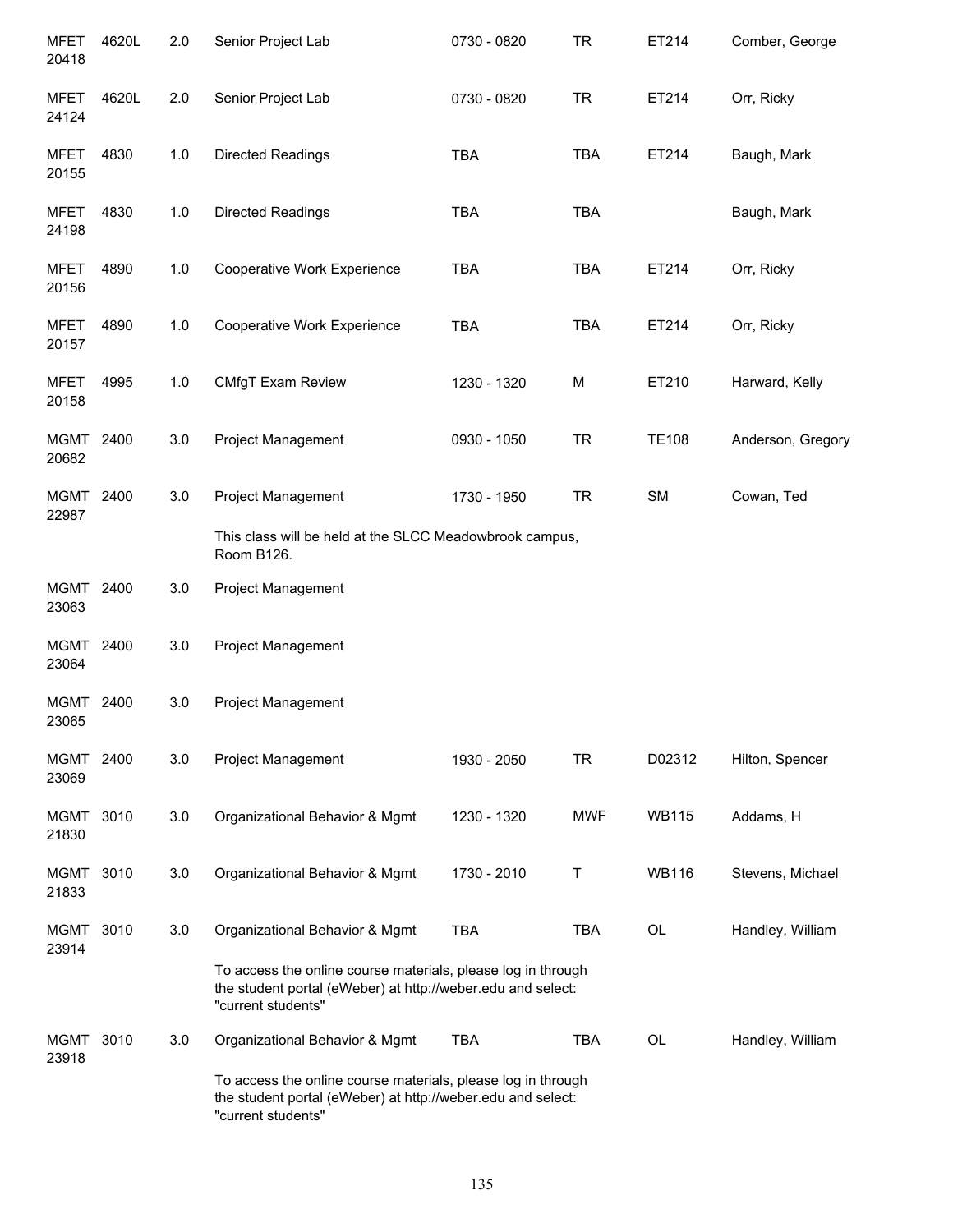| Subject/CRN | Course | Credits | Title | Time | Days | Room | Instructor |
|---|---|---|---|---|---|---|---|
| MFET 20418 | 4620L | 2.0 | Senior Project Lab | 0730 - 0820 | TR | ET214 | Comber, George |
| MFET 24124 | 4620L | 2.0 | Senior Project Lab | 0730 - 0820 | TR | ET214 | Orr, Ricky |
| MFET 20155 | 4830 | 1.0 | Directed Readings | TBA | TBA | ET214 | Baugh, Mark |
| MFET 24198 | 4830 | 1.0 | Directed Readings | TBA | TBA | | Baugh, Mark |
| MFET 20156 | 4890 | 1.0 | Cooperative Work Experience | TBA | TBA | ET214 | Orr, Ricky |
| MFET 20157 | 4890 | 1.0 | Cooperative Work Experience | TBA | TBA | ET214 | Orr, Ricky |
| MFET 20158 | 4995 | 1.0 | CMfgT Exam Review | 1230 - 1320 | M | ET210 | Harward, Kelly |
| MGMT 20682 | 2400 | 3.0 | Project Management | 0930 - 1050 | TR | TE108 | Anderson, Gregory |
| MGMT 22987 | 2400 | 3.0 | Project Management | 1730 - 1950 | TR | SM | Cowan, Ted |
| | | | This class will be held at the SLCC Meadowbrook campus, Room B126. | | | | |
| MGMT 23063 | 2400 | 3.0 | Project Management | | | | |
| MGMT 23064 | 2400 | 3.0 | Project Management | | | | |
| MGMT 23065 | 2400 | 3.0 | Project Management | | | | |
| MGMT 23069 | 2400 | 3.0 | Project Management | 1930 - 2050 | TR | D02312 | Hilton, Spencer |
| MGMT 21830 | 3010 | 3.0 | Organizational Behavior & Mgmt | 1230 - 1320 | MWF | WB115 | Addams, H |
| MGMT 21833 | 3010 | 3.0 | Organizational Behavior & Mgmt | 1730 - 2010 | T | WB116 | Stevens, Michael |
| MGMT 23914 | 3010 | 3.0 | Organizational Behavior & Mgmt | TBA | TBA | OL | Handley, William |
| | | | To access the online course materials, please log in through the student portal (eWeber) at http://weber.edu and select: "current students" | | | | |
| MGMT 23918 | 3010 | 3.0 | Organizational Behavior & Mgmt | TBA | TBA | OL | Handley, William |
| | | | To access the online course materials, please log in through the student portal (eWeber) at http://weber.edu and select: "current students" | | | | |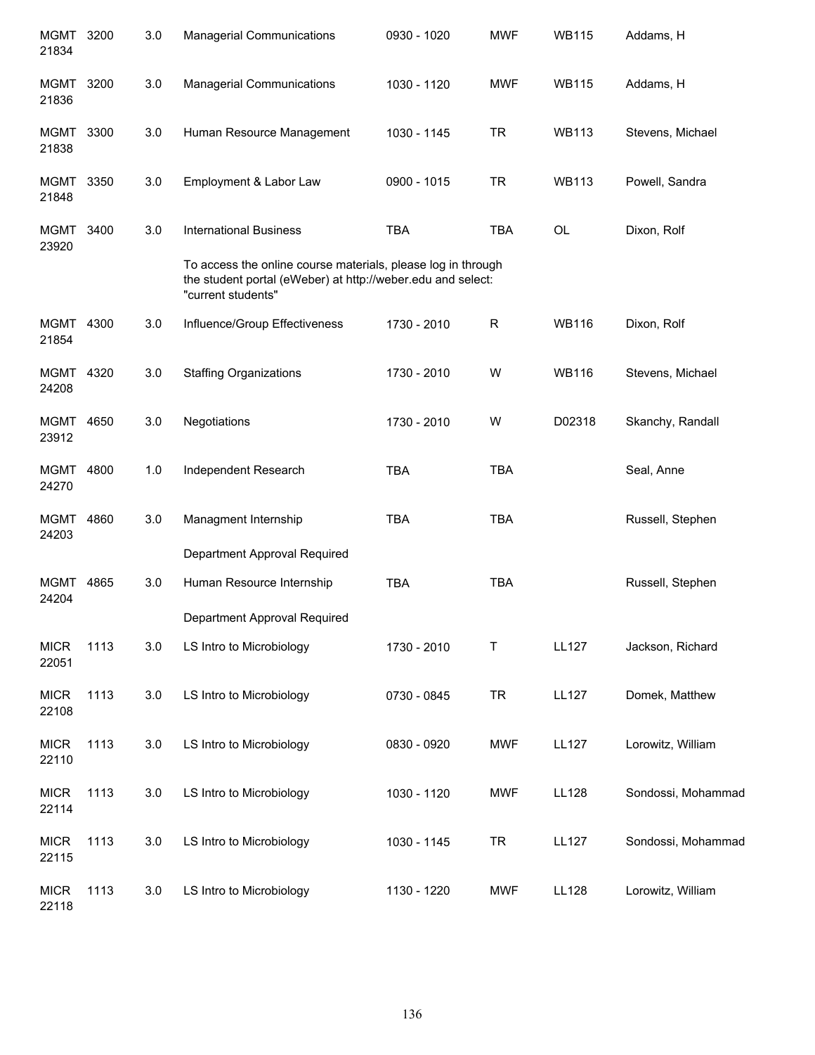| | | | | | | | |
|---|---|---|---|---|---|---|---|
| MGMT 21834 | 3200 | 3.0 | Managerial Communications | 0930 - 1020 | MWF | WB115 | Addams, H |
| MGMT 21836 | 3200 | 3.0 | Managerial Communications | 1030 - 1120 | MWF | WB115 | Addams, H |
| MGMT 21838 | 3300 | 3.0 | Human Resource Management | 1030 - 1145 | TR | WB113 | Stevens, Michael |
| MGMT 21848 | 3350 | 3.0 | Employment & Labor Law | 0900 - 1015 | TR | WB113 | Powell, Sandra |
| MGMT 23920 | 3400 | 3.0 | International Business | TBA | TBA | OL | Dixon, Rolf |
| | | | To access the online course materials, please log in through the student portal (eWeber) at http://weber.edu and select: "current students" | | | | |
| MGMT 21854 | 4300 | 3.0 | Influence/Group Effectiveness | 1730 - 2010 | R | WB116 | Dixon, Rolf |
| MGMT 24208 | 4320 | 3.0 | Staffing Organizations | 1730 - 2010 | W | WB116 | Stevens, Michael |
| MGMT 23912 | 4650 | 3.0 | Negotiations | 1730 - 2010 | W | D02318 | Skanchy, Randall |
| MGMT 24270 | 4800 | 1.0 | Independent Research | TBA | TBA | | Seal, Anne |
| MGMT 24203 | 4860 | 3.0 | Managment Internship | TBA | TBA | | Russell, Stephen |
| | | | Department Approval Required | | | | |
| MGMT 24204 | 4865 | 3.0 | Human Resource Internship | TBA | TBA | | Russell, Stephen |
| | | | Department Approval Required | | | | |
| MICR 22051 | 1113 | 3.0 | LS Intro to Microbiology | 1730 - 2010 | T | LL127 | Jackson, Richard |
| MICR 22108 | 1113 | 3.0 | LS Intro to Microbiology | 0730 - 0845 | TR | LL127 | Domek, Matthew |
| MICR 22110 | 1113 | 3.0 | LS Intro to Microbiology | 0830 - 0920 | MWF | LL127 | Lorowitz, William |
| MICR 22114 | 1113 | 3.0 | LS Intro to Microbiology | 1030 - 1120 | MWF | LL128 | Sondossi, Mohammad |
| MICR 22115 | 1113 | 3.0 | LS Intro to Microbiology | 1030 - 1145 | TR | LL127 | Sondossi, Mohammad |
| MICR 22118 | 1113 | 3.0 | LS Intro to Microbiology | 1130 - 1220 | MWF | LL128 | Lorowitz, William |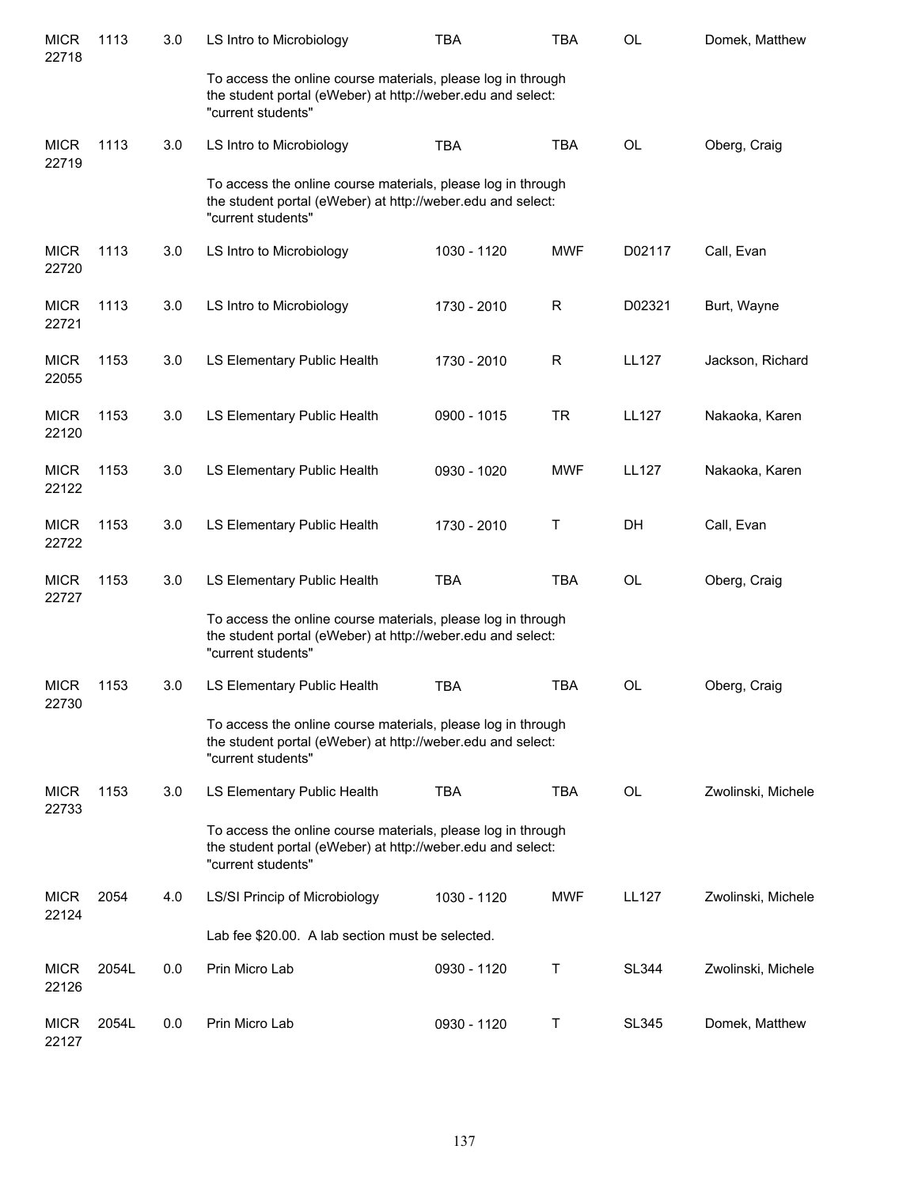| | | | | | | | |
|---|---|---|---|---|---|---|---|
| MICR 22718 | 1113 | 3.0 | LS Intro to Microbiology | TBA | TBA | OL | Domek, Matthew |
| | | | To access the online course materials, please log in through the student portal (eWeber) at http://weber.edu and select: "current students" | | | | |
| MICR 22719 | 1113 | 3.0 | LS Intro to Microbiology | TBA | TBA | OL | Oberg, Craig |
| | | | To access the online course materials, please log in through the student portal (eWeber) at http://weber.edu and select: "current students" | | | | |
| MICR 22720 | 1113 | 3.0 | LS Intro to Microbiology | 1030 - 1120 | MWF | D02117 | Call, Evan |
| MICR 22721 | 1113 | 3.0 | LS Intro to Microbiology | 1730 - 2010 | R | D02321 | Burt, Wayne |
| MICR 22055 | 1153 | 3.0 | LS Elementary Public Health | 1730 - 2010 | R | LL127 | Jackson, Richard |
| MICR 22120 | 1153 | 3.0 | LS Elementary Public Health | 0900 - 1015 | TR | LL127 | Nakaoka, Karen |
| MICR 22122 | 1153 | 3.0 | LS Elementary Public Health | 0930 - 1020 | MWF | LL127 | Nakaoka, Karen |
| MICR 22722 | 1153 | 3.0 | LS Elementary Public Health | 1730 - 2010 | T | DH | Call, Evan |
| MICR 22727 | 1153 | 3.0 | LS Elementary Public Health | TBA | TBA | OL | Oberg, Craig |
| | | | To access the online course materials, please log in through the student portal (eWeber) at http://weber.edu and select: "current students" | | | | |
| MICR 22730 | 1153 | 3.0 | LS Elementary Public Health | TBA | TBA | OL | Oberg, Craig |
| | | | To access the online course materials, please log in through the student portal (eWeber) at http://weber.edu and select: "current students" | | | | |
| MICR 22733 | 1153 | 3.0 | LS Elementary Public Health | TBA | TBA | OL | Zwolinski, Michele |
| | | | To access the online course materials, please log in through the student portal (eWeber) at http://weber.edu and select: "current students" | | | | |
| MICR 22124 | 2054 | 4.0 | LS/SI Princip of Microbiology | 1030 - 1120 | MWF | LL127 | Zwolinski, Michele |
| | | | Lab fee $20.00. A lab section must be selected. | | | | |
| MICR 22126 | 2054L | 0.0 | Prin Micro Lab | 0930 - 1120 | T | SL344 | Zwolinski, Michele |
| MICR 22127 | 2054L | 0.0 | Prin Micro Lab | 0930 - 1120 | T | SL345 | Domek, Matthew |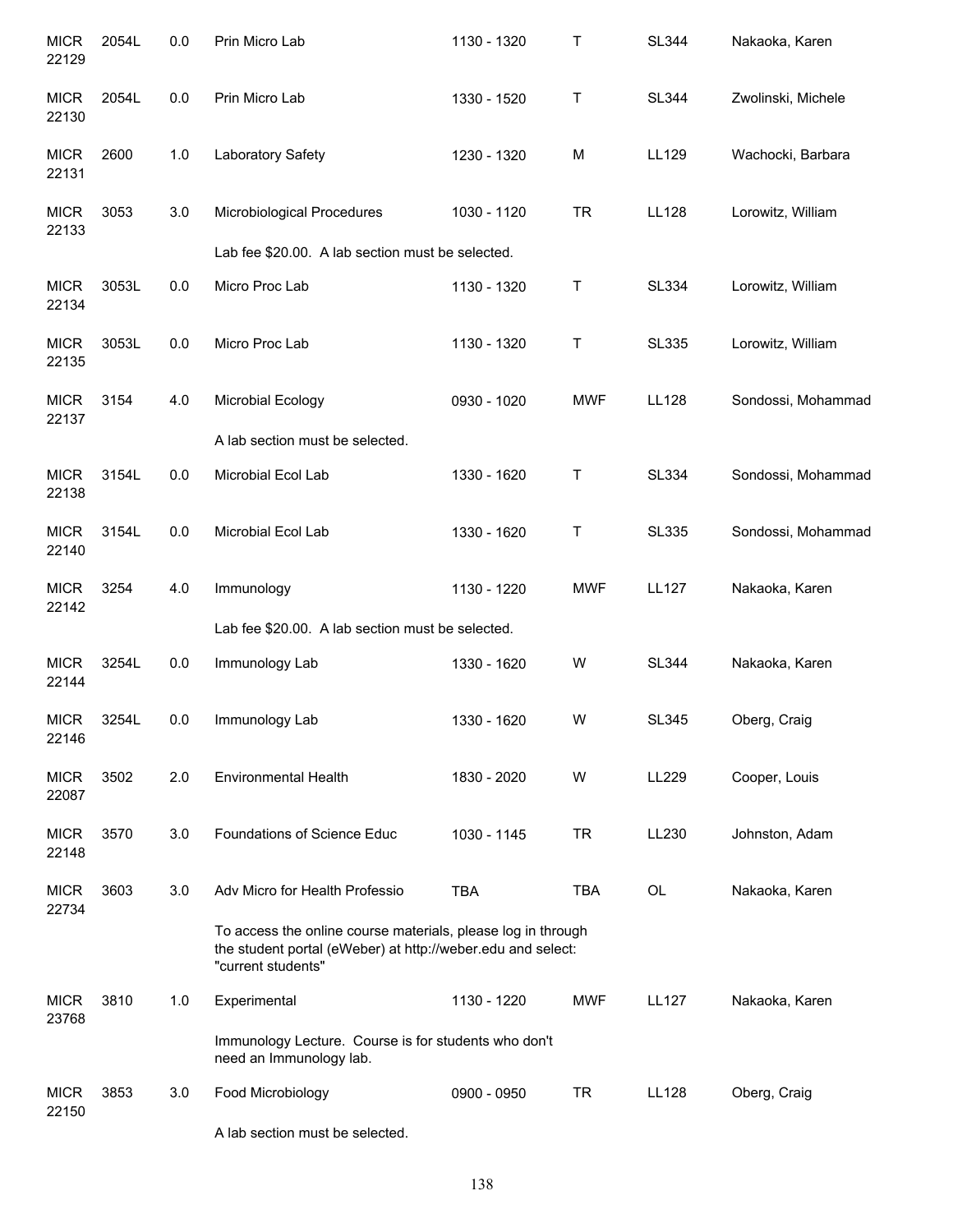| | | | | | | | |
|---|---|---|---|---|---|---|---|
| MICR 22129 | 2054L | 0.0 | Prin Micro Lab | 1130 - 1320 | T | SL344 | Nakaoka, Karen |
| MICR 22130 | 2054L | 0.0 | Prin Micro Lab | 1330 - 1520 | T | SL344 | Zwolinski, Michele |
| MICR 22131 | 2600 | 1.0 | Laboratory Safety | 1230 - 1320 | M | LL129 | Wachocki, Barbara |
| MICR 22133 | 3053 | 3.0 | Microbiological Procedures | 1030 - 1120 | TR | LL128 | Lorowitz, William |
| | | | Lab fee $20.00. A lab section must be selected. | | | | |
| MICR 22134 | 3053L | 0.0 | Micro Proc Lab | 1130 - 1320 | T | SL334 | Lorowitz, William |
| MICR 22135 | 3053L | 0.0 | Micro Proc Lab | 1130 - 1320 | T | SL335 | Lorowitz, William |
| MICR 22137 | 3154 | 4.0 | Microbial Ecology | 0930 - 1020 | MWF | LL128 | Sondossi, Mohammad |
| | | | A lab section must be selected. | | | | |
| MICR 22138 | 3154L | 0.0 | Microbial Ecol Lab | 1330 - 1620 | T | SL334 | Sondossi, Mohammad |
| MICR 22140 | 3154L | 0.0 | Microbial Ecol Lab | 1330 - 1620 | T | SL335 | Sondossi, Mohammad |
| MICR 22142 | 3254 | 4.0 | Immunology | 1130 - 1220 | MWF | LL127 | Nakaoka, Karen |
| | | | Lab fee $20.00. A lab section must be selected. | | | | |
| MICR 22144 | 3254L | 0.0 | Immunology Lab | 1330 - 1620 | W | SL344 | Nakaoka, Karen |
| MICR 22146 | 3254L | 0.0 | Immunology Lab | 1330 - 1620 | W | SL345 | Oberg, Craig |
| MICR 22087 | 3502 | 2.0 | Environmental Health | 1830 - 2020 | W | LL229 | Cooper, Louis |
| MICR 22148 | 3570 | 3.0 | Foundations of Science Educ | 1030 - 1145 | TR | LL230 | Johnston, Adam |
| MICR 22734 | 3603 | 3.0 | Adv Micro for Health Professio | TBA | TBA | OL | Nakaoka, Karen |
| | | | To access the online course materials, please log in through the student portal (eWeber) at http://weber.edu and select: "current students" | | | | |
| MICR 23768 | 3810 | 1.0 | Experimental | 1130 - 1220 | MWF | LL127 | Nakaoka, Karen |
| | | | Immunology Lecture. Course is for students who don't need an Immunology lab. | | | | |
| MICR 22150 | 3853 | 3.0 | Food Microbiology | 0900 - 0950 | TR | LL128 | Oberg, Craig |
| | | | A lab section must be selected. | | | | |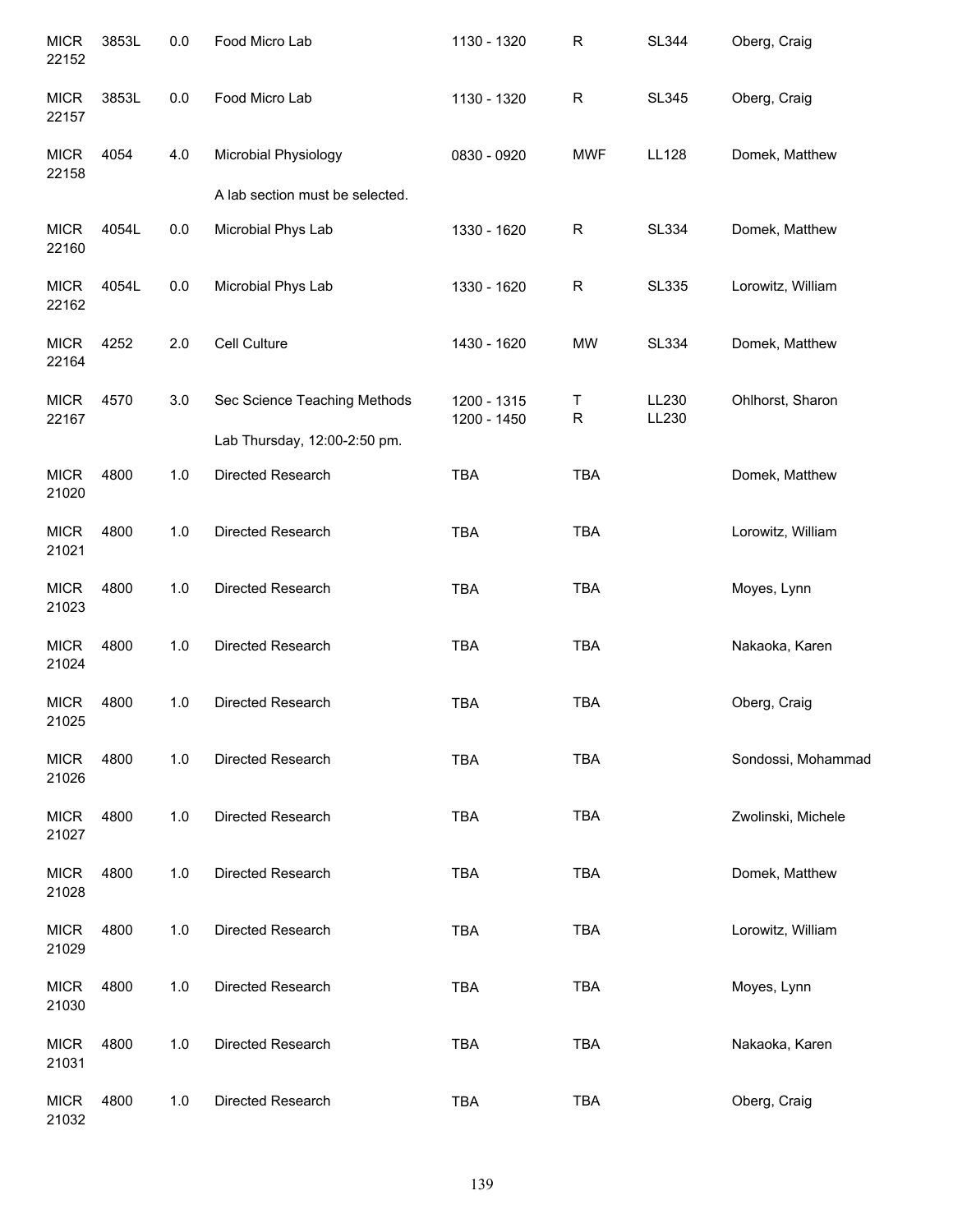| Subject / CRN | Course | Credits | Title | Time | Days | Room | Instructor |
|---|---|---|---|---|---|---|---|
| MICR 22152 | 3853L | 0.0 | Food Micro Lab | 1130 - 1320 | R | SL344 | Oberg, Craig |
| MICR 22157 | 3853L | 0.0 | Food Micro Lab | 1130 - 1320 | R | SL345 | Oberg, Craig |
| MICR 22158 | 4054 | 4.0 | Microbial Physiology<br>A lab section must be selected. | 0830 - 0920 | MWF | LL128 | Domek, Matthew |
| MICR 22160 | 4054L | 0.0 | Microbial Phys Lab | 1330 - 1620 | R | SL334 | Domek, Matthew |
| MICR 22162 | 4054L | 0.0 | Microbial Phys Lab | 1330 - 1620 | R | SL335 | Lorowitz, William |
| MICR 22164 | 4252 | 2.0 | Cell Culture | 1430 - 1620 | MW | SL334 | Domek, Matthew |
| MICR 22167 | 4570 | 3.0 | Sec Science Teaching Methods<br>Lab Thursday, 12:00-2:50 pm. | 1200 - 1315<br>1200 - 1450 | T<br>R | LL230<br>LL230 | Ohlhorst, Sharon |
| MICR 21020 | 4800 | 1.0 | Directed Research | TBA | TBA | | Domek, Matthew |
| MICR 21021 | 4800 | 1.0 | Directed Research | TBA | TBA | | Lorowitz, William |
| MICR 21023 | 4800 | 1.0 | Directed Research | TBA | TBA | | Moyes, Lynn |
| MICR 21024 | 4800 | 1.0 | Directed Research | TBA | TBA | | Nakaoka, Karen |
| MICR 21025 | 4800 | 1.0 | Directed Research | TBA | TBA | | Oberg, Craig |
| MICR 21026 | 4800 | 1.0 | Directed Research | TBA | TBA | | Sondossi, Mohammad |
| MICR 21027 | 4800 | 1.0 | Directed Research | TBA | TBA | | Zwolinski, Michele |
| MICR 21028 | 4800 | 1.0 | Directed Research | TBA | TBA | | Domek, Matthew |
| MICR 21029 | 4800 | 1.0 | Directed Research | TBA | TBA | | Lorowitz, William |
| MICR 21030 | 4800 | 1.0 | Directed Research | TBA | TBA | | Moyes, Lynn |
| MICR 21031 | 4800 | 1.0 | Directed Research | TBA | TBA | | Nakaoka, Karen |
| MICR 21032 | 4800 | 1.0 | Directed Research | TBA | TBA | | Oberg, Craig |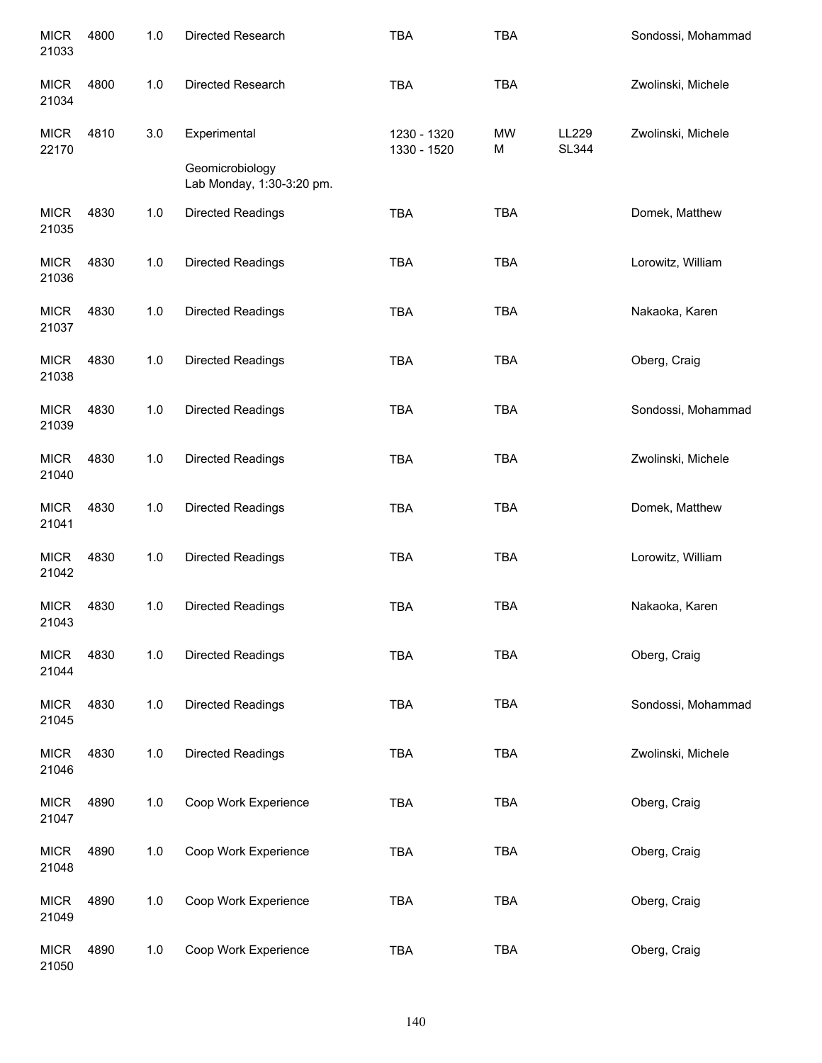| | | | | | | | |
|---|---|---|---|---|---|---|---|
| MICR 21033 | 4800 | 1.0 | Directed Research | TBA | TBA | | Sondossi, Mohammad |
| MICR 21034 | 4800 | 1.0 | Directed Research | TBA | TBA | | Zwolinski, Michele |
| MICR 22170 | 4810 | 3.0 | Experimental Geomicrobiology Lab Monday, 1:30-3:20 pm. | 1230 - 1320 1330 - 1520 | MW M | LL229 SL344 | Zwolinski, Michele |
| MICR 21035 | 4830 | 1.0 | Directed Readings | TBA | TBA | | Domek, Matthew |
| MICR 21036 | 4830 | 1.0 | Directed Readings | TBA | TBA | | Lorowitz, William |
| MICR 21037 | 4830 | 1.0 | Directed Readings | TBA | TBA | | Nakaoka, Karen |
| MICR 21038 | 4830 | 1.0 | Directed Readings | TBA | TBA | | Oberg, Craig |
| MICR 21039 | 4830 | 1.0 | Directed Readings | TBA | TBA | | Sondossi, Mohammad |
| MICR 21040 | 4830 | 1.0 | Directed Readings | TBA | TBA | | Zwolinski, Michele |
| MICR 21041 | 4830 | 1.0 | Directed Readings | TBA | TBA | | Domek, Matthew |
| MICR 21042 | 4830 | 1.0 | Directed Readings | TBA | TBA | | Lorowitz, William |
| MICR 21043 | 4830 | 1.0 | Directed Readings | TBA | TBA | | Nakaoka, Karen |
| MICR 21044 | 4830 | 1.0 | Directed Readings | TBA | TBA | | Oberg, Craig |
| MICR 21045 | 4830 | 1.0 | Directed Readings | TBA | TBA | | Sondossi, Mohammad |
| MICR 21046 | 4830 | 1.0 | Directed Readings | TBA | TBA | | Zwolinski, Michele |
| MICR 21047 | 4890 | 1.0 | Coop Work Experience | TBA | TBA | | Oberg, Craig |
| MICR 21048 | 4890 | 1.0 | Coop Work Experience | TBA | TBA | | Oberg, Craig |
| MICR 21049 | 4890 | 1.0 | Coop Work Experience | TBA | TBA | | Oberg, Craig |
| MICR 21050 | 4890 | 1.0 | Coop Work Experience | TBA | TBA | | Oberg, Craig |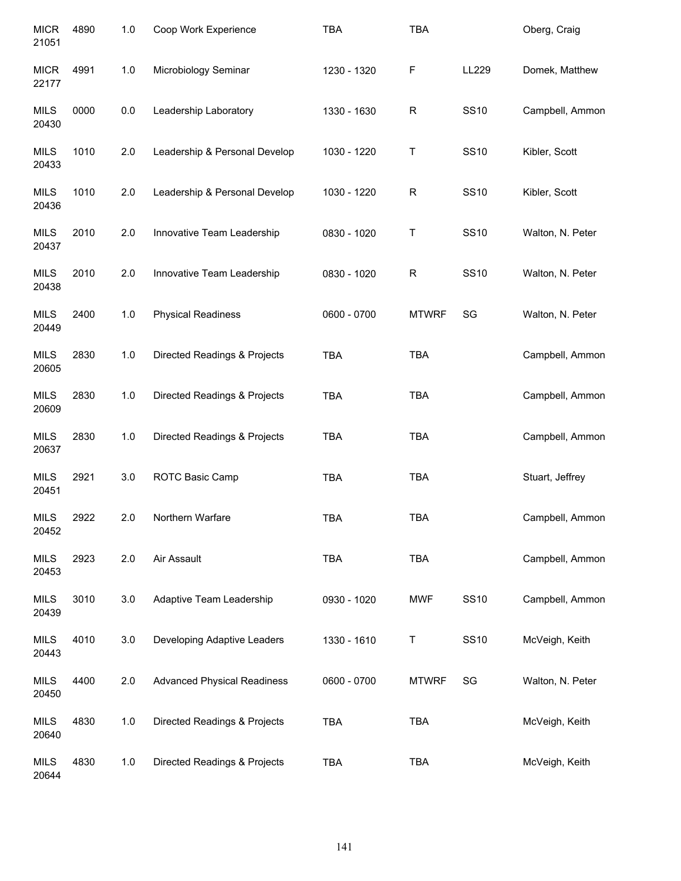| | | | | | | | |
|---|---|---|---|---|---|---|---|
| MICR 21051 | 4890 | 1.0 | Coop Work Experience | TBA | TBA | | Oberg, Craig |
| MICR 22177 | 4991 | 1.0 | Microbiology Seminar | 1230 - 1320 | F | LL229 | Domek, Matthew |
| MILS 20430 | 0000 | 0.0 | Leadership Laboratory | 1330 - 1630 | R | SS10 | Campbell, Ammon |
| MILS 20433 | 1010 | 2.0 | Leadership & Personal Develop | 1030 - 1220 | T | SS10 | Kibler, Scott |
| MILS 20436 | 1010 | 2.0 | Leadership & Personal Develop | 1030 - 1220 | R | SS10 | Kibler, Scott |
| MILS 20437 | 2010 | 2.0 | Innovative Team Leadership | 0830 - 1020 | T | SS10 | Walton, N. Peter |
| MILS 20438 | 2010 | 2.0 | Innovative Team Leadership | 0830 - 1020 | R | SS10 | Walton, N. Peter |
| MILS 20449 | 2400 | 1.0 | Physical Readiness | 0600 - 0700 | MTWRF | SG | Walton, N. Peter |
| MILS 20605 | 2830 | 1.0 | Directed Readings & Projects | TBA | TBA | | Campbell, Ammon |
| MILS 20609 | 2830 | 1.0 | Directed Readings & Projects | TBA | TBA | | Campbell, Ammon |
| MILS 20637 | 2830 | 1.0 | Directed Readings & Projects | TBA | TBA | | Campbell, Ammon |
| MILS 20451 | 2921 | 3.0 | ROTC Basic Camp | TBA | TBA | | Stuart, Jeffrey |
| MILS 20452 | 2922 | 2.0 | Northern Warfare | TBA | TBA | | Campbell, Ammon |
| MILS 20453 | 2923 | 2.0 | Air Assault | TBA | TBA | | Campbell, Ammon |
| MILS 20439 | 3010 | 3.0 | Adaptive Team Leadership | 0930 - 1020 | MWF | SS10 | Campbell, Ammon |
| MILS 20443 | 4010 | 3.0 | Developing Adaptive Leaders | 1330 - 1610 | T | SS10 | McVeigh, Keith |
| MILS 20450 | 4400 | 2.0 | Advanced Physical Readiness | 0600 - 0700 | MTWRF | SG | Walton, N. Peter |
| MILS 20640 | 4830 | 1.0 | Directed Readings & Projects | TBA | TBA | | McVeigh, Keith |
| MILS 20644 | 4830 | 1.0 | Directed Readings & Projects | TBA | TBA | | McVeigh, Keith |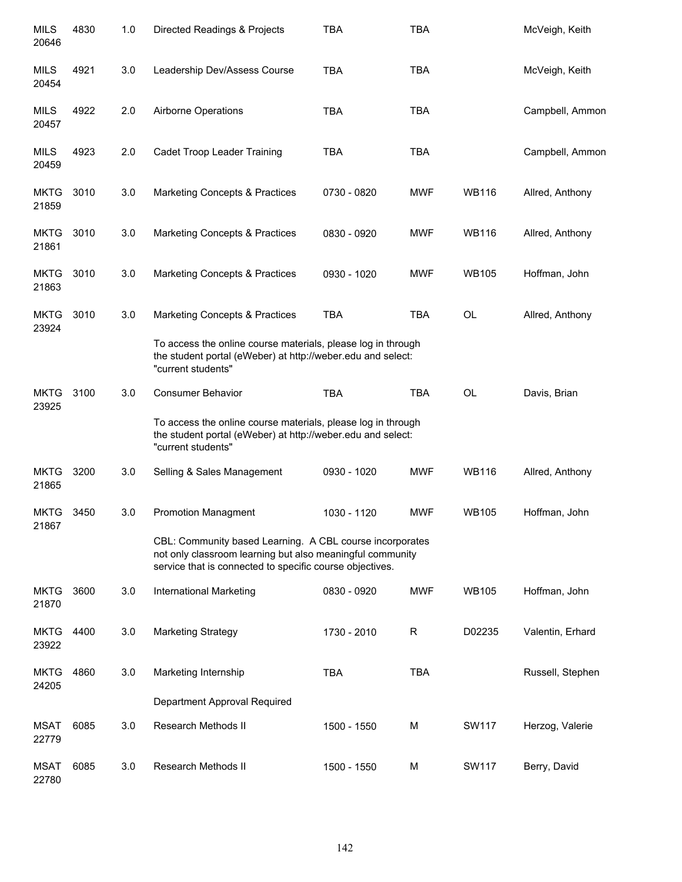| Subject/CRN | Course | Credits | Title | Time | Days | Room | Instructor |
|---|---|---|---|---|---|---|---|
| MILS 20646 | 4830 | 1.0 | Directed Readings & Projects | TBA | TBA | | McVeigh, Keith |
| MILS 20454 | 4921 | 3.0 | Leadership Dev/Assess Course | TBA | TBA | | McVeigh, Keith |
| MILS 20457 | 4922 | 2.0 | Airborne Operations | TBA | TBA | | Campbell, Ammon |
| MILS 20459 | 4923 | 2.0 | Cadet Troop Leader Training | TBA | TBA | | Campbell, Ammon |
| MKTG 21859 | 3010 | 3.0 | Marketing Concepts & Practices | 0730 - 0820 | MWF | WB116 | Allred, Anthony |
| MKTG 21861 | 3010 | 3.0 | Marketing Concepts & Practices | 0830 - 0920 | MWF | WB116 | Allred, Anthony |
| MKTG 21863 | 3010 | 3.0 | Marketing Concepts & Practices | 0930 - 1020 | MWF | WB105 | Hoffman, John |
| MKTG 23924 | 3010 | 3.0 | Marketing Concepts & Practices | TBA | TBA | OL | Allred, Anthony |
| | | | To access the online course materials, please log in through the student portal (eWeber) at http://weber.edu and select: "current students" | | | | |
| MKTG 23925 | 3100 | 3.0 | Consumer Behavior | TBA | TBA | OL | Davis, Brian |
| | | | To access the online course materials, please log in through the student portal (eWeber) at http://weber.edu and select: "current students" | | | | |
| MKTG 21865 | 3200 | 3.0 | Selling & Sales Management | 0930 - 1020 | MWF | WB116 | Allred, Anthony |
| MKTG 21867 | 3450 | 3.0 | Promotion Managment | 1030 - 1120 | MWF | WB105 | Hoffman, John |
| | | | CBL: Community based Learning. A CBL course incorporates not only classroom learning but also meaningful community service that is connected to specific course objectives. | | | | |
| MKTG 21870 | 3600 | 3.0 | International Marketing | 0830 - 0920 | MWF | WB105 | Hoffman, John |
| MKTG 23922 | 4400 | 3.0 | Marketing Strategy | 1730 - 2010 | R | D02235 | Valentin, Erhard |
| MKTG 24205 | 4860 | 3.0 | Marketing Internship | TBA | TBA | | Russell, Stephen |
| | | | Department Approval Required | | | | |
| MSAT 22779 | 6085 | 3.0 | Research Methods II | 1500 - 1550 | M | SW117 | Herzog, Valerie |
| MSAT 22780 | 6085 | 3.0 | Research Methods II | 1500 - 1550 | M | SW117 | Berry, David |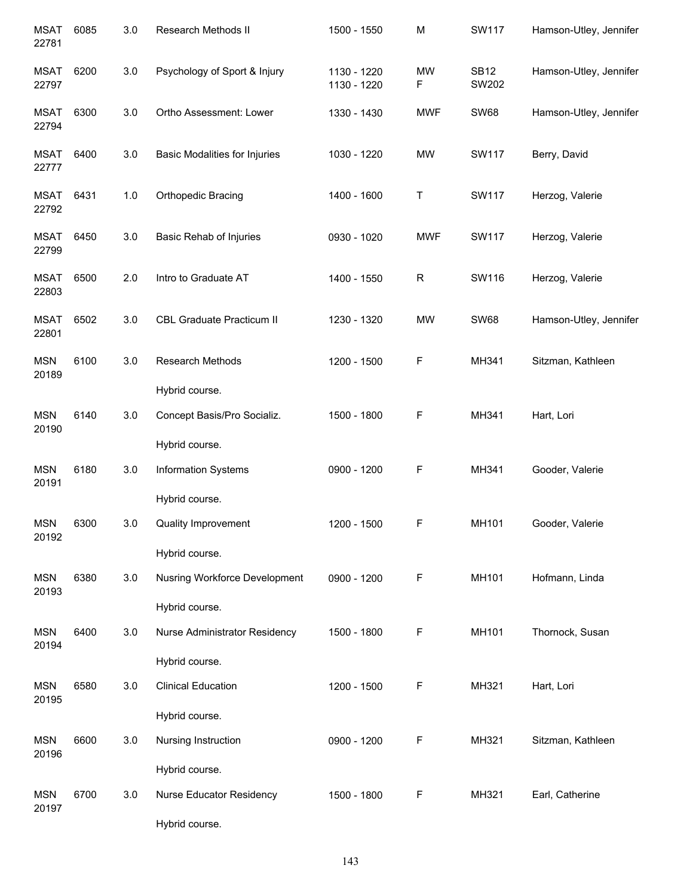| | | | | | | | |
|---|---|---|---|---|---|---|---|
| MSAT 22781 | 6085 | 3.0 | Research Methods II | 1500 - 1550 | M | SW117 | Hamson-Utley, Jennifer |
| MSAT 22797 | 6200 | 3.0 | Psychology of Sport & Injury | 1130 - 1220<br>1130 - 1220 | MW<br>F | SB12<br>SW202 | Hamson-Utley, Jennifer |
| MSAT 22794 | 6300 | 3.0 | Ortho Assessment: Lower | 1330 - 1430 | MWF | SW68 | Hamson-Utley, Jennifer |
| MSAT 22777 | 6400 | 3.0 | Basic Modalities for Injuries | 1030 - 1220 | MW | SW117 | Berry, David |
| MSAT 22792 | 6431 | 1.0 | Orthopedic Bracing | 1400 - 1600 | T | SW117 | Herzog, Valerie |
| MSAT 22799 | 6450 | 3.0 | Basic Rehab of Injuries | 0930 - 1020 | MWF | SW117 | Herzog, Valerie |
| MSAT 22803 | 6500 | 2.0 | Intro to Graduate AT | 1400 - 1550 | R | SW116 | Herzog, Valerie |
| MSAT 22801 | 6502 | 3.0 | CBL Graduate Practicum II | 1230 - 1320 | MW | SW68 | Hamson-Utley, Jennifer |
| MSN 20189 | 6100 | 3.0 | Research Methods<br>Hybrid course. | 1200 - 1500 | F | MH341 | Sitzman, Kathleen |
| MSN 20190 | 6140 | 3.0 | Concept Basis/Pro Socializ.<br>Hybrid course. | 1500 - 1800 | F | MH341 | Hart, Lori |
| MSN 20191 | 6180 | 3.0 | Information Systems<br>Hybrid course. | 0900 - 1200 | F | MH341 | Gooder, Valerie |
| MSN 20192 | 6300 | 3.0 | Quality Improvement<br>Hybrid course. | 1200 - 1500 | F | MH101 | Gooder, Valerie |
| MSN 20193 | 6380 | 3.0 | Nusring Workforce Development<br>Hybrid course. | 0900 - 1200 | F | MH101 | Hofmann, Linda |
| MSN 20194 | 6400 | 3.0 | Nurse Administrator Residency<br>Hybrid course. | 1500 - 1800 | F | MH101 | Thornock, Susan |
| MSN 20195 | 6580 | 3.0 | Clinical Education<br>Hybrid course. | 1200 - 1500 | F | MH321 | Hart, Lori |
| MSN 20196 | 6600 | 3.0 | Nursing Instruction<br>Hybrid course. | 0900 - 1200 | F | MH321 | Sitzman, Kathleen |
| MSN 20197 | 6700 | 3.0 | Nurse Educator Residency<br>Hybrid course. | 1500 - 1800 | F | MH321 | Earl, Catherine |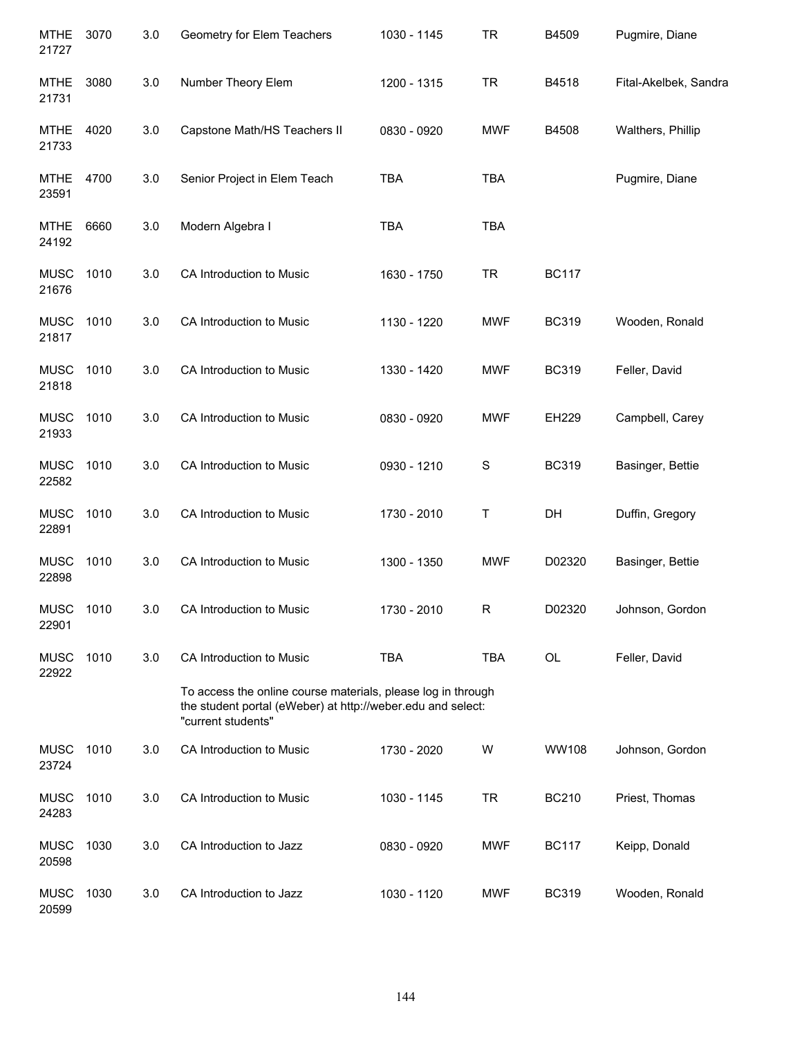| | | | | | | | |
|---|---|---|---|---|---|---|---|
| MTHE 21727 | 3070 | 3.0 | Geometry for Elem Teachers | 1030 - 1145 | TR | B4509 | Pugmire, Diane |
| MTHE 21731 | 3080 | 3.0 | Number Theory Elem | 1200 - 1315 | TR | B4518 | Fital-Akelbek, Sandra |
| MTHE 21733 | 4020 | 3.0 | Capstone Math/HS Teachers II | 0830 - 0920 | MWF | B4508 | Walthers, Phillip |
| MTHE 23591 | 4700 | 3.0 | Senior Project in Elem Teach | TBA | TBA | | Pugmire, Diane |
| MTHE 24192 | 6660 | 3.0 | Modern Algebra I | TBA | TBA | | |
| MUSC 21676 | 1010 | 3.0 | CA Introduction to Music | 1630 - 1750 | TR | BC117 | |
| MUSC 21817 | 1010 | 3.0 | CA Introduction to Music | 1130 - 1220 | MWF | BC319 | Wooden, Ronald |
| MUSC 21818 | 1010 | 3.0 | CA Introduction to Music | 1330 - 1420 | MWF | BC319 | Feller, David |
| MUSC 21933 | 1010 | 3.0 | CA Introduction to Music | 0830 - 0920 | MWF | EH229 | Campbell, Carey |
| MUSC 22582 | 1010 | 3.0 | CA Introduction to Music | 0930 - 1210 | S | BC319 | Basinger, Bettie |
| MUSC 22891 | 1010 | 3.0 | CA Introduction to Music | 1730 - 2010 | T | DH | Duffin, Gregory |
| MUSC 22898 | 1010 | 3.0 | CA Introduction to Music | 1300 - 1350 | MWF | D02320 | Basinger, Bettie |
| MUSC 22901 | 1010 | 3.0 | CA Introduction to Music | 1730 - 2010 | R | D02320 | Johnson, Gordon |
| MUSC 22922 | 1010 | 3.0 | CA Introduction to Music | TBA | TBA | OL | Feller, David |
| | | | To access the online course materials, please log in through the student portal (eWeber) at http://weber.edu and select: "current students" | | | | |
| MUSC 23724 | 1010 | 3.0 | CA Introduction to Music | 1730 - 2020 | W | WW108 | Johnson, Gordon |
| MUSC 24283 | 1010 | 3.0 | CA Introduction to Music | 1030 - 1145 | TR | BC210 | Priest, Thomas |
| MUSC 20598 | 1030 | 3.0 | CA Introduction to Jazz | 0830 - 0920 | MWF | BC117 | Keipp, Donald |
| MUSC 20599 | 1030 | 3.0 | CA Introduction to Jazz | 1030 - 1120 | MWF | BC319 | Wooden, Ronald |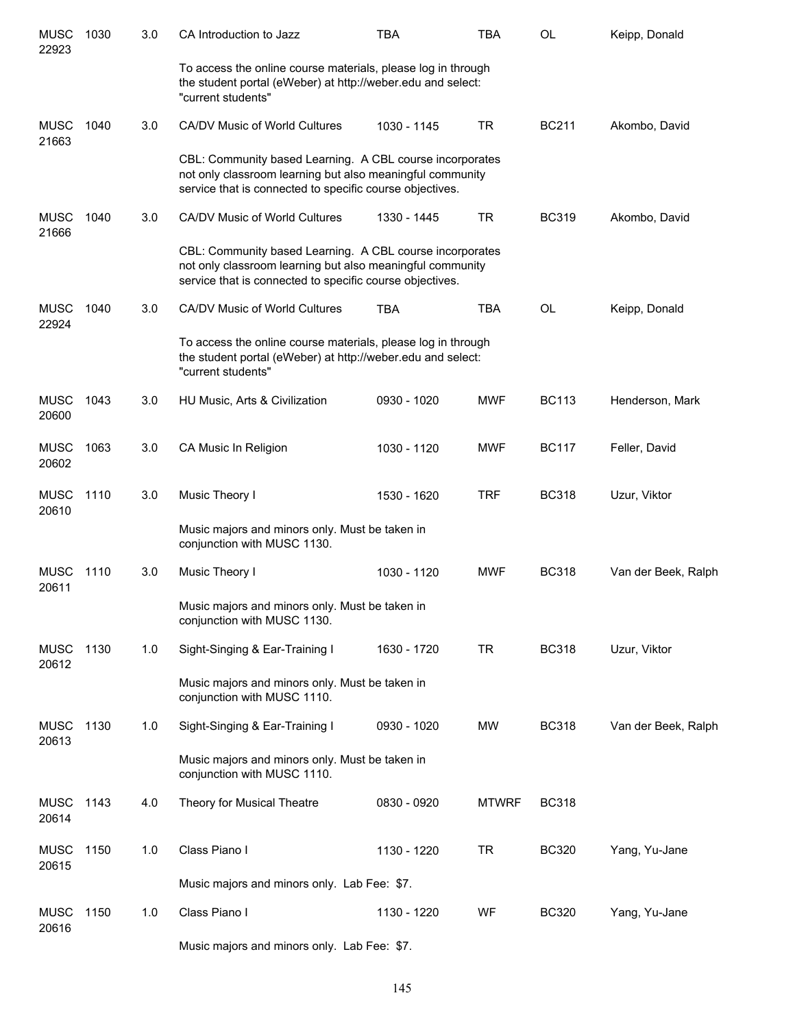| | | | | | | | |
|---|---|---|---|---|---|---|---|
| MUSC 22923 | 1030 | 3.0 | CA Introduction to Jazz | TBA | TBA | OL | Keipp, Donald |
| | | | To access the online course materials, please log in through the student portal (eWeber) at http://weber.edu and select: "current students" | | | | |
| MUSC 21663 | 1040 | 3.0 | CA/DV Music of World Cultures | 1030 - 1145 | TR | BC211 | Akombo, David |
| | | | CBL: Community based Learning. A CBL course incorporates not only classroom learning but also meaningful community service that is connected to specific course objectives. | | | | |
| MUSC 21666 | 1040 | 3.0 | CA/DV Music of World Cultures | 1330 - 1445 | TR | BC319 | Akombo, David |
| | | | CBL: Community based Learning. A CBL course incorporates not only classroom learning but also meaningful community service that is connected to specific course objectives. | | | | |
| MUSC 22924 | 1040 | 3.0 | CA/DV Music of World Cultures | TBA | TBA | OL | Keipp, Donald |
| | | | To access the online course materials, please log in through the student portal (eWeber) at http://weber.edu and select: "current students" | | | | |
| MUSC 20600 | 1043 | 3.0 | HU Music, Arts & Civilization | 0930 - 1020 | MWF | BC113 | Henderson, Mark |
| MUSC 20602 | 1063 | 3.0 | CA Music In Religion | 1030 - 1120 | MWF | BC117 | Feller, David |
| MUSC 20610 | 1110 | 3.0 | Music Theory I | 1530 - 1620 | TRF | BC318 | Uzur, Viktor |
| | | | Music majors and minors only. Must be taken in conjunction with MUSC 1130. | | | | |
| MUSC 20611 | 1110 | 3.0 | Music Theory I | 1030 - 1120 | MWF | BC318 | Van der Beek, Ralph |
| | | | Music majors and minors only. Must be taken in conjunction with MUSC 1130. | | | | |
| MUSC 20612 | 1130 | 1.0 | Sight-Singing & Ear-Training I | 1630 - 1720 | TR | BC318 | Uzur, Viktor |
| | | | Music majors and minors only. Must be taken in conjunction with MUSC 1110. | | | | |
| MUSC 20613 | 1130 | 1.0 | Sight-Singing & Ear-Training I | 0930 - 1020 | MW | BC318 | Van der Beek, Ralph |
| | | | Music majors and minors only. Must be taken in conjunction with MUSC 1110. | | | | |
| MUSC 20614 | 1143 | 4.0 | Theory for Musical Theatre | 0830 - 0920 | MTWRF | BC318 | |
| MUSC 20615 | 1150 | 1.0 | Class Piano I | 1130 - 1220 | TR | BC320 | Yang, Yu-Jane |
| | | | Music majors and minors only. Lab Fee: $7. | | | | |
| MUSC 20616 | 1150 | 1.0 | Class Piano I | 1130 - 1220 | WF | BC320 | Yang, Yu-Jane |
| | | | Music majors and minors only. Lab Fee: $7. | | | | |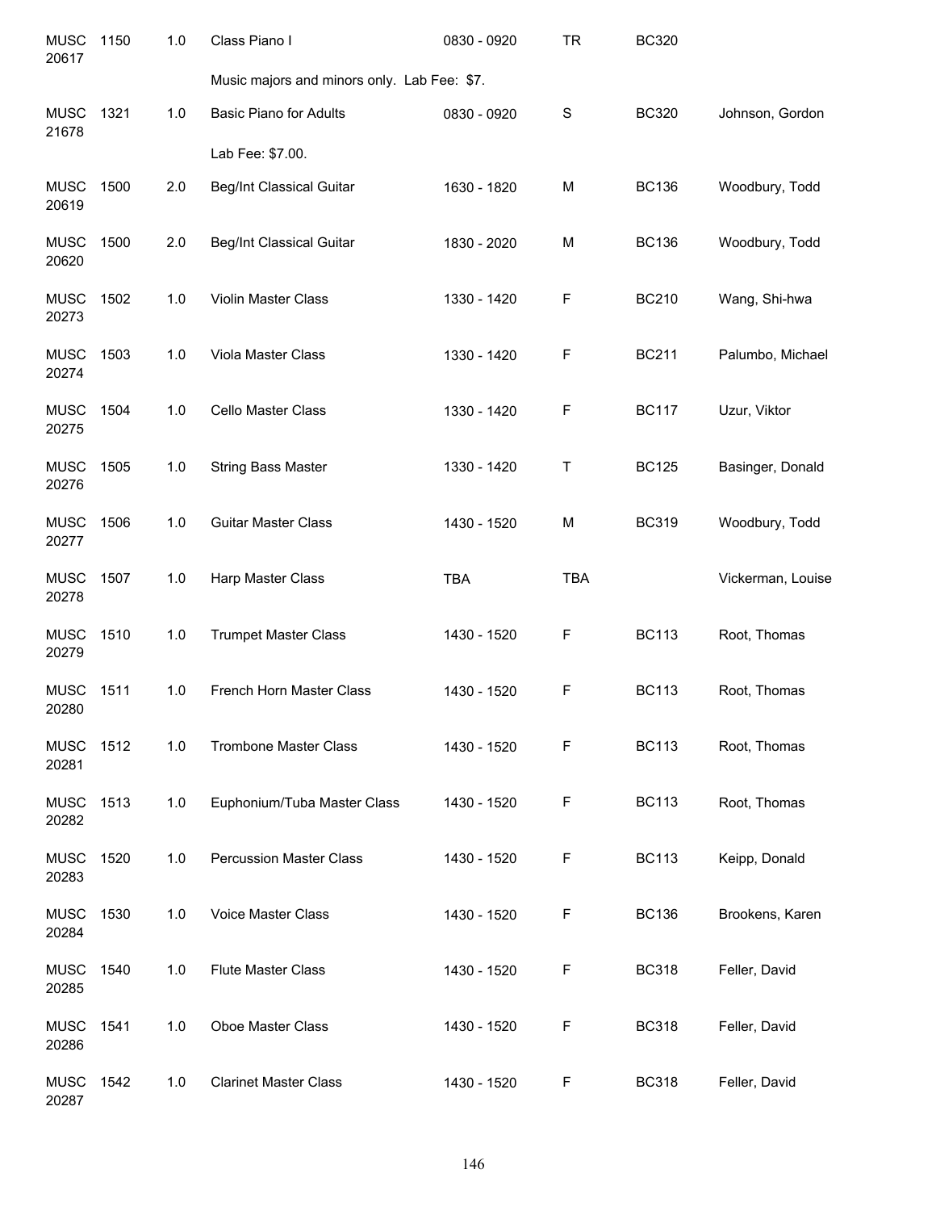| | | | | | | | |
|---|---|---|---|---|---|---|---|
| MUSC 20617 | 1150 | 1.0 | Class Piano I | 0830 - 0920 | TR | BC320 | |
| | | | Music majors and minors only. Lab Fee: $7. | | | | |
| MUSC 21678 | 1321 | 1.0 | Basic Piano for Adults | 0830 - 0920 | S | BC320 | Johnson, Gordon |
| | | | Lab Fee: $7.00. | | | | |
| MUSC 20619 | 1500 | 2.0 | Beg/Int Classical Guitar | 1630 - 1820 | M | BC136 | Woodbury, Todd |
| MUSC 20620 | 1500 | 2.0 | Beg/Int Classical Guitar | 1830 - 2020 | M | BC136 | Woodbury, Todd |
| MUSC 20273 | 1502 | 1.0 | Violin Master Class | 1330 - 1420 | F | BC210 | Wang, Shi-hwa |
| MUSC 20274 | 1503 | 1.0 | Viola Master Class | 1330 - 1420 | F | BC211 | Palumbo, Michael |
| MUSC 20275 | 1504 | 1.0 | Cello Master Class | 1330 - 1420 | F | BC117 | Uzur, Viktor |
| MUSC 20276 | 1505 | 1.0 | String Bass Master | 1330 - 1420 | T | BC125 | Basinger, Donald |
| MUSC 20277 | 1506 | 1.0 | Guitar Master Class | 1430 - 1520 | M | BC319 | Woodbury, Todd |
| MUSC 20278 | 1507 | 1.0 | Harp Master Class | TBA | TBA | | Vickerman, Louise |
| MUSC 20279 | 1510 | 1.0 | Trumpet Master Class | 1430 - 1520 | F | BC113 | Root, Thomas |
| MUSC 20280 | 1511 | 1.0 | French Horn Master Class | 1430 - 1520 | F | BC113 | Root, Thomas |
| MUSC 20281 | 1512 | 1.0 | Trombone Master Class | 1430 - 1520 | F | BC113 | Root, Thomas |
| MUSC 20282 | 1513 | 1.0 | Euphonium/Tuba Master Class | 1430 - 1520 | F | BC113 | Root, Thomas |
| MUSC 20283 | 1520 | 1.0 | Percussion Master Class | 1430 - 1520 | F | BC113 | Keipp, Donald |
| MUSC 20284 | 1530 | 1.0 | Voice Master Class | 1430 - 1520 | F | BC136 | Brookens, Karen |
| MUSC 20285 | 1540 | 1.0 | Flute Master Class | 1430 - 1520 | F | BC318 | Feller, David |
| MUSC 20286 | 1541 | 1.0 | Oboe Master Class | 1430 - 1520 | F | BC318 | Feller, David |
| MUSC 20287 | 1542 | 1.0 | Clarinet Master Class | 1430 - 1520 | F | BC318 | Feller, David |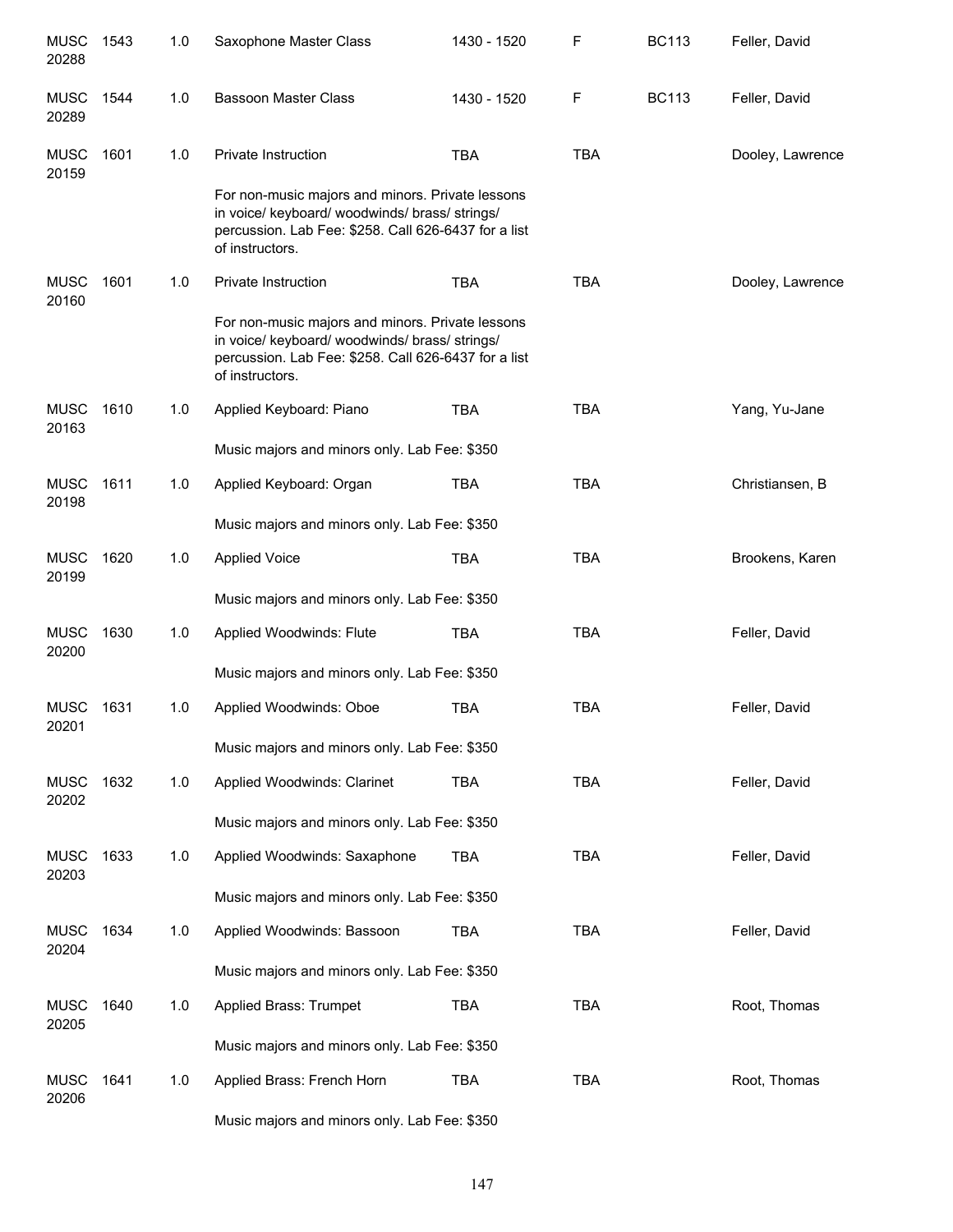| | | | | | | | |
|---|---|---|---|---|---|---|---|
| MUSC 20288 | 1543 | 1.0 | Saxophone Master Class | 1430 - 1520 | F | BC113 | Feller, David |
| MUSC 20289 | 1544 | 1.0 | Bassoon Master Class | 1430 - 1520 | F | BC113 | Feller, David |
| MUSC 20159 | 1601 | 1.0 | Private Instruction | TBA | TBA | | Dooley, Lawrence |
| | | | For non-music majors and minors. Private lessons in voice/ keyboard/ woodwinds/ brass/ strings/ percussion. Lab Fee: $258. Call 626-6437 for a list of instructors. | | | | |
| MUSC 20160 | 1601 | 1.0 | Private Instruction | TBA | TBA | | Dooley, Lawrence |
| | | | For non-music majors and minors. Private lessons in voice/ keyboard/ woodwinds/ brass/ strings/ percussion. Lab Fee: $258. Call 626-6437 for a list of instructors. | | | | |
| MUSC 20163 | 1610 | 1.0 | Applied Keyboard: Piano | TBA | TBA | | Yang, Yu-Jane |
| | | | Music majors and minors only. Lab Fee: $350 | | | | |
| MUSC 20198 | 1611 | 1.0 | Applied Keyboard: Organ | TBA | TBA | | Christiansen, B |
| | | | Music majors and minors only. Lab Fee: $350 | | | | |
| MUSC 20199 | 1620 | 1.0 | Applied Voice | TBA | TBA | | Brookens, Karen |
| | | | Music majors and minors only. Lab Fee: $350 | | | | |
| MUSC 20200 | 1630 | 1.0 | Applied Woodwinds: Flute | TBA | TBA | | Feller, David |
| | | | Music majors and minors only. Lab Fee: $350 | | | | |
| MUSC 20201 | 1631 | 1.0 | Applied Woodwinds: Oboe | TBA | TBA | | Feller, David |
| | | | Music majors and minors only. Lab Fee: $350 | | | | |
| MUSC 20202 | 1632 | 1.0 | Applied Woodwinds: Clarinet | TBA | TBA | | Feller, David |
| | | | Music majors and minors only. Lab Fee: $350 | | | | |
| MUSC 20203 | 1633 | 1.0 | Applied Woodwinds: Saxophone | TBA | TBA | | Feller, David |
| | | | Music majors and minors only. Lab Fee: $350 | | | | |
| MUSC 20204 | 1634 | 1.0 | Applied Woodwinds: Bassoon | TBA | TBA | | Feller, David |
| | | | Music majors and minors only. Lab Fee: $350 | | | | |
| MUSC 20205 | 1640 | 1.0 | Applied Brass: Trumpet | TBA | TBA | | Root, Thomas |
| | | | Music majors and minors only. Lab Fee: $350 | | | | |
| MUSC 20206 | 1641 | 1.0 | Applied Brass: French Horn | TBA | TBA | | Root, Thomas |
| | | | Music majors and minors only. Lab Fee: $350 | | | | |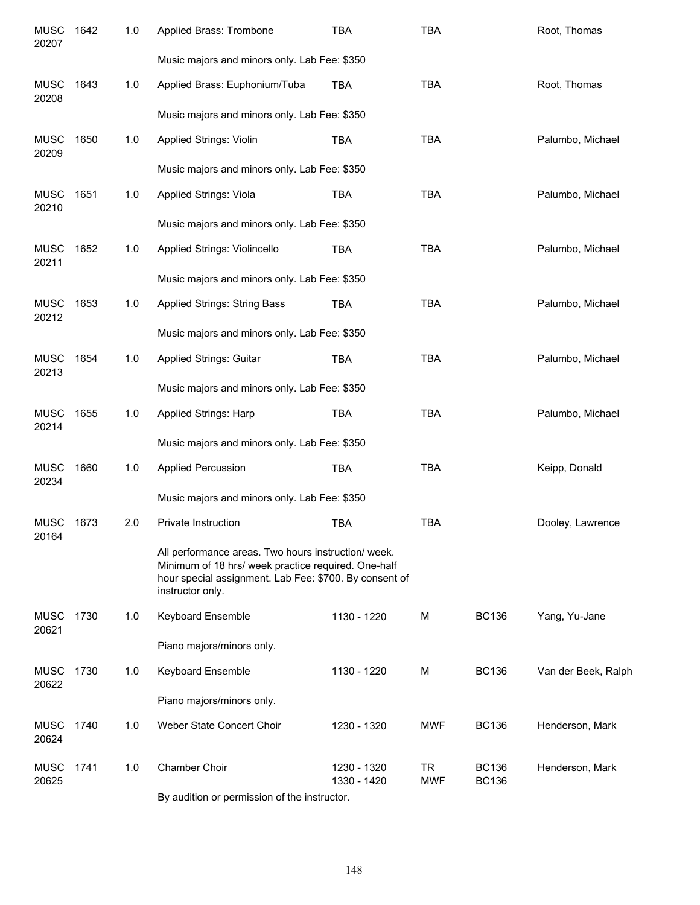| | | | | | | | |
|---|---|---|---|---|---|---|---|
| MUSC 20207 | 1642 | 1.0 | Applied Brass: Trombone | TBA | TBA | | Root, Thomas |
| | | | Music majors and minors only. Lab Fee: $350 | | | | |
| MUSC 20208 | 1643 | 1.0 | Applied Brass: Euphonium/Tuba | TBA | TBA | | Root, Thomas |
| | | | Music majors and minors only. Lab Fee: $350 | | | | |
| MUSC 20209 | 1650 | 1.0 | Applied Strings: Violin | TBA | TBA | | Palumbo, Michael |
| | | | Music majors and minors only. Lab Fee: $350 | | | | |
| MUSC 20210 | 1651 | 1.0 | Applied Strings: Viola | TBA | TBA | | Palumbo, Michael |
| | | | Music majors and minors only. Lab Fee: $350 | | | | |
| MUSC 20211 | 1652 | 1.0 | Applied Strings: Violincello | TBA | TBA | | Palumbo, Michael |
| | | | Music majors and minors only. Lab Fee: $350 | | | | |
| MUSC 20212 | 1653 | 1.0 | Applied Strings: String Bass | TBA | TBA | | Palumbo, Michael |
| | | | Music majors and minors only. Lab Fee: $350 | | | | |
| MUSC 20213 | 1654 | 1.0 | Applied Strings: Guitar | TBA | TBA | | Palumbo, Michael |
| | | | Music majors and minors only. Lab Fee: $350 | | | | |
| MUSC 20214 | 1655 | 1.0 | Applied Strings: Harp | TBA | TBA | | Palumbo, Michael |
| | | | Music majors and minors only. Lab Fee: $350 | | | | |
| MUSC 20234 | 1660 | 1.0 | Applied Percussion | TBA | TBA | | Keipp, Donald |
| | | | Music majors and minors only. Lab Fee: $350 | | | | |
| MUSC 20164 | 1673 | 2.0 | Private Instruction | TBA | TBA | | Dooley, Lawrence |
| | | | All performance areas. Two hours instruction/ week. Minimum of 18 hrs/ week practice required. One-half hour special assignment. Lab Fee: $700. By consent of instructor only. | | | | |
| MUSC 20621 | 1730 | 1.0 | Keyboard Ensemble | 1130 - 1220 | M | BC136 | Yang, Yu-Jane |
| | | | Piano majors/minors only. | | | | |
| MUSC 20622 | 1730 | 1.0 | Keyboard Ensemble | 1130 - 1220 | M | BC136 | Van der Beek, Ralph |
| | | | Piano majors/minors only. | | | | |
| MUSC 20624 | 1740 | 1.0 | Weber State Concert Choir | 1230 - 1320 | MWF | BC136 | Henderson, Mark |
| MUSC 20625 | 1741 | 1.0 | Chamber Choir | 1230 - 1320<br>1330 - 1420 | TR<br>MWF | BC136<br>BC136 | Henderson, Mark |
| | | | By audition or permission of the instructor. | | | | |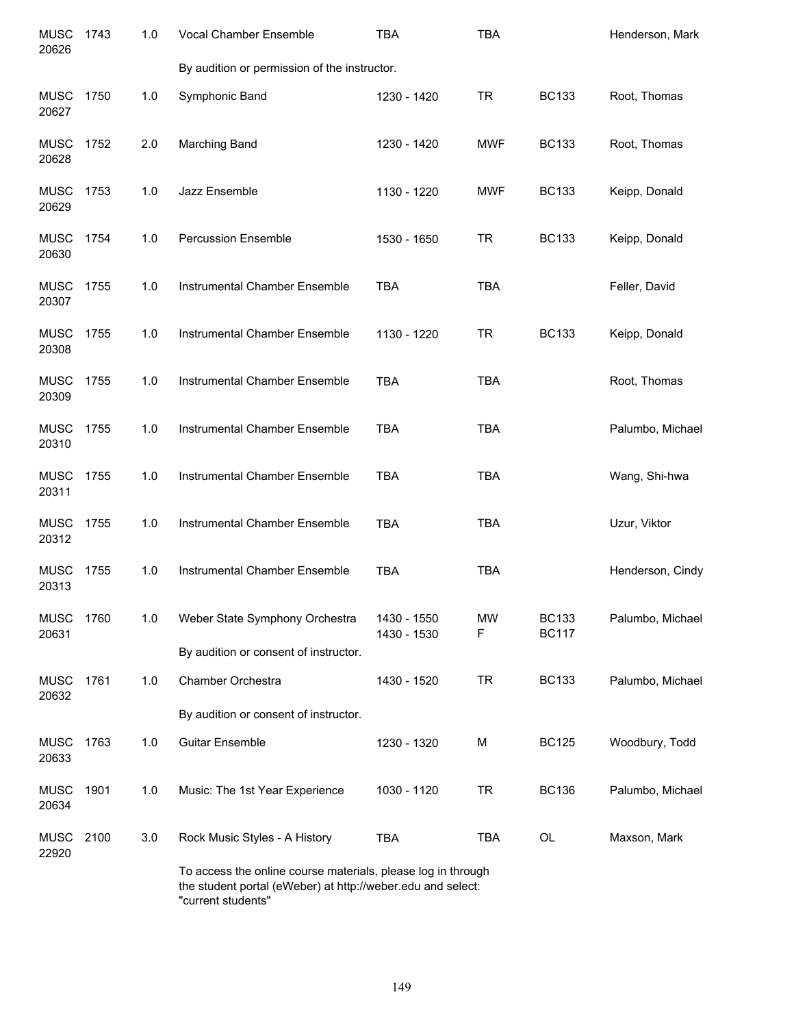| | | | | | | | |
|---|---|---|---|---|---|---|---|
| MUSC 20626 | 1743 | 1.0 | Vocal Chamber Ensemble | TBA | TBA | | Henderson, Mark |
| | | | By audition or permission of the instructor. | | | | |
| MUSC 20627 | 1750 | 1.0 | Symphonic Band | 1230 - 1420 | TR | BC133 | Root, Thomas |
| MUSC 20628 | 1752 | 2.0 | Marching Band | 1230 - 1420 | MWF | BC133 | Root, Thomas |
| MUSC 20629 | 1753 | 1.0 | Jazz Ensemble | 1130 - 1220 | MWF | BC133 | Keipp, Donald |
| MUSC 20630 | 1754 | 1.0 | Percussion Ensemble | 1530 - 1650 | TR | BC133 | Keipp, Donald |
| MUSC 20307 | 1755 | 1.0 | Instrumental Chamber Ensemble | TBA | TBA | | Feller, David |
| MUSC 20308 | 1755 | 1.0 | Instrumental Chamber Ensemble | 1130 - 1220 | TR | BC133 | Keipp, Donald |
| MUSC 20309 | 1755 | 1.0 | Instrumental Chamber Ensemble | TBA | TBA | | Root, Thomas |
| MUSC 20310 | 1755 | 1.0 | Instrumental Chamber Ensemble | TBA | TBA | | Palumbo, Michael |
| MUSC 20311 | 1755 | 1.0 | Instrumental Chamber Ensemble | TBA | TBA | | Wang, Shi-hwa |
| MUSC 20312 | 1755 | 1.0 | Instrumental Chamber Ensemble | TBA | TBA | | Uzur, Viktor |
| MUSC 20313 | 1755 | 1.0 | Instrumental Chamber Ensemble | TBA | TBA | | Henderson, Cindy |
| MUSC 20631 | 1760 | 1.0 | Weber State Symphony Orchestra | 1430 - 1550<br>1430 - 1530 | MW<br>F | BC133<br>BC117 | Palumbo, Michael |
| | | | By audition or consent of instructor. | | | | |
| MUSC 20632 | 1761 | 1.0 | Chamber Orchestra | 1430 - 1520 | TR | BC133 | Palumbo, Michael |
| | | | By audition or consent of instructor. | | | | |
| MUSC 20633 | 1763 | 1.0 | Guitar Ensemble | 1230 - 1320 | M | BC125 | Woodbury, Todd |
| MUSC 20634 | 1901 | 1.0 | Music: The 1st Year Experience | 1030 - 1120 | TR | BC136 | Palumbo, Michael |
| MUSC 22920 | 2100 | 3.0 | Rock Music Styles - A History | TBA | TBA | OL | Maxson, Mark |
| | | | To access the online course materials, please log in through the student portal (eWeber) at http://weber.edu and select: "current students" | | | | |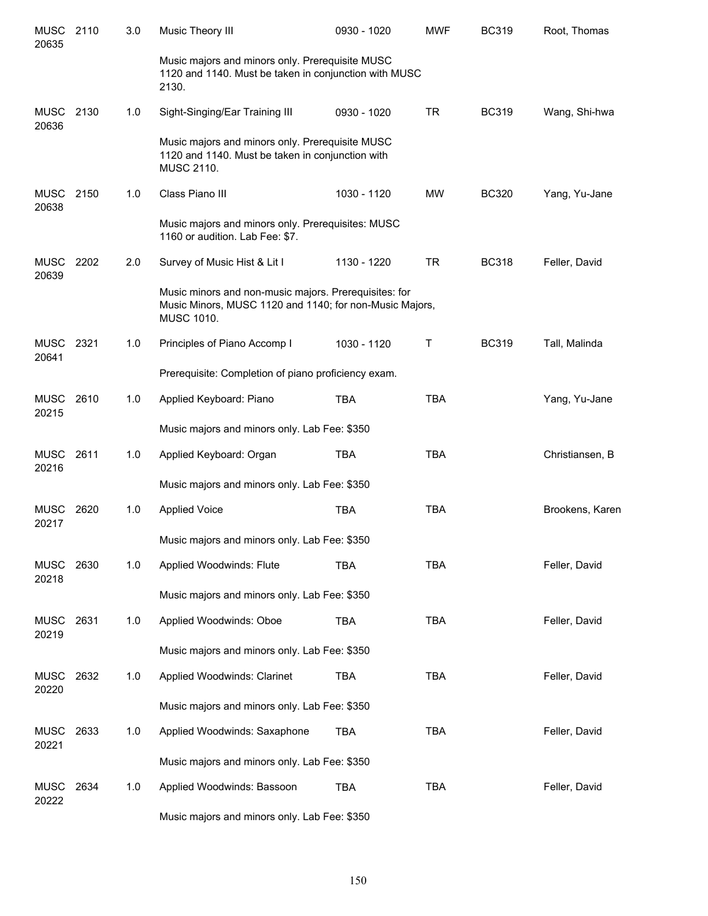| | | | | | | | |
|---|---|---|---|---|---|---|---|
| MUSC 20635 | 2110 | 3.0 | Music Theory III | 0930 - 1020 | MWF | BC319 | Root, Thomas |
| | | | Music majors and minors only. Prerequisite MUSC 1120 and 1140. Must be taken in conjunction with MUSC 2130. | | | | |
| MUSC 20636 | 2130 | 1.0 | Sight-Singing/Ear Training III | 0930 - 1020 | TR | BC319 | Wang, Shi-hwa |
| | | | Music majors and minors only. Prerequisite MUSC 1120 and 1140. Must be taken in conjunction with MUSC 2110. | | | | |
| MUSC 20638 | 2150 | 1.0 | Class Piano III | 1030 - 1120 | MW | BC320 | Yang, Yu-Jane |
| | | | Music majors and minors only. Prerequisites: MUSC 1160 or audition. Lab Fee: $7. | | | | |
| MUSC 20639 | 2202 | 2.0 | Survey of Music Hist & Lit I | 1130 - 1220 | TR | BC318 | Feller, David |
| | | | Music minors and non-music majors. Prerequisites: for Music Minors, MUSC 1120 and 1140; for non-Music Majors, MUSC 1010. | | | | |
| MUSC 20641 | 2321 | 1.0 | Principles of Piano Accomp I | 1030 - 1120 | T | BC319 | Tall, Malinda |
| | | | Prerequisite: Completion of piano proficiency exam. | | | | |
| MUSC 20215 | 2610 | 1.0 | Applied Keyboard: Piano | TBA | TBA | | Yang, Yu-Jane |
| | | | Music majors and minors only. Lab Fee: $350 | | | | |
| MUSC 20216 | 2611 | 1.0 | Applied Keyboard: Organ | TBA | TBA | | Christiansen, B |
| | | | Music majors and minors only. Lab Fee: $350 | | | | |
| MUSC 20217 | 2620 | 1.0 | Applied Voice | TBA | TBA | | Brookens, Karen |
| | | | Music majors and minors only. Lab Fee: $350 | | | | |
| MUSC 20218 | 2630 | 1.0 | Applied Woodwinds: Flute | TBA | TBA | | Feller, David |
| | | | Music majors and minors only. Lab Fee: $350 | | | | |
| MUSC 20219 | 2631 | 1.0 | Applied Woodwinds: Oboe | TBA | TBA | | Feller, David |
| | | | Music majors and minors only. Lab Fee: $350 | | | | |
| MUSC 20220 | 2632 | 1.0 | Applied Woodwinds: Clarinet | TBA | TBA | | Feller, David |
| | | | Music majors and minors only. Lab Fee: $350 | | | | |
| MUSC 20221 | 2633 | 1.0 | Applied Woodwinds: Saxaphone | TBA | TBA | | Feller, David |
| | | | Music majors and minors only. Lab Fee: $350 | | | | |
| MUSC 20222 | 2634 | 1.0 | Applied Woodwinds: Bassoon | TBA | TBA | | Feller, David |
| | | | Music majors and minors only. Lab Fee: $350 | | | | |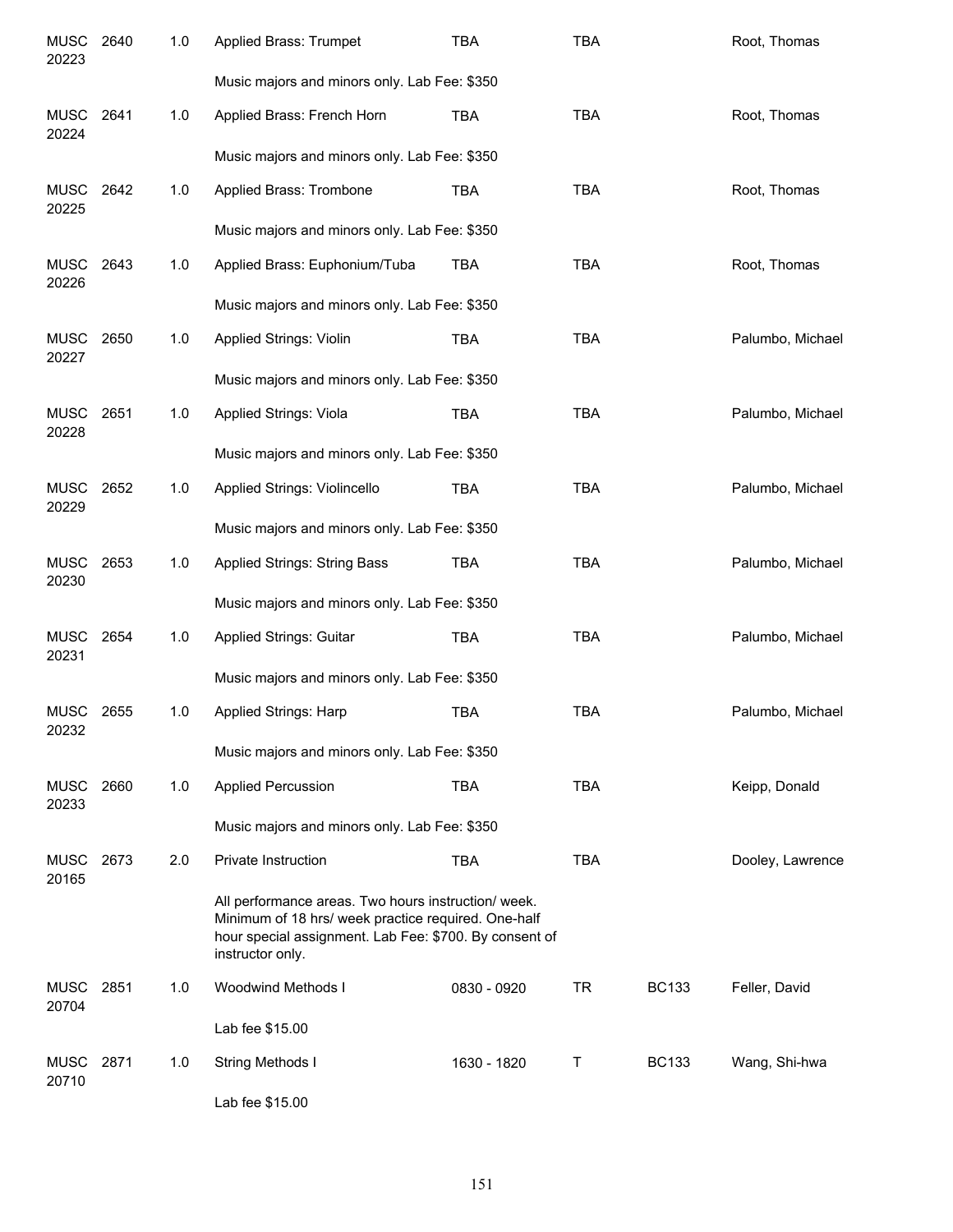| | | | | | | | |
|---|---|---|---|---|---|---|---|
| MUSC 20223 | 2640 | 1.0 | Applied Brass: Trumpet | TBA | TBA | | Root, Thomas |
| | | | Music majors and minors only. Lab Fee: $350 | | | | |
| MUSC 20224 | 2641 | 1.0 | Applied Brass: French Horn | TBA | TBA | | Root, Thomas |
| | | | Music majors and minors only. Lab Fee: $350 | | | | |
| MUSC 20225 | 2642 | 1.0 | Applied Brass: Trombone | TBA | TBA | | Root, Thomas |
| | | | Music majors and minors only. Lab Fee: $350 | | | | |
| MUSC 20226 | 2643 | 1.0 | Applied Brass: Euphonium/Tuba | TBA | TBA | | Root, Thomas |
| | | | Music majors and minors only. Lab Fee: $350 | | | | |
| MUSC 20227 | 2650 | 1.0 | Applied Strings: Violin | TBA | TBA | | Palumbo, Michael |
| | | | Music majors and minors only. Lab Fee: $350 | | | | |
| MUSC 20228 | 2651 | 1.0 | Applied Strings: Viola | TBA | TBA | | Palumbo, Michael |
| | | | Music majors and minors only. Lab Fee: $350 | | | | |
| MUSC 20229 | 2652 | 1.0 | Applied Strings: Violincello | TBA | TBA | | Palumbo, Michael |
| | | | Music majors and minors only. Lab Fee: $350 | | | | |
| MUSC 20230 | 2653 | 1.0 | Applied Strings: String Bass | TBA | TBA | | Palumbo, Michael |
| | | | Music majors and minors only. Lab Fee: $350 | | | | |
| MUSC 20231 | 2654 | 1.0 | Applied Strings: Guitar | TBA | TBA | | Palumbo, Michael |
| | | | Music majors and minors only. Lab Fee: $350 | | | | |
| MUSC 20232 | 2655 | 1.0 | Applied Strings: Harp | TBA | TBA | | Palumbo, Michael |
| | | | Music majors and minors only. Lab Fee: $350 | | | | |
| MUSC 20233 | 2660 | 1.0 | Applied Percussion | TBA | TBA | | Keipp, Donald |
| | | | Music majors and minors only. Lab Fee: $350 | | | | |
| MUSC 20165 | 2673 | 2.0 | Private Instruction | TBA | TBA | | Dooley, Lawrence |
| | | | All performance areas. Two hours instruction/ week. Minimum of 18 hrs/ week practice required. One-half hour special assignment. Lab Fee: $700. By consent of instructor only. | | | | |
| MUSC 20704 | 2851 | 1.0 | Woodwind Methods I | 0830 - 0920 | TR | BC133 | Feller, David |
| | | | Lab fee $15.00 | | | | |
| MUSC 20710 | 2871 | 1.0 | String Methods I | 1630 - 1820 | T | BC133 | Wang, Shi-hwa |
| | | | Lab fee $15.00 | | | | |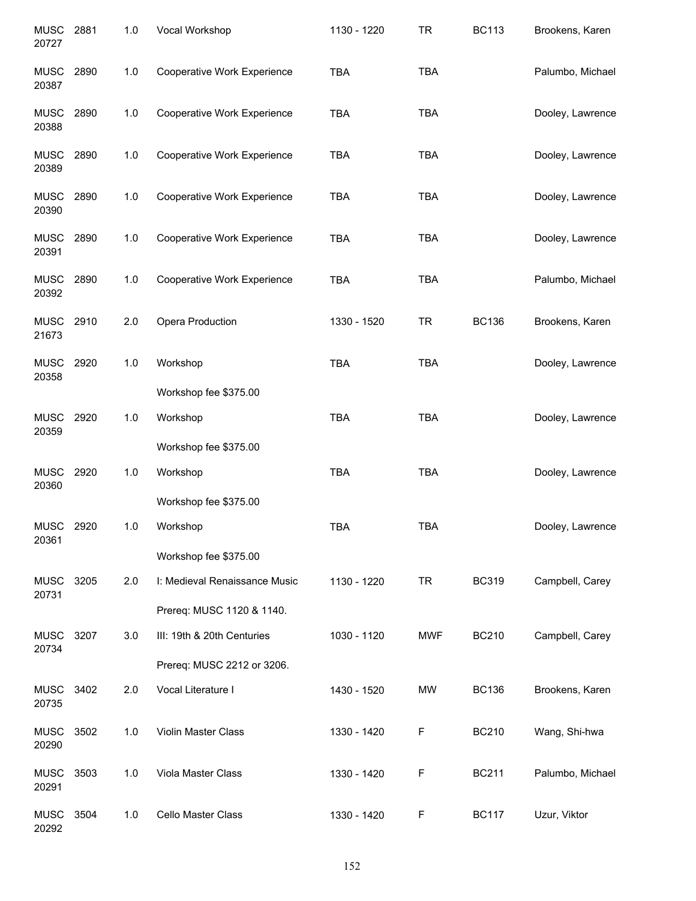| | | | | | | | |
|---|---|---|---|---|---|---|---|
| MUSC 20727 | 2881 | 1.0 | Vocal Workshop | 1130 - 1220 | TR | BC113 | Brookens, Karen |
| MUSC 20387 | 2890 | 1.0 | Cooperative Work Experience | TBA | TBA | | Palumbo, Michael |
| MUSC 20388 | 2890 | 1.0 | Cooperative Work Experience | TBA | TBA | | Dooley, Lawrence |
| MUSC 20389 | 2890 | 1.0 | Cooperative Work Experience | TBA | TBA | | Dooley, Lawrence |
| MUSC 20390 | 2890 | 1.0 | Cooperative Work Experience | TBA | TBA | | Dooley, Lawrence |
| MUSC 20391 | 2890 | 1.0 | Cooperative Work Experience | TBA | TBA | | Dooley, Lawrence |
| MUSC 20392 | 2890 | 1.0 | Cooperative Work Experience | TBA | TBA | | Palumbo, Michael |
| MUSC 21673 | 2910 | 2.0 | Opera Production | 1330 - 1520 | TR | BC136 | Brookens, Karen |
| MUSC 20358 | 2920 | 1.0 | Workshop | TBA | TBA | | Dooley, Lawrence |
| | | | Workshop fee $375.00 | | | | |
| MUSC 20359 | 2920 | 1.0 | Workshop | TBA | TBA | | Dooley, Lawrence |
| | | | Workshop fee $375.00 | | | | |
| MUSC 20360 | 2920 | 1.0 | Workshop | TBA | TBA | | Dooley, Lawrence |
| | | | Workshop fee $375.00 | | | | |
| MUSC 20361 | 2920 | 1.0 | Workshop | TBA | TBA | | Dooley, Lawrence |
| | | | Workshop fee $375.00 | | | | |
| MUSC 20731 | 3205 | 2.0 | I: Medieval Renaissance Music | 1130 - 1220 | TR | BC319 | Campbell, Carey |
| | | | Prereq: MUSC 1120 & 1140. | | | | |
| MUSC 20734 | 3207 | 3.0 | III: 19th & 20th Centuries | 1030 - 1120 | MWF | BC210 | Campbell, Carey |
| | | | Prereq: MUSC 2212 or 3206. | | | | |
| MUSC 20735 | 3402 | 2.0 | Vocal Literature I | 1430 - 1520 | MW | BC136 | Brookens, Karen |
| MUSC 20290 | 3502 | 1.0 | Violin Master Class | 1330 - 1420 | F | BC210 | Wang, Shi-hwa |
| MUSC 20291 | 3503 | 1.0 | Viola Master Class | 1330 - 1420 | F | BC211 | Palumbo, Michael |
| MUSC 20292 | 3504 | 1.0 | Cello Master Class | 1330 - 1420 | F | BC117 | Uzur, Viktor |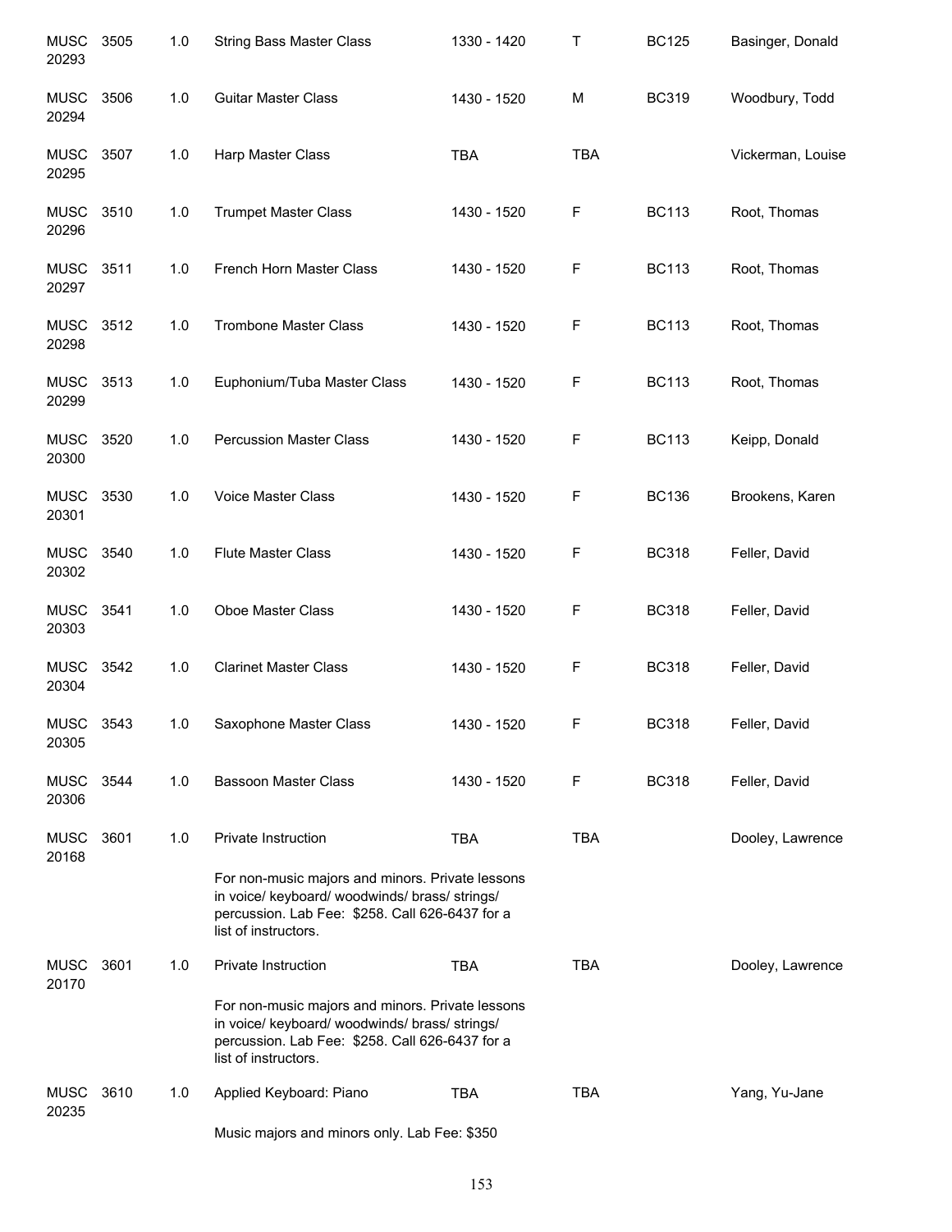| Subject | Course | Credits | Title | Time | Days | Room | Instructor |
|---|---|---|---|---|---|---|---|
| MUSC 20293 | 3505 | 1.0 | String Bass Master Class | 1330 - 1420 | T | BC125 | Basinger, Donald |
| MUSC 20294 | 3506 | 1.0 | Guitar Master Class | 1430 - 1520 | M | BC319 | Woodbury, Todd |
| MUSC 20295 | 3507 | 1.0 | Harp Master Class | TBA | TBA | | Vickerman, Louise |
| MUSC 20296 | 3510 | 1.0 | Trumpet Master Class | 1430 - 1520 | F | BC113 | Root, Thomas |
| MUSC 20297 | 3511 | 1.0 | French Horn Master Class | 1430 - 1520 | F | BC113 | Root, Thomas |
| MUSC 20298 | 3512 | 1.0 | Trombone Master Class | 1430 - 1520 | F | BC113 | Root, Thomas |
| MUSC 20299 | 3513 | 1.0 | Euphonium/Tuba Master Class | 1430 - 1520 | F | BC113 | Root, Thomas |
| MUSC 20300 | 3520 | 1.0 | Percussion Master Class | 1430 - 1520 | F | BC113 | Keipp, Donald |
| MUSC 20301 | 3530 | 1.0 | Voice Master Class | 1430 - 1520 | F | BC136 | Brookens, Karen |
| MUSC 20302 | 3540 | 1.0 | Flute Master Class | 1430 - 1520 | F | BC318 | Feller, David |
| MUSC 20303 | 3541 | 1.0 | Oboe Master Class | 1430 - 1520 | F | BC318 | Feller, David |
| MUSC 20304 | 3542 | 1.0 | Clarinet Master Class | 1430 - 1520 | F | BC318 | Feller, David |
| MUSC 20305 | 3543 | 1.0 | Saxophone Master Class | 1430 - 1520 | F | BC318 | Feller, David |
| MUSC 20306 | 3544 | 1.0 | Bassoon Master Class | 1430 - 1520 | F | BC318 | Feller, David |
| MUSC 20168 | 3601 | 1.0 | Private Instruction | TBA | TBA | | Dooley, Lawrence |
| | | | For non-music majors and minors. Private lessons in voice/ keyboard/ woodwinds/ brass/ strings/ percussion. Lab Fee: $258. Call 626-6437 for a list of instructors. | | | | |
| MUSC 20170 | 3601 | 1.0 | Private Instruction | TBA | TBA | | Dooley, Lawrence |
| | | | For non-music majors and minors. Private lessons in voice/ keyboard/ woodwinds/ brass/ strings/ percussion. Lab Fee: $258. Call 626-6437 for a list of instructors. | | | | |
| MUSC 20235 | 3610 | 1.0 | Applied Keyboard: Piano | TBA | TBA | | Yang, Yu-Jane |
| | | | Music majors and minors only. Lab Fee: $350 | | | | |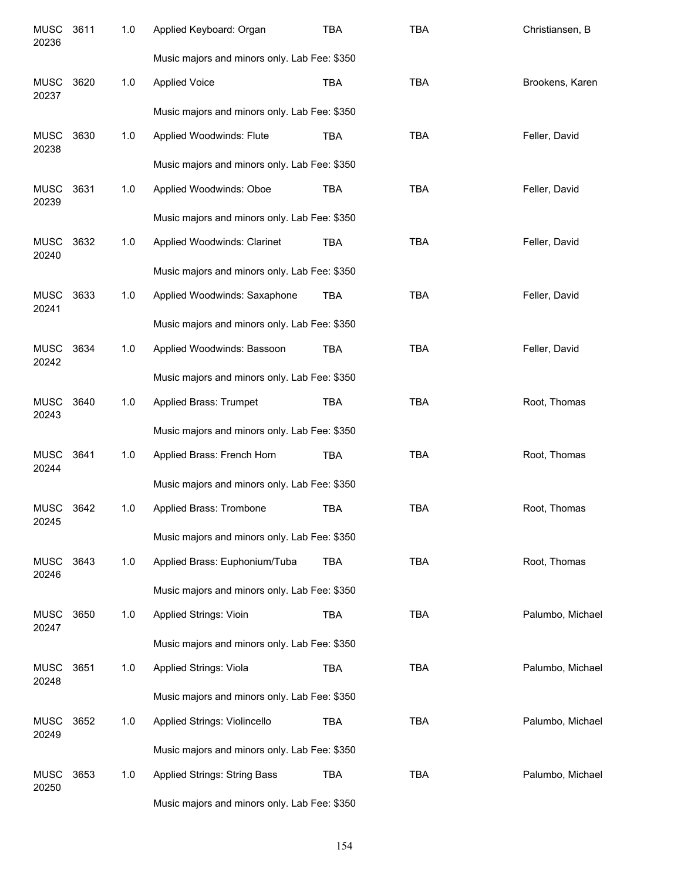| | | | | | | |
|---|---|---|---|---|---|---|
| MUSC 20236 | 3611 | 1.0 | Applied Keyboard: Organ | TBA | TBA | Christiansen, B |
| | | | Music majors and minors only. Lab Fee: $350 | | | |
| MUSC 20237 | 3620 | 1.0 | Applied Voice | TBA | TBA | Brookens, Karen |
| | | | Music majors and minors only. Lab Fee: $350 | | | |
| MUSC 20238 | 3630 | 1.0 | Applied Woodwinds: Flute | TBA | TBA | Feller, David |
| | | | Music majors and minors only. Lab Fee: $350 | | | |
| MUSC 20239 | 3631 | 1.0 | Applied Woodwinds: Oboe | TBA | TBA | Feller, David |
| | | | Music majors and minors only. Lab Fee: $350 | | | |
| MUSC 20240 | 3632 | 1.0 | Applied Woodwinds: Clarinet | TBA | TBA | Feller, David |
| | | | Music majors and minors only. Lab Fee: $350 | | | |
| MUSC 20241 | 3633 | 1.0 | Applied Woodwinds: Saxaphone | TBA | TBA | Feller, David |
| | | | Music majors and minors only. Lab Fee: $350 | | | |
| MUSC 20242 | 3634 | 1.0 | Applied Woodwinds: Bassoon | TBA | TBA | Feller, David |
| | | | Music majors and minors only. Lab Fee: $350 | | | |
| MUSC 20243 | 3640 | 1.0 | Applied Brass: Trumpet | TBA | TBA | Root, Thomas |
| | | | Music majors and minors only. Lab Fee: $350 | | | |
| MUSC 20244 | 3641 | 1.0 | Applied Brass: French Horn | TBA | TBA | Root, Thomas |
| | | | Music majors and minors only. Lab Fee: $350 | | | |
| MUSC 20245 | 3642 | 1.0 | Applied Brass: Trombone | TBA | TBA | Root, Thomas |
| | | | Music majors and minors only. Lab Fee: $350 | | | |
| MUSC 20246 | 3643 | 1.0 | Applied Brass: Euphonium/Tuba | TBA | TBA | Root, Thomas |
| | | | Music majors and minors only. Lab Fee: $350 | | | |
| MUSC 20247 | 3650 | 1.0 | Applied Strings: Vioin | TBA | TBA | Palumbo, Michael |
| | | | Music majors and minors only. Lab Fee: $350 | | | |
| MUSC 20248 | 3651 | 1.0 | Applied Strings: Viola | TBA | TBA | Palumbo, Michael |
| | | | Music majors and minors only. Lab Fee: $350 | | | |
| MUSC 20249 | 3652 | 1.0 | Applied Strings: Violincello | TBA | TBA | Palumbo, Michael |
| | | | Music majors and minors only. Lab Fee: $350 | | | |
| MUSC 20250 | 3653 | 1.0 | Applied Strings: String Bass | TBA | TBA | Palumbo, Michael |
| | | | Music majors and minors only. Lab Fee: $350 | | | |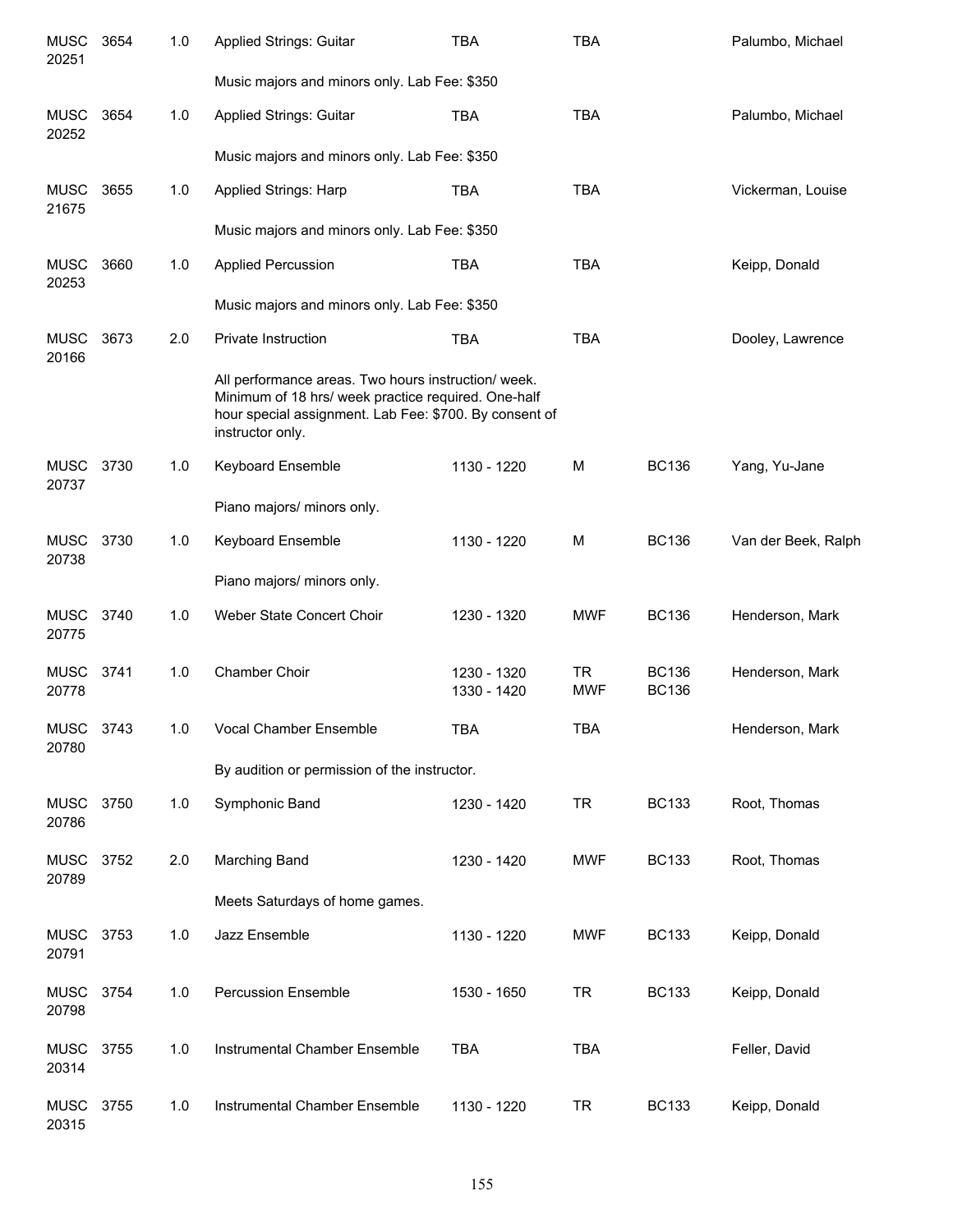| | | | | | | | |
|---|---|---|---|---|---|---|---|
| MUSC 20251 | 3654 | 1.0 | Applied Strings: Guitar | TBA | TBA | | Palumbo, Michael |
| | | | Music majors and minors only. Lab Fee: $350 | | | | |
| MUSC 20252 | 3654 | 1.0 | Applied Strings: Guitar | TBA | TBA | | Palumbo, Michael |
| | | | Music majors and minors only. Lab Fee: $350 | | | | |
| MUSC 21675 | 3655 | 1.0 | Applied Strings: Harp | TBA | TBA | | Vickerman, Louise |
| | | | Music majors and minors only. Lab Fee: $350 | | | | |
| MUSC 20253 | 3660 | 1.0 | Applied Percussion | TBA | TBA | | Keipp, Donald |
| | | | Music majors and minors only. Lab Fee: $350 | | | | |
| MUSC 20166 | 3673 | 2.0 | Private Instruction | TBA | TBA | | Dooley, Lawrence |
| | | | All performance areas. Two hours instruction/ week. Minimum of 18 hrs/ week practice required. One-half hour special assignment. Lab Fee: $700. By consent of instructor only. | | | | |
| MUSC 20737 | 3730 | 1.0 | Keyboard Ensemble | 1130 - 1220 | M | BC136 | Yang, Yu-Jane |
| | | | Piano majors/ minors only. | | | | |
| MUSC 20738 | 3730 | 1.0 | Keyboard Ensemble | 1130 - 1220 | M | BC136 | Van der Beek, Ralph |
| | | | Piano majors/ minors only. | | | | |
| MUSC 20775 | 3740 | 1.0 | Weber State Concert Choir | 1230 - 1320 | MWF | BC136 | Henderson, Mark |
| MUSC 20778 | 3741 | 1.0 | Chamber Choir | 1230 - 1320<br>1330 - 1420 | TR<br>MWF | BC136<br>BC136 | Henderson, Mark |
| MUSC 20780 | 3743 | 1.0 | Vocal Chamber Ensemble | TBA | TBA | | Henderson, Mark |
| | | | By audition or permission of the instructor. | | | | |
| MUSC 20786 | 3750 | 1.0 | Symphonic Band | 1230 - 1420 | TR | BC133 | Root, Thomas |
| MUSC 20789 | 3752 | 2.0 | Marching Band | 1230 - 1420 | MWF | BC133 | Root, Thomas |
| | | | Meets Saturdays of home games. | | | | |
| MUSC 20791 | 3753 | 1.0 | Jazz Ensemble | 1130 - 1220 | MWF | BC133 | Keipp, Donald |
| MUSC 20798 | 3754 | 1.0 | Percussion Ensemble | 1530 - 1650 | TR | BC133 | Keipp, Donald |
| MUSC 20314 | 3755 | 1.0 | Instrumental Chamber Ensemble | TBA | TBA | | Feller, David |
| MUSC 20315 | 3755 | 1.0 | Instrumental Chamber Ensemble | 1130 - 1220 | TR | BC133 | Keipp, Donald |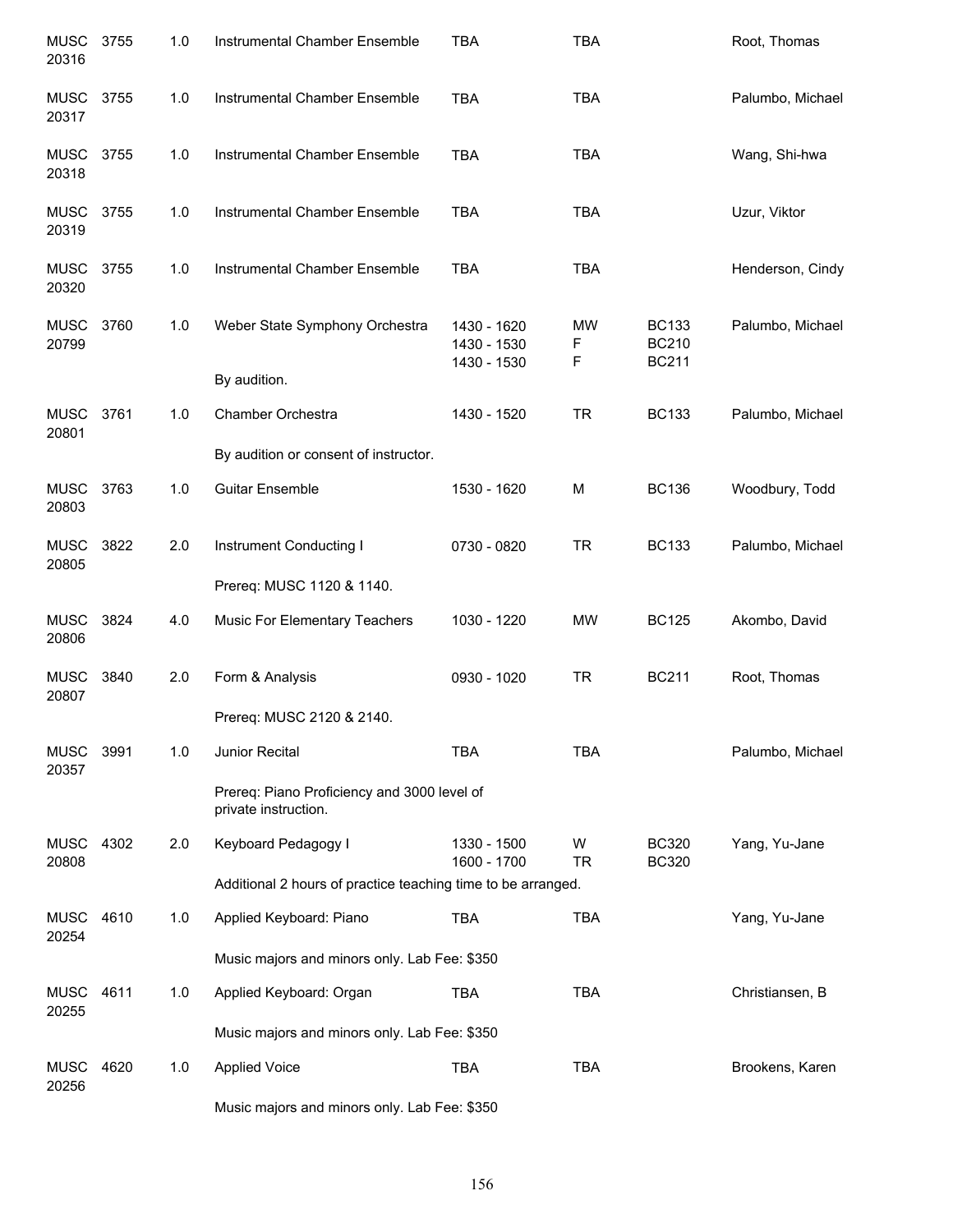| Subject / CRN | Course | Credits | Title | Time | Days | Room | Instructor |
|---|---|---|---|---|---|---|---|
| MUSC 20316 | 3755 | 1.0 | Instrumental Chamber Ensemble | TBA | TBA | | Root, Thomas |
| MUSC 20317 | 3755 | 1.0 | Instrumental Chamber Ensemble | TBA | TBA | | Palumbo, Michael |
| MUSC 20318 | 3755 | 1.0 | Instrumental Chamber Ensemble | TBA | TBA | | Wang, Shi-hwa |
| MUSC 20319 | 3755 | 1.0 | Instrumental Chamber Ensemble | TBA | TBA | | Uzur, Viktor |
| MUSC 20320 | 3755 | 1.0 | Instrumental Chamber Ensemble | TBA | TBA | | Henderson, Cindy |
| MUSC 20799 | 3760 | 1.0 | Weber State Symphony Orchestra | 1430 - 1620<br>1430 - 1530<br>1430 - 1530 | MW<br>F<br>F | BC133<br>BC210<br>BC211 | Palumbo, Michael |
| | | | By audition. | | | | |
| MUSC 20801 | 3761 | 1.0 | Chamber Orchestra | 1430 - 1520 | TR | BC133 | Palumbo, Michael |
| | | | By audition or consent of instructor. | | | | |
| MUSC 20803 | 3763 | 1.0 | Guitar Ensemble | 1530 - 1620 | M | BC136 | Woodbury, Todd |
| MUSC 20805 | 3822 | 2.0 | Instrument Conducting I | 0730 - 0820 | TR | BC133 | Palumbo, Michael |
| | | | Prereq: MUSC 1120 & 1140. | | | | |
| MUSC 20806 | 3824 | 4.0 | Music For Elementary Teachers | 1030 - 1220 | MW | BC125 | Akombo, David |
| MUSC 20807 | 3840 | 2.0 | Form & Analysis | 0930 - 1020 | TR | BC211 | Root, Thomas |
| | | | Prereq: MUSC 2120 & 2140. | | | | |
| MUSC 20357 | 3991 | 1.0 | Junior Recital | TBA | TBA | | Palumbo, Michael |
| | | | Prereq: Piano Proficiency and 3000 level of private instruction. | | | | |
| MUSC 20808 | 4302 | 2.0 | Keyboard Pedagogy I | 1330 - 1500<br>1600 - 1700 | W<br>TR | BC320<br>BC320 | Yang, Yu-Jane |
| | | | Additional 2 hours of practice teaching time to be arranged. | | | | |
| MUSC 20254 | 4610 | 1.0 | Applied Keyboard: Piano | TBA | TBA | | Yang, Yu-Jane |
| | | | Music majors and minors only. Lab Fee: $350 | | | | |
| MUSC 20255 | 4611 | 1.0 | Applied Keyboard: Organ | TBA | TBA | | Christiansen, B |
| | | | Music majors and minors only. Lab Fee: $350 | | | | |
| MUSC 20256 | 4620 | 1.0 | Applied Voice | TBA | TBA | | Brookens, Karen |
| | | | Music majors and minors only. Lab Fee: $350 | | | | |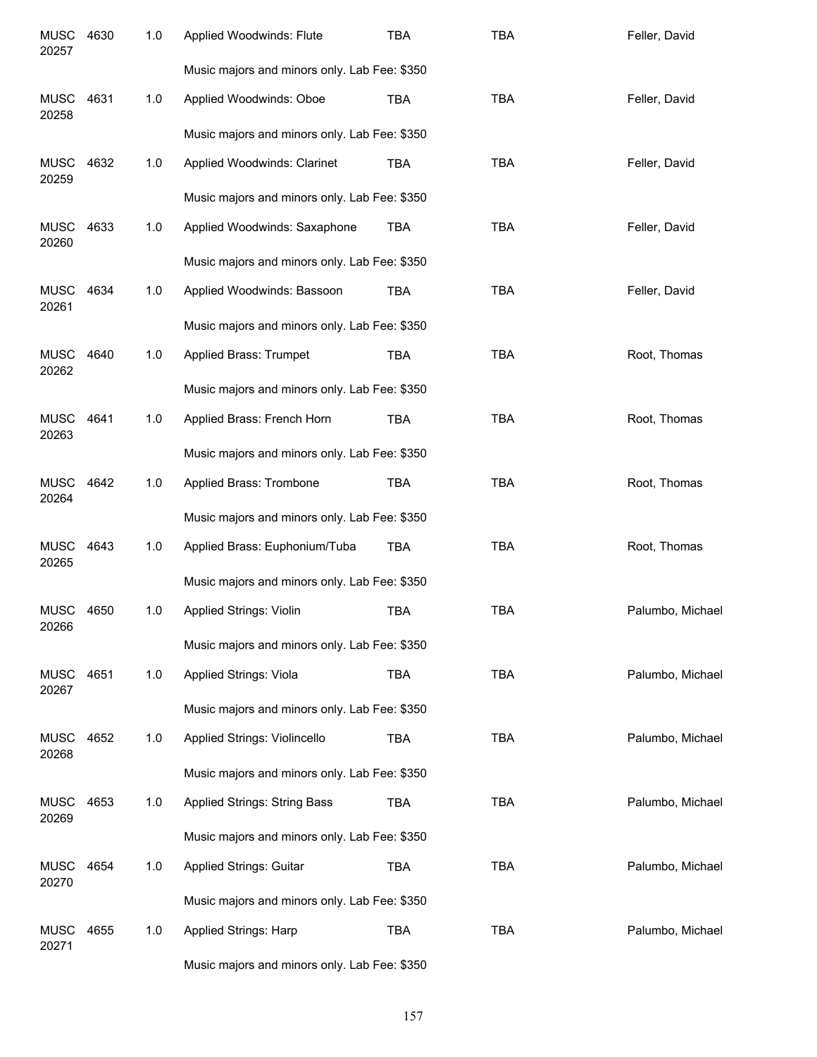| | | | | | | |
|---|---|---|---|---|---|---|
| MUSC 20257 | 4630 | 1.0 | Applied Woodwinds: Flute | TBA | TBA | Feller, David |
| | | | Music majors and minors only. Lab Fee: $350 | | | |
| MUSC 20258 | 4631 | 1.0 | Applied Woodwinds: Oboe | TBA | TBA | Feller, David |
| | | | Music majors and minors only. Lab Fee: $350 | | | |
| MUSC 20259 | 4632 | 1.0 | Applied Woodwinds: Clarinet | TBA | TBA | Feller, David |
| | | | Music majors and minors only. Lab Fee: $350 | | | |
| MUSC 20260 | 4633 | 1.0 | Applied Woodwinds: Saxaphone | TBA | TBA | Feller, David |
| | | | Music majors and minors only. Lab Fee: $350 | | | |
| MUSC 20261 | 4634 | 1.0 | Applied Woodwinds: Bassoon | TBA | TBA | Feller, David |
| | | | Music majors and minors only. Lab Fee: $350 | | | |
| MUSC 20262 | 4640 | 1.0 | Applied Brass: Trumpet | TBA | TBA | Root, Thomas |
| | | | Music majors and minors only. Lab Fee: $350 | | | |
| MUSC 20263 | 4641 | 1.0 | Applied Brass: French Horn | TBA | TBA | Root, Thomas |
| | | | Music majors and minors only. Lab Fee: $350 | | | |
| MUSC 20264 | 4642 | 1.0 | Applied Brass: Trombone | TBA | TBA | Root, Thomas |
| | | | Music majors and minors only. Lab Fee: $350 | | | |
| MUSC 20265 | 4643 | 1.0 | Applied Brass: Euphonium/Tuba | TBA | TBA | Root, Thomas |
| | | | Music majors and minors only. Lab Fee: $350 | | | |
| MUSC 20266 | 4650 | 1.0 | Applied Strings: Violin | TBA | TBA | Palumbo, Michael |
| | | | Music majors and minors only. Lab Fee: $350 | | | |
| MUSC 20267 | 4651 | 1.0 | Applied Strings: Viola | TBA | TBA | Palumbo, Michael |
| | | | Music majors and minors only. Lab Fee: $350 | | | |
| MUSC 20268 | 4652 | 1.0 | Applied Strings: Violincello | TBA | TBA | Palumbo, Michael |
| | | | Music majors and minors only. Lab Fee: $350 | | | |
| MUSC 20269 | 4653 | 1.0 | Applied Strings: String Bass | TBA | TBA | Palumbo, Michael |
| | | | Music majors and minors only. Lab Fee: $350 | | | |
| MUSC 20270 | 4654 | 1.0 | Applied Strings: Guitar | TBA | TBA | Palumbo, Michael |
| | | | Music majors and minors only. Lab Fee: $350 | | | |
| MUSC 20271 | 4655 | 1.0 | Applied Strings: Harp | TBA | TBA | Palumbo, Michael |
| | | | Music majors and minors only. Lab Fee: $350 | | | |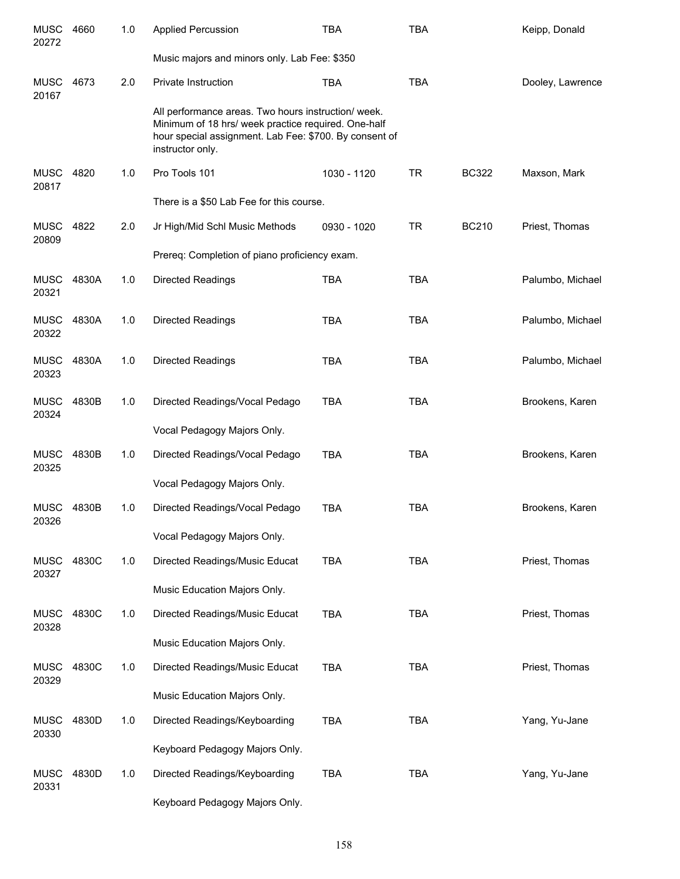| Course | Number | Credits | Title | Time | Days | Room | Instructor |
|---|---|---|---|---|---|---|---|
| MUSC 20272 | 4660 | 1.0 | Applied Percussion | TBA | TBA | | Keipp, Donald |
| | | | Music majors and minors only. Lab Fee: $350 | | | | |
| MUSC 20167 | 4673 | 2.0 | Private Instruction | TBA | TBA | | Dooley, Lawrence |
| | | | All performance areas. Two hours instruction/ week. Minimum of 18 hrs/ week practice required. One-half hour special assignment. Lab Fee: $700. By consent of instructor only. | | | | |
| MUSC 20817 | 4820 | 1.0 | Pro Tools 101 | 1030 - 1120 | TR | BC322 | Maxson, Mark |
| | | | There is a $50 Lab Fee for this course. | | | | |
| MUSC 20809 | 4822 | 2.0 | Jr High/Mid Schl Music Methods | 0930 - 1020 | TR | BC210 | Priest, Thomas |
| | | | Prereq: Completion of piano proficiency exam. | | | | |
| MUSC 20321 | 4830A | 1.0 | Directed Readings | TBA | TBA | | Palumbo, Michael |
| MUSC 20322 | 4830A | 1.0 | Directed Readings | TBA | TBA | | Palumbo, Michael |
| MUSC 20323 | 4830A | 1.0 | Directed Readings | TBA | TBA | | Palumbo, Michael |
| MUSC 20324 | 4830B | 1.0 | Directed Readings/Vocal Pedago | TBA | TBA | | Brookens, Karen |
| | | | Vocal Pedagogy Majors Only. | | | | |
| MUSC 20325 | 4830B | 1.0 | Directed Readings/Vocal Pedago | TBA | TBA | | Brookens, Karen |
| | | | Vocal Pedagogy Majors Only. | | | | |
| MUSC 20326 | 4830B | 1.0 | Directed Readings/Vocal Pedago | TBA | TBA | | Brookens, Karen |
| | | | Vocal Pedagogy Majors Only. | | | | |
| MUSC 20327 | 4830C | 1.0 | Directed Readings/Music Educat | TBA | TBA | | Priest, Thomas |
| | | | Music Education Majors Only. | | | | |
| MUSC 20328 | 4830C | 1.0 | Directed Readings/Music Educat | TBA | TBA | | Priest, Thomas |
| | | | Music Education Majors Only. | | | | |
| MUSC 20329 | 4830C | 1.0 | Directed Readings/Music Educat | TBA | TBA | | Priest, Thomas |
| | | | Music Education Majors Only. | | | | |
| MUSC 20330 | 4830D | 1.0 | Directed Readings/Keyboarding | TBA | TBA | | Yang, Yu-Jane |
| | | | Keyboard Pedagogy Majors Only. | | | | |
| MUSC 20331 | 4830D | 1.0 | Directed Readings/Keyboarding | TBA | TBA | | Yang, Yu-Jane |
| | | | Keyboard Pedagogy Majors Only. | | | | |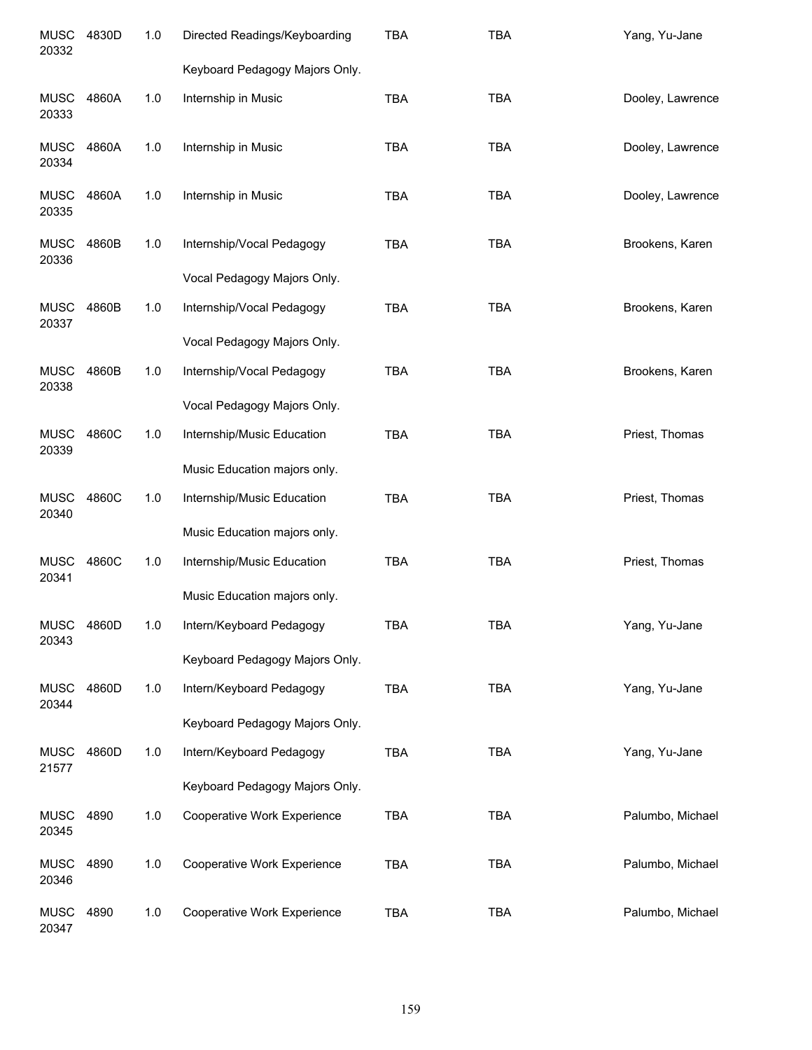| | | | | | | |
|---|---|---|---|---|---|---|
| MUSC 20332 | 4830D | 1.0 | Directed Readings/Keyboarding | TBA | TBA | Yang, Yu-Jane |
| | | | Keyboard Pedagogy Majors Only. | | | |
| MUSC 20333 | 4860A | 1.0 | Internship in Music | TBA | TBA | Dooley, Lawrence |
| MUSC 20334 | 4860A | 1.0 | Internship in Music | TBA | TBA | Dooley, Lawrence |
| MUSC 20335 | 4860A | 1.0 | Internship in Music | TBA | TBA | Dooley, Lawrence |
| MUSC 20336 | 4860B | 1.0 | Internship/Vocal Pedagogy | TBA | TBA | Brookens, Karen |
| | | | Vocal Pedagogy Majors Only. | | | |
| MUSC 20337 | 4860B | 1.0 | Internship/Vocal Pedagogy | TBA | TBA | Brookens, Karen |
| | | | Vocal Pedagogy Majors Only. | | | |
| MUSC 20338 | 4860B | 1.0 | Internship/Vocal Pedagogy | TBA | TBA | Brookens, Karen |
| | | | Vocal Pedagogy Majors Only. | | | |
| MUSC 20339 | 4860C | 1.0 | Internship/Music Education | TBA | TBA | Priest, Thomas |
| | | | Music Education majors only. | | | |
| MUSC 20340 | 4860C | 1.0 | Internship/Music Education | TBA | TBA | Priest, Thomas |
| | | | Music Education majors only. | | | |
| MUSC 20341 | 4860C | 1.0 | Internship/Music Education | TBA | TBA | Priest, Thomas |
| | | | Music Education majors only. | | | |
| MUSC 20343 | 4860D | 1.0 | Intern/Keyboard Pedagogy | TBA | TBA | Yang, Yu-Jane |
| | | | Keyboard Pedagogy Majors Only. | | | |
| MUSC 20344 | 4860D | 1.0 | Intern/Keyboard Pedagogy | TBA | TBA | Yang, Yu-Jane |
| | | | Keyboard Pedagogy Majors Only. | | | |
| MUSC 21577 | 4860D | 1.0 | Intern/Keyboard Pedagogy | TBA | TBA | Yang, Yu-Jane |
| | | | Keyboard Pedagogy Majors Only. | | | |
| MUSC 20345 | 4890 | 1.0 | Cooperative Work Experience | TBA | TBA | Palumbo, Michael |
| MUSC 20346 | 4890 | 1.0 | Cooperative Work Experience | TBA | TBA | Palumbo, Michael |
| MUSC 20347 | 4890 | 1.0 | Cooperative Work Experience | TBA | TBA | Palumbo, Michael |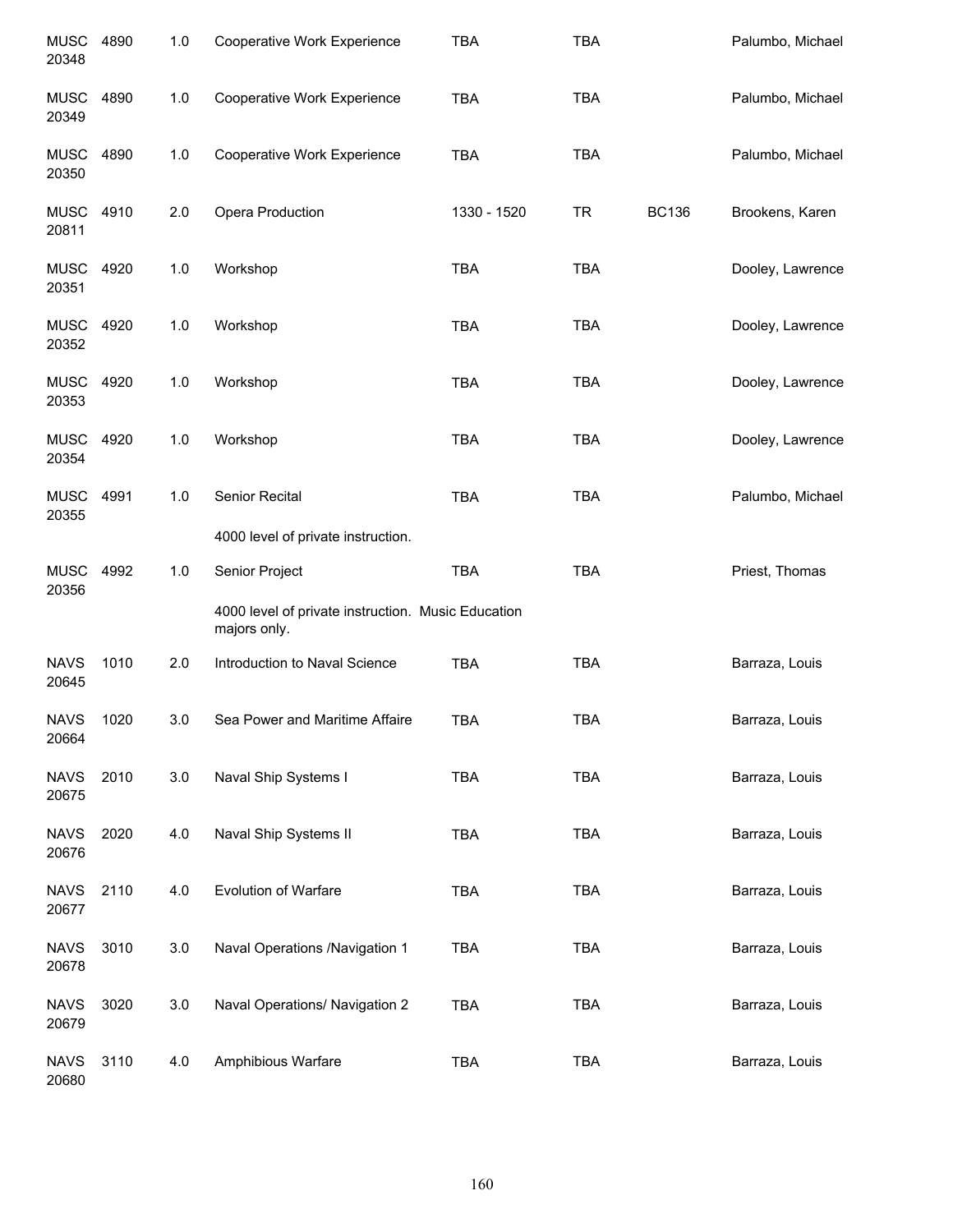| | | | | | | | |
|---|---|---|---|---|---|---|---|
| MUSC 20348 | 4890 | 1.0 | Cooperative Work Experience | TBA | TBA | | Palumbo, Michael |
| MUSC 20349 | 4890 | 1.0 | Cooperative Work Experience | TBA | TBA | | Palumbo, Michael |
| MUSC 20350 | 4890 | 1.0 | Cooperative Work Experience | TBA | TBA | | Palumbo, Michael |
| MUSC 20811 | 4910 | 2.0 | Opera Production | 1330 - 1520 | TR | BC136 | Brookens, Karen |
| MUSC 20351 | 4920 | 1.0 | Workshop | TBA | TBA | | Dooley, Lawrence |
| MUSC 20352 | 4920 | 1.0 | Workshop | TBA | TBA | | Dooley, Lawrence |
| MUSC 20353 | 4920 | 1.0 | Workshop | TBA | TBA | | Dooley, Lawrence |
| MUSC 20354 | 4920 | 1.0 | Workshop | TBA | TBA | | Dooley, Lawrence |
| MUSC 20355 | 4991 | 1.0 | Senior Recital | TBA | TBA | | Palumbo, Michael |
| | | | 4000 level of private instruction. | | | | |
| MUSC 20356 | 4992 | 1.0 | Senior Project | TBA | TBA | | Priest, Thomas |
| | | | 4000 level of private instruction. Music Education majors only. | | | | |
| NAVS 20645 | 1010 | 2.0 | Introduction to Naval Science | TBA | TBA | | Barraza, Louis |
| NAVS 20664 | 1020 | 3.0 | Sea Power and Maritime Affaire | TBA | TBA | | Barraza, Louis |
| NAVS 20675 | 2010 | 3.0 | Naval Ship Systems I | TBA | TBA | | Barraza, Louis |
| NAVS 20676 | 2020 | 4.0 | Naval Ship Systems II | TBA | TBA | | Barraza, Louis |
| NAVS 20677 | 2110 | 4.0 | Evolution of Warfare | TBA | TBA | | Barraza, Louis |
| NAVS 20678 | 3010 | 3.0 | Naval Operations /Navigation 1 | TBA | TBA | | Barraza, Louis |
| NAVS 20679 | 3020 | 3.0 | Naval Operations/ Navigation 2 | TBA | TBA | | Barraza, Louis |
| NAVS 20680 | 3110 | 4.0 | Amphibious Warfare | TBA | TBA | | Barraza, Louis |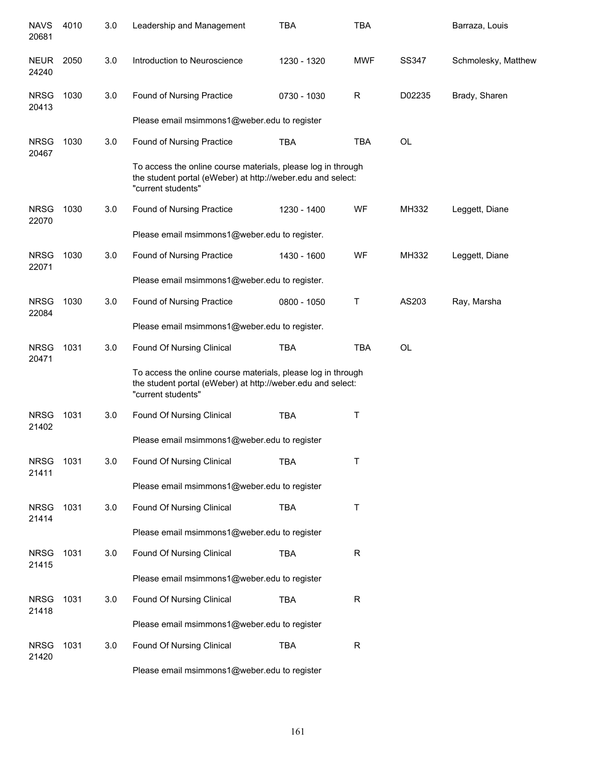| | | | | | | | |
|---|---|---|---|---|---|---|---|
| NAVS 20681 | 4010 | 3.0 | Leadership and Management | TBA | TBA | | Barraza, Louis |
| NEUR 24240 | 2050 | 3.0 | Introduction to Neuroscience | 1230 - 1320 | MWF | SS347 | Schmolesky, Matthew |
| NRSG 20413 | 1030 | 3.0 | Found of Nursing Practice | 0730 - 1030 | R | D02235 | Brady, Sharen |
| | | | Please email msimmons1@weber.edu to register | | | | |
| NRSG 20467 | 1030 | 3.0 | Found of Nursing Practice | TBA | TBA | OL | |
| | | | To access the online course materials, please log in through the student portal (eWeber) at http://weber.edu and select: "current students" | | | | |
| NRSG 22070 | 1030 | 3.0 | Found of Nursing Practice | 1230 - 1400 | WF | MH332 | Leggett, Diane |
| | | | Please email msimmons1@weber.edu to register. | | | | |
| NRSG 22071 | 1030 | 3.0 | Found of Nursing Practice | 1430 - 1600 | WF | MH332 | Leggett, Diane |
| | | | Please email msimmons1@weber.edu to register. | | | | |
| NRSG 22084 | 1030 | 3.0 | Found of Nursing Practice | 0800 - 1050 | T | AS203 | Ray, Marsha |
| | | | Please email msimmons1@weber.edu to register. | | | | |
| NRSG 20471 | 1031 | 3.0 | Found Of Nursing Clinical | TBA | TBA | OL | |
| | | | To access the online course materials, please log in through the student portal (eWeber) at http://weber.edu and select: "current students" | | | | |
| NRSG 21402 | 1031 | 3.0 | Found Of Nursing Clinical | TBA | T | | |
| | | | Please email msimmons1@weber.edu to register | | | | |
| NRSG 21411 | 1031 | 3.0 | Found Of Nursing Clinical | TBA | T | | |
| | | | Please email msimmons1@weber.edu to register | | | | |
| NRSG 21414 | 1031 | 3.0 | Found Of Nursing Clinical | TBA | T | | |
| | | | Please email msimmons1@weber.edu to register | | | | |
| NRSG 21415 | 1031 | 3.0 | Found Of Nursing Clinical | TBA | R | | |
| | | | Please email msimmons1@weber.edu to register | | | | |
| NRSG 21418 | 1031 | 3.0 | Found Of Nursing Clinical | TBA | R | | |
| | | | Please email msimmons1@weber.edu to register | | | | |
| NRSG 21420 | 1031 | 3.0 | Found Of Nursing Clinical | TBA | R | | |
| | | | Please email msimmons1@weber.edu to register | | | | |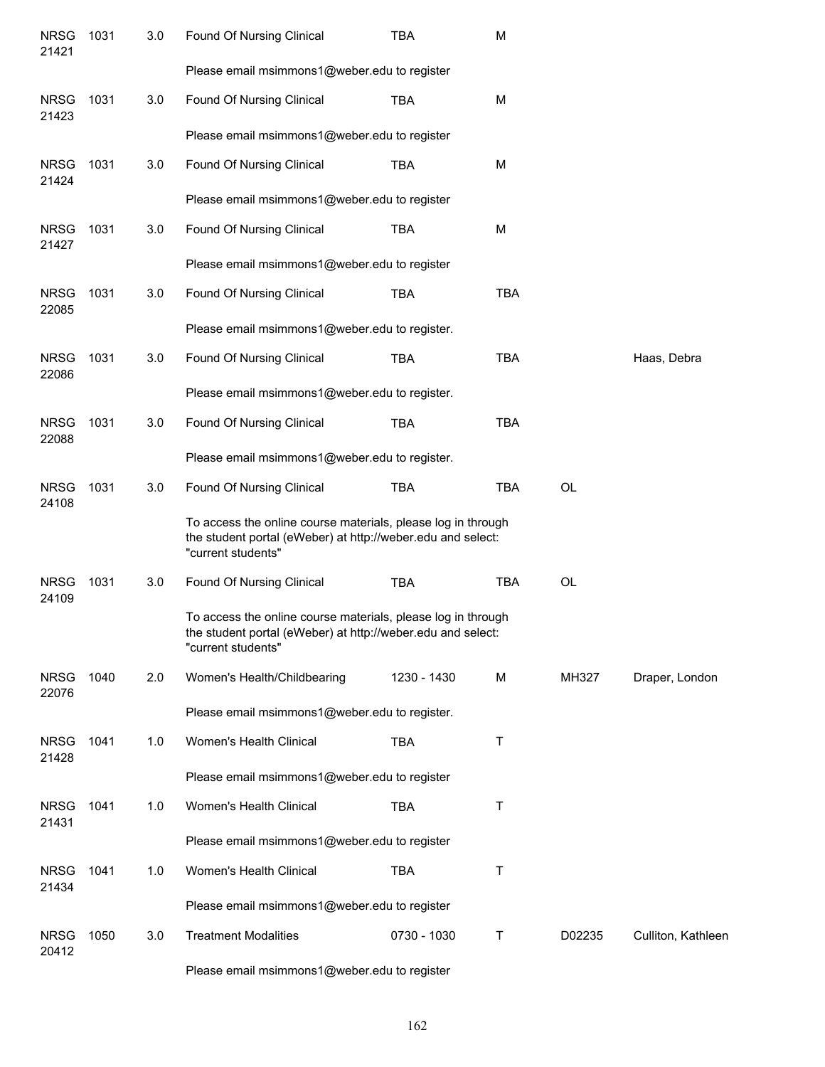| | | | | | | | |
|---|---|---|---|---|---|---|---|
| NRSG 21421 | 1031 | 3.0 | Found Of Nursing Clinical | TBA | M | | |
| | | | Please email msimmons1@weber.edu to register | | | | |
| NRSG 21423 | 1031 | 3.0 | Found Of Nursing Clinical | TBA | M | | |
| | | | Please email msimmons1@weber.edu to register | | | | |
| NRSG 21424 | 1031 | 3.0 | Found Of Nursing Clinical | TBA | M | | |
| | | | Please email msimmons1@weber.edu to register | | | | |
| NRSG 21427 | 1031 | 3.0 | Found Of Nursing Clinical | TBA | M | | |
| | | | Please email msimmons1@weber.edu to register | | | | |
| NRSG 22085 | 1031 | 3.0 | Found Of Nursing Clinical | TBA | TBA | | |
| | | | Please email msimmons1@weber.edu to register. | | | | |
| NRSG 22086 | 1031 | 3.0 | Found Of Nursing Clinical | TBA | TBA | | Haas, Debra |
| | | | Please email msimmons1@weber.edu to register. | | | | |
| NRSG 22088 | 1031 | 3.0 | Found Of Nursing Clinical | TBA | TBA | | |
| | | | Please email msimmons1@weber.edu to register. | | | | |
| NRSG 24108 | 1031 | 3.0 | Found Of Nursing Clinical | TBA | TBA | OL | |
| | | | To access the online course materials, please log in through the student portal (eWeber) at http://weber.edu and select: "current students" | | | | |
| NRSG 24109 | 1031 | 3.0 | Found Of Nursing Clinical | TBA | TBA | OL | |
| | | | To access the online course materials, please log in through the student portal (eWeber) at http://weber.edu and select: "current students" | | | | |
| NRSG 22076 | 1040 | 2.0 | Women's Health/Childbearing | 1230 - 1430 | M | MH327 | Draper, London |
| | | | Please email msimmons1@weber.edu to register. | | | | |
| NRSG 21428 | 1041 | 1.0 | Women's Health Clinical | TBA | T | | |
| | | | Please email msimmons1@weber.edu to register | | | | |
| NRSG 21431 | 1041 | 1.0 | Women's Health Clinical | TBA | T | | |
| | | | Please email msimmons1@weber.edu to register | | | | |
| NRSG 21434 | 1041 | 1.0 | Women's Health Clinical | TBA | T | | |
| | | | Please email msimmons1@weber.edu to register | | | | |
| NRSG 20412 | 1050 | 3.0 | Treatment Modalities | 0730 - 1030 | T | D02235 | Culliton, Kathleen |
| | | | Please email msimmons1@weber.edu to register | | | | |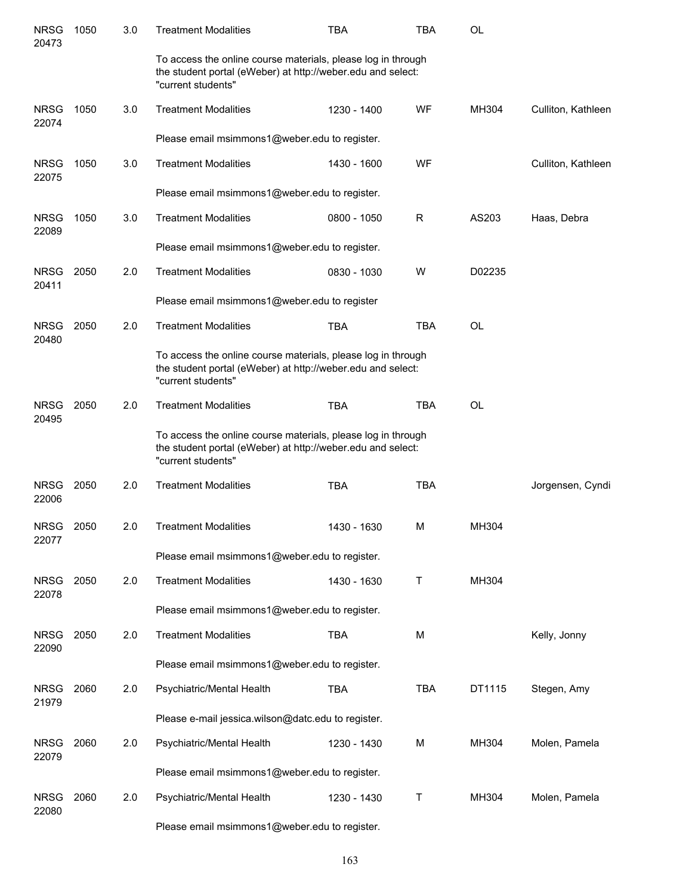| | | | | | | | |
|---|---|---|---|---|---|---|---|
| NRSG 20473 | 1050 | 3.0 | Treatment Modalities | TBA | TBA | OL | |
| | | | To access the online course materials, please log in through the student portal (eWeber) at http://weber.edu and select: "current students" | | | | |
| NRSG 22074 | 1050 | 3.0 | Treatment Modalities | 1230 - 1400 | WF | MH304 | Culliton, Kathleen |
| | | | Please email msimmons1@weber.edu to register. | | | | |
| NRSG 22075 | 1050 | 3.0 | Treatment Modalities | 1430 - 1600 | WF | | Culliton, Kathleen |
| | | | Please email msimmons1@weber.edu to register. | | | | |
| NRSG 22089 | 1050 | 3.0 | Treatment Modalities | 0800 - 1050 | R | AS203 | Haas, Debra |
| | | | Please email msimmons1@weber.edu to register. | | | | |
| NRSG 20411 | 2050 | 2.0 | Treatment Modalities | 0830 - 1030 | W | D02235 | |
| | | | Please email msimmons1@weber.edu to register | | | | |
| NRSG 20480 | 2050 | 2.0 | Treatment Modalities | TBA | TBA | OL | |
| | | | To access the online course materials, please log in through the student portal (eWeber) at http://weber.edu and select: "current students" | | | | |
| NRSG 20495 | 2050 | 2.0 | Treatment Modalities | TBA | TBA | OL | |
| | | | To access the online course materials, please log in through the student portal (eWeber) at http://weber.edu and select: "current students" | | | | |
| NRSG 22006 | 2050 | 2.0 | Treatment Modalities | TBA | TBA | | Jorgensen, Cyndi |
| NRSG 22077 | 2050 | 2.0 | Treatment Modalities | 1430 - 1630 | M | MH304 | |
| | | | Please email msimmons1@weber.edu to register. | | | | |
| NRSG 22078 | 2050 | 2.0 | Treatment Modalities | 1430 - 1630 | T | MH304 | |
| | | | Please email msimmons1@weber.edu to register. | | | | |
| NRSG 22090 | 2050 | 2.0 | Treatment Modalities | TBA | M | | Kelly, Jonny |
| | | | Please email msimmons1@weber.edu to register. | | | | |
| NRSG 21979 | 2060 | 2.0 | Psychiatric/Mental Health | TBA | TBA | DT1115 | Stegen, Amy |
| | | | Please e-mail jessica.wilson@datc.edu to register. | | | | |
| NRSG 22079 | 2060 | 2.0 | Psychiatric/Mental Health | 1230 - 1430 | M | MH304 | Molen, Pamela |
| | | | Please email msimmons1@weber.edu to register. | | | | |
| NRSG 22080 | 2060 | 2.0 | Psychiatric/Mental Health | 1230 - 1430 | T | MH304 | Molen, Pamela |
| | | | Please email msimmons1@weber.edu to register. | | | | |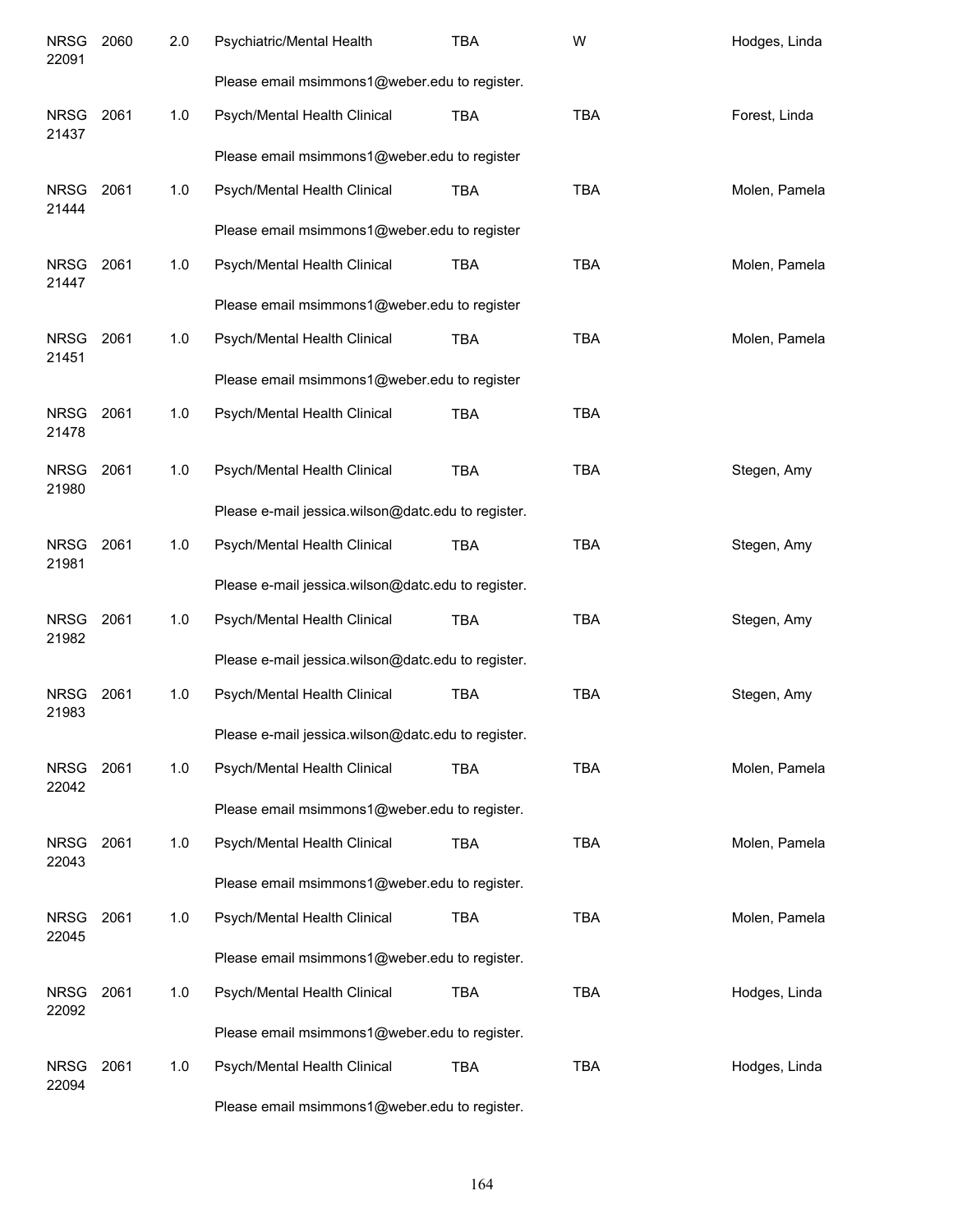| | | | | | | |
|---|---|---|---|---|---|---|
| NRSG 22091 | 2060 | 2.0 | Psychiatric/Mental Health | TBA | W | Hodges, Linda |
| | | | Please email msimmons1@weber.edu to register. | | | |
| NRSG 21437 | 2061 | 1.0 | Psych/Mental Health Clinical | TBA | TBA | Forest, Linda |
| | | | Please email msimmons1@weber.edu to register | | | |
| NRSG 21444 | 2061 | 1.0 | Psych/Mental Health Clinical | TBA | TBA | Molen, Pamela |
| | | | Please email msimmons1@weber.edu to register | | | |
| NRSG 21447 | 2061 | 1.0 | Psych/Mental Health Clinical | TBA | TBA | Molen, Pamela |
| | | | Please email msimmons1@weber.edu to register | | | |
| NRSG 21451 | 2061 | 1.0 | Psych/Mental Health Clinical | TBA | TBA | Molen, Pamela |
| | | | Please email msimmons1@weber.edu to register | | | |
| NRSG 21478 | 2061 | 1.0 | Psych/Mental Health Clinical | TBA | TBA | |
| NRSG 21980 | 2061 | 1.0 | Psych/Mental Health Clinical | TBA | TBA | Stegen, Amy |
| | | | Please e-mail jessica.wilson@datc.edu to register. | | | |
| NRSG 21981 | 2061 | 1.0 | Psych/Mental Health Clinical | TBA | TBA | Stegen, Amy |
| | | | Please e-mail jessica.wilson@datc.edu to register. | | | |
| NRSG 21982 | 2061 | 1.0 | Psych/Mental Health Clinical | TBA | TBA | Stegen, Amy |
| | | | Please e-mail jessica.wilson@datc.edu to register. | | | |
| NRSG 21983 | 2061 | 1.0 | Psych/Mental Health Clinical | TBA | TBA | Stegen, Amy |
| | | | Please e-mail jessica.wilson@datc.edu to register. | | | |
| NRSG 22042 | 2061 | 1.0 | Psych/Mental Health Clinical | TBA | TBA | Molen, Pamela |
| | | | Please email msimmons1@weber.edu to register. | | | |
| NRSG 22043 | 2061 | 1.0 | Psych/Mental Health Clinical | TBA | TBA | Molen, Pamela |
| | | | Please email msimmons1@weber.edu to register. | | | |
| NRSG 22045 | 2061 | 1.0 | Psych/Mental Health Clinical | TBA | TBA | Molen, Pamela |
| | | | Please email msimmons1@weber.edu to register. | | | |
| NRSG 22092 | 2061 | 1.0 | Psych/Mental Health Clinical | TBA | TBA | Hodges, Linda |
| | | | Please email msimmons1@weber.edu to register. | | | |
| NRSG 22094 | 2061 | 1.0 | Psych/Mental Health Clinical | TBA | TBA | Hodges, Linda |
| | | | Please email msimmons1@weber.edu to register. | | | |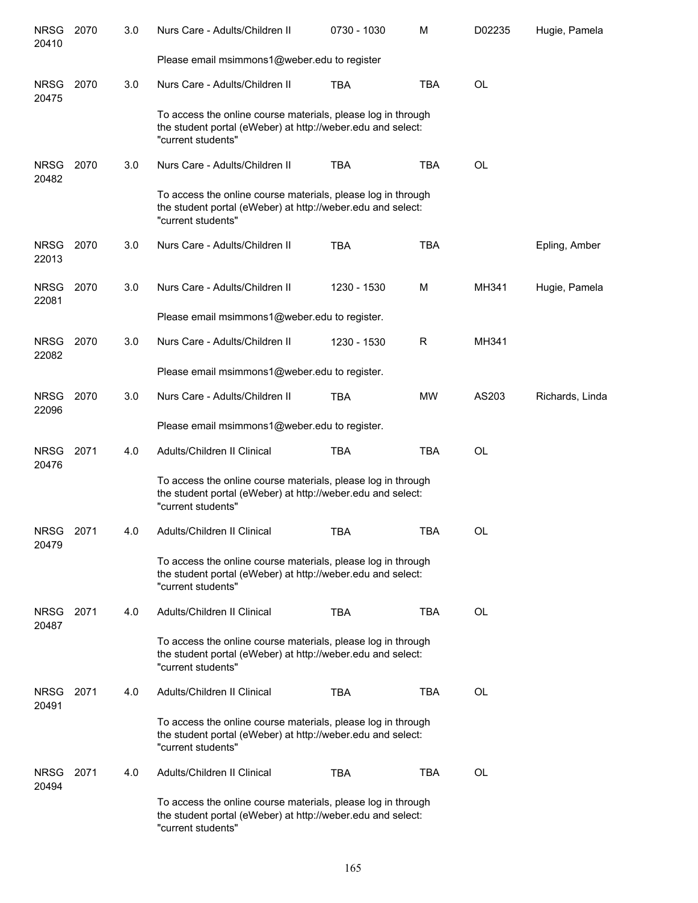| | | | | | | | |
|---|---|---|---|---|---|---|---|
| NRSG 20410 | 2070 | 3.0 | Nurs Care - Adults/Children II | 0730 - 1030 | M | D02235 | Hugie, Pamela |
| | | | Please email msimmons1@weber.edu to register | | | | |
| NRSG 20475 | 2070 | 3.0 | Nurs Care - Adults/Children II | TBA | TBA | OL | |
| | | | To access the online course materials, please log in through the student portal (eWeber) at http://weber.edu and select: "current students" | | | | |
| NRSG 20482 | 2070 | 3.0 | Nurs Care - Adults/Children II | TBA | TBA | OL | |
| | | | To access the online course materials, please log in through the student portal (eWeber) at http://weber.edu and select: "current students" | | | | |
| NRSG 22013 | 2070 | 3.0 | Nurs Care - Adults/Children II | TBA | TBA | | Epling, Amber |
| NRSG 22081 | 2070 | 3.0 | Nurs Care - Adults/Children II | 1230 - 1530 | M | MH341 | Hugie, Pamela |
| | | | Please email msimmons1@weber.edu to register. | | | | |
| NRSG 22082 | 2070 | 3.0 | Nurs Care - Adults/Children II | 1230 - 1530 | R | MH341 | |
| | | | Please email msimmons1@weber.edu to register. | | | | |
| NRSG 22096 | 2070 | 3.0 | Nurs Care - Adults/Children II | TBA | MW | AS203 | Richards, Linda |
| | | | Please email msimmons1@weber.edu to register. | | | | |
| NRSG 20476 | 2071 | 4.0 | Adults/Children II Clinical | TBA | TBA | OL | |
| | | | To access the online course materials, please log in through the student portal (eWeber) at http://weber.edu and select: "current students" | | | | |
| NRSG 20479 | 2071 | 4.0 | Adults/Children II Clinical | TBA | TBA | OL | |
| | | | To access the online course materials, please log in through the student portal (eWeber) at http://weber.edu and select: "current students" | | | | |
| NRSG 20487 | 2071 | 4.0 | Adults/Children II Clinical | TBA | TBA | OL | |
| | | | To access the online course materials, please log in through the student portal (eWeber) at http://weber.edu and select: "current students" | | | | |
| NRSG 20491 | 2071 | 4.0 | Adults/Children II Clinical | TBA | TBA | OL | |
| | | | To access the online course materials, please log in through the student portal (eWeber) at http://weber.edu and select: "current students" | | | | |
| NRSG 20494 | 2071 | 4.0 | Adults/Children II Clinical | TBA | TBA | OL | |
| | | | To access the online course materials, please log in through the student portal (eWeber) at http://weber.edu and select: "current students" | | | | |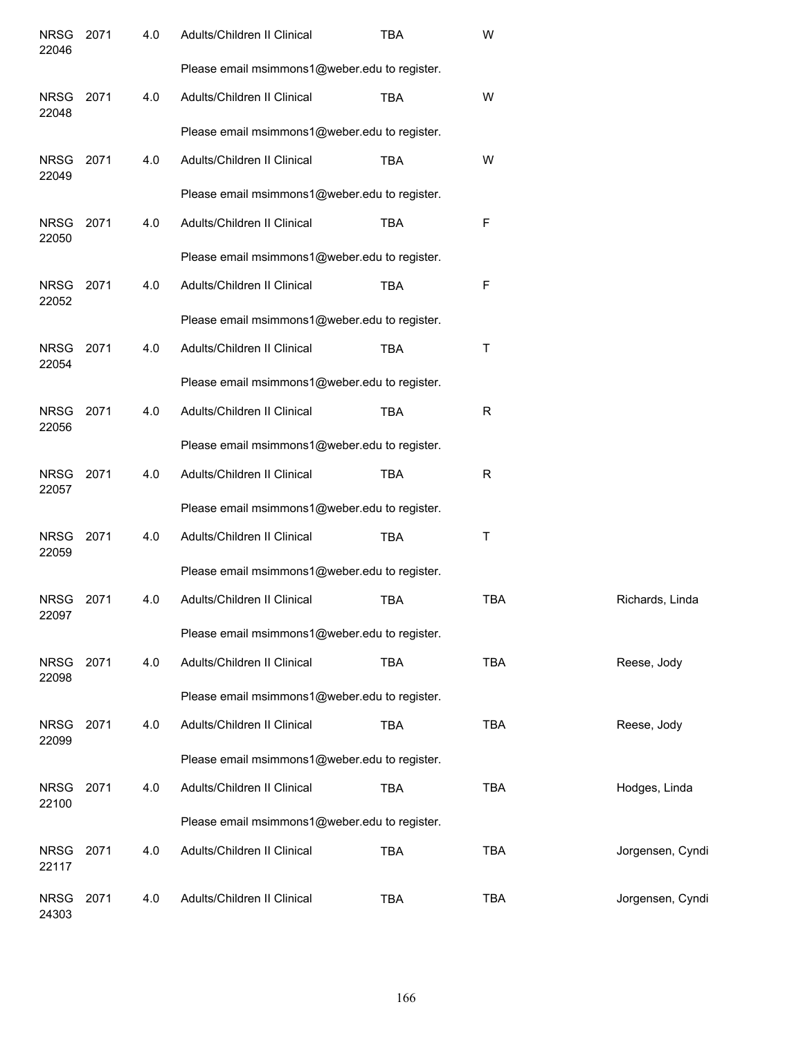| | | | | | | |
|---|---|---|---|---|---|---|
| NRSG 22046 | 2071 | 4.0 | Adults/Children II Clinical | TBA | W | |
| | | | Please email msimmons1@weber.edu to register. | | | |
| NRSG 22048 | 2071 | 4.0 | Adults/Children II Clinical | TBA | W | |
| | | | Please email msimmons1@weber.edu to register. | | | |
| NRSG 22049 | 2071 | 4.0 | Adults/Children II Clinical | TBA | W | |
| | | | Please email msimmons1@weber.edu to register. | | | |
| NRSG 22050 | 2071 | 4.0 | Adults/Children II Clinical | TBA | F | |
| | | | Please email msimmons1@weber.edu to register. | | | |
| NRSG 22052 | 2071 | 4.0 | Adults/Children II Clinical | TBA | F | |
| | | | Please email msimmons1@weber.edu to register. | | | |
| NRSG 22054 | 2071 | 4.0 | Adults/Children II Clinical | TBA | T | |
| | | | Please email msimmons1@weber.edu to register. | | | |
| NRSG 22056 | 2071 | 4.0 | Adults/Children II Clinical | TBA | R | |
| | | | Please email msimmons1@weber.edu to register. | | | |
| NRSG 22057 | 2071 | 4.0 | Adults/Children II Clinical | TBA | R | |
| | | | Please email msimmons1@weber.edu to register. | | | |
| NRSG 22059 | 2071 | 4.0 | Adults/Children II Clinical | TBA | T | |
| | | | Please email msimmons1@weber.edu to register. | | | |
| NRSG 22097 | 2071 | 4.0 | Adults/Children II Clinical | TBA | TBA | Richards, Linda |
| | | | Please email msimmons1@weber.edu to register. | | | |
| NRSG 22098 | 2071 | 4.0 | Adults/Children II Clinical | TBA | TBA | Reese, Jody |
| | | | Please email msimmons1@weber.edu to register. | | | |
| NRSG 22099 | 2071 | 4.0 | Adults/Children II Clinical | TBA | TBA | Reese, Jody |
| | | | Please email msimmons1@weber.edu to register. | | | |
| NRSG 22100 | 2071 | 4.0 | Adults/Children II Clinical | TBA | TBA | Hodges, Linda |
| | | | Please email msimmons1@weber.edu to register. | | | |
| NRSG 22117 | 2071 | 4.0 | Adults/Children II Clinical | TBA | TBA | Jorgensen, Cyndi |
| NRSG 24303 | 2071 | 4.0 | Adults/Children II Clinical | TBA | TBA | Jorgensen, Cyndi |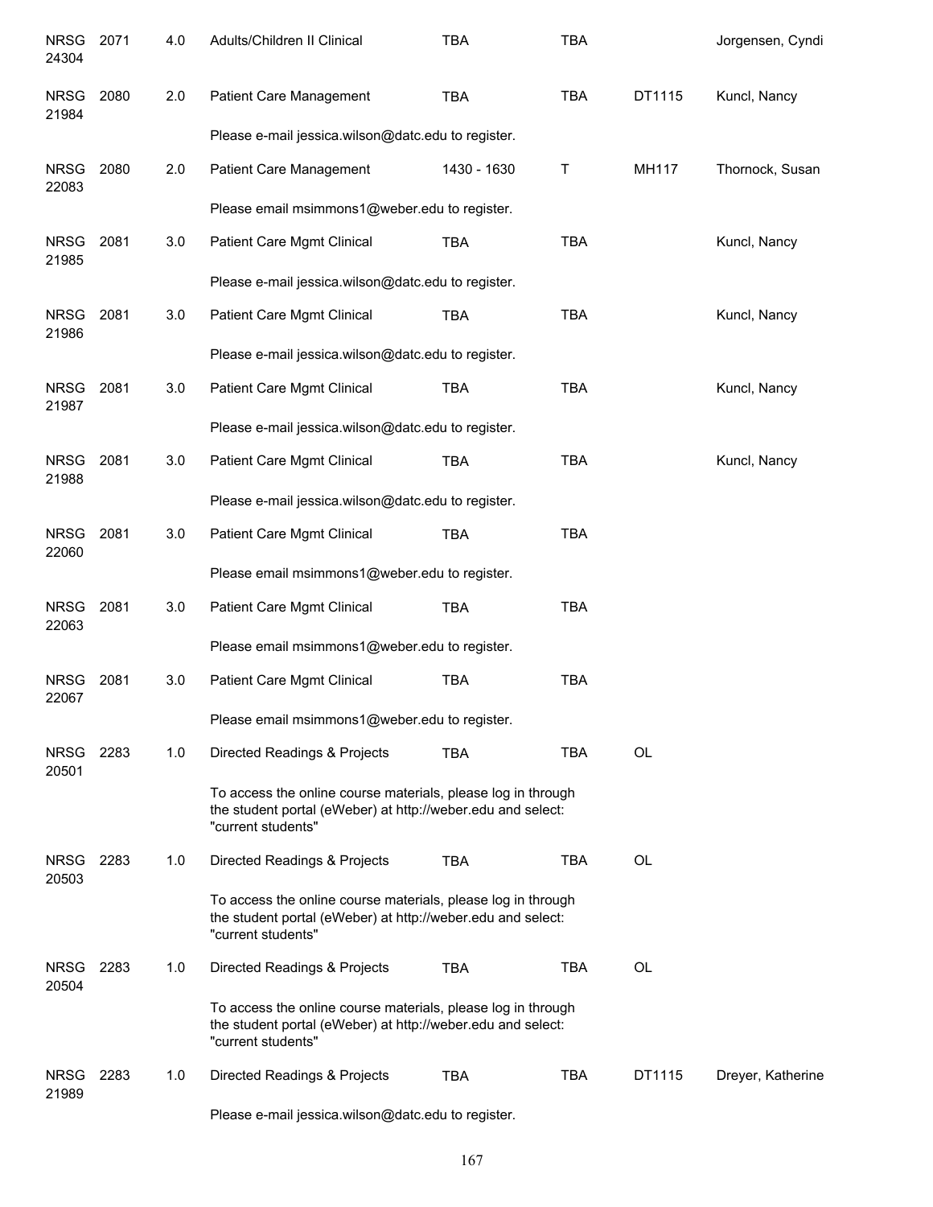| | | | | | | | |
|---|---|---|---|---|---|---|---|
| NRSG 24304 | 2071 | 4.0 | Adults/Children II Clinical | TBA | TBA | | Jorgensen, Cyndi |
| NRSG 21984 | 2080 | 2.0 | Patient Care Management | TBA | TBA | DT1115 | Kuncl, Nancy |
| | | | Please e-mail jessica.wilson@datc.edu to register. | | | | |
| NRSG 22083 | 2080 | 2.0 | Patient Care Management | 1430 - 1630 | T | MH117 | Thornock, Susan |
| | | | Please email msimmons1@weber.edu to register. | | | | |
| NRSG 21985 | 2081 | 3.0 | Patient Care Mgmt Clinical | TBA | TBA | | Kuncl, Nancy |
| | | | Please e-mail jessica.wilson@datc.edu to register. | | | | |
| NRSG 21986 | 2081 | 3.0 | Patient Care Mgmt Clinical | TBA | TBA | | Kuncl, Nancy |
| | | | Please e-mail jessica.wilson@datc.edu to register. | | | | |
| NRSG 21987 | 2081 | 3.0 | Patient Care Mgmt Clinical | TBA | TBA | | Kuncl, Nancy |
| | | | Please e-mail jessica.wilson@datc.edu to register. | | | | |
| NRSG 21988 | 2081 | 3.0 | Patient Care Mgmt Clinical | TBA | TBA | | Kuncl, Nancy |
| | | | Please e-mail jessica.wilson@datc.edu to register. | | | | |
| NRSG 22060 | 2081 | 3.0 | Patient Care Mgmt Clinical | TBA | TBA | | |
| | | | Please email msimmons1@weber.edu to register. | | | | |
| NRSG 22063 | 2081 | 3.0 | Patient Care Mgmt Clinical | TBA | TBA | | |
| | | | Please email msimmons1@weber.edu to register. | | | | |
| NRSG 22067 | 2081 | 3.0 | Patient Care Mgmt Clinical | TBA | TBA | | |
| | | | Please email msimmons1@weber.edu to register. | | | | |
| NRSG 20501 | 2283 | 1.0 | Directed Readings & Projects | TBA | TBA | OL | |
| | | | To access the online course materials, please log in through the student portal (eWeber) at http://weber.edu and select: "current students" | | | | |
| NRSG 20503 | 2283 | 1.0 | Directed Readings & Projects | TBA | TBA | OL | |
| | | | To access the online course materials, please log in through the student portal (eWeber) at http://weber.edu and select: "current students" | | | | |
| NRSG 20504 | 2283 | 1.0 | Directed Readings & Projects | TBA | TBA | OL | |
| | | | To access the online course materials, please log in through the student portal (eWeber) at http://weber.edu and select: "current students" | | | | |
| NRSG 21989 | 2283 | 1.0 | Directed Readings & Projects | TBA | TBA | DT1115 | Dreyer, Katherine |
| | | | Please e-mail jessica.wilson@datc.edu to register. | | | | |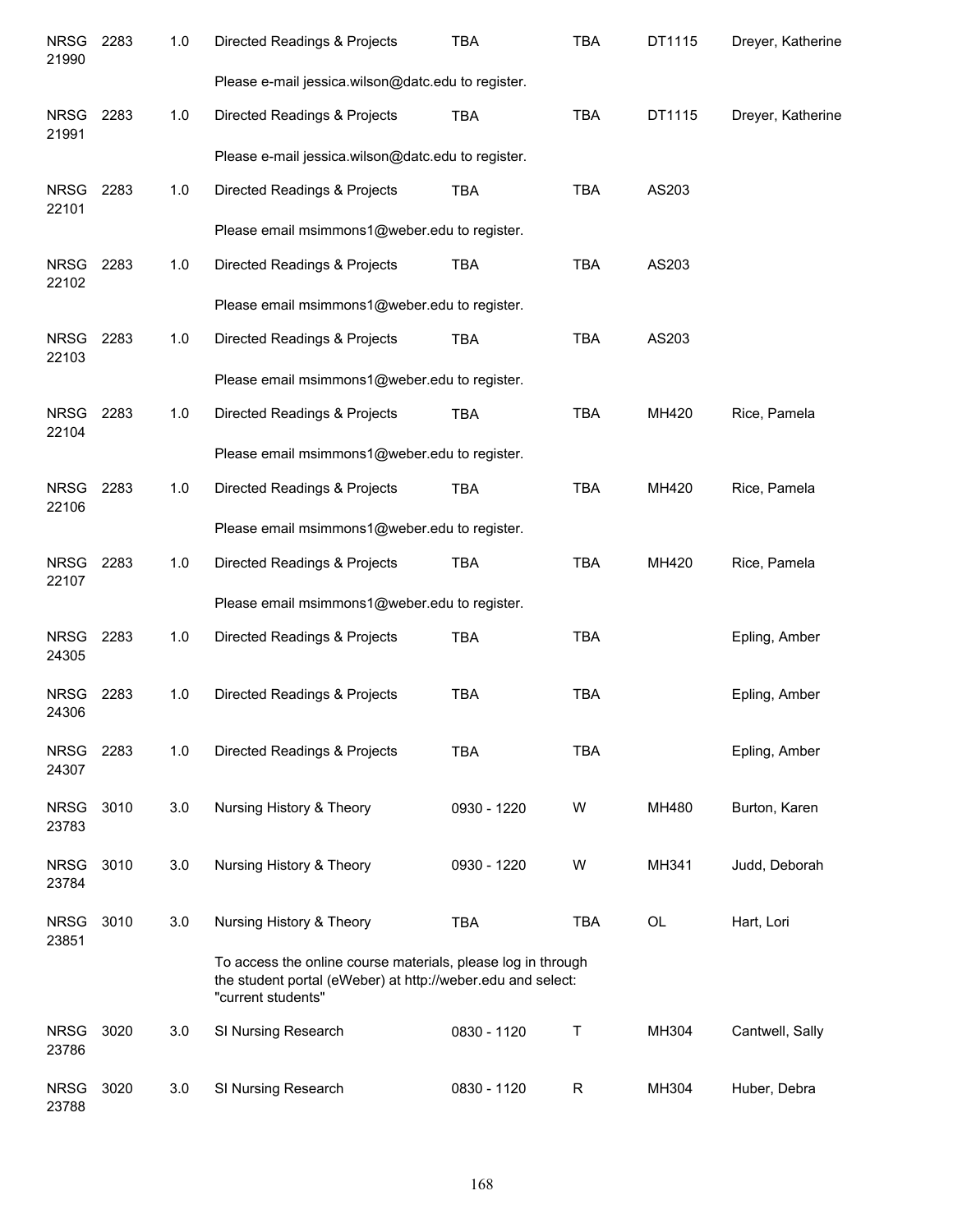| | | | | | | | |
|---|---|---|---|---|---|---|---|
| NRSG 21990 | 2283 | 1.0 | Directed Readings & Projects | TBA | TBA | DT1115 | Dreyer, Katherine |
| | | | Please e-mail jessica.wilson@datc.edu to register. | | | | |
| NRSG 21991 | 2283 | 1.0 | Directed Readings & Projects | TBA | TBA | DT1115 | Dreyer, Katherine |
| | | | Please e-mail jessica.wilson@datc.edu to register. | | | | |
| NRSG 22101 | 2283 | 1.0 | Directed Readings & Projects | TBA | TBA | AS203 | |
| | | | Please email msimmons1@weber.edu to register. | | | | |
| NRSG 22102 | 2283 | 1.0 | Directed Readings & Projects | TBA | TBA | AS203 | |
| | | | Please email msimmons1@weber.edu to register. | | | | |
| NRSG 22103 | 2283 | 1.0 | Directed Readings & Projects | TBA | TBA | AS203 | |
| | | | Please email msimmons1@weber.edu to register. | | | | |
| NRSG 22104 | 2283 | 1.0 | Directed Readings & Projects | TBA | TBA | MH420 | Rice, Pamela |
| | | | Please email msimmons1@weber.edu to register. | | | | |
| NRSG 22106 | 2283 | 1.0 | Directed Readings & Projects | TBA | TBA | MH420 | Rice, Pamela |
| | | | Please email msimmons1@weber.edu to register. | | | | |
| NRSG 22107 | 2283 | 1.0 | Directed Readings & Projects | TBA | TBA | MH420 | Rice, Pamela |
| | | | Please email msimmons1@weber.edu to register. | | | | |
| NRSG 24305 | 2283 | 1.0 | Directed Readings & Projects | TBA | TBA | | Epling, Amber |
| NRSG 24306 | 2283 | 1.0 | Directed Readings & Projects | TBA | TBA | | Epling, Amber |
| NRSG 24307 | 2283 | 1.0 | Directed Readings & Projects | TBA | TBA | | Epling, Amber |
| NRSG 23783 | 3010 | 3.0 | Nursing History & Theory | 0930 - 1220 | W | MH480 | Burton, Karen |
| NRSG 23784 | 3010 | 3.0 | Nursing History & Theory | 0930 - 1220 | W | MH341 | Judd, Deborah |
| NRSG 23851 | 3010 | 3.0 | Nursing History & Theory | TBA | TBA | OL | Hart, Lori |
| | | | To access the online course materials, please log in through the student portal (eWeber) at http://weber.edu and select: "current students" | | | | |
| NRSG 23786 | 3020 | 3.0 | SI Nursing Research | 0830 - 1120 | T | MH304 | Cantwell, Sally |
| NRSG 23788 | 3020 | 3.0 | SI Nursing Research | 0830 - 1120 | R | MH304 | Huber, Debra |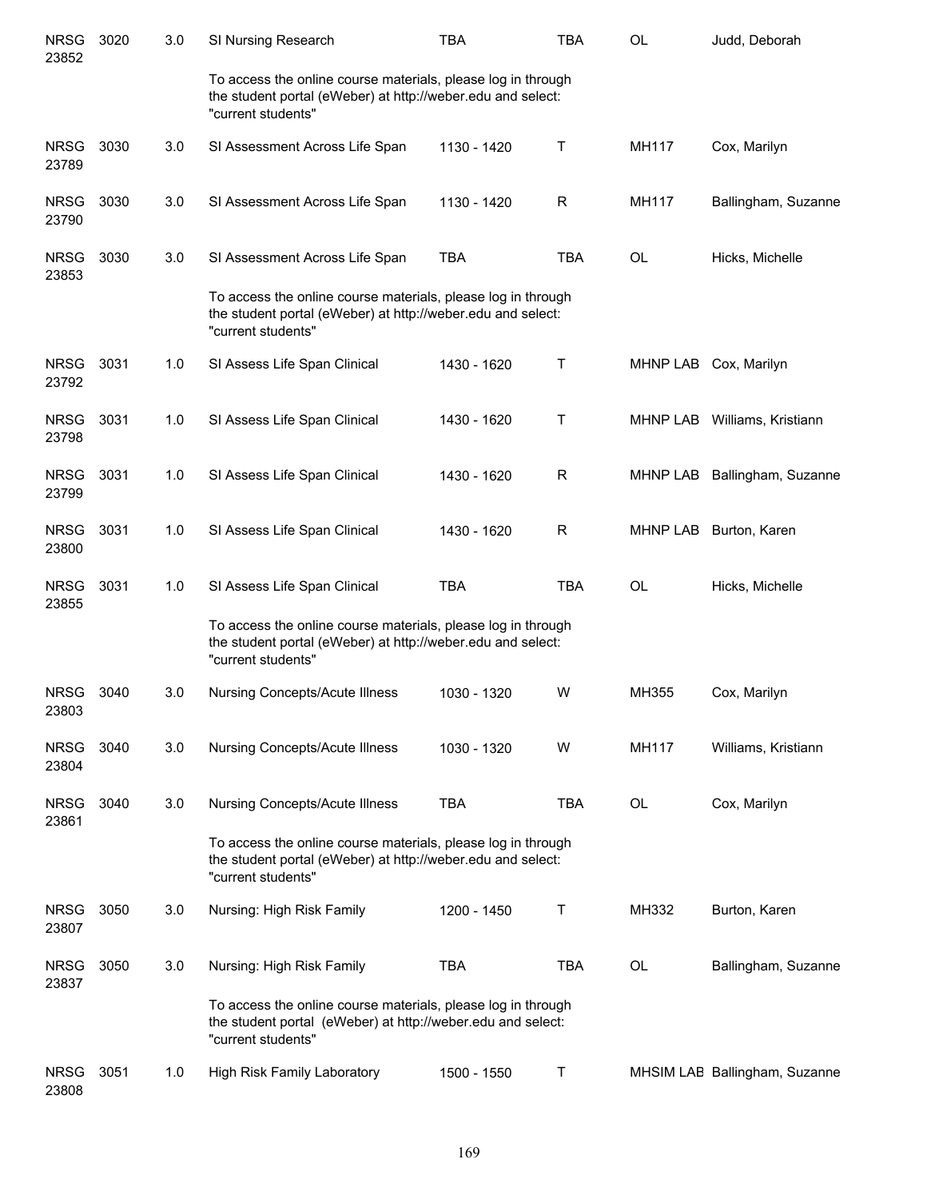| | | | | | | | |
|---|---|---|---|---|---|---|---|
| NRSG 23852 | 3020 | 3.0 | SI Nursing Research | TBA | TBA | OL | Judd, Deborah |
| | | | To access the online course materials, please log in through the student portal (eWeber) at http://weber.edu and select: "current students" | | | | |
| NRSG 23789 | 3030 | 3.0 | SI Assessment Across Life Span | 1130 - 1420 | T | MH117 | Cox, Marilyn |
| NRSG 23790 | 3030 | 3.0 | SI Assessment Across Life Span | 1130 - 1420 | R | MH117 | Ballingham, Suzanne |
| NRSG 23853 | 3030 | 3.0 | SI Assessment Across Life Span | TBA | TBA | OL | Hicks, Michelle |
| | | | To access the online course materials, please log in through the student portal (eWeber) at http://weber.edu and select: "current students" | | | | |
| NRSG 23792 | 3031 | 1.0 | SI Assess Life Span Clinical | 1430 - 1620 | T | MHNP LAB | Cox, Marilyn |
| NRSG 23798 | 3031 | 1.0 | SI Assess Life Span Clinical | 1430 - 1620 | T | MHNP LAB | Williams, Kristiann |
| NRSG 23799 | 3031 | 1.0 | SI Assess Life Span Clinical | 1430 - 1620 | R | MHNP LAB | Ballingham, Suzanne |
| NRSG 23800 | 3031 | 1.0 | SI Assess Life Span Clinical | 1430 - 1620 | R | MHNP LAB | Burton, Karen |
| NRSG 23855 | 3031 | 1.0 | SI Assess Life Span Clinical | TBA | TBA | OL | Hicks, Michelle |
| | | | To access the online course materials, please log in through the student portal (eWeber) at http://weber.edu and select: "current students" | | | | |
| NRSG 23803 | 3040 | 3.0 | Nursing Concepts/Acute Illness | 1030 - 1320 | W | MH355 | Cox, Marilyn |
| NRSG 23804 | 3040 | 3.0 | Nursing Concepts/Acute Illness | 1030 - 1320 | W | MH117 | Williams, Kristiann |
| NRSG 23861 | 3040 | 3.0 | Nursing Concepts/Acute Illness | TBA | TBA | OL | Cox, Marilyn |
| | | | To access the online course materials, please log in through the student portal (eWeber) at http://weber.edu and select: "current students" | | | | |
| NRSG 23807 | 3050 | 3.0 | Nursing: High Risk Family | 1200 - 1450 | T | MH332 | Burton, Karen |
| NRSG 23837 | 3050 | 3.0 | Nursing: High Risk Family | TBA | TBA | OL | Ballingham, Suzanne |
| | | | To access the online course materials, please log in through the student portal (eWeber) at http://weber.edu and select: "current students" | | | | |
| NRSG 23808 | 3051 | 1.0 | High Risk Family Laboratory | 1500 - 1550 | T | MHSIM LAB | Ballingham, Suzanne |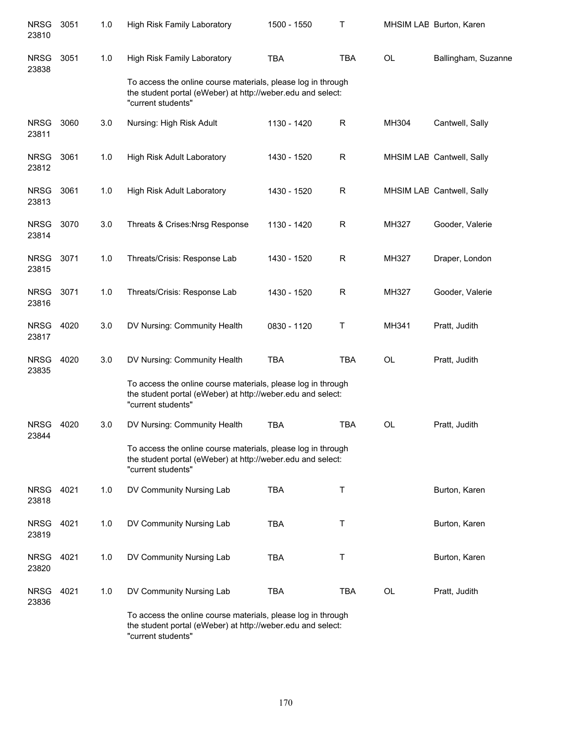| Subject/CRN | Course | Credits | Title | Time | Days | Room | Instructor |
|---|---|---|---|---|---|---|---|
| NRSG 23810 | 3051 | 1.0 | High Risk Family Laboratory | 1500 - 1550 | T | MHSIM LAB | Burton, Karen |
| NRSG 23838 | 3051 | 1.0 | High Risk Family Laboratory | TBA | TBA | OL | Ballingham, Suzanne |
| | | | To access the online course materials, please log in through the student portal (eWeber) at http://weber.edu and select: "current students" | | | | |
| NRSG 23811 | 3060 | 3.0 | Nursing: High Risk Adult | 1130 - 1420 | R | MH304 | Cantwell, Sally |
| NRSG 23812 | 3061 | 1.0 | High Risk Adult Laboratory | 1430 - 1520 | R | MHSIM LAB | Cantwell, Sally |
| NRSG 23813 | 3061 | 1.0 | High Risk Adult Laboratory | 1430 - 1520 | R | MHSIM LAB | Cantwell, Sally |
| NRSG 23814 | 3070 | 3.0 | Threats & Crises:Nrsg Response | 1130 - 1420 | R | MH327 | Gooder, Valerie |
| NRSG 23815 | 3071 | 1.0 | Threats/Crisis: Response Lab | 1430 - 1520 | R | MH327 | Draper, London |
| NRSG 23816 | 3071 | 1.0 | Threats/Crisis: Response Lab | 1430 - 1520 | R | MH327 | Gooder, Valerie |
| NRSG 23817 | 4020 | 3.0 | DV Nursing: Community Health | 0830 - 1120 | T | MH341 | Pratt, Judith |
| NRSG 23835 | 4020 | 3.0 | DV Nursing: Community Health | TBA | TBA | OL | Pratt, Judith |
| | | | To access the online course materials, please log in through the student portal (eWeber) at http://weber.edu and select: "current students" | | | | |
| NRSG 23844 | 4020 | 3.0 | DV Nursing: Community Health | TBA | TBA | OL | Pratt, Judith |
| | | | To access the online course materials, please log in through the student portal (eWeber) at http://weber.edu and select: "current students" | | | | |
| NRSG 23818 | 4021 | 1.0 | DV Community Nursing Lab | TBA | T | | Burton, Karen |
| NRSG 23819 | 4021 | 1.0 | DV Community Nursing Lab | TBA | T | | Burton, Karen |
| NRSG 23820 | 4021 | 1.0 | DV Community Nursing Lab | TBA | T | | Burton, Karen |
| NRSG 23836 | 4021 | 1.0 | DV Community Nursing Lab | TBA | TBA | OL | Pratt, Judith |
| | | | To access the online course materials, please log in through the student portal (eWeber) at http://weber.edu and select: "current students" | | | | |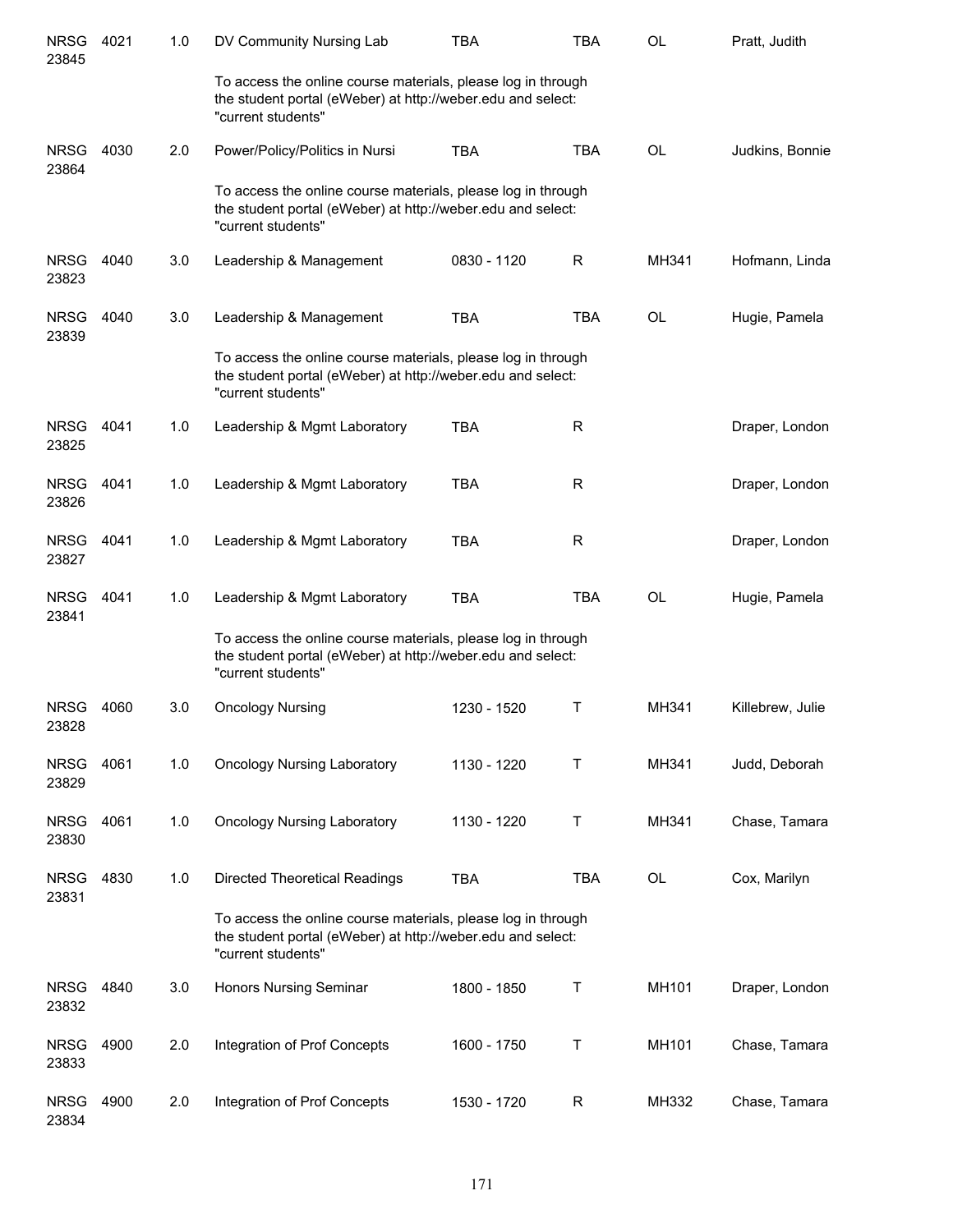| Subject / CRN | Course | Credits | Title | Time | Days | Room | Instructor |
|---|---|---|---|---|---|---|---|
| NRSG 23845 | 4021 | 1.0 | DV Community Nursing Lab | TBA | TBA | OL | Pratt, Judith |
| | | | To access the online course materials, please log in through the student portal (eWeber) at http://weber.edu and select: "current students" | | | | |
| NRSG 23864 | 4030 | 2.0 | Power/Policy/Politics in Nursi | TBA | TBA | OL | Judkins, Bonnie |
| | | | To access the online course materials, please log in through the student portal (eWeber) at http://weber.edu and select: "current students" | | | | |
| NRSG 23823 | 4040 | 3.0 | Leadership & Management | 0830 - 1120 | R | MH341 | Hofmann, Linda |
| NRSG 23839 | 4040 | 3.0 | Leadership & Management | TBA | TBA | OL | Hugie, Pamela |
| | | | To access the online course materials, please log in through the student portal (eWeber) at http://weber.edu and select: "current students" | | | | |
| NRSG 23825 | 4041 | 1.0 | Leadership & Mgmt Laboratory | TBA | R | | Draper, London |
| NRSG 23826 | 4041 | 1.0 | Leadership & Mgmt Laboratory | TBA | R | | Draper, London |
| NRSG 23827 | 4041 | 1.0 | Leadership & Mgmt Laboratory | TBA | R | | Draper, London |
| NRSG 23841 | 4041 | 1.0 | Leadership & Mgmt Laboratory | TBA | TBA | OL | Hugie, Pamela |
| | | | To access the online course materials, please log in through the student portal (eWeber) at http://weber.edu and select: "current students" | | | | |
| NRSG 23828 | 4060 | 3.0 | Oncology Nursing | 1230 - 1520 | T | MH341 | Killebrew, Julie |
| NRSG 23829 | 4061 | 1.0 | Oncology Nursing Laboratory | 1130 - 1220 | T | MH341 | Judd, Deborah |
| NRSG 23830 | 4061 | 1.0 | Oncology Nursing Laboratory | 1130 - 1220 | T | MH341 | Chase, Tamara |
| NRSG 23831 | 4830 | 1.0 | Directed Theoretical Readings | TBA | TBA | OL | Cox, Marilyn |
| | | | To access the online course materials, please log in through the student portal (eWeber) at http://weber.edu and select: "current students" | | | | |
| NRSG 23832 | 4840 | 3.0 | Honors Nursing Seminar | 1800 - 1850 | T | MH101 | Draper, London |
| NRSG 23833 | 4900 | 2.0 | Integration of Prof Concepts | 1600 - 1750 | T | MH101 | Chase, Tamara |
| NRSG 23834 | 4900 | 2.0 | Integration of Prof Concepts | 1530 - 1720 | R | MH332 | Chase, Tamara |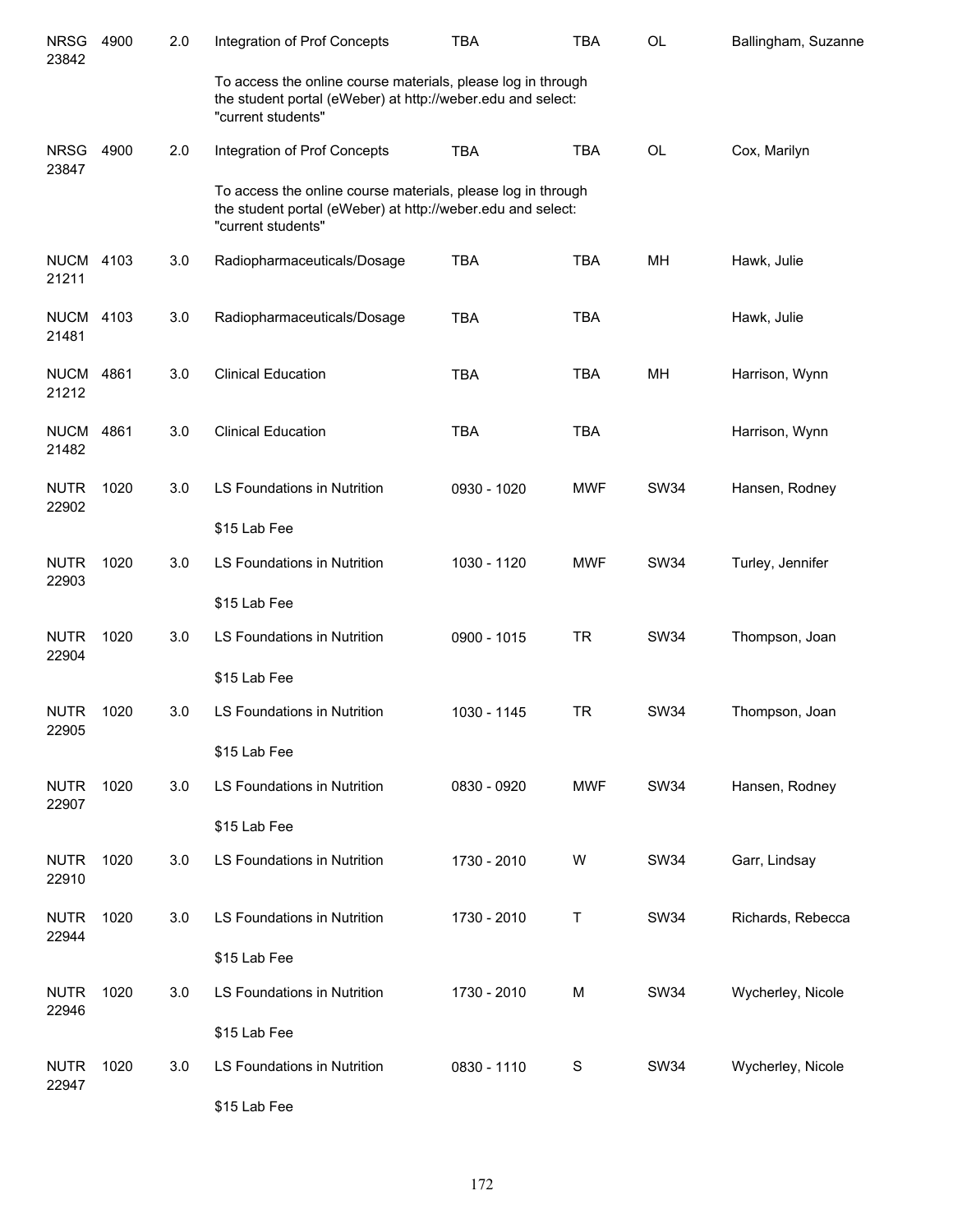| Course | Number | Credits | Title | Time | Days | Room | Instructor |
|---|---|---|---|---|---|---|---|
| NRSG 23842 | 4900 | 2.0 | Integration of Prof Concepts | TBA | TBA | OL | Ballingham, Suzanne |
| | | | To access the online course materials, please log in through the student portal (eWeber) at http://weber.edu and select: "current students" | | | | |
| NRSG 23847 | 4900 | 2.0 | Integration of Prof Concepts | TBA | TBA | OL | Cox, Marilyn |
| | | | To access the online course materials, please log in through the student portal (eWeber) at http://weber.edu and select: "current students" | | | | |
| NUCM 21211 | 4103 | 3.0 | Radiopharmaceuticals/Dosage | TBA | TBA | MH | Hawk, Julie |
| NUCM 21481 | 4103 | 3.0 | Radiopharmaceuticals/Dosage | TBA | TBA | | Hawk, Julie |
| NUCM 21212 | 4861 | 3.0 | Clinical Education | TBA | TBA | MH | Harrison, Wynn |
| NUCM 21482 | 4861 | 3.0 | Clinical Education | TBA | TBA | | Harrison, Wynn |
| NUTR 22902 | 1020 | 3.0 | LS Foundations in Nutrition | 0930 - 1020 | MWF | SW34 | Hansen, Rodney |
| | | | $15 Lab Fee | | | | |
| NUTR 22903 | 1020 | 3.0 | LS Foundations in Nutrition | 1030 - 1120 | MWF | SW34 | Turley, Jennifer |
| | | | $15 Lab Fee | | | | |
| NUTR 22904 | 1020 | 3.0 | LS Foundations in Nutrition | 0900 - 1015 | TR | SW34 | Thompson, Joan |
| | | | $15 Lab Fee | | | | |
| NUTR 22905 | 1020 | 3.0 | LS Foundations in Nutrition | 1030 - 1145 | TR | SW34 | Thompson, Joan |
| | | | $15 Lab Fee | | | | |
| NUTR 22907 | 1020 | 3.0 | LS Foundations in Nutrition | 0830 - 0920 | MWF | SW34 | Hansen, Rodney |
| | | | $15 Lab Fee | | | | |
| NUTR 22910 | 1020 | 3.0 | LS Foundations in Nutrition | 1730 - 2010 | W | SW34 | Garr, Lindsay |
| NUTR 22944 | 1020 | 3.0 | LS Foundations in Nutrition | 1730 - 2010 | T | SW34 | Richards, Rebecca |
| | | | $15 Lab Fee | | | | |
| NUTR 22946 | 1020 | 3.0 | LS Foundations in Nutrition | 1730 - 2010 | M | SW34 | Wycherley, Nicole |
| | | | $15 Lab Fee | | | | |
| NUTR 22947 | 1020 | 3.0 | LS Foundations in Nutrition | 0830 - 1110 | S | SW34 | Wycherley, Nicole |
| | | | $15 Lab Fee | | | | |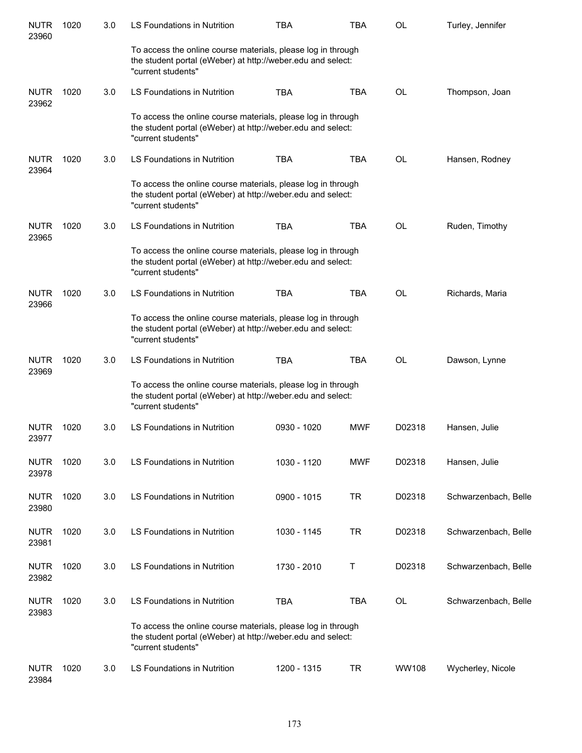| | | | | | | | |
|---|---|---|---|---|---|---|---|
| NUTR 23960 | 1020 | 3.0 | LS Foundations in Nutrition | TBA | TBA | OL | Turley, Jennifer |
| | | | To access the online course materials, please log in through the student portal (eWeber) at http://weber.edu and select: "current students" | | | | |
| NUTR 23962 | 1020 | 3.0 | LS Foundations in Nutrition | TBA | TBA | OL | Thompson, Joan |
| | | | To access the online course materials, please log in through the student portal (eWeber) at http://weber.edu and select: "current students" | | | | |
| NUTR 23964 | 1020 | 3.0 | LS Foundations in Nutrition | TBA | TBA | OL | Hansen, Rodney |
| | | | To access the online course materials, please log in through the student portal (eWeber) at http://weber.edu and select: "current students" | | | | |
| NUTR 23965 | 1020 | 3.0 | LS Foundations in Nutrition | TBA | TBA | OL | Ruden, Timothy |
| | | | To access the online course materials, please log in through the student portal (eWeber) at http://weber.edu and select: "current students" | | | | |
| NUTR 23966 | 1020 | 3.0 | LS Foundations in Nutrition | TBA | TBA | OL | Richards, Maria |
| | | | To access the online course materials, please log in through the student portal (eWeber) at http://weber.edu and select: "current students" | | | | |
| NUTR 23969 | 1020 | 3.0 | LS Foundations in Nutrition | TBA | TBA | OL | Dawson, Lynne |
| | | | To access the online course materials, please log in through the student portal (eWeber) at http://weber.edu and select: "current students" | | | | |
| NUTR 23977 | 1020 | 3.0 | LS Foundations in Nutrition | 0930 - 1020 | MWF | D02318 | Hansen, Julie |
| NUTR 23978 | 1020 | 3.0 | LS Foundations in Nutrition | 1030 - 1120 | MWF | D02318 | Hansen, Julie |
| NUTR 23980 | 1020 | 3.0 | LS Foundations in Nutrition | 0900 - 1015 | TR | D02318 | Schwarzenbach, Belle |
| NUTR 23981 | 1020 | 3.0 | LS Foundations in Nutrition | 1030 - 1145 | TR | D02318 | Schwarzenbach, Belle |
| NUTR 23982 | 1020 | 3.0 | LS Foundations in Nutrition | 1730 - 2010 | T | D02318 | Schwarzenbach, Belle |
| NUTR 23983 | 1020 | 3.0 | LS Foundations in Nutrition | TBA | TBA | OL | Schwarzenbach, Belle |
| | | | To access the online course materials, please log in through the student portal (eWeber) at http://weber.edu and select: "current students" | | | | |
| NUTR 23984 | 1020 | 3.0 | LS Foundations in Nutrition | 1200 - 1315 | TR | WW108 | Wycherley, Nicole |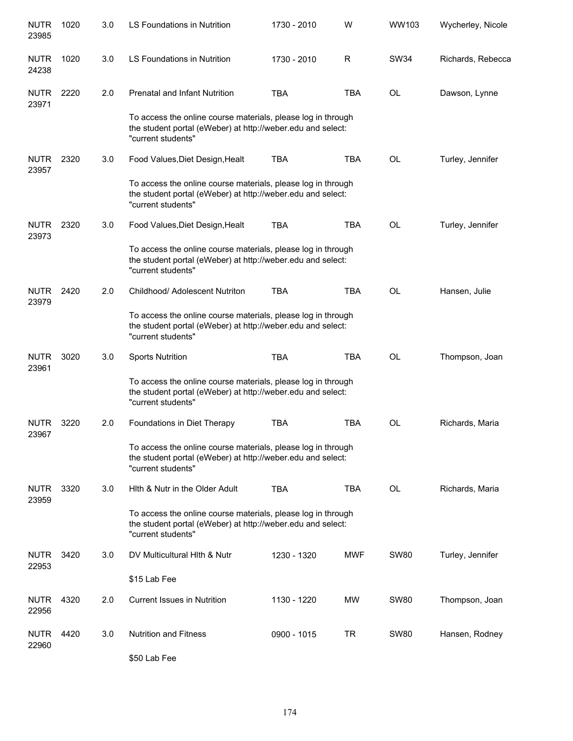| | | | | | | | |
|---|---|---|---|---|---|---|---|
| NUTR 23985 | 1020 | 3.0 | LS Foundations in Nutrition | 1730 - 2010 | W | WW103 | Wycherley, Nicole |
| NUTR 24238 | 1020 | 3.0 | LS Foundations in Nutrition | 1730 - 2010 | R | SW34 | Richards, Rebecca |
| NUTR 23971 | 2220 | 2.0 | Prenatal and Infant Nutrition | TBA | TBA | OL | Dawson, Lynne |
| | | | To access the online course materials, please log in through the student portal (eWeber) at http://weber.edu and select: "current students" | | | | |
| NUTR 23957 | 2320 | 3.0 | Food Values,Diet Design,Healt | TBA | TBA | OL | Turley, Jennifer |
| | | | To access the online course materials, please log in through the student portal (eWeber) at http://weber.edu and select: "current students" | | | | |
| NUTR 23973 | 2320 | 3.0 | Food Values,Diet Design,Healt | TBA | TBA | OL | Turley, Jennifer |
| | | | To access the online course materials, please log in through the student portal (eWeber) at http://weber.edu and select: "current students" | | | | |
| NUTR 23979 | 2420 | 2.0 | Childhood/ Adolescent Nutriton | TBA | TBA | OL | Hansen, Julie |
| | | | To access the online course materials, please log in through the student portal (eWeber) at http://weber.edu and select: "current students" | | | | |
| NUTR 23961 | 3020 | 3.0 | Sports Nutrition | TBA | TBA | OL | Thompson, Joan |
| | | | To access the online course materials, please log in through the student portal (eWeber) at http://weber.edu and select: "current students" | | | | |
| NUTR 23967 | 3220 | 2.0 | Foundations in Diet Therapy | TBA | TBA | OL | Richards, Maria |
| | | | To access the online course materials, please log in through the student portal (eWeber) at http://weber.edu and select: "current students" | | | | |
| NUTR 23959 | 3320 | 3.0 | Hlth & Nutr in the Older Adult | TBA | TBA | OL | Richards, Maria |
| | | | To access the online course materials, please log in through the student portal (eWeber) at http://weber.edu and select: "current students" | | | | |
| NUTR 22953 | 3420 | 3.0 | DV Multicultural Hlth & Nutr | 1230 - 1320 | MWF | SW80 | Turley, Jennifer |
| | | | $15 Lab Fee | | | | |
| NUTR 22956 | 4320 | 2.0 | Current Issues in Nutrition | 1130 - 1220 | MW | SW80 | Thompson, Joan |
| NUTR 22960 | 4420 | 3.0 | Nutrition and Fitness | 0900 - 1015 | TR | SW80 | Hansen, Rodney |
| | | | $50 Lab Fee | | | | |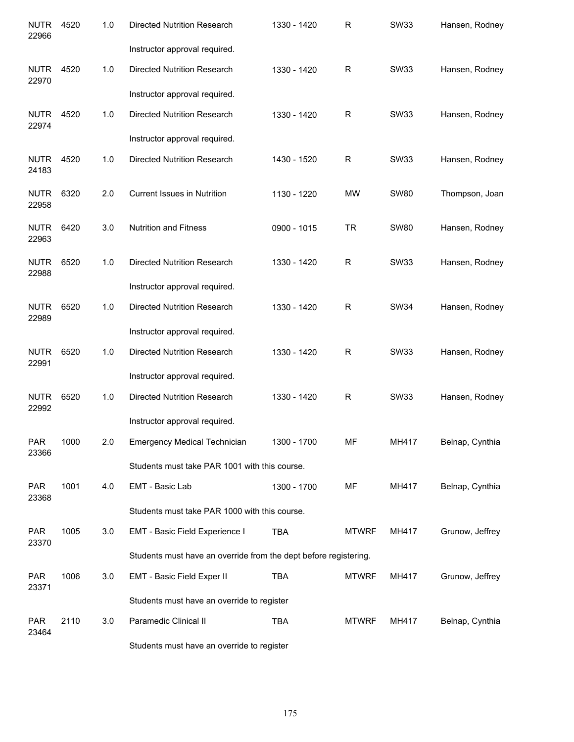| | | | | | | | |
|---|---|---|---|---|---|---|---|
| NUTR 22966 | 4520 | 1.0 | Directed Nutrition Research | 1330 - 1420 | R | SW33 | Hansen, Rodney |
| | | | Instructor approval required. | | | | |
| NUTR 22970 | 4520 | 1.0 | Directed Nutrition Research | 1330 - 1420 | R | SW33 | Hansen, Rodney |
| | | | Instructor approval required. | | | | |
| NUTR 22974 | 4520 | 1.0 | Directed Nutrition Research | 1330 - 1420 | R | SW33 | Hansen, Rodney |
| | | | Instructor approval required. | | | | |
| NUTR 24183 | 4520 | 1.0 | Directed Nutrition Research | 1430 - 1520 | R | SW33 | Hansen, Rodney |
| NUTR 22958 | 6320 | 2.0 | Current Issues in Nutrition | 1130 - 1220 | MW | SW80 | Thompson, Joan |
| NUTR 22963 | 6420 | 3.0 | Nutrition and Fitness | 0900 - 1015 | TR | SW80 | Hansen, Rodney |
| NUTR 22988 | 6520 | 1.0 | Directed Nutrition Research | 1330 - 1420 | R | SW33 | Hansen, Rodney |
| | | | Instructor approval required. | | | | |
| NUTR 22989 | 6520 | 1.0 | Directed Nutrition Research | 1330 - 1420 | R | SW34 | Hansen, Rodney |
| | | | Instructor approval required. | | | | |
| NUTR 22991 | 6520 | 1.0 | Directed Nutrition Research | 1330 - 1420 | R | SW33 | Hansen, Rodney |
| | | | Instructor approval required. | | | | |
| NUTR 22992 | 6520 | 1.0 | Directed Nutrition Research | 1330 - 1420 | R | SW33 | Hansen, Rodney |
| | | | Instructor approval required. | | | | |
| PAR 23366 | 1000 | 2.0 | Emergency Medical Technician | 1300 - 1700 | MF | MH417 | Belnap, Cynthia |
| | | | Students must take PAR 1001 with this course. | | | | |
| PAR 23368 | 1001 | 4.0 | EMT - Basic Lab | 1300 - 1700 | MF | MH417 | Belnap, Cynthia |
| | | | Students must take PAR 1000 with this course. | | | | |
| PAR 23370 | 1005 | 3.0 | EMT - Basic Field Experience I | TBA | MTWRF | MH417 | Grunow, Jeffrey |
| | | | Students must have an override from the dept before registering. | | | | |
| PAR 23371 | 1006 | 3.0 | EMT - Basic Field Exper II | TBA | MTWRF | MH417 | Grunow, Jeffrey |
| | | | Students must have an override to register | | | | |
| PAR 23464 | 2110 | 3.0 | Paramedic Clinical II | TBA | MTWRF | MH417 | Belnap, Cynthia |
| | | | Students must have an override to register | | | | |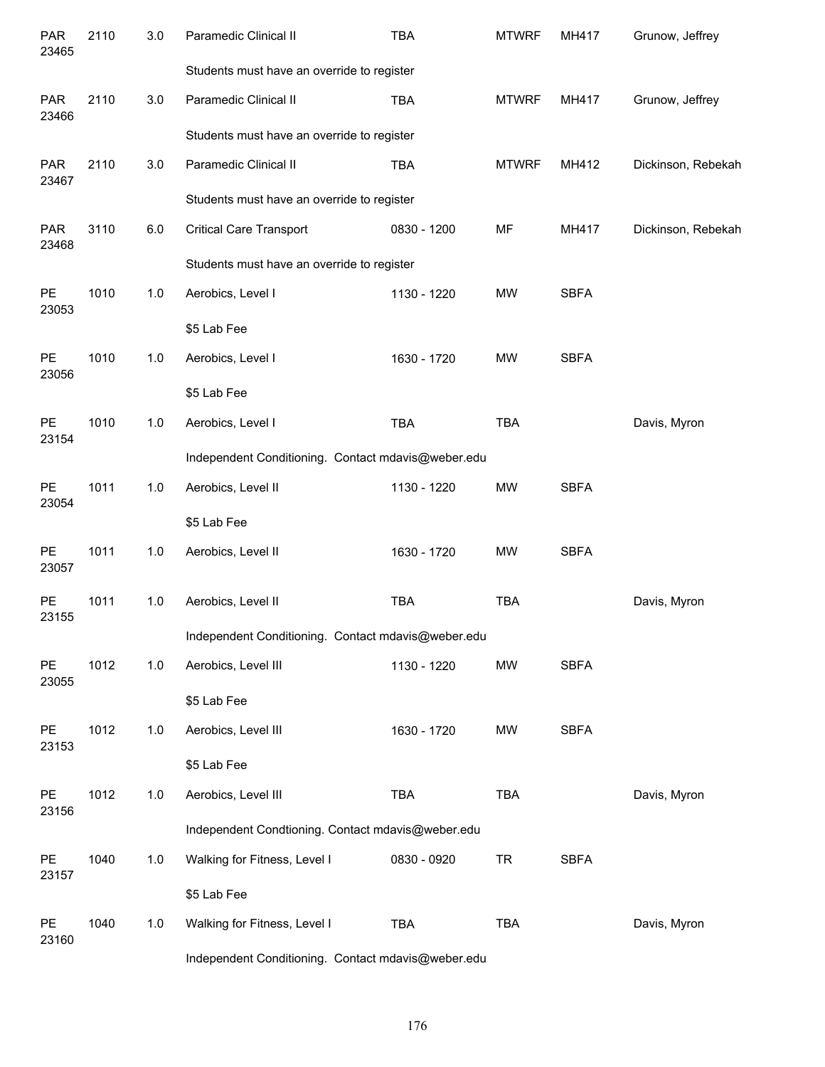| | | | | | | | |
|---|---|---|---|---|---|---|---|
| PAR 23465 | 2110 | 3.0 | Paramedic Clinical II | TBA | MTWRF | MH417 | Grunow, Jeffrey |
| | | | Students must have an override to register | | | | |
| PAR 23466 | 2110 | 3.0 | Paramedic Clinical II | TBA | MTWRF | MH417 | Grunow, Jeffrey |
| | | | Students must have an override to register | | | | |
| PAR 23467 | 2110 | 3.0 | Paramedic Clinical II | TBA | MTWRF | MH412 | Dickinson, Rebekah |
| | | | Students must have an override to register | | | | |
| PAR 23468 | 3110 | 6.0 | Critical Care Transport | 0830 - 1200 | MF | MH417 | Dickinson, Rebekah |
| | | | Students must have an override to register | | | | |
| PE 23053 | 1010 | 1.0 | Aerobics, Level I | 1130 - 1220 | MW | SBFA | |
| | | | $5 Lab Fee | | | | |
| PE 23056 | 1010 | 1.0 | Aerobics, Level I | 1630 - 1720 | MW | SBFA | |
| | | | $5 Lab Fee | | | | |
| PE 23154 | 1010 | 1.0 | Aerobics, Level I | TBA | TBA | | Davis, Myron |
| | | | Independent Conditioning. Contact mdavis@weber.edu | | | | |
| PE 23054 | 1011 | 1.0 | Aerobics, Level II | 1130 - 1220 | MW | SBFA | |
| | | | $5 Lab Fee | | | | |
| PE 23057 | 1011 | 1.0 | Aerobics, Level II | 1630 - 1720 | MW | SBFA | |
| PE 23155 | 1011 | 1.0 | Aerobics, Level II | TBA | TBA | | Davis, Myron |
| | | | Independent Conditioning. Contact mdavis@weber.edu | | | | |
| PE 23055 | 1012 | 1.0 | Aerobics, Level III | 1130 - 1220 | MW | SBFA | |
| | | | $5 Lab Fee | | | | |
| PE 23153 | 1012 | 1.0 | Aerobics, Level III | 1630 - 1720 | MW | SBFA | |
| | | | $5 Lab Fee | | | | |
| PE 23156 | 1012 | 1.0 | Aerobics, Level III | TBA | TBA | | Davis, Myron |
| | | | Independent Condtioning. Contact mdavis@weber.edu | | | | |
| PE 23157 | 1040 | 1.0 | Walking for Fitness, Level I | 0830 - 0920 | TR | SBFA | |
| | | | $5 Lab Fee | | | | |
| PE 23160 | 1040 | 1.0 | Walking for Fitness, Level I | TBA | TBA | | Davis, Myron |
| | | | Independent Conditioning. Contact mdavis@weber.edu | | | | |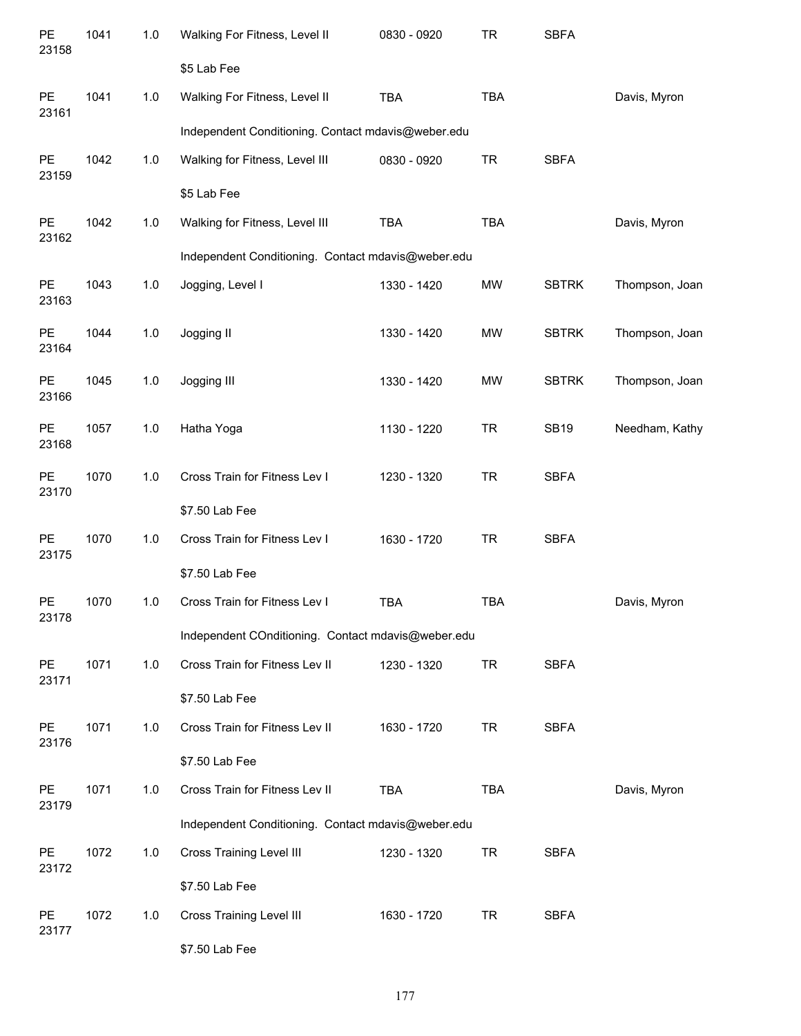| | | | | | | | |
|---|---|---|---|---|---|---|---|
| PE 23158 | 1041 | 1.0 | Walking For Fitness, Level II | 0830 - 0920 | TR | SBFA | |
| | | | $5 Lab Fee | | | | |
| PE 23161 | 1041 | 1.0 | Walking For Fitness, Level II | TBA | TBA | | Davis, Myron |
| | | | Independent Conditioning. Contact mdavis@weber.edu | | | | |
| PE 23159 | 1042 | 1.0 | Walking for Fitness, Level III | 0830 - 0920 | TR | SBFA | |
| | | | $5 Lab Fee | | | | |
| PE 23162 | 1042 | 1.0 | Walking for Fitness, Level III | TBA | TBA | | Davis, Myron |
| | | | Independent Conditioning. Contact mdavis@weber.edu | | | | |
| PE 23163 | 1043 | 1.0 | Jogging, Level I | 1330 - 1420 | MW | SBTRK | Thompson, Joan |
| PE 23164 | 1044 | 1.0 | Jogging II | 1330 - 1420 | MW | SBTRK | Thompson, Joan |
| PE 23166 | 1045 | 1.0 | Jogging III | 1330 - 1420 | MW | SBTRK | Thompson, Joan |
| PE 23168 | 1057 | 1.0 | Hatha Yoga | 1130 - 1220 | TR | SB19 | Needham, Kathy |
| PE 23170 | 1070 | 1.0 | Cross Train for Fitness Lev I | 1230 - 1320 | TR | SBFA | |
| | | | $7.50 Lab Fee | | | | |
| PE 23175 | 1070 | 1.0 | Cross Train for Fitness Lev I | 1630 - 1720 | TR | SBFA | |
| | | | $7.50 Lab Fee | | | | |
| PE 23178 | 1070 | 1.0 | Cross Train for Fitness Lev I | TBA | TBA | | Davis, Myron |
| | | | Independent COnditioning. Contact mdavis@weber.edu | | | | |
| PE 23171 | 1071 | 1.0 | Cross Train for Fitness Lev II | 1230 - 1320 | TR | SBFA | |
| | | | $7.50 Lab Fee | | | | |
| PE 23176 | 1071 | 1.0 | Cross Train for Fitness Lev II | 1630 - 1720 | TR | SBFA | |
| | | | $7.50 Lab Fee | | | | |
| PE 23179 | 1071 | 1.0 | Cross Train for Fitness Lev II | TBA | TBA | | Davis, Myron |
| | | | Independent Conditioning. Contact mdavis@weber.edu | | | | |
| PE 23172 | 1072 | 1.0 | Cross Training Level III | 1230 - 1320 | TR | SBFA | |
| | | | $7.50 Lab Fee | | | | |
| PE 23177 | 1072 | 1.0 | Cross Training Level III | 1630 - 1720 | TR | SBFA | |
| | | | $7.50 Lab Fee | | | | |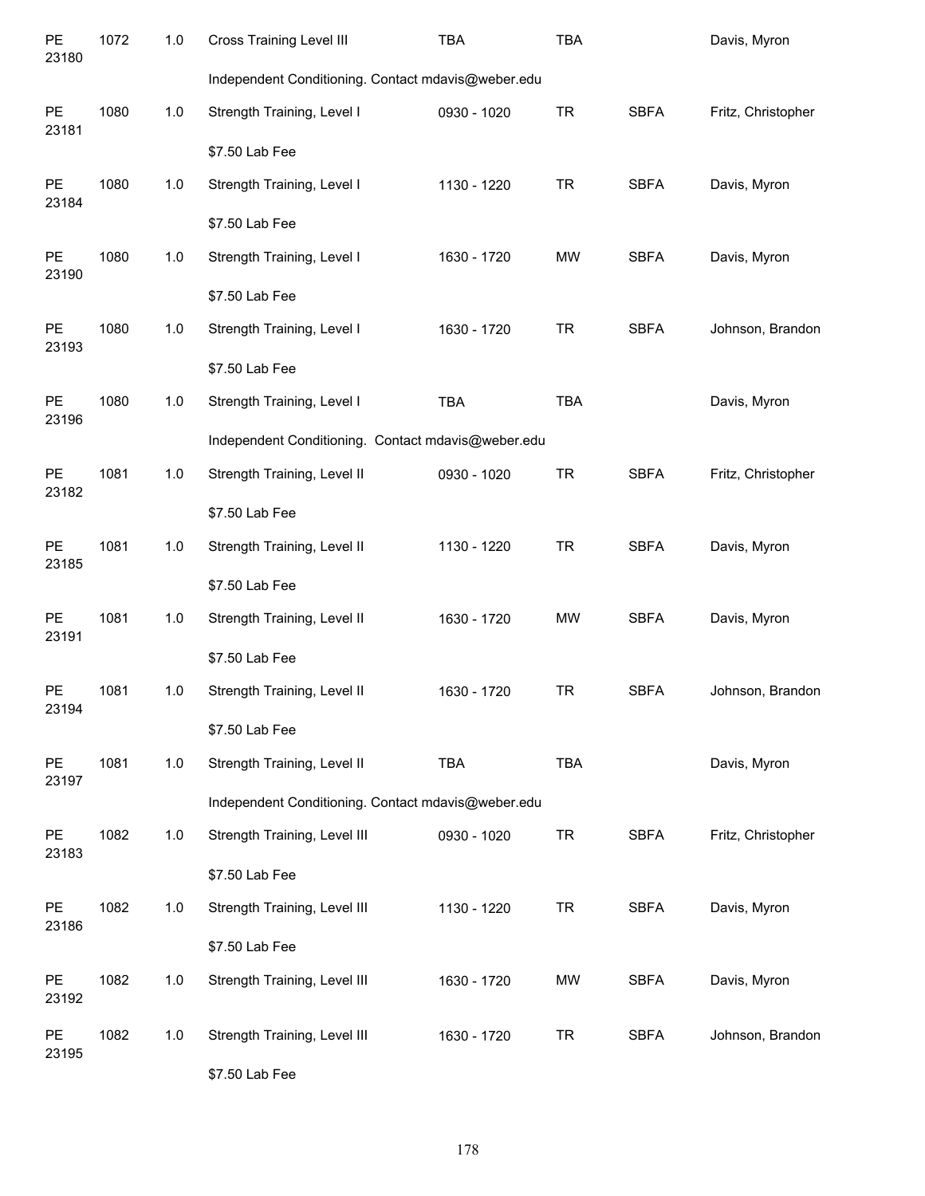| | | | | | | | |
|---|---|---|---|---|---|---|---|
| PE 23180 | 1072 | 1.0 | Cross Training Level III | TBA | TBA | | Davis, Myron |
| | | | Independent Conditioning. Contact mdavis@weber.edu | | | | |
| PE 23181 | 1080 | 1.0 | Strength Training, Level I | 0930 - 1020 | TR | SBFA | Fritz, Christopher |
| | | | $7.50 Lab Fee | | | | |
| PE 23184 | 1080 | 1.0 | Strength Training, Level I | 1130 - 1220 | TR | SBFA | Davis, Myron |
| | | | $7.50 Lab Fee | | | | |
| PE 23190 | 1080 | 1.0 | Strength Training, Level I | 1630 - 1720 | MW | SBFA | Davis, Myron |
| | | | $7.50 Lab Fee | | | | |
| PE 23193 | 1080 | 1.0 | Strength Training, Level I | 1630 - 1720 | TR | SBFA | Johnson, Brandon |
| | | | $7.50 Lab Fee | | | | |
| PE 23196 | 1080 | 1.0 | Strength Training, Level I | TBA | TBA | | Davis, Myron |
| | | | Independent Conditioning. Contact mdavis@weber.edu | | | | |
| PE 23182 | 1081 | 1.0 | Strength Training, Level II | 0930 - 1020 | TR | SBFA | Fritz, Christopher |
| | | | $7.50 Lab Fee | | | | |
| PE 23185 | 1081 | 1.0 | Strength Training, Level II | 1130 - 1220 | TR | SBFA | Davis, Myron |
| | | | $7.50 Lab Fee | | | | |
| PE 23191 | 1081 | 1.0 | Strength Training, Level II | 1630 - 1720 | MW | SBFA | Davis, Myron |
| | | | $7.50 Lab Fee | | | | |
| PE 23194 | 1081 | 1.0 | Strength Training, Level II | 1630 - 1720 | TR | SBFA | Johnson, Brandon |
| | | | $7.50 Lab Fee | | | | |
| PE 23197 | 1081 | 1.0 | Strength Training, Level II | TBA | TBA | | Davis, Myron |
| | | | Independent Conditioning. Contact mdavis@weber.edu | | | | |
| PE 23183 | 1082 | 1.0 | Strength Training, Level III | 0930 - 1020 | TR | SBFA | Fritz, Christopher |
| | | | $7.50 Lab Fee | | | | |
| PE 23186 | 1082 | 1.0 | Strength Training, Level III | 1130 - 1220 | TR | SBFA | Davis, Myron |
| | | | $7.50 Lab Fee | | | | |
| PE 23192 | 1082 | 1.0 | Strength Training, Level III | 1630 - 1720 | MW | SBFA | Davis, Myron |
| PE 23195 | 1082 | 1.0 | Strength Training, Level III | 1630 - 1720 | TR | SBFA | Johnson, Brandon |
| | | | $7.50 Lab Fee | | | | |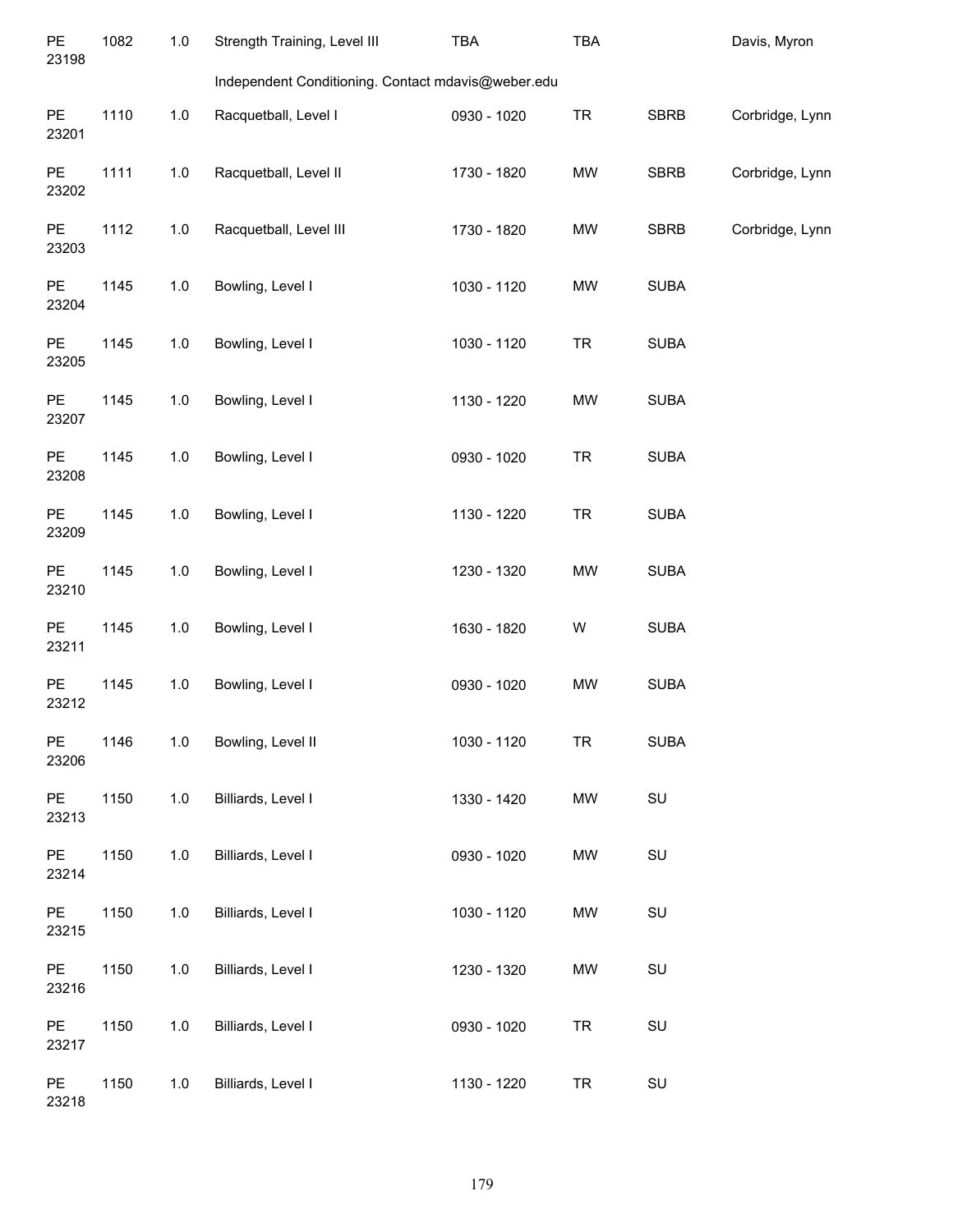| | | | | | | | |
|---|---|---|---|---|---|---|---|
| PE 23198 | 1082 | 1.0 | Strength Training, Level III | TBA | TBA | | Davis, Myron |
| | | | Independent Conditioning. Contact mdavis@weber.edu | | | | |
| PE 23201 | 1110 | 1.0 | Racquetball, Level I | 0930 - 1020 | TR | SBRB | Corbridge, Lynn |
| PE 23202 | 1111 | 1.0 | Racquetball, Level II | 1730 - 1820 | MW | SBRB | Corbridge, Lynn |
| PE 23203 | 1112 | 1.0 | Racquetball, Level III | 1730 - 1820 | MW | SBRB | Corbridge, Lynn |
| PE 23204 | 1145 | 1.0 | Bowling, Level I | 1030 - 1120 | MW | SUBA | |
| PE 23205 | 1145 | 1.0 | Bowling, Level I | 1030 - 1120 | TR | SUBA | |
| PE 23207 | 1145 | 1.0 | Bowling, Level I | 1130 - 1220 | MW | SUBA | |
| PE 23208 | 1145 | 1.0 | Bowling, Level I | 0930 - 1020 | TR | SUBA | |
| PE 23209 | 1145 | 1.0 | Bowling, Level I | 1130 - 1220 | TR | SUBA | |
| PE 23210 | 1145 | 1.0 | Bowling, Level I | 1230 - 1320 | MW | SUBA | |
| PE 23211 | 1145 | 1.0 | Bowling, Level I | 1630 - 1820 | W | SUBA | |
| PE 23212 | 1145 | 1.0 | Bowling, Level I | 0930 - 1020 | MW | SUBA | |
| PE 23206 | 1146 | 1.0 | Bowling, Level II | 1030 - 1120 | TR | SUBA | |
| PE 23213 | 1150 | 1.0 | Billiards, Level I | 1330 - 1420 | MW | SU | |
| PE 23214 | 1150 | 1.0 | Billiards, Level I | 0930 - 1020 | MW | SU | |
| PE 23215 | 1150 | 1.0 | Billiards, Level I | 1030 - 1120 | MW | SU | |
| PE 23216 | 1150 | 1.0 | Billiards, Level I | 1230 - 1320 | MW | SU | |
| PE 23217 | 1150 | 1.0 | Billiards, Level I | 0930 - 1020 | TR | SU | |
| PE 23218 | 1150 | 1.0 | Billiards, Level I | 1130 - 1220 | TR | SU | |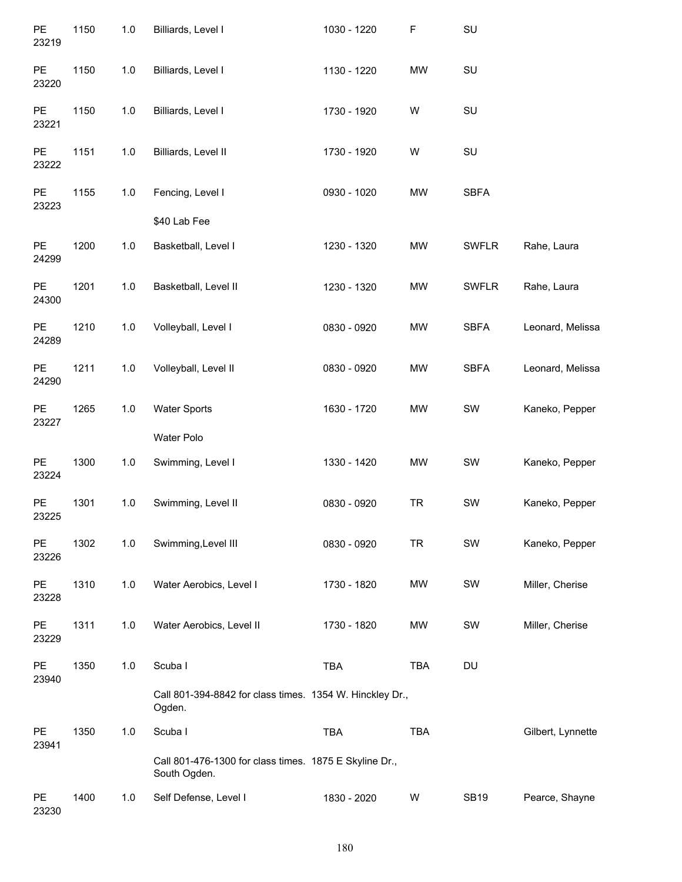| | | | | | | | |
|---|---|---|---|---|---|---|---|
| PE 23219 | 1150 | 1.0 | Billiards, Level I | 1030 - 1220 | F | SU | |
| PE 23220 | 1150 | 1.0 | Billiards, Level I | 1130 - 1220 | MW | SU | |
| PE 23221 | 1150 | 1.0 | Billiards, Level I | 1730 - 1920 | W | SU | |
| PE 23222 | 1151 | 1.0 | Billiards, Level II | 1730 - 1920 | W | SU | |
| PE 23223 | 1155 | 1.0 | Fencing, Level I | 0930 - 1020 | MW | SBFA | |
| | | | $40 Lab Fee | | | | |
| PE 24299 | 1200 | 1.0 | Basketball, Level I | 1230 - 1320 | MW | SWFLR | Rahe, Laura |
| PE 24300 | 1201 | 1.0 | Basketball, Level II | 1230 - 1320 | MW | SWFLR | Rahe, Laura |
| PE 24289 | 1210 | 1.0 | Volleyball, Level I | 0830 - 0920 | MW | SBFA | Leonard, Melissa |
| PE 24290 | 1211 | 1.0 | Volleyball, Level II | 0830 - 0920 | MW | SBFA | Leonard, Melissa |
| PE 23227 | 1265 | 1.0 | Water Sports | 1630 - 1720 | MW | SW | Kaneko, Pepper |
| | | | Water Polo | | | | |
| PE 23224 | 1300 | 1.0 | Swimming, Level I | 1330 - 1420 | MW | SW | Kaneko, Pepper |
| PE 23225 | 1301 | 1.0 | Swimming, Level II | 0830 - 0920 | TR | SW | Kaneko, Pepper |
| PE 23226 | 1302 | 1.0 | Swimming,Level III | 0830 - 0920 | TR | SW | Kaneko, Pepper |
| PE 23228 | 1310 | 1.0 | Water Aerobics, Level I | 1730 - 1820 | MW | SW | Miller, Cherise |
| PE 23229 | 1311 | 1.0 | Water Aerobics, Level II | 1730 - 1820 | MW | SW | Miller, Cherise |
| PE 23940 | 1350 | 1.0 | Scuba I | TBA | TBA | DU | |
| | | | Call 801-394-8842 for class times. 1354 W. Hinckley Dr., Ogden. | | | | |
| PE 23941 | 1350 | 1.0 | Scuba I | TBA | TBA | | Gilbert, Lynnette |
| | | | Call 801-476-1300 for class times. 1875 E Skyline Dr., South Ogden. | | | | |
| PE 23230 | 1400 | 1.0 | Self Defense, Level I | 1830 - 2020 | W | SB19 | Pearce, Shayne |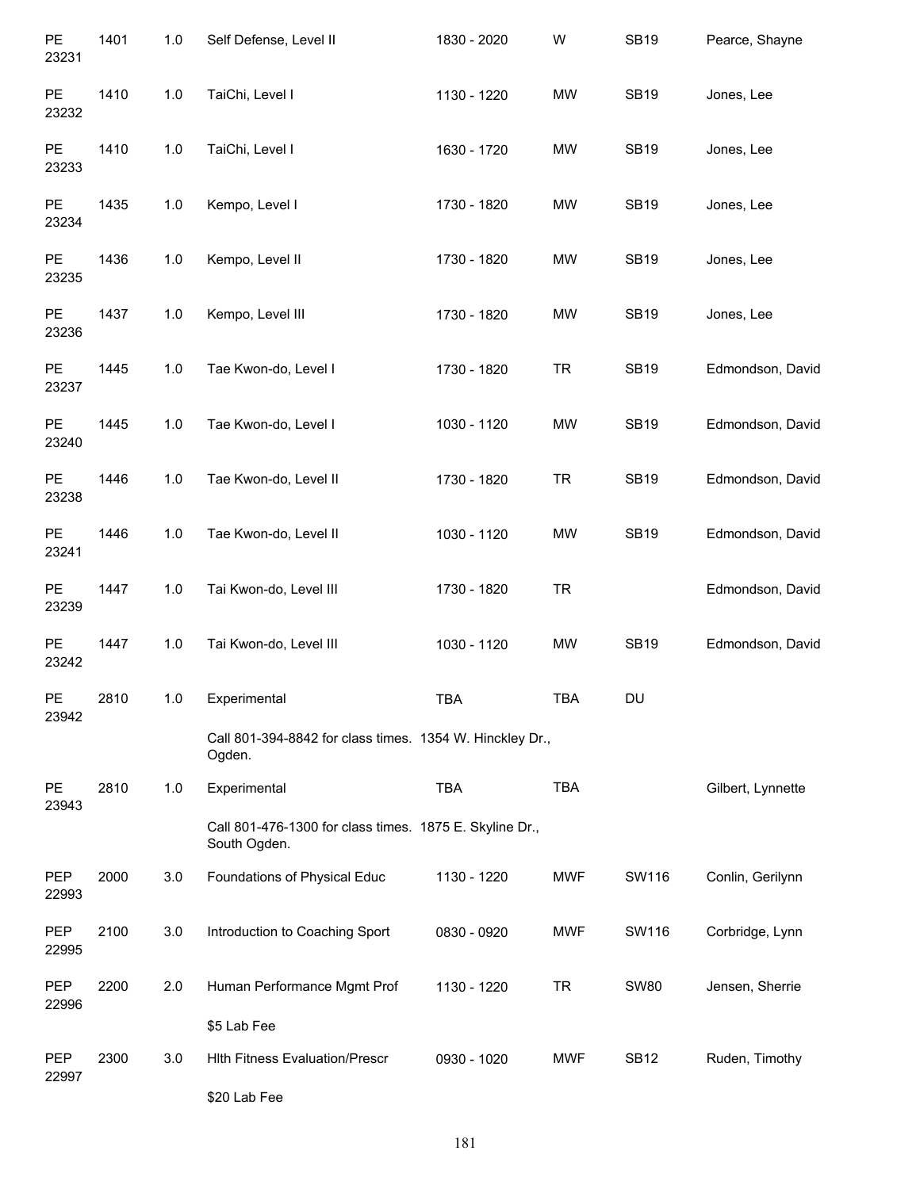| | | | | | | | |
|---|---|---|---|---|---|---|---|
| PE 23231 | 1401 | 1.0 | Self Defense, Level II | 1830 - 2020 | W | SB19 | Pearce, Shayne |
| PE 23232 | 1410 | 1.0 | TaiChi, Level I | 1130 - 1220 | MW | SB19 | Jones, Lee |
| PE 23233 | 1410 | 1.0 | TaiChi, Level I | 1630 - 1720 | MW | SB19 | Jones, Lee |
| PE 23234 | 1435 | 1.0 | Kempo, Level I | 1730 - 1820 | MW | SB19 | Jones, Lee |
| PE 23235 | 1436 | 1.0 | Kempo, Level II | 1730 - 1820 | MW | SB19 | Jones, Lee |
| PE 23236 | 1437 | 1.0 | Kempo, Level III | 1730 - 1820 | MW | SB19 | Jones, Lee |
| PE 23237 | 1445 | 1.0 | Tae Kwon-do, Level I | 1730 - 1820 | TR | SB19 | Edmondson, David |
| PE 23240 | 1445 | 1.0 | Tae Kwon-do, Level I | 1030 - 1120 | MW | SB19 | Edmondson, David |
| PE 23238 | 1446 | 1.0 | Tae Kwon-do, Level II | 1730 - 1820 | TR | SB19 | Edmondson, David |
| PE 23241 | 1446 | 1.0 | Tae Kwon-do, Level II | 1030 - 1120 | MW | SB19 | Edmondson, David |
| PE 23239 | 1447 | 1.0 | Tai Kwon-do, Level III | 1730 - 1820 | TR | | Edmondson, David |
| PE 23242 | 1447 | 1.0 | Tai Kwon-do, Level III | 1030 - 1120 | MW | SB19 | Edmondson, David |
| PE 23942 | 2810 | 1.0 | Experimental | TBA | TBA | DU | |
| | | | Call 801-394-8842 for class times. 1354 W. Hinckley Dr., Ogden. | | | | |
| PE 23943 | 2810 | 1.0 | Experimental | TBA | TBA | | Gilbert, Lynnette |
| | | | Call 801-476-1300 for class times. 1875 E. Skyline Dr., South Ogden. | | | | |
| PEP 22993 | 2000 | 3.0 | Foundations of Physical Educ | 1130 - 1220 | MWF | SW116 | Conlin, Gerilynn |
| PEP 22995 | 2100 | 3.0 | Introduction to Coaching Sport | 0830 - 0920 | MWF | SW116 | Corbridge, Lynn |
| PEP 22996 | 2200 | 2.0 | Human Performance Mgmt Prof | 1130 - 1220 | TR | SW80 | Jensen, Sherrie |
| | | | $5 Lab Fee | | | | |
| PEP 22997 | 2300 | 3.0 | Hlth Fitness Evaluation/Prescr | 0930 - 1020 | MWF | SB12 | Ruden, Timothy |
| | | | $20 Lab Fee | | | | |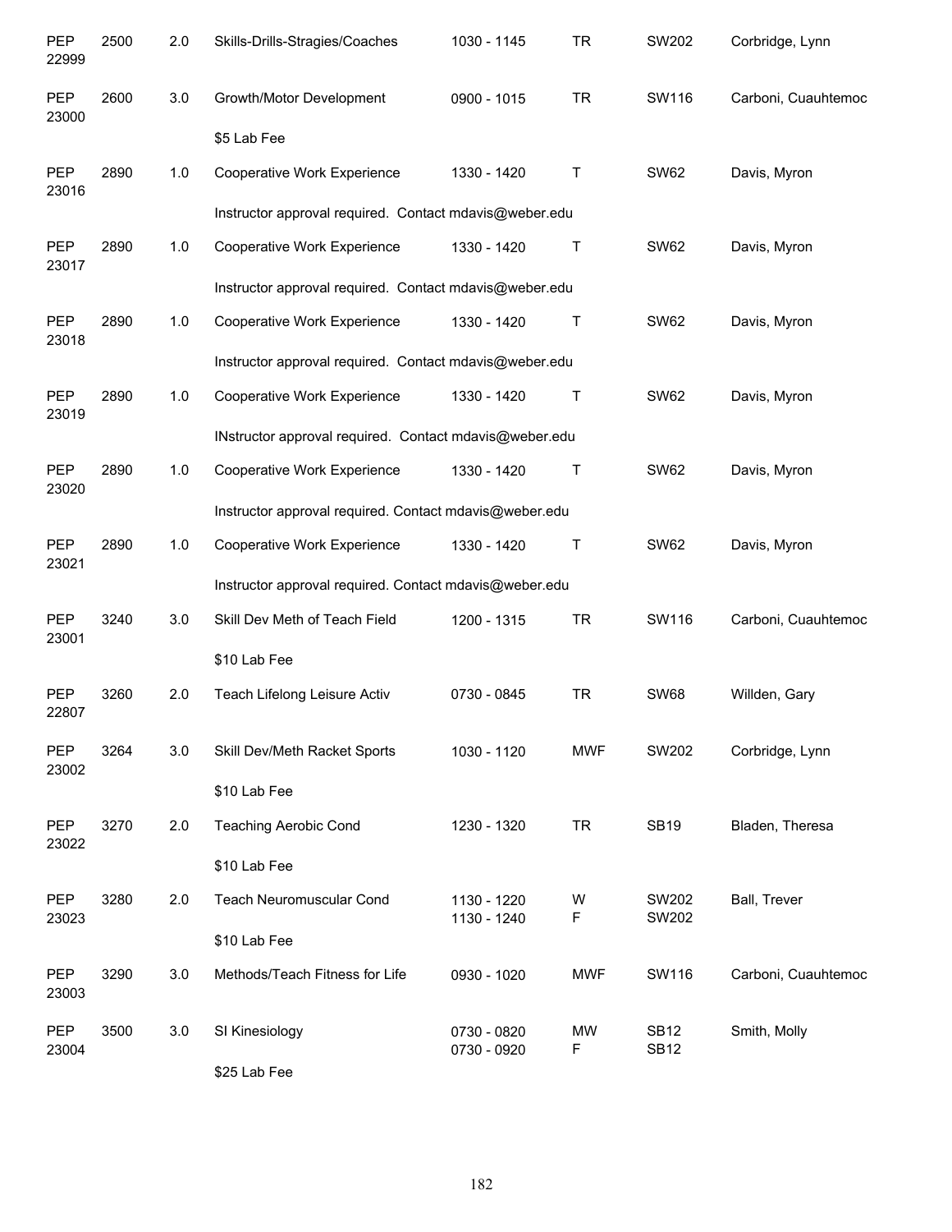| | | | | | | | |
|---|---|---|---|---|---|---|---|
| PEP 22999 | 2500 | 2.0 | Skills-Drills-Stragies/Coaches | 1030 - 1145 | TR | SW202 | Corbridge, Lynn |
| PEP 23000 | 2600 | 3.0 | Growth/Motor Development | 0900 - 1015 | TR | SW116 | Carboni, Cuauhtemoc |
| | | | $5 Lab Fee | | | | |
| PEP 23016 | 2890 | 1.0 | Cooperative Work Experience | 1330 - 1420 | T | SW62 | Davis, Myron |
| | | | Instructor approval required. Contact mdavis@weber.edu | | | | |
| PEP 23017 | 2890 | 1.0 | Cooperative Work Experience | 1330 - 1420 | T | SW62 | Davis, Myron |
| | | | Instructor approval required. Contact mdavis@weber.edu | | | | |
| PEP 23018 | 2890 | 1.0 | Cooperative Work Experience | 1330 - 1420 | T | SW62 | Davis, Myron |
| | | | Instructor approval required. Contact mdavis@weber.edu | | | | |
| PEP 23019 | 2890 | 1.0 | Cooperative Work Experience | 1330 - 1420 | T | SW62 | Davis, Myron |
| | | | INstructor approval required. Contact mdavis@weber.edu | | | | |
| PEP 23020 | 2890 | 1.0 | Cooperative Work Experience | 1330 - 1420 | T | SW62 | Davis, Myron |
| | | | Instructor approval required. Contact mdavis@weber.edu | | | | |
| PEP 23021 | 2890 | 1.0 | Cooperative Work Experience | 1330 - 1420 | T | SW62 | Davis, Myron |
| | | | Instructor approval required. Contact mdavis@weber.edu | | | | |
| PEP 23001 | 3240 | 3.0 | Skill Dev Meth of Teach Field | 1200 - 1315 | TR | SW116 | Carboni, Cuauhtemoc |
| | | | $10 Lab Fee | | | | |
| PEP 22807 | 3260 | 2.0 | Teach Lifelong Leisure Activ | 0730 - 0845 | TR | SW68 | Willden, Gary |
| PEP 23002 | 3264 | 3.0 | Skill Dev/Meth Racket Sports | 1030 - 1120 | MWF | SW202 | Corbridge, Lynn |
| | | | $10 Lab Fee | | | | |
| PEP 23022 | 3270 | 2.0 | Teaching Aerobic Cond | 1230 - 1320 | TR | SB19 | Bladen, Theresa |
| | | | $10 Lab Fee | | | | |
| PEP 23023 | 3280 | 2.0 | Teach Neuromuscular Cond | 1130 - 1220<br>1130 - 1240 | W<br>F | SW202<br>SW202 | Ball, Trever |
| | | | $10 Lab Fee | | | | |
| PEP 23003 | 3290 | 3.0 | Methods/Teach Fitness for Life | 0930 - 1020 | MWF | SW116 | Carboni, Cuauhtemoc |
| PEP 23004 | 3500 | 3.0 | SI Kinesiology | 0730 - 0820<br>0730 - 0920 | MW<br>F | SB12<br>SB12 | Smith, Molly |
| | | | $25 Lab Fee | | | | |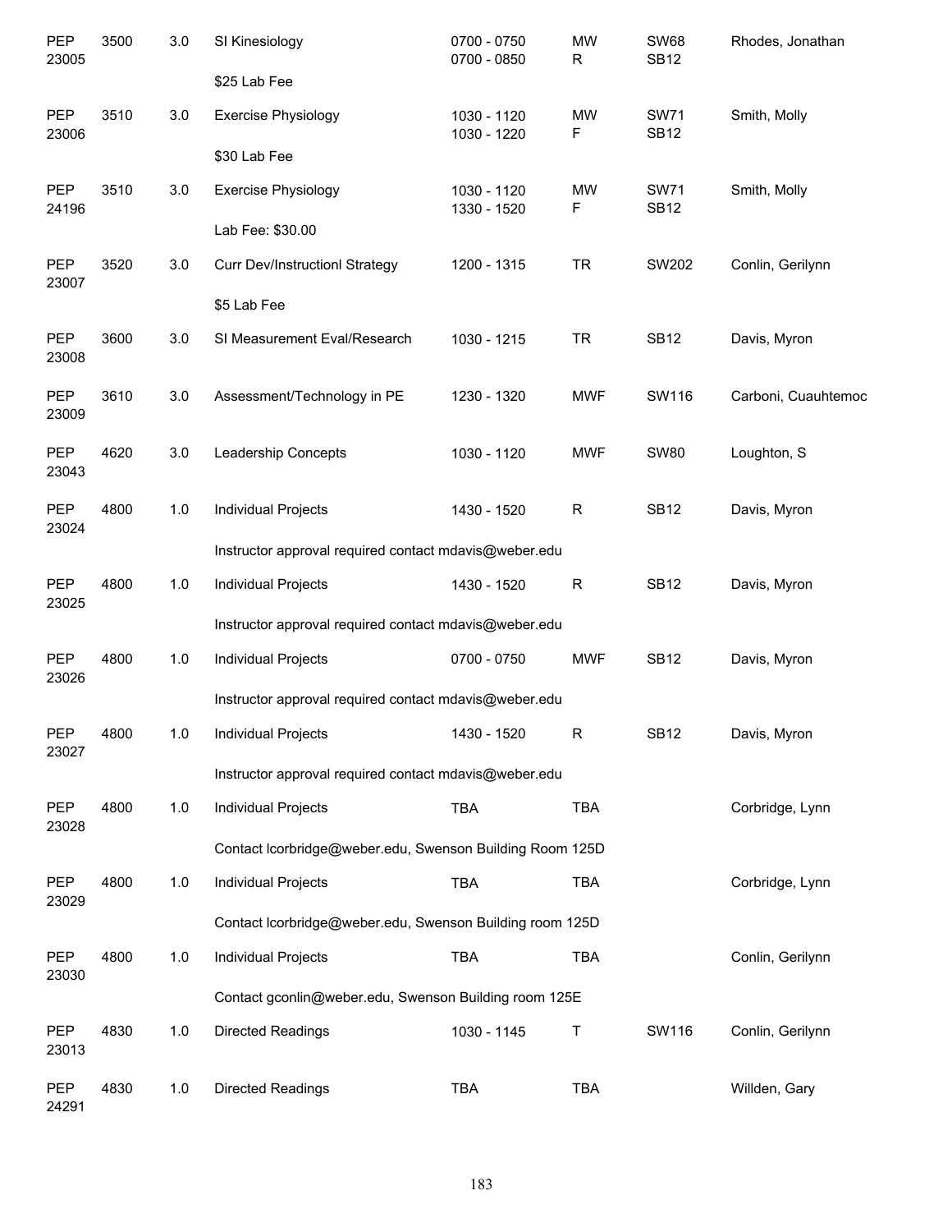| Subject / CRN | Course | Credits | Title | Time | Days | Room | Instructor |
|---|---|---|---|---|---|---|---|
| PEP 23005 | 3500 | 3.0 | SI Kinesiology | 0700 - 0750<br>0700 - 0850 | MW<br>R | SW68<br>SB12 | Rhodes, Jonathan |
| | | | $25 Lab Fee | | | | |
| PEP 23006 | 3510 | 3.0 | Exercise Physiology | 1030 - 1120<br>1030 - 1220 | MW<br>F | SW71<br>SB12 | Smith, Molly |
| | | | $30 Lab Fee | | | | |
| PEP 24196 | 3510 | 3.0 | Exercise Physiology | 1030 - 1120<br>1330 - 1520 | MW<br>F | SW71<br>SB12 | Smith, Molly |
| | | | Lab Fee: $30.00 | | | | |
| PEP 23007 | 3520 | 3.0 | Curr Dev/Instructionl Strategy | 1200 - 1315 | TR | SW202 | Conlin, Gerilynn |
| | | | $5 Lab Fee | | | | |
| PEP 23008 | 3600 | 3.0 | SI Measurement Eval/Research | 1030 - 1215 | TR | SB12 | Davis, Myron |
| PEP 23009 | 3610 | 3.0 | Assessment/Technology in PE | 1230 - 1320 | MWF | SW116 | Carboni, Cuauhtemoc |
| PEP 23043 | 4620 | 3.0 | Leadership Concepts | 1030 - 1120 | MWF | SW80 | Loughton, S |
| PEP 23024 | 4800 | 1.0 | Individual Projects | 1430 - 1520 | R | SB12 | Davis, Myron |
| | | | Instructor approval required contact mdavis@weber.edu | | | | |
| PEP 23025 | 4800 | 1.0 | Individual Projects | 1430 - 1520 | R | SB12 | Davis, Myron |
| | | | Instructor approval required contact mdavis@weber.edu | | | | |
| PEP 23026 | 4800 | 1.0 | Individual Projects | 0700 - 0750 | MWF | SB12 | Davis, Myron |
| | | | Instructor approval required contact mdavis@weber.edu | | | | |
| PEP 23027 | 4800 | 1.0 | Individual Projects | 1430 - 1520 | R | SB12 | Davis, Myron |
| | | | Instructor approval required contact mdavis@weber.edu | | | | |
| PEP 23028 | 4800 | 1.0 | Individual Projects | TBA | TBA | | Corbridge, Lynn |
| | | | Contact lcorbridge@weber.edu, Swenson Building Room 125D | | | | |
| PEP 23029 | 4800 | 1.0 | Individual Projects | TBA | TBA | | Corbridge, Lynn |
| | | | Contact lcorbridge@weber.edu, Swenson Building room 125D | | | | |
| PEP 23030 | 4800 | 1.0 | Individual Projects | TBA | TBA | | Conlin, Gerilynn |
| | | | Contact gconlin@weber.edu, Swenson Building room 125E | | | | |
| PEP 23013 | 4830 | 1.0 | Directed Readings | 1030 - 1145 | T | SW116 | Conlin, Gerilynn |
| PEP 24291 | 4830 | 1.0 | Directed Readings | TBA | TBA | | Willden, Gary |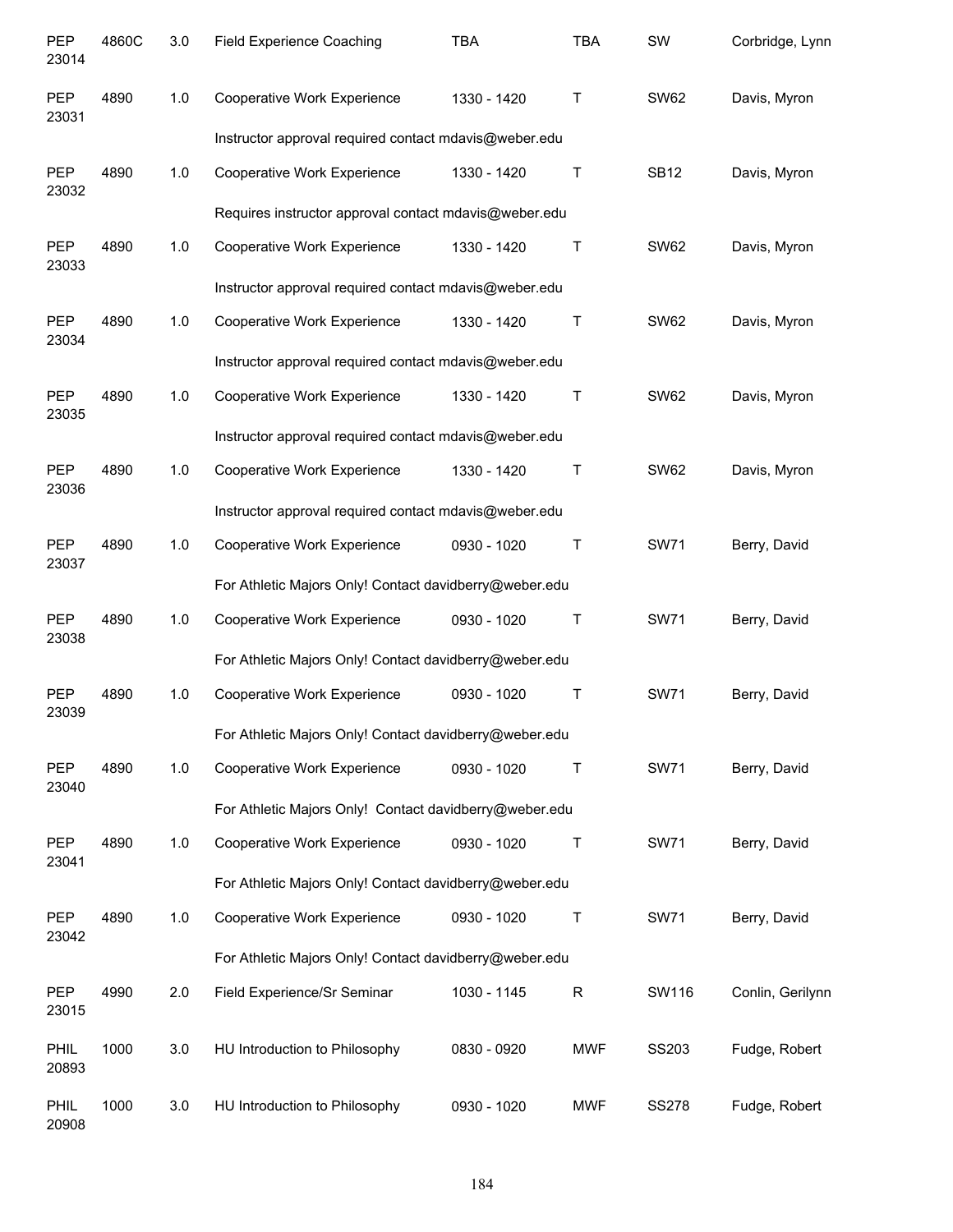| | | | | | | | |
|---|---|---|---|---|---|---|---|
| PEP 23014 | 4860C | 3.0 | Field Experience Coaching | TBA | TBA | SW | Corbridge, Lynn |
| PEP 23031 | 4890 | 1.0 | Cooperative Work Experience | 1330 - 1420 | T | SW62 | Davis, Myron |
| | | | Instructor approval required contact mdavis@weber.edu | | | | |
| PEP 23032 | 4890 | 1.0 | Cooperative Work Experience | 1330 - 1420 | T | SB12 | Davis, Myron |
| | | | Requires instructor approval contact mdavis@weber.edu | | | | |
| PEP 23033 | 4890 | 1.0 | Cooperative Work Experience | 1330 - 1420 | T | SW62 | Davis, Myron |
| | | | Instructor approval required contact mdavis@weber.edu | | | | |
| PEP 23034 | 4890 | 1.0 | Cooperative Work Experience | 1330 - 1420 | T | SW62 | Davis, Myron |
| | | | Instructor approval required contact mdavis@weber.edu | | | | |
| PEP 23035 | 4890 | 1.0 | Cooperative Work Experience | 1330 - 1420 | T | SW62 | Davis, Myron |
| | | | Instructor approval required contact mdavis@weber.edu | | | | |
| PEP 23036 | 4890 | 1.0 | Cooperative Work Experience | 1330 - 1420 | T | SW62 | Davis, Myron |
| | | | Instructor approval required contact mdavis@weber.edu | | | | |
| PEP 23037 | 4890 | 1.0 | Cooperative Work Experience | 0930 - 1020 | T | SW71 | Berry, David |
| | | | For Athletic Majors Only! Contact davidberry@weber.edu | | | | |
| PEP 23038 | 4890 | 1.0 | Cooperative Work Experience | 0930 - 1020 | T | SW71 | Berry, David |
| | | | For Athletic Majors Only! Contact davidberry@weber.edu | | | | |
| PEP 23039 | 4890 | 1.0 | Cooperative Work Experience | 0930 - 1020 | T | SW71 | Berry, David |
| | | | For Athletic Majors Only! Contact davidberry@weber.edu | | | | |
| PEP 23040 | 4890 | 1.0 | Cooperative Work Experience | 0930 - 1020 | T | SW71 | Berry, David |
| | | | For Athletic Majors Only! Contact davidberry@weber.edu | | | | |
| PEP 23041 | 4890 | 1.0 | Cooperative Work Experience | 0930 - 1020 | T | SW71 | Berry, David |
| | | | For Athletic Majors Only! Contact davidberry@weber.edu | | | | |
| PEP 23042 | 4890 | 1.0 | Cooperative Work Experience | 0930 - 1020 | T | SW71 | Berry, David |
| | | | For Athletic Majors Only! Contact davidberry@weber.edu | | | | |
| PEP 23015 | 4990 | 2.0 | Field Experience/Sr Seminar | 1030 - 1145 | R | SW116 | Conlin, Gerilynn |
| PHIL 20893 | 1000 | 3.0 | HU Introduction to Philosophy | 0830 - 0920 | MWF | SS203 | Fudge, Robert |
| PHIL 20908 | 1000 | 3.0 | HU Introduction to Philosophy | 0930 - 1020 | MWF | SS278 | Fudge, Robert |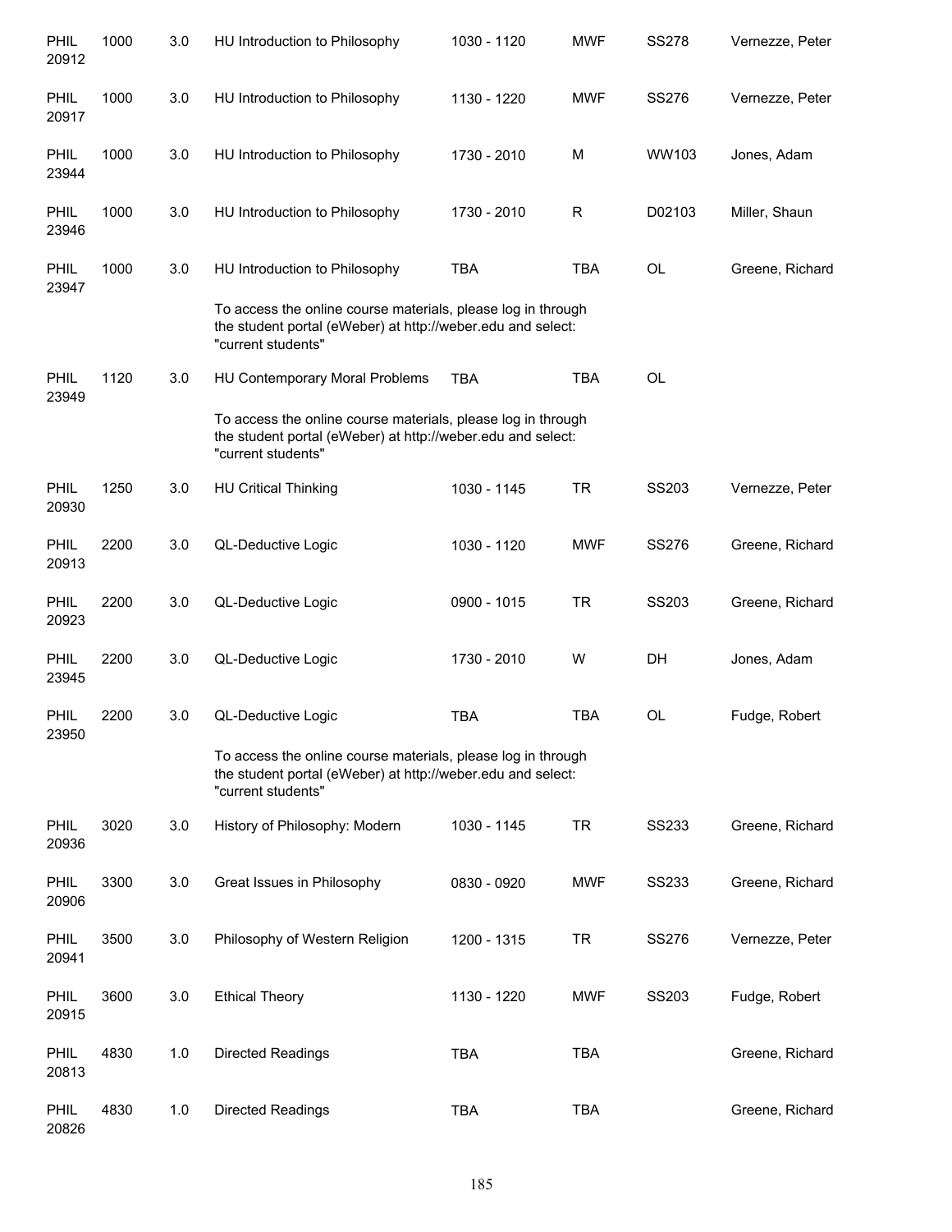| | | | | | | | |
|---|---|---|---|---|---|---|---|
| PHIL 20912 | 1000 | 3.0 | HU Introduction to Philosophy | 1030 - 1120 | MWF | SS278 | Vernezze, Peter |
| PHIL 20917 | 1000 | 3.0 | HU Introduction to Philosophy | 1130 - 1220 | MWF | SS276 | Vernezze, Peter |
| PHIL 23944 | 1000 | 3.0 | HU Introduction to Philosophy | 1730 - 2010 | M | WW103 | Jones, Adam |
| PHIL 23946 | 1000 | 3.0 | HU Introduction to Philosophy | 1730 - 2010 | R | D02103 | Miller, Shaun |
| PHIL 23947 | 1000 | 3.0 | HU Introduction to Philosophy | TBA | TBA | OL | Greene, Richard |
| | | | To access the online course materials, please log in through the student portal (eWeber) at http://weber.edu and select: "current students" | | | | |
| PHIL 23949 | 1120 | 3.0 | HU Contemporary Moral Problems | TBA | TBA | OL | |
| | | | To access the online course materials, please log in through the student portal (eWeber) at http://weber.edu and select: "current students" | | | | |
| PHIL 20930 | 1250 | 3.0 | HU Critical Thinking | 1030 - 1145 | TR | SS203 | Vernezze, Peter |
| PHIL 20913 | 2200 | 3.0 | QL-Deductive Logic | 1030 - 1120 | MWF | SS276 | Greene, Richard |
| PHIL 20923 | 2200 | 3.0 | QL-Deductive Logic | 0900 - 1015 | TR | SS203 | Greene, Richard |
| PHIL 23945 | 2200 | 3.0 | QL-Deductive Logic | 1730 - 2010 | W | DH | Jones, Adam |
| PHIL 23950 | 2200 | 3.0 | QL-Deductive Logic | TBA | TBA | OL | Fudge, Robert |
| | | | To access the online course materials, please log in through the student portal (eWeber) at http://weber.edu and select: "current students" | | | | |
| PHIL 20936 | 3020 | 3.0 | History of Philosophy: Modern | 1030 - 1145 | TR | SS233 | Greene, Richard |
| PHIL 20906 | 3300 | 3.0 | Great Issues in Philosophy | 0830 - 0920 | MWF | SS233 | Greene, Richard |
| PHIL 20941 | 3500 | 3.0 | Philosophy of Western Religion | 1200 - 1315 | TR | SS276 | Vernezze, Peter |
| PHIL 20915 | 3600 | 3.0 | Ethical Theory | 1130 - 1220 | MWF | SS203 | Fudge, Robert |
| PHIL 20813 | 4830 | 1.0 | Directed Readings | TBA | TBA | | Greene, Richard |
| PHIL 20826 | 4830 | 1.0 | Directed Readings | TBA | TBA | | Greene, Richard |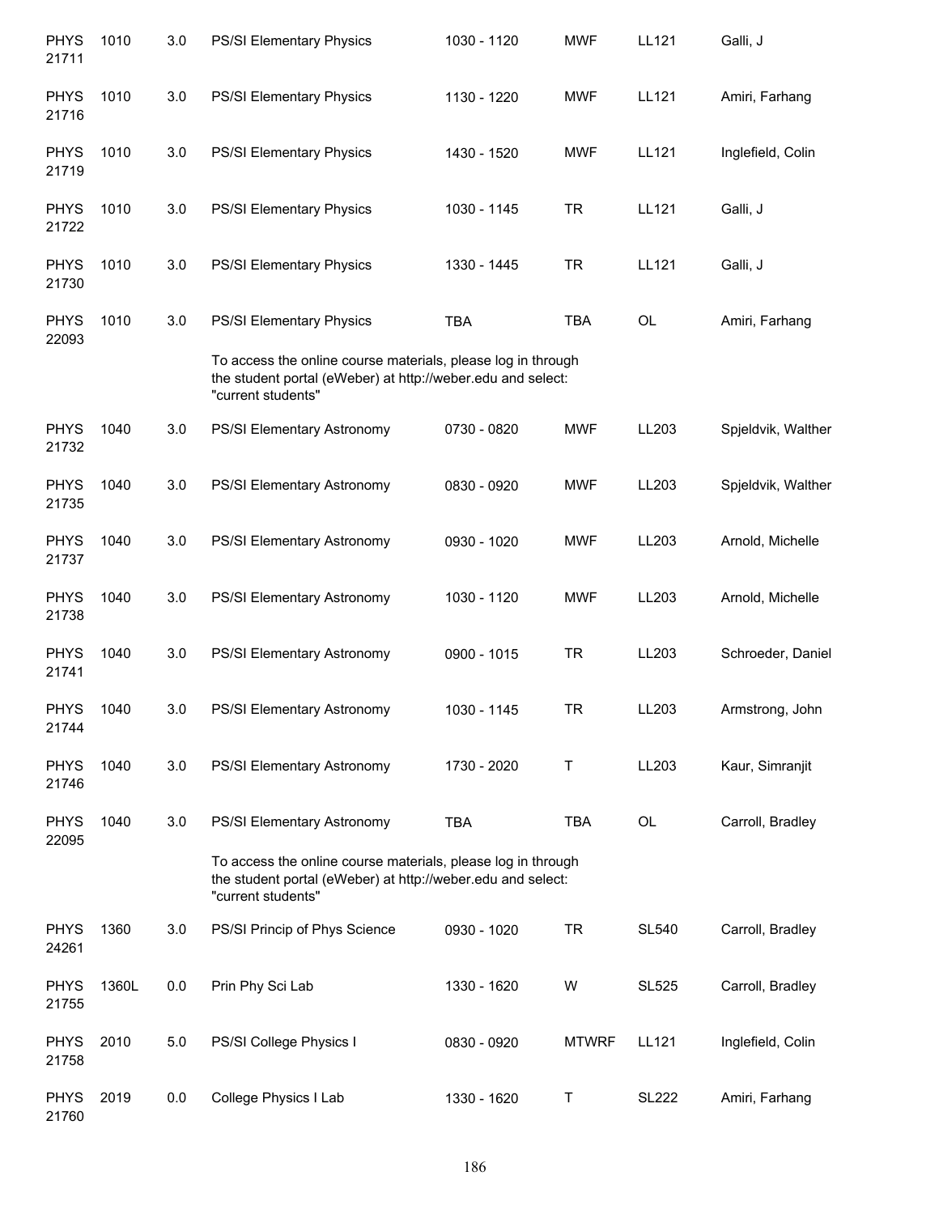| | | | | | | | |
|---|---|---|---|---|---|---|---|
| PHYS 21711 | 1010 | 3.0 | PS/SI Elementary Physics | 1030 - 1120 | MWF | LL121 | Galli, J |
| PHYS 21716 | 1010 | 3.0 | PS/SI Elementary Physics | 1130 - 1220 | MWF | LL121 | Amiri, Farhang |
| PHYS 21719 | 1010 | 3.0 | PS/SI Elementary Physics | 1430 - 1520 | MWF | LL121 | Inglefield, Colin |
| PHYS 21722 | 1010 | 3.0 | PS/SI Elementary Physics | 1030 - 1145 | TR | LL121 | Galli, J |
| PHYS 21730 | 1010 | 3.0 | PS/SI Elementary Physics | 1330 - 1445 | TR | LL121 | Galli, J |
| PHYS 22093 | 1010 | 3.0 | PS/SI Elementary Physics | TBA | TBA | OL | Amiri, Farhang |
| | | | To access the online course materials, please log in through the student portal (eWeber) at http://weber.edu and select: "current students" | | | | |
| PHYS 21732 | 1040 | 3.0 | PS/SI Elementary Astronomy | 0730 - 0820 | MWF | LL203 | Spjeldvik, Walther |
| PHYS 21735 | 1040 | 3.0 | PS/SI Elementary Astronomy | 0830 - 0920 | MWF | LL203 | Spjeldvik, Walther |
| PHYS 21737 | 1040 | 3.0 | PS/SI Elementary Astronomy | 0930 - 1020 | MWF | LL203 | Arnold, Michelle |
| PHYS 21738 | 1040 | 3.0 | PS/SI Elementary Astronomy | 1030 - 1120 | MWF | LL203 | Arnold, Michelle |
| PHYS 21741 | 1040 | 3.0 | PS/SI Elementary Astronomy | 0900 - 1015 | TR | LL203 | Schroeder, Daniel |
| PHYS 21744 | 1040 | 3.0 | PS/SI Elementary Astronomy | 1030 - 1145 | TR | LL203 | Armstrong, John |
| PHYS 21746 | 1040 | 3.0 | PS/SI Elementary Astronomy | 1730 - 2020 | T | LL203 | Kaur, Simranjit |
| PHYS 22095 | 1040 | 3.0 | PS/SI Elementary Astronomy | TBA | TBA | OL | Carroll, Bradley |
| | | | To access the online course materials, please log in through the student portal (eWeber) at http://weber.edu and select: "current students" | | | | |
| PHYS 24261 | 1360 | 3.0 | PS/SI Princip of Phys Science | 0930 - 1020 | TR | SL540 | Carroll, Bradley |
| PHYS 21755 | 1360L | 0.0 | Prin Phy Sci Lab | 1330 - 1620 | W | SL525 | Carroll, Bradley |
| PHYS 21758 | 2010 | 5.0 | PS/SI College Physics I | 0830 - 0920 | MTWRF | LL121 | Inglefield, Colin |
| PHYS 21760 | 2019 | 0.0 | College Physics I Lab | 1330 - 1620 | T | SL222 | Amiri, Farhang |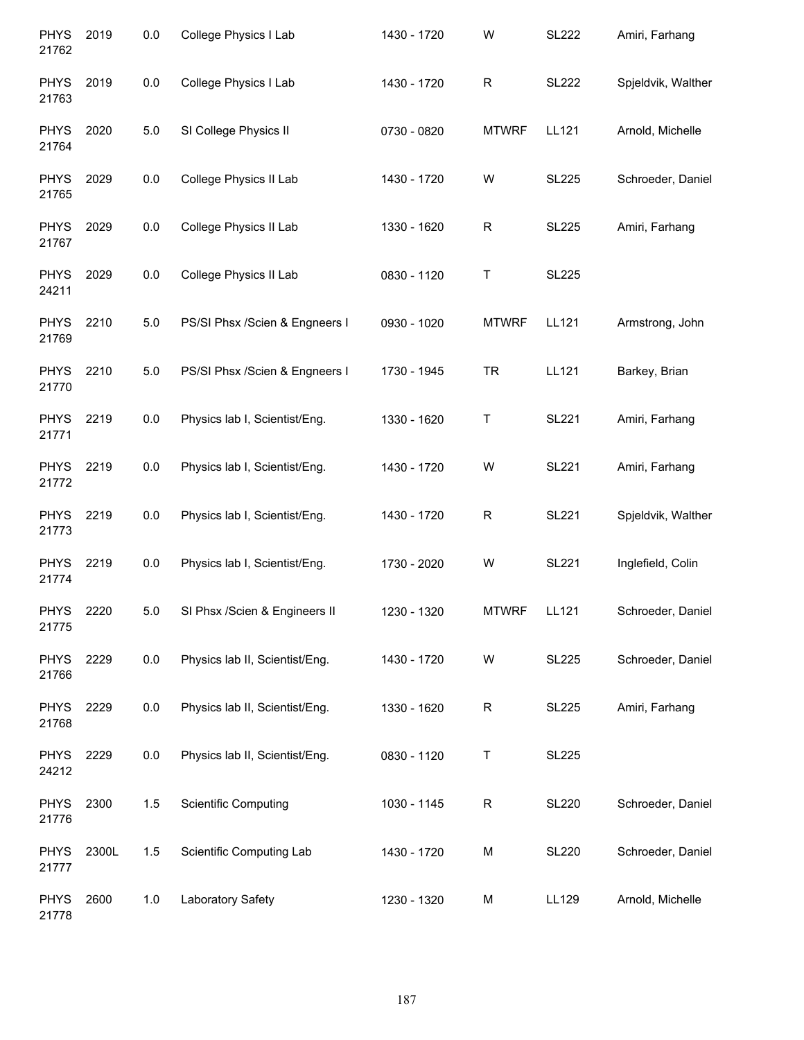| | | | | | | | |
|---|---|---|---|---|---|---|---|
| PHYS 21762 | 2019 | 0.0 | College Physics I Lab | 1430 - 1720 | W | SL222 | Amiri, Farhang |
| PHYS 21763 | 2019 | 0.0 | College Physics I Lab | 1430 - 1720 | R | SL222 | Spjeldvik, Walther |
| PHYS 21764 | 2020 | 5.0 | SI College Physics II | 0730 - 0820 | MTWRF | LL121 | Arnold, Michelle |
| PHYS 21765 | 2029 | 0.0 | College Physics II Lab | 1430 - 1720 | W | SL225 | Schroeder, Daniel |
| PHYS 21767 | 2029 | 0.0 | College Physics II Lab | 1330 - 1620 | R | SL225 | Amiri, Farhang |
| PHYS 24211 | 2029 | 0.0 | College Physics II Lab | 0830 - 1120 | T | SL225 | |
| PHYS 21769 | 2210 | 5.0 | PS/SI Phsx /Scien & Engneers I | 0930 - 1020 | MTWRF | LL121 | Armstrong, John |
| PHYS 21770 | 2210 | 5.0 | PS/SI Phsx /Scien & Engneers I | 1730 - 1945 | TR | LL121 | Barkey, Brian |
| PHYS 21771 | 2219 | 0.0 | Physics lab I, Scientist/Eng. | 1330 - 1620 | T | SL221 | Amiri, Farhang |
| PHYS 21772 | 2219 | 0.0 | Physics lab I, Scientist/Eng. | 1430 - 1720 | W | SL221 | Amiri, Farhang |
| PHYS 21773 | 2219 | 0.0 | Physics lab I, Scientist/Eng. | 1430 - 1720 | R | SL221 | Spjeldvik, Walther |
| PHYS 21774 | 2219 | 0.0 | Physics lab I, Scientist/Eng. | 1730 - 2020 | W | SL221 | Inglefield, Colin |
| PHYS 21775 | 2220 | 5.0 | SI Phsx /Scien & Engineers II | 1230 - 1320 | MTWRF | LL121 | Schroeder, Daniel |
| PHYS 21766 | 2229 | 0.0 | Physics lab II, Scientist/Eng. | 1430 - 1720 | W | SL225 | Schroeder, Daniel |
| PHYS 21768 | 2229 | 0.0 | Physics lab II, Scientist/Eng. | 1330 - 1620 | R | SL225 | Amiri, Farhang |
| PHYS 24212 | 2229 | 0.0 | Physics lab II, Scientist/Eng. | 0830 - 1120 | T | SL225 | |
| PHYS 21776 | 2300 | 1.5 | Scientific Computing | 1030 - 1145 | R | SL220 | Schroeder, Daniel |
| PHYS 21777 | 2300L | 1.5 | Scientific Computing Lab | 1430 - 1720 | M | SL220 | Schroeder, Daniel |
| PHYS 21778 | 2600 | 1.0 | Laboratory Safety | 1230 - 1320 | M | LL129 | Arnold, Michelle |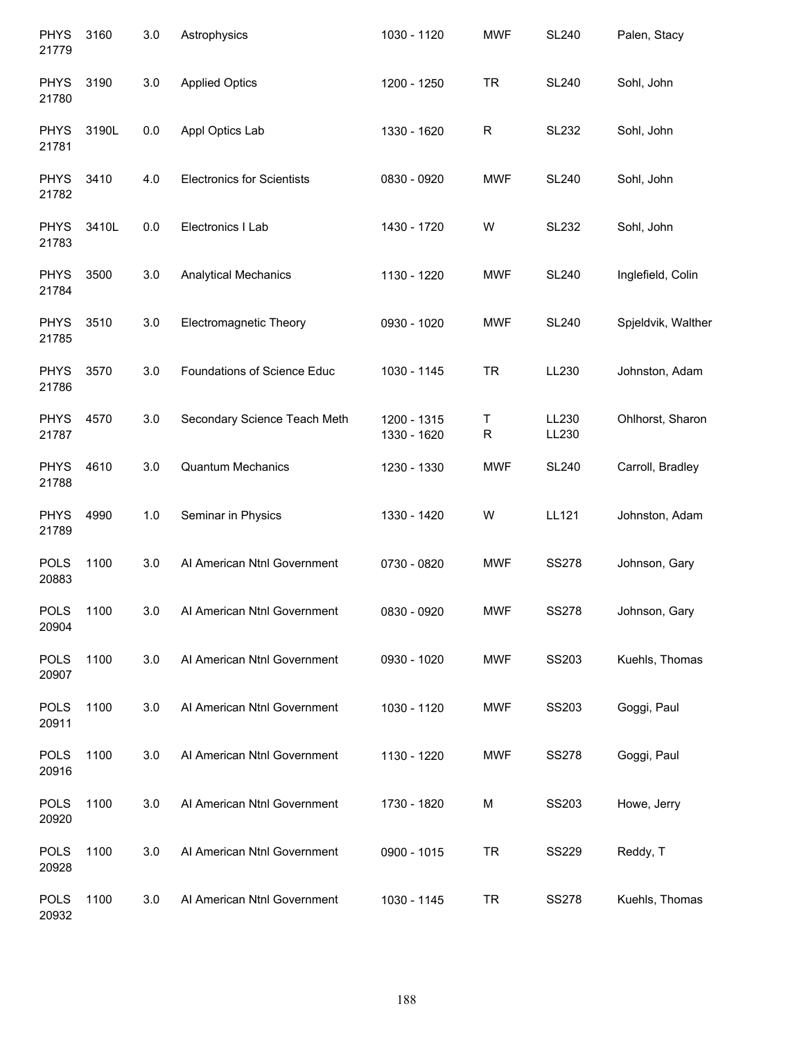| | | | | | | | |
|---|---|---|---|---|---|---|---|
| PHYS 21779 | 3160 | 3.0 | Astrophysics | 1030 - 1120 | MWF | SL240 | Palen, Stacy |
| PHYS 21780 | 3190 | 3.0 | Applied Optics | 1200 - 1250 | TR | SL240 | Sohl, John |
| PHYS 21781 | 3190L | 0.0 | Appl Optics Lab | 1330 - 1620 | R | SL232 | Sohl, John |
| PHYS 21782 | 3410 | 4.0 | Electronics for Scientists | 0830 - 0920 | MWF | SL240 | Sohl, John |
| PHYS 21783 | 3410L | 0.0 | Electronics I Lab | 1430 - 1720 | W | SL232 | Sohl, John |
| PHYS 21784 | 3500 | 3.0 | Analytical Mechanics | 1130 - 1220 | MWF | SL240 | Inglefield, Colin |
| PHYS 21785 | 3510 | 3.0 | Electromagnetic Theory | 0930 - 1020 | MWF | SL240 | Spjeldvik, Walther |
| PHYS 21786 | 3570 | 3.0 | Foundations of Science Educ | 1030 - 1145 | TR | LL230 | Johnston, Adam |
| PHYS 21787 | 4570 | 3.0 | Secondary Science Teach Meth | 1200 - 1315<br>1330 - 1620 | T<br>R | LL230<br>LL230 | Ohlhorst, Sharon |
| PHYS 21788 | 4610 | 3.0 | Quantum Mechanics | 1230 - 1330 | MWF | SL240 | Carroll, Bradley |
| PHYS 21789 | 4990 | 1.0 | Seminar in Physics | 1330 - 1420 | W | LL121 | Johnston, Adam |
| POLS 20883 | 1100 | 3.0 | AI American Ntnl Government | 0730 - 0820 | MWF | SS278 | Johnson, Gary |
| POLS 20904 | 1100 | 3.0 | AI American Ntnl Government | 0830 - 0920 | MWF | SS278 | Johnson, Gary |
| POLS 20907 | 1100 | 3.0 | AI American Ntnl Government | 0930 - 1020 | MWF | SS203 | Kuehls, Thomas |
| POLS 20911 | 1100 | 3.0 | AI American Ntnl Government | 1030 - 1120 | MWF | SS203 | Goggi, Paul |
| POLS 20916 | 1100 | 3.0 | AI American Ntnl Government | 1130 - 1220 | MWF | SS278 | Goggi, Paul |
| POLS 20920 | 1100 | 3.0 | AI American Ntnl Government | 1730 - 1820 | M | SS203 | Howe, Jerry |
| POLS 20928 | 1100 | 3.0 | AI American Ntnl Government | 0900 - 1015 | TR | SS229 | Reddy, T |
| POLS 20932 | 1100 | 3.0 | AI American Ntnl Government | 1030 - 1145 | TR | SS278 | Kuehls, Thomas |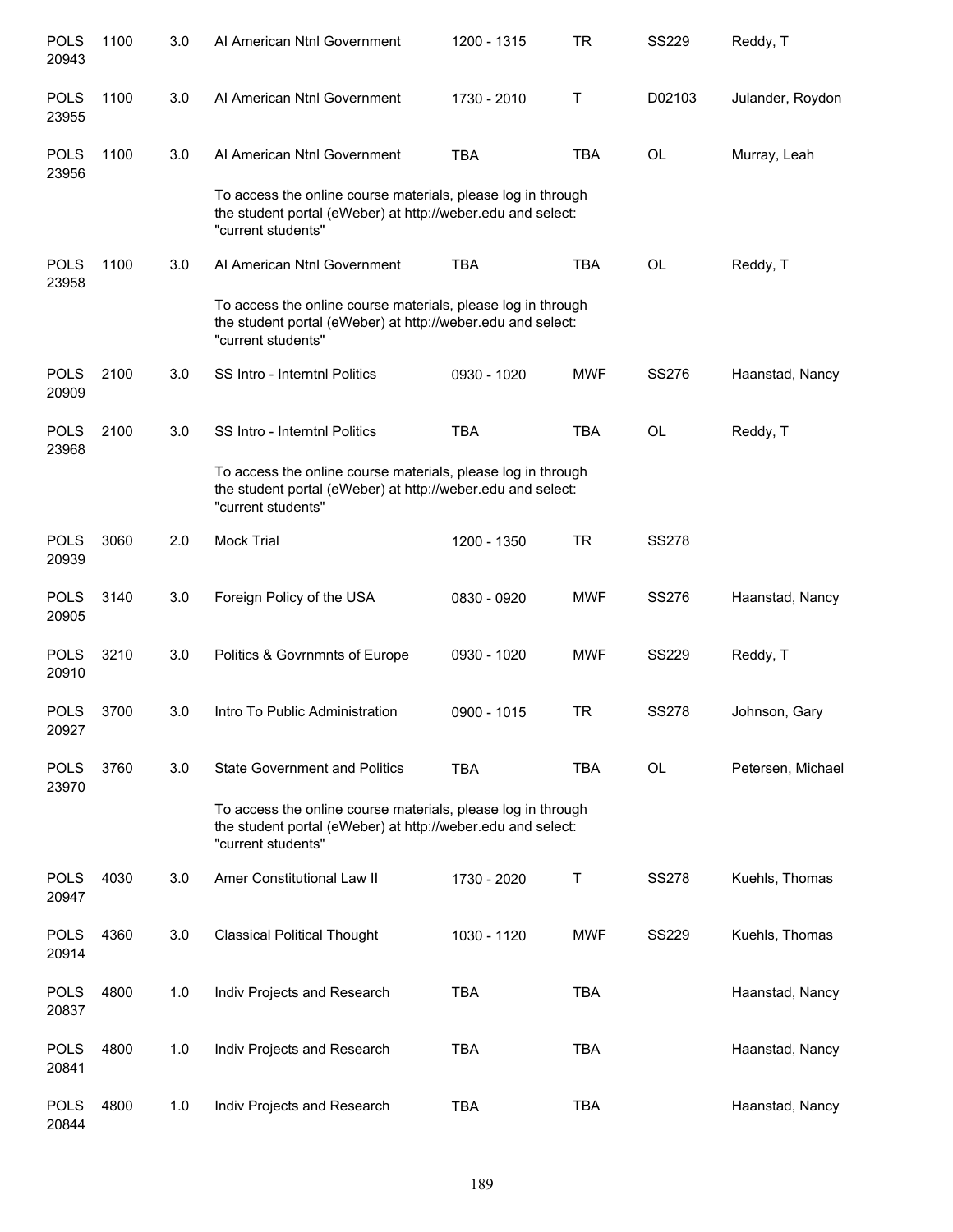| | | | | | | | |
|---|---|---|---|---|---|---|---|
| POLS 20943 | 1100 | 3.0 | AI American Ntnl Government | 1200 - 1315 | TR | SS229 | Reddy, T |
| POLS 23955 | 1100 | 3.0 | AI American Ntnl Government | 1730 - 2010 | T | D02103 | Julander, Roydon |
| POLS 23956 | 1100 | 3.0 | AI American Ntnl Government | TBA | TBA | OL | Murray, Leah |
| | | | To access the online course materials, please log in through the student portal (eWeber) at http://weber.edu and select: "current students" | | | | |
| POLS 23958 | 1100 | 3.0 | AI American Ntnl Government | TBA | TBA | OL | Reddy, T |
| | | | To access the online course materials, please log in through the student portal (eWeber) at http://weber.edu and select: "current students" | | | | |
| POLS 20909 | 2100 | 3.0 | SS Intro - Interntnl Politics | 0930 - 1020 | MWF | SS276 | Haanstad, Nancy |
| POLS 23968 | 2100 | 3.0 | SS Intro - Interntnl Politics | TBA | TBA | OL | Reddy, T |
| | | | To access the online course materials, please log in through the student portal (eWeber) at http://weber.edu and select: "current students" | | | | |
| POLS 20939 | 3060 | 2.0 | Mock Trial | 1200 - 1350 | TR | SS278 | |
| POLS 20905 | 3140 | 3.0 | Foreign Policy of the USA | 0830 - 0920 | MWF | SS276 | Haanstad, Nancy |
| POLS 20910 | 3210 | 3.0 | Politics & Govrnmnts of Europe | 0930 - 1020 | MWF | SS229 | Reddy, T |
| POLS 20927 | 3700 | 3.0 | Intro To Public Administration | 0900 - 1015 | TR | SS278 | Johnson, Gary |
| POLS 23970 | 3760 | 3.0 | State Government and Politics | TBA | TBA | OL | Petersen, Michael |
| | | | To access the online course materials, please log in through the student portal (eWeber) at http://weber.edu and select: "current students" | | | | |
| POLS 20947 | 4030 | 3.0 | Amer Constitutional Law II | 1730 - 2020 | T | SS278 | Kuehls, Thomas |
| POLS 20914 | 4360 | 3.0 | Classical Political Thought | 1030 - 1120 | MWF | SS229 | Kuehls, Thomas |
| POLS 20837 | 4800 | 1.0 | Indiv Projects and Research | TBA | TBA | | Haanstad, Nancy |
| POLS 20841 | 4800 | 1.0 | Indiv Projects and Research | TBA | TBA | | Haanstad, Nancy |
| POLS 20844 | 4800 | 1.0 | Indiv Projects and Research | TBA | TBA | | Haanstad, Nancy |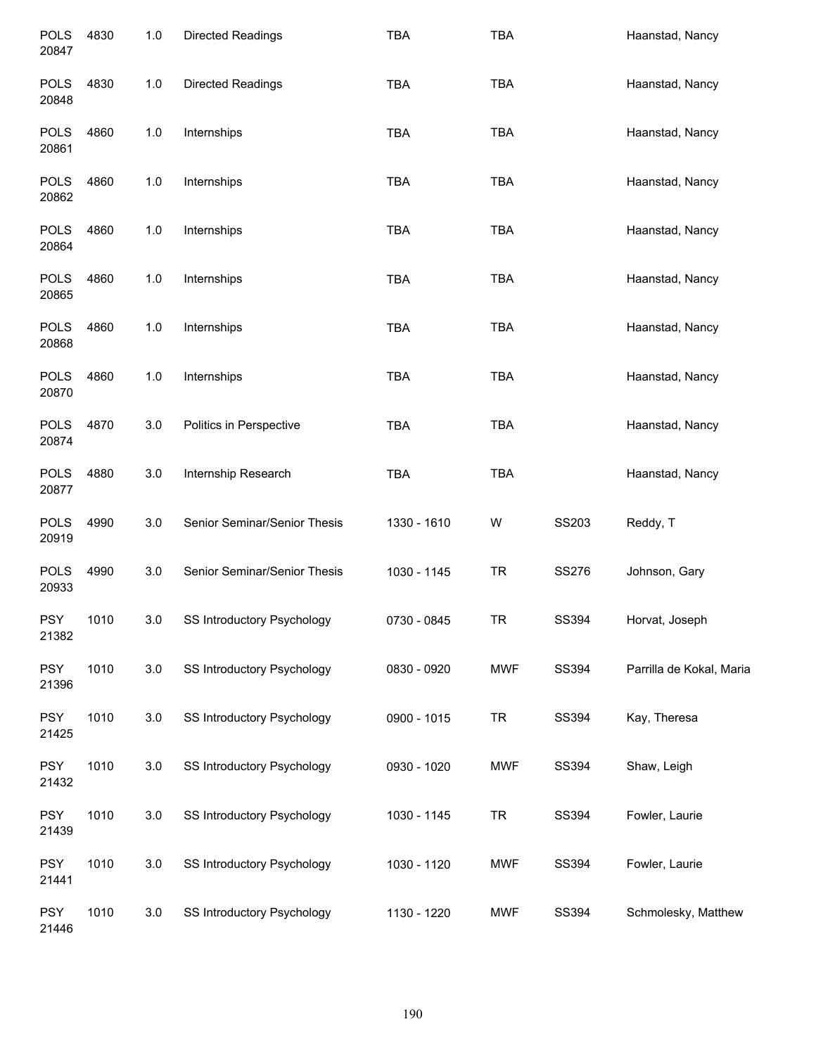| | | | | | | | |
|---|---|---|---|---|---|---|---|
| POLS 20847 | 4830 | 1.0 | Directed Readings | TBA | TBA | | Haanstad, Nancy |
| POLS 20848 | 4830 | 1.0 | Directed Readings | TBA | TBA | | Haanstad, Nancy |
| POLS 20861 | 4860 | 1.0 | Internships | TBA | TBA | | Haanstad, Nancy |
| POLS 20862 | 4860 | 1.0 | Internships | TBA | TBA | | Haanstad, Nancy |
| POLS 20864 | 4860 | 1.0 | Internships | TBA | TBA | | Haanstad, Nancy |
| POLS 20865 | 4860 | 1.0 | Internships | TBA | TBA | | Haanstad, Nancy |
| POLS 20868 | 4860 | 1.0 | Internships | TBA | TBA | | Haanstad, Nancy |
| POLS 20870 | 4860 | 1.0 | Internships | TBA | TBA | | Haanstad, Nancy |
| POLS 20874 | 4870 | 3.0 | Politics in Perspective | TBA | TBA | | Haanstad, Nancy |
| POLS 20877 | 4880 | 3.0 | Internship Research | TBA | TBA | | Haanstad, Nancy |
| POLS 20919 | 4990 | 3.0 | Senior Seminar/Senior Thesis | 1330 - 1610 | W | SS203 | Reddy, T |
| POLS 20933 | 4990 | 3.0 | Senior Seminar/Senior Thesis | 1030 - 1145 | TR | SS276 | Johnson, Gary |
| PSY 21382 | 1010 | 3.0 | SS Introductory Psychology | 0730 - 0845 | TR | SS394 | Horvat, Joseph |
| PSY 21396 | 1010 | 3.0 | SS Introductory Psychology | 0830 - 0920 | MWF | SS394 | Parrilla de Kokal, Maria |
| PSY 21425 | 1010 | 3.0 | SS Introductory Psychology | 0900 - 1015 | TR | SS394 | Kay, Theresa |
| PSY 21432 | 1010 | 3.0 | SS Introductory Psychology | 0930 - 1020 | MWF | SS394 | Shaw, Leigh |
| PSY 21439 | 1010 | 3.0 | SS Introductory Psychology | 1030 - 1145 | TR | SS394 | Fowler, Laurie |
| PSY 21441 | 1010 | 3.0 | SS Introductory Psychology | 1030 - 1120 | MWF | SS394 | Fowler, Laurie |
| PSY 21446 | 1010 | 3.0 | SS Introductory Psychology | 1130 - 1220 | MWF | SS394 | Schmolesky, Matthew |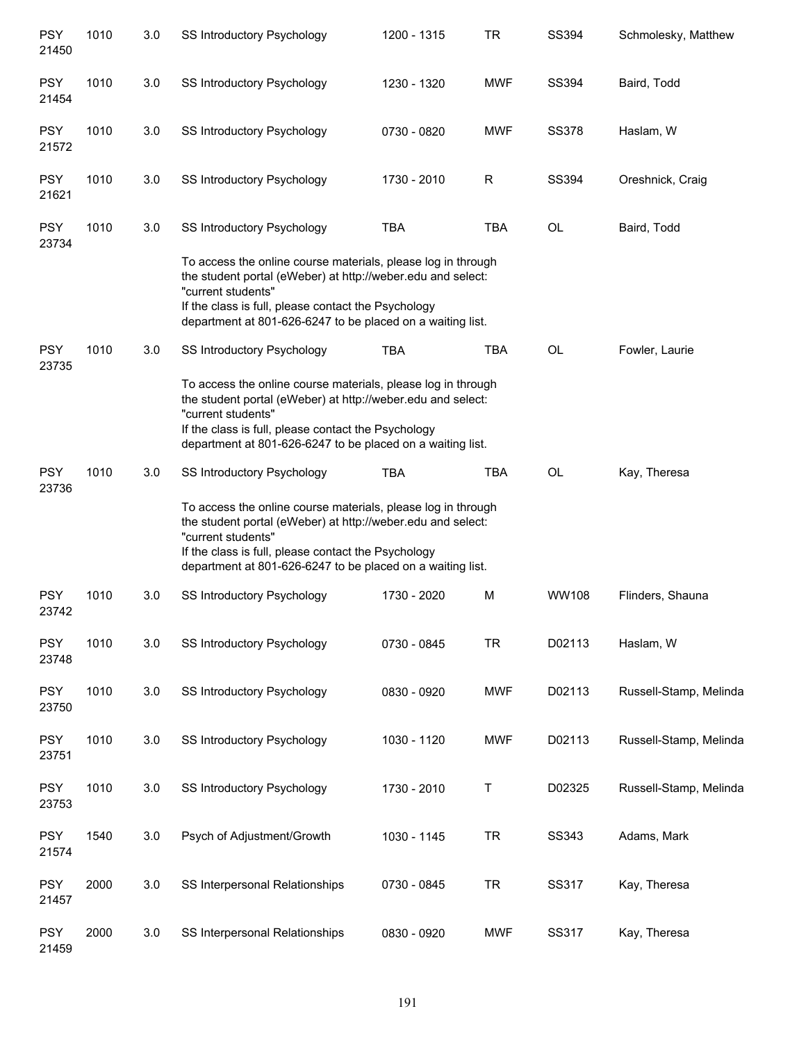| | | | | | | | |
|---|---|---|---|---|---|---|---|
| PSY 21450 | 1010 | 3.0 | SS Introductory Psychology | 1200 - 1315 | TR | SS394 | Schmolesky, Matthew |
| PSY 21454 | 1010 | 3.0 | SS Introductory Psychology | 1230 - 1320 | MWF | SS394 | Baird, Todd |
| PSY 21572 | 1010 | 3.0 | SS Introductory Psychology | 0730 - 0820 | MWF | SS378 | Haslam, W |
| PSY 21621 | 1010 | 3.0 | SS Introductory Psychology | 1730 - 2010 | R | SS394 | Oreshnick, Craig |
| PSY 23734 | 1010 | 3.0 | SS Introductory Psychology | TBA | TBA | OL | Baird, Todd |
| | | | To access the online course materials, please log in through the student portal (eWeber) at http://weber.edu and select: "current students" If the class is full, please contact the Psychology department at 801-626-6247 to be placed on a waiting list. | | | | |
| PSY 23735 | 1010 | 3.0 | SS Introductory Psychology | TBA | TBA | OL | Fowler, Laurie |
| | | | To access the online course materials, please log in through the student portal (eWeber) at http://weber.edu and select: "current students" If the class is full, please contact the Psychology department at 801-626-6247 to be placed on a waiting list. | | | | |
| PSY 23736 | 1010 | 3.0 | SS Introductory Psychology | TBA | TBA | OL | Kay, Theresa |
| | | | To access the online course materials, please log in through the student portal (eWeber) at http://weber.edu and select: "current students" If the class is full, please contact the Psychology department at 801-626-6247 to be placed on a waiting list. | | | | |
| PSY 23742 | 1010 | 3.0 | SS Introductory Psychology | 1730 - 2020 | M | WW108 | Flinders, Shauna |
| PSY 23748 | 1010 | 3.0 | SS Introductory Psychology | 0730 - 0845 | TR | D02113 | Haslam, W |
| PSY 23750 | 1010 | 3.0 | SS Introductory Psychology | 0830 - 0920 | MWF | D02113 | Russell-Stamp, Melinda |
| PSY 23751 | 1010 | 3.0 | SS Introductory Psychology | 1030 - 1120 | MWF | D02113 | Russell-Stamp, Melinda |
| PSY 23753 | 1010 | 3.0 | SS Introductory Psychology | 1730 - 2010 | T | D02325 | Russell-Stamp, Melinda |
| PSY 21574 | 1540 | 3.0 | Psych of Adjustment/Growth | 1030 - 1145 | TR | SS343 | Adams, Mark |
| PSY 21457 | 2000 | 3.0 | SS Interpersonal Relationships | 0730 - 0845 | TR | SS317 | Kay, Theresa |
| PSY 21459 | 2000 | 3.0 | SS Interpersonal Relationships | 0830 - 0920 | MWF | SS317 | Kay, Theresa |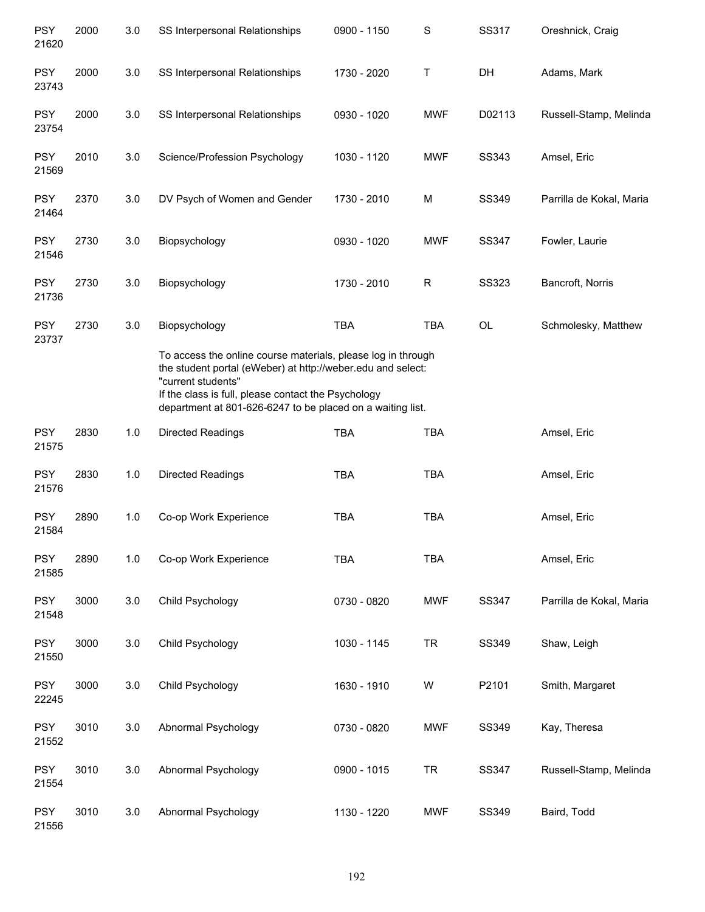| | | | | | | | |
|---|---|---|---|---|---|---|---|
| PSY 21620 | 2000 | 3.0 | SS Interpersonal Relationships | 0900 - 1150 | S | SS317 | Oreshnick, Craig |
| PSY 23743 | 2000 | 3.0 | SS Interpersonal Relationships | 1730 - 2020 | T | DH | Adams, Mark |
| PSY 23754 | 2000 | 3.0 | SS Interpersonal Relationships | 0930 - 1020 | MWF | D02113 | Russell-Stamp, Melinda |
| PSY 21569 | 2010 | 3.0 | Science/Profession Psychology | 1030 - 1120 | MWF | SS343 | Amsel, Eric |
| PSY 21464 | 2370 | 3.0 | DV Psych of Women and Gender | 1730 - 2010 | M | SS349 | Parrilla de Kokal, Maria |
| PSY 21546 | 2730 | 3.0 | Biopsychology | 0930 - 1020 | MWF | SS347 | Fowler, Laurie |
| PSY 21736 | 2730 | 3.0 | Biopsychology | 1730 - 2010 | R | SS323 | Bancroft, Norris |
| PSY 23737 | 2730 | 3.0 | Biopsychology | TBA | TBA | OL | Schmolesky, Matthew |
| | | | To access the online course materials, please log in through the student portal (eWeber) at http://weber.edu and select: "current students" If the class is full, please contact the Psychology department at 801-626-6247 to be placed on a waiting list. | | | | |
| PSY 21575 | 2830 | 1.0 | Directed Readings | TBA | TBA | | Amsel, Eric |
| PSY 21576 | 2830 | 1.0 | Directed Readings | TBA | TBA | | Amsel, Eric |
| PSY 21584 | 2890 | 1.0 | Co-op Work Experience | TBA | TBA | | Amsel, Eric |
| PSY 21585 | 2890 | 1.0 | Co-op Work Experience | TBA | TBA | | Amsel, Eric |
| PSY 21548 | 3000 | 3.0 | Child Psychology | 0730 - 0820 | MWF | SS347 | Parrilla de Kokal, Maria |
| PSY 21550 | 3000 | 3.0 | Child Psychology | 1030 - 1145 | TR | SS349 | Shaw, Leigh |
| PSY 22245 | 3000 | 3.0 | Child Psychology | 1630 - 1910 | W | P2101 | Smith, Margaret |
| PSY 21552 | 3010 | 3.0 | Abnormal Psychology | 0730 - 0820 | MWF | SS349 | Kay, Theresa |
| PSY 21554 | 3010 | 3.0 | Abnormal Psychology | 0900 - 1015 | TR | SS347 | Russell-Stamp, Melinda |
| PSY 21556 | 3010 | 3.0 | Abnormal Psychology | 1130 - 1220 | MWF | SS349 | Baird, Todd |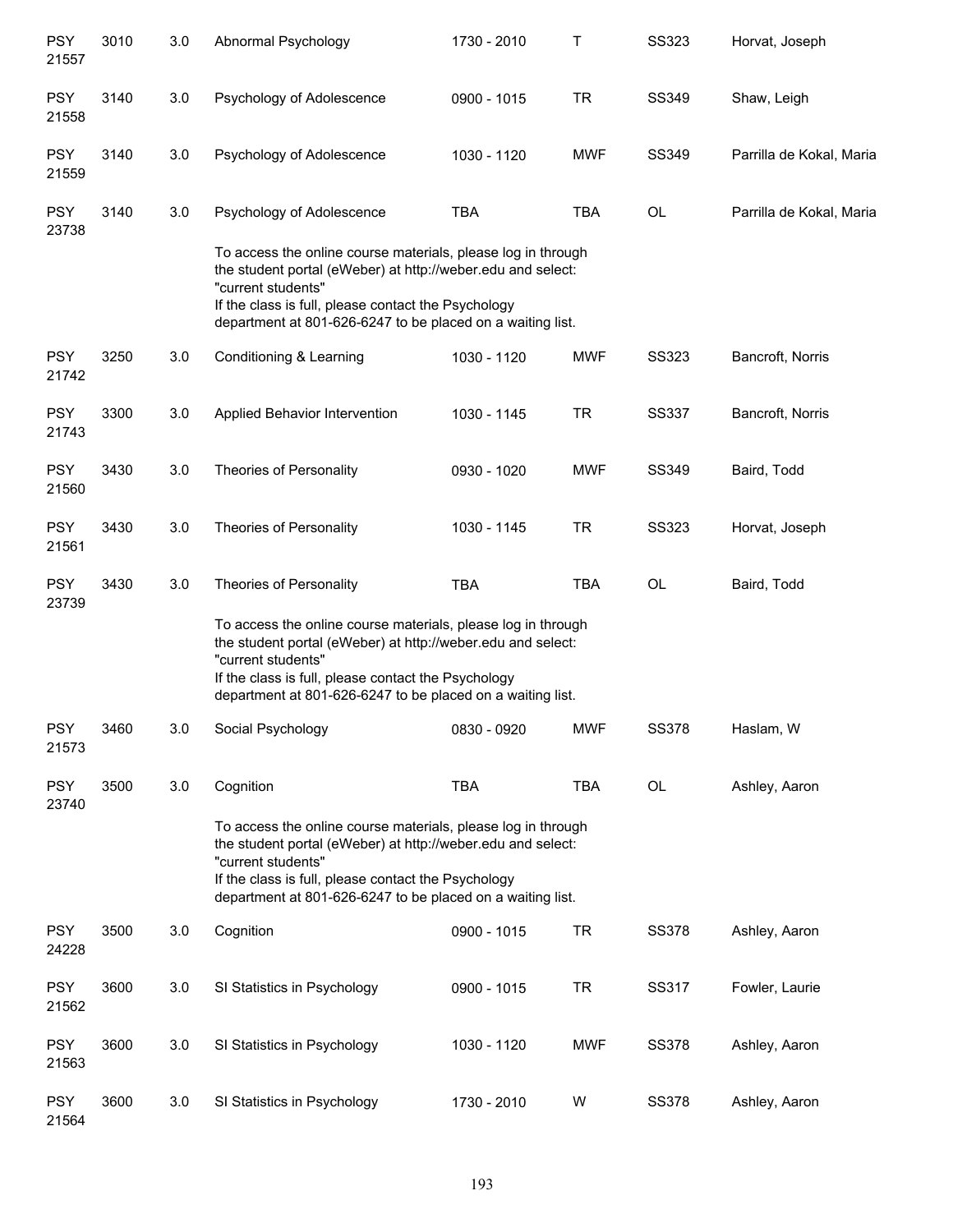| | | | | | | | |
|---|---|---|---|---|---|---|---|
| PSY 21557 | 3010 | 3.0 | Abnormal Psychology | 1730 - 2010 | T | SS323 | Horvat, Joseph |
| PSY 21558 | 3140 | 3.0 | Psychology of Adolescence | 0900 - 1015 | TR | SS349 | Shaw, Leigh |
| PSY 21559 | 3140 | 3.0 | Psychology of Adolescence | 1030 - 1120 | MWF | SS349 | Parrilla de Kokal, Maria |
| PSY 23738 | 3140 | 3.0 | Psychology of Adolescence | TBA | TBA | OL | Parrilla de Kokal, Maria |
| | | | To access the online course materials, please log in through the student portal (eWeber) at http://weber.edu and select: "current students" If the class is full, please contact the Psychology department at 801-626-6247 to be placed on a waiting list. | | | | |
| PSY 21742 | 3250 | 3.0 | Conditioning & Learning | 1030 - 1120 | MWF | SS323 | Bancroft, Norris |
| PSY 21743 | 3300 | 3.0 | Applied Behavior Intervention | 1030 - 1145 | TR | SS337 | Bancroft, Norris |
| PSY 21560 | 3430 | 3.0 | Theories of Personality | 0930 - 1020 | MWF | SS349 | Baird, Todd |
| PSY 21561 | 3430 | 3.0 | Theories of Personality | 1030 - 1145 | TR | SS323 | Horvat, Joseph |
| PSY 23739 | 3430 | 3.0 | Theories of Personality | TBA | TBA | OL | Baird, Todd |
| | | | To access the online course materials, please log in through the student portal (eWeber) at http://weber.edu and select: "current students" If the class is full, please contact the Psychology department at 801-626-6247 to be placed on a waiting list. | | | | |
| PSY 21573 | 3460 | 3.0 | Social Psychology | 0830 - 0920 | MWF | SS378 | Haslam, W |
| PSY 23740 | 3500 | 3.0 | Cognition | TBA | TBA | OL | Ashley, Aaron |
| | | | To access the online course materials, please log in through the student portal (eWeber) at http://weber.edu and select: "current students" If the class is full, please contact the Psychology department at 801-626-6247 to be placed on a waiting list. | | | | |
| PSY 24228 | 3500 | 3.0 | Cognition | 0900 - 1015 | TR | SS378 | Ashley, Aaron |
| PSY 21562 | 3600 | 3.0 | SI Statistics in Psychology | 0900 - 1015 | TR | SS317 | Fowler, Laurie |
| PSY 21563 | 3600 | 3.0 | SI Statistics in Psychology | 1030 - 1120 | MWF | SS378 | Ashley, Aaron |
| PSY 21564 | 3600 | 3.0 | SI Statistics in Psychology | 1730 - 2010 | W | SS378 | Ashley, Aaron |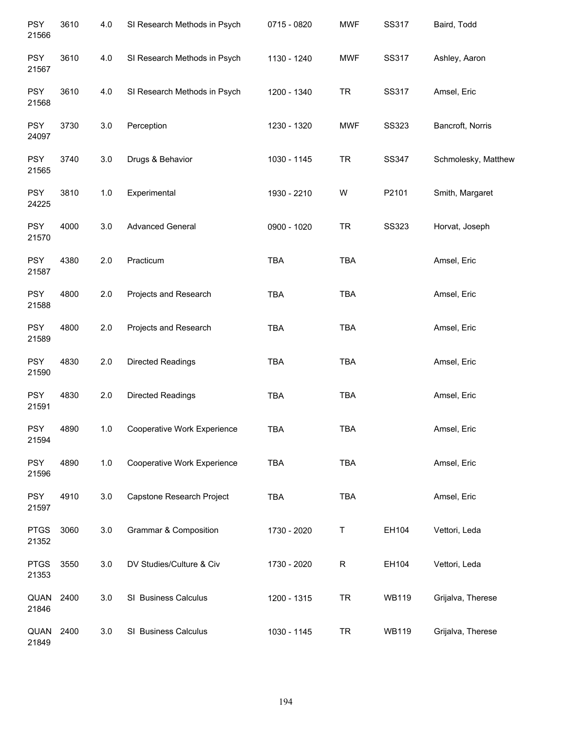| | | | | | | | |
|---|---|---|---|---|---|---|---|
| PSY 21566 | 3610 | 4.0 | SI Research Methods in Psych | 0715 - 0820 | MWF | SS317 | Baird, Todd |
| PSY 21567 | 3610 | 4.0 | SI Research Methods in Psych | 1130 - 1240 | MWF | SS317 | Ashley, Aaron |
| PSY 21568 | 3610 | 4.0 | SI Research Methods in Psych | 1200 - 1340 | TR | SS317 | Amsel, Eric |
| PSY 24097 | 3730 | 3.0 | Perception | 1230 - 1320 | MWF | SS323 | Bancroft, Norris |
| PSY 21565 | 3740 | 3.0 | Drugs & Behavior | 1030 - 1145 | TR | SS347 | Schmolesky, Matthew |
| PSY 24225 | 3810 | 1.0 | Experimental | 1930 - 2210 | W | P2101 | Smith, Margaret |
| PSY 21570 | 4000 | 3.0 | Advanced General | 0900 - 1020 | TR | SS323 | Horvat, Joseph |
| PSY 21587 | 4380 | 2.0 | Practicum | TBA | TBA | | Amsel, Eric |
| PSY 21588 | 4800 | 2.0 | Projects and Research | TBA | TBA | | Amsel, Eric |
| PSY 21589 | 4800 | 2.0 | Projects and Research | TBA | TBA | | Amsel, Eric |
| PSY 21590 | 4830 | 2.0 | Directed Readings | TBA | TBA | | Amsel, Eric |
| PSY 21591 | 4830 | 2.0 | Directed Readings | TBA | TBA | | Amsel, Eric |
| PSY 21594 | 4890 | 1.0 | Cooperative Work Experience | TBA | TBA | | Amsel, Eric |
| PSY 21596 | 4890 | 1.0 | Cooperative Work Experience | TBA | TBA | | Amsel, Eric |
| PSY 21597 | 4910 | 3.0 | Capstone Research Project | TBA | TBA | | Amsel, Eric |
| PTGS 21352 | 3060 | 3.0 | Grammar & Composition | 1730 - 2020 | T | EH104 | Vettori, Leda |
| PTGS 21353 | 3550 | 3.0 | DV Studies/Culture & Civ | 1730 - 2020 | R | EH104 | Vettori, Leda |
| QUAN 21846 | 2400 | 3.0 | SI Business Calculus | 1200 - 1315 | TR | WB119 | Grijalva, Therese |
| QUAN 21849 | 2400 | 3.0 | SI Business Calculus | 1030 - 1145 | TR | WB119 | Grijalva, Therese |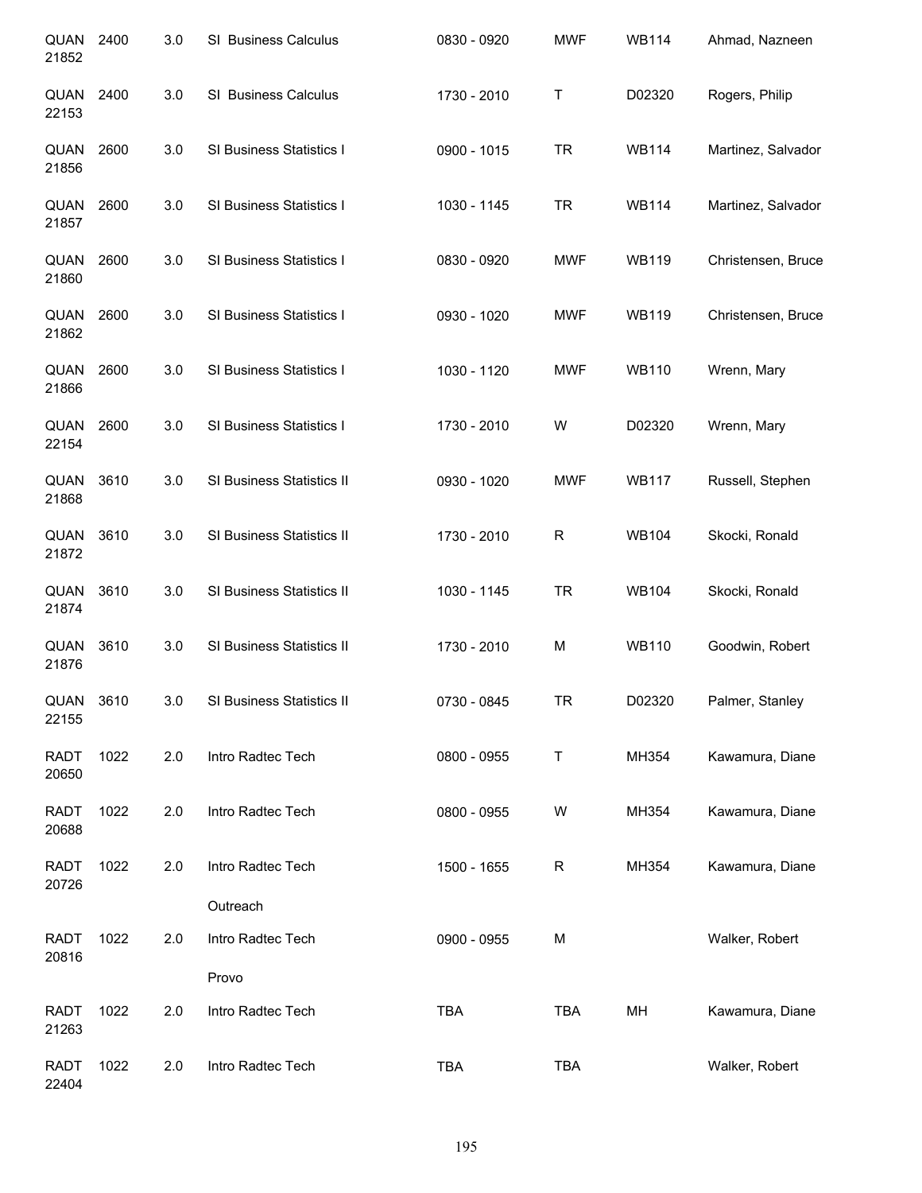| | | | | | | | |
|---|---|---|---|---|---|---|---|
| QUAN 21852 | 2400 | 3.0 | SI Business Calculus | 0830 - 0920 | MWF | WB114 | Ahmad, Nazneen |
| QUAN 22153 | 2400 | 3.0 | SI Business Calculus | 1730 - 2010 | T | D02320 | Rogers, Philip |
| QUAN 21856 | 2600 | 3.0 | SI Business Statistics I | 0900 - 1015 | TR | WB114 | Martinez, Salvador |
| QUAN 21857 | 2600 | 3.0 | SI Business Statistics I | 1030 - 1145 | TR | WB114 | Martinez, Salvador |
| QUAN 21860 | 2600 | 3.0 | SI Business Statistics I | 0830 - 0920 | MWF | WB119 | Christensen, Bruce |
| QUAN 21862 | 2600 | 3.0 | SI Business Statistics I | 0930 - 1020 | MWF | WB119 | Christensen, Bruce |
| QUAN 21866 | 2600 | 3.0 | SI Business Statistics I | 1030 - 1120 | MWF | WB110 | Wrenn, Mary |
| QUAN 22154 | 2600 | 3.0 | SI Business Statistics I | 1730 - 2010 | W | D02320 | Wrenn, Mary |
| QUAN 21868 | 3610 | 3.0 | SI Business Statistics II | 0930 - 1020 | MWF | WB117 | Russell, Stephen |
| QUAN 21872 | 3610 | 3.0 | SI Business Statistics II | 1730 - 2010 | R | WB104 | Skocki, Ronald |
| QUAN 21874 | 3610 | 3.0 | SI Business Statistics II | 1030 - 1145 | TR | WB104 | Skocki, Ronald |
| QUAN 21876 | 3610 | 3.0 | SI Business Statistics II | 1730 - 2010 | M | WB110 | Goodwin, Robert |
| QUAN 22155 | 3610 | 3.0 | SI Business Statistics II | 0730 - 0845 | TR | D02320 | Palmer, Stanley |
| RADT 20650 | 1022 | 2.0 | Intro Radtec Tech | 0800 - 0955 | T | MH354 | Kawamura, Diane |
| RADT 20688 | 1022 | 2.0 | Intro Radtec Tech | 0800 - 0955 | W | MH354 | Kawamura, Diane |
| RADT 20726 | 1022 | 2.0 | Intro Radtec Tech<br>Outreach | 1500 - 1655 | R | MH354 | Kawamura, Diane |
| RADT 20816 | 1022 | 2.0 | Intro Radtec Tech<br>Provo | 0900 - 0955 | M | | Walker, Robert |
| RADT 21263 | 1022 | 2.0 | Intro Radtec Tech | TBA | TBA | MH | Kawamura, Diane |
| RADT 22404 | 1022 | 2.0 | Intro Radtec Tech | TBA | TBA | | Walker, Robert |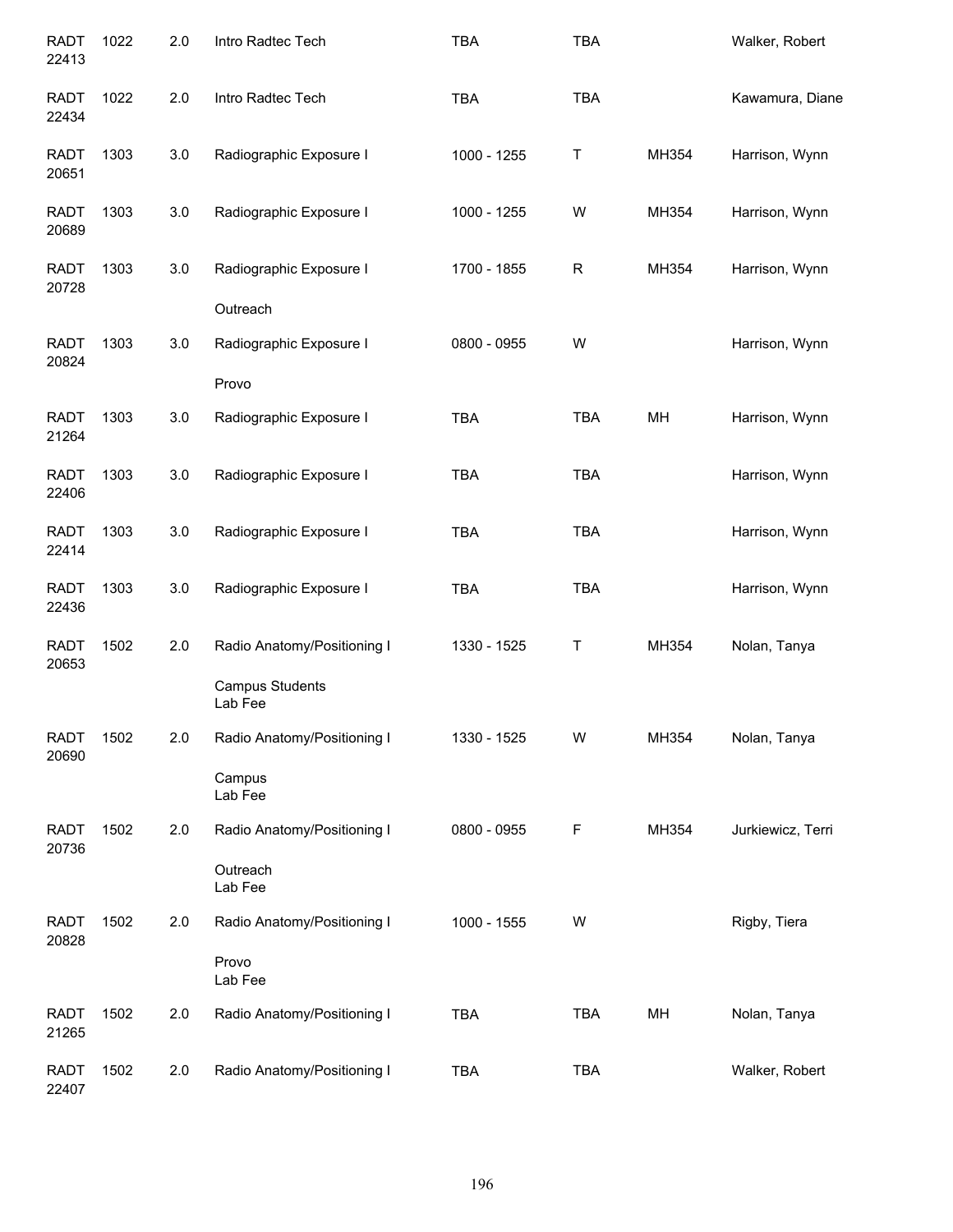| | | | | | | | |
|---|---|---|---|---|---|---|---|
| RADT 22413 | 1022 | 2.0 | Intro Radtec Tech | TBA | TBA | | Walker, Robert |
| RADT 22434 | 1022 | 2.0 | Intro Radtec Tech | TBA | TBA | | Kawamura, Diane |
| RADT 20651 | 1303 | 3.0 | Radiographic Exposure I | 1000 - 1255 | T | MH354 | Harrison, Wynn |
| RADT 20689 | 1303 | 3.0 | Radiographic Exposure I | 1000 - 1255 | W | MH354 | Harrison, Wynn |
| RADT 20728 | 1303 | 3.0 | Radiographic Exposure I<br>Outreach | 1700 - 1855 | R | MH354 | Harrison, Wynn |
| RADT 20824 | 1303 | 3.0 | Radiographic Exposure I<br>Provo | 0800 - 0955 | W | | Harrison, Wynn |
| RADT 21264 | 1303 | 3.0 | Radiographic Exposure I | TBA | TBA | MH | Harrison, Wynn |
| RADT 22406 | 1303 | 3.0 | Radiographic Exposure I | TBA | TBA | | Harrison, Wynn |
| RADT 22414 | 1303 | 3.0 | Radiographic Exposure I | TBA | TBA | | Harrison, Wynn |
| RADT 22436 | 1303 | 3.0 | Radiographic Exposure I | TBA | TBA | | Harrison, Wynn |
| RADT 20653 | 1502 | 2.0 | Radio Anatomy/Positioning I<br>Campus Students<br>Lab Fee | 1330 - 1525 | T | MH354 | Nolan, Tanya |
| RADT 20690 | 1502 | 2.0 | Radio Anatomy/Positioning I<br>Campus<br>Lab Fee | 1330 - 1525 | W | MH354 | Nolan, Tanya |
| RADT 20736 | 1502 | 2.0 | Radio Anatomy/Positioning I<br>Outreach<br>Lab Fee | 0800 - 0955 | F | MH354 | Jurkiewicz, Terri |
| RADT 20828 | 1502 | 2.0 | Radio Anatomy/Positioning I<br>Provo<br>Lab Fee | 1000 - 1555 | W | | Rigby, Tiera |
| RADT 21265 | 1502 | 2.0 | Radio Anatomy/Positioning I | TBA | TBA | MH | Nolan, Tanya |
| RADT 22407 | 1502 | 2.0 | Radio Anatomy/Positioning I | TBA | TBA | | Walker, Robert |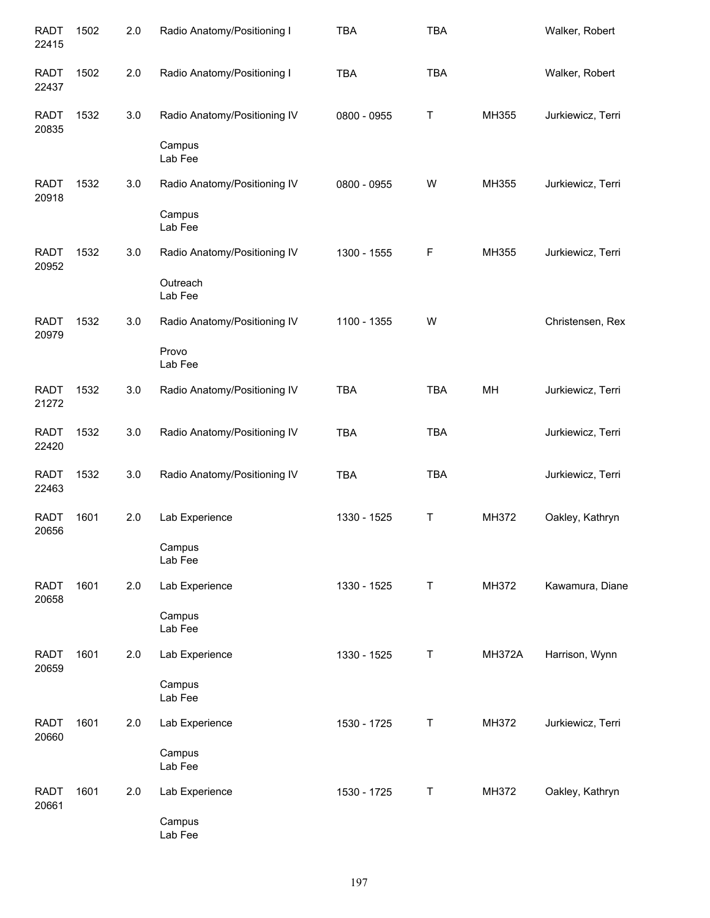| | | | | | | | |
|---|---|---|---|---|---|---|---|
| RADT 22415 | 1502 | 2.0 | Radio Anatomy/Positioning I | TBA | TBA | | Walker, Robert |
| RADT 22437 | 1502 | 2.0 | Radio Anatomy/Positioning I | TBA | TBA | | Walker, Robert |
| RADT 20835 | 1532 | 3.0 | Radio Anatomy/Positioning IV<br>Campus<br>Lab Fee | 0800 - 0955 | T | MH355 | Jurkiewicz, Terri |
| RADT 20918 | 1532 | 3.0 | Radio Anatomy/Positioning IV<br>Campus<br>Lab Fee | 0800 - 0955 | W | MH355 | Jurkiewicz, Terri |
| RADT 20952 | 1532 | 3.0 | Radio Anatomy/Positioning IV<br>Outreach<br>Lab Fee | 1300 - 1555 | F | MH355 | Jurkiewicz, Terri |
| RADT 20979 | 1532 | 3.0 | Radio Anatomy/Positioning IV<br>Provo<br>Lab Fee | 1100 - 1355 | W | | Christensen, Rex |
| RADT 21272 | 1532 | 3.0 | Radio Anatomy/Positioning IV | TBA | TBA | MH | Jurkiewicz, Terri |
| RADT 22420 | 1532 | 3.0 | Radio Anatomy/Positioning IV | TBA | TBA | | Jurkiewicz, Terri |
| RADT 22463 | 1532 | 3.0 | Radio Anatomy/Positioning IV | TBA | TBA | | Jurkiewicz, Terri |
| RADT 20656 | 1601 | 2.0 | Lab Experience<br>Campus<br>Lab Fee | 1330 - 1525 | T | MH372 | Oakley, Kathryn |
| RADT 20658 | 1601 | 2.0 | Lab Experience<br>Campus<br>Lab Fee | 1330 - 1525 | T | MH372 | Kawamura, Diane |
| RADT 20659 | 1601 | 2.0 | Lab Experience<br>Campus<br>Lab Fee | 1330 - 1525 | T | MH372A | Harrison, Wynn |
| RADT 20660 | 1601 | 2.0 | Lab Experience<br>Campus<br>Lab Fee | 1530 - 1725 | T | MH372 | Jurkiewicz, Terri |
| RADT 20661 | 1601 | 2.0 | Lab Experience<br>Campus<br>Lab Fee | 1530 - 1725 | T | MH372 | Oakley, Kathryn |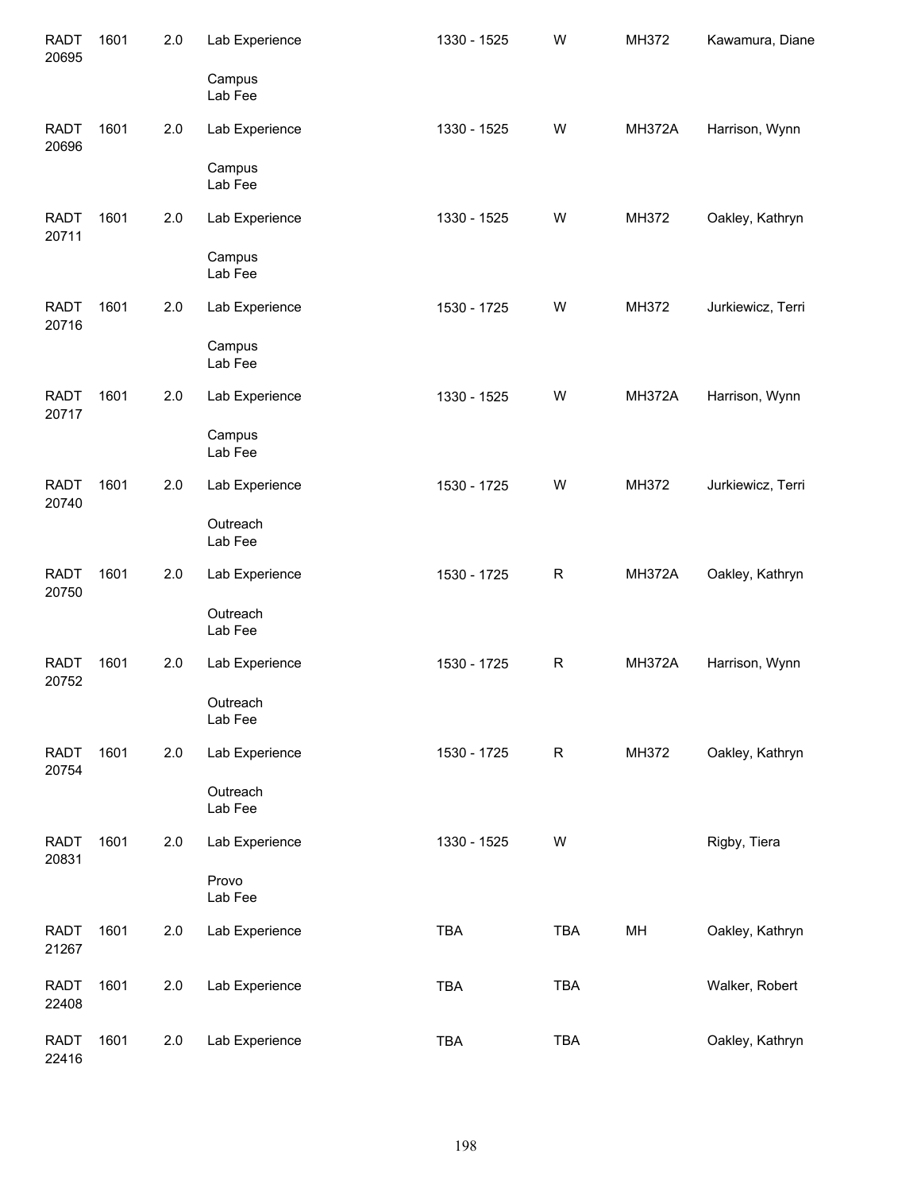| | | | | | | | |
|---|---|---|---|---|---|---|---|
| RADT 20695 | 1601 | 2.0 | Lab Experience<br>Campus<br>Lab Fee | 1330 - 1525 | W | MH372 | Kawamura, Diane |
| RADT 20696 | 1601 | 2.0 | Lab Experience<br>Campus<br>Lab Fee | 1330 - 1525 | W | MH372A | Harrison, Wynn |
| RADT 20711 | 1601 | 2.0 | Lab Experience<br>Campus<br>Lab Fee | 1330 - 1525 | W | MH372 | Oakley, Kathryn |
| RADT 20716 | 1601 | 2.0 | Lab Experience<br>Campus<br>Lab Fee | 1530 - 1725 | W | MH372 | Jurkiewicz, Terri |
| RADT 20717 | 1601 | 2.0 | Lab Experience<br>Campus<br>Lab Fee | 1330 - 1525 | W | MH372A | Harrison, Wynn |
| RADT 20740 | 1601 | 2.0 | Lab Experience<br>Outreach<br>Lab Fee | 1530 - 1725 | W | MH372 | Jurkiewicz, Terri |
| RADT 20750 | 1601 | 2.0 | Lab Experience<br>Outreach<br>Lab Fee | 1530 - 1725 | R | MH372A | Oakley, Kathryn |
| RADT 20752 | 1601 | 2.0 | Lab Experience<br>Outreach<br>Lab Fee | 1530 - 1725 | R | MH372A | Harrison, Wynn |
| RADT 20754 | 1601 | 2.0 | Lab Experience<br>Outreach<br>Lab Fee | 1530 - 1725 | R | MH372 | Oakley, Kathryn |
| RADT 20831 | 1601 | 2.0 | Lab Experience<br>Provo<br>Lab Fee | 1330 - 1525 | W | | Rigby, Tiera |
| RADT 21267 | 1601 | 2.0 | Lab Experience | TBA | TBA | MH | Oakley, Kathryn |
| RADT 22408 | 1601 | 2.0 | Lab Experience | TBA | TBA | | Walker, Robert |
| RADT 22416 | 1601 | 2.0 | Lab Experience | TBA | TBA | | Oakley, Kathryn |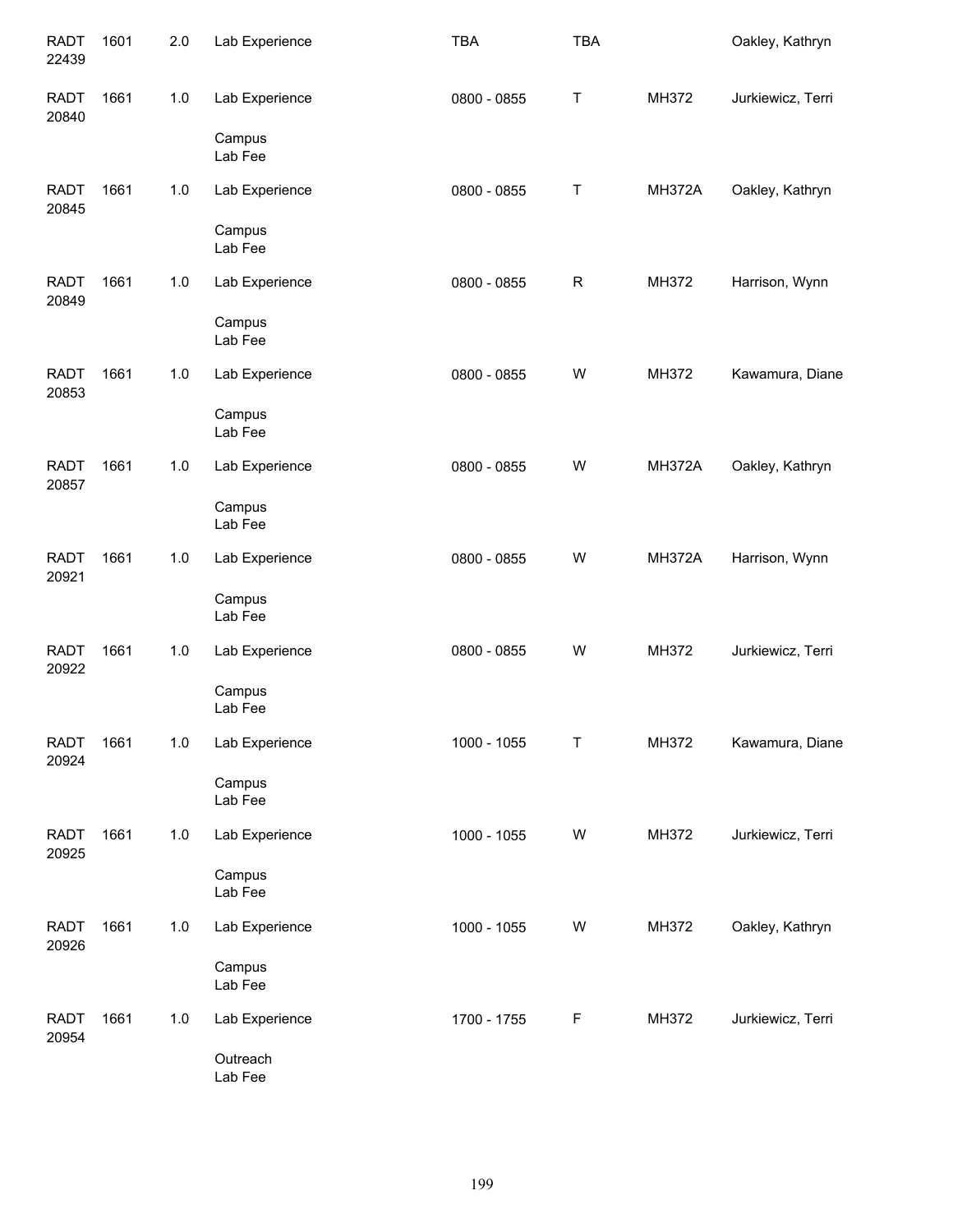| | | | | | | | |
|---|---|---|---|---|---|---|---|
| RADT 22439 | 1601 | 2.0 | Lab Experience | TBA | TBA | | Oakley, Kathryn |
| RADT 20840 | 1661 | 1.0 | Lab Experience<br>Campus<br>Lab Fee | 0800 - 0855 | T | MH372 | Jurkiewicz, Terri |
| RADT 20845 | 1661 | 1.0 | Lab Experience<br>Campus<br>Lab Fee | 0800 - 0855 | T | MH372A | Oakley, Kathryn |
| RADT 20849 | 1661 | 1.0 | Lab Experience<br>Campus<br>Lab Fee | 0800 - 0855 | R | MH372 | Harrison, Wynn |
| RADT 20853 | 1661 | 1.0 | Lab Experience<br>Campus<br>Lab Fee | 0800 - 0855 | W | MH372 | Kawamura, Diane |
| RADT 20857 | 1661 | 1.0 | Lab Experience<br>Campus<br>Lab Fee | 0800 - 0855 | W | MH372A | Oakley, Kathryn |
| RADT 20921 | 1661 | 1.0 | Lab Experience<br>Campus<br>Lab Fee | 0800 - 0855 | W | MH372A | Harrison, Wynn |
| RADT 20922 | 1661 | 1.0 | Lab Experience<br>Campus<br>Lab Fee | 0800 - 0855 | W | MH372 | Jurkiewicz, Terri |
| RADT 20924 | 1661 | 1.0 | Lab Experience<br>Campus<br>Lab Fee | 1000 - 1055 | T | MH372 | Kawamura, Diane |
| RADT 20925 | 1661 | 1.0 | Lab Experience<br>Campus<br>Lab Fee | 1000 - 1055 | W | MH372 | Jurkiewicz, Terri |
| RADT 20926 | 1661 | 1.0 | Lab Experience<br>Campus<br>Lab Fee | 1000 - 1055 | W | MH372 | Oakley, Kathryn |
| RADT 20954 | 1661 | 1.0 | Lab Experience<br>Outreach<br>Lab Fee | 1700 - 1755 | F | MH372 | Jurkiewicz, Terri |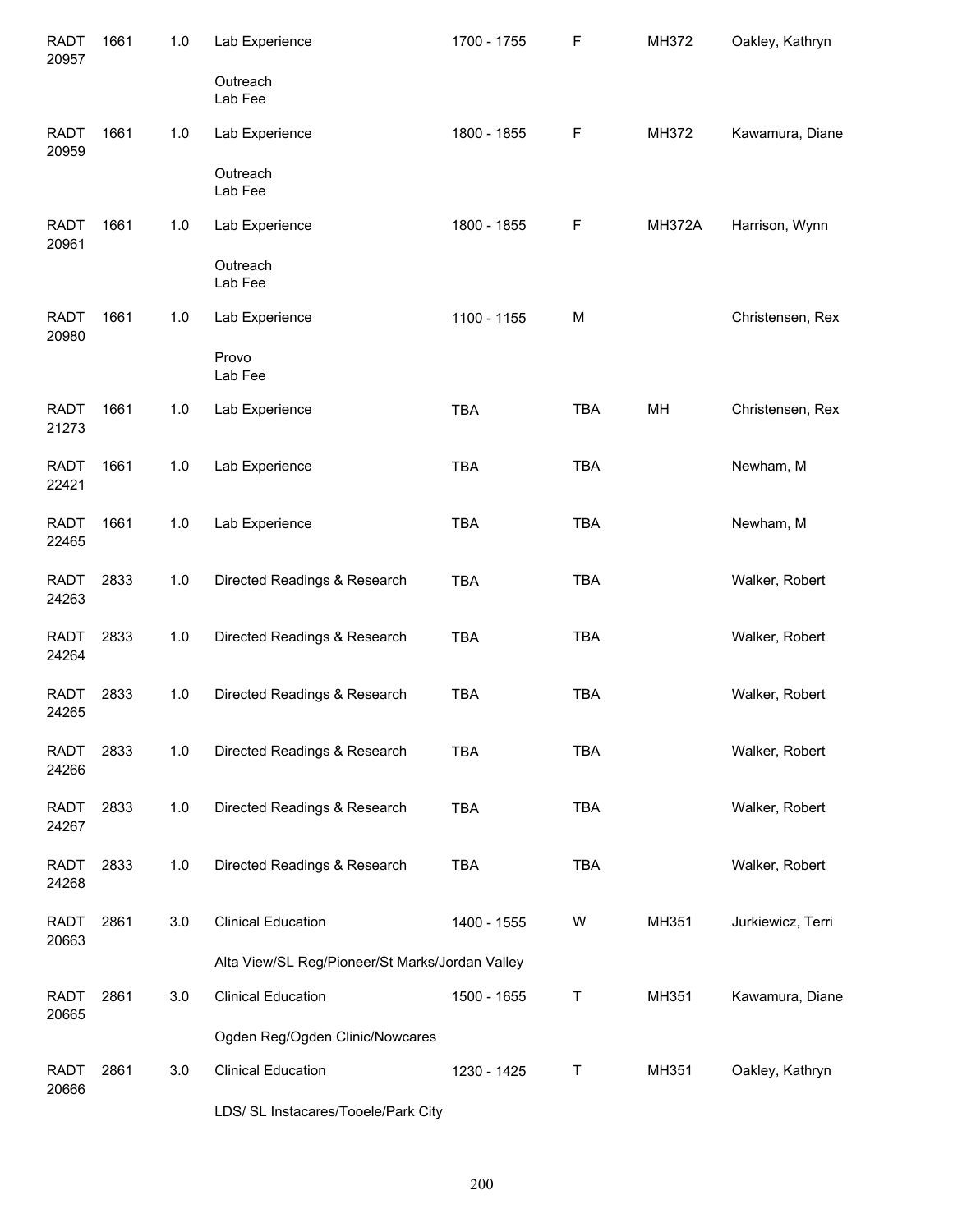| | | | | | | | |
|---|---|---|---|---|---|---|---|
| RADT 20957 | 1661 | 1.0 | Lab Experience | 1700 - 1755 | F | MH372 | Oakley, Kathryn |
| | | | Outreach<br>Lab Fee | | | | |
| RADT 20959 | 1661 | 1.0 | Lab Experience | 1800 - 1855 | F | MH372 | Kawamura, Diane |
| | | | Outreach<br>Lab Fee | | | | |
| RADT 20961 | 1661 | 1.0 | Lab Experience | 1800 - 1855 | F | MH372A | Harrison, Wynn |
| | | | Outreach<br>Lab Fee | | | | |
| RADT 20980 | 1661 | 1.0 | Lab Experience | 1100 - 1155 | M | | Christensen, Rex |
| | | | Provo<br>Lab Fee | | | | |
| RADT 21273 | 1661 | 1.0 | Lab Experience | TBA | TBA | MH | Christensen, Rex |
| RADT 22421 | 1661 | 1.0 | Lab Experience | TBA | TBA | | Newham, M |
| RADT 22465 | 1661 | 1.0 | Lab Experience | TBA | TBA | | Newham, M |
| RADT 24263 | 2833 | 1.0 | Directed Readings & Research | TBA | TBA | | Walker, Robert |
| RADT 24264 | 2833 | 1.0 | Directed Readings & Research | TBA | TBA | | Walker, Robert |
| RADT 24265 | 2833 | 1.0 | Directed Readings & Research | TBA | TBA | | Walker, Robert |
| RADT 24266 | 2833 | 1.0 | Directed Readings & Research | TBA | TBA | | Walker, Robert |
| RADT 24267 | 2833 | 1.0 | Directed Readings & Research | TBA | TBA | | Walker, Robert |
| RADT 24268 | 2833 | 1.0 | Directed Readings & Research | TBA | TBA | | Walker, Robert |
| RADT 20663 | 2861 | 3.0 | Clinical Education | 1400 - 1555 | W | MH351 | Jurkiewicz, Terri |
| | | | Alta View/SL Reg/Pioneer/St Marks/Jordan Valley | | | | |
| RADT 20665 | 2861 | 3.0 | Clinical Education | 1500 - 1655 | T | MH351 | Kawamura, Diane |
| | | | Ogden Reg/Ogden Clinic/Nowcares | | | | |
| RADT 20666 | 2861 | 3.0 | Clinical Education | 1230 - 1425 | T | MH351 | Oakley, Kathryn |
| | | | LDS/ SL Instacares/Tooele/Park City | | | | |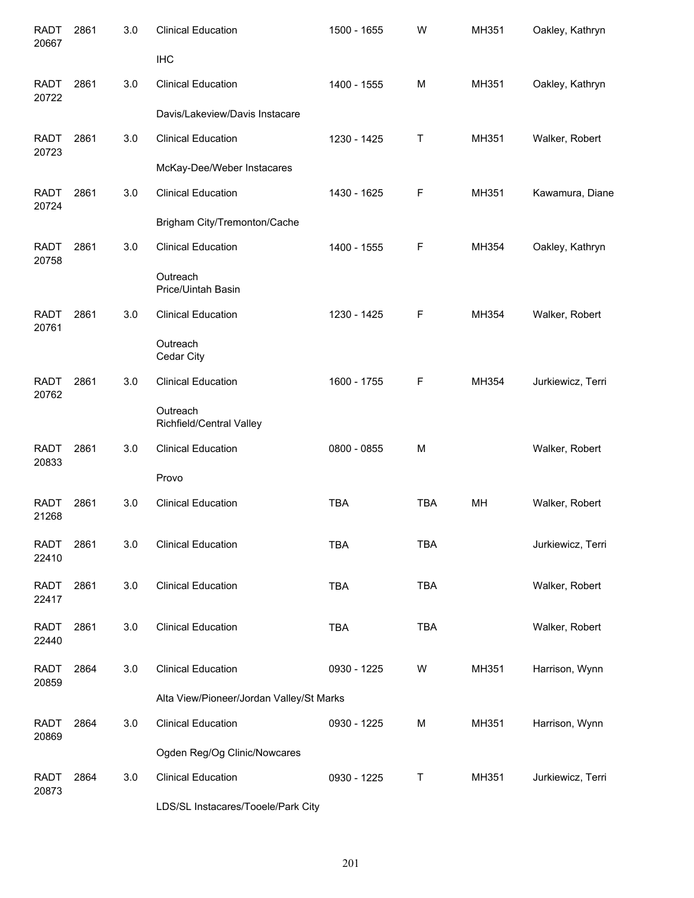| | | | | | | | |
|---|---|---|---|---|---|---|---|
| RADT 20667 | 2861 | 3.0 | Clinical Education | 1500 - 1655 | W | MH351 | Oakley, Kathryn |
| | | | IHC | | | | |
| RADT 20722 | 2861 | 3.0 | Clinical Education | 1400 - 1555 | M | MH351 | Oakley, Kathryn |
| | | | Davis/Lakeview/Davis Instacare | | | | |
| RADT 20723 | 2861 | 3.0 | Clinical Education | 1230 - 1425 | T | MH351 | Walker, Robert |
| | | | McKay-Dee/Weber Instacares | | | | |
| RADT 20724 | 2861 | 3.0 | Clinical Education | 1430 - 1625 | F | MH351 | Kawamura, Diane |
| | | | Brigham City/Tremonton/Cache | | | | |
| RADT 20758 | 2861 | 3.0 | Clinical Education | 1400 - 1555 | F | MH354 | Oakley, Kathryn |
| | | | Outreach Price/Uintah Basin | | | | |
| RADT 20761 | 2861 | 3.0 | Clinical Education | 1230 - 1425 | F | MH354 | Walker, Robert |
| | | | Outreach Cedar City | | | | |
| RADT 20762 | 2861 | 3.0 | Clinical Education | 1600 - 1755 | F | MH354 | Jurkiewicz, Terri |
| | | | Outreach Richfield/Central Valley | | | | |
| RADT 20833 | 2861 | 3.0 | Clinical Education | 0800 - 0855 | M | | Walker, Robert |
| | | | Provo | | | | |
| RADT 21268 | 2861 | 3.0 | Clinical Education | TBA | TBA | MH | Walker, Robert |
| RADT 22410 | 2861 | 3.0 | Clinical Education | TBA | TBA | | Jurkiewicz, Terri |
| RADT 22417 | 2861 | 3.0 | Clinical Education | TBA | TBA | | Walker, Robert |
| RADT 22440 | 2861 | 3.0 | Clinical Education | TBA | TBA | | Walker, Robert |
| RADT 20859 | 2864 | 3.0 | Clinical Education | 0930 - 1225 | W | MH351 | Harrison, Wynn |
| | | | Alta View/Pioneer/Jordan Valley/St Marks | | | | |
| RADT 20869 | 2864 | 3.0 | Clinical Education | 0930 - 1225 | M | MH351 | Harrison, Wynn |
| | | | Ogden Reg/Og Clinic/Nowcares | | | | |
| RADT 20873 | 2864 | 3.0 | Clinical Education | 0930 - 1225 | T | MH351 | Jurkiewicz, Terri |
| | | | LDS/SL Instacares/Tooele/Park City | | | | |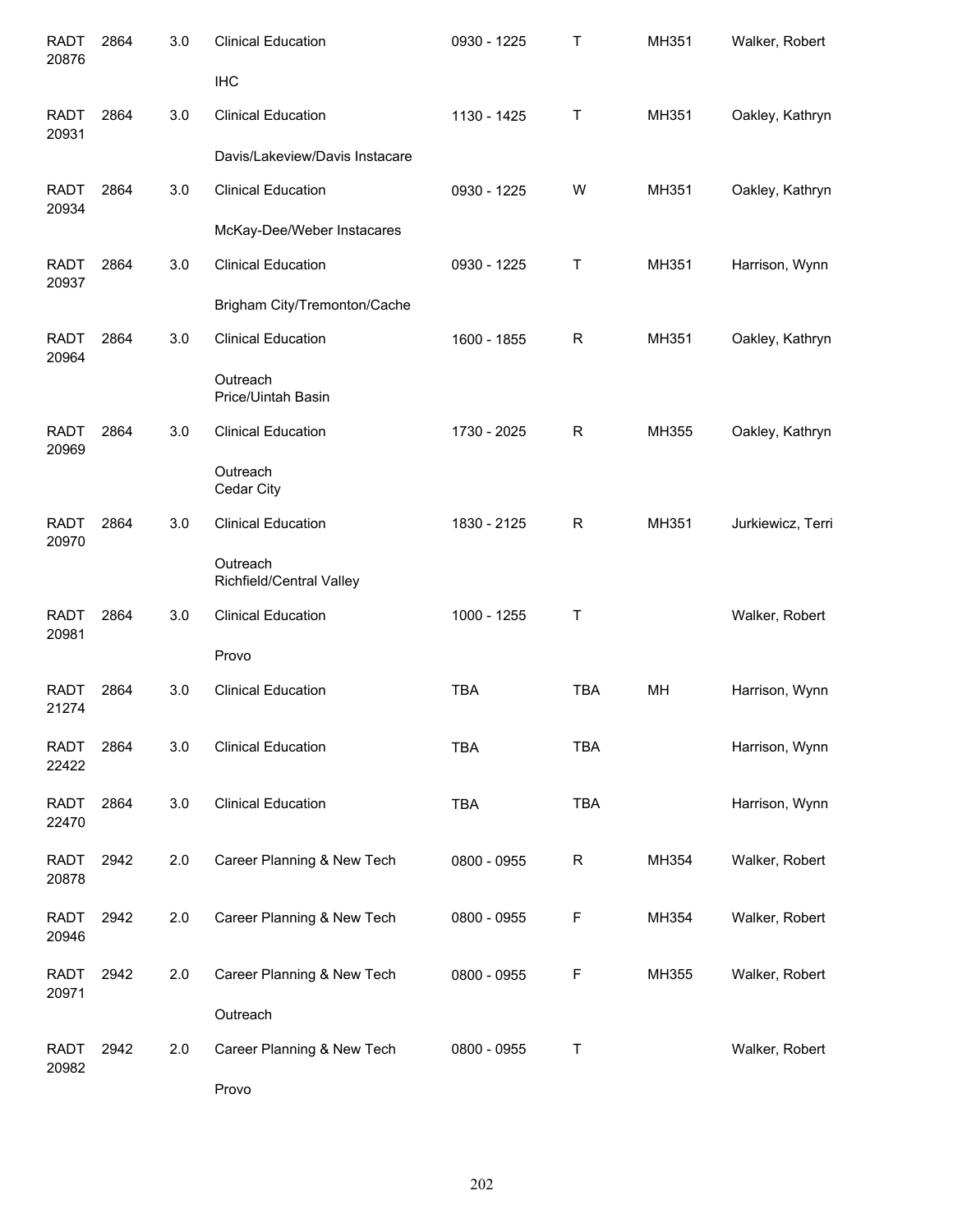| | | | | | | | |
|---|---|---|---|---|---|---|---|
| RADT 20876 | 2864 | 3.0 | Clinical Education | 0930 - 1225 | T | MH351 | Walker, Robert |
| | | | IHC | | | | |
| RADT 20931 | 2864 | 3.0 | Clinical Education | 1130 - 1425 | T | MH351 | Oakley, Kathryn |
| | | | Davis/Lakeview/Davis Instacare | | | | |
| RADT 20934 | 2864 | 3.0 | Clinical Education | 0930 - 1225 | W | MH351 | Oakley, Kathryn |
| | | | McKay-Dee/Weber Instacares | | | | |
| RADT 20937 | 2864 | 3.0 | Clinical Education | 0930 - 1225 | T | MH351 | Harrison, Wynn |
| | | | Brigham City/Tremonton/Cache | | | | |
| RADT 20964 | 2864 | 3.0 | Clinical Education | 1600 - 1855 | R | MH351 | Oakley, Kathryn |
| | | | Outreach Price/Uintah Basin | | | | |
| RADT 20969 | 2864 | 3.0 | Clinical Education | 1730 - 2025 | R | MH355 | Oakley, Kathryn |
| | | | Outreach Cedar City | | | | |
| RADT 20970 | 2864 | 3.0 | Clinical Education | 1830 - 2125 | R | MH351 | Jurkiewicz, Terri |
| | | | Outreach Richfield/Central Valley | | | | |
| RADT 20981 | 2864 | 3.0 | Clinical Education | 1000 - 1255 | T | | Walker, Robert |
| | | | Provo | | | | |
| RADT 21274 | 2864 | 3.0 | Clinical Education | TBA | TBA | MH | Harrison, Wynn |
| RADT 22422 | 2864 | 3.0 | Clinical Education | TBA | TBA | | Harrison, Wynn |
| RADT 22470 | 2864 | 3.0 | Clinical Education | TBA | TBA | | Harrison, Wynn |
| RADT 20878 | 2942 | 2.0 | Career Planning & New Tech | 0800 - 0955 | R | MH354 | Walker, Robert |
| RADT 20946 | 2942 | 2.0 | Career Planning & New Tech | 0800 - 0955 | F | MH354 | Walker, Robert |
| RADT 20971 | 2942 | 2.0 | Career Planning & New Tech | 0800 - 0955 | F | MH355 | Walker, Robert |
| | | | Outreach | | | | |
| RADT 20982 | 2942 | 2.0 | Career Planning & New Tech | 0800 - 0955 | T | | Walker, Robert |
| | | | Provo | | | | |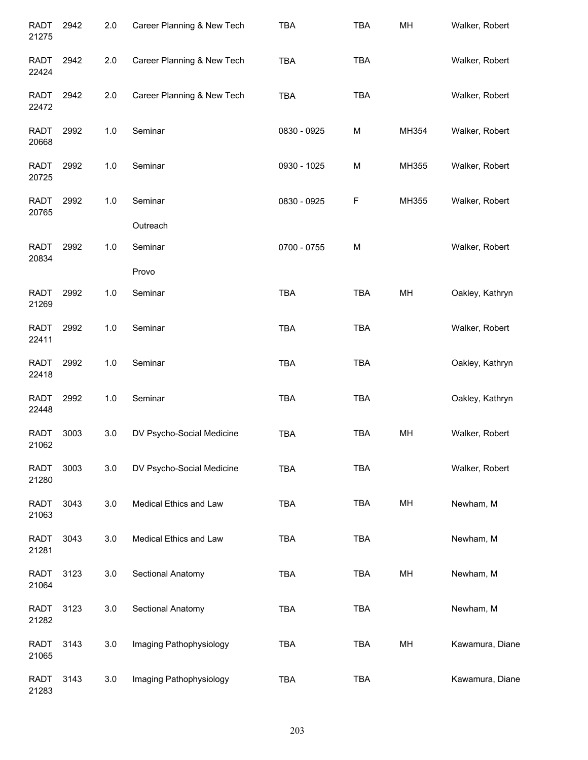| | | | | | | | |
|---|---|---|---|---|---|---|---|
| RADT 21275 | 2942 | 2.0 | Career Planning & New Tech | TBA | TBA | MH | Walker, Robert |
| RADT 22424 | 2942 | 2.0 | Career Planning & New Tech | TBA | TBA | | Walker, Robert |
| RADT 22472 | 2942 | 2.0 | Career Planning & New Tech | TBA | TBA | | Walker, Robert |
| RADT 20668 | 2992 | 1.0 | Seminar | 0830 - 0925 | M | MH354 | Walker, Robert |
| RADT 20725 | 2992 | 1.0 | Seminar | 0930 - 1025 | M | MH355 | Walker, Robert |
| RADT 20765 | 2992 | 1.0 | Seminar<br>Outreach | 0830 - 0925 | F | MH355 | Walker, Robert |
| RADT 20834 | 2992 | 1.0 | Seminar<br>Provo | 0700 - 0755 | M | | Walker, Robert |
| RADT 21269 | 2992 | 1.0 | Seminar | TBA | TBA | MH | Oakley, Kathryn |
| RADT 22411 | 2992 | 1.0 | Seminar | TBA | TBA | | Walker, Robert |
| RADT 22418 | 2992 | 1.0 | Seminar | TBA | TBA | | Oakley, Kathryn |
| RADT 22448 | 2992 | 1.0 | Seminar | TBA | TBA | | Oakley, Kathryn |
| RADT 21062 | 3003 | 3.0 | DV Psycho-Social Medicine | TBA | TBA | MH | Walker, Robert |
| RADT 21280 | 3003 | 3.0 | DV Psycho-Social Medicine | TBA | TBA | | Walker, Robert |
| RADT 21063 | 3043 | 3.0 | Medical Ethics and Law | TBA | TBA | MH | Newham, M |
| RADT 21281 | 3043 | 3.0 | Medical Ethics and Law | TBA | TBA | | Newham, M |
| RADT 21064 | 3123 | 3.0 | Sectional Anatomy | TBA | TBA | MH | Newham, M |
| RADT 21282 | 3123 | 3.0 | Sectional Anatomy | TBA | TBA | | Newham, M |
| RADT 21065 | 3143 | 3.0 | Imaging Pathophysiology | TBA | TBA | MH | Kawamura, Diane |
| RADT 21283 | 3143 | 3.0 | Imaging Pathophysiology | TBA | TBA | | Kawamura, Diane |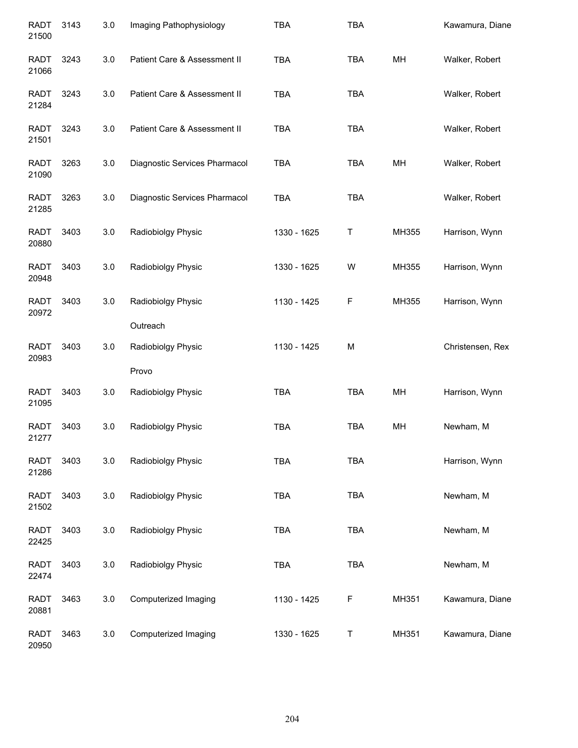| | | | | | | | |
|---|---|---|---|---|---|---|---|
| RADT 21500 | 3143 | 3.0 | Imaging Pathophysiology | TBA | TBA | | Kawamura, Diane |
| RADT 21066 | 3243 | 3.0 | Patient Care & Assessment II | TBA | TBA | MH | Walker, Robert |
| RADT 21284 | 3243 | 3.0 | Patient Care & Assessment II | TBA | TBA | | Walker, Robert |
| RADT 21501 | 3243 | 3.0 | Patient Care & Assessment II | TBA | TBA | | Walker, Robert |
| RADT 21090 | 3263 | 3.0 | Diagnostic Services Pharmacol | TBA | TBA | MH | Walker, Robert |
| RADT 21285 | 3263 | 3.0 | Diagnostic Services Pharmacol | TBA | TBA | | Walker, Robert |
| RADT 20880 | 3403 | 3.0 | Radiobiolgy Physic | 1330 - 1625 | T | MH355 | Harrison, Wynn |
| RADT 20948 | 3403 | 3.0 | Radiobiolgy Physic | 1330 - 1625 | W | MH355 | Harrison, Wynn |
| RADT 20972 | 3403 | 3.0 | Radiobiolgy Physic<br>Outreach | 1130 - 1425 | F | MH355 | Harrison, Wynn |
| RADT 20983 | 3403 | 3.0 | Radiobiolgy Physic<br>Provo | 1130 - 1425 | M | | Christensen, Rex |
| RADT 21095 | 3403 | 3.0 | Radiobiolgy Physic | TBA | TBA | MH | Harrison, Wynn |
| RADT 21277 | 3403 | 3.0 | Radiobiolgy Physic | TBA | TBA | MH | Newham, M |
| RADT 21286 | 3403 | 3.0 | Radiobiolgy Physic | TBA | TBA | | Harrison, Wynn |
| RADT 21502 | 3403 | 3.0 | Radiobiolgy Physic | TBA | TBA | | Newham, M |
| RADT 22425 | 3403 | 3.0 | Radiobiolgy Physic | TBA | TBA | | Newham, M |
| RADT 22474 | 3403 | 3.0 | Radiobiolgy Physic | TBA | TBA | | Newham, M |
| RADT 20881 | 3463 | 3.0 | Computerized Imaging | 1130 - 1425 | F | MH351 | Kawamura, Diane |
| RADT 20950 | 3463 | 3.0 | Computerized Imaging | 1330 - 1625 | T | MH351 | Kawamura, Diane |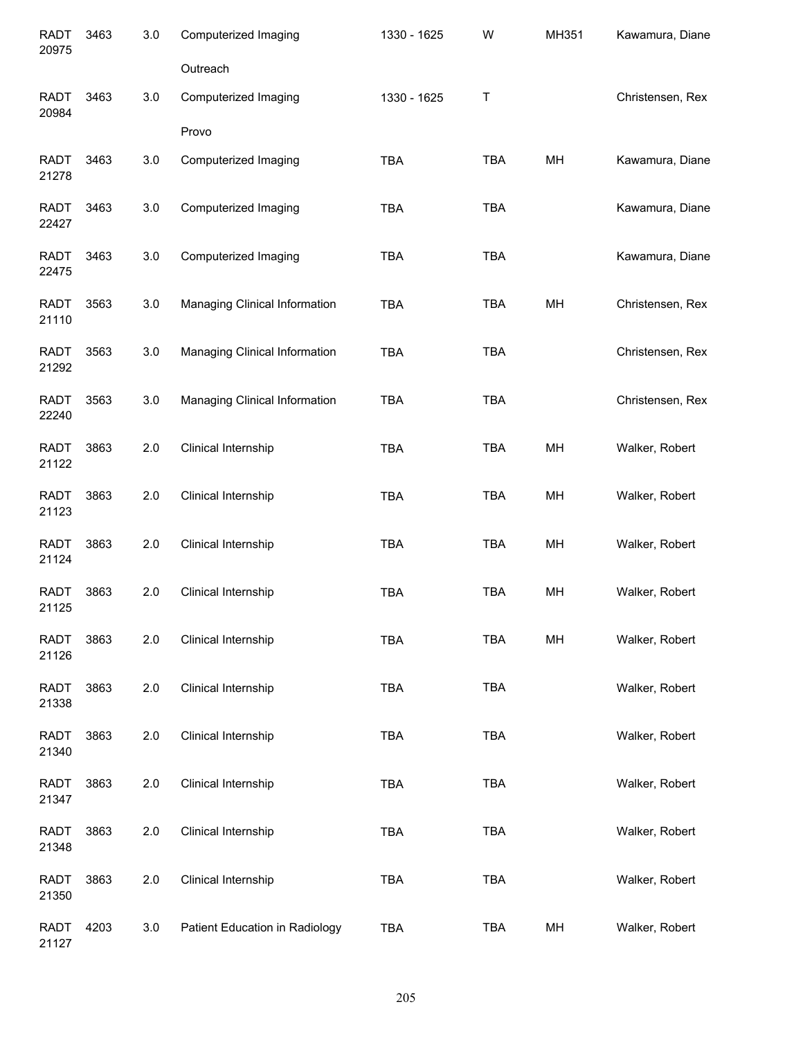| | | | | | | | |
|---|---|---|---|---|---|---|---|
| RADT 20975 | 3463 | 3.0 | Computerized Imaging<br>Outreach | 1330 - 1625 | W | MH351 | Kawamura, Diane |
| RADT 20984 | 3463 | 3.0 | Computerized Imaging<br>Provo | 1330 - 1625 | T | | Christensen, Rex |
| RADT 21278 | 3463 | 3.0 | Computerized Imaging | TBA | TBA | MH | Kawamura, Diane |
| RADT 22427 | 3463 | 3.0 | Computerized Imaging | TBA | TBA | | Kawamura, Diane |
| RADT 22475 | 3463 | 3.0 | Computerized Imaging | TBA | TBA | | Kawamura, Diane |
| RADT 21110 | 3563 | 3.0 | Managing Clinical Information | TBA | TBA | MH | Christensen, Rex |
| RADT 21292 | 3563 | 3.0 | Managing Clinical Information | TBA | TBA | | Christensen, Rex |
| RADT 22240 | 3563 | 3.0 | Managing Clinical Information | TBA | TBA | | Christensen, Rex |
| RADT 21122 | 3863 | 2.0 | Clinical Internship | TBA | TBA | MH | Walker, Robert |
| RADT 21123 | 3863 | 2.0 | Clinical Internship | TBA | TBA | MH | Walker, Robert |
| RADT 21124 | 3863 | 2.0 | Clinical Internship | TBA | TBA | MH | Walker, Robert |
| RADT 21125 | 3863 | 2.0 | Clinical Internship | TBA | TBA | MH | Walker, Robert |
| RADT 21126 | 3863 | 2.0 | Clinical Internship | TBA | TBA | MH | Walker, Robert |
| RADT 21338 | 3863 | 2.0 | Clinical Internship | TBA | TBA | | Walker, Robert |
| RADT 21340 | 3863 | 2.0 | Clinical Internship | TBA | TBA | | Walker, Robert |
| RADT 21347 | 3863 | 2.0 | Clinical Internship | TBA | TBA | | Walker, Robert |
| RADT 21348 | 3863 | 2.0 | Clinical Internship | TBA | TBA | | Walker, Robert |
| RADT 21350 | 3863 | 2.0 | Clinical Internship | TBA | TBA | | Walker, Robert |
| RADT 21127 | 4203 | 3.0 | Patient Education in Radiology | TBA | TBA | MH | Walker, Robert |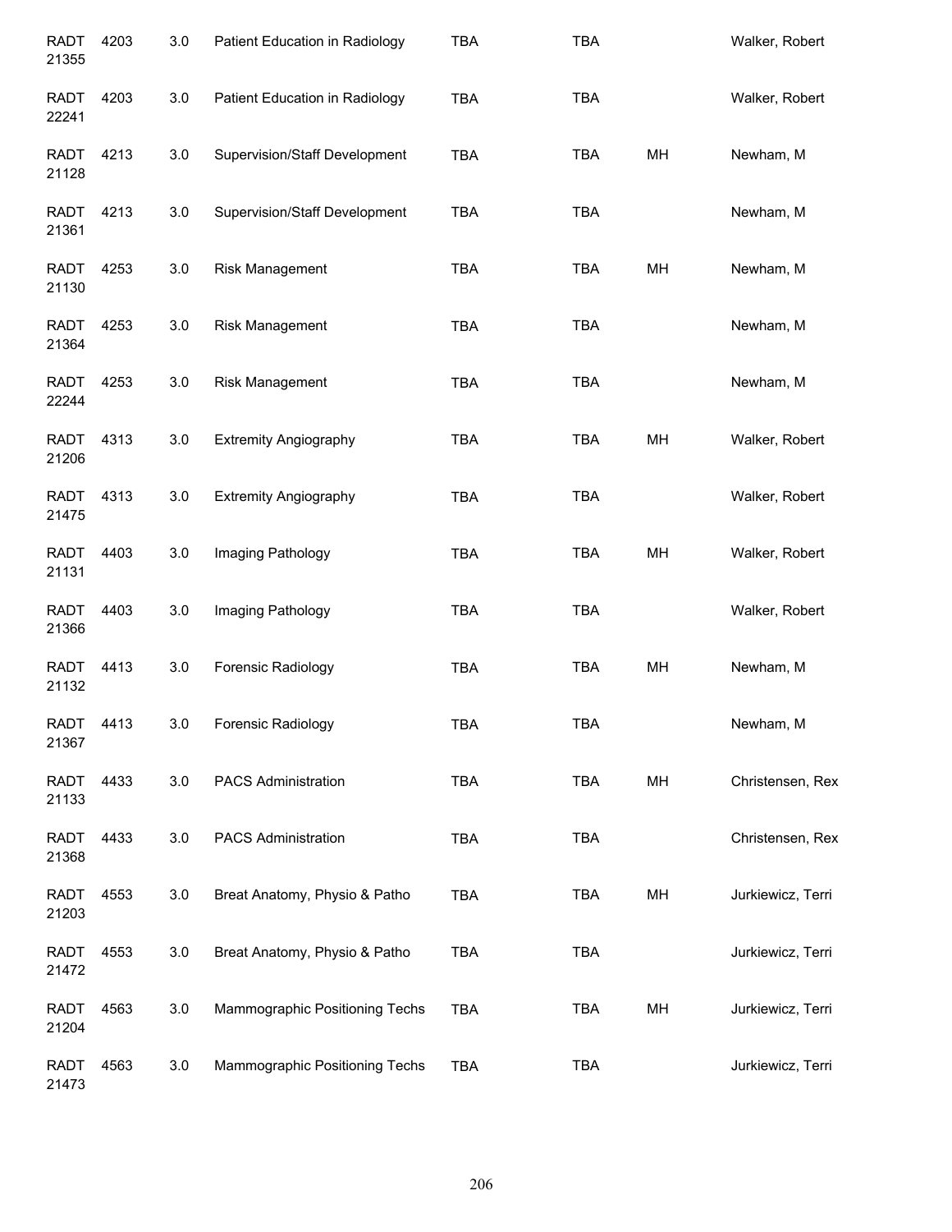| | | | | | | | |
|---|---|---|---|---|---|---|---|
| RADT 21355 | 4203 | 3.0 | Patient Education in Radiology | TBA | TBA | | Walker, Robert |
| RADT 22241 | 4203 | 3.0 | Patient Education in Radiology | TBA | TBA | | Walker, Robert |
| RADT 21128 | 4213 | 3.0 | Supervision/Staff Development | TBA | TBA | MH | Newham, M |
| RADT 21361 | 4213 | 3.0 | Supervision/Staff Development | TBA | TBA | | Newham, M |
| RADT 21130 | 4253 | 3.0 | Risk Management | TBA | TBA | MH | Newham, M |
| RADT 21364 | 4253 | 3.0 | Risk Management | TBA | TBA | | Newham, M |
| RADT 22244 | 4253 | 3.0 | Risk Management | TBA | TBA | | Newham, M |
| RADT 21206 | 4313 | 3.0 | Extremity Angiography | TBA | TBA | MH | Walker, Robert |
| RADT 21475 | 4313 | 3.0 | Extremity Angiography | TBA | TBA | | Walker, Robert |
| RADT 21131 | 4403 | 3.0 | Imaging Pathology | TBA | TBA | MH | Walker, Robert |
| RADT 21366 | 4403 | 3.0 | Imaging Pathology | TBA | TBA | | Walker, Robert |
| RADT 21132 | 4413 | 3.0 | Forensic Radiology | TBA | TBA | MH | Newham, M |
| RADT 21367 | 4413 | 3.0 | Forensic Radiology | TBA | TBA | | Newham, M |
| RADT 21133 | 4433 | 3.0 | PACS Administration | TBA | TBA | MH | Christensen, Rex |
| RADT 21368 | 4433 | 3.0 | PACS Administration | TBA | TBA | | Christensen, Rex |
| RADT 21203 | 4553 | 3.0 | Breat Anatomy, Physio & Patho | TBA | TBA | MH | Jurkiewicz, Terri |
| RADT 21472 | 4553 | 3.0 | Breat Anatomy, Physio & Patho | TBA | TBA | | Jurkiewicz, Terri |
| RADT 21204 | 4563 | 3.0 | Mammographic Positioning Techs | TBA | TBA | MH | Jurkiewicz, Terri |
| RADT 21473 | 4563 | 3.0 | Mammographic Positioning Techs | TBA | TBA | | Jurkiewicz, Terri |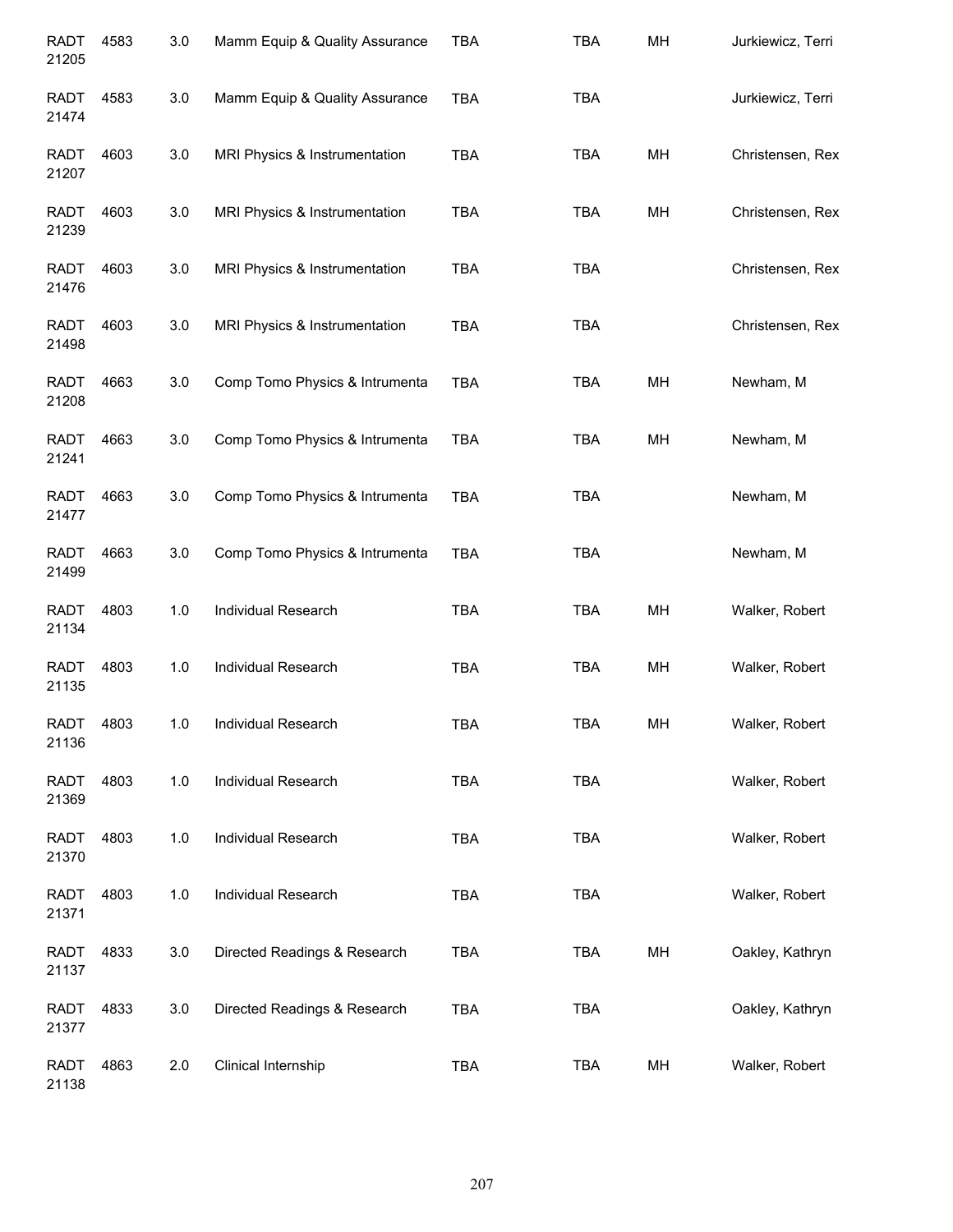| | | | | | | | |
|---|---|---|---|---|---|---|---|
| RADT 21205 | 4583 | 3.0 | Mamm Equip & Quality Assurance | TBA | TBA | MH | Jurkiewicz, Terri |
| RADT 21474 | 4583 | 3.0 | Mamm Equip & Quality Assurance | TBA | TBA | | Jurkiewicz, Terri |
| RADT 21207 | 4603 | 3.0 | MRI Physics & Instrumentation | TBA | TBA | MH | Christensen, Rex |
| RADT 21239 | 4603 | 3.0 | MRI Physics & Instrumentation | TBA | TBA | MH | Christensen, Rex |
| RADT 21476 | 4603 | 3.0 | MRI Physics & Instrumentation | TBA | TBA | | Christensen, Rex |
| RADT 21498 | 4603 | 3.0 | MRI Physics & Instrumentation | TBA | TBA | | Christensen, Rex |
| RADT 21208 | 4663 | 3.0 | Comp Tomo Physics & Intrumenta | TBA | TBA | MH | Newham, M |
| RADT 21241 | 4663 | 3.0 | Comp Tomo Physics & Intrumenta | TBA | TBA | MH | Newham, M |
| RADT 21477 | 4663 | 3.0 | Comp Tomo Physics & Intrumenta | TBA | TBA | | Newham, M |
| RADT 21499 | 4663 | 3.0 | Comp Tomo Physics & Intrumenta | TBA | TBA | | Newham, M |
| RADT 21134 | 4803 | 1.0 | Individual Research | TBA | TBA | MH | Walker, Robert |
| RADT 21135 | 4803 | 1.0 | Individual Research | TBA | TBA | MH | Walker, Robert |
| RADT 21136 | 4803 | 1.0 | Individual Research | TBA | TBA | MH | Walker, Robert |
| RADT 21369 | 4803 | 1.0 | Individual Research | TBA | TBA | | Walker, Robert |
| RADT 21370 | 4803 | 1.0 | Individual Research | TBA | TBA | | Walker, Robert |
| RADT 21371 | 4803 | 1.0 | Individual Research | TBA | TBA | | Walker, Robert |
| RADT 21137 | 4833 | 3.0 | Directed Readings & Research | TBA | TBA | MH | Oakley, Kathryn |
| RADT 21377 | 4833 | 3.0 | Directed Readings & Research | TBA | TBA | | Oakley, Kathryn |
| RADT 21138 | 4863 | 2.0 | Clinical Internship | TBA | TBA | MH | Walker, Robert |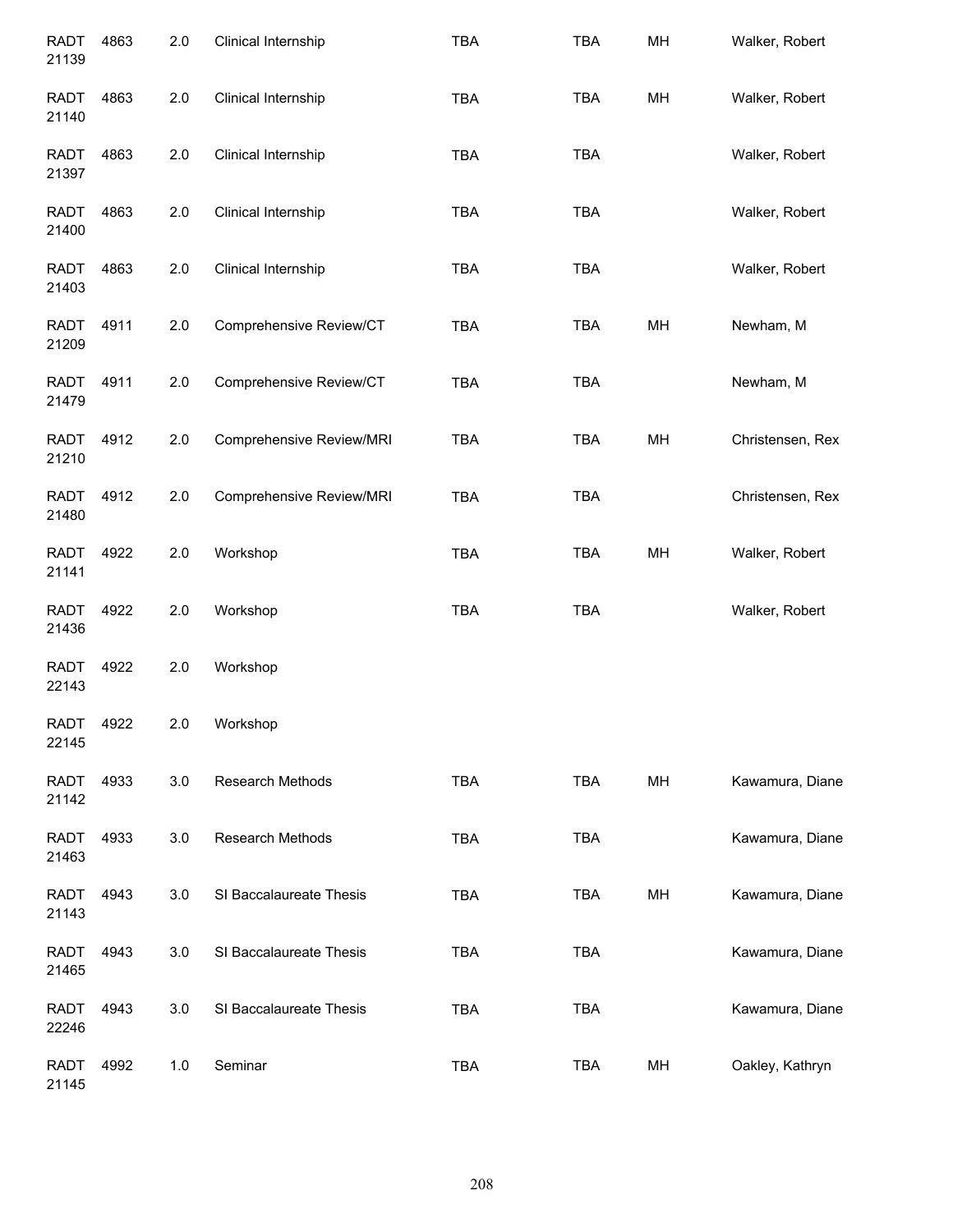| | | | | | | | |
|---|---|---|---|---|---|---|---|
| RADT 21139 | 4863 | 2.0 | Clinical Internship | TBA | TBA | MH | Walker, Robert |
| RADT 21140 | 4863 | 2.0 | Clinical Internship | TBA | TBA | MH | Walker, Robert |
| RADT 21397 | 4863 | 2.0 | Clinical Internship | TBA | TBA | | Walker, Robert |
| RADT 21400 | 4863 | 2.0 | Clinical Internship | TBA | TBA | | Walker, Robert |
| RADT 21403 | 4863 | 2.0 | Clinical Internship | TBA | TBA | | Walker, Robert |
| RADT 21209 | 4911 | 2.0 | Comprehensive Review/CT | TBA | TBA | MH | Newham, M |
| RADT 21479 | 4911 | 2.0 | Comprehensive Review/CT | TBA | TBA | | Newham, M |
| RADT 21210 | 4912 | 2.0 | Comprehensive Review/MRI | TBA | TBA | MH | Christensen, Rex |
| RADT 21480 | 4912 | 2.0 | Comprehensive Review/MRI | TBA | TBA | | Christensen, Rex |
| RADT 21141 | 4922 | 2.0 | Workshop | TBA | TBA | MH | Walker, Robert |
| RADT 21436 | 4922 | 2.0 | Workshop | TBA | TBA | | Walker, Robert |
| RADT 22143 | 4922 | 2.0 | Workshop | | | | |
| RADT 22145 | 4922 | 2.0 | Workshop | | | | |
| RADT 21142 | 4933 | 3.0 | Research Methods | TBA | TBA | MH | Kawamura, Diane |
| RADT 21463 | 4933 | 3.0 | Research Methods | TBA | TBA | | Kawamura, Diane |
| RADT 21143 | 4943 | 3.0 | SI Baccalaureate Thesis | TBA | TBA | MH | Kawamura, Diane |
| RADT 21465 | 4943 | 3.0 | SI Baccalaureate Thesis | TBA | TBA | | Kawamura, Diane |
| RADT 22246 | 4943 | 3.0 | SI Baccalaureate Thesis | TBA | TBA | | Kawamura, Diane |
| RADT 21145 | 4992 | 1.0 | Seminar | TBA | TBA | MH | Oakley, Kathryn |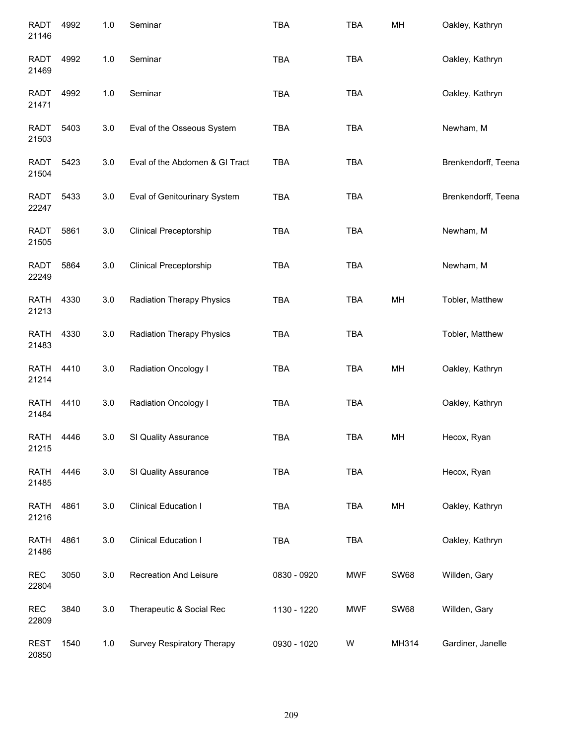| | | | | | | | |
|---|---|---|---|---|---|---|---|
| RADT 21146 | 4992 | 1.0 | Seminar | TBA | TBA | MH | Oakley, Kathryn |
| RADT 21469 | 4992 | 1.0 | Seminar | TBA | TBA | | Oakley, Kathryn |
| RADT 21471 | 4992 | 1.0 | Seminar | TBA | TBA | | Oakley, Kathryn |
| RADT 21503 | 5403 | 3.0 | Eval of the Osseous System | TBA | TBA | | Newham, M |
| RADT 21504 | 5423 | 3.0 | Eval of the Abdomen & GI Tract | TBA | TBA | | Brenkendorff, Teena |
| RADT 22247 | 5433 | 3.0 | Eval of Genitourinary System | TBA | TBA | | Brenkendorff, Teena |
| RADT 21505 | 5861 | 3.0 | Clinical Preceptorship | TBA | TBA | | Newham, M |
| RADT 22249 | 5864 | 3.0 | Clinical Preceptorship | TBA | TBA | | Newham, M |
| RATH 21213 | 4330 | 3.0 | Radiation Therapy Physics | TBA | TBA | MH | Tobler, Matthew |
| RATH 21483 | 4330 | 3.0 | Radiation Therapy Physics | TBA | TBA | | Tobler, Matthew |
| RATH 21214 | 4410 | 3.0 | Radiation Oncology I | TBA | TBA | MH | Oakley, Kathryn |
| RATH 21484 | 4410 | 3.0 | Radiation Oncology I | TBA | TBA | | Oakley, Kathryn |
| RATH 21215 | 4446 | 3.0 | SI Quality Assurance | TBA | TBA | MH | Hecox, Ryan |
| RATH 21485 | 4446 | 3.0 | SI Quality Assurance | TBA | TBA | | Hecox, Ryan |
| RATH 21216 | 4861 | 3.0 | Clinical Education I | TBA | TBA | MH | Oakley, Kathryn |
| RATH 21486 | 4861 | 3.0 | Clinical Education I | TBA | TBA | | Oakley, Kathryn |
| REC 22804 | 3050 | 3.0 | Recreation And Leisure | 0830 - 0920 | MWF | SW68 | Willden, Gary |
| REC 22809 | 3840 | 3.0 | Therapeutic & Social Rec | 1130 - 1220 | MWF | SW68 | Willden, Gary |
| REST 20850 | 1540 | 1.0 | Survey Respiratory Therapy | 0930 - 1020 | W | MH314 | Gardiner, Janelle |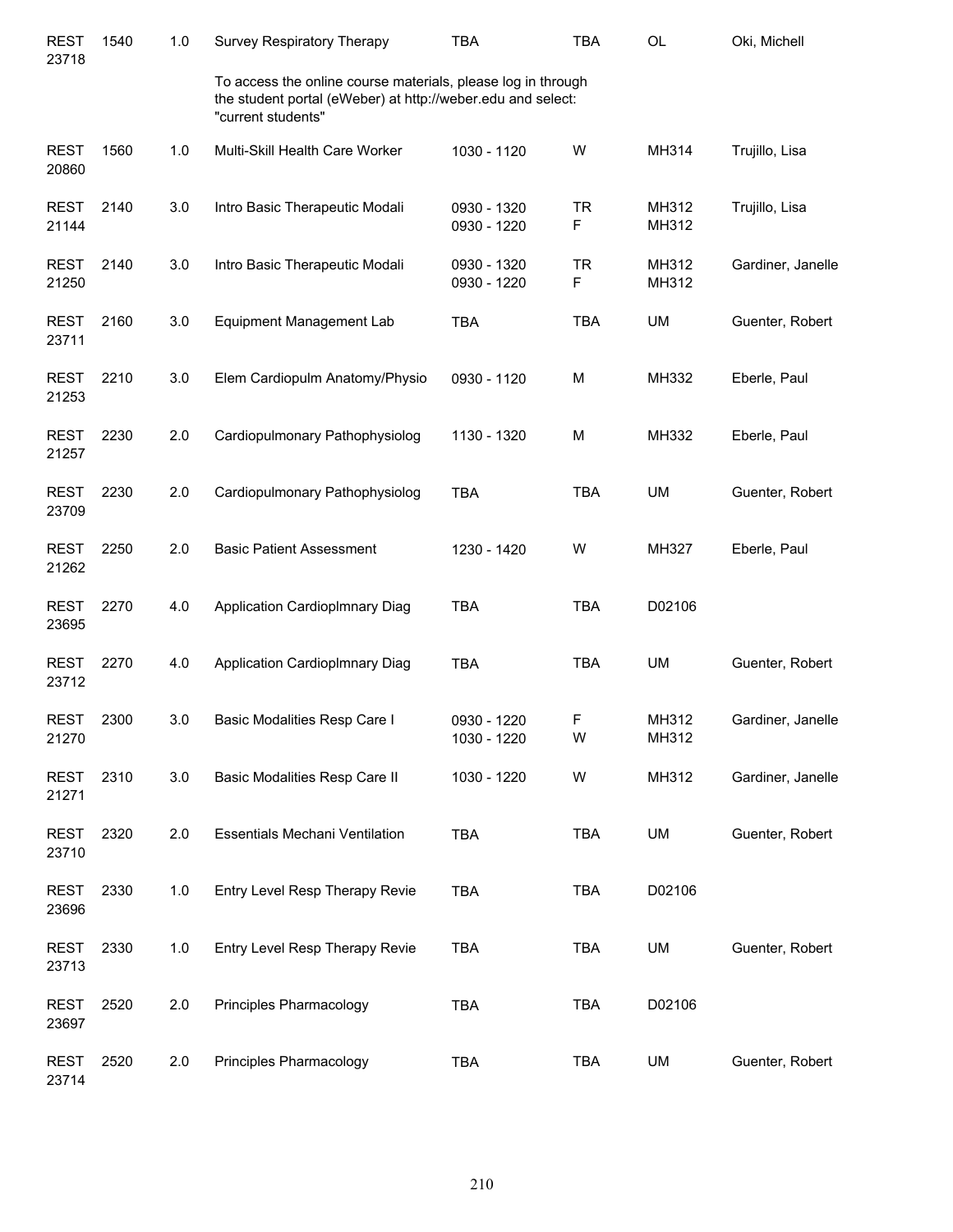| | | | | | | | |
|---|---|---|---|---|---|---|---|
| REST 23718 | 1540 | 1.0 | Survey Respiratory Therapy | TBA | TBA | OL | Oki, Michell |
| | | | To access the online course materials, please log in through the student portal (eWeber) at http://weber.edu and select: "current students" | | | | |
| REST 20860 | 1560 | 1.0 | Multi-Skill Health Care Worker | 1030 - 1120 | W | MH314 | Trujillo, Lisa |
| REST 21144 | 2140 | 3.0 | Intro Basic Therapeutic Modali | 0930 - 1320<br>0930 - 1220 | TR<br>F | MH312<br>MH312 | Trujillo, Lisa |
| REST 21250 | 2140 | 3.0 | Intro Basic Therapeutic Modali | 0930 - 1320<br>0930 - 1220 | TR<br>F | MH312<br>MH312 | Gardiner, Janelle |
| REST 23711 | 2160 | 3.0 | Equipment Management Lab | TBA | TBA | UM | Guenter, Robert |
| REST 21253 | 2210 | 3.0 | Elem Cardiopulm Anatomy/Physio | 0930 - 1120 | M | MH332 | Eberle, Paul |
| REST 21257 | 2230 | 2.0 | Cardiopulmonary Pathophysiolog | 1130 - 1320 | M | MH332 | Eberle, Paul |
| REST 23709 | 2230 | 2.0 | Cardiopulmonary Pathophysiolog | TBA | TBA | UM | Guenter, Robert |
| REST 21262 | 2250 | 2.0 | Basic Patient Assessment | 1230 - 1420 | W | MH327 | Eberle, Paul |
| REST 23695 | 2270 | 4.0 | Application Cardioplmnary Diag | TBA | TBA | D02106 | |
| REST 23712 | 2270 | 4.0 | Application Cardioplmnary Diag | TBA | TBA | UM | Guenter, Robert |
| REST 21270 | 2300 | 3.0 | Basic Modalities Resp Care I | 0930 - 1220<br>1030 - 1220 | F<br>W | MH312<br>MH312 | Gardiner, Janelle |
| REST 21271 | 2310 | 3.0 | Basic Modalities Resp Care II | 1030 - 1220 | W | MH312 | Gardiner, Janelle |
| REST 23710 | 2320 | 2.0 | Essentials Mechani Ventilation | TBA | TBA | UM | Guenter, Robert |
| REST 23696 | 2330 | 1.0 | Entry Level Resp Therapy Revie | TBA | TBA | D02106 | |
| REST 23713 | 2330 | 1.0 | Entry Level Resp Therapy Revie | TBA | TBA | UM | Guenter, Robert |
| REST 23697 | 2520 | 2.0 | Principles Pharmacology | TBA | TBA | D02106 | |
| REST 23714 | 2520 | 2.0 | Principles Pharmacology | TBA | TBA | UM | Guenter, Robert |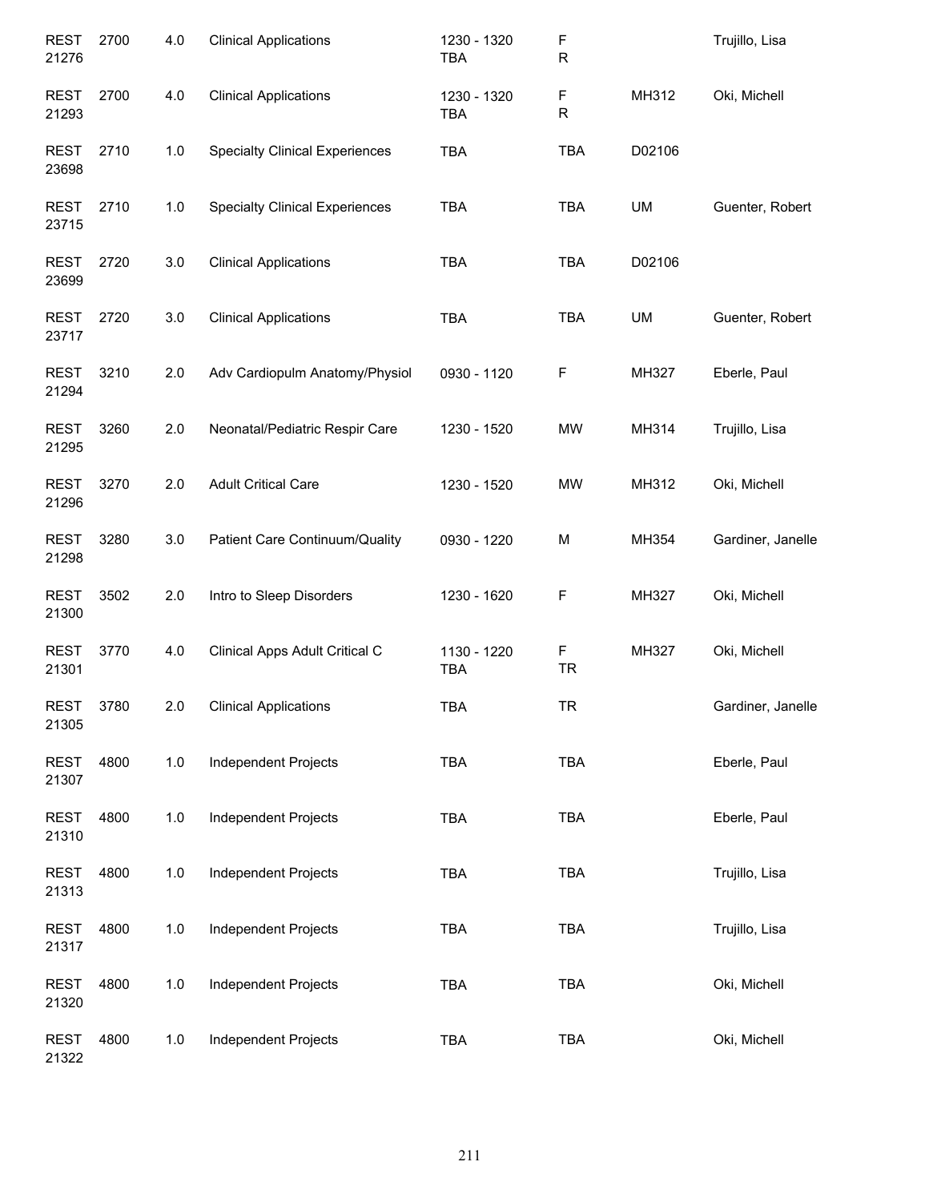| | | | | | | | |
|---|---|---|---|---|---|---|---|
| REST 21276 | 2700 | 4.0 | Clinical Applications | 1230 - 1320 TBA | F R | | Trujillo, Lisa |
| REST 21293 | 2700 | 4.0 | Clinical Applications | 1230 - 1320 TBA | F R | MH312 | Oki, Michell |
| REST 23698 | 2710 | 1.0 | Specialty Clinical Experiences | TBA | TBA | D02106 | |
| REST 23715 | 2710 | 1.0 | Specialty Clinical Experiences | TBA | TBA | UM | Guenter, Robert |
| REST 23699 | 2720 | 3.0 | Clinical Applications | TBA | TBA | D02106 | |
| REST 23717 | 2720 | 3.0 | Clinical Applications | TBA | TBA | UM | Guenter, Robert |
| REST 21294 | 3210 | 2.0 | Adv Cardiopulm Anatomy/Physiol | 0930 - 1120 | F | MH327 | Eberle, Paul |
| REST 21295 | 3260 | 2.0 | Neonatal/Pediatric Respir Care | 1230 - 1520 | MW | MH314 | Trujillo, Lisa |
| REST 21296 | 3270 | 2.0 | Adult Critical Care | 1230 - 1520 | MW | MH312 | Oki, Michell |
| REST 21298 | 3280 | 3.0 | Patient Care Continuum/Quality | 0930 - 1220 | M | MH354 | Gardiner, Janelle |
| REST 21300 | 3502 | 2.0 | Intro to Sleep Disorders | 1230 - 1620 | F | MH327 | Oki, Michell |
| REST 21301 | 3770 | 4.0 | Clinical Apps Adult Critical C | 1130 - 1220 TBA | F TR | MH327 | Oki, Michell |
| REST 21305 | 3780 | 2.0 | Clinical Applications | TBA | TR | | Gardiner, Janelle |
| REST 21307 | 4800 | 1.0 | Independent Projects | TBA | TBA | | Eberle, Paul |
| REST 21310 | 4800 | 1.0 | Independent Projects | TBA | TBA | | Eberle, Paul |
| REST 21313 | 4800 | 1.0 | Independent Projects | TBA | TBA | | Trujillo, Lisa |
| REST 21317 | 4800 | 1.0 | Independent Projects | TBA | TBA | | Trujillo, Lisa |
| REST 21320 | 4800 | 1.0 | Independent Projects | TBA | TBA | | Oki, Michell |
| REST 21322 | 4800 | 1.0 | Independent Projects | TBA | TBA | | Oki, Michell |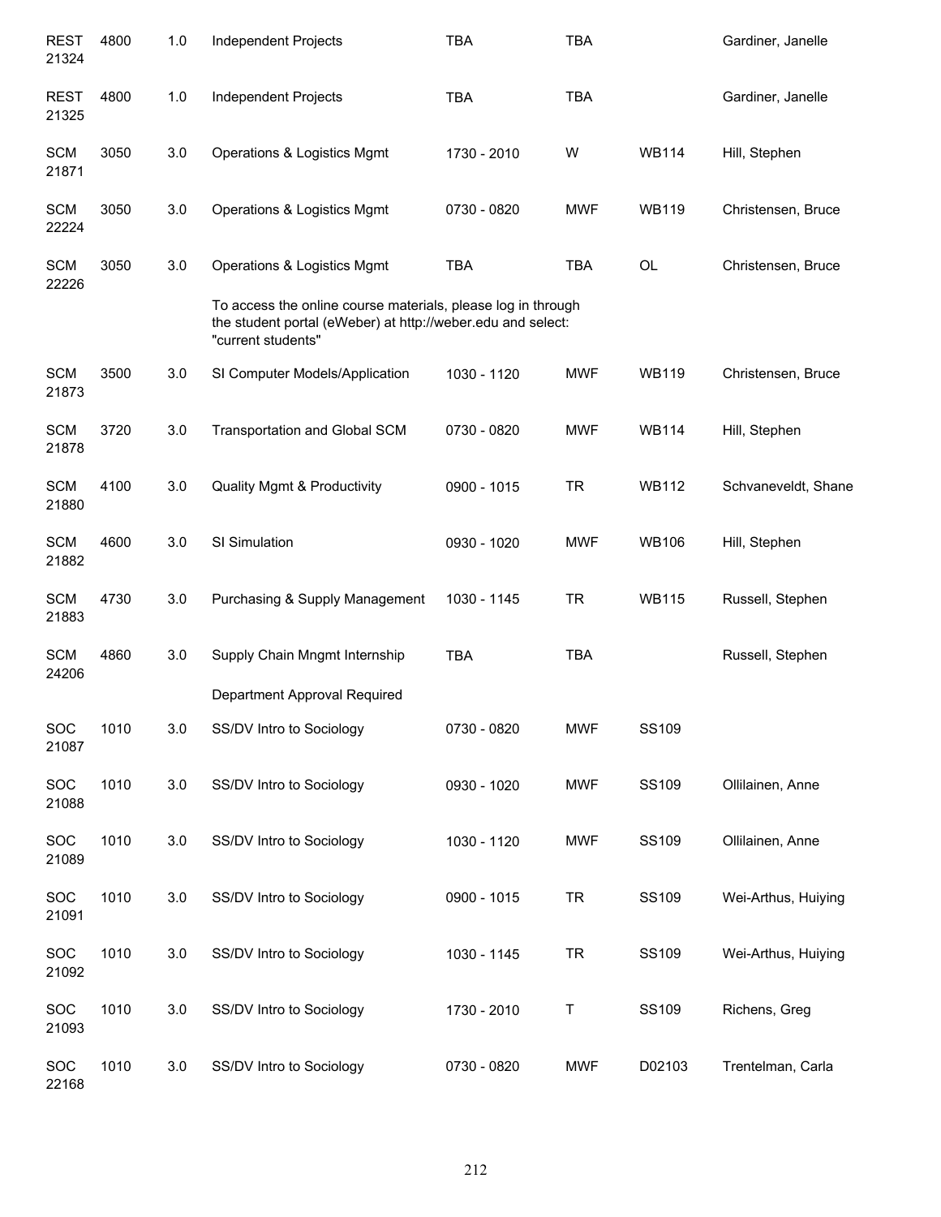| | | | | | | | |
|---|---|---|---|---|---|---|---|
| REST 21324 | 4800 | 1.0 | Independent Projects | TBA | TBA | | Gardiner, Janelle |
| REST 21325 | 4800 | 1.0 | Independent Projects | TBA | TBA | | Gardiner, Janelle |
| SCM 21871 | 3050 | 3.0 | Operations & Logistics Mgmt | 1730 - 2010 | W | WB114 | Hill, Stephen |
| SCM 22224 | 3050 | 3.0 | Operations & Logistics Mgmt | 0730 - 0820 | MWF | WB119 | Christensen, Bruce |
| SCM 22226 | 3050 | 3.0 | Operations & Logistics Mgmt | TBA | TBA | OL | Christensen, Bruce |
| | | | To access the online course materials, please log in through the student portal (eWeber) at http://weber.edu and select: "current students" | | | | |
| SCM 21873 | 3500 | 3.0 | SI Computer Models/Application | 1030 - 1120 | MWF | WB119 | Christensen, Bruce |
| SCM 21878 | 3720 | 3.0 | Transportation and Global SCM | 0730 - 0820 | MWF | WB114 | Hill, Stephen |
| SCM 21880 | 4100 | 3.0 | Quality Mgmt & Productivity | 0900 - 1015 | TR | WB112 | Schvaneveldt, Shane |
| SCM 21882 | 4600 | 3.0 | SI Simulation | 0930 - 1020 | MWF | WB106 | Hill, Stephen |
| SCM 21883 | 4730 | 3.0 | Purchasing & Supply Management | 1030 - 1145 | TR | WB115 | Russell, Stephen |
| SCM 24206 | 4860 | 3.0 | Supply Chain Mngmt Internship | TBA | TBA | | Russell, Stephen |
| | | | Department Approval Required | | | | |
| SOC 21087 | 1010 | 3.0 | SS/DV Intro to Sociology | 0730 - 0820 | MWF | SS109 | |
| SOC 21088 | 1010 | 3.0 | SS/DV Intro to Sociology | 0930 - 1020 | MWF | SS109 | Ollilainen, Anne |
| SOC 21089 | 1010 | 3.0 | SS/DV Intro to Sociology | 1030 - 1120 | MWF | SS109 | Ollilainen, Anne |
| SOC 21091 | 1010 | 3.0 | SS/DV Intro to Sociology | 0900 - 1015 | TR | SS109 | Wei-Arthus, Huiying |
| SOC 21092 | 1010 | 3.0 | SS/DV Intro to Sociology | 1030 - 1145 | TR | SS109 | Wei-Arthus, Huiying |
| SOC 21093 | 1010 | 3.0 | SS/DV Intro to Sociology | 1730 - 2010 | T | SS109 | Richens, Greg |
| SOC 22168 | 1010 | 3.0 | SS/DV Intro to Sociology | 0730 - 0820 | MWF | D02103 | Trentelman, Carla |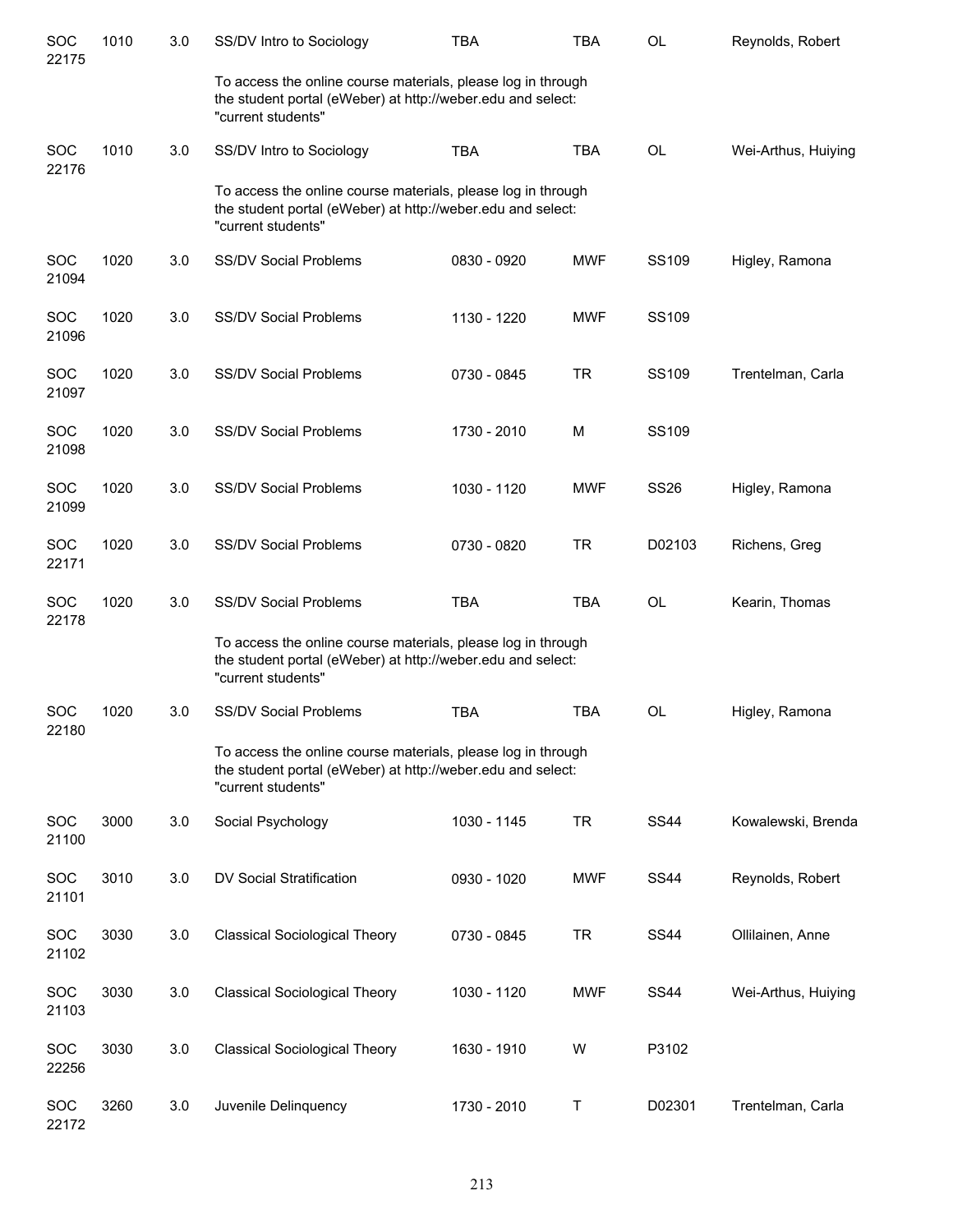| | | | | | | | |
|---|---|---|---|---|---|---|---|
| SOC 22175 | 1010 | 3.0 | SS/DV Intro to Sociology | TBA | TBA | OL | Reynolds, Robert |
| | | | To access the online course materials, please log in through the student portal (eWeber) at http://weber.edu and select: "current students" | | | | |
| SOC 22176 | 1010 | 3.0 | SS/DV Intro to Sociology | TBA | TBA | OL | Wei-Arthus, Huiying |
| | | | To access the online course materials, please log in through the student portal (eWeber) at http://weber.edu and select: "current students" | | | | |
| SOC 21094 | 1020 | 3.0 | SS/DV Social Problems | 0830 - 0920 | MWF | SS109 | Higley, Ramona |
| SOC 21096 | 1020 | 3.0 | SS/DV Social Problems | 1130 - 1220 | MWF | SS109 | |
| SOC 21097 | 1020 | 3.0 | SS/DV Social Problems | 0730 - 0845 | TR | SS109 | Trentelman, Carla |
| SOC 21098 | 1020 | 3.0 | SS/DV Social Problems | 1730 - 2010 | M | SS109 | |
| SOC 21099 | 1020 | 3.0 | SS/DV Social Problems | 1030 - 1120 | MWF | SS26 | Higley, Ramona |
| SOC 22171 | 1020 | 3.0 | SS/DV Social Problems | 0730 - 0820 | TR | D02103 | Richens, Greg |
| SOC 22178 | 1020 | 3.0 | SS/DV Social Problems | TBA | TBA | OL | Kearin, Thomas |
| | | | To access the online course materials, please log in through the student portal (eWeber) at http://weber.edu and select: "current students" | | | | |
| SOC 22180 | 1020 | 3.0 | SS/DV Social Problems | TBA | TBA | OL | Higley, Ramona |
| | | | To access the online course materials, please log in through the student portal (eWeber) at http://weber.edu and select: "current students" | | | | |
| SOC 21100 | 3000 | 3.0 | Social Psychology | 1030 - 1145 | TR | SS44 | Kowalewski, Brenda |
| SOC 21101 | 3010 | 3.0 | DV Social Stratification | 0930 - 1020 | MWF | SS44 | Reynolds, Robert |
| SOC 21102 | 3030 | 3.0 | Classical Sociological Theory | 0730 - 0845 | TR | SS44 | Ollilainen, Anne |
| SOC 21103 | 3030 | 3.0 | Classical Sociological Theory | 1030 - 1120 | MWF | SS44 | Wei-Arthus, Huiying |
| SOC 22256 | 3030 | 3.0 | Classical Sociological Theory | 1630 - 1910 | W | P3102 | |
| SOC 22172 | 3260 | 3.0 | Juvenile Delinquency | 1730 - 2010 | T | D02301 | Trentelman, Carla |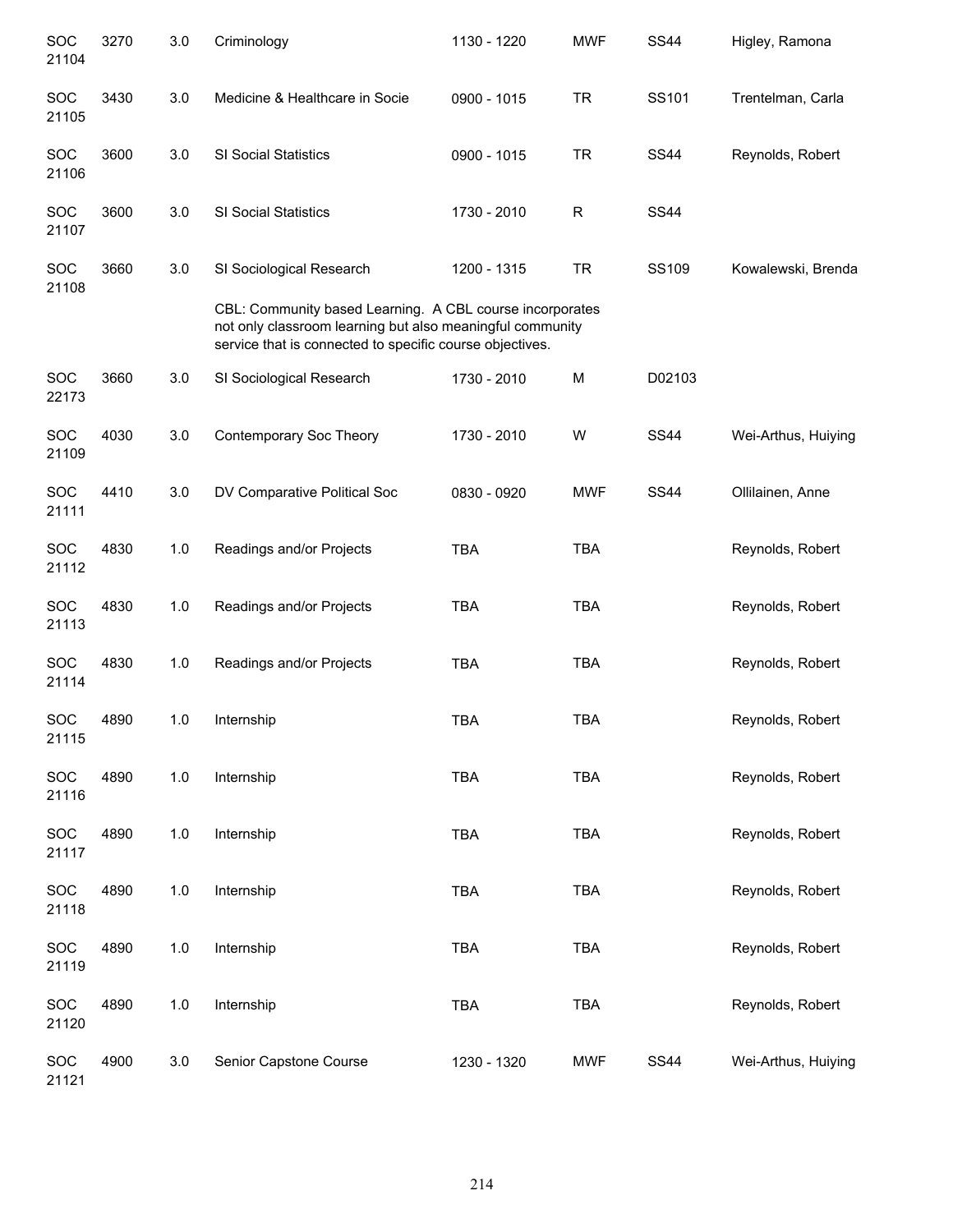| | | | | | | | |
|---|---|---|---|---|---|---|---|
| SOC 21104 | 3270 | 3.0 | Criminology | 1130 - 1220 | MWF | SS44 | Higley, Ramona |
| SOC 21105 | 3430 | 3.0 | Medicine & Healthcare in Socie | 0900 - 1015 | TR | SS101 | Trentelman, Carla |
| SOC 21106 | 3600 | 3.0 | SI Social Statistics | 0900 - 1015 | TR | SS44 | Reynolds, Robert |
| SOC 21107 | 3600 | 3.0 | SI Social Statistics | 1730 - 2010 | R | SS44 | |
| SOC 21108 | 3660 | 3.0 | SI Sociological Research | 1200 - 1315 | TR | SS109 | Kowalewski, Brenda |
| | | | CBL: Community based Learning. A CBL course incorporates not only classroom learning but also meaningful community service that is connected to specific course objectives. | | | | |
| SOC 22173 | 3660 | 3.0 | SI Sociological Research | 1730 - 2010 | M | D02103 | |
| SOC 21109 | 4030 | 3.0 | Contemporary Soc Theory | 1730 - 2010 | W | SS44 | Wei-Arthus, Huiying |
| SOC 21111 | 4410 | 3.0 | DV Comparative Political Soc | 0830 - 0920 | MWF | SS44 | Ollilainen, Anne |
| SOC 21112 | 4830 | 1.0 | Readings and/or Projects | TBA | TBA | | Reynolds, Robert |
| SOC 21113 | 4830 | 1.0 | Readings and/or Projects | TBA | TBA | | Reynolds, Robert |
| SOC 21114 | 4830 | 1.0 | Readings and/or Projects | TBA | TBA | | Reynolds, Robert |
| SOC 21115 | 4890 | 1.0 | Internship | TBA | TBA | | Reynolds, Robert |
| SOC 21116 | 4890 | 1.0 | Internship | TBA | TBA | | Reynolds, Robert |
| SOC 21117 | 4890 | 1.0 | Internship | TBA | TBA | | Reynolds, Robert |
| SOC 21118 | 4890 | 1.0 | Internship | TBA | TBA | | Reynolds, Robert |
| SOC 21119 | 4890 | 1.0 | Internship | TBA | TBA | | Reynolds, Robert |
| SOC 21120 | 4890 | 1.0 | Internship | TBA | TBA | | Reynolds, Robert |
| SOC 21121 | 4900 | 3.0 | Senior Capstone Course | 1230 - 1320 | MWF | SS44 | Wei-Arthus, Huiying |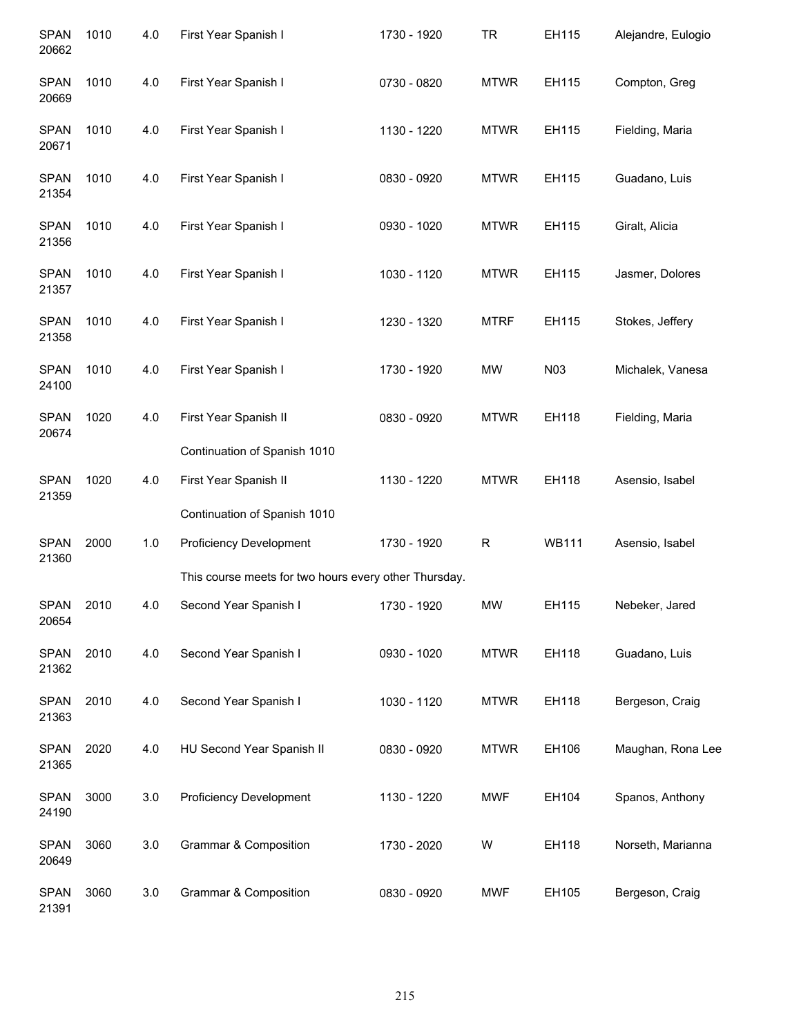| | | | | | | | |
|---|---|---|---|---|---|---|---|
| SPAN 20662 | 1010 | 4.0 | First Year Spanish I | 1730 - 1920 | TR | EH115 | Alejandre, Eulogio |
| SPAN 20669 | 1010 | 4.0 | First Year Spanish I | 0730 - 0820 | MTWR | EH115 | Compton, Greg |
| SPAN 20671 | 1010 | 4.0 | First Year Spanish I | 1130 - 1220 | MTWR | EH115 | Fielding, Maria |
| SPAN 21354 | 1010 | 4.0 | First Year Spanish I | 0830 - 0920 | MTWR | EH115 | Guadano, Luis |
| SPAN 21356 | 1010 | 4.0 | First Year Spanish I | 0930 - 1020 | MTWR | EH115 | Giralt, Alicia |
| SPAN 21357 | 1010 | 4.0 | First Year Spanish I | 1030 - 1120 | MTWR | EH115 | Jasmer, Dolores |
| SPAN 21358 | 1010 | 4.0 | First Year Spanish I | 1230 - 1320 | MTRF | EH115 | Stokes, Jeffery |
| SPAN 24100 | 1010 | 4.0 | First Year Spanish I | 1730 - 1920 | MW | N03 | Michalek, Vanesa |
| SPAN 20674 | 1020 | 4.0 | First Year Spanish II | 0830 - 0920 | MTWR | EH118 | Fielding, Maria |
| | | | Continuation of Spanish 1010 | | | | |
| SPAN 21359 | 1020 | 4.0 | First Year Spanish II | 1130 - 1220 | MTWR | EH118 | Asensio, Isabel |
| | | | Continuation of Spanish 1010 | | | | |
| SPAN 21360 | 2000 | 1.0 | Proficiency Development | 1730 - 1920 | R | WB111 | Asensio, Isabel |
| | | | This course meets for two hours every other Thursday. | | | | |
| SPAN 20654 | 2010 | 4.0 | Second Year Spanish I | 1730 - 1920 | MW | EH115 | Nebeker, Jared |
| SPAN 21362 | 2010 | 4.0 | Second Year Spanish I | 0930 - 1020 | MTWR | EH118 | Guadano, Luis |
| SPAN 21363 | 2010 | 4.0 | Second Year Spanish I | 1030 - 1120 | MTWR | EH118 | Bergeson, Craig |
| SPAN 21365 | 2020 | 4.0 | HU Second Year Spanish II | 0830 - 0920 | MTWR | EH106 | Maughan, Rona Lee |
| SPAN 24190 | 3000 | 3.0 | Proficiency Development | 1130 - 1220 | MWF | EH104 | Spanos, Anthony |
| SPAN 20649 | 3060 | 3.0 | Grammar & Composition | 1730 - 2020 | W | EH118 | Norseth, Marianna |
| SPAN 21391 | 3060 | 3.0 | Grammar & Composition | 0830 - 0920 | MWF | EH105 | Bergeson, Craig |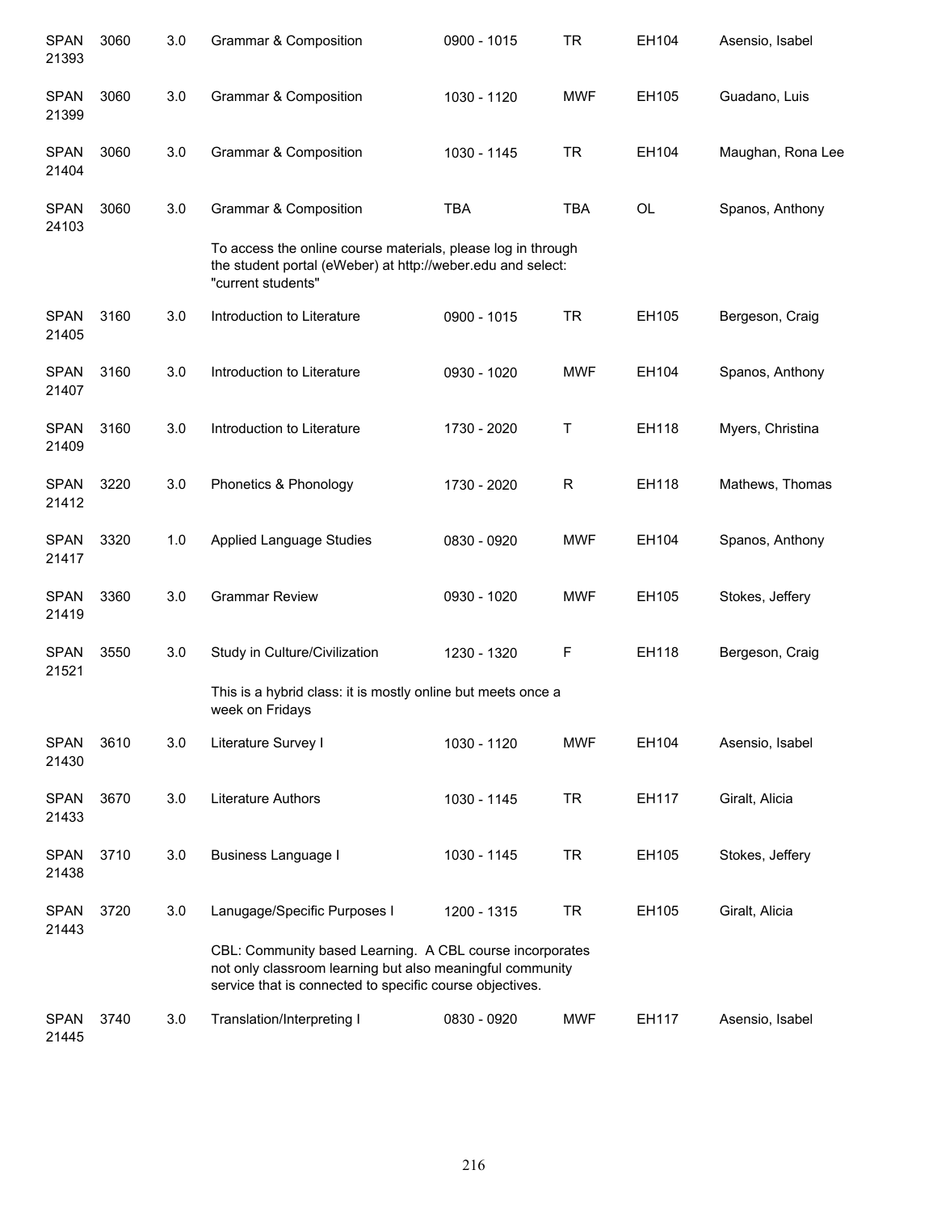| | | | | | | | |
|---|---|---|---|---|---|---|---|
| SPAN 21393 | 3060 | 3.0 | Grammar & Composition | 0900 - 1015 | TR | EH104 | Asensio, Isabel |
| SPAN 21399 | 3060 | 3.0 | Grammar & Composition | 1030 - 1120 | MWF | EH105 | Guadano, Luis |
| SPAN 21404 | 3060 | 3.0 | Grammar & Composition | 1030 - 1145 | TR | EH104 | Maughan, Rona Lee |
| SPAN 24103 | 3060 | 3.0 | Grammar & Composition | TBA | TBA | OL | Spanos, Anthony |
| | | | To access the online course materials, please log in through the student portal (eWeber) at http://weber.edu and select: "current students" | | | | |
| SPAN 21405 | 3160 | 3.0 | Introduction to Literature | 0900 - 1015 | TR | EH105 | Bergeson, Craig |
| SPAN 21407 | 3160 | 3.0 | Introduction to Literature | 0930 - 1020 | MWF | EH104 | Spanos, Anthony |
| SPAN 21409 | 3160 | 3.0 | Introduction to Literature | 1730 - 2020 | T | EH118 | Myers, Christina |
| SPAN 21412 | 3220 | 3.0 | Phonetics & Phonology | 1730 - 2020 | R | EH118 | Mathews, Thomas |
| SPAN 21417 | 3320 | 1.0 | Applied Language Studies | 0830 - 0920 | MWF | EH104 | Spanos, Anthony |
| SPAN 21419 | 3360 | 3.0 | Grammar Review | 0930 - 1020 | MWF | EH105 | Stokes, Jeffery |
| SPAN 21521 | 3550 | 3.0 | Study in Culture/Civilization | 1230 - 1320 | F | EH118 | Bergeson, Craig |
| | | | This is a hybrid class: it is mostly online but meets once a week on Fridays | | | | |
| SPAN 21430 | 3610 | 3.0 | Literature Survey I | 1030 - 1120 | MWF | EH104 | Asensio, Isabel |
| SPAN 21433 | 3670 | 3.0 | Literature Authors | 1030 - 1145 | TR | EH117 | Giralt, Alicia |
| SPAN 21438 | 3710 | 3.0 | Business Language I | 1030 - 1145 | TR | EH105 | Stokes, Jeffery |
| SPAN 21443 | 3720 | 3.0 | Lanugage/Specific Purposes I | 1200 - 1315 | TR | EH105 | Giralt, Alicia |
| | | | CBL: Community based Learning. A CBL course incorporates not only classroom learning but also meaningful community service that is connected to specific course objectives. | | | | |
| SPAN 21445 | 3740 | 3.0 | Translation/Interpreting I | 0830 - 0920 | MWF | EH117 | Asensio, Isabel |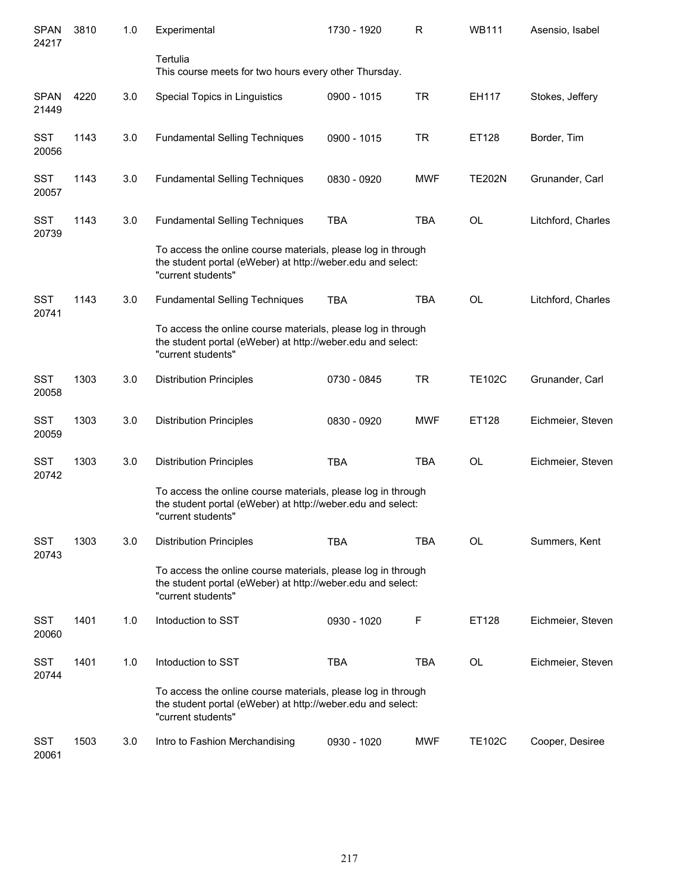| | | | | | | | |
|---|---|---|---|---|---|---|---|
| SPAN 24217 | 3810 | 1.0 | Experimental | 1730 - 1920 | R | WB111 | Asensio, Isabel |
| | | | Tertulia<br>This course meets for two hours every other Thursday. | | | | |
| SPAN 21449 | 4220 | 3.0 | Special Topics in Linguistics | 0900 - 1015 | TR | EH117 | Stokes, Jeffery |
| SST 20056 | 1143 | 3.0 | Fundamental Selling Techniques | 0900 - 1015 | TR | ET128 | Border, Tim |
| SST 20057 | 1143 | 3.0 | Fundamental Selling Techniques | 0830 - 0920 | MWF | TE202N | Grunander, Carl |
| SST 20739 | 1143 | 3.0 | Fundamental Selling Techniques | TBA | TBA | OL | Litchford, Charles |
| | | | To access the online course materials, please log in through the student portal (eWeber) at http://weber.edu and select: "current students" | | | | |
| SST 20741 | 1143 | 3.0 | Fundamental Selling Techniques | TBA | TBA | OL | Litchford, Charles |
| | | | To access the online course materials, please log in through the student portal (eWeber) at http://weber.edu and select: "current students" | | | | |
| SST 20058 | 1303 | 3.0 | Distribution Principles | 0730 - 0845 | TR | TE102C | Grunander, Carl |
| SST 20059 | 1303 | 3.0 | Distribution Principles | 0830 - 0920 | MWF | ET128 | Eichmeier, Steven |
| SST 20742 | 1303 | 3.0 | Distribution Principles | TBA | TBA | OL | Eichmeier, Steven |
| | | | To access the online course materials, please log in through the student portal (eWeber) at http://weber.edu and select: "current students" | | | | |
| SST 20743 | 1303 | 3.0 | Distribution Principles | TBA | TBA | OL | Summers, Kent |
| | | | To access the online course materials, please log in through the student portal (eWeber) at http://weber.edu and select: "current students" | | | | |
| SST 20060 | 1401 | 1.0 | Intoduction to SST | 0930 - 1020 | F | ET128 | Eichmeier, Steven |
| SST 20744 | 1401 | 1.0 | Intoduction to SST | TBA | TBA | OL | Eichmeier, Steven |
| | | | To access the online course materials, please log in through the student portal (eWeber) at http://weber.edu and select: "current students" | | | | |
| SST 20061 | 1503 | 3.0 | Intro to Fashion Merchandising | 0930 - 1020 | MWF | TE102C | Cooper, Desiree |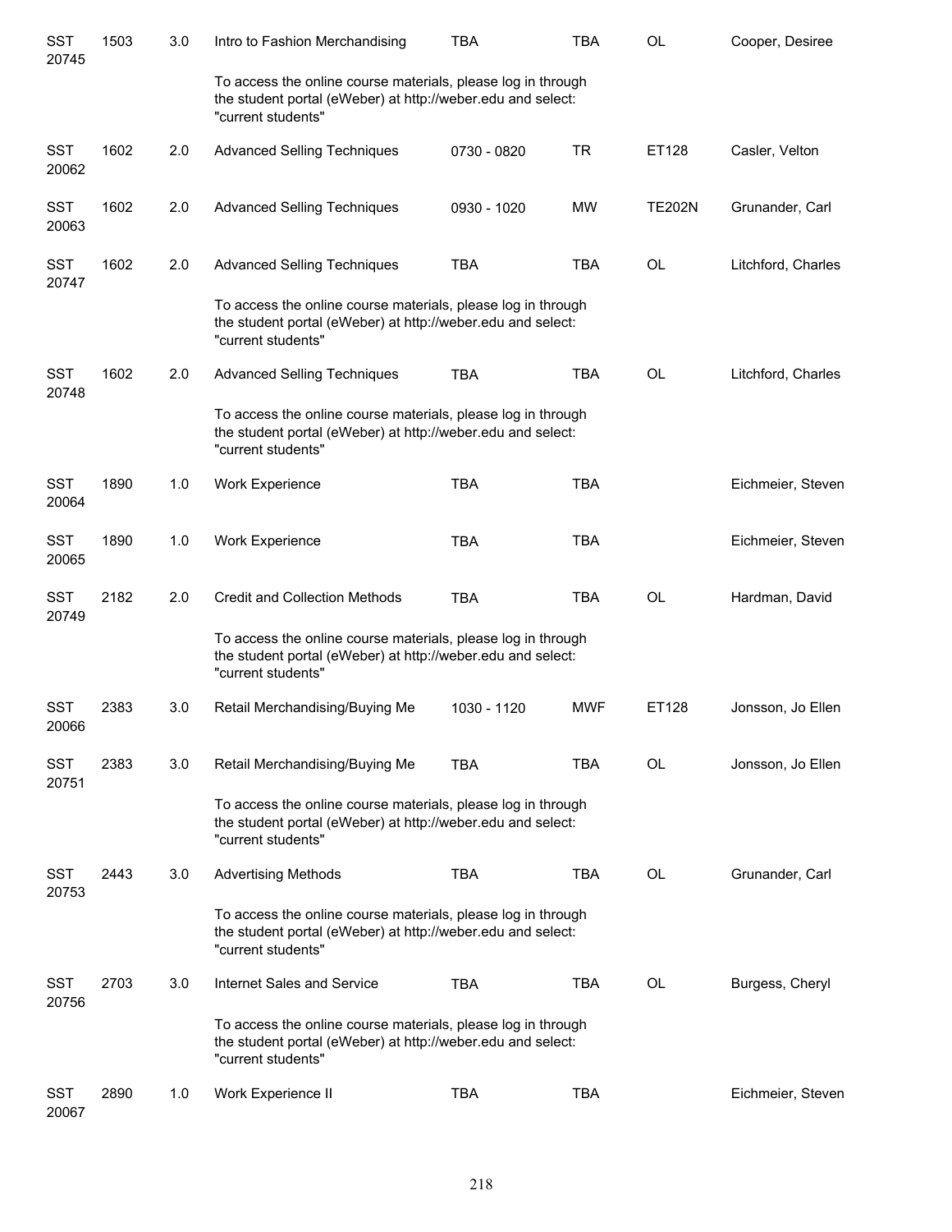| | | | | | | | |
|---|---|---|---|---|---|---|---|
| SST 20745 | 1503 | 3.0 | Intro to Fashion Merchandising | TBA | TBA | OL | Cooper, Desiree |
| | | | To access the online course materials, please log in through the student portal (eWeber) at http://weber.edu and select: "current students" | | | | |
| SST 20062 | 1602 | 2.0 | Advanced Selling Techniques | 0730 - 0820 | TR | ET128 | Casler, Velton |
| SST 20063 | 1602 | 2.0 | Advanced Selling Techniques | 0930 - 1020 | MW | TE202N | Grunander, Carl |
| SST 20747 | 1602 | 2.0 | Advanced Selling Techniques | TBA | TBA | OL | Litchford, Charles |
| | | | To access the online course materials, please log in through the student portal (eWeber) at http://weber.edu and select: "current students" | | | | |
| SST 20748 | 1602 | 2.0 | Advanced Selling Techniques | TBA | TBA | OL | Litchford, Charles |
| | | | To access the online course materials, please log in through the student portal (eWeber) at http://weber.edu and select: "current students" | | | | |
| SST 20064 | 1890 | 1.0 | Work Experience | TBA | TBA | | Eichmeier, Steven |
| SST 20065 | 1890 | 1.0 | Work Experience | TBA | TBA | | Eichmeier, Steven |
| SST 20749 | 2182 | 2.0 | Credit and Collection Methods | TBA | TBA | OL | Hardman, David |
| | | | To access the online course materials, please log in through the student portal (eWeber) at http://weber.edu and select: "current students" | | | | |
| SST 20066 | 2383 | 3.0 | Retail Merchandising/Buying Me | 1030 - 1120 | MWF | ET128 | Jonsson, Jo Ellen |
| SST 20751 | 2383 | 3.0 | Retail Merchandising/Buying Me | TBA | TBA | OL | Jonsson, Jo Ellen |
| | | | To access the online course materials, please log in through the student portal (eWeber) at http://weber.edu and select: "current students" | | | | |
| SST 20753 | 2443 | 3.0 | Advertising Methods | TBA | TBA | OL | Grunander, Carl |
| | | | To access the online course materials, please log in through the student portal (eWeber) at http://weber.edu and select: "current students" | | | | |
| SST 20756 | 2703 | 3.0 | Internet Sales and Service | TBA | TBA | OL | Burgess, Cheryl |
| | | | To access the online course materials, please log in through the student portal (eWeber) at http://weber.edu and select: "current students" | | | | |
| SST 20067 | 2890 | 1.0 | Work Experience II | TBA | TBA | | Eichmeier, Steven |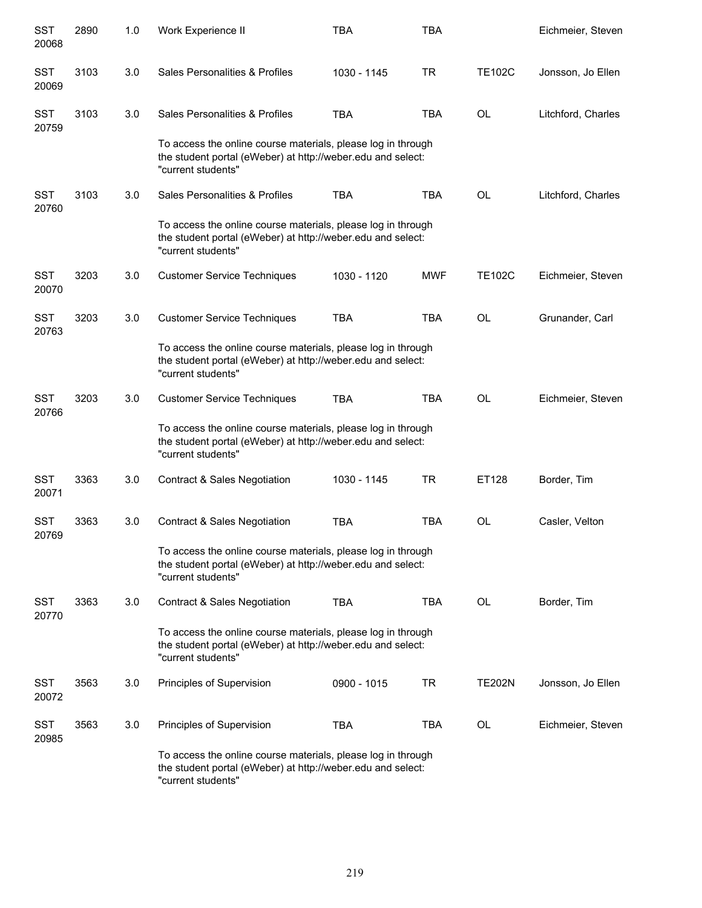| | | | | | | | |
|---|---|---|---|---|---|---|---|
| SST 20068 | 2890 | 1.0 | Work Experience II | TBA | TBA | | Eichmeier, Steven |
| SST 20069 | 3103 | 3.0 | Sales Personalities & Profiles | 1030 - 1145 | TR | TE102C | Jonsson, Jo Ellen |
| SST 20759 | 3103 | 3.0 | Sales Personalities & Profiles | TBA | TBA | OL | Litchford, Charles |
| | | | To access the online course materials, please log in through the student portal (eWeber) at http://weber.edu and select: "current students" | | | | |
| SST 20760 | 3103 | 3.0 | Sales Personalities & Profiles | TBA | TBA | OL | Litchford, Charles |
| | | | To access the online course materials, please log in through the student portal (eWeber) at http://weber.edu and select: "current students" | | | | |
| SST 20070 | 3203 | 3.0 | Customer Service Techniques | 1030 - 1120 | MWF | TE102C | Eichmeier, Steven |
| SST 20763 | 3203 | 3.0 | Customer Service Techniques | TBA | TBA | OL | Grunander, Carl |
| | | | To access the online course materials, please log in through the student portal (eWeber) at http://weber.edu and select: "current students" | | | | |
| SST 20766 | 3203 | 3.0 | Customer Service Techniques | TBA | TBA | OL | Eichmeier, Steven |
| | | | To access the online course materials, please log in through the student portal (eWeber) at http://weber.edu and select: "current students" | | | | |
| SST 20071 | 3363 | 3.0 | Contract & Sales Negotiation | 1030 - 1145 | TR | ET128 | Border, Tim |
| SST 20769 | 3363 | 3.0 | Contract & Sales Negotiation | TBA | TBA | OL | Casler, Velton |
| | | | To access the online course materials, please log in through the student portal (eWeber) at http://weber.edu and select: "current students" | | | | |
| SST 20770 | 3363 | 3.0 | Contract & Sales Negotiation | TBA | TBA | OL | Border, Tim |
| | | | To access the online course materials, please log in through the student portal (eWeber) at http://weber.edu and select: "current students" | | | | |
| SST 20072 | 3563 | 3.0 | Principles of Supervision | 0900 - 1015 | TR | TE202N | Jonsson, Jo Ellen |
| SST 20985 | 3563 | 3.0 | Principles of Supervision | TBA | TBA | OL | Eichmeier, Steven |
| | | | To access the online course materials, please log in through the student portal (eWeber) at http://weber.edu and select: "current students" | | | | |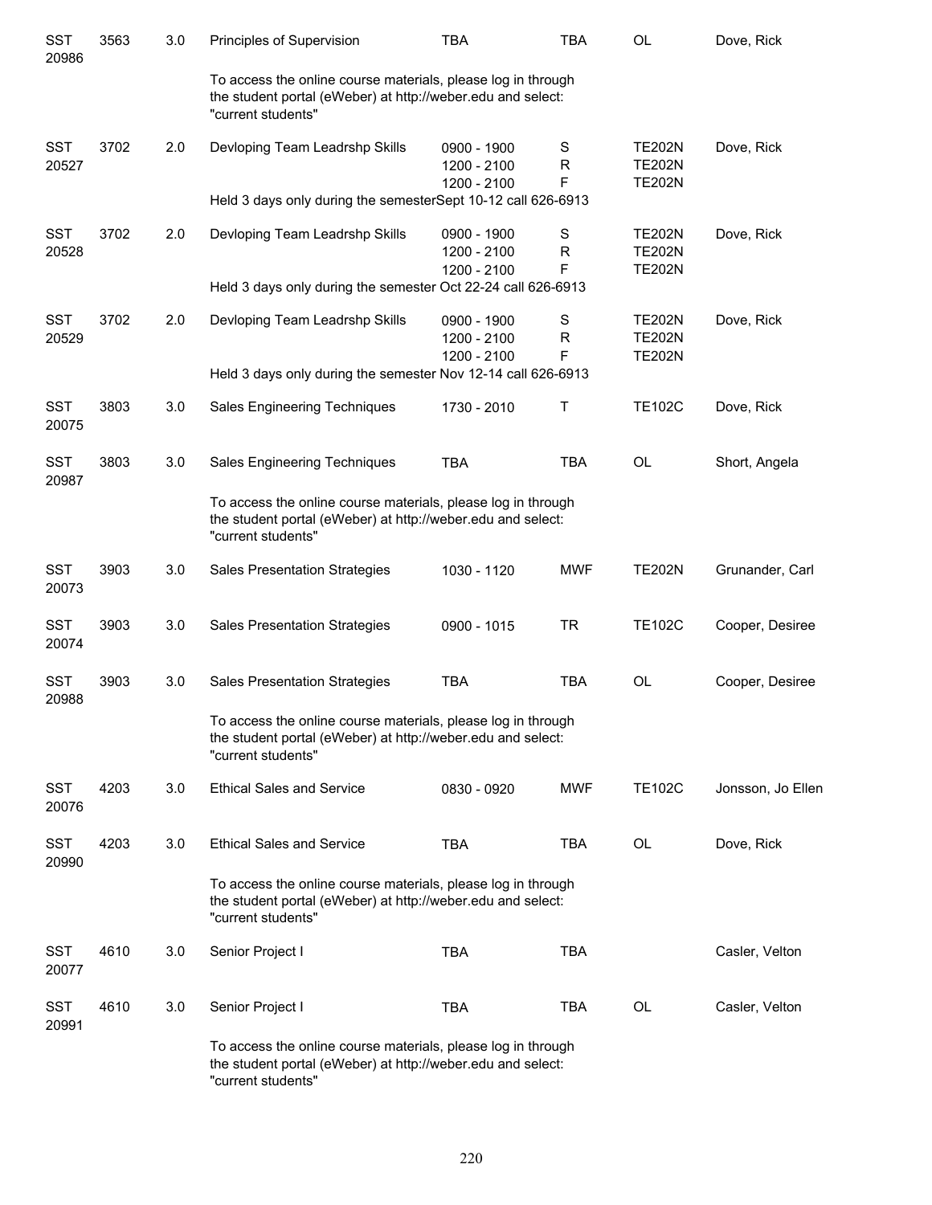| Subject/CRN | Course | Credits | Title | Time | Days | Room | Instructor |
|---|---|---|---|---|---|---|---|
| SST 20986 | 3563 | 3.0 | Principles of Supervision | TBA | TBA | OL | Dove, Rick |
| | | | To access the online course materials, please log in through the student portal (eWeber) at http://weber.edu and select: "current students" | | | | |
| SST 20527 | 3702 | 2.0 | Devloping Team Leadrshp Skills | 0900 - 1900<br>1200 - 2100<br>1200 - 2100 | S<br>R<br>F | TE202N<br>TE202N<br>TE202N | Dove, Rick |
| | | | Held 3 days only during the semesterSept 10-12 call 626-6913 | | | | |
| SST 20528 | 3702 | 2.0 | Devloping Team Leadrshp Skills | 0900 - 1900<br>1200 - 2100<br>1200 - 2100 | S<br>R<br>F | TE202N<br>TE202N<br>TE202N | Dove, Rick |
| | | | Held 3 days only during the semester Oct 22-24 call 626-6913 | | | | |
| SST 20529 | 3702 | 2.0 | Devloping Team Leadrshp Skills | 0900 - 1900<br>1200 - 2100<br>1200 - 2100 | S<br>R<br>F | TE202N<br>TE202N<br>TE202N | Dove, Rick |
| | | | Held 3 days only during the semester Nov 12-14 call 626-6913 | | | | |
| SST 20075 | 3803 | 3.0 | Sales Engineering Techniques | 1730 - 2010 | T | TE102C | Dove, Rick |
| SST 20987 | 3803 | 3.0 | Sales Engineering Techniques | TBA | TBA | OL | Short, Angela |
| | | | To access the online course materials, please log in through the student portal (eWeber) at http://weber.edu and select: "current students" | | | | |
| SST 20073 | 3903 | 3.0 | Sales Presentation Strategies | 1030 - 1120 | MWF | TE202N | Grunander, Carl |
| SST 20074 | 3903 | 3.0 | Sales Presentation Strategies | 0900 - 1015 | TR | TE102C | Cooper, Desiree |
| SST 20988 | 3903 | 3.0 | Sales Presentation Strategies | TBA | TBA | OL | Cooper, Desiree |
| | | | To access the online course materials, please log in through the student portal (eWeber) at http://weber.edu and select: "current students" | | | | |
| SST 20076 | 4203 | 3.0 | Ethical Sales and Service | 0830 - 0920 | MWF | TE102C | Jonsson, Jo Ellen |
| SST 20990 | 4203 | 3.0 | Ethical Sales and Service | TBA | TBA | OL | Dove, Rick |
| | | | To access the online course materials, please log in through the student portal (eWeber) at http://weber.edu and select: "current students" | | | | |
| SST 20077 | 4610 | 3.0 | Senior Project I | TBA | TBA | | Casler, Velton |
| SST 20991 | 4610 | 3.0 | Senior Project I | TBA | TBA | OL | Casler, Velton |
| | | | To access the online course materials, please log in through the student portal (eWeber) at http://weber.edu and select: "current students" | | | | |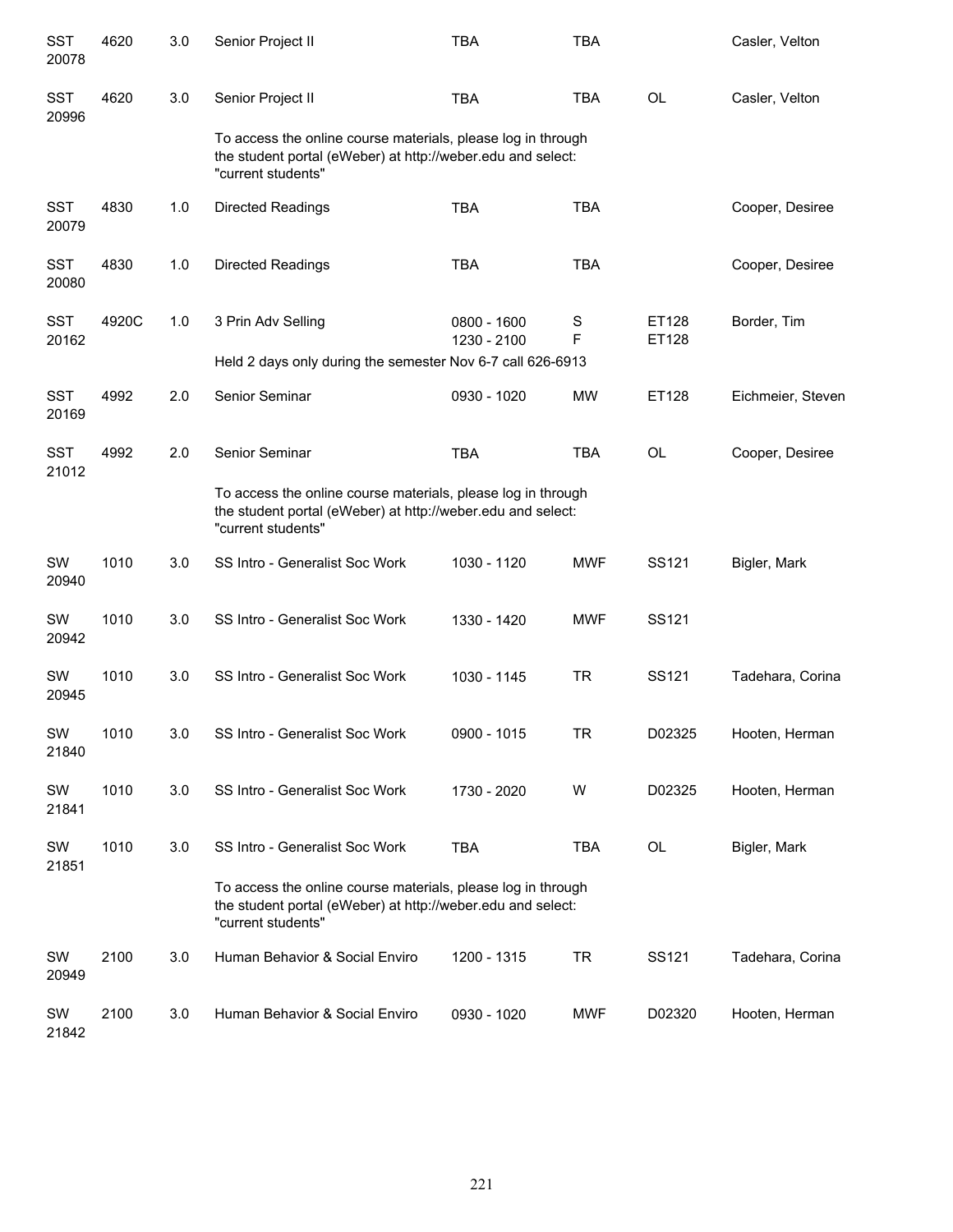| | | | | | | | |
|---|---|---|---|---|---|---|---|
| SST 20078 | 4620 | 3.0 | Senior Project II | TBA | TBA | | Casler, Velton |
| SST 20996 | 4620 | 3.0 | Senior Project II | TBA | TBA | OL | Casler, Velton |
| | | | To access the online course materials, please log in through the student portal (eWeber) at http://weber.edu and select: "current students" | | | | |
| SST 20079 | 4830 | 1.0 | Directed Readings | TBA | TBA | | Cooper, Desiree |
| SST 20080 | 4830 | 1.0 | Directed Readings | TBA | TBA | | Cooper, Desiree |
| SST 20162 | 4920C | 1.0 | 3 Prin Adv Selling | 0800 - 1600<br>1230 - 2100 | S<br>F | ET128<br>ET128 | Border, Tim |
| | | | Held 2 days only during the semester Nov 6-7 call 626-6913 | | | | |
| SST 20169 | 4992 | 2.0 | Senior Seminar | 0930 - 1020 | MW | ET128 | Eichmeier, Steven |
| SST 21012 | 4992 | 2.0 | Senior Seminar | TBA | TBA | OL | Cooper, Desiree |
| | | | To access the online course materials, please log in through the student portal (eWeber) at http://weber.edu and select: "current students" | | | | |
| SW 20940 | 1010 | 3.0 | SS Intro - Generalist Soc Work | 1030 - 1120 | MWF | SS121 | Bigler, Mark |
| SW 20942 | 1010 | 3.0 | SS Intro - Generalist Soc Work | 1330 - 1420 | MWF | SS121 | |
| SW 20945 | 1010 | 3.0 | SS Intro - Generalist Soc Work | 1030 - 1145 | TR | SS121 | Tadehara, Corina |
| SW 21840 | 1010 | 3.0 | SS Intro - Generalist Soc Work | 0900 - 1015 | TR | D02325 | Hooten, Herman |
| SW 21841 | 1010 | 3.0 | SS Intro - Generalist Soc Work | 1730 - 2020 | W | D02325 | Hooten, Herman |
| SW 21851 | 1010 | 3.0 | SS Intro - Generalist Soc Work | TBA | TBA | OL | Bigler, Mark |
| | | | To access the online course materials, please log in through the student portal (eWeber) at http://weber.edu and select: "current students" | | | | |
| SW 20949 | 2100 | 3.0 | Human Behavior & Social Enviro | 1200 - 1315 | TR | SS121 | Tadehara, Corina |
| SW 21842 | 2100 | 3.0 | Human Behavior & Social Enviro | 0930 - 1020 | MWF | D02320 | Hooten, Herman |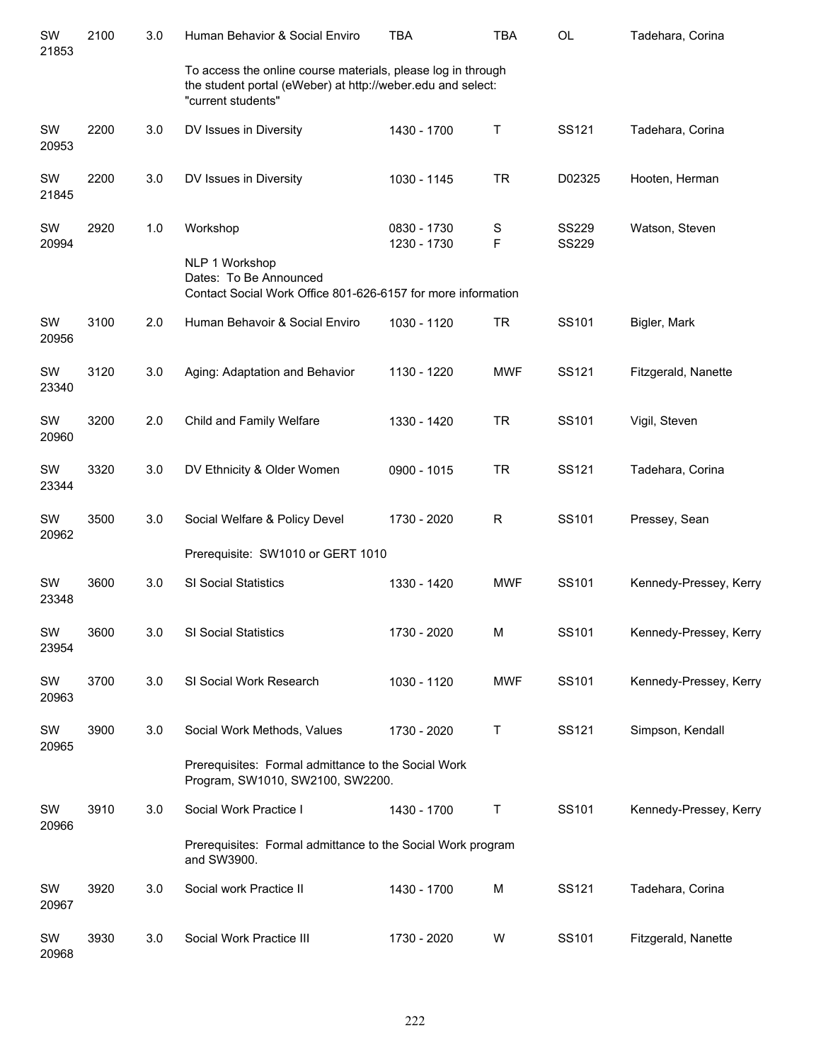| | | | | | | | |
|---|---|---|---|---|---|---|---|
| SW 21853 | 2100 | 3.0 | Human Behavior & Social Enviro | TBA | TBA | OL | Tadehara, Corina |
| | | | To access the online course materials, please log in through the student portal (eWeber) at http://weber.edu and select: "current students" | | | | |
| SW 20953 | 2200 | 3.0 | DV Issues in Diversity | 1430 - 1700 | T | SS121 | Tadehara, Corina |
| SW 21845 | 2200 | 3.0 | DV Issues in Diversity | 1030 - 1145 | TR | D02325 | Hooten, Herman |
| SW 20994 | 2920 | 1.0 | Workshop | 0830 - 1730<br>1230 - 1730 | S<br>F | SS229<br>SS229 | Watson, Steven |
| | | | NLP 1 Workshop<br>Dates: To Be Announced<br>Contact Social Work Office 801-626-6157 for more information | | | | |
| SW 20956 | 3100 | 2.0 | Human Behavoir & Social Enviro | 1030 - 1120 | TR | SS101 | Bigler, Mark |
| SW 23340 | 3120 | 3.0 | Aging: Adaptation and Behavior | 1130 - 1220 | MWF | SS121 | Fitzgerald, Nanette |
| SW 20960 | 3200 | 2.0 | Child and Family Welfare | 1330 - 1420 | TR | SS101 | Vigil, Steven |
| SW 23344 | 3320 | 3.0 | DV Ethnicity & Older Women | 0900 - 1015 | TR | SS121 | Tadehara, Corina |
| SW 20962 | 3500 | 3.0 | Social Welfare & Policy Devel | 1730 - 2020 | R | SS101 | Pressey, Sean |
| | | | Prerequisite: SW1010 or GERT 1010 | | | | |
| SW 23348 | 3600 | 3.0 | SI Social Statistics | 1330 - 1420 | MWF | SS101 | Kennedy-Pressey, Kerry |
| SW 23954 | 3600 | 3.0 | SI Social Statistics | 1730 - 2020 | M | SS101 | Kennedy-Pressey, Kerry |
| SW 20963 | 3700 | 3.0 | SI Social Work Research | 1030 - 1120 | MWF | SS101 | Kennedy-Pressey, Kerry |
| SW 20965 | 3900 | 3.0 | Social Work Methods, Values | 1730 - 2020 | T | SS121 | Simpson, Kendall |
| | | | Prerequisites: Formal admittance to the Social Work Program, SW1010, SW2100, SW2200. | | | | |
| SW 20966 | 3910 | 3.0 | Social Work Practice I | 1430 - 1700 | T | SS101 | Kennedy-Pressey, Kerry |
| | | | Prerequisites: Formal admittance to the Social Work program and SW3900. | | | | |
| SW 20967 | 3920 | 3.0 | Social work Practice II | 1430 - 1700 | M | SS121 | Tadehara, Corina |
| SW 20968 | 3930 | 3.0 | Social Work Practice III | 1730 - 2020 | W | SS101 | Fitzgerald, Nanette |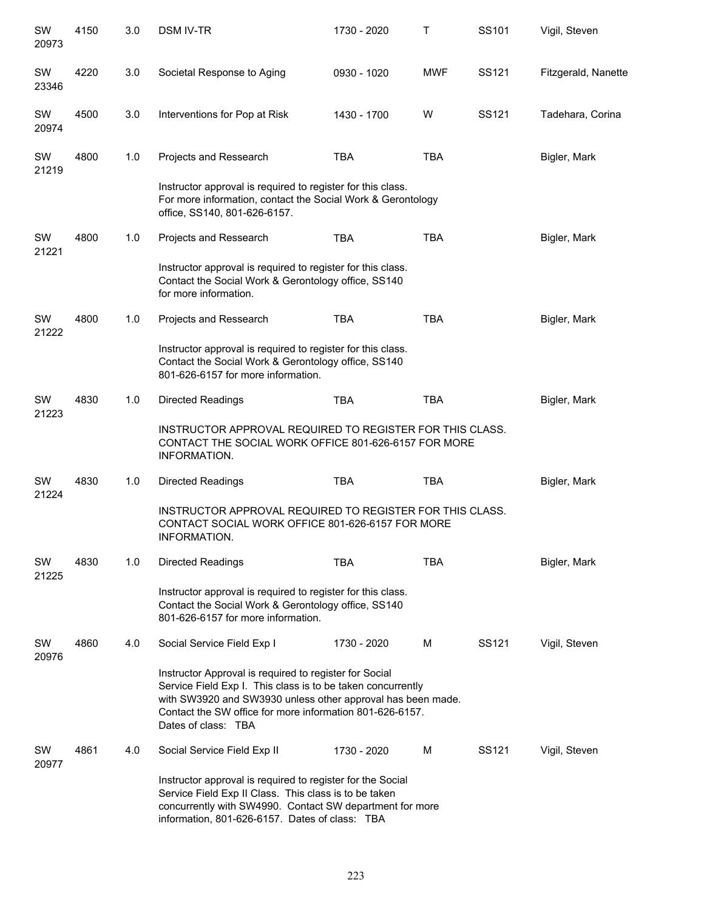| Subject / CRN | Course | Credits | Title | Time | Days | Room | Instructor |
|---|---|---|---|---|---|---|---|
| SW 20973 | 4150 | 3.0 | DSM IV-TR | 1730 - 2020 | T | SS101 | Vigil, Steven |
| SW 23346 | 4220 | 3.0 | Societal Response to Aging | 0930 - 1020 | MWF | SS121 | Fitzgerald, Nanette |
| SW 20974 | 4500 | 3.0 | Interventions for Pop at Risk | 1430 - 1700 | W | SS121 | Tadehara, Corina |
| SW 21219 | 4800 | 1.0 | Projects and Ressearch | TBA | TBA | | Bigler, Mark |
| | | | Instructor approval is required to register for this class. For more information, contact the Social Work & Gerontology office, SS140, 801-626-6157. | | | | |
| SW 21221 | 4800 | 1.0 | Projects and Ressearch | TBA | TBA | | Bigler, Mark |
| | | | Instructor approval is required to register for this class. Contact the Social Work & Gerontology office, SS140 for more information. | | | | |
| SW 21222 | 4800 | 1.0 | Projects and Ressearch | TBA | TBA | | Bigler, Mark |
| | | | Instructor approval is required to register for this class. Contact the Social Work & Gerontology office, SS140 801-626-6157 for more information. | | | | |
| SW 21223 | 4830 | 1.0 | Directed Readings | TBA | TBA | | Bigler, Mark |
| | | | INSTRUCTOR APPROVAL REQUIRED TO REGISTER FOR THIS CLASS. CONTACT THE SOCIAL WORK OFFICE 801-626-6157 FOR MORE INFORMATION. | | | | |
| SW 21224 | 4830 | 1.0 | Directed Readings | TBA | TBA | | Bigler, Mark |
| | | | INSTRUCTOR APPROVAL REQUIRED TO REGISTER FOR THIS CLASS. CONTACT SOCIAL WORK OFFICE 801-626-6157 FOR MORE INFORMATION. | | | | |
| SW 21225 | 4830 | 1.0 | Directed Readings | TBA | TBA | | Bigler, Mark |
| | | | Instructor approval is required to register for this class. Contact the Social Work & Gerontology office, SS140 801-626-6157 for more information. | | | | |
| SW 20976 | 4860 | 4.0 | Social Service Field Exp I | 1730 - 2020 | M | SS121 | Vigil, Steven |
| | | | Instructor Approval is required to register for Social Service Field Exp I. This class is to be taken concurrently with SW3920 and SW3930 unless other approval has been made. Contact the SW office for more information 801-626-6157. Dates of class: TBA | | | | |
| SW 20977 | 4861 | 4.0 | Social Service Field Exp II | 1730 - 2020 | M | SS121 | Vigil, Steven |
| | | | Instructor approval is required to register for the Social Service Field Exp II Class. This class is to be taken concurrently with SW4990. Contact SW department for more information, 801-626-6157. Dates of class: TBA | | | | |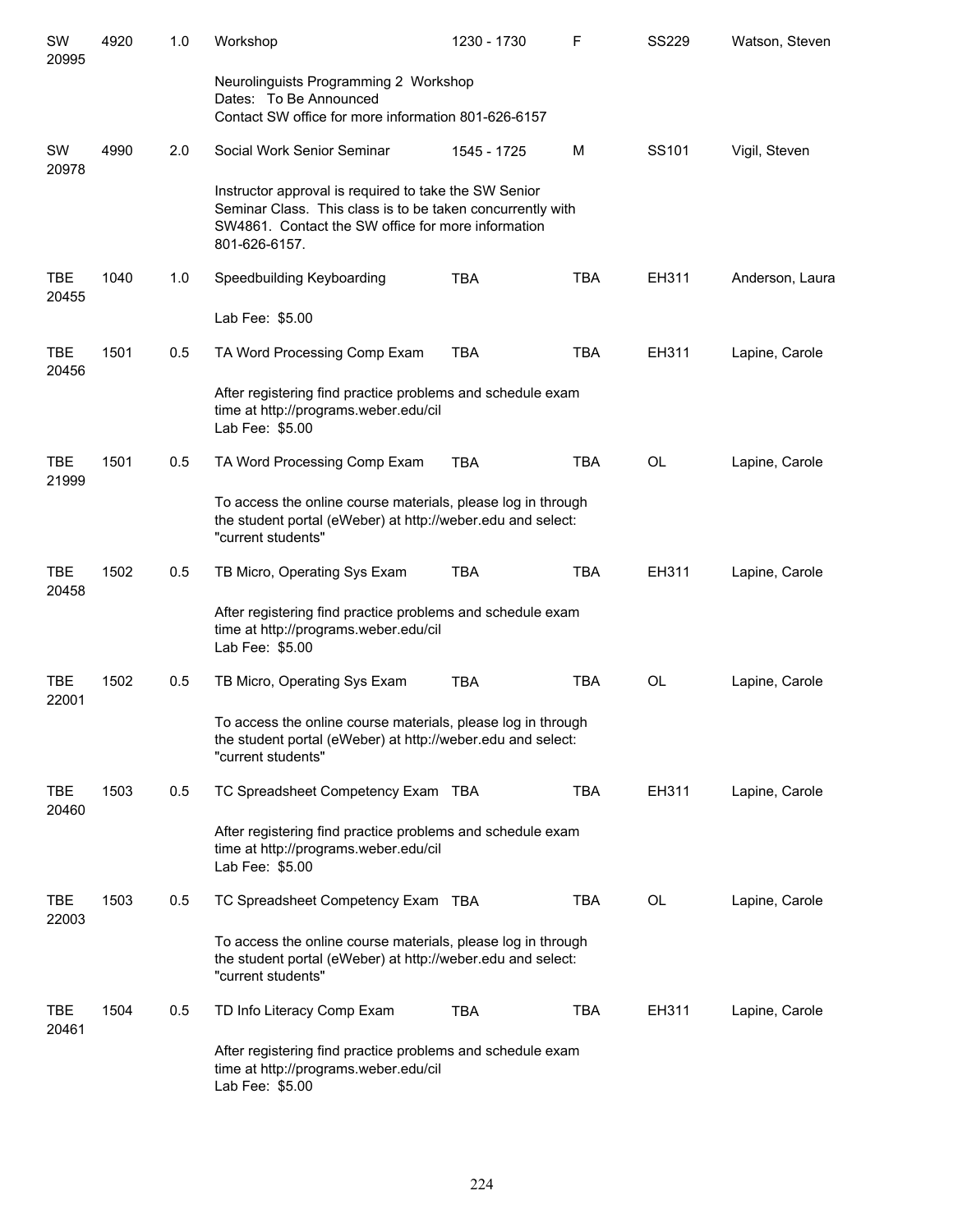| | | | | | | | |
|---|---|---|---|---|---|---|---|
| SW 20995 | 4920 | 1.0 | Workshop | 1230 - 1730 | F | SS229 | Watson, Steven |
| | | | Neurolinguists Programming 2 Workshop<br>Dates: To Be Announced<br>Contact SW office for more information 801-626-6157 | | | | |
| SW 20978 | 4990 | 2.0 | Social Work Senior Seminar | 1545 - 1725 | M | SS101 | Vigil, Steven |
| | | | Instructor approval is required to take the SW Senior Seminar Class. This class is to be taken concurrently with SW4861. Contact the SW office for more information 801-626-6157. | | | | |
| TBE 20455 | 1040 | 1.0 | Speedbuilding Keyboarding | TBA | TBA | EH311 | Anderson, Laura |
| | | | Lab Fee: $5.00 | | | | |
| TBE 20456 | 1501 | 0.5 | TA Word Processing Comp Exam | TBA | TBA | EH311 | Lapine, Carole |
| | | | After registering find practice problems and schedule exam time at http://programs.weber.edu/cil<br>Lab Fee: $5.00 | | | | |
| TBE 21999 | 1501 | 0.5 | TA Word Processing Comp Exam | TBA | TBA | OL | Lapine, Carole |
| | | | To access the online course materials, please log in through the student portal (eWeber) at http://weber.edu and select: "current students" | | | | |
| TBE 20458 | 1502 | 0.5 | TB Micro, Operating Sys Exam | TBA | TBA | EH311 | Lapine, Carole |
| | | | After registering find practice problems and schedule exam time at http://programs.weber.edu/cil<br>Lab Fee: $5.00 | | | | |
| TBE 22001 | 1502 | 0.5 | TB Micro, Operating Sys Exam | TBA | TBA | OL | Lapine, Carole |
| | | | To access the online course materials, please log in through the student portal (eWeber) at http://weber.edu and select: "current students" | | | | |
| TBE 20460 | 1503 | 0.5 | TC Spreadsheet Competency Exam | TBA | TBA | EH311 | Lapine, Carole |
| | | | After registering find practice problems and schedule exam time at http://programs.weber.edu/cil<br>Lab Fee: $5.00 | | | | |
| TBE 22003 | 1503 | 0.5 | TC Spreadsheet Competency Exam | TBA | TBA | OL | Lapine, Carole |
| | | | To access the online course materials, please log in through the student portal (eWeber) at http://weber.edu and select: "current students" | | | | |
| TBE 20461 | 1504 | 0.5 | TD Info Literacy Comp Exam | TBA | TBA | EH311 | Lapine, Carole |
| | | | After registering find practice problems and schedule exam time at http://programs.weber.edu/cil<br>Lab Fee: $5.00 | | | | |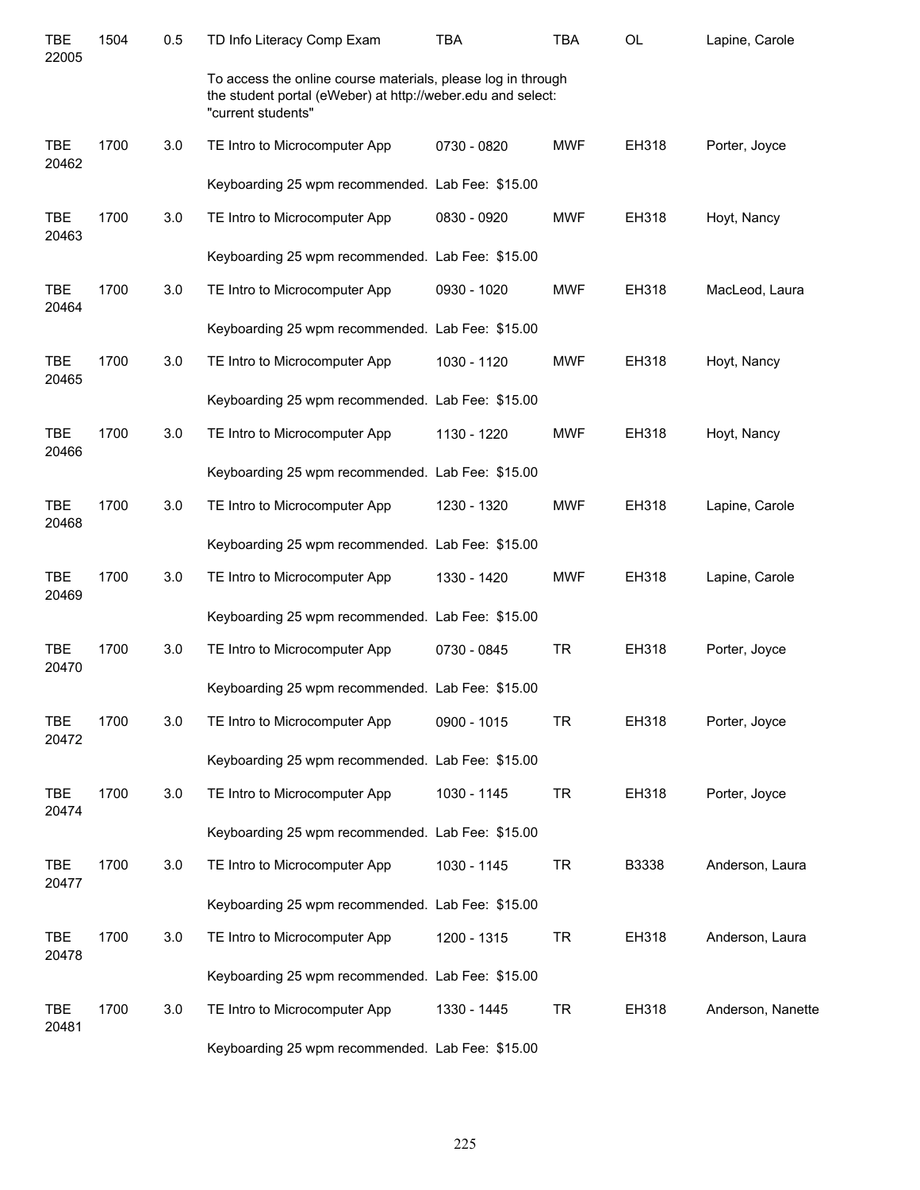| | | | | | | | |
|---|---|---|---|---|---|---|---|
| TBE 22005 | 1504 | 0.5 | TD Info Literacy Comp Exam | TBA | TBA | OL | Lapine, Carole |
| | | | To access the online course materials, please log in through the student portal (eWeber) at http://weber.edu and select: "current students" | | | | |
| TBE 20462 | 1700 | 3.0 | TE Intro to Microcomputer App | 0730 - 0820 | MWF | EH318 | Porter, Joyce |
| | | | Keyboarding 25 wpm recommended. Lab Fee: $15.00 | | | | |
| TBE 20463 | 1700 | 3.0 | TE Intro to Microcomputer App | 0830 - 0920 | MWF | EH318 | Hoyt, Nancy |
| | | | Keyboarding 25 wpm recommended. Lab Fee: $15.00 | | | | |
| TBE 20464 | 1700 | 3.0 | TE Intro to Microcomputer App | 0930 - 1020 | MWF | EH318 | MacLeod, Laura |
| | | | Keyboarding 25 wpm recommended. Lab Fee: $15.00 | | | | |
| TBE 20465 | 1700 | 3.0 | TE Intro to Microcomputer App | 1030 - 1120 | MWF | EH318 | Hoyt, Nancy |
| | | | Keyboarding 25 wpm recommended. Lab Fee: $15.00 | | | | |
| TBE 20466 | 1700 | 3.0 | TE Intro to Microcomputer App | 1130 - 1220 | MWF | EH318 | Hoyt, Nancy |
| | | | Keyboarding 25 wpm recommended. Lab Fee: $15.00 | | | | |
| TBE 20468 | 1700 | 3.0 | TE Intro to Microcomputer App | 1230 - 1320 | MWF | EH318 | Lapine, Carole |
| | | | Keyboarding 25 wpm recommended. Lab Fee: $15.00 | | | | |
| TBE 20469 | 1700 | 3.0 | TE Intro to Microcomputer App | 1330 - 1420 | MWF | EH318 | Lapine, Carole |
| | | | Keyboarding 25 wpm recommended. Lab Fee: $15.00 | | | | |
| TBE 20470 | 1700 | 3.0 | TE Intro to Microcomputer App | 0730 - 0845 | TR | EH318 | Porter, Joyce |
| | | | Keyboarding 25 wpm recommended. Lab Fee: $15.00 | | | | |
| TBE 20472 | 1700 | 3.0 | TE Intro to Microcomputer App | 0900 - 1015 | TR | EH318 | Porter, Joyce |
| | | | Keyboarding 25 wpm recommended. Lab Fee: $15.00 | | | | |
| TBE 20474 | 1700 | 3.0 | TE Intro to Microcomputer App | 1030 - 1145 | TR | EH318 | Porter, Joyce |
| | | | Keyboarding 25 wpm recommended. Lab Fee: $15.00 | | | | |
| TBE 20477 | 1700 | 3.0 | TE Intro to Microcomputer App | 1030 - 1145 | TR | B3338 | Anderson, Laura |
| | | | Keyboarding 25 wpm recommended. Lab Fee: $15.00 | | | | |
| TBE 20478 | 1700 | 3.0 | TE Intro to Microcomputer App | 1200 - 1315 | TR | EH318 | Anderson, Laura |
| | | | Keyboarding 25 wpm recommended. Lab Fee: $15.00 | | | | |
| TBE 20481 | 1700 | 3.0 | TE Intro to Microcomputer App | 1330 - 1445 | TR | EH318 | Anderson, Nanette |
| | | | Keyboarding 25 wpm recommended. Lab Fee: $15.00 | | | | |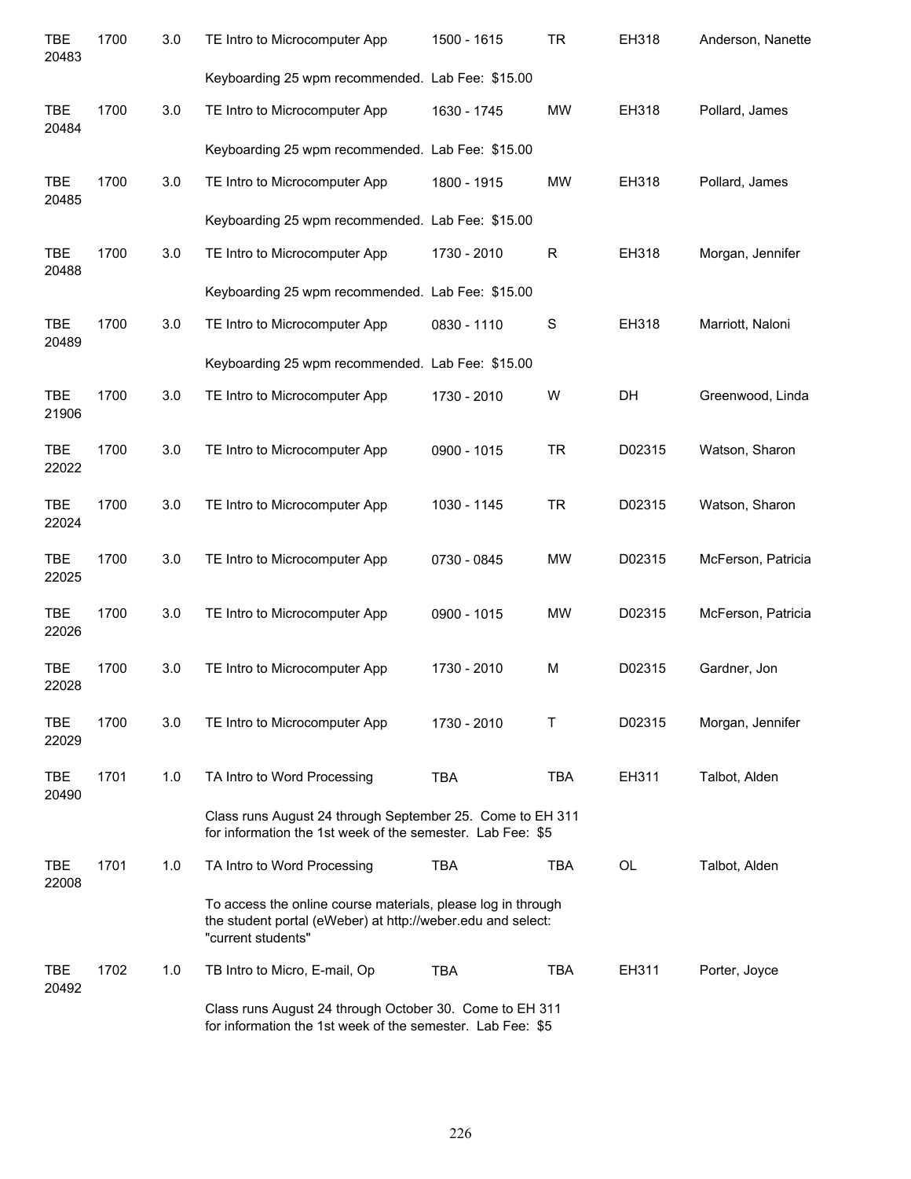| | | | | | | | |
|---|---|---|---|---|---|---|---|
| TBE 20483 | 1700 | 3.0 | TE Intro to Microcomputer App | 1500 - 1615 | TR | EH318 | Anderson, Nanette |
| | | | Keyboarding 25 wpm recommended. Lab Fee: $15.00 | | | | |
| TBE 20484 | 1700 | 3.0 | TE Intro to Microcomputer App | 1630 - 1745 | MW | EH318 | Pollard, James |
| | | | Keyboarding 25 wpm recommended. Lab Fee: $15.00 | | | | |
| TBE 20485 | 1700 | 3.0 | TE Intro to Microcomputer App | 1800 - 1915 | MW | EH318 | Pollard, James |
| | | | Keyboarding 25 wpm recommended. Lab Fee: $15.00 | | | | |
| TBE 20488 | 1700 | 3.0 | TE Intro to Microcomputer App | 1730 - 2010 | R | EH318 | Morgan, Jennifer |
| | | | Keyboarding 25 wpm recommended. Lab Fee: $15.00 | | | | |
| TBE 20489 | 1700 | 3.0 | TE Intro to Microcomputer App | 0830 - 1110 | S | EH318 | Marriott, Naloni |
| | | | Keyboarding 25 wpm recommended. Lab Fee: $15.00 | | | | |
| TBE 21906 | 1700 | 3.0 | TE Intro to Microcomputer App | 1730 - 2010 | W | DH | Greenwood, Linda |
| TBE 22022 | 1700 | 3.0 | TE Intro to Microcomputer App | 0900 - 1015 | TR | D02315 | Watson, Sharon |
| TBE 22024 | 1700 | 3.0 | TE Intro to Microcomputer App | 1030 - 1145 | TR | D02315 | Watson, Sharon |
| TBE 22025 | 1700 | 3.0 | TE Intro to Microcomputer App | 0730 - 0845 | MW | D02315 | McFerson, Patricia |
| TBE 22026 | 1700 | 3.0 | TE Intro to Microcomputer App | 0900 - 1015 | MW | D02315 | McFerson, Patricia |
| TBE 22028 | 1700 | 3.0 | TE Intro to Microcomputer App | 1730 - 2010 | M | D02315 | Gardner, Jon |
| TBE 22029 | 1700 | 3.0 | TE Intro to Microcomputer App | 1730 - 2010 | T | D02315 | Morgan, Jennifer |
| TBE 20490 | 1701 | 1.0 | TA Intro to Word Processing | TBA | TBA | EH311 | Talbot, Alden |
| | | | Class runs August 24 through September 25. Come to EH 311 for information the 1st week of the semester. Lab Fee: $5 | | | | |
| TBE 22008 | 1701 | 1.0 | TA Intro to Word Processing | TBA | TBA | OL | Talbot, Alden |
| | | | To access the online course materials, please log in through the student portal (eWeber) at http://weber.edu and select: "current students" | | | | |
| TBE 20492 | 1702 | 1.0 | TB Intro to Micro, E-mail, Op | TBA | TBA | EH311 | Porter, Joyce |
| | | | Class runs August 24 through October 30. Come to EH 311 for information the 1st week of the semester. Lab Fee: $5 | | | | |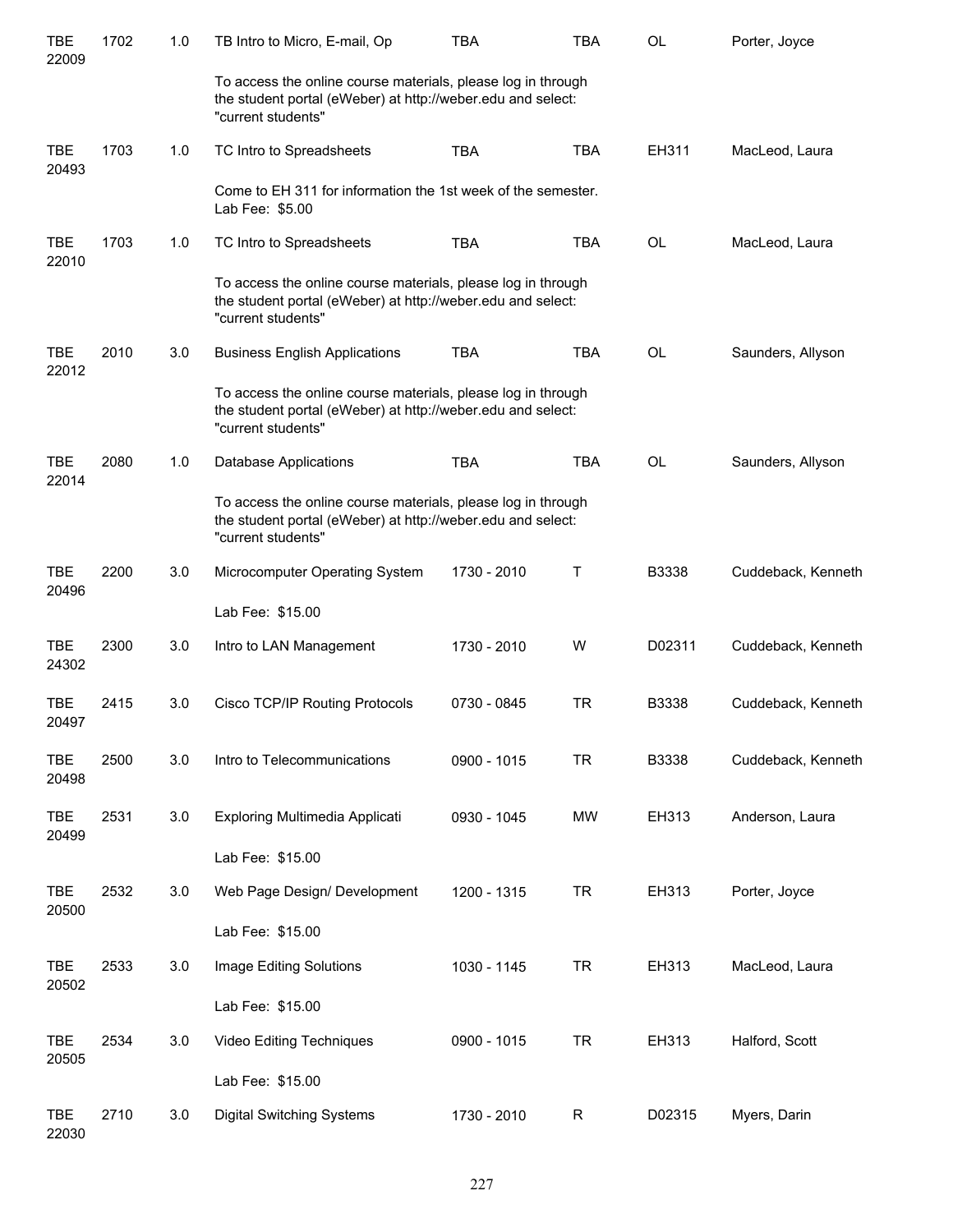| | | | | | | | |
|---|---|---|---|---|---|---|---|
| TBE 22009 | 1702 | 1.0 | TB Intro to Micro, E-mail, Op | TBA | TBA | OL | Porter, Joyce |
| | | | To access the online course materials, please log in through the student portal (eWeber) at http://weber.edu and select: "current students" | | | | |
| TBE 20493 | 1703 | 1.0 | TC Intro to Spreadsheets | TBA | TBA | EH311 | MacLeod, Laura |
| | | | Come to EH 311 for information the 1st week of the semester. Lab Fee: $5.00 | | | | |
| TBE 22010 | 1703 | 1.0 | TC Intro to Spreadsheets | TBA | TBA | OL | MacLeod, Laura |
| | | | To access the online course materials, please log in through the student portal (eWeber) at http://weber.edu and select: "current students" | | | | |
| TBE 22012 | 2010 | 3.0 | Business English Applications | TBA | TBA | OL | Saunders, Allyson |
| | | | To access the online course materials, please log in through the student portal (eWeber) at http://weber.edu and select: "current students" | | | | |
| TBE 22014 | 2080 | 1.0 | Database Applications | TBA | TBA | OL | Saunders, Allyson |
| | | | To access the online course materials, please log in through the student portal (eWeber) at http://weber.edu and select: "current students" | | | | |
| TBE 20496 | 2200 | 3.0 | Microcomputer Operating System | 1730 - 2010 | T | B3338 | Cuddeback, Kenneth |
| | | | Lab Fee: $15.00 | | | | |
| TBE 24302 | 2300 | 3.0 | Intro to LAN Management | 1730 - 2010 | W | D02311 | Cuddeback, Kenneth |
| TBE 20497 | 2415 | 3.0 | Cisco TCP/IP Routing Protocols | 0730 - 0845 | TR | B3338 | Cuddeback, Kenneth |
| TBE 20498 | 2500 | 3.0 | Intro to Telecommunications | 0900 - 1015 | TR | B3338 | Cuddeback, Kenneth |
| TBE 20499 | 2531 | 3.0 | Exploring Multimedia Applicati | 0930 - 1045 | MW | EH313 | Anderson, Laura |
| | | | Lab Fee: $15.00 | | | | |
| TBE 20500 | 2532 | 3.0 | Web Page Design/ Development | 1200 - 1315 | TR | EH313 | Porter, Joyce |
| | | | Lab Fee: $15.00 | | | | |
| TBE 20502 | 2533 | 3.0 | Image Editing Solutions | 1030 - 1145 | TR | EH313 | MacLeod, Laura |
| | | | Lab Fee: $15.00 | | | | |
| TBE 20505 | 2534 | 3.0 | Video Editing Techniques | 0900 - 1015 | TR | EH313 | Halford, Scott |
| | | | Lab Fee: $15.00 | | | | |
| TBE 22030 | 2710 | 3.0 | Digital Switching Systems | 1730 - 2010 | R | D02315 | Myers, Darin |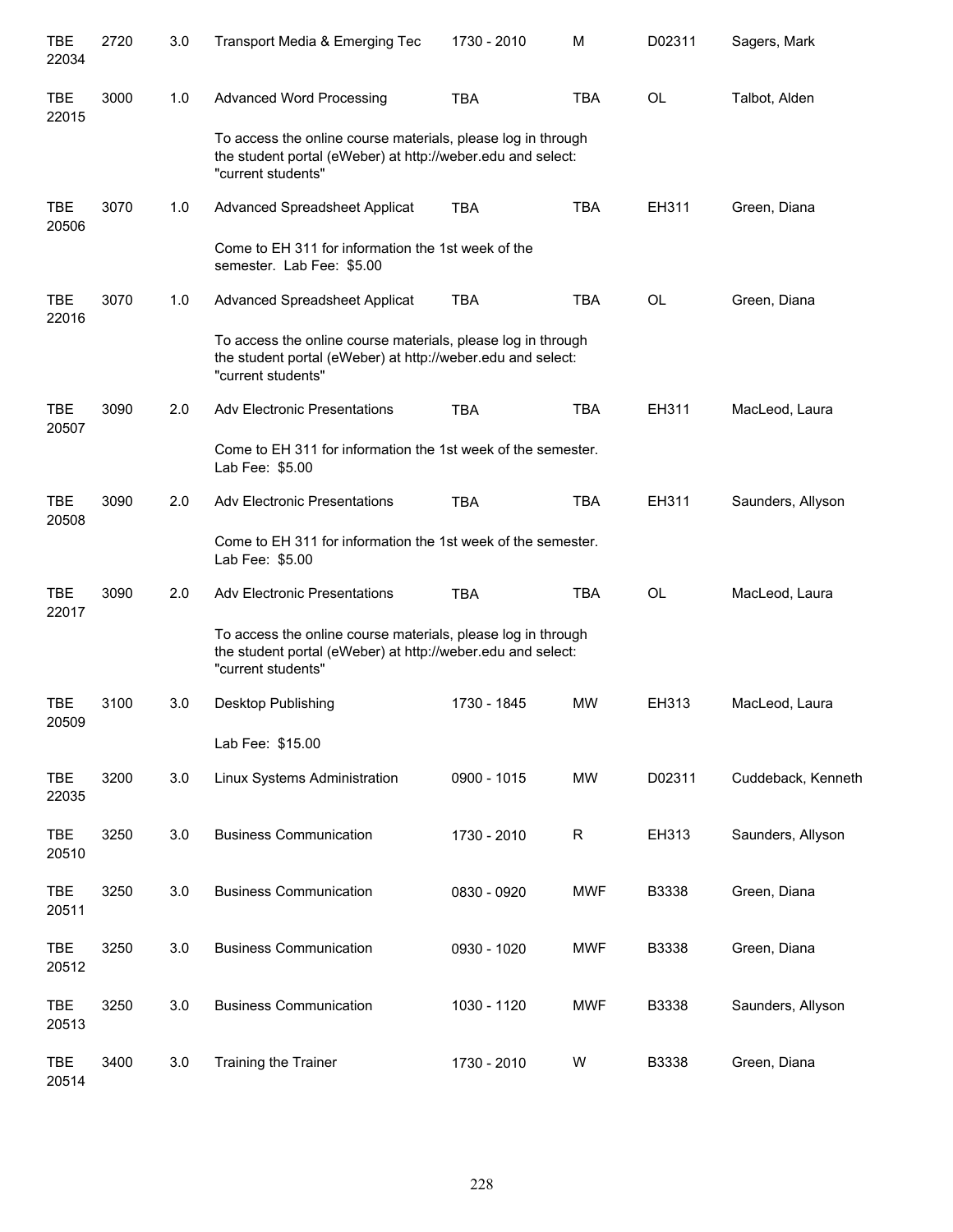| | | | | | | | |
|---|---|---|---|---|---|---|---|
| TBE 22034 | 2720 | 3.0 | Transport Media & Emerging Tec | 1730 - 2010 | M | D02311 | Sagers, Mark |
| TBE 22015 | 3000 | 1.0 | Advanced Word Processing | TBA | TBA | OL | Talbot, Alden |
| | | | To access the online course materials, please log in through the student portal (eWeber) at http://weber.edu and select: "current students" | | | | |
| TBE 20506 | 3070 | 1.0 | Advanced Spreadsheet Applicat | TBA | TBA | EH311 | Green, Diana |
| | | | Come to EH 311 for information the 1st week of the semester. Lab Fee: $5.00 | | | | |
| TBE 22016 | 3070 | 1.0 | Advanced Spreadsheet Applicat | TBA | TBA | OL | Green, Diana |
| | | | To access the online course materials, please log in through the student portal (eWeber) at http://weber.edu and select: "current students" | | | | |
| TBE 20507 | 3090 | 2.0 | Adv Electronic Presentations | TBA | TBA | EH311 | MacLeod, Laura |
| | | | Come to EH 311 for information the 1st week of the semester. Lab Fee: $5.00 | | | | |
| TBE 20508 | 3090 | 2.0 | Adv Electronic Presentations | TBA | TBA | EH311 | Saunders, Allyson |
| | | | Come to EH 311 for information the 1st week of the semester. Lab Fee: $5.00 | | | | |
| TBE 22017 | 3090 | 2.0 | Adv Electronic Presentations | TBA | TBA | OL | MacLeod, Laura |
| | | | To access the online course materials, please log in through the student portal (eWeber) at http://weber.edu and select: "current students" | | | | |
| TBE 20509 | 3100 | 3.0 | Desktop Publishing | 1730 - 1845 | MW | EH313 | MacLeod, Laura |
| | | | Lab Fee: $15.00 | | | | |
| TBE 22035 | 3200 | 3.0 | Linux Systems Administration | 0900 - 1015 | MW | D02311 | Cuddeback, Kenneth |
| TBE 20510 | 3250 | 3.0 | Business Communication | 1730 - 2010 | R | EH313 | Saunders, Allyson |
| TBE 20511 | 3250 | 3.0 | Business Communication | 0830 - 0920 | MWF | B3338 | Green, Diana |
| TBE 20512 | 3250 | 3.0 | Business Communication | 0930 - 1020 | MWF | B3338 | Green, Diana |
| TBE 20513 | 3250 | 3.0 | Business Communication | 1030 - 1120 | MWF | B3338 | Saunders, Allyson |
| TBE 20514 | 3400 | 3.0 | Training the Trainer | 1730 - 2010 | W | B3338 | Green, Diana |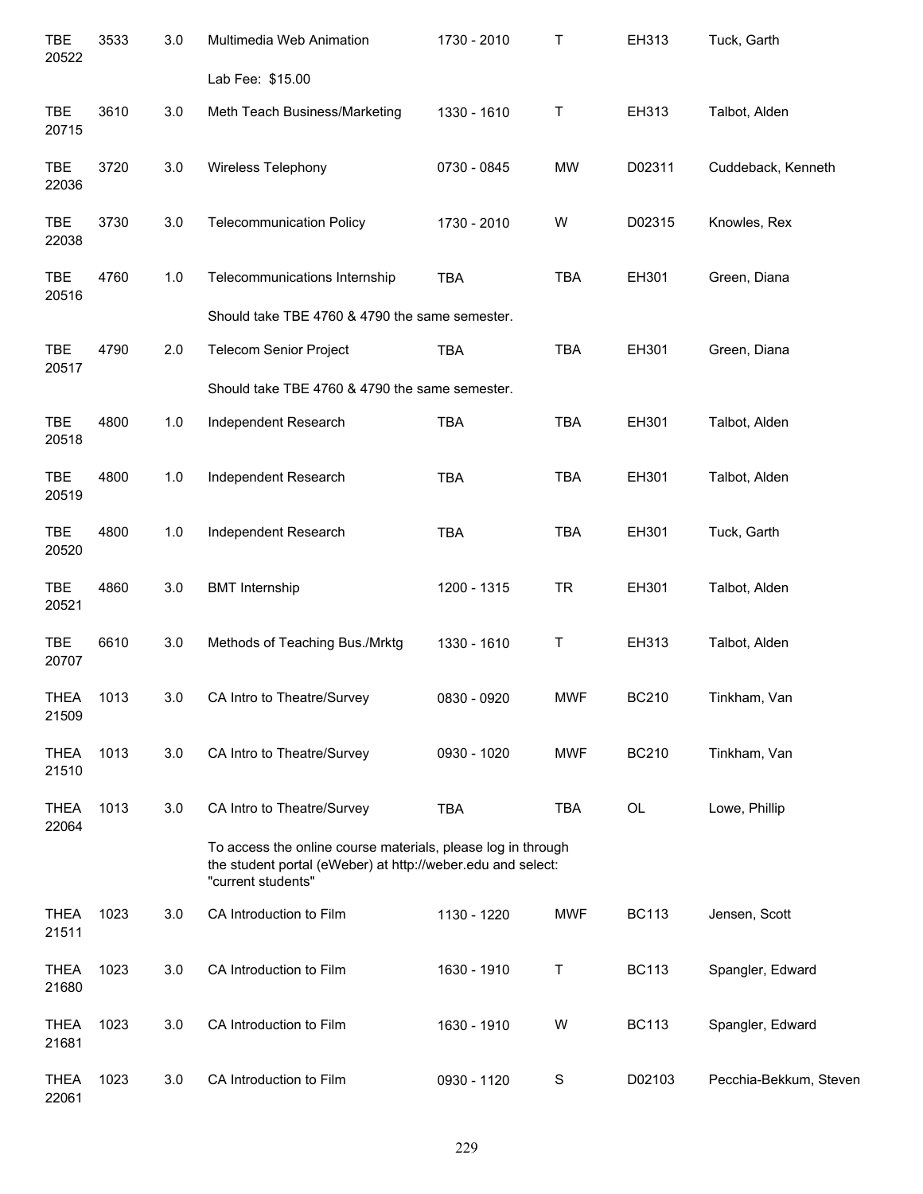| | | | | | | | |
|---|---|---|---|---|---|---|---|
| TBE 20522 | 3533 | 3.0 | Multimedia Web Animation | 1730 - 2010 | T | EH313 | Tuck, Garth |
| | | | Lab Fee: $15.00 | | | | |
| TBE 20715 | 3610 | 3.0 | Meth Teach Business/Marketing | 1330 - 1610 | T | EH313 | Talbot, Alden |
| TBE 22036 | 3720 | 3.0 | Wireless Telephony | 0730 - 0845 | MW | D02311 | Cuddeback, Kenneth |
| TBE 22038 | 3730 | 3.0 | Telecommunication Policy | 1730 - 2010 | W | D02315 | Knowles, Rex |
| TBE 20516 | 4760 | 1.0 | Telecommunications Internship | TBA | TBA | EH301 | Green, Diana |
| | | | Should take TBE 4760 & 4790 the same semester. | | | | |
| TBE 20517 | 4790 | 2.0 | Telecom Senior Project | TBA | TBA | EH301 | Green, Diana |
| | | | Should take TBE 4760 & 4790 the same semester. | | | | |
| TBE 20518 | 4800 | 1.0 | Independent Research | TBA | TBA | EH301 | Talbot, Alden |
| TBE 20519 | 4800 | 1.0 | Independent Research | TBA | TBA | EH301 | Talbot, Alden |
| TBE 20520 | 4800 | 1.0 | Independent Research | TBA | TBA | EH301 | Tuck, Garth |
| TBE 20521 | 4860 | 3.0 | BMT Internship | 1200 - 1315 | TR | EH301 | Talbot, Alden |
| TBE 20707 | 6610 | 3.0 | Methods of Teaching Bus./Mrktg | 1330 - 1610 | T | EH313 | Talbot, Alden |
| THEA 21509 | 1013 | 3.0 | CA Intro to Theatre/Survey | 0830 - 0920 | MWF | BC210 | Tinkham, Van |
| THEA 21510 | 1013 | 3.0 | CA Intro to Theatre/Survey | 0930 - 1020 | MWF | BC210 | Tinkham, Van |
| THEA 22064 | 1013 | 3.0 | CA Intro to Theatre/Survey | TBA | TBA | OL | Lowe, Phillip |
| | | | To access the online course materials, please log in through the student portal (eWeber) at http://weber.edu and select: "current students" | | | | |
| THEA 21511 | 1023 | 3.0 | CA Introduction to Film | 1130 - 1220 | MWF | BC113 | Jensen, Scott |
| THEA 21680 | 1023 | 3.0 | CA Introduction to Film | 1630 - 1910 | T | BC113 | Spangler, Edward |
| THEA 21681 | 1023 | 3.0 | CA Introduction to Film | 1630 - 1910 | W | BC113 | Spangler, Edward |
| THEA 22061 | 1023 | 3.0 | CA Introduction to Film | 0930 - 1120 | S | D02103 | Pecchia-Bekkum, Steven |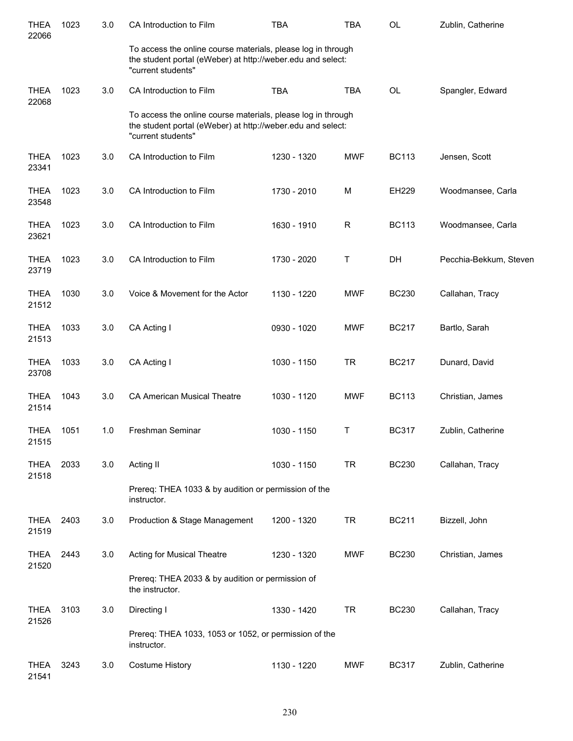| | | | | | | | |
|---|---|---|---|---|---|---|---|
| THEA 22066 | 1023 | 3.0 | CA Introduction to Film | TBA | TBA | OL | Zublin, Catherine |
| | | | To access the online course materials, please log in through the student portal (eWeber) at http://weber.edu and select: "current students" | | | | |
| THEA 22068 | 1023 | 3.0 | CA Introduction to Film | TBA | TBA | OL | Spangler, Edward |
| | | | To access the online course materials, please log in through the student portal (eWeber) at http://weber.edu and select: "current students" | | | | |
| THEA 23341 | 1023 | 3.0 | CA Introduction to Film | 1230 - 1320 | MWF | BC113 | Jensen, Scott |
| THEA 23548 | 1023 | 3.0 | CA Introduction to Film | 1730 - 2010 | M | EH229 | Woodmansee, Carla |
| THEA 23621 | 1023 | 3.0 | CA Introduction to Film | 1630 - 1910 | R | BC113 | Woodmansee, Carla |
| THEA 23719 | 1023 | 3.0 | CA Introduction to Film | 1730 - 2020 | T | DH | Pecchia-Bekkum, Steven |
| THEA 21512 | 1030 | 3.0 | Voice & Movement for the Actor | 1130 - 1220 | MWF | BC230 | Callahan, Tracy |
| THEA 21513 | 1033 | 3.0 | CA Acting I | 0930 - 1020 | MWF | BC217 | Bartlo, Sarah |
| THEA 23708 | 1033 | 3.0 | CA Acting I | 1030 - 1150 | TR | BC217 | Dunard, David |
| THEA 21514 | 1043 | 3.0 | CA American Musical Theatre | 1030 - 1120 | MWF | BC113 | Christian, James |
| THEA 21515 | 1051 | 1.0 | Freshman Seminar | 1030 - 1150 | T | BC317 | Zublin, Catherine |
| THEA 21518 | 2033 | 3.0 | Acting II | 1030 - 1150 | TR | BC230 | Callahan, Tracy |
| | | | Prereq: THEA 1033 & by audition or permission of the instructor. | | | | |
| THEA 21519 | 2403 | 3.0 | Production & Stage Management | 1200 - 1320 | TR | BC211 | Bizzell, John |
| THEA 21520 | 2443 | 3.0 | Acting for Musical Theatre | 1230 - 1320 | MWF | BC230 | Christian, James |
| | | | Prereq: THEA 2033 & by audition or permission of the instructor. | | | | |
| THEA 21526 | 3103 | 3.0 | Directing I | 1330 - 1420 | TR | BC230 | Callahan, Tracy |
| | | | Prereq: THEA 1033, 1053 or 1052, or permission of the instructor. | | | | |
| THEA 21541 | 3243 | 3.0 | Costume History | 1130 - 1220 | MWF | BC317 | Zublin, Catherine |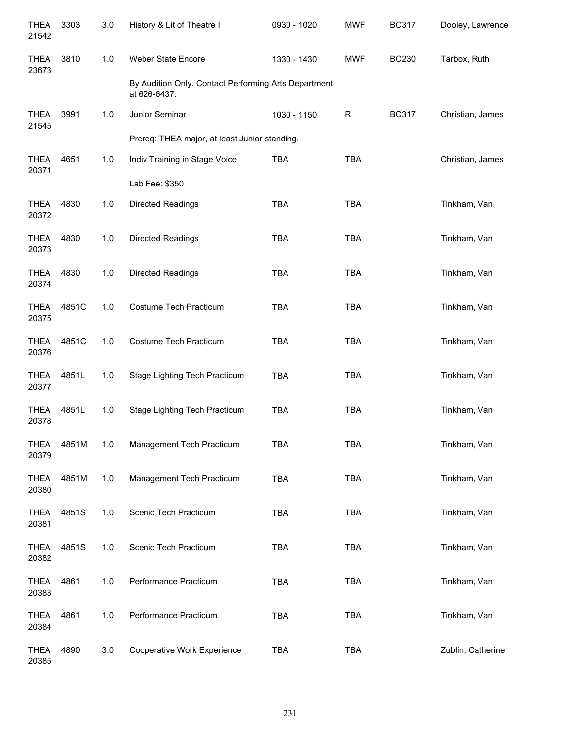| THEA 21542 | 3303 | 3.0 | History & Lit of Theatre I | 0930 - 1020 | MWF | BC317 | Dooley, Lawrence |
|---|---|---|---|---|---|---|---|
| THEA 23673 | 3810 | 1.0 | Weber State Encore | 1330 - 1430 | MWF | BC230 | Tarbox, Ruth |
| | | | By Audition Only. Contact Performing Arts Department at 626-6437. | | | | |
| THEA 21545 | 3991 | 1.0 | Junior Seminar | 1030 - 1150 | R | BC317 | Christian, James |
| | | | Prereq: THEA major, at least Junior standing. | | | | |
| THEA 20371 | 4651 | 1.0 | Indiv Training in Stage Voice | TBA | TBA | | Christian, James |
| | | | Lab Fee: $350 | | | | |
| THEA 20372 | 4830 | 1.0 | Directed Readings | TBA | TBA | | Tinkham, Van |
| THEA 20373 | 4830 | 1.0 | Directed Readings | TBA | TBA | | Tinkham, Van |
| THEA 20374 | 4830 | 1.0 | Directed Readings | TBA | TBA | | Tinkham, Van |
| THEA 20375 | 4851C | 1.0 | Costume Tech Practicum | TBA | TBA | | Tinkham, Van |
| THEA 20376 | 4851C | 1.0 | Costume Tech Practicum | TBA | TBA | | Tinkham, Van |
| THEA 20377 | 4851L | 1.0 | Stage Lighting Tech Practicum | TBA | TBA | | Tinkham, Van |
| THEA 20378 | 4851L | 1.0 | Stage Lighting Tech Practicum | TBA | TBA | | Tinkham, Van |
| THEA 20379 | 4851M | 1.0 | Management Tech Practicum | TBA | TBA | | Tinkham, Van |
| THEA 20380 | 4851M | 1.0 | Management Tech Practicum | TBA | TBA | | Tinkham, Van |
| THEA 20381 | 4851S | 1.0 | Scenic Tech Practicum | TBA | TBA | | Tinkham, Van |
| THEA 20382 | 4851S | 1.0 | Scenic Tech Practicum | TBA | TBA | | Tinkham, Van |
| THEA 20383 | 4861 | 1.0 | Performance Practicum | TBA | TBA | | Tinkham, Van |
| THEA 20384 | 4861 | 1.0 | Performance Practicum | TBA | TBA | | Tinkham, Van |
| THEA 20385 | 4890 | 3.0 | Cooperative Work Experience | TBA | TBA | | Zublin, Catherine |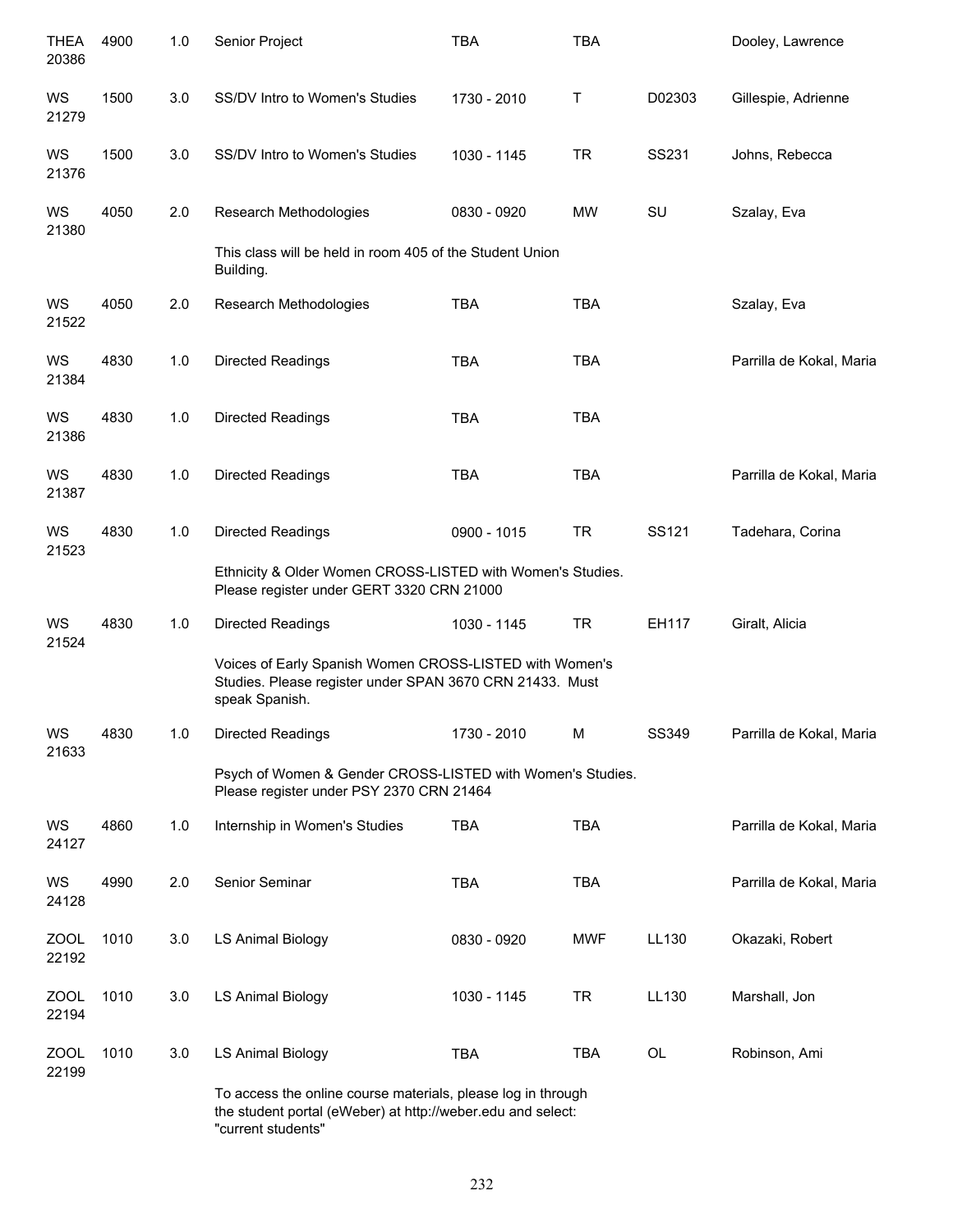| | | | | | | | |
|---|---|---|---|---|---|---|---|
| THEA 20386 | 4900 | 1.0 | Senior Project | TBA | TBA | | Dooley, Lawrence |
| WS 21279 | 1500 | 3.0 | SS/DV Intro to Women's Studies | 1730 - 2010 | T | D02303 | Gillespie, Adrienne |
| WS 21376 | 1500 | 3.0 | SS/DV Intro to Women's Studies | 1030 - 1145 | TR | SS231 | Johns, Rebecca |
| WS 21380 | 4050 | 2.0 | Research Methodologies | 0830 - 0920 | MW | SU | Szalay, Eva |
| | | | This class will be held in room 405 of the Student Union Building. | | | | |
| WS 21522 | 4050 | 2.0 | Research Methodologies | TBA | TBA | | Szalay, Eva |
| WS 21384 | 4830 | 1.0 | Directed Readings | TBA | TBA | | Parrilla de Kokal, Maria |
| WS 21386 | 4830 | 1.0 | Directed Readings | TBA | TBA | | |
| WS 21387 | 4830 | 1.0 | Directed Readings | TBA | TBA | | Parrilla de Kokal, Maria |
| WS 21523 | 4830 | 1.0 | Directed Readings | 0900 - 1015 | TR | SS121 | Tadehara, Corina |
| | | | Ethnicity & Older Women CROSS-LISTED with Women's Studies. Please register under GERT 3320 CRN 21000 | | | | |
| WS 21524 | 4830 | 1.0 | Directed Readings | 1030 - 1145 | TR | EH117 | Giralt, Alicia |
| | | | Voices of Early Spanish Women CROSS-LISTED with Women's Studies. Please register under SPAN 3670 CRN 21433. Must speak Spanish. | | | | |
| WS 21633 | 4830 | 1.0 | Directed Readings | 1730 - 2010 | M | SS349 | Parrilla de Kokal, Maria |
| | | | Psych of Women & Gender CROSS-LISTED with Women's Studies. Please register under PSY 2370 CRN 21464 | | | | |
| WS 24127 | 4860 | 1.0 | Internship in Women's Studies | TBA | TBA | | Parrilla de Kokal, Maria |
| WS 24128 | 4990 | 2.0 | Senior Seminar | TBA | TBA | | Parrilla de Kokal, Maria |
| ZOOL 22192 | 1010 | 3.0 | LS Animal Biology | 0830 - 0920 | MWF | LL130 | Okazaki, Robert |
| ZOOL 22194 | 1010 | 3.0 | LS Animal Biology | 1030 - 1145 | TR | LL130 | Marshall, Jon |
| ZOOL 22199 | 1010 | 3.0 | LS Animal Biology | TBA | TBA | OL | Robinson, Ami |
| | | | To access the online course materials, please log in through the student portal (eWeber) at http://weber.edu and select: "current students" | | | | |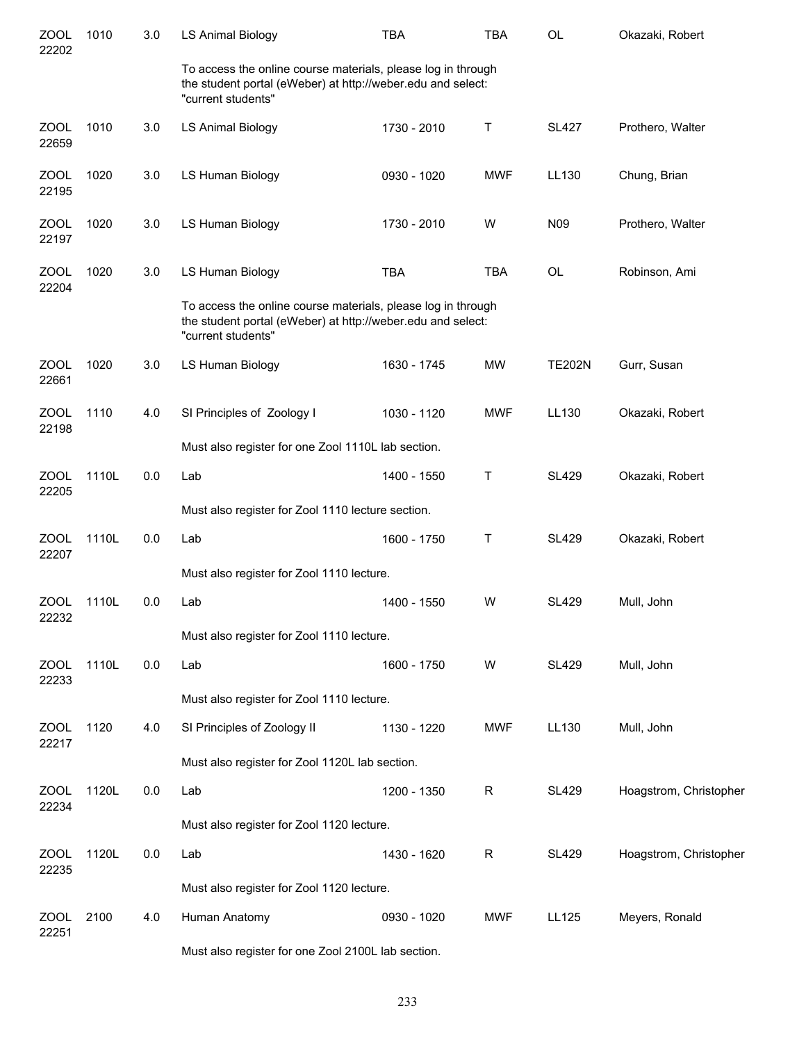| | | | | | | | |
|---|---|---|---|---|---|---|---|
| ZOOL 22202 | 1010 | 3.0 | LS Animal Biology | TBA | TBA | OL | Okazaki, Robert |
| | | | To access the online course materials, please log in through the student portal (eWeber) at http://weber.edu and select: "current students" | | | | |
| ZOOL 22659 | 1010 | 3.0 | LS Animal Biology | 1730 - 2010 | T | SL427 | Prothero, Walter |
| ZOOL 22195 | 1020 | 3.0 | LS Human Biology | 0930 - 1020 | MWF | LL130 | Chung, Brian |
| ZOOL 22197 | 1020 | 3.0 | LS Human Biology | 1730 - 2010 | W | N09 | Prothero, Walter |
| ZOOL 22204 | 1020 | 3.0 | LS Human Biology | TBA | TBA | OL | Robinson, Ami |
| | | | To access the online course materials, please log in through the student portal (eWeber) at http://weber.edu and select: "current students" | | | | |
| ZOOL 22661 | 1020 | 3.0 | LS Human Biology | 1630 - 1745 | MW | TE202N | Gurr, Susan |
| ZOOL 22198 | 1110 | 4.0 | SI Principles of Zoology I | 1030 - 1120 | MWF | LL130 | Okazaki, Robert |
| | | | Must also register for one Zool 1110L lab section. | | | | |
| ZOOL 22205 | 1110L | 0.0 | Lab | 1400 - 1550 | T | SL429 | Okazaki, Robert |
| | | | Must also register for Zool 1110 lecture section. | | | | |
| ZOOL 22207 | 1110L | 0.0 | Lab | 1600 - 1750 | T | SL429 | Okazaki, Robert |
| | | | Must also register for Zool 1110 lecture. | | | | |
| ZOOL 22232 | 1110L | 0.0 | Lab | 1400 - 1550 | W | SL429 | Mull, John |
| | | | Must also register for Zool 1110 lecture. | | | | |
| ZOOL 22233 | 1110L | 0.0 | Lab | 1600 - 1750 | W | SL429 | Mull, John |
| | | | Must also register for Zool 1110 lecture. | | | | |
| ZOOL 22217 | 1120 | 4.0 | SI Principles of Zoology II | 1130 - 1220 | MWF | LL130 | Mull, John |
| | | | Must also register for Zool 1120L lab section. | | | | |
| ZOOL 22234 | 1120L | 0.0 | Lab | 1200 - 1350 | R | SL429 | Hoagstrom, Christopher |
| | | | Must also register for Zool 1120 lecture. | | | | |
| ZOOL 22235 | 1120L | 0.0 | Lab | 1430 - 1620 | R | SL429 | Hoagstrom, Christopher |
| | | | Must also register for Zool 1120 lecture. | | | | |
| ZOOL 22251 | 2100 | 4.0 | Human Anatomy | 0930 - 1020 | MWF | LL125 | Meyers, Ronald |
| | | | Must also register for one Zool 2100L lab section. | | | | |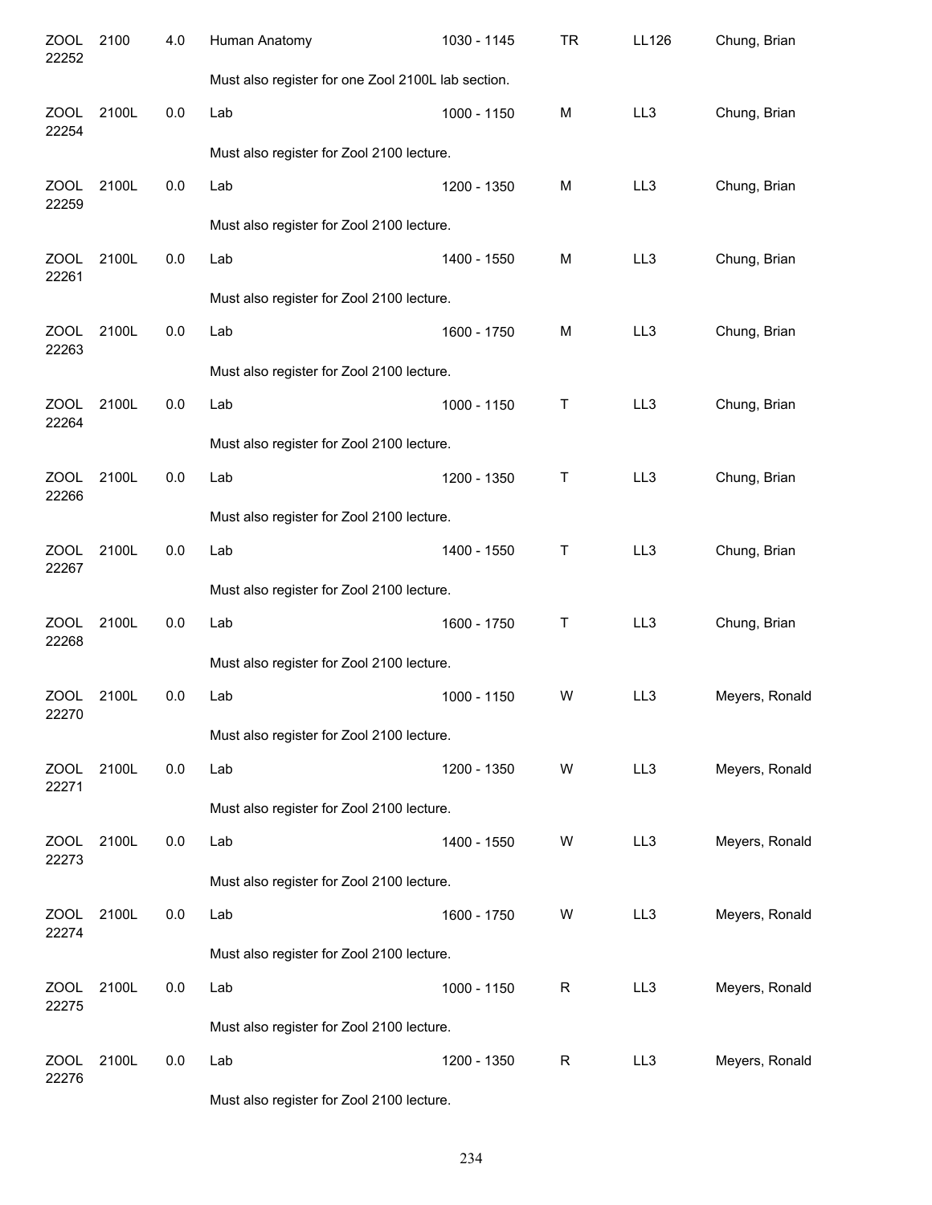| | | | | | | | |
|---|---|---|---|---|---|---|---|
| ZOOL 22252 | 2100 | 4.0 | Human Anatomy | 1030 - 1145 | TR | LL126 | Chung, Brian |
| | | | Must also register for one Zool 2100L lab section. | | | | |
| ZOOL 22254 | 2100L | 0.0 | Lab | 1000 - 1150 | M | LL3 | Chung, Brian |
| | | | Must also register for Zool 2100 lecture. | | | | |
| ZOOL 22259 | 2100L | 0.0 | Lab | 1200 - 1350 | M | LL3 | Chung, Brian |
| | | | Must also register for Zool 2100 lecture. | | | | |
| ZOOL 22261 | 2100L | 0.0 | Lab | 1400 - 1550 | M | LL3 | Chung, Brian |
| | | | Must also register for Zool 2100 lecture. | | | | |
| ZOOL 22263 | 2100L | 0.0 | Lab | 1600 - 1750 | M | LL3 | Chung, Brian |
| | | | Must also register for Zool 2100 lecture. | | | | |
| ZOOL 22264 | 2100L | 0.0 | Lab | 1000 - 1150 | T | LL3 | Chung, Brian |
| | | | Must also register for Zool 2100 lecture. | | | | |
| ZOOL 22266 | 2100L | 0.0 | Lab | 1200 - 1350 | T | LL3 | Chung, Brian |
| | | | Must also register for Zool 2100 lecture. | | | | |
| ZOOL 22267 | 2100L | 0.0 | Lab | 1400 - 1550 | T | LL3 | Chung, Brian |
| | | | Must also register for Zool 2100 lecture. | | | | |
| ZOOL 22268 | 2100L | 0.0 | Lab | 1600 - 1750 | T | LL3 | Chung, Brian |
| | | | Must also register for Zool 2100 lecture. | | | | |
| ZOOL 22270 | 2100L | 0.0 | Lab | 1000 - 1150 | W | LL3 | Meyers, Ronald |
| | | | Must also register for Zool 2100 lecture. | | | | |
| ZOOL 22271 | 2100L | 0.0 | Lab | 1200 - 1350 | W | LL3 | Meyers, Ronald |
| | | | Must also register for Zool 2100 lecture. | | | | |
| ZOOL 22273 | 2100L | 0.0 | Lab | 1400 - 1550 | W | LL3 | Meyers, Ronald |
| | | | Must also register for Zool 2100 lecture. | | | | |
| ZOOL 22274 | 2100L | 0.0 | Lab | 1600 - 1750 | W | LL3 | Meyers, Ronald |
| | | | Must also register for Zool 2100 lecture. | | | | |
| ZOOL 22275 | 2100L | 0.0 | Lab | 1000 - 1150 | R | LL3 | Meyers, Ronald |
| | | | Must also register for Zool 2100 lecture. | | | | |
| ZOOL 22276 | 2100L | 0.0 | Lab | 1200 - 1350 | R | LL3 | Meyers, Ronald |
| | | | Must also register for Zool 2100 lecture. | | | | |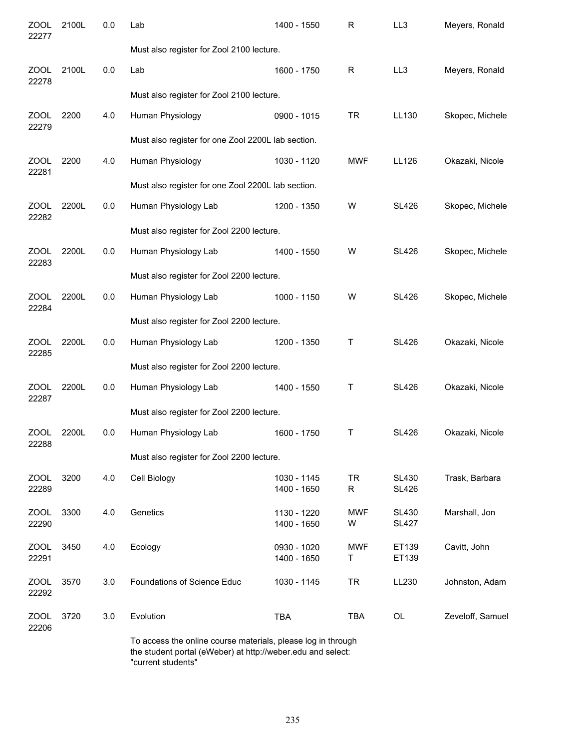| | | | | | | | |
|---|---|---|---|---|---|---|---|
| ZOOL 22277 | 2100L | 0.0 | Lab | 1400 - 1550 | R | LL3 | Meyers, Ronald |
| | | | Must also register for Zool 2100 lecture. | | | | |
| ZOOL 22278 | 2100L | 0.0 | Lab | 1600 - 1750 | R | LL3 | Meyers, Ronald |
| | | | Must also register for Zool 2100 lecture. | | | | |
| ZOOL 22279 | 2200 | 4.0 | Human Physiology | 0900 - 1015 | TR | LL130 | Skopec, Michele |
| | | | Must also register for one Zool 2200L lab section. | | | | |
| ZOOL 22281 | 2200 | 4.0 | Human Physiology | 1030 - 1120 | MWF | LL126 | Okazaki, Nicole |
| | | | Must also register for one Zool 2200L lab section. | | | | |
| ZOOL 22282 | 2200L | 0.0 | Human Physiology Lab | 1200 - 1350 | W | SL426 | Skopec, Michele |
| | | | Must also register for Zool 2200 lecture. | | | | |
| ZOOL 22283 | 2200L | 0.0 | Human Physiology Lab | 1400 - 1550 | W | SL426 | Skopec, Michele |
| | | | Must also register for Zool 2200 lecture. | | | | |
| ZOOL 22284 | 2200L | 0.0 | Human Physiology Lab | 1000 - 1150 | W | SL426 | Skopec, Michele |
| | | | Must also register for Zool 2200 lecture. | | | | |
| ZOOL 22285 | 2200L | 0.0 | Human Physiology Lab | 1200 - 1350 | T | SL426 | Okazaki, Nicole |
| | | | Must also register for Zool 2200 lecture. | | | | |
| ZOOL 22287 | 2200L | 0.0 | Human Physiology Lab | 1400 - 1550 | T | SL426 | Okazaki, Nicole |
| | | | Must also register for Zool 2200 lecture. | | | | |
| ZOOL 22288 | 2200L | 0.0 | Human Physiology Lab | 1600 - 1750 | T | SL426 | Okazaki, Nicole |
| | | | Must also register for Zool 2200 lecture. | | | | |
| ZOOL 22289 | 3200 | 4.0 | Cell Biology | 1030 - 1145<br>1400 - 1650 | TR<br>R | SL430<br>SL426 | Trask, Barbara |
| ZOOL 22290 | 3300 | 4.0 | Genetics | 1130 - 1220<br>1400 - 1650 | MWF<br>W | SL430<br>SL427 | Marshall, Jon |
| ZOOL 22291 | 3450 | 4.0 | Ecology | 0930 - 1020<br>1400 - 1650 | MWF<br>T | ET139<br>ET139 | Cavitt, John |
| ZOOL 22292 | 3570 | 3.0 | Foundations of Science Educ | 1030 - 1145 | TR | LL230 | Johnston, Adam |
| ZOOL 22206 | 3720 | 3.0 | Evolution | TBA | TBA | OL | Zeveloff, Samuel |
| | | | To access the online course materials, please log in through the student portal (eWeber) at http://weber.edu and select: "current students" | | | | |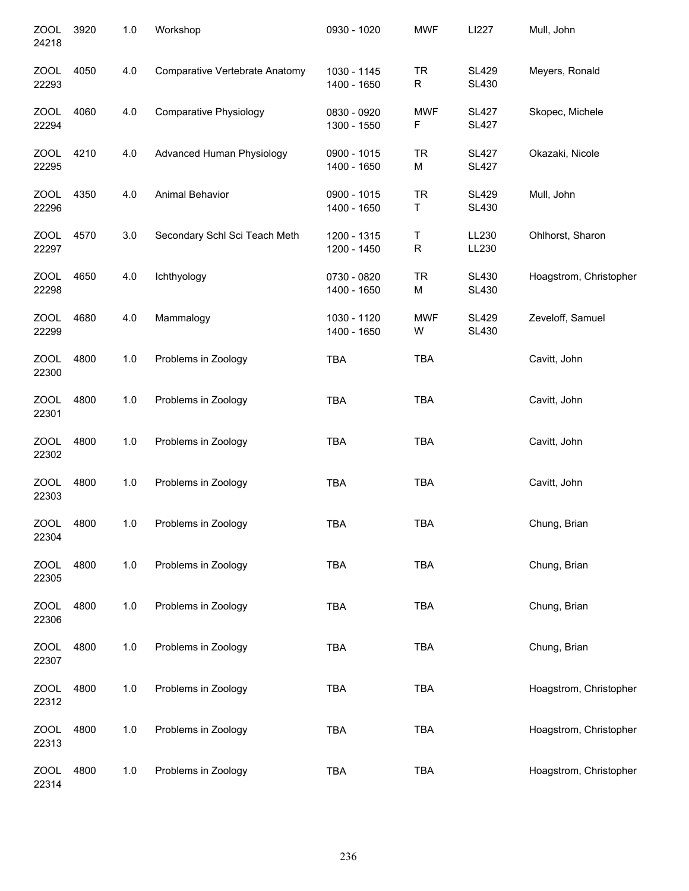| | | | | | | | |
|---|---|---|---|---|---|---|---|
| ZOOL 24218 | 3920 | 1.0 | Workshop | 0930 - 1020 | MWF | LI227 | Mull, John |
| ZOOL 22293 | 4050 | 4.0 | Comparative Vertebrate Anatomy | 1030 - 1145<br>1400 - 1650 | TR<br>R | SL429<br>SL430 | Meyers, Ronald |
| ZOOL 22294 | 4060 | 4.0 | Comparative Physiology | 0830 - 0920<br>1300 - 1550 | MWF<br>F | SL427<br>SL427 | Skopec, Michele |
| ZOOL 22295 | 4210 | 4.0 | Advanced Human Physiology | 0900 - 1015<br>1400 - 1650 | TR<br>M | SL427<br>SL427 | Okazaki, Nicole |
| ZOOL 22296 | 4350 | 4.0 | Animal Behavior | 0900 - 1015<br>1400 - 1650 | TR<br>T | SL429<br>SL430 | Mull, John |
| ZOOL 22297 | 4570 | 3.0 | Secondary Schl Sci Teach Meth | 1200 - 1315<br>1200 - 1450 | T<br>R | LL230<br>LL230 | Ohlhorst, Sharon |
| ZOOL 22298 | 4650 | 4.0 | Ichthyology | 0730 - 0820<br>1400 - 1650 | TR<br>M | SL430<br>SL430 | Hoagstrom, Christopher |
| ZOOL 22299 | 4680 | 4.0 | Mammalogy | 1030 - 1120<br>1400 - 1650 | MWF<br>W | SL429<br>SL430 | Zeveloff, Samuel |
| ZOOL 22300 | 4800 | 1.0 | Problems in Zoology | TBA | TBA | | Cavitt, John |
| ZOOL 22301 | 4800 | 1.0 | Problems in Zoology | TBA | TBA | | Cavitt, John |
| ZOOL 22302 | 4800 | 1.0 | Problems in Zoology | TBA | TBA | | Cavitt, John |
| ZOOL 22303 | 4800 | 1.0 | Problems in Zoology | TBA | TBA | | Cavitt, John |
| ZOOL 22304 | 4800 | 1.0 | Problems in Zoology | TBA | TBA | | Chung, Brian |
| ZOOL 22305 | 4800 | 1.0 | Problems in Zoology | TBA | TBA | | Chung, Brian |
| ZOOL 22306 | 4800 | 1.0 | Problems in Zoology | TBA | TBA | | Chung, Brian |
| ZOOL 22307 | 4800 | 1.0 | Problems in Zoology | TBA | TBA | | Chung, Brian |
| ZOOL 22312 | 4800 | 1.0 | Problems in Zoology | TBA | TBA | | Hoagstrom, Christopher |
| ZOOL 22313 | 4800 | 1.0 | Problems in Zoology | TBA | TBA | | Hoagstrom, Christopher |
| ZOOL 22314 | 4800 | 1.0 | Problems in Zoology | TBA | TBA | | Hoagstrom, Christopher |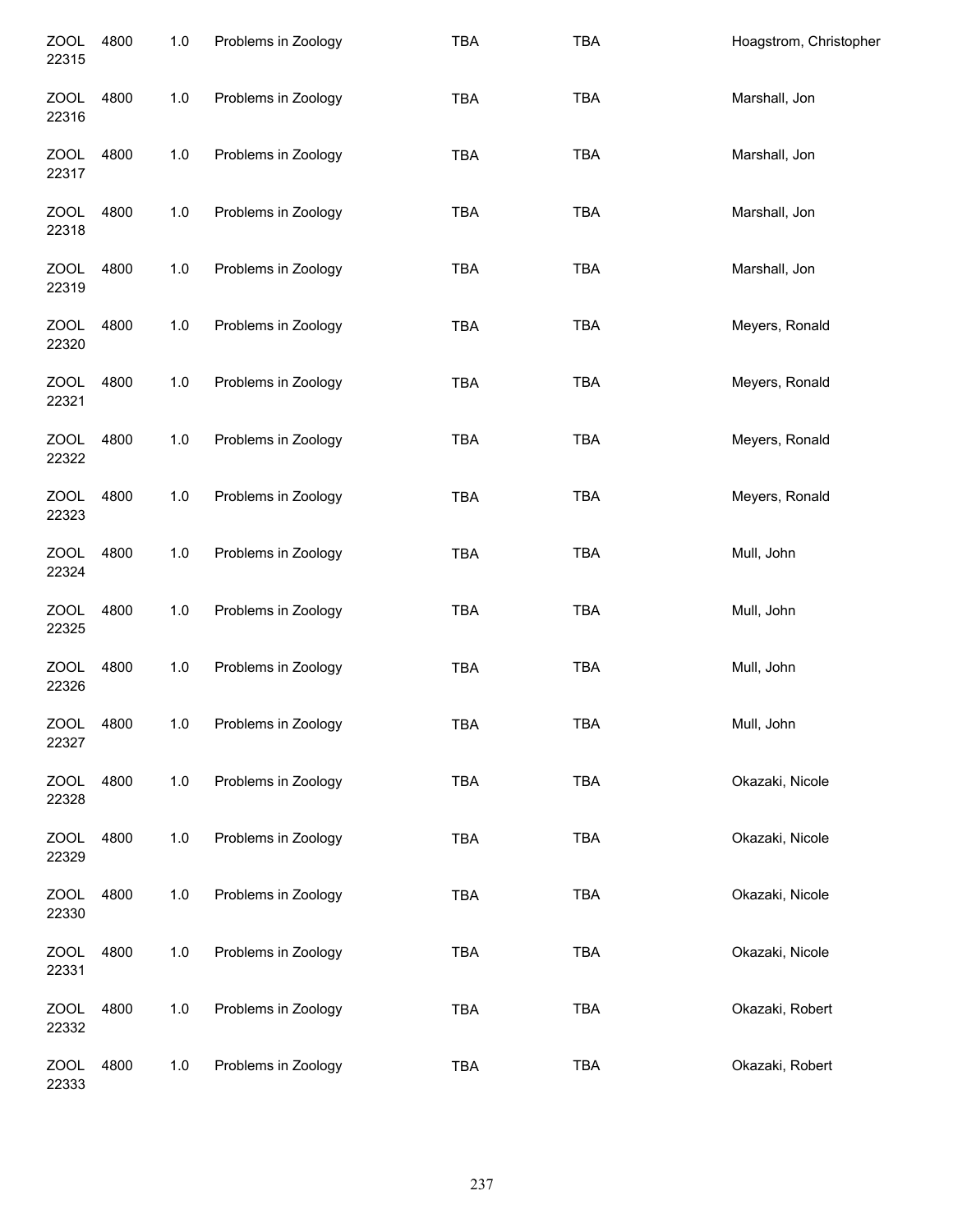| | | | | | | |
|---|---|---|---|---|---|---|
| ZOOL 22315 | 4800 | 1.0 | Problems in Zoology | TBA | TBA | Hoagstrom, Christopher |
| ZOOL 22316 | 4800 | 1.0 | Problems in Zoology | TBA | TBA | Marshall, Jon |
| ZOOL 22317 | 4800 | 1.0 | Problems in Zoology | TBA | TBA | Marshall, Jon |
| ZOOL 22318 | 4800 | 1.0 | Problems in Zoology | TBA | TBA | Marshall, Jon |
| ZOOL 22319 | 4800 | 1.0 | Problems in Zoology | TBA | TBA | Marshall, Jon |
| ZOOL 22320 | 4800 | 1.0 | Problems in Zoology | TBA | TBA | Meyers, Ronald |
| ZOOL 22321 | 4800 | 1.0 | Problems in Zoology | TBA | TBA | Meyers, Ronald |
| ZOOL 22322 | 4800 | 1.0 | Problems in Zoology | TBA | TBA | Meyers, Ronald |
| ZOOL 22323 | 4800 | 1.0 | Problems in Zoology | TBA | TBA | Meyers, Ronald |
| ZOOL 22324 | 4800 | 1.0 | Problems in Zoology | TBA | TBA | Mull, John |
| ZOOL 22325 | 4800 | 1.0 | Problems in Zoology | TBA | TBA | Mull, John |
| ZOOL 22326 | 4800 | 1.0 | Problems in Zoology | TBA | TBA | Mull, John |
| ZOOL 22327 | 4800 | 1.0 | Problems in Zoology | TBA | TBA | Mull, John |
| ZOOL 22328 | 4800 | 1.0 | Problems in Zoology | TBA | TBA | Okazaki, Nicole |
| ZOOL 22329 | 4800 | 1.0 | Problems in Zoology | TBA | TBA | Okazaki, Nicole |
| ZOOL 22330 | 4800 | 1.0 | Problems in Zoology | TBA | TBA | Okazaki, Nicole |
| ZOOL 22331 | 4800 | 1.0 | Problems in Zoology | TBA | TBA | Okazaki, Nicole |
| ZOOL 22332 | 4800 | 1.0 | Problems in Zoology | TBA | TBA | Okazaki, Robert |
| ZOOL 22333 | 4800 | 1.0 | Problems in Zoology | TBA | TBA | Okazaki, Robert |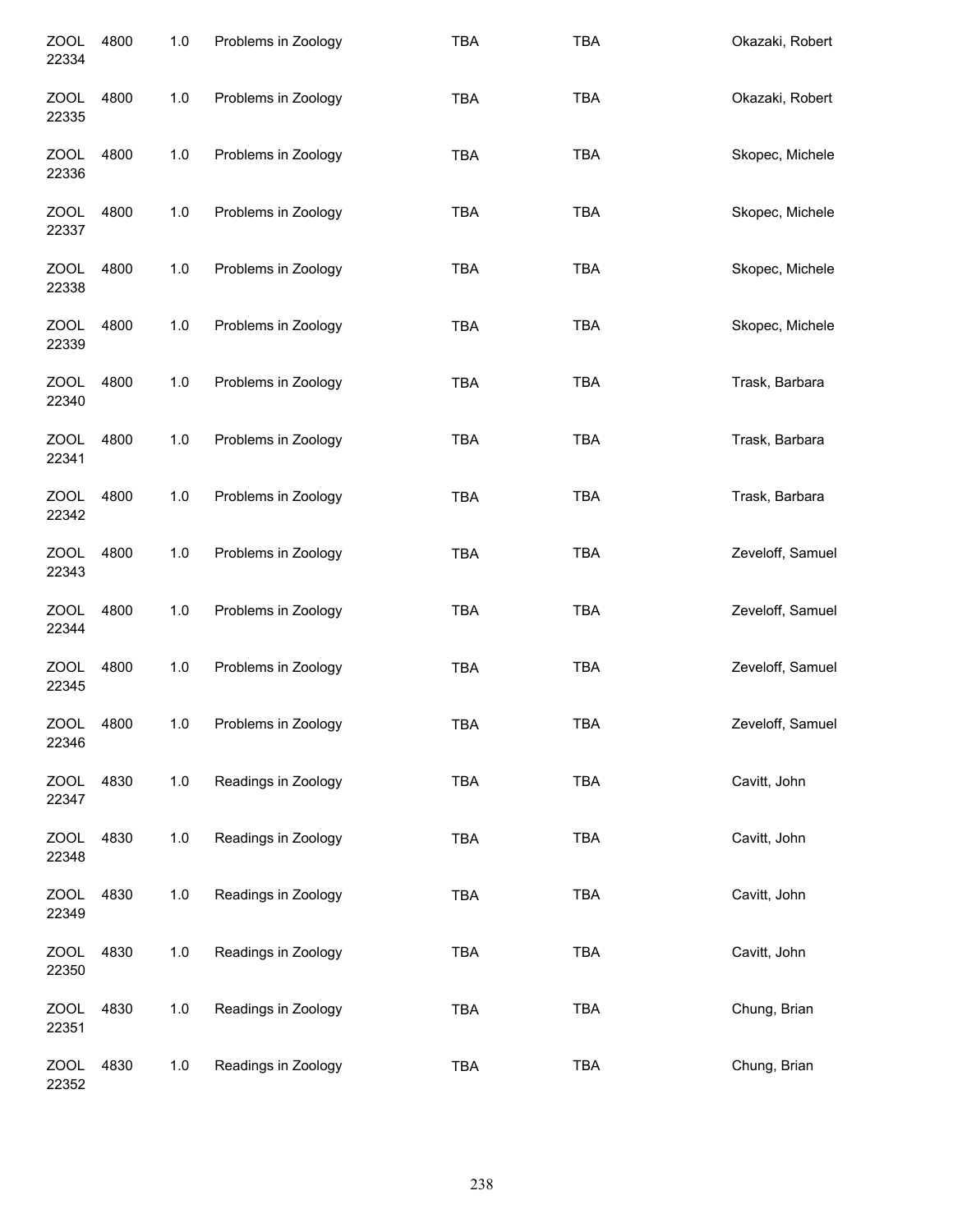| | | | | | | |
|---|---|---|---|---|---|---|
| ZOOL 22334 | 4800 | 1.0 | Problems in Zoology | TBA | TBA | Okazaki, Robert |
| ZOOL 22335 | 4800 | 1.0 | Problems in Zoology | TBA | TBA | Okazaki, Robert |
| ZOOL 22336 | 4800 | 1.0 | Problems in Zoology | TBA | TBA | Skopec, Michele |
| ZOOL 22337 | 4800 | 1.0 | Problems in Zoology | TBA | TBA | Skopec, Michele |
| ZOOL 22338 | 4800 | 1.0 | Problems in Zoology | TBA | TBA | Skopec, Michele |
| ZOOL 22339 | 4800 | 1.0 | Problems in Zoology | TBA | TBA | Skopec, Michele |
| ZOOL 22340 | 4800 | 1.0 | Problems in Zoology | TBA | TBA | Trask, Barbara |
| ZOOL 22341 | 4800 | 1.0 | Problems in Zoology | TBA | TBA | Trask, Barbara |
| ZOOL 22342 | 4800 | 1.0 | Problems in Zoology | TBA | TBA | Trask, Barbara |
| ZOOL 22343 | 4800 | 1.0 | Problems in Zoology | TBA | TBA | Zeveloff, Samuel |
| ZOOL 22344 | 4800 | 1.0 | Problems in Zoology | TBA | TBA | Zeveloff, Samuel |
| ZOOL 22345 | 4800 | 1.0 | Problems in Zoology | TBA | TBA | Zeveloff, Samuel |
| ZOOL 22346 | 4800 | 1.0 | Problems in Zoology | TBA | TBA | Zeveloff, Samuel |
| ZOOL 22347 | 4830 | 1.0 | Readings in Zoology | TBA | TBA | Cavitt, John |
| ZOOL 22348 | 4830 | 1.0 | Readings in Zoology | TBA | TBA | Cavitt, John |
| ZOOL 22349 | 4830 | 1.0 | Readings in Zoology | TBA | TBA | Cavitt, John |
| ZOOL 22350 | 4830 | 1.0 | Readings in Zoology | TBA | TBA | Cavitt, John |
| ZOOL 22351 | 4830 | 1.0 | Readings in Zoology | TBA | TBA | Chung, Brian |
| ZOOL 22352 | 4830 | 1.0 | Readings in Zoology | TBA | TBA | Chung, Brian |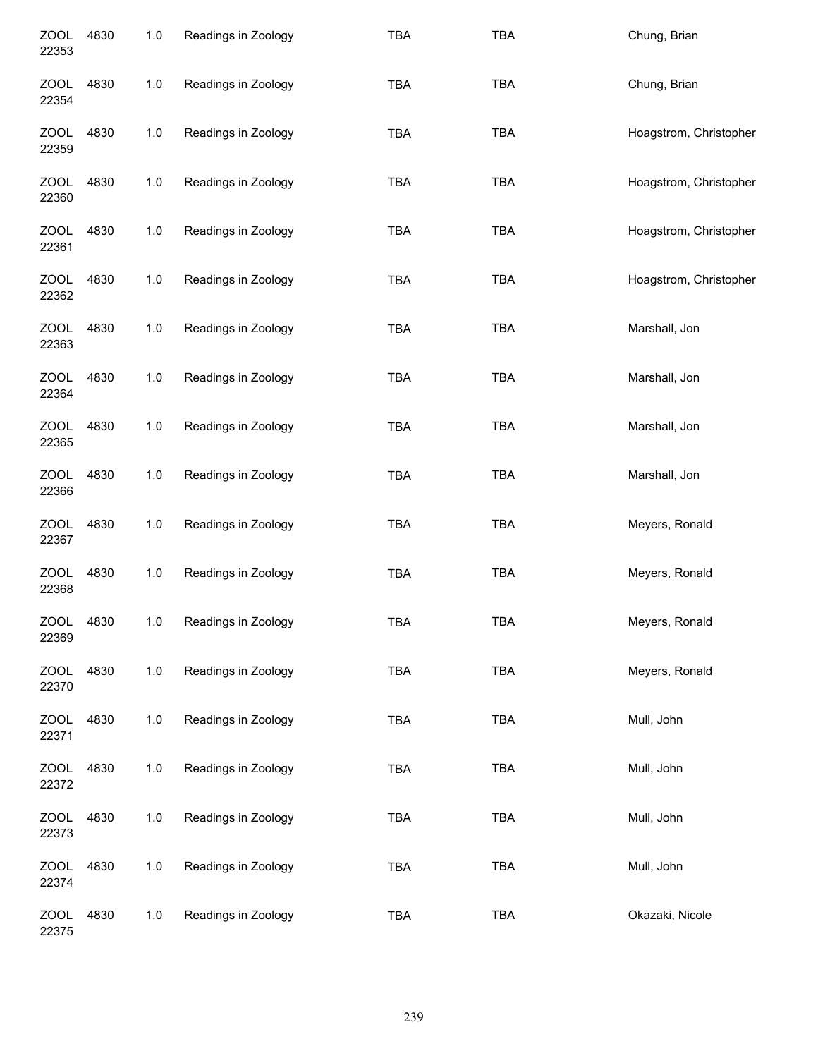| | | | | | | |
|---|---|---|---|---|---|---|
| ZOOL 22353 | 4830 | 1.0 | Readings in Zoology | TBA | TBA | Chung, Brian |
| ZOOL 22354 | 4830 | 1.0 | Readings in Zoology | TBA | TBA | Chung, Brian |
| ZOOL 22359 | 4830 | 1.0 | Readings in Zoology | TBA | TBA | Hoagstrom, Christopher |
| ZOOL 22360 | 4830 | 1.0 | Readings in Zoology | TBA | TBA | Hoagstrom, Christopher |
| ZOOL 22361 | 4830 | 1.0 | Readings in Zoology | TBA | TBA | Hoagstrom, Christopher |
| ZOOL 22362 | 4830 | 1.0 | Readings in Zoology | TBA | TBA | Hoagstrom, Christopher |
| ZOOL 22363 | 4830 | 1.0 | Readings in Zoology | TBA | TBA | Marshall, Jon |
| ZOOL 22364 | 4830 | 1.0 | Readings in Zoology | TBA | TBA | Marshall, Jon |
| ZOOL 22365 | 4830 | 1.0 | Readings in Zoology | TBA | TBA | Marshall, Jon |
| ZOOL 22366 | 4830 | 1.0 | Readings in Zoology | TBA | TBA | Marshall, Jon |
| ZOOL 22367 | 4830 | 1.0 | Readings in Zoology | TBA | TBA | Meyers, Ronald |
| ZOOL 22368 | 4830 | 1.0 | Readings in Zoology | TBA | TBA | Meyers, Ronald |
| ZOOL 22369 | 4830 | 1.0 | Readings in Zoology | TBA | TBA | Meyers, Ronald |
| ZOOL 22370 | 4830 | 1.0 | Readings in Zoology | TBA | TBA | Meyers, Ronald |
| ZOOL 22371 | 4830 | 1.0 | Readings in Zoology | TBA | TBA | Mull, John |
| ZOOL 22372 | 4830 | 1.0 | Readings in Zoology | TBA | TBA | Mull, John |
| ZOOL 22373 | 4830 | 1.0 | Readings in Zoology | TBA | TBA | Mull, John |
| ZOOL 22374 | 4830 | 1.0 | Readings in Zoology | TBA | TBA | Mull, John |
| ZOOL 22375 | 4830 | 1.0 | Readings in Zoology | TBA | TBA | Okazaki, Nicole |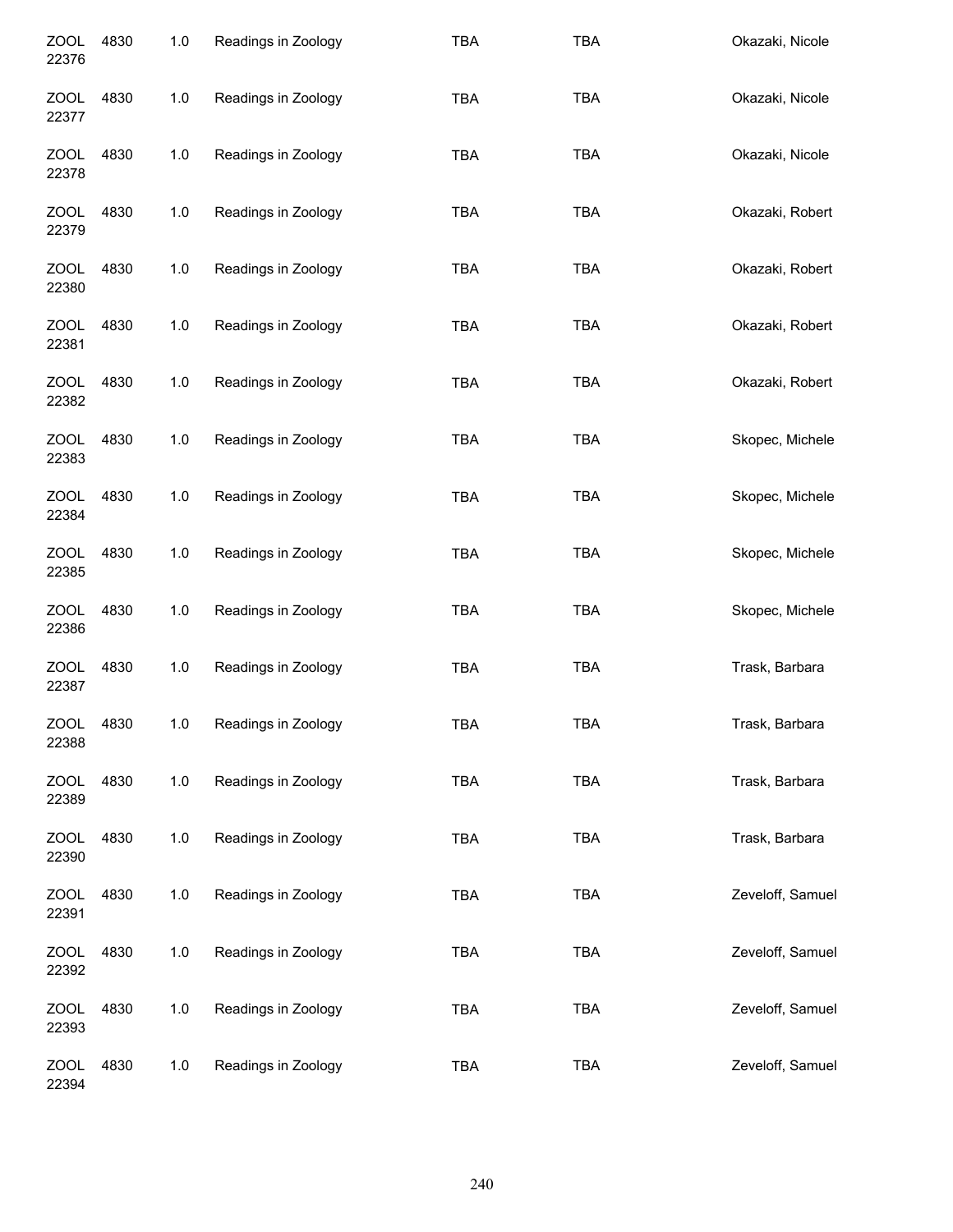| | | | | | | |
|---|---|---|---|---|---|---|
| ZOOL 22376 | 4830 | 1.0 | Readings in Zoology | TBA | TBA | Okazaki, Nicole |
| ZOOL 22377 | 4830 | 1.0 | Readings in Zoology | TBA | TBA | Okazaki, Nicole |
| ZOOL 22378 | 4830 | 1.0 | Readings in Zoology | TBA | TBA | Okazaki, Nicole |
| ZOOL 22379 | 4830 | 1.0 | Readings in Zoology | TBA | TBA | Okazaki, Robert |
| ZOOL 22380 | 4830 | 1.0 | Readings in Zoology | TBA | TBA | Okazaki, Robert |
| ZOOL 22381 | 4830 | 1.0 | Readings in Zoology | TBA | TBA | Okazaki, Robert |
| ZOOL 22382 | 4830 | 1.0 | Readings in Zoology | TBA | TBA | Okazaki, Robert |
| ZOOL 22383 | 4830 | 1.0 | Readings in Zoology | TBA | TBA | Skopec, Michele |
| ZOOL 22384 | 4830 | 1.0 | Readings in Zoology | TBA | TBA | Skopec, Michele |
| ZOOL 22385 | 4830 | 1.0 | Readings in Zoology | TBA | TBA | Skopec, Michele |
| ZOOL 22386 | 4830 | 1.0 | Readings in Zoology | TBA | TBA | Skopec, Michele |
| ZOOL 22387 | 4830 | 1.0 | Readings in Zoology | TBA | TBA | Trask, Barbara |
| ZOOL 22388 | 4830 | 1.0 | Readings in Zoology | TBA | TBA | Trask, Barbara |
| ZOOL 22389 | 4830 | 1.0 | Readings in Zoology | TBA | TBA | Trask, Barbara |
| ZOOL 22390 | 4830 | 1.0 | Readings in Zoology | TBA | TBA | Trask, Barbara |
| ZOOL 22391 | 4830 | 1.0 | Readings in Zoology | TBA | TBA | Zeveloff, Samuel |
| ZOOL 22392 | 4830 | 1.0 | Readings in Zoology | TBA | TBA | Zeveloff, Samuel |
| ZOOL 22393 | 4830 | 1.0 | Readings in Zoology | TBA | TBA | Zeveloff, Samuel |
| ZOOL 22394 | 4830 | 1.0 | Readings in Zoology | TBA | TBA | Zeveloff, Samuel |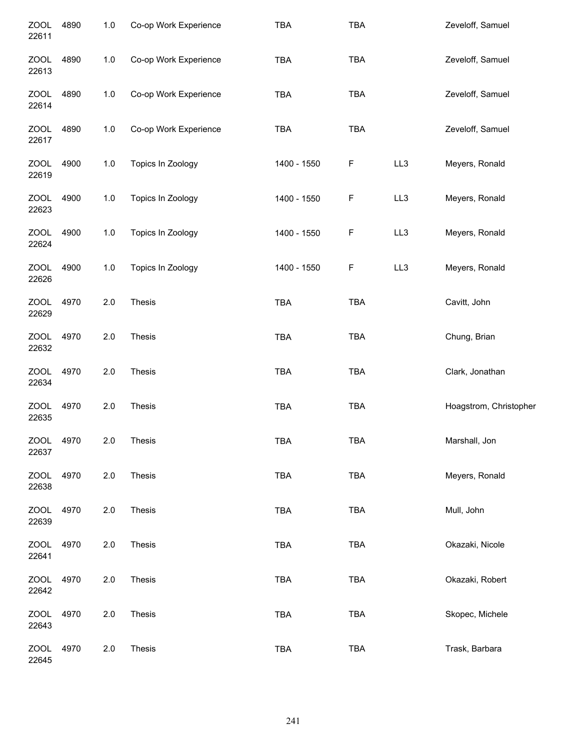| | | | | | | | |
|---|---|---|---|---|---|---|---|
| ZOOL 22611 | 4890 | 1.0 | Co-op Work Experience | TBA | TBA | | Zeveloff, Samuel |
| ZOOL 22613 | 4890 | 1.0 | Co-op Work Experience | TBA | TBA | | Zeveloff, Samuel |
| ZOOL 22614 | 4890 | 1.0 | Co-op Work Experience | TBA | TBA | | Zeveloff, Samuel |
| ZOOL 22617 | 4890 | 1.0 | Co-op Work Experience | TBA | TBA | | Zeveloff, Samuel |
| ZOOL 22619 | 4900 | 1.0 | Topics In Zoology | 1400 - 1550 | F | LL3 | Meyers, Ronald |
| ZOOL 22623 | 4900 | 1.0 | Topics In Zoology | 1400 - 1550 | F | LL3 | Meyers, Ronald |
| ZOOL 22624 | 4900 | 1.0 | Topics In Zoology | 1400 - 1550 | F | LL3 | Meyers, Ronald |
| ZOOL 22626 | 4900 | 1.0 | Topics In Zoology | 1400 - 1550 | F | LL3 | Meyers, Ronald |
| ZOOL 22629 | 4970 | 2.0 | Thesis | TBA | TBA | | Cavitt, John |
| ZOOL 22632 | 4970 | 2.0 | Thesis | TBA | TBA | | Chung, Brian |
| ZOOL 22634 | 4970 | 2.0 | Thesis | TBA | TBA | | Clark, Jonathan |
| ZOOL 22635 | 4970 | 2.0 | Thesis | TBA | TBA | | Hoagstrom, Christopher |
| ZOOL 22637 | 4970 | 2.0 | Thesis | TBA | TBA | | Marshall, Jon |
| ZOOL 22638 | 4970 | 2.0 | Thesis | TBA | TBA | | Meyers, Ronald |
| ZOOL 22639 | 4970 | 2.0 | Thesis | TBA | TBA | | Mull, John |
| ZOOL 22641 | 4970 | 2.0 | Thesis | TBA | TBA | | Okazaki, Nicole |
| ZOOL 22642 | 4970 | 2.0 | Thesis | TBA | TBA | | Okazaki, Robert |
| ZOOL 22643 | 4970 | 2.0 | Thesis | TBA | TBA | | Skopec, Michele |
| ZOOL 22645 | 4970 | 2.0 | Thesis | TBA | TBA | | Trask, Barbara |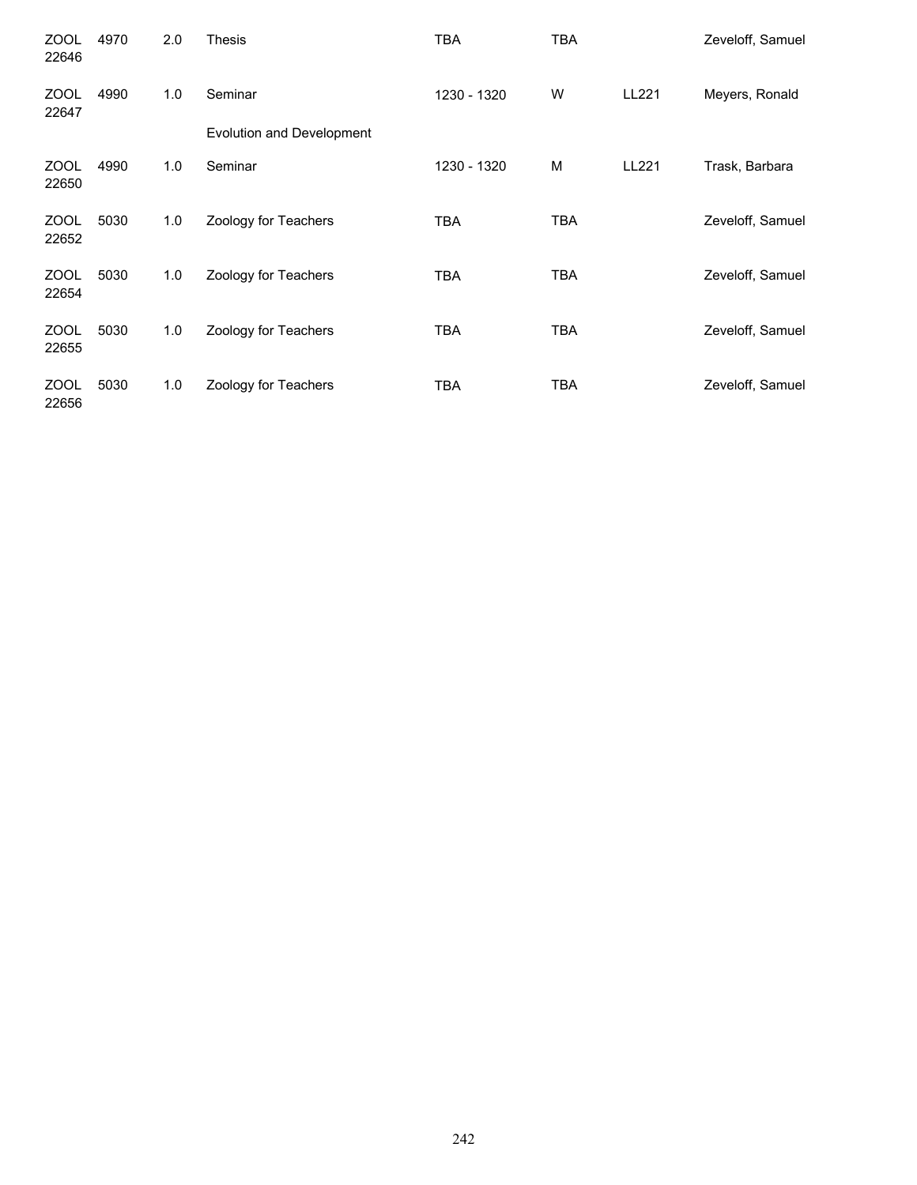| | | | | | | | |
|---|---|---|---|---|---|---|---|
| ZOOL 22646 | 4970 | 2.0 | Thesis | TBA | TBA | | Zeveloff, Samuel |
| ZOOL 22647 | 4990 | 1.0 | Seminar | 1230 - 1320 | W | LL221 | Meyers, Ronald |
| | | | Evolution and Development | | | | |
| ZOOL 22650 | 4990 | 1.0 | Seminar | 1230 - 1320 | M | LL221 | Trask, Barbara |
| ZOOL 22652 | 5030 | 1.0 | Zoology for Teachers | TBA | TBA | | Zeveloff, Samuel |
| ZOOL 22654 | 5030 | 1.0 | Zoology for Teachers | TBA | TBA | | Zeveloff, Samuel |
| ZOOL 22655 | 5030 | 1.0 | Zoology for Teachers | TBA | TBA | | Zeveloff, Samuel |
| ZOOL 22656 | 5030 | 1.0 | Zoology for Teachers | TBA | TBA | | Zeveloff, Samuel |